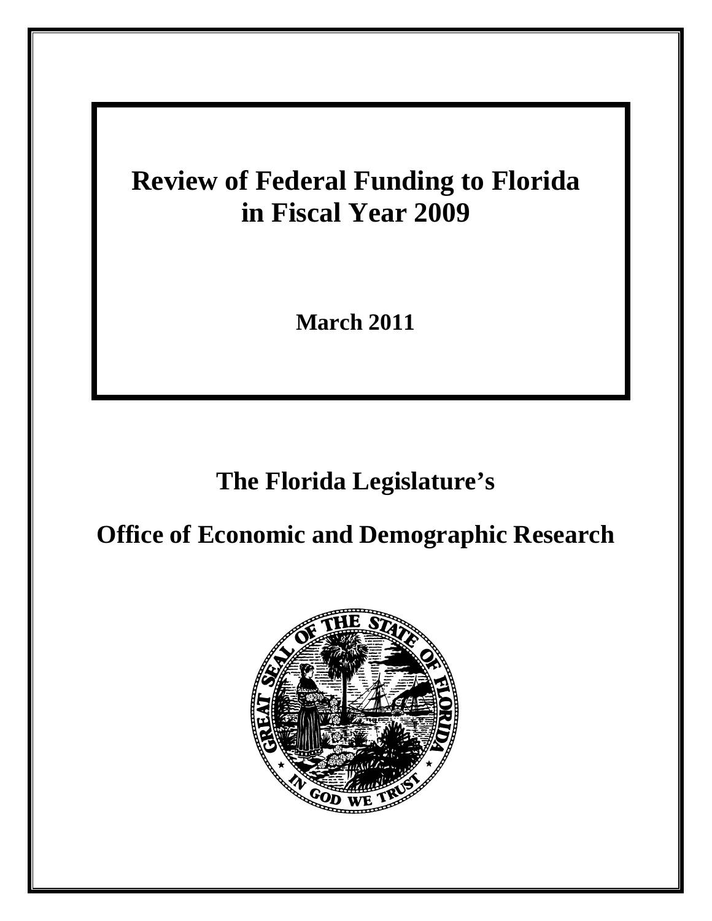# Review of Federal Funding to Florida in Fiscal Year 2009

**March 2011**

## The Florida Legislature's

## Office of Economic and Demographic Research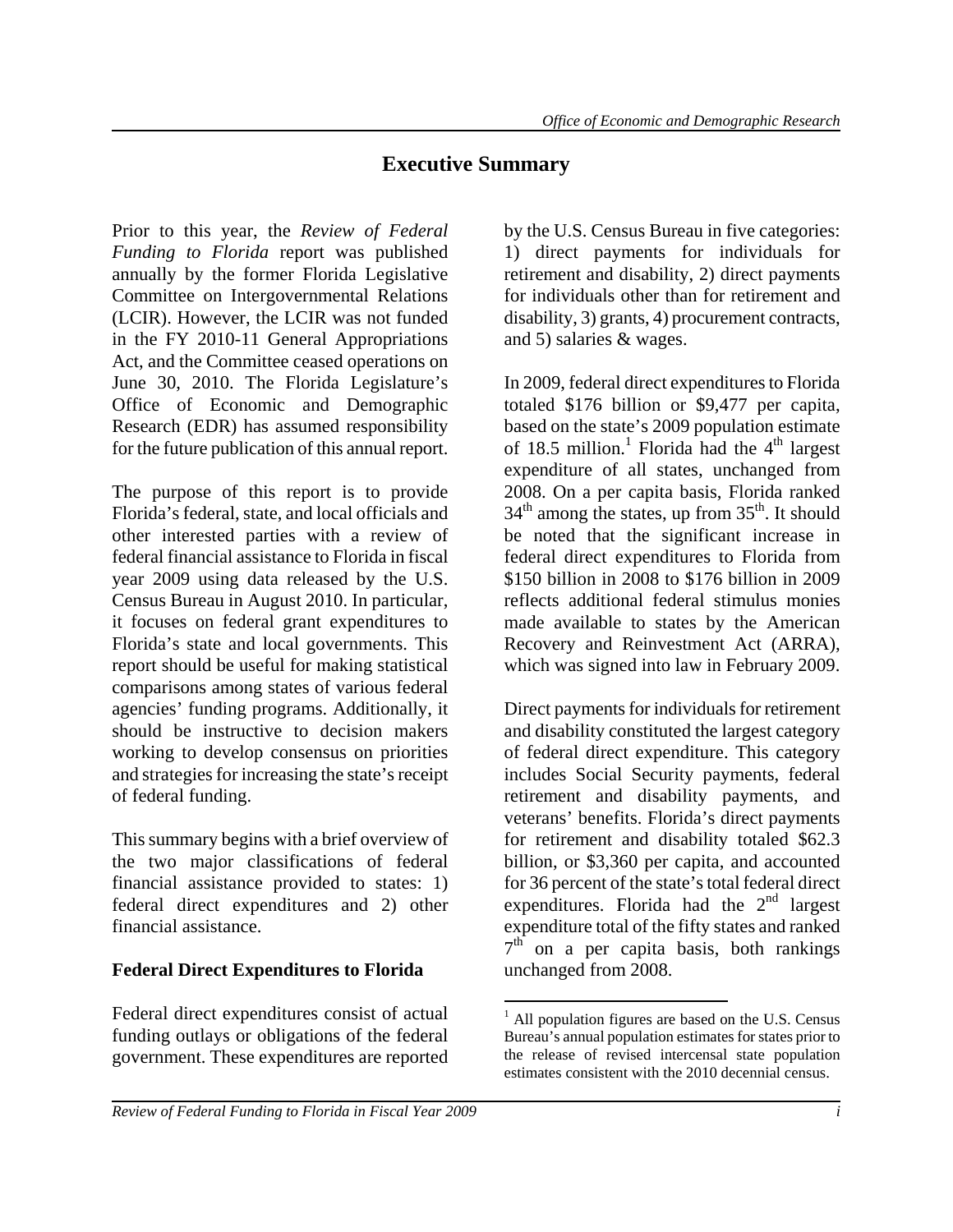# Executive Summary

Prior to this year, the *Review of Federal Funding to Florida* report was published annually by the former Florida Legislative Committee on Intergovernmental Relations (LCIR). However, the LCIR was not funded in the FY 2010-11 General Appropriations Act, and the Committee ceased operations on June 30, 2010. The Florida Legislature's Office of Economic and Demographic Research (EDR) has assumed responsibility for the future publication of this annual report.

The purpose of this report is to provide Florida's federal, state, and local officials and other interested parties with a review of federal financial assistance to Florida in fiscal year 2009 using data released by the U.S. Census Bureau in August 2010. In particular, it focuses on federal grant expenditures to Florida's state and local governments. This report should be useful for making statistical comparisons among states of various federal agencies' funding programs. Additionally, it should be instructive to decision makers working to develop consensus on priorities and strategies for increasing the state's receipt of federal funding.

This summary begins with a brief overview of the two major classifications of federal financial assistance provided to states: 1) federal direct expenditures and 2) other financial assistance.

## Federal Direct Expenditures to Florida

Federal direct expenditures consist of actual funding outlays or obligations of the federal government. These expenditures are reported by the U.S. Census Bureau in five categories: 1) direct payments for individuals for retirement and disability, 2) direct payments for individuals other than for retirement and disability, 3) grants, 4) procurement contracts, and 5) salaries & wages.

In 2009, federal direct expenditures to Florida totaled \$176 billion or \$9,477 per capita, based on the state's 2009 population estimate of 18.5 million.[1] Florida had the 4th largest expenditure of all states, unchanged from 2008. On a per capita basis, Florida ranked 34th among the states, up from 35th. It should be noted that the significant increase in federal direct expenditures to Florida from \$150 billion in 2008 to \$176 billion in 2009 reflects additional federal stimulus monies made available to states by the American Recovery and Reinvestment Act (ARRA), which was signed into law in February 2009.

Direct payments for individuals for retirement and disability constituted the largest category of federal direct expenditure. This category includes Social Security payments, federal retirement and disability payments, and veterans' benefits. Florida's direct payments for retirement and disability totaled \$62.3 billion, or \$3,360 per capita, and accounted for 36 percent of the state's total federal direct expenditures. Florida had the 2nd largest expenditure total of the fifty states and ranked 7th on a per capita basis, both rankings unchanged from 2008.

[1] All population figures are based on the U.S. Census Bureau's annual population estimates for states prior to the release of revised intercensal state population estimates consistent with the 2010 decennial census.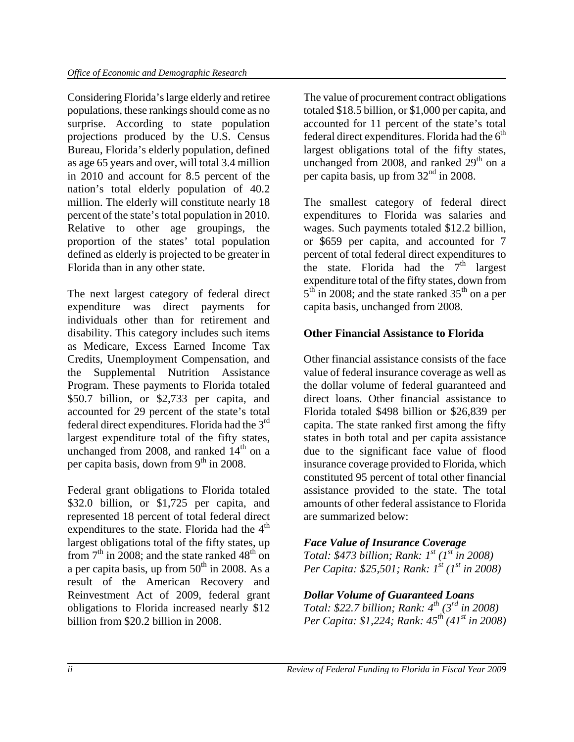Considering Florida's large elderly and retiree populations, these rankings should come as no surprise. According to state population projections produced by the U.S. Census Bureau, Florida's elderly population, defined as age 65 years and over, will total 3.4 million in 2010 and account for 8.5 percent of the nation's total elderly population of 40.2 million. The elderly will constitute nearly 18 percent of the state's total population in 2010. Relative to other age groupings, the proportion of the states' total population defined as elderly is projected to be greater in Florida than in any other state.

The next largest category of federal direct expenditure was direct payments for individuals other than for retirement and disability. This category includes such items as Medicare, Excess Earned Income Tax Credits, Unemployment Compensation, and the Supplemental Nutrition Assistance Program. These payments to Florida totaled \$50.7 billion, or \$2,733 per capita, and accounted for 29 percent of the state's total federal direct expenditures. Florida had the 3rd largest expenditure total of the fifty states, unchanged from 2008, and ranked 14th on a per capita basis, down from 9th in 2008.

Federal grant obligations to Florida totaled \$32.0 billion, or \$1,725 per capita, and represented 18 percent of total federal direct expenditures to the state. Florida had the 4th largest obligations total of the fifty states, up from 7th in 2008; and the state ranked 48th on a per capita basis, up from 50th in 2008. As a result of the American Recovery and Reinvestment Act of 2009, federal grant obligations to Florida increased nearly \$12 billion from \$20.2 billion in 2008.

The value of procurement contract obligations totaled \$18.5 billion, or \$1,000 per capita, and accounted for 11 percent of the state's total federal direct expenditures. Florida had the 6th largest obligations total of the fifty states, unchanged from 2008, and ranked 29th on a per capita basis, up from 32nd in 2008.

The smallest category of federal direct expenditures to Florida was salaries and wages. Such payments totaled \$12.2 billion, or \$659 per capita, and accounted for 7 percent of total federal direct expenditures to the state. Florida had the 7th largest expenditure total of the fifty states, down from 5th in 2008; and the state ranked 35th on a per capita basis, unchanged from 2008.

**Other Financial Assistance to Florida**

Other financial assistance consists of the face value of federal insurance coverage as well as the dollar volume of federal guaranteed and direct loans. Other financial assistance to Florida totaled \$498 billion or \$26,839 per capita. The state ranked first among the fifty states in both total and per capita assistance due to the significant face value of flood insurance coverage provided to Florida, which constituted 95 percent of total other financial assistance provided to the state. The total amounts of other federal assistance to Florida are summarized below:

***Face Value of Insurance Coverage***
*Total: \$473 billion; Rank: 1st (1st in 2008)*
*Per Capita: \$25,501; Rank: 1st (1st in 2008)*

***Dollar Volume of Guaranteed Loans***
*Total: \$22.7 billion; Rank: 4th (3rd in 2008)*
*Per Capita: \$1,224; Rank: 45th (41st in 2008)*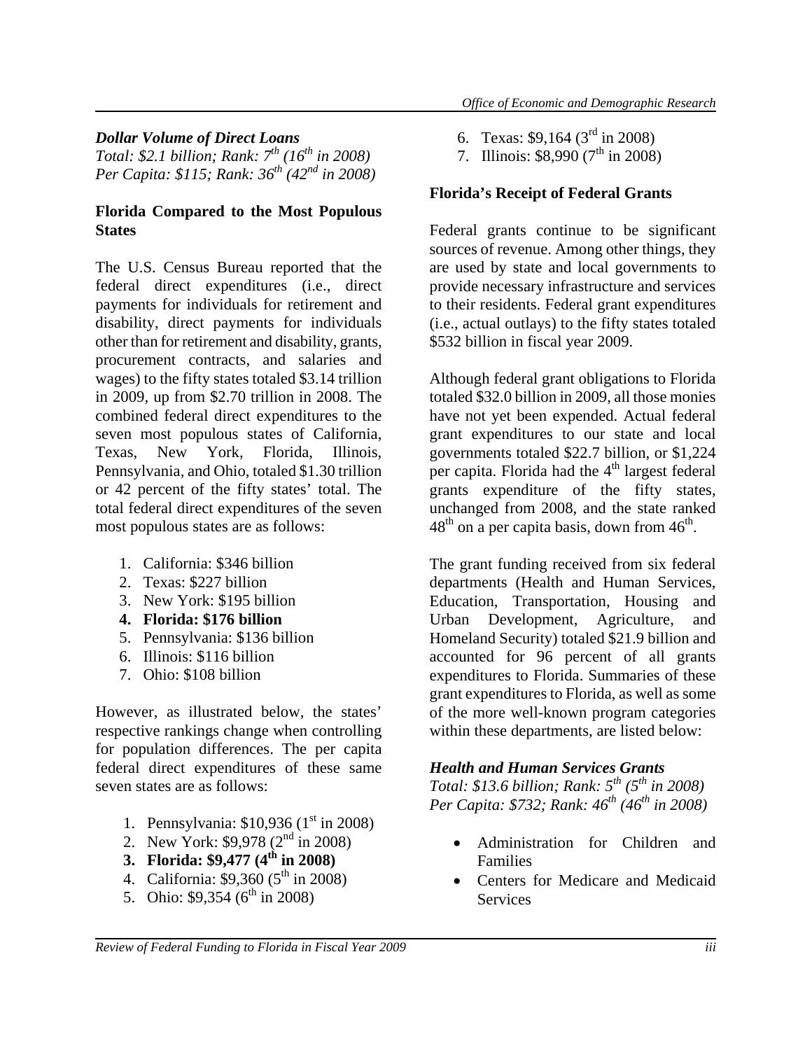*Dollar Volume of Direct Loans*
*Total: \$2.1 billion; Rank: 7th (16th in 2008)*
*Per Capita: \$115; Rank: 36th (42nd in 2008)*

**Florida Compared to the Most Populous States**

The U.S. Census Bureau reported that the federal direct expenditures (i.e., direct payments for individuals for retirement and disability, direct payments for individuals other than for retirement and disability, grants, procurement contracts, and salaries and wages) to the fifty states totaled \$3.14 trillion in 2009, up from \$2.70 trillion in 2008. The combined federal direct expenditures to the seven most populous states of California, Texas, New York, Florida, Illinois, Pennsylvania, and Ohio, totaled \$1.30 trillion or 42 percent of the fifty states' total. The total federal direct expenditures of the seven most populous states are as follows:

1. California: \$346 billion
2. Texas: \$227 billion
3. New York: \$195 billion
4. **Florida: \$176 billion**
5. Pennsylvania: \$136 billion
6. Illinois: \$116 billion
7. Ohio: \$108 billion

However, as illustrated below, the states' respective rankings change when controlling for population differences. The per capita federal direct expenditures of these same seven states are as follows:

1. Pennsylvania: \$10,936 (1st in 2008)
2. New York: \$9,978 (2nd in 2008)
3. **Florida: \$9,477 (4th in 2008)**
4. California: \$9,360 (5th in 2008)
5. Ohio: \$9,354 (6th in 2008)
6. Texas: \$9,164 (3rd in 2008)
7. Illinois: \$8,990 (7th in 2008)

**Florida's Receipt of Federal Grants**

Federal grants continue to be significant sources of revenue. Among other things, they are used by state and local governments to provide necessary infrastructure and services to their residents. Federal grant expenditures (i.e., actual outlays) to the fifty states totaled \$532 billion in fiscal year 2009.

Although federal grant obligations to Florida totaled \$32.0 billion in 2009, all those monies have not yet been expended. Actual federal grant expenditures to our state and local governments totaled \$22.7 billion, or \$1,224 per capita. Florida had the 4th largest federal grants expenditure of the fifty states, unchanged from 2008, and the state ranked 48th on a per capita basis, down from 46th.

The grant funding received from six federal departments (Health and Human Services, Education, Transportation, Housing and Urban Development, Agriculture, and Homeland Security) totaled \$21.9 billion and accounted for 96 percent of all grants expenditures to Florida. Summaries of these grant expenditures to Florida, as well as some of the more well-known program categories within these departments, are listed below:

*Health and Human Services Grants*
*Total: \$13.6 billion; Rank: 5th (5th in 2008)*
*Per Capita: \$732; Rank: 46th (46th in 2008)*

- Administration for Children and Families
- Centers for Medicare and Medicaid Services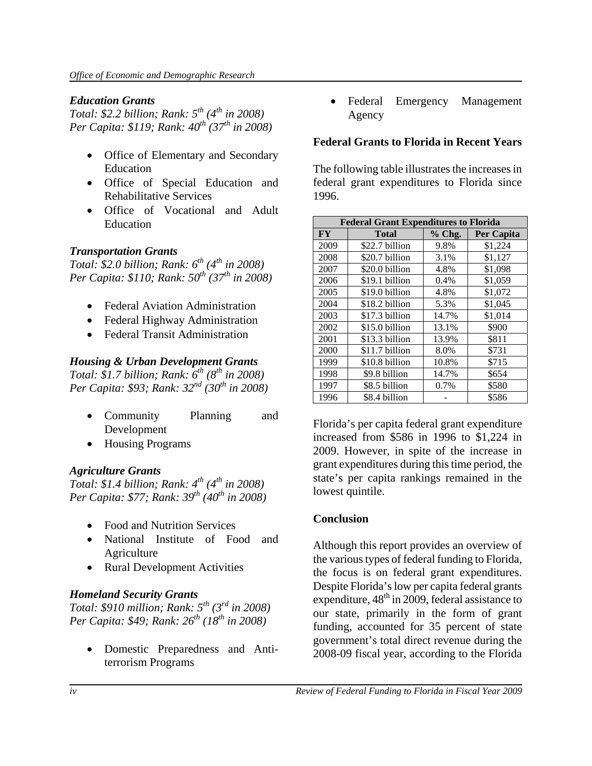### *Education Grants*

*Total: $2.2 billion; Rank: 5th (4th in 2008)*
*Per Capita: $119; Rank: 40th (37th in 2008)*

- Office of Elementary and Secondary Education
- Office of Special Education and Rehabilitative Services
- Office of Vocational and Adult Education

### *Transportation Grants*

*Total: $2.0 billion; Rank: 6th (4th in 2008)*
*Per Capita: $110; Rank: 50th (37th in 2008)*

- Federal Aviation Administration
- Federal Highway Administration
- Federal Transit Administration

### *Housing & Urban Development Grants*

*Total: $1.7 billion; Rank: 6th (8th in 2008)*
*Per Capita: $93; Rank: 32nd (30th in 2008)*

- Community Planning and Development
- Housing Programs

### *Agriculture Grants*

*Total: $1.4 billion; Rank: 4th (4th in 2008)*
*Per Capita: $77; Rank: 39th (40th in 2008)*

- Food and Nutrition Services
- National Institute of Food and Agriculture
- Rural Development Activities

### *Homeland Security Grants*

*Total: $910 million; Rank: 5th (3rd in 2008)*
*Per Capita: $49; Rank: 26th (18th in 2008)*

- Domestic Preparedness and Anti-terrorism Programs
- Federal Emergency Management Agency

## Federal Grants to Florida in Recent Years

The following table illustrates the increases in federal grant expenditures to Florida since 1996.

| Federal Grant Expenditures to Florida | | | |
|---|---|---|---|
| **FY** | **Total** | **% Chg.** | **Per Capita** |
| 2009 | $22.7 billion | 9.8% | $1,224 |
| 2008 | $20.7 billion | 3.1% | $1,127 |
| 2007 | $20.0 billion | 4.8% | $1,098 |
| 2006 | $19.1 billion | 0.4% | $1,059 |
| 2005 | $19.0 billion | 4.8% | $1,072 |
| 2004 | $18.2 billion | 5.3% | $1,045 |
| 2003 | $17.3 billion | 14.7% | $1,014 |
| 2002 | $15.0 billion | 13.1% | $900 |
| 2001 | $13.3 billion | 13.9% | $811 |
| 2000 | $11.7 billion | 8.0% | $731 |
| 1999 | $10.8 billion | 10.8% | $715 |
| 1998 | $9.8 billion | 14.7% | $654 |
| 1997 | $8.5 billion | 0.7% | $580 |
| 1996 | $8.4 billion | - | $586 |

Florida's per capita federal grant expenditure increased from $586 in 1996 to $1,224 in 2009. However, in spite of the increase in grant expenditures during this time period, the state's per capita rankings remained in the lowest quintile.

## Conclusion

Although this report provides an overview of the various types of federal funding to Florida, the focus is on federal grant expenditures. Despite Florida's low per capita federal grants expenditure, 48th in 2009, federal assistance to our state, primarily in the form of grant funding, accounted for 35 percent of state government's total direct revenue during the 2008-09 fiscal year, according to the Florida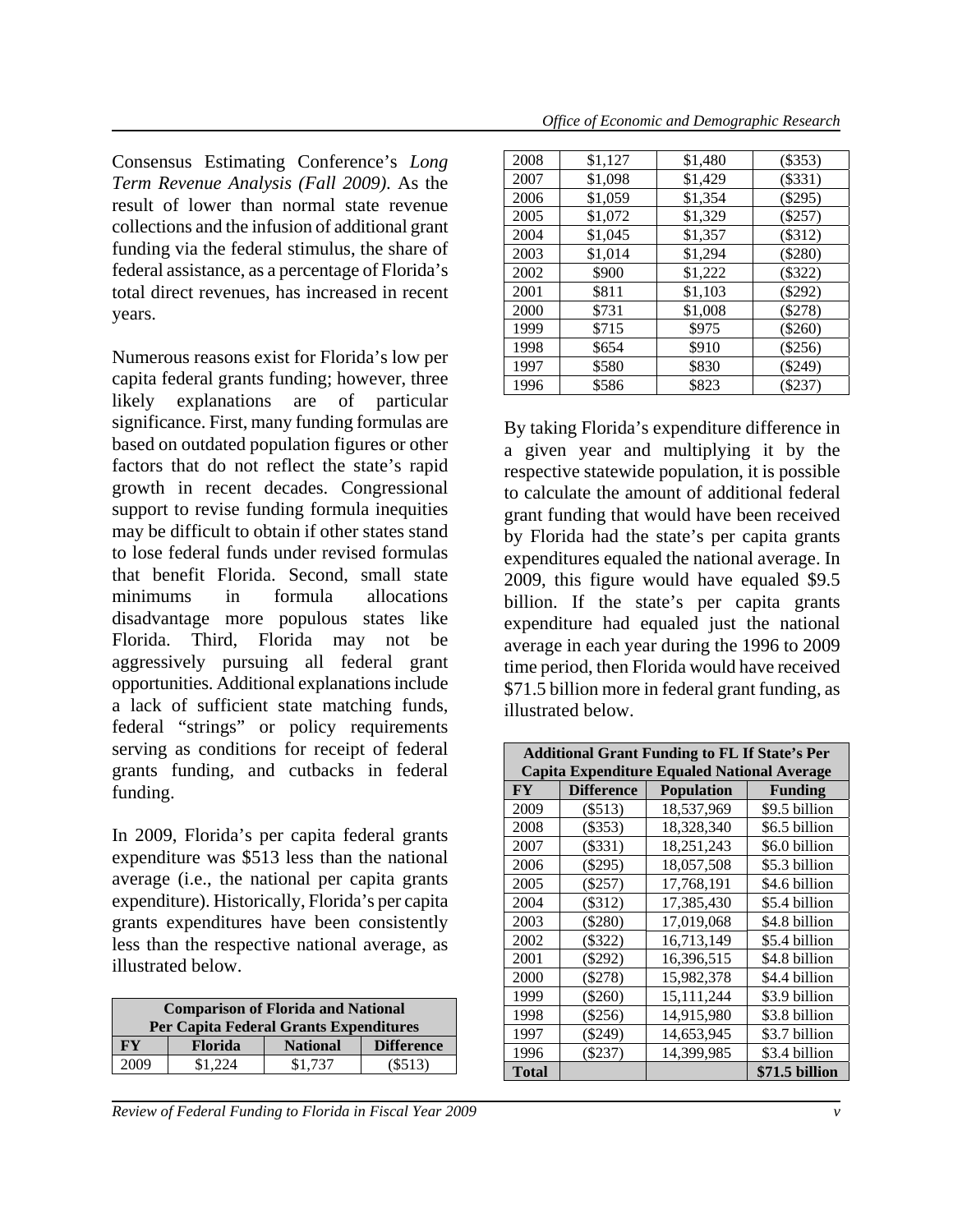Consensus Estimating Conference's *Long Term Revenue Analysis (Fall 2009)*. As the result of lower than normal state revenue collections and the infusion of additional grant funding via the federal stimulus, the share of federal assistance, as a percentage of Florida's total direct revenues, has increased in recent years.

Numerous reasons exist for Florida's low per capita federal grants funding; however, three likely explanations are of particular significance. First, many funding formulas are based on outdated population figures or other factors that do not reflect the state's rapid growth in recent decades. Congressional support to revise funding formula inequities may be difficult to obtain if other states stand to lose federal funds under revised formulas that benefit Florida. Second, small state minimums in formula allocations disadvantage more populous states like Florida. Third, Florida may not be aggressively pursuing all federal grant opportunities. Additional explanations include a lack of sufficient state matching funds, federal "strings" or policy requirements serving as conditions for receipt of federal grants funding, and cutbacks in federal funding.

In 2009, Florida's per capita federal grants expenditure was $513 less than the national average (i.e., the national per capita grants expenditure). Historically, Florida's per capita grants expenditures have been consistently less than the respective national average, as illustrated below.

| Comparison of Florida and National Per Capita Federal Grants Expenditures | | | |
|---|---|---|---|
| **FY** | **Florida** | **National** | **Difference** |
| 2009 | $1,224 | $1,737 | ($513) |
| 2008 | $1,127 | $1,480 | ($353) |
| 2007 | $1,098 | $1,429 | ($331) |
| 2006 | $1,059 | $1,354 | ($295) |
| 2005 | $1,072 | $1,329 | ($257) |
| 2004 | $1,045 | $1,357 | ($312) |
| 2003 | $1,014 | $1,294 | ($280) |
| 2002 | $900 | $1,222 | ($322) |
| 2001 | $811 | $1,103 | ($292) |
| 2000 | $731 | $1,008 | ($278) |
| 1999 | $715 | $975 | ($260) |
| 1998 | $654 | $910 | ($256) |
| 1997 | $580 | $830 | ($249) |
| 1996 | $586 | $823 | ($237) |

By taking Florida's expenditure difference in a given year and multiplying it by the respective statewide population, it is possible to calculate the amount of additional federal grant funding that would have been received by Florida had the state's per capita grants expenditures equaled the national average. In 2009, this figure would have equaled $9.5 billion. If the state's per capita grants expenditure had equaled just the national average in each year during the 1996 to 2009 time period, then Florida would have received $71.5 billion more in federal grant funding, as illustrated below.

| Additional Grant Funding to FL If State's Per Capita Expenditure Equaled National Average | | | |
|---|---|---|---|
| **FY** | **Difference** | **Population** | **Funding** |
| 2009 | ($513) | 18,537,969 | $9.5 billion |
| 2008 | ($353) | 18,328,340 | $6.5 billion |
| 2007 | ($331) | 18,251,243 | $6.0 billion |
| 2006 | ($295) | 18,057,508 | $5.3 billion |
| 2005 | ($257) | 17,768,191 | $4.6 billion |
| 2004 | ($312) | 17,385,430 | $5.4 billion |
| 2003 | ($280) | 17,019,068 | $4.8 billion |
| 2002 | ($322) | 16,713,149 | $5.4 billion |
| 2001 | ($292) | 16,396,515 | $4.8 billion |
| 2000 | ($278) | 15,982,378 | $4.4 billion |
| 1999 | ($260) | 15,111,244 | $3.9 billion |
| 1998 | ($256) | 14,915,980 | $3.8 billion |
| 1997 | ($249) | 14,653,945 | $3.7 billion |
| 1996 | ($237) | 14,399,985 | $3.4 billion |
| **Total** | | | **$71.5 billion** |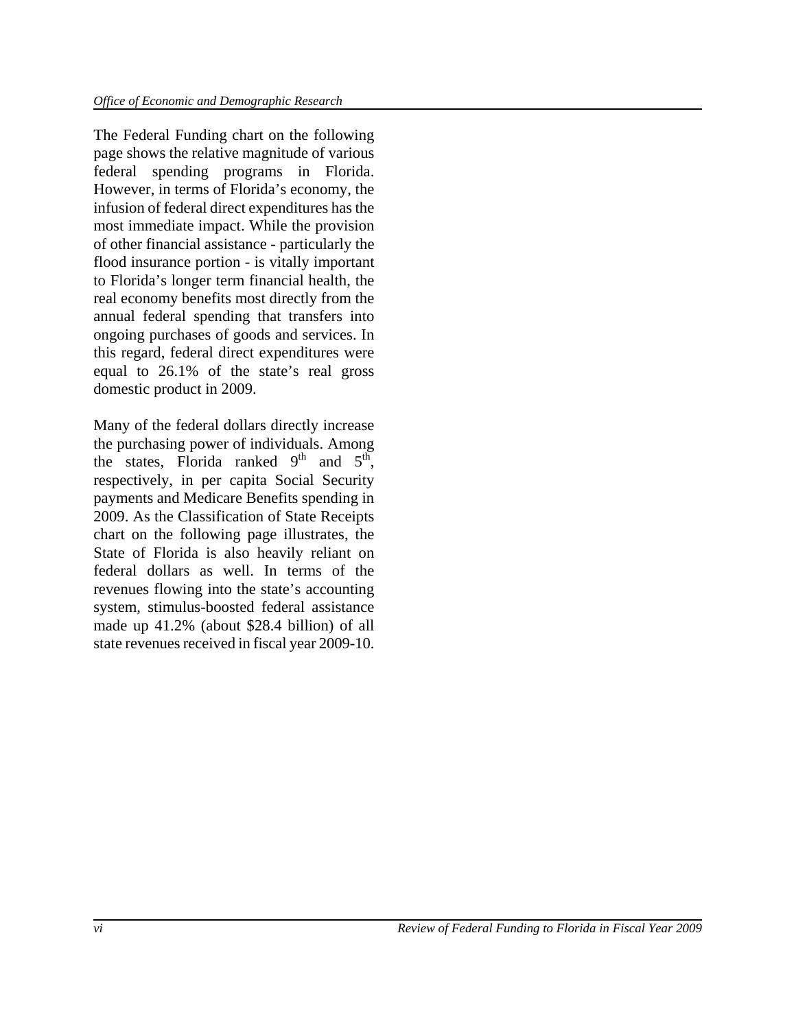The Federal Funding chart on the following page shows the relative magnitude of various federal spending programs in Florida. However, in terms of Florida's economy, the infusion of federal direct expenditures has the most immediate impact. While the provision of other financial assistance - particularly the flood insurance portion - is vitally important to Florida's longer term financial health, the real economy benefits most directly from the annual federal spending that transfers into ongoing purchases of goods and services. In this regard, federal direct expenditures were equal to 26.1% of the state's real gross domestic product in 2009.

Many of the federal dollars directly increase the purchasing power of individuals. Among the states, Florida ranked 9th and 5th, respectively, in per capita Social Security payments and Medicare Benefits spending in 2009. As the Classification of State Receipts chart on the following page illustrates, the State of Florida is also heavily reliant on federal dollars as well. In terms of the revenues flowing into the state's accounting system, stimulus-boosted federal assistance made up 41.2% (about $28.4 billion) of all state revenues received in fiscal year 2009-10.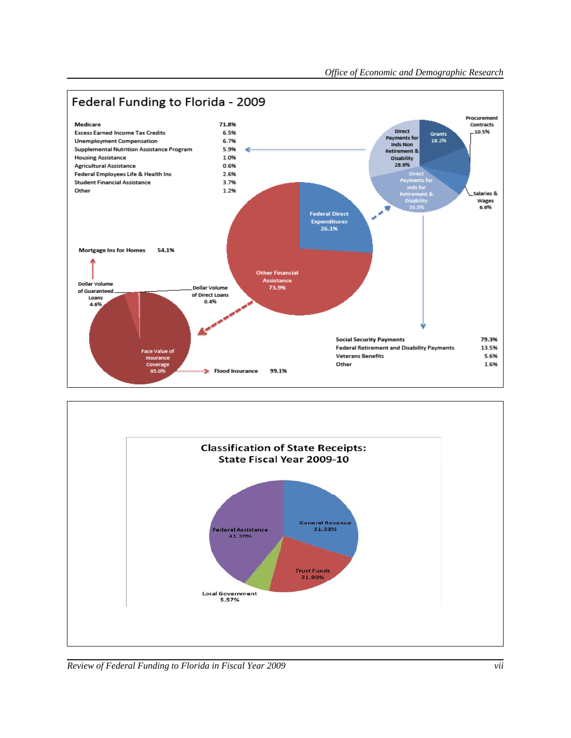## Federal Funding to Florida - 2009

| | |
|---|---|
| Medicare | 71.8% |
| Excess Earned Income Tax Credits | 6.5% |
| Unemployment Compensation | 6.7% |
| Supplemental Nutrition Assistance Program | 5.9% |
| Housing Assistance | 1.0% |
| Agricultural Assistance | 0.6% |
| Federal Employees Life & Health Ins | 2.6% |
| Student Financial Assistance | 3.7% |
| Other | 1.2% |

Federal Direct Expenditures 26.1%

Other Financial Assistance 73.9%

Procurement Contracts 10.5%

Grants 18.2%

Direct Payments for Inds Non Retirement & Disability 28.9%

Direct Payments for Inds for Retirement & Disability 35.5%

Salaries & Wages 6.9%

| | |
|---|---|
| Social Security Payments | 79.3% |
| Federal Retirement and Disability Payments | 13.5% |
| Veterans Benefits | 5.6% |
| Other | 1.6% |

Mortgage Ins for Homes 54.1%

Dollar Volume of Guaranteed Loans 4.6%

Dollar Volume of Direct Loans 0.4%

Face Value of Insurance Coverage 95.0%

Flood Insurance 99.1%

## Classification of State Receipts: State Fiscal Year 2009-10

General Revenue 31.33%

Trust Funds 21.90%

Local Government 5.57%

Federal Assistance 41.20%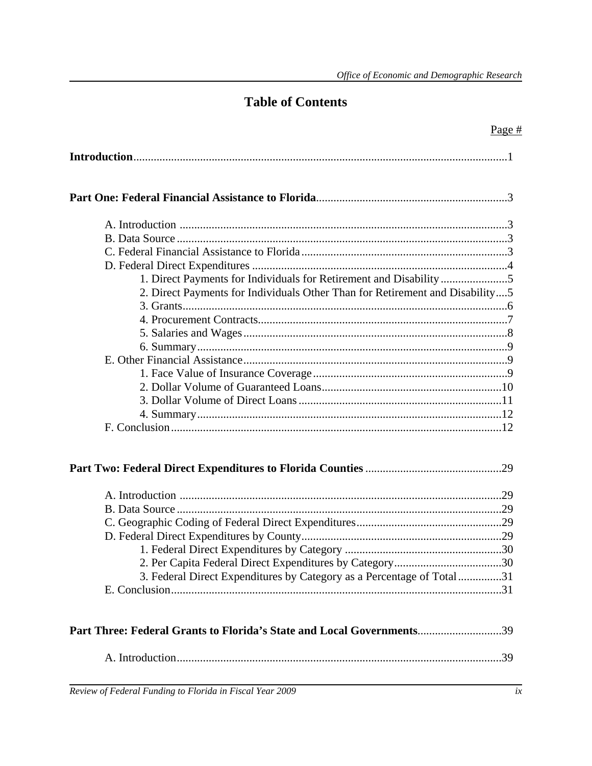# Table of Contents

Page #

**Introduction**................................................................................................................1

**Part One: Federal Financial Assistance to Florida**.................................................................3

- A. Introduction ................................................................................................................3
- B. Data Source .................................................................................................................3
- C. Federal Financial Assistance to Florida......................................................................3
- D. Federal Direct Expenditures .......................................................................................4
  - 1. Direct Payments for Individuals for Retirement and Disability.......................5
  - 2. Direct Payments for Individuals Other Than for Retirement and Disability....5
  - 3. Grants...............................................................................................................6
  - 4. Procurement Contracts.....................................................................................7
  - 5. Salaries and Wages..........................................................................................8
  - 6. Summary..........................................................................................................9
- E. Other Financial Assistance..........................................................................................9
  - 1. Face Value of Insurance Coverage..................................................................9
  - 2. Dollar Volume of Guaranteed Loans.............................................................10
  - 3. Dollar Volume of Direct Loans.....................................................................11
  - 4. Summary........................................................................................................12
- F. Conclusion.................................................................................................................12

**Part Two: Federal Direct Expenditures to Florida Counties** ..............................................29

- A. Introduction ..............................................................................................................29
- B. Data Source ...............................................................................................................29
- C. Geographic Coding of Federal Direct Expenditures.................................................29
- D. Federal Direct Expenditures by County....................................................................29
  - 1. Federal Direct Expenditures by Category ......................................................30
  - 2. Per Capita Federal Direct Expenditures by Category.....................................30
  - 3. Federal Direct Expenditures by Category as a Percentage of Total...............31
- E. Conclusion.................................................................................................................31

**Part Three: Federal Grants to Florida's State and Local Governments**............................39

- A. Introduction...............................................................................................................39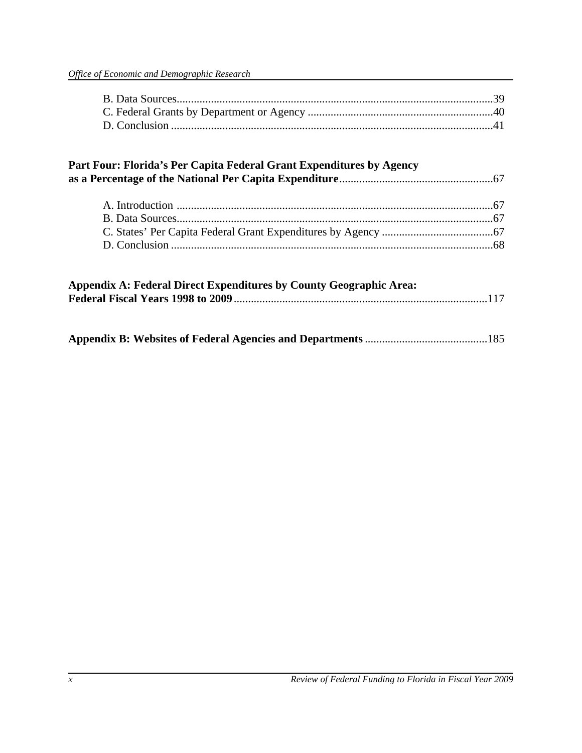B. Data Sources ..... 39
C. Federal Grants by Department or Agency ..... 40
D. Conclusion ..... 41

**Part Four: Florida's Per Capita Federal Grant Expenditures by Agency as a Percentage of the National Per Capita Expenditure** ..... 67

A. Introduction ..... 67
B. Data Sources ..... 67
C. States' Per Capita Federal Grant Expenditures by Agency ..... 67
D. Conclusion ..... 68

**Appendix A: Federal Direct Expenditures by County Geographic Area: Federal Fiscal Years 1998 to 2009** ..... 117

**Appendix B: Websites of Federal Agencies and Departments** ..... 185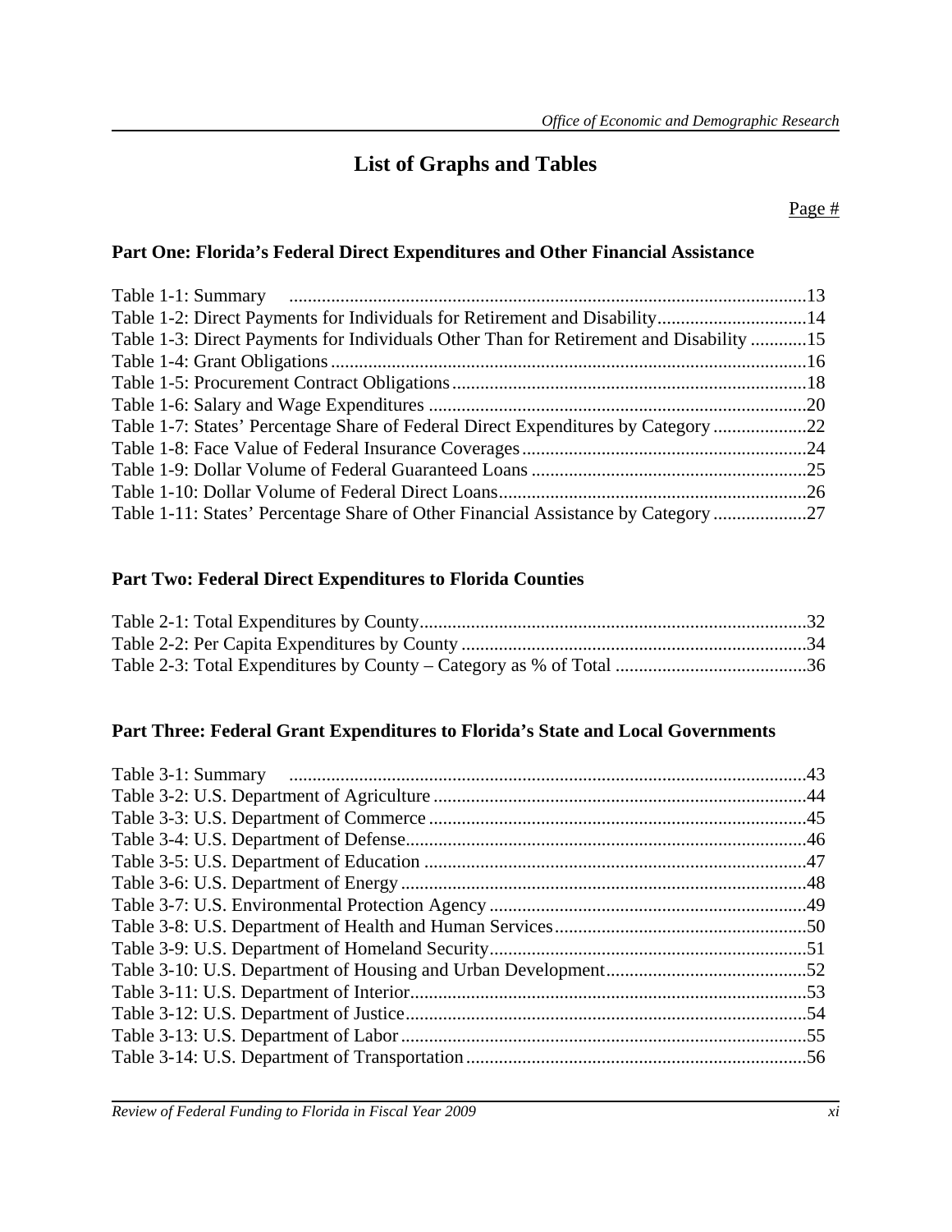# List of Graphs and Tables

Page #

## Part One: Florida's Federal Direct Expenditures and Other Financial Assistance

Table 1-1: Summary .....13
Table 1-2: Direct Payments for Individuals for Retirement and Disability.....14
Table 1-3: Direct Payments for Individuals Other Than for Retirement and Disability .....15
Table 1-4: Grant Obligations.....16
Table 1-5: Procurement Contract Obligations.....18
Table 1-6: Salary and Wage Expenditures .....20
Table 1-7: States' Percentage Share of Federal Direct Expenditures by Category .....22
Table 1-8: Face Value of Federal Insurance Coverages.....24
Table 1-9: Dollar Volume of Federal Guaranteed Loans .....25
Table 1-10: Dollar Volume of Federal Direct Loans.....26
Table 1-11: States' Percentage Share of Other Financial Assistance by Category .....27

## Part Two: Federal Direct Expenditures to Florida Counties

Table 2-1: Total Expenditures by County.....32
Table 2-2: Per Capita Expenditures by County .....34
Table 2-3: Total Expenditures by County – Category as % of Total .....36

## Part Three: Federal Grant Expenditures to Florida's State and Local Governments

Table 3-1: Summary .....43
Table 3-2: U.S. Department of Agriculture .....44
Table 3-3: U.S. Department of Commerce .....45
Table 3-4: U.S. Department of Defense.....46
Table 3-5: U.S. Department of Education .....47
Table 3-6: U.S. Department of Energy .....48
Table 3-7: U.S. Environmental Protection Agency .....49
Table 3-8: U.S. Department of Health and Human Services.....50
Table 3-9: U.S. Department of Homeland Security.....51
Table 3-10: U.S. Department of Housing and Urban Development.....52
Table 3-11: U.S. Department of Interior.....53
Table 3-12: U.S. Department of Justice.....54
Table 3-13: U.S. Department of Labor .....55
Table 3-14: U.S. Department of Transportation .....56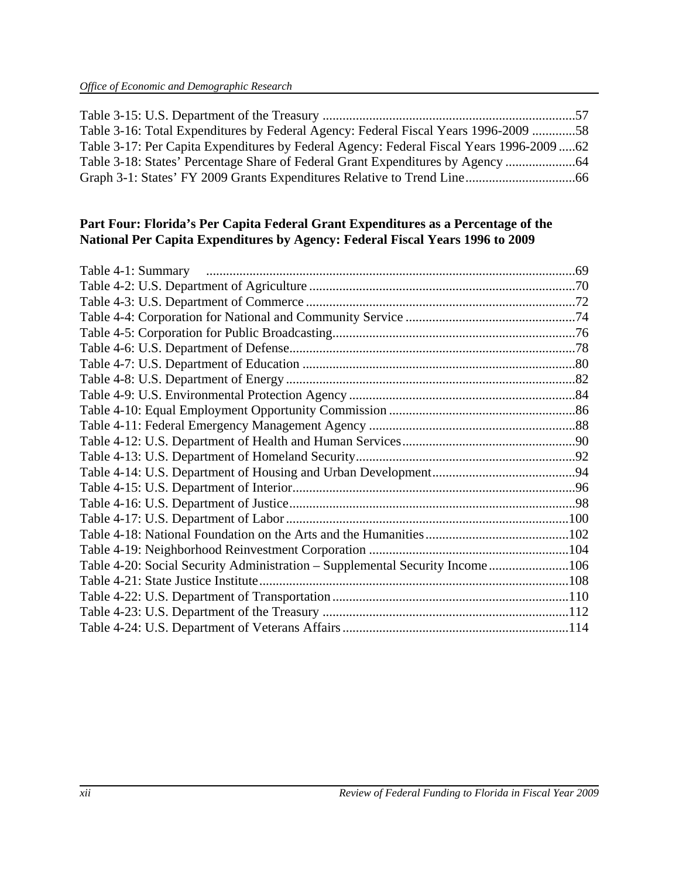Table 3-15: U.S. Department of the Treasury ....................................................................................57
Table 3-16: Total Expenditures by Federal Agency: Federal Fiscal Years 1996-2009 .............58
Table 3-17: Per Capita Expenditures by Federal Agency: Federal Fiscal Years 1996-2009 .....62
Table 3-18: States' Percentage Share of Federal Grant Expenditures by Agency .....................64
Graph 3-1: States' FY 2009 Grants Expenditures Relative to Trend Line.................................66

**Part Four: Florida's Per Capita Federal Grant Expenditures as a Percentage of the National Per Capita Expenditures by Agency: Federal Fiscal Years 1996 to 2009**

Table 4-1: Summary ..............................................................................................................69
Table 4-2: U.S. Department of Agriculture ................................................................................70
Table 4-3: U.S. Department of Commerce .................................................................................72
Table 4-4: Corporation for National and Community Service ...................................................74
Table 4-5: Corporation for Public Broadcasting.........................................................................76
Table 4-6: U.S. Department of Defense.......................................................................................78
Table 4-7: U.S. Department of Education ..................................................................................80
Table 4-8: U.S. Department of Energy .......................................................................................82
Table 4-9: U.S. Environmental Protection Agency ....................................................................84
Table 4-10: Equal Employment Opportunity Commission ........................................................86
Table 4-11: Federal Emergency Management Agency ..............................................................88
Table 4-12: U.S. Department of Health and Human Services....................................................90
Table 4-13: U.S. Department of Homeland Security..................................................................92
Table 4-14: U.S. Department of Housing and Urban Development...........................................94
Table 4-15: U.S. Department of Interior.....................................................................................96
Table 4-16: U.S. Department of Justice......................................................................................98
Table 4-17: U.S. Department of Labor .....................................................................................100
Table 4-18: National Foundation on the Arts and the Humanities...........................................102
Table 4-19: Neighborhood Reinvestment Corporation ............................................................104
Table 4-20: Social Security Administration – Supplemental Security Income........................106
Table 4-21: State Justice Institute.............................................................................................108
Table 4-22: U.S. Department of Transportation.......................................................................110
Table 4-23: U.S. Department of the Treasury ..........................................................................112
Table 4-24: U.S. Department of Veterans Affairs ....................................................................114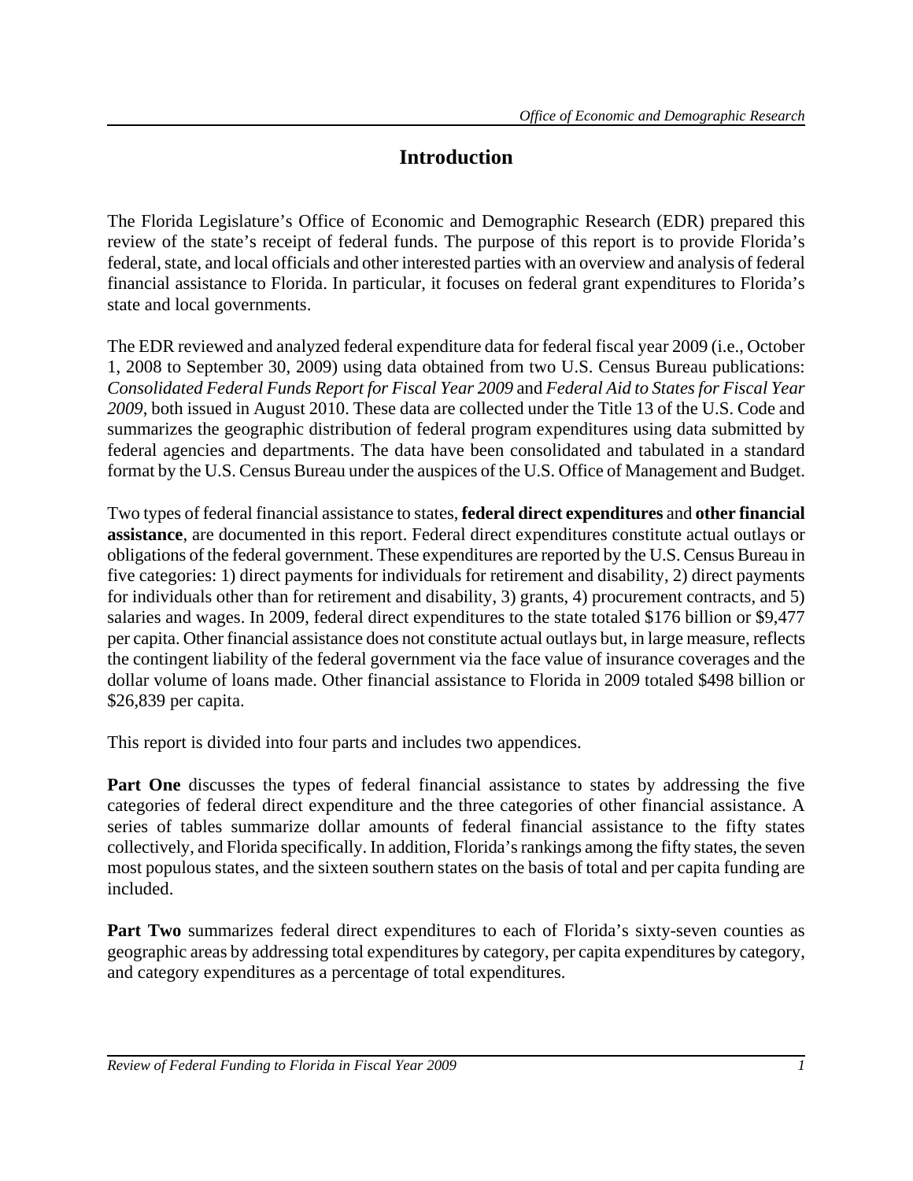# Introduction

The Florida Legislature's Office of Economic and Demographic Research (EDR) prepared this review of the state's receipt of federal funds. The purpose of this report is to provide Florida's federal, state, and local officials and other interested parties with an overview and analysis of federal financial assistance to Florida. In particular, it focuses on federal grant expenditures to Florida's state and local governments.

The EDR reviewed and analyzed federal expenditure data for federal fiscal year 2009 (i.e., October 1, 2008 to September 30, 2009) using data obtained from two U.S. Census Bureau publications: *Consolidated Federal Funds Report for Fiscal Year 2009* and *Federal Aid to States for Fiscal Year 2009*, both issued in August 2010. These data are collected under the Title 13 of the U.S. Code and summarizes the geographic distribution of federal program expenditures using data submitted by federal agencies and departments. The data have been consolidated and tabulated in a standard format by the U.S. Census Bureau under the auspices of the U.S. Office of Management and Budget.

Two types of federal financial assistance to states, **federal direct expenditures** and **other financial assistance**, are documented in this report. Federal direct expenditures constitute actual outlays or obligations of the federal government. These expenditures are reported by the U.S. Census Bureau in five categories: 1) direct payments for individuals for retirement and disability, 2) direct payments for individuals other than for retirement and disability, 3) grants, 4) procurement contracts, and 5) salaries and wages. In 2009, federal direct expenditures to the state totaled $176 billion or $9,477 per capita. Other financial assistance does not constitute actual outlays but, in large measure, reflects the contingent liability of the federal government via the face value of insurance coverages and the dollar volume of loans made. Other financial assistance to Florida in 2009 totaled $498 billion or $26,839 per capita.

This report is divided into four parts and includes two appendices.

**Part One** discusses the types of federal financial assistance to states by addressing the five categories of federal direct expenditure and the three categories of other financial assistance. A series of tables summarize dollar amounts of federal financial assistance to the fifty states collectively, and Florida specifically. In addition, Florida's rankings among the fifty states, the seven most populous states, and the sixteen southern states on the basis of total and per capita funding are included.

**Part Two** summarizes federal direct expenditures to each of Florida's sixty-seven counties as geographic areas by addressing total expenditures by category, per capita expenditures by category, and category expenditures as a percentage of total expenditures.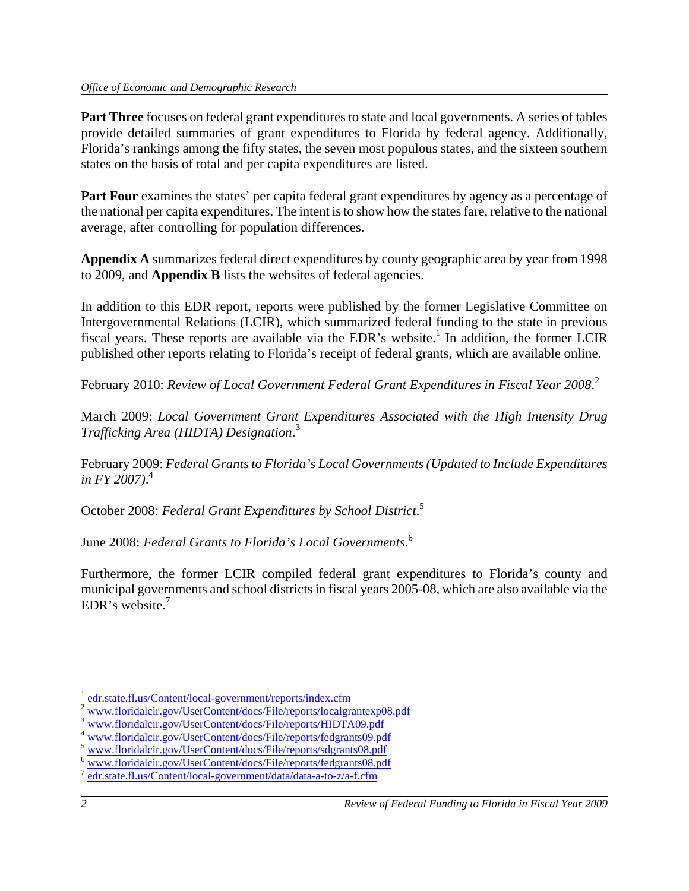**Part Three** focuses on federal grant expenditures to state and local governments. A series of tables provide detailed summaries of grant expenditures to Florida by federal agency. Additionally, Florida's rankings among the fifty states, the seven most populous states, and the sixteen southern states on the basis of total and per capita expenditures are listed.

**Part Four** examines the states' per capita federal grant expenditures by agency as a percentage of the national per capita expenditures. The intent is to show how the states fare, relative to the national average, after controlling for population differences.

**Appendix A** summarizes federal direct expenditures by county geographic area by year from 1998 to 2009, and **Appendix B** lists the websites of federal agencies.

In addition to this EDR report, reports were published by the former Legislative Committee on Intergovernmental Relations (LCIR), which summarized federal funding to the state in previous fiscal years. These reports are available via the EDR's website.[1] In addition, the former LCIR published other reports relating to Florida's receipt of federal grants, which are available online.

February 2010: *Review of Local Government Federal Grant Expenditures in Fiscal Year 2008*.[2]

March 2009: *Local Government Grant Expenditures Associated with the High Intensity Drug Trafficking Area (HIDTA) Designation*.[3]

February 2009: *Federal Grants to Florida's Local Governments (Updated to Include Expenditures in FY 2007)*.[4]

October 2008: *Federal Grant Expenditures by School District*.[5]

June 2008: *Federal Grants to Florida's Local Governments*.[6]

Furthermore, the former LCIR compiled federal grant expenditures to Florida's county and municipal governments and school districts in fiscal years 2005-08, which are also available via the EDR's website.[7]

---

[1] edr.state.fl.us/Content/local-government/reports/index.cfm
[2] www.floridalcir.gov/UserContent/docs/File/reports/localgrantexp08.pdf
[3] www.floridalcir.gov/UserContent/docs/File/reports/HIDTA09.pdf
[4] www.floridalcir.gov/UserContent/docs/File/reports/fedgrants09.pdf
[5] www.floridalcir.gov/UserContent/docs/File/reports/sdgrants08.pdf
[6] www.floridalcir.gov/UserContent/docs/File/reports/fedgrants08.pdf
[7] edr.state.fl.us/Content/local-government/data/data-a-to-z/a-f.cfm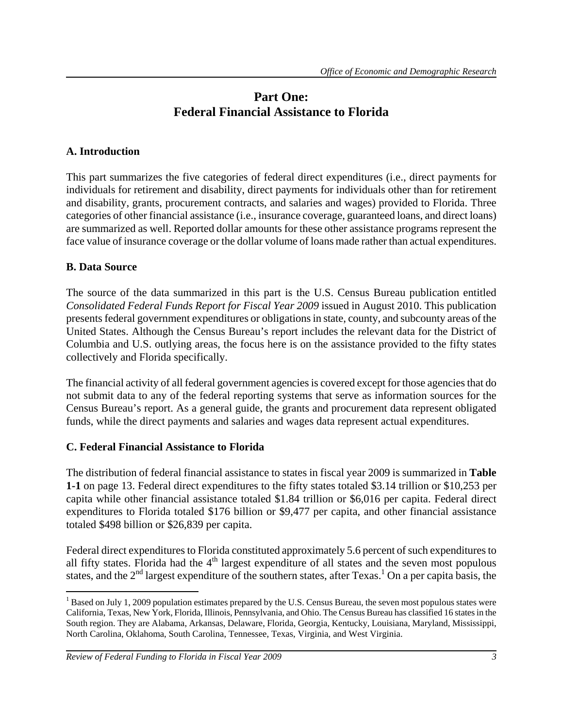# Part One:
# Federal Financial Assistance to Florida

### A. Introduction

This part summarizes the five categories of federal direct expenditures (i.e., direct payments for individuals for retirement and disability, direct payments for individuals other than for retirement and disability, grants, procurement contracts, and salaries and wages) provided to Florida. Three categories of other financial assistance (i.e., insurance coverage, guaranteed loans, and direct loans) are summarized as well. Reported dollar amounts for these other assistance programs represent the face value of insurance coverage or the dollar volume of loans made rather than actual expenditures.

### B. Data Source

The source of the data summarized in this part is the U.S. Census Bureau publication entitled *Consolidated Federal Funds Report for Fiscal Year 2009* issued in August 2010. This publication presents federal government expenditures or obligations in state, county, and subcounty areas of the United States. Although the Census Bureau's report includes the relevant data for the District of Columbia and U.S. outlying areas, the focus here is on the assistance provided to the fifty states collectively and Florida specifically.

The financial activity of all federal government agencies is covered except for those agencies that do not submit data to any of the federal reporting systems that serve as information sources for the Census Bureau's report. As a general guide, the grants and procurement data represent obligated funds, while the direct payments and salaries and wages data represent actual expenditures.

### C. Federal Financial Assistance to Florida

The distribution of federal financial assistance to states in fiscal year 2009 is summarized in **Table 1-1** on page 13. Federal direct expenditures to the fifty states totaled \$3.14 trillion or \$10,253 per capita while other financial assistance totaled \$1.84 trillion or \$6,016 per capita. Federal direct expenditures to Florida totaled \$176 billion or \$9,477 per capita, and other financial assistance totaled \$498 billion or \$26,839 per capita.

Federal direct expenditures to Florida constituted approximately 5.6 percent of such expenditures to all fifty states. Florida had the 4th largest expenditure of all states and the seven most populous states, and the 2nd largest expenditure of the southern states, after Texas.[1] On a per capita basis, the

[1] Based on July 1, 2009 population estimates prepared by the U.S. Census Bureau, the seven most populous states were California, Texas, New York, Florida, Illinois, Pennsylvania, and Ohio. The Census Bureau has classified 16 states in the South region. They are Alabama, Arkansas, Delaware, Florida, Georgia, Kentucky, Louisiana, Maryland, Mississippi, North Carolina, Oklahoma, South Carolina, Tennessee, Texas, Virginia, and West Virginia.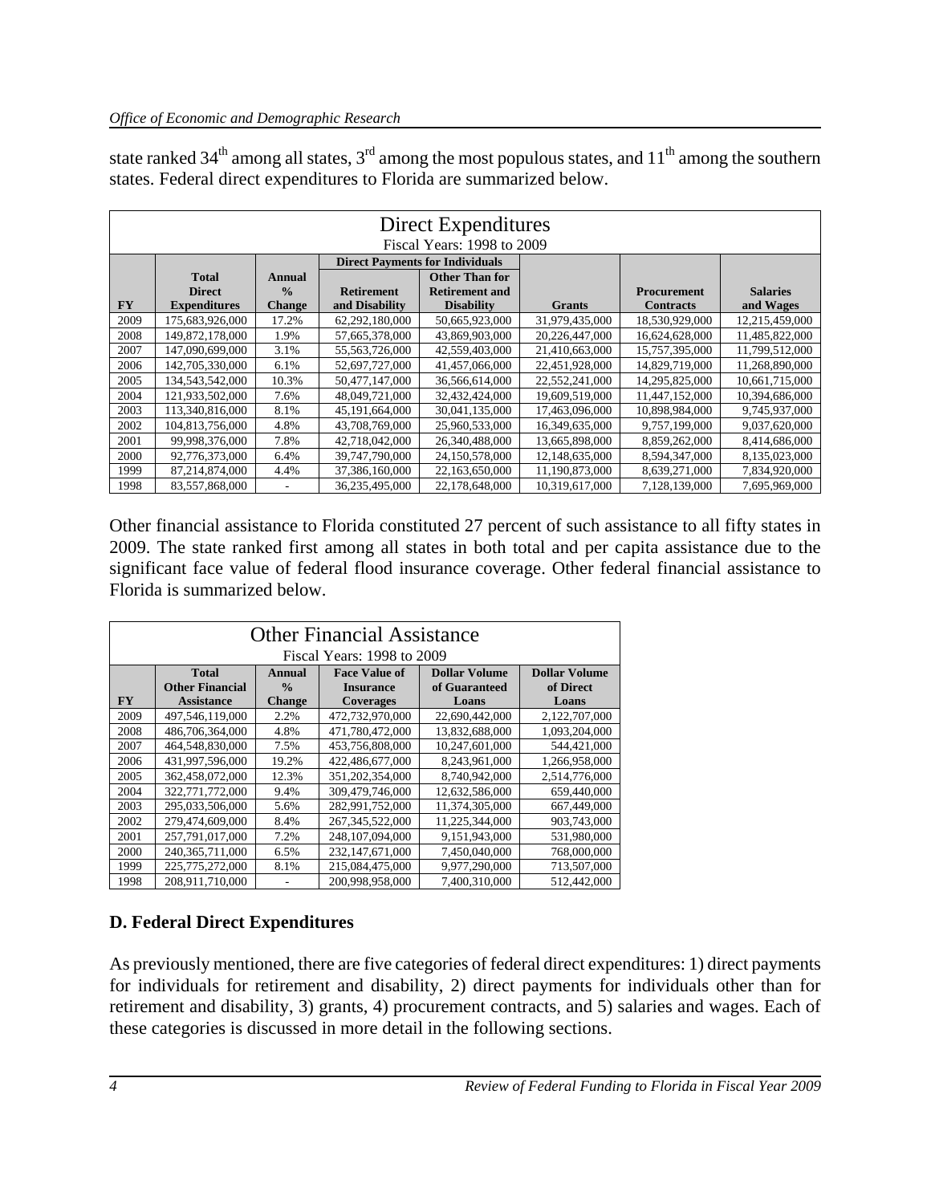state ranked 34th among all states, 3rd among the most populous states, and 11th among the southern states. Federal direct expenditures to Florida are summarized below.

| Direct Expenditures<br>Fiscal Years: 1998 to 2009 | | | | | | | |
|---|---|---|---|---|---|---|---|
| | | | Direct Payments for Individuals | | | | |
| FY | Total Direct Expenditures | Annual % Change | Retirement and Disability | Other Than for Retirement and Disability | Grants | Procurement Contracts | Salaries and Wages |
| 2009 | 175,683,926,000 | 17.2% | 62,292,180,000 | 50,665,923,000 | 31,979,435,000 | 18,530,929,000 | 12,215,459,000 |
| 2008 | 149,872,178,000 | 1.9% | 57,665,378,000 | 43,869,903,000 | 20,226,447,000 | 16,624,628,000 | 11,485,822,000 |
| 2007 | 147,090,699,000 | 3.1% | 55,563,726,000 | 42,559,403,000 | 21,410,663,000 | 15,757,395,000 | 11,799,512,000 |
| 2006 | 142,705,330,000 | 6.1% | 52,697,727,000 | 41,457,066,000 | 22,451,928,000 | 14,829,719,000 | 11,268,890,000 |
| 2005 | 134,543,542,000 | 10.3% | 50,477,147,000 | 36,566,614,000 | 22,552,241,000 | 14,295,825,000 | 10,661,715,000 |
| 2004 | 121,933,502,000 | 7.6% | 48,049,721,000 | 32,432,424,000 | 19,609,519,000 | 11,447,152,000 | 10,394,686,000 |
| 2003 | 113,340,816,000 | 8.1% | 45,191,664,000 | 30,041,135,000 | 17,463,096,000 | 10,898,984,000 | 9,745,937,000 |
| 2002 | 104,813,756,000 | 4.8% | 43,708,769,000 | 25,960,533,000 | 16,349,635,000 | 9,757,199,000 | 9,037,620,000 |
| 2001 | 99,998,376,000 | 7.8% | 42,718,042,000 | 26,340,488,000 | 13,665,898,000 | 8,859,262,000 | 8,414,686,000 |
| 2000 | 92,776,373,000 | 6.4% | 39,747,790,000 | 24,150,578,000 | 12,148,635,000 | 8,594,347,000 | 8,135,023,000 |
| 1999 | 87,214,874,000 | 4.4% | 37,386,160,000 | 22,163,650,000 | 11,190,873,000 | 8,639,271,000 | 7,834,920,000 |
| 1998 | 83,557,868,000 | - | 36,235,495,000 | 22,178,648,000 | 10,319,617,000 | 7,128,139,000 | 7,695,969,000 |

Other financial assistance to Florida constituted 27 percent of such assistance to all fifty states in 2009. The state ranked first among all states in both total and per capita assistance due to the significant face value of federal flood insurance coverage. Other federal financial assistance to Florida is summarized below.

| Other Financial Assistance<br>Fiscal Years: 1998 to 2009 | | | | | |
|---|---|---|---|---|---|
| FY | Total Other Financial Assistance | Annual % Change | Face Value of Insurance Coverages | Dollar Volume of Guaranteed Loans | Dollar Volume of Direct Loans |
| 2009 | 497,546,119,000 | 2.2% | 472,732,970,000 | 22,690,442,000 | 2,122,707,000 |
| 2008 | 486,706,364,000 | 4.8% | 471,780,472,000 | 13,832,688,000 | 1,093,204,000 |
| 2007 | 464,548,830,000 | 7.5% | 453,756,808,000 | 10,247,601,000 | 544,421,000 |
| 2006 | 431,997,596,000 | 19.2% | 422,486,677,000 | 8,243,961,000 | 1,266,958,000 |
| 2005 | 362,458,072,000 | 12.3% | 351,202,354,000 | 8,740,942,000 | 2,514,776,000 |
| 2004 | 322,771,772,000 | 9.4% | 309,479,746,000 | 12,632,586,000 | 659,440,000 |
| 2003 | 295,033,506,000 | 5.6% | 282,991,752,000 | 11,374,305,000 | 667,449,000 |
| 2002 | 279,474,609,000 | 8.4% | 267,345,522,000 | 11,225,344,000 | 903,743,000 |
| 2001 | 257,791,017,000 | 7.2% | 248,107,094,000 | 9,151,943,000 | 531,980,000 |
| 2000 | 240,365,711,000 | 6.5% | 232,147,671,000 | 7,450,040,000 | 768,000,000 |
| 1999 | 225,775,272,000 | 8.1% | 215,084,475,000 | 9,977,290,000 | 713,507,000 |
| 1998 | 208,911,710,000 | - | 200,998,958,000 | 7,400,310,000 | 512,442,000 |

## D. Federal Direct Expenditures

As previously mentioned, there are five categories of federal direct expenditures: 1) direct payments for individuals for retirement and disability, 2) direct payments for individuals other than for retirement and disability, 3) grants, 4) procurement contracts, and 5) salaries and wages. Each of these categories is discussed in more detail in the following sections.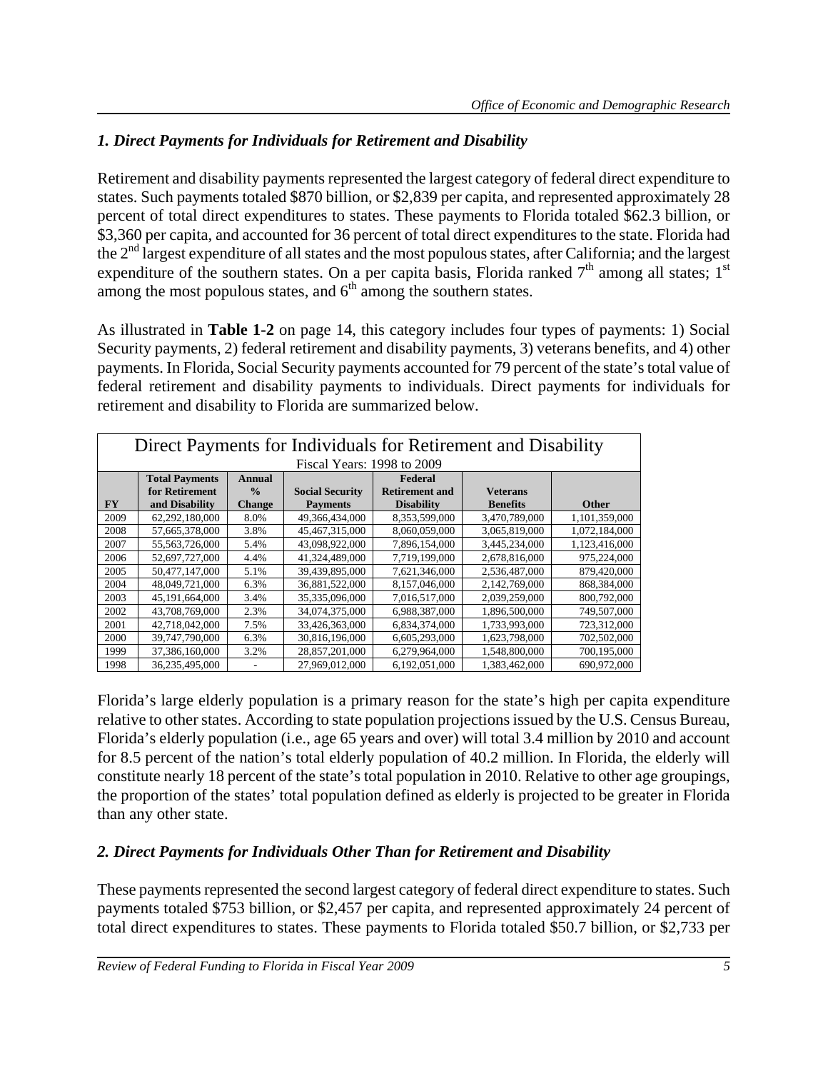### *1. Direct Payments for Individuals for Retirement and Disability*

Retirement and disability payments represented the largest category of federal direct expenditure to states. Such payments totaled \$870 billion, or \$2,839 per capita, and represented approximately 28 percent of total direct expenditures to states. These payments to Florida totaled \$62.3 billion, or \$3,360 per capita, and accounted for 36 percent of total direct expenditures to the state. Florida had the 2nd largest expenditure of all states and the most populous states, after California; and the largest expenditure of the southern states. On a per capita basis, Florida ranked 7th among all states; 1st among the most populous states, and 6th among the southern states.

As illustrated in **Table 1-2** on page 14, this category includes four types of payments: 1) Social Security payments, 2) federal retirement and disability payments, 3) veterans benefits, and 4) other payments. In Florida, Social Security payments accounted for 79 percent of the state's total value of federal retirement and disability payments to individuals. Direct payments for individuals for retirement and disability to Florida are summarized below.

| Direct Payments for Individuals for Retirement and Disability<br>Fiscal Years: 1998 to 2009 | | | | | | |
|---|---|---|---|---|---|---|
| **FY** | **Total Payments for Retirement and Disability** | **Annual % Change** | **Social Security Payments** | **Federal Retirement and Disability** | **Veterans Benefits** | **Other** |
| 2009 | 62,292,180,000 | 8.0% | 49,366,434,000 | 8,353,599,000 | 3,470,789,000 | 1,101,359,000 |
| 2008 | 57,665,378,000 | 3.8% | 45,467,315,000 | 8,060,059,000 | 3,065,819,000 | 1,072,184,000 |
| 2007 | 55,563,726,000 | 5.4% | 43,098,922,000 | 7,896,154,000 | 3,445,234,000 | 1,123,416,000 |
| 2006 | 52,697,727,000 | 4.4% | 41,324,489,000 | 7,719,199,000 | 2,678,816,000 | 975,224,000 |
| 2005 | 50,477,147,000 | 5.1% | 39,439,895,000 | 7,621,346,000 | 2,536,487,000 | 879,420,000 |
| 2004 | 48,049,721,000 | 6.3% | 36,881,522,000 | 8,157,046,000 | 2,142,769,000 | 868,384,000 |
| 2003 | 45,191,664,000 | 3.4% | 35,335,096,000 | 7,016,517,000 | 2,039,259,000 | 800,792,000 |
| 2002 | 43,708,769,000 | 2.3% | 34,074,375,000 | 6,988,387,000 | 1,896,500,000 | 749,507,000 |
| 2001 | 42,718,042,000 | 7.5% | 33,426,363,000 | 6,834,374,000 | 1,733,993,000 | 723,312,000 |
| 2000 | 39,747,790,000 | 6.3% | 30,816,196,000 | 6,605,293,000 | 1,623,798,000 | 702,502,000 |
| 1999 | 37,386,160,000 | 3.2% | 28,857,201,000 | 6,279,964,000 | 1,548,800,000 | 700,195,000 |
| 1998 | 36,235,495,000 | - | 27,969,012,000 | 6,192,051,000 | 1,383,462,000 | 690,972,000 |

Florida's large elderly population is a primary reason for the state's high per capita expenditure relative to other states. According to state population projections issued by the U.S. Census Bureau, Florida's elderly population (i.e., age 65 years and over) will total 3.4 million by 2010 and account for 8.5 percent of the nation's total elderly population of 40.2 million. In Florida, the elderly will constitute nearly 18 percent of the state's total population in 2010. Relative to other age groupings, the proportion of the states' total population defined as elderly is projected to be greater in Florida than any other state.

### *2. Direct Payments for Individuals Other Than for Retirement and Disability*

These payments represented the second largest category of federal direct expenditure to states. Such payments totaled \$753 billion, or \$2,457 per capita, and represented approximately 24 percent of total direct expenditures to states. These payments to Florida totaled \$50.7 billion, or \$2,733 per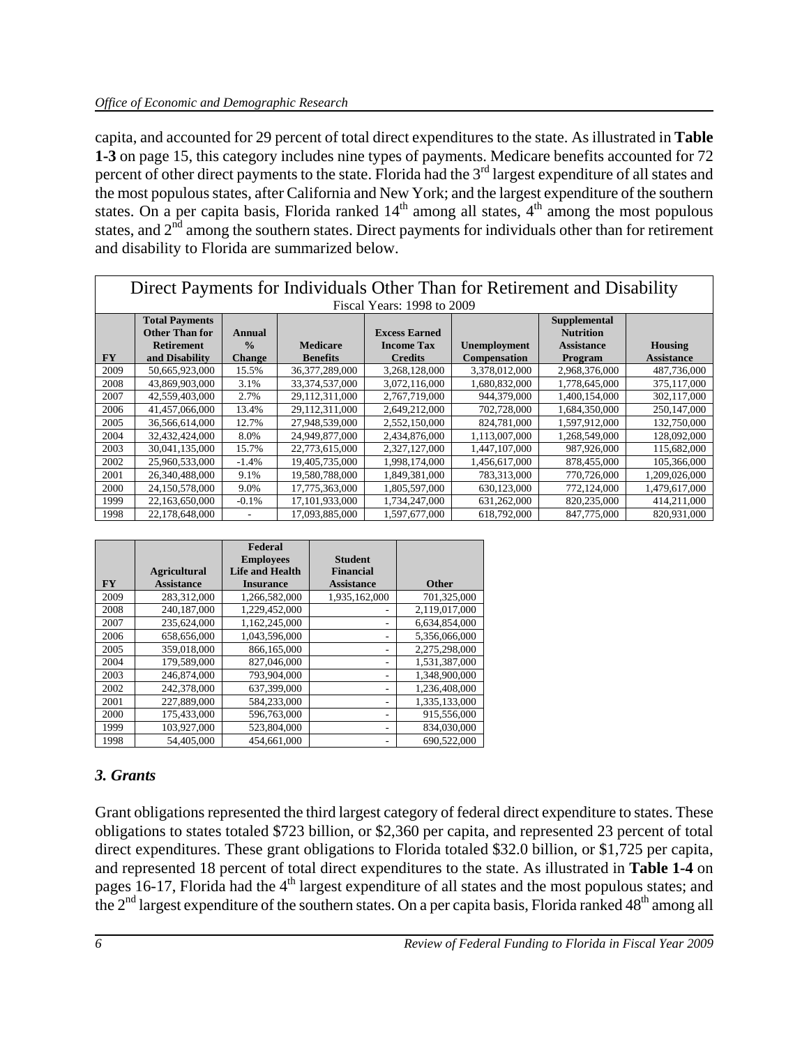capita, and accounted for 29 percent of total direct expenditures to the state. As illustrated in **Table 1-3** on page 15, this category includes nine types of payments. Medicare benefits accounted for 72 percent of other direct payments to the state. Florida had the 3rd largest expenditure of all states and the most populous states, after California and New York; and the largest expenditure of the southern states. On a per capita basis, Florida ranked 14th among all states, 4th among the most populous states, and 2nd among the southern states. Direct payments for individuals other than for retirement and disability to Florida are summarized below.

**Direct Payments for Individuals Other Than for Retirement and Disability**
Fiscal Years: 1998 to 2009

| FY | Total Payments Other Than for Retirement and Disability | Annual % Change | Medicare Benefits | Excess Earned Income Tax Credits | Unemployment Compensation | Supplemental Nutrition Assistance Program | Housing Assistance |
|---|---|---|---|---|---|---|---|
| 2009 | 50,665,923,000 | 15.5% | 36,377,289,000 | 3,268,128,000 | 3,378,012,000 | 2,968,376,000 | 487,736,000 |
| 2008 | 43,869,903,000 | 3.1% | 33,374,537,000 | 3,072,116,000 | 1,680,832,000 | 1,778,645,000 | 375,117,000 |
| 2007 | 42,559,403,000 | 2.7% | 29,112,311,000 | 2,767,719,000 | 944,379,000 | 1,400,154,000 | 302,117,000 |
| 2006 | 41,457,066,000 | 13.4% | 29,112,311,000 | 2,649,212,000 | 702,728,000 | 1,684,350,000 | 250,147,000 |
| 2005 | 36,566,614,000 | 12.7% | 27,948,539,000 | 2,552,150,000 | 824,781,000 | 1,597,912,000 | 132,750,000 |
| 2004 | 32,432,424,000 | 8.0% | 24,949,877,000 | 2,434,876,000 | 1,113,007,000 | 1,268,549,000 | 128,092,000 |
| 2003 | 30,041,135,000 | 15.7% | 22,773,615,000 | 2,327,127,000 | 1,447,107,000 | 987,926,000 | 115,682,000 |
| 2002 | 25,960,533,000 | -1.4% | 19,405,735,000 | 1,998,174,000 | 1,456,617,000 | 878,455,000 | 105,366,000 |
| 2001 | 26,340,488,000 | 9.1% | 19,580,788,000 | 1,849,381,000 | 783,313,000 | 770,726,000 | 1,209,026,000 |
| 2000 | 24,150,578,000 | 9.0% | 17,775,363,000 | 1,805,597,000 | 630,123,000 | 772,124,000 | 1,479,617,000 |
| 1999 | 22,163,650,000 | -0.1% | 17,101,933,000 | 1,734,247,000 | 631,262,000 | 820,235,000 | 414,211,000 |
| 1998 | 22,178,648,000 | - | 17,093,885,000 | 1,597,677,000 | 618,792,000 | 847,775,000 | 820,931,000 |

| FY | Agricultural Assistance | Federal Employees Life and Health Insurance | Student Financial Assistance | Other |
|---|---|---|---|---|
| 2009 | 283,312,000 | 1,266,582,000 | 1,935,162,000 | 701,325,000 |
| 2008 | 240,187,000 | 1,229,452,000 | - | 2,119,017,000 |
| 2007 | 235,624,000 | 1,162,245,000 | - | 6,634,854,000 |
| 2006 | 658,656,000 | 1,043,596,000 | - | 5,356,066,000 |
| 2005 | 359,018,000 | 866,165,000 | - | 2,275,298,000 |
| 2004 | 179,589,000 | 827,046,000 | - | 1,531,387,000 |
| 2003 | 246,874,000 | 793,904,000 | - | 1,348,900,000 |
| 2002 | 242,378,000 | 637,399,000 | - | 1,236,408,000 |
| 2001 | 227,889,000 | 584,233,000 | - | 1,335,133,000 |
| 2000 | 175,433,000 | 596,763,000 | - | 915,556,000 |
| 1999 | 103,927,000 | 523,804,000 | - | 834,030,000 |
| 1998 | 54,405,000 | 454,661,000 | - | 690,522,000 |

### *3. Grants*

Grant obligations represented the third largest category of federal direct expenditure to states. These obligations to states totaled $723 billion, or $2,360 per capita, and represented 23 percent of total direct expenditures. These grant obligations to Florida totaled $32.0 billion, or $1,725 per capita, and represented 18 percent of total direct expenditures to the state. As illustrated in **Table 1-4** on pages 16-17, Florida had the 4th largest expenditure of all states and the most populous states; and the 2nd largest expenditure of the southern states. On a per capita basis, Florida ranked 48th among all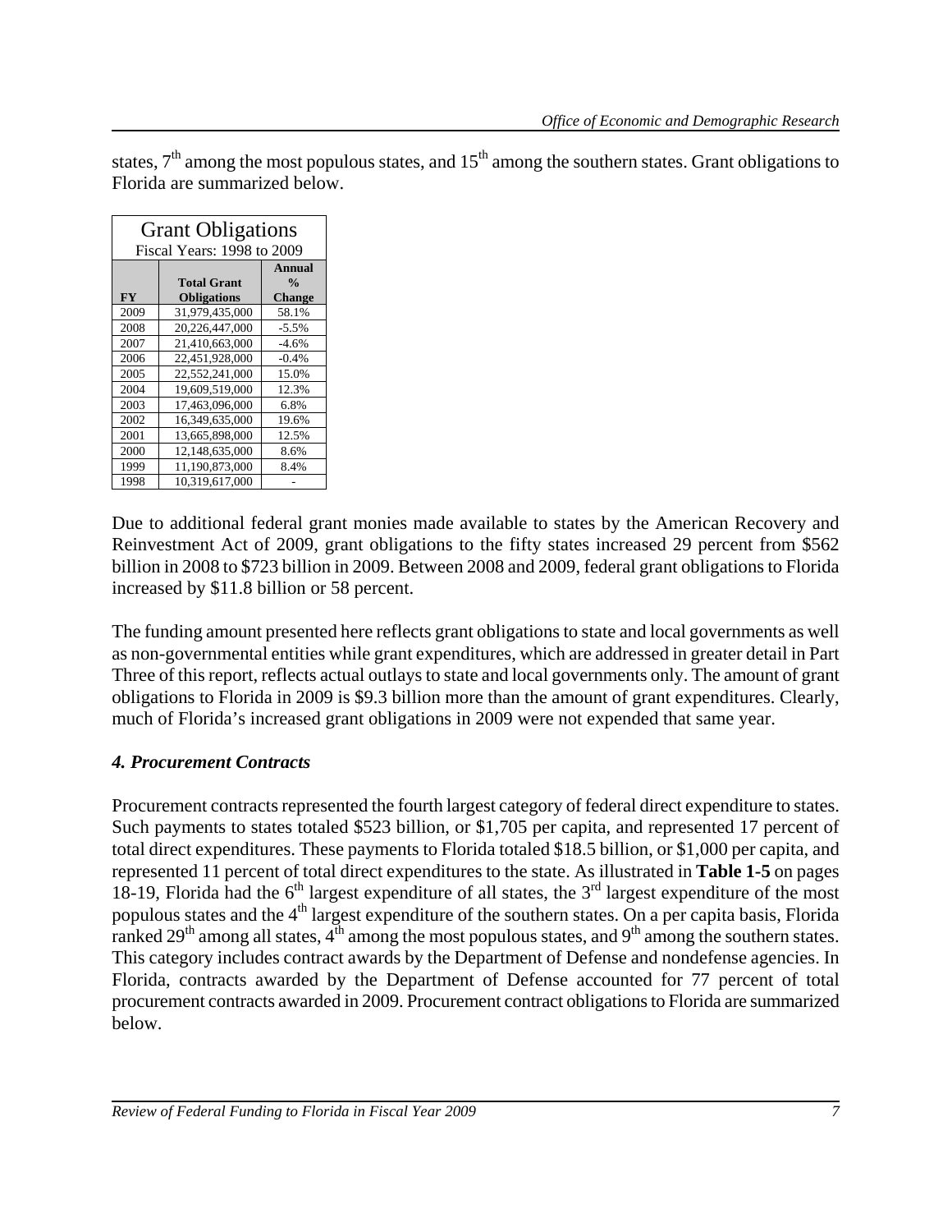states, 7th among the most populous states, and 15th among the southern states. Grant obligations to Florida are summarized below.

| Grant Obligations<br>Fiscal Years: 1998 to 2009 | | |
|---|---|---|
| FY | Total Grant Obligations | Annual % Change |
| 2009 | 31,979,435,000 | 58.1% |
| 2008 | 20,226,447,000 | -5.5% |
| 2007 | 21,410,663,000 | -4.6% |
| 2006 | 22,451,928,000 | -0.4% |
| 2005 | 22,552,241,000 | 15.0% |
| 2004 | 19,609,519,000 | 12.3% |
| 2003 | 17,463,096,000 | 6.8% |
| 2002 | 16,349,635,000 | 19.6% |
| 2001 | 13,665,898,000 | 12.5% |
| 2000 | 12,148,635,000 | 8.6% |
| 1999 | 11,190,873,000 | 8.4% |
| 1998 | 10,319,617,000 | - |

Due to additional federal grant monies made available to states by the American Recovery and Reinvestment Act of 2009, grant obligations to the fifty states increased 29 percent from $562 billion in 2008 to $723 billion in 2009. Between 2008 and 2009, federal grant obligations to Florida increased by $11.8 billion or 58 percent.

The funding amount presented here reflects grant obligations to state and local governments as well as non-governmental entities while grant expenditures, which are addressed in greater detail in Part Three of this report, reflects actual outlays to state and local governments only. The amount of grant obligations to Florida in 2009 is $9.3 billion more than the amount of grant expenditures. Clearly, much of Florida's increased grant obligations in 2009 were not expended that same year.

### *4. Procurement Contracts*

Procurement contracts represented the fourth largest category of federal direct expenditure to states. Such payments to states totaled $523 billion, or $1,705 per capita, and represented 17 percent of total direct expenditures. These payments to Florida totaled $18.5 billion, or $1,000 per capita, and represented 11 percent of total direct expenditures to the state. As illustrated in **Table 1-5** on pages 18-19, Florida had the 6th largest expenditure of all states, the 3rd largest expenditure of the most populous states and the 4th largest expenditure of the southern states. On a per capita basis, Florida ranked 29th among all states, 4th among the most populous states, and 9th among the southern states. This category includes contract awards by the Department of Defense and nondefense agencies. In Florida, contracts awarded by the Department of Defense accounted for 77 percent of total procurement contracts awarded in 2009. Procurement contract obligations to Florida are summarized below.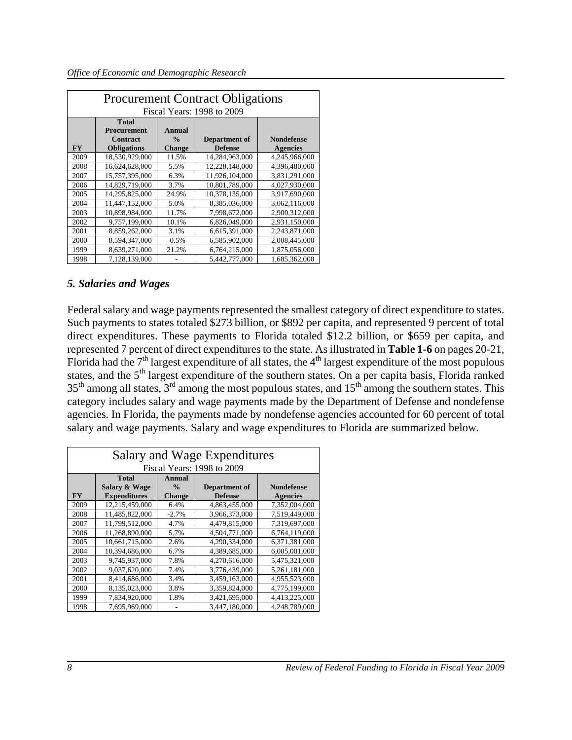| Procurement Contract Obligations<br>Fiscal Years: 1998 to 2009 | | | | |
|---|---|---|---|---|
| **FY** | **Total Procurement Contract Obligations** | **Annual % Change** | **Department of Defense** | **Nondefense Agencies** |
| 2009 | 18,530,929,000 | 11.5% | 14,284,963,000 | 4,245,966,000 |
| 2008 | 16,624,628,000 | 5.5% | 12,228,148,000 | 4,396,480,000 |
| 2007 | 15,757,395,000 | 6.3% | 11,926,104,000 | 3,831,291,000 |
| 2006 | 14,829,719,000 | 3.7% | 10,801,789,000 | 4,027,930,000 |
| 2005 | 14,295,825,000 | 24.9% | 10,378,135,000 | 3,917,690,000 |
| 2004 | 11,447,152,000 | 5.0% | 8,385,036,000 | 3,062,116,000 |
| 2003 | 10,898,984,000 | 11.7% | 7,998,672,000 | 2,900,312,000 |
| 2002 | 9,757,199,000 | 10.1% | 6,826,049,000 | 2,931,150,000 |
| 2001 | 8,859,262,000 | 3.1% | 6,615,391,000 | 2,243,871,000 |
| 2000 | 8,594,347,000 | -0.5% | 6,585,902,000 | 2,008,445,000 |
| 1999 | 8,639,271,000 | 21.2% | 6,764,215,000 | 1,875,056,000 |
| 1998 | 7,128,139,000 | - | 5,442,777,000 | 1,685,362,000 |

### *5. Salaries and Wages*

Federal salary and wage payments represented the smallest category of direct expenditure to states. Such payments to states totaled $273 billion, or $892 per capita, and represented 9 percent of total direct expenditures. These payments to Florida totaled $12.2 billion, or $659 per capita, and represented 7 percent of direct expenditures to the state. As illustrated in **Table 1-6** on pages 20-21, Florida had the 7th largest expenditure of all states, the 4th largest expenditure of the most populous states, and the 5th largest expenditure of the southern states. On a per capita basis, Florida ranked 35th among all states, 3rd among the most populous states, and 15th among the southern states. This category includes salary and wage payments made by the Department of Defense and nondefense agencies. In Florida, the payments made by nondefense agencies accounted for 60 percent of total salary and wage payments. Salary and wage expenditures to Florida are summarized below.

| Salary and Wage Expenditures<br>Fiscal Years: 1998 to 2009 | | | | |
|---|---|---|---|---|
| **FY** | **Total Salary & Wage Expenditures** | **Annual % Change** | **Department of Defense** | **Nondefense Agencies** |
| 2009 | 12,215,459,000 | 6.4% | 4,863,455,000 | 7,352,004,000 |
| 2008 | 11,485,822,000 | -2.7% | 3,966,373,000 | 7,519,449,000 |
| 2007 | 11,799,512,000 | 4.7% | 4,479,815,000 | 7,319,697,000 |
| 2006 | 11,268,890,000 | 5.7% | 4,504,771,000 | 6,764,119,000 |
| 2005 | 10,661,715,000 | 2.6% | 4,290,334,000 | 6,371,381,000 |
| 2004 | 10,394,686,000 | 6.7% | 4,389,685,000 | 6,005,001,000 |
| 2003 | 9,745,937,000 | 7.8% | 4,270,616,000 | 5,475,321,000 |
| 2002 | 9,037,620,000 | 7.4% | 3,776,439,000 | 5,261,181,000 |
| 2001 | 8,414,686,000 | 3.4% | 3,459,163,000 | 4,955,523,000 |
| 2000 | 8,135,023,000 | 3.8% | 3,359,824,000 | 4,775,199,000 |
| 1999 | 7,834,920,000 | 1.8% | 3,421,695,000 | 4,413,225,000 |
| 1998 | 7,695,969,000 | - | 3,447,180,000 | 4,248,789,000 |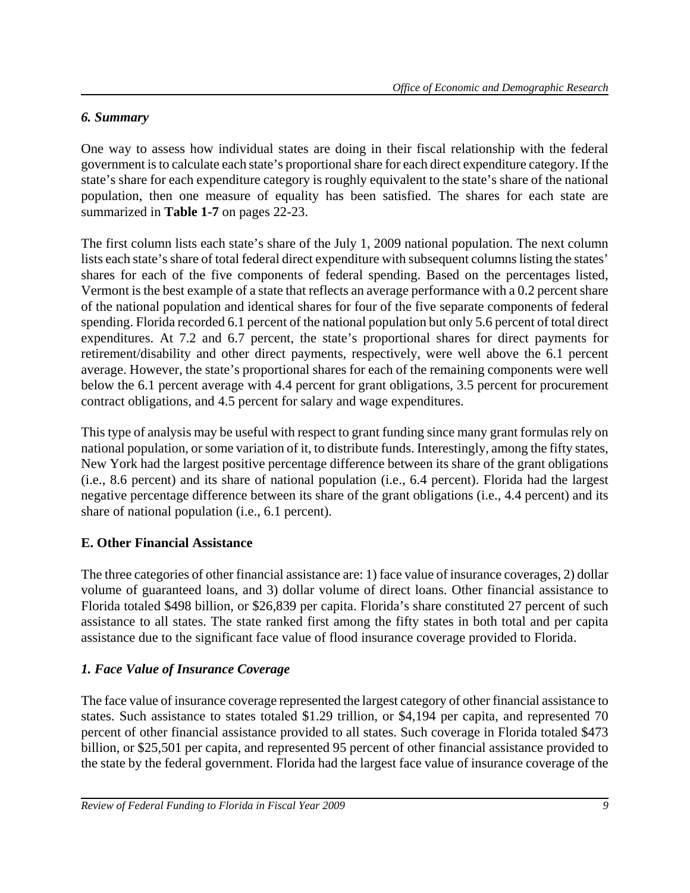### *6. Summary*

One way to assess how individual states are doing in their fiscal relationship with the federal government is to calculate each state's proportional share for each direct expenditure category. If the state's share for each expenditure category is roughly equivalent to the state's share of the national population, then one measure of equality has been satisfied. The shares for each state are summarized in **Table 1-7** on pages 22-23.

The first column lists each state's share of the July 1, 2009 national population. The next column lists each state's share of total federal direct expenditure with subsequent columns listing the states' shares for each of the five components of federal spending. Based on the percentages listed, Vermont is the best example of a state that reflects an average performance with a 0.2 percent share of the national population and identical shares for four of the five separate components of federal spending. Florida recorded 6.1 percent of the national population but only 5.6 percent of total direct expenditures. At 7.2 and 6.7 percent, the state's proportional shares for direct payments for retirement/disability and other direct payments, respectively, were well above the 6.1 percent average. However, the state's proportional shares for each of the remaining components were well below the 6.1 percent average with 4.4 percent for grant obligations, 3.5 percent for procurement contract obligations, and 4.5 percent for salary and wage expenditures.

This type of analysis may be useful with respect to grant funding since many grant formulas rely on national population, or some variation of it, to distribute funds. Interestingly, among the fifty states, New York had the largest positive percentage difference between its share of the grant obligations (i.e., 8.6 percent) and its share of national population (i.e., 6.4 percent). Florida had the largest negative percentage difference between its share of the grant obligations (i.e., 4.4 percent) and its share of national population (i.e., 6.1 percent).

## E. Other Financial Assistance

The three categories of other financial assistance are: 1) face value of insurance coverages, 2) dollar volume of guaranteed loans, and 3) dollar volume of direct loans. Other financial assistance to Florida totaled $498 billion, or $26,839 per capita. Florida's share constituted 27 percent of such assistance to all states. The state ranked first among the fifty states in both total and per capita assistance due to the significant face value of flood insurance coverage provided to Florida.

### *1. Face Value of Insurance Coverage*

The face value of insurance coverage represented the largest category of other financial assistance to states. Such assistance to states totaled $1.29 trillion, or $4,194 per capita, and represented 70 percent of other financial assistance provided to all states. Such coverage in Florida totaled $473 billion, or $25,501 per capita, and represented 95 percent of other financial assistance provided to the state by the federal government. Florida had the largest face value of insurance coverage of the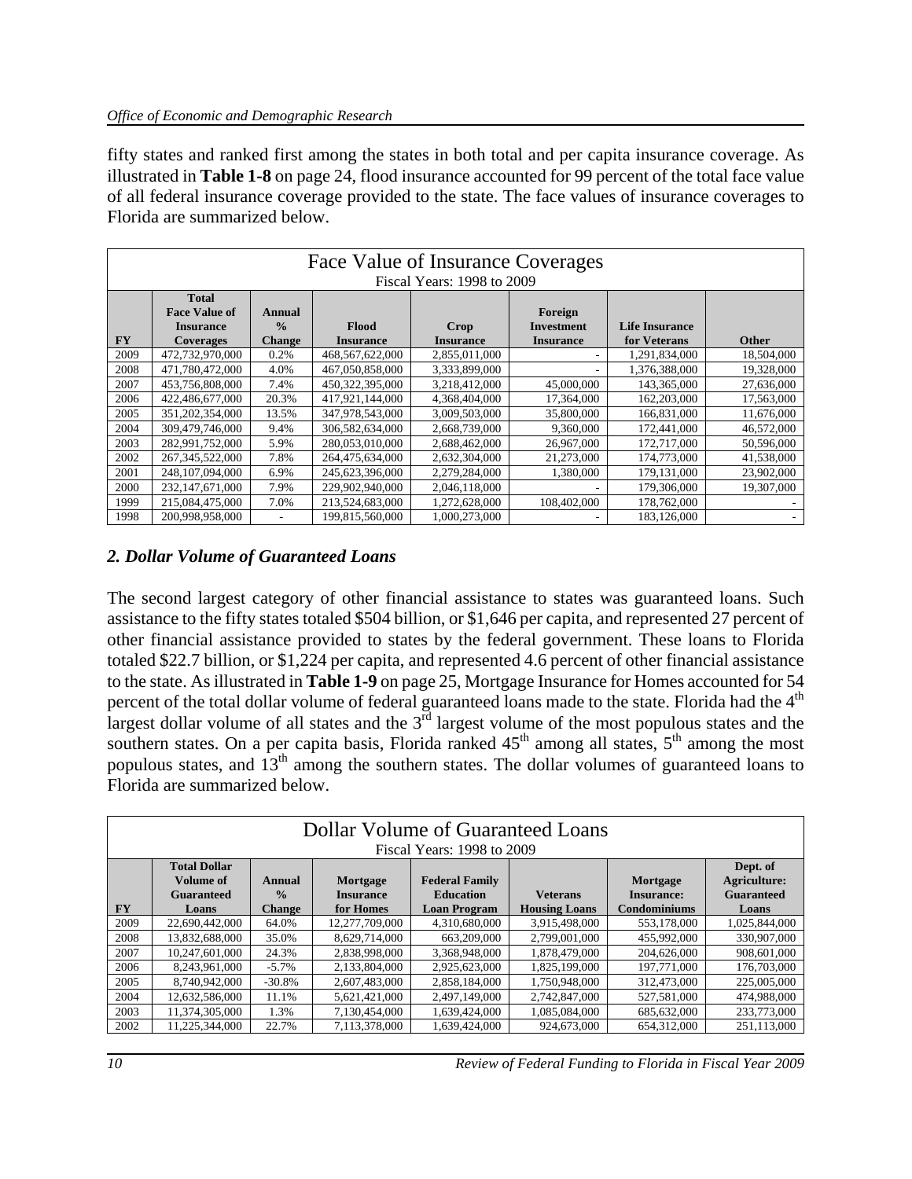fifty states and ranked first among the states in both total and per capita insurance coverage. As illustrated in **Table 1-8** on page 24, flood insurance accounted for 99 percent of the total face value of all federal insurance coverage provided to the state. The face values of insurance coverages to Florida are summarized below.

| Face Value of Insurance Coverages<br>Fiscal Years: 1998 to 2009 | | | | | | | |
|---|---|---|---|---|---|---|---|
| **FY** | **Total Face Value of Insurance Coverages** | **Annual % Change** | **Flood Insurance** | **Crop Insurance** | **Foreign Investment Insurance** | **Life Insurance for Veterans** | **Other** |
| 2009 | 472,732,970,000 | 0.2% | 468,567,622,000 | 2,855,011,000 | - | 1,291,834,000 | 18,504,000 |
| 2008 | 471,780,472,000 | 4.0% | 467,050,858,000 | 3,333,899,000 | - | 1,376,388,000 | 19,328,000 |
| 2007 | 453,756,808,000 | 7.4% | 450,322,395,000 | 3,218,412,000 | 45,000,000 | 143,365,000 | 27,636,000 |
| 2006 | 422,486,677,000 | 20.3% | 417,921,144,000 | 4,368,404,000 | 17,364,000 | 162,203,000 | 17,563,000 |
| 2005 | 351,202,354,000 | 13.5% | 347,978,543,000 | 3,009,503,000 | 35,800,000 | 166,831,000 | 11,676,000 |
| 2004 | 309,479,746,000 | 9.4% | 306,582,634,000 | 2,668,739,000 | 9,360,000 | 172,441,000 | 46,572,000 |
| 2003 | 282,991,752,000 | 5.9% | 280,053,010,000 | 2,688,462,000 | 26,967,000 | 172,717,000 | 50,596,000 |
| 2002 | 267,345,522,000 | 7.8% | 264,475,634,000 | 2,632,304,000 | 21,273,000 | 174,773,000 | 41,538,000 |
| 2001 | 248,107,094,000 | 6.9% | 245,623,396,000 | 2,279,284,000 | 1,380,000 | 179,131,000 | 23,902,000 |
| 2000 | 232,147,671,000 | 7.9% | 229,902,940,000 | 2,046,118,000 | - | 179,306,000 | 19,307,000 |
| 1999 | 215,084,475,000 | 7.0% | 213,524,683,000 | 1,272,628,000 | 108,402,000 | 178,762,000 | - |
| 1998 | 200,998,958,000 | - | 199,815,560,000 | 1,000,273,000 | - | 183,126,000 | - |

### *2. Dollar Volume of Guaranteed Loans*

The second largest category of other financial assistance to states was guaranteed loans. Such assistance to the fifty states totaled \$504 billion, or \$1,646 per capita, and represented 27 percent of other financial assistance provided to states by the federal government. These loans to Florida totaled \$22.7 billion, or \$1,224 per capita, and represented 4.6 percent of other financial assistance to the state. As illustrated in **Table 1-9** on page 25, Mortgage Insurance for Homes accounted for 54 percent of the total dollar volume of federal guaranteed loans made to the state. Florida had the 4th largest dollar volume of all states and the 3rd largest volume of the most populous states and the southern states. On a per capita basis, Florida ranked 45th among all states, 5th among the most populous states, and 13th among the southern states. The dollar volumes of guaranteed loans to Florida are summarized below.

| Dollar Volume of Guaranteed Loans<br>Fiscal Years: 1998 to 2009 | | | | | | | |
|---|---|---|---|---|---|---|---|
| **FY** | **Total Dollar Volume of Guaranteed Loans** | **Annual % Change** | **Mortgage Insurance for Homes** | **Federal Family Education Loan Program** | **Veterans Housing Loans** | **Mortgage Insurance: Condominiums** | **Dept. of Agriculture: Guaranteed Loans** |
| 2009 | 22,690,442,000 | 64.0% | 12,277,709,000 | 4,310,680,000 | 3,915,498,000 | 553,178,000 | 1,025,844,000 |
| 2008 | 13,832,688,000 | 35.0% | 8,629,714,000 | 663,209,000 | 2,799,001,000 | 455,992,000 | 330,907,000 |
| 2007 | 10,247,601,000 | 24.3% | 2,838,998,000 | 3,368,948,000 | 1,878,479,000 | 204,626,000 | 908,601,000 |
| 2006 | 8,243,961,000 | -5.7% | 2,133,804,000 | 2,925,623,000 | 1,825,199,000 | 197,771,000 | 176,703,000 |
| 2005 | 8,740,942,000 | -30.8% | 2,607,483,000 | 2,858,184,000 | 1,750,948,000 | 312,473,000 | 225,005,000 |
| 2004 | 12,632,586,000 | 11.1% | 5,621,421,000 | 2,497,149,000 | 2,742,847,000 | 527,581,000 | 474,988,000 |
| 2003 | 11,374,305,000 | 1.3% | 7,130,454,000 | 1,639,424,000 | 1,085,084,000 | 685,632,000 | 233,773,000 |
| 2002 | 11,225,344,000 | 22.7% | 7,113,378,000 | 1,639,424,000 | 924,673,000 | 654,312,000 | 251,113,000 |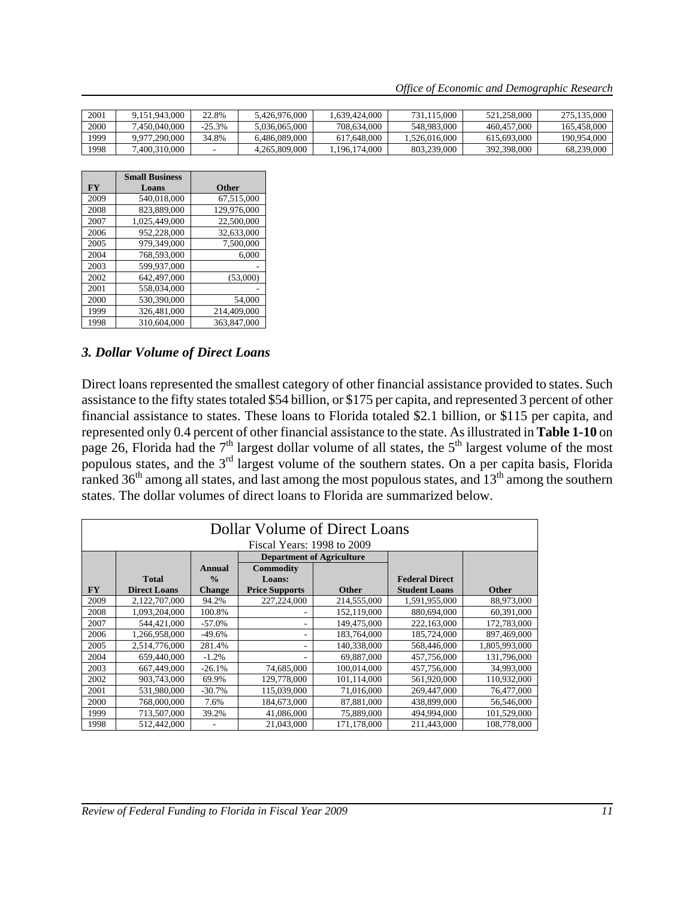| 2001 | 9,151,943,000 | 22.8% | 5,426,976,000 | 1,639,424,000 | 731,115,000 | 521,258,000 | 275,135,000 |
|---|---|---|---|---|---|---|---|
| 2000 | 7,450,040,000 | -25.3% | 5,036,065,000 | 708,634,000 | 548,983,000 | 460,457,000 | 165,458,000 |
| 1999 | 9,977,290,000 | 34.8% | 6,486,089,000 | 617,648,000 | 1,526,016,000 | 615,693,000 | 190,954,000 |
| 1998 | 7,400,310,000 | - | 4,265,809,000 | 1,196,174,000 | 803,239,000 | 392,398,000 | 68,239,000 |

| FY | Small Business Loans | Other |
|---|---|---|
| 2009 | 540,018,000 | 67,515,000 |
| 2008 | 823,889,000 | 129,976,000 |
| 2007 | 1,025,449,000 | 22,500,000 |
| 2006 | 952,228,000 | 32,633,000 |
| 2005 | 979,349,000 | 7,500,000 |
| 2004 | 768,593,000 | 6,000 |
| 2003 | 599,937,000 | - |
| 2002 | 642,497,000 | (53,000) |
| 2001 | 558,034,000 | - |
| 2000 | 530,390,000 | 54,000 |
| 1999 | 326,481,000 | 214,409,000 |
| 1998 | 310,604,000 | 363,847,000 |

### *3. Dollar Volume of Direct Loans*

Direct loans represented the smallest category of other financial assistance provided to states. Such assistance to the fifty states totaled $54 billion, or $175 per capita, and represented 3 percent of other financial assistance to states. These loans to Florida totaled $2.1 billion, or $115 per capita, and represented only 0.4 percent of other financial assistance to the state. As illustrated in **Table 1-10** on page 26, Florida had the 7th largest dollar volume of all states, the 5th largest volume of the most populous states, and the 3rd largest volume of the southern states. On a per capita basis, Florida ranked 36th among all states, and last among the most populous states, and 13th among the southern states. The dollar volumes of direct loans to Florida are summarized below.

Dollar Volume of Direct Loans
Fiscal Years: 1998 to 2009

| | | | Department of Agriculture | | | |
|---|---|---|---|---|---|---|
| FY | Total Direct Loans | Annual % Change | Commodity Loans: Price Supports | Other | Federal Direct Student Loans | Other |
| 2009 | 2,122,707,000 | 94.2% | 227,224,000 | 214,555,000 | 1,591,955,000 | 88,973,000 |
| 2008 | 1,093,204,000 | 100.8% | - | 152,119,000 | 880,694,000 | 60,391,000 |
| 2007 | 544,421,000 | -57.0% | - | 149,475,000 | 222,163,000 | 172,783,000 |
| 2006 | 1,266,958,000 | -49.6% | - | 183,764,000 | 185,724,000 | 897,469,000 |
| 2005 | 2,514,776,000 | 281.4% | - | 140,338,000 | 568,446,000 | 1,805,993,000 |
| 2004 | 659,440,000 | -1.2% | - | 69,887,000 | 457,756,000 | 131,796,000 |
| 2003 | 667,449,000 | -26.1% | 74,685,000 | 100,014,000 | 457,756,000 | 34,993,000 |
| 2002 | 903,743,000 | 69.9% | 129,778,000 | 101,114,000 | 561,920,000 | 110,932,000 |
| 2001 | 531,980,000 | -30.7% | 115,039,000 | 71,016,000 | 269,447,000 | 76,477,000 |
| 2000 | 768,000,000 | 7.6% | 184,673,000 | 87,881,000 | 438,899,000 | 56,546,000 |
| 1999 | 713,507,000 | 39.2% | 41,086,000 | 75,889,000 | 494,994,000 | 101,529,000 |
| 1998 | 512,442,000 | - | 21,043,000 | 171,178,000 | 211,443,000 | 108,778,000 |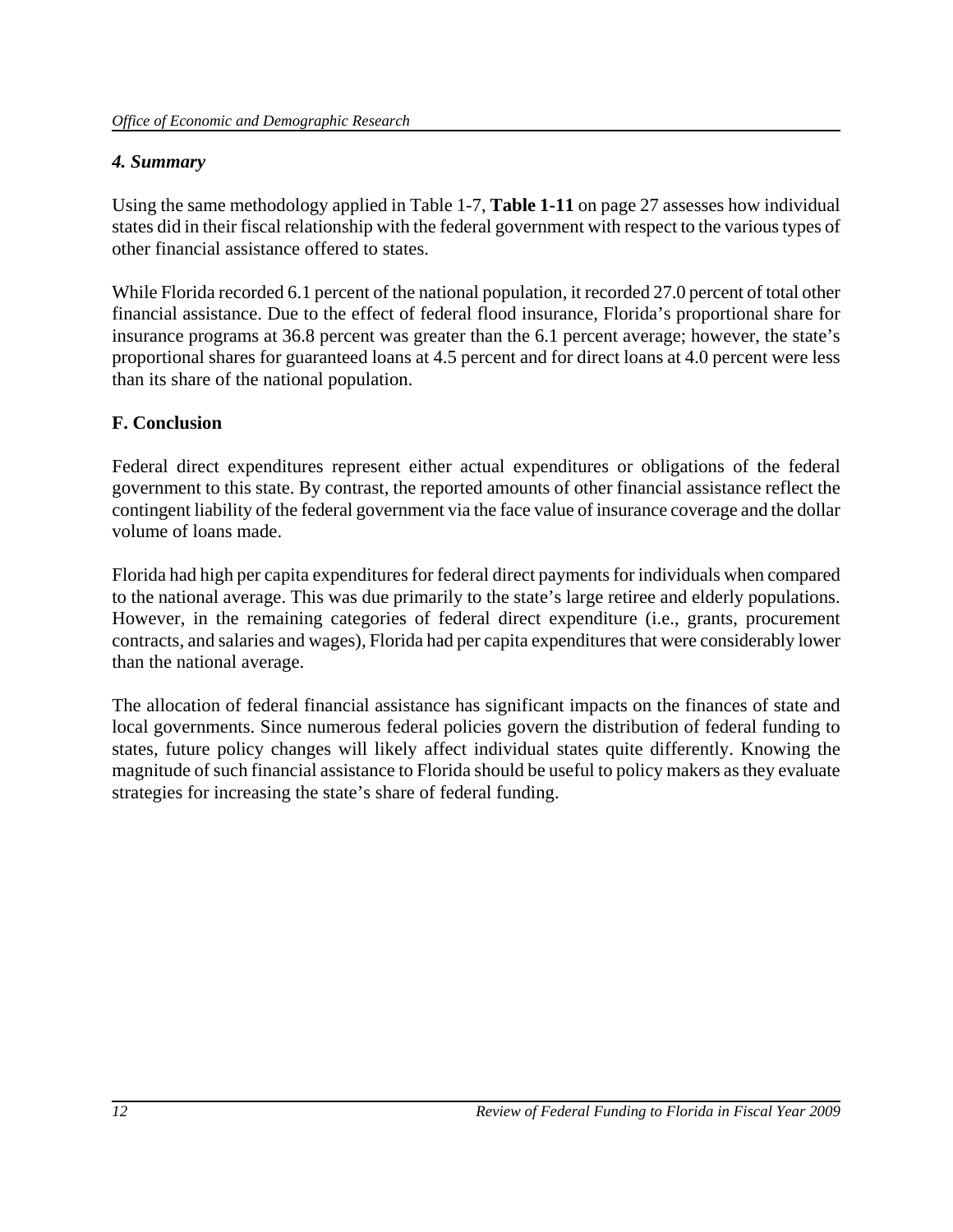### *4. Summary*

Using the same methodology applied in Table 1-7, **Table 1-11** on page 27 assesses how individual states did in their fiscal relationship with the federal government with respect to the various types of other financial assistance offered to states.

While Florida recorded 6.1 percent of the national population, it recorded 27.0 percent of total other financial assistance. Due to the effect of federal flood insurance, Florida's proportional share for insurance programs at 36.8 percent was greater than the 6.1 percent average; however, the state's proportional shares for guaranteed loans at 4.5 percent and for direct loans at 4.0 percent were less than its share of the national population.

## F. Conclusion

Federal direct expenditures represent either actual expenditures or obligations of the federal government to this state. By contrast, the reported amounts of other financial assistance reflect the contingent liability of the federal government via the face value of insurance coverage and the dollar volume of loans made.

Florida had high per capita expenditures for federal direct payments for individuals when compared to the national average. This was due primarily to the state's large retiree and elderly populations. However, in the remaining categories of federal direct expenditure (i.e., grants, procurement contracts, and salaries and wages), Florida had per capita expenditures that were considerably lower than the national average.

The allocation of federal financial assistance has significant impacts on the finances of state and local governments. Since numerous federal policies govern the distribution of federal funding to states, future policy changes will likely affect individual states quite differently. Knowing the magnitude of such financial assistance to Florida should be useful to policy makers as they evaluate strategies for increasing the state's share of federal funding.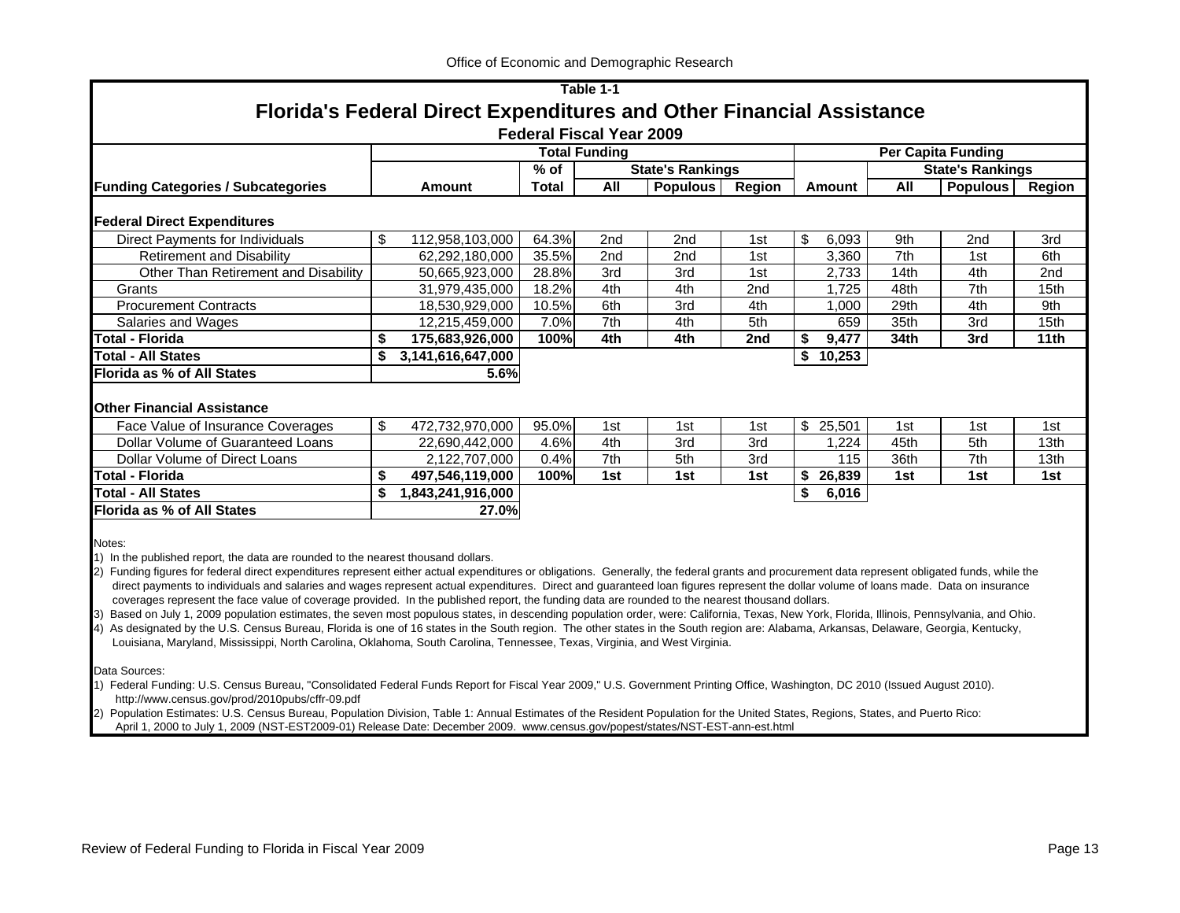Office of Economic and Demographic Research

## Table 1-1

# Florida's Federal Direct Expenditures and Other Financial Assistance

### Federal Fiscal Year 2009

| | Total Funding | | | | | Per Capita Funding | | | |
|---|---|---|---|---|---|---|---|---|---|
| | | % of | State's Rankings | | | | State's Rankings | | |
| **Funding Categories / Subcategories** | **Amount** | **Total** | **All** | **Populous** | **Region** | **Amount** | **All** | **Populous** | **Region** |
| **Federal Direct Expenditures** | | | | | | | | | |
| Direct Payments for Individuals | $ 112,958,103,000 | 64.3% | 2nd | 2nd | 1st | $ 6,093 | 9th | 2nd | 3rd |
| Retirement and Disability | 62,292,180,000 | 35.5% | 2nd | 2nd | 1st | 3,360 | 7th | 1st | 6th |
| Other Than Retirement and Disability | 50,665,923,000 | 28.8% | 3rd | 3rd | 1st | 2,733 | 14th | 4th | 2nd |
| Grants | 31,979,435,000 | 18.2% | 4th | 4th | 2nd | 1,725 | 48th | 7th | 15th |
| Procurement Contracts | 18,530,929,000 | 10.5% | 6th | 3rd | 4th | 1,000 | 29th | 4th | 9th |
| Salaries and Wages | 12,215,459,000 | 7.0% | 7th | 4th | 5th | 659 | 35th | 3rd | 15th |
| **Total - Florida** | **$ 175,683,926,000** | **100%** | **4th** | **4th** | **2nd** | **$ 9,477** | **34th** | **3rd** | **11th** |
| **Total - All States** | **$ 3,141,616,647,000** | | | | | **$ 10,253** | | | |
| **Florida as % of All States** | **5.6%** | | | | | | | | |
| **Other Financial Assistance** | | | | | | | | | |
| Face Value of Insurance Coverages | $ 472,732,970,000 | 95.0% | 1st | 1st | 1st | $ 25,501 | 1st | 1st | 1st |
| Dollar Volume of Guaranteed Loans | 22,690,442,000 | 4.6% | 4th | 3rd | 3rd | 1,224 | 45th | 5th | 13th |
| Dollar Volume of Direct Loans | 2,122,707,000 | 0.4% | 7th | 5th | 3rd | 115 | 36th | 7th | 13th |
| **Total - Florida** | **$ 497,546,119,000** | **100%** | **1st** | **1st** | **1st** | **$ 26,839** | **1st** | **1st** | **1st** |
| **Total - All States** | **$ 1,843,241,916,000** | | | | | **$ 6,016** | | | |
| **Florida as % of All States** | **27.0%** | | | | | | | | |

Notes:

1) In the published report, the data are rounded to the nearest thousand dollars.

2) Funding figures for federal direct expenditures represent either actual expenditures or obligations. Generally, the federal grants and procurement data represent obligated funds, while the direct payments to individuals and salaries and wages represent actual expenditures. Direct and guaranteed loan figures represent the dollar volume of loans made. Data on insurance coverages represent the face value of coverage provided. In the published report, the funding data are rounded to the nearest thousand dollars.

3) Based on July 1, 2009 population estimates, the seven most populous states, in descending population order, were: California, Texas, New York, Florida, Illinois, Pennsylvania, and Ohio.

4) As designated by the U.S. Census Bureau, Florida is one of 16 states in the South region. The other states in the South region are: Alabama, Arkansas, Delaware, Georgia, Kentucky, Louisiana, Maryland, Mississippi, North Carolina, Oklahoma, South Carolina, Tennessee, Texas, Virginia, and West Virginia.

Data Sources:

1) Federal Funding: U.S. Census Bureau, "Consolidated Federal Funds Report for Fiscal Year 2009," U.S. Government Printing Office, Washington, DC 2010 (Issued August 2010). http://www.census.gov/prod/2010pubs/cffr-09.pdf

2) Population Estimates: U.S. Census Bureau, Population Division, Table 1: Annual Estimates of the Resident Population for the United States, Regions, States, and Puerto Rico: April 1, 2000 to July 1, 2009 (NST-EST2009-01) Release Date: December 2009. www.census.gov/popest/states/NST-EST-ann-est.html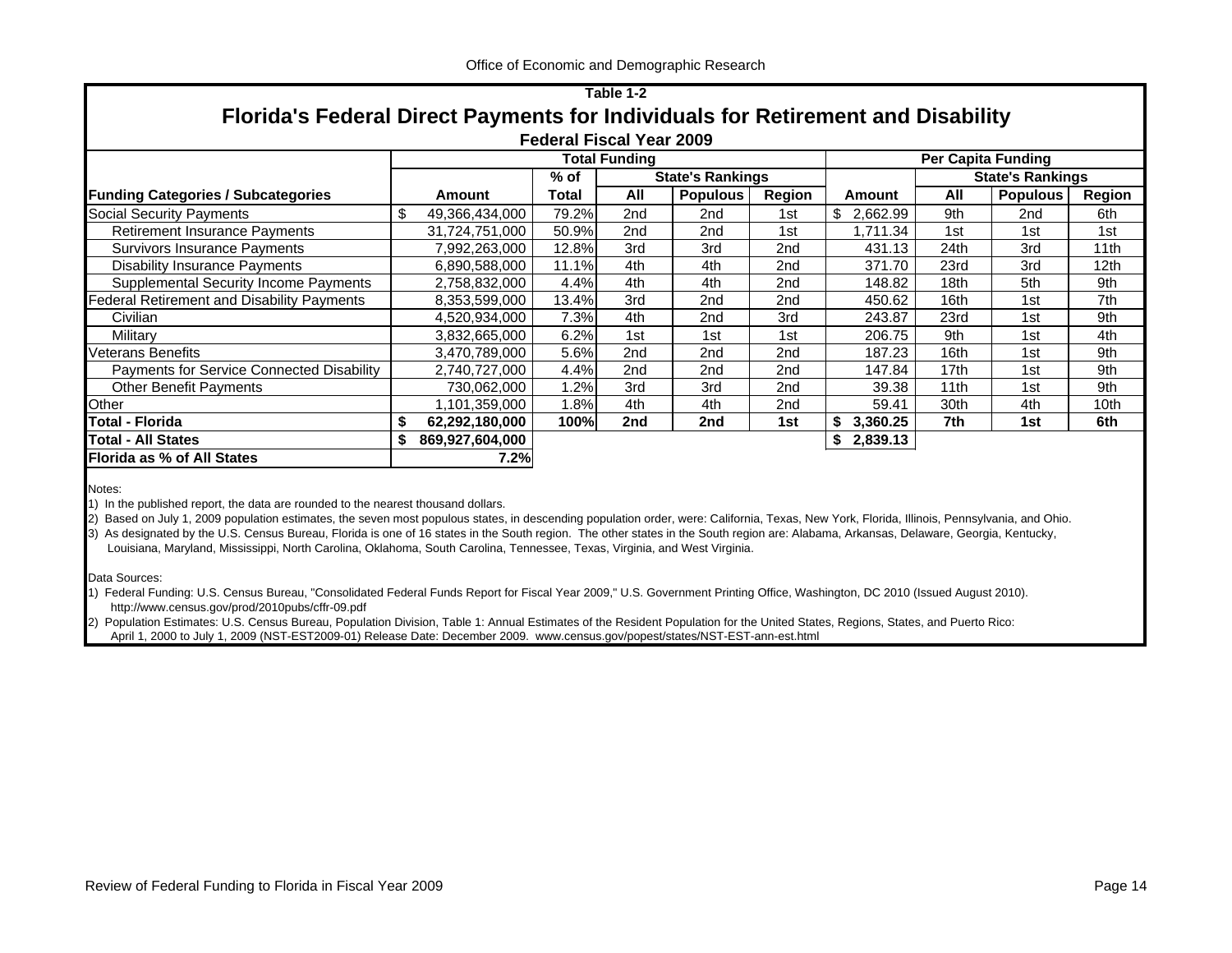Table 1-2

## Florida's Federal Direct Payments for Individuals for Retirement and Disability

**Federal Fiscal Year 2009**

| | Total Funding | | | | | Per Capita Funding | | | |
|---|---|---|---|---|---|---|---|---|---|
| | | % of | State's Rankings | | | | State's Rankings | | |
| **Funding Categories / Subcategories** | **Amount** | **Total** | **All** | **Populous** | **Region** | **Amount** | **All** | **Populous** | **Region** |
| Social Security Payments | $ 49,366,434,000 | 79.2% | 2nd | 2nd | 1st | $ 2,662.99 | 9th | 2nd | 6th |
| Retirement Insurance Payments | 31,724,751,000 | 50.9% | 2nd | 2nd | 1st | 1,711.34 | 1st | 1st | 1st |
| Survivors Insurance Payments | 7,992,263,000 | 12.8% | 3rd | 3rd | 2nd | 431.13 | 24th | 3rd | 11th |
| Disability Insurance Payments | 6,890,588,000 | 11.1% | 4th | 4th | 2nd | 371.70 | 23rd | 3rd | 12th |
| Supplemental Security Income Payments | 2,758,832,000 | 4.4% | 4th | 4th | 2nd | 148.82 | 18th | 5th | 9th |
| Federal Retirement and Disability Payments | 8,353,599,000 | 13.4% | 3rd | 2nd | 2nd | 450.62 | 16th | 1st | 7th |
| Civilian | 4,520,934,000 | 7.3% | 4th | 2nd | 3rd | 243.87 | 23rd | 1st | 9th |
| Military | 3,832,665,000 | 6.2% | 1st | 1st | 1st | 206.75 | 9th | 1st | 4th |
| Veterans Benefits | 3,470,789,000 | 5.6% | 2nd | 2nd | 2nd | 187.23 | 16th | 1st | 9th |
| Payments for Service Connected Disability | 2,740,727,000 | 4.4% | 2nd | 2nd | 2nd | 147.84 | 17th | 1st | 9th |
| Other Benefit Payments | 730,062,000 | 1.2% | 3rd | 3rd | 2nd | 39.38 | 11th | 1st | 9th |
| Other | 1,101,359,000 | 1.8% | 4th | 4th | 2nd | 59.41 | 30th | 4th | 10th |
| **Total - Florida** | **$ 62,292,180,000** | **100%** | **2nd** | **2nd** | **1st** | **$ 3,360.25** | **7th** | **1st** | **6th** |
| **Total - All States** | **$ 869,927,604,000** | | | | | **$ 2,839.13** | | | |
| **Florida as % of All States** | **7.2%** | | | | | | | | |

Notes:

1) In the published report, the data are rounded to the nearest thousand dollars.

2) Based on July 1, 2009 population estimates, the seven most populous states, in descending population order, were: California, Texas, New York, Florida, Illinois, Pennsylvania, and Ohio.

3) As designated by the U.S. Census Bureau, Florida is one of 16 states in the South region. The other states in the South region are: Alabama, Arkansas, Delaware, Georgia, Kentucky, Louisiana, Maryland, Mississippi, North Carolina, Oklahoma, South Carolina, Tennessee, Texas, Virginia, and West Virginia.

Data Sources:

1) Federal Funding: U.S. Census Bureau, "Consolidated Federal Funds Report for Fiscal Year 2009," U.S. Government Printing Office, Washington, DC 2010 (Issued August 2010). http://www.census.gov/prod/2010pubs/cffr-09.pdf

2) Population Estimates: U.S. Census Bureau, Population Division, Table 1: Annual Estimates of the Resident Population for the United States, Regions, States, and Puerto Rico: April 1, 2000 to July 1, 2009 (NST-EST2009-01) Release Date: December 2009. www.census.gov/popest/states/NST-EST-ann-est.html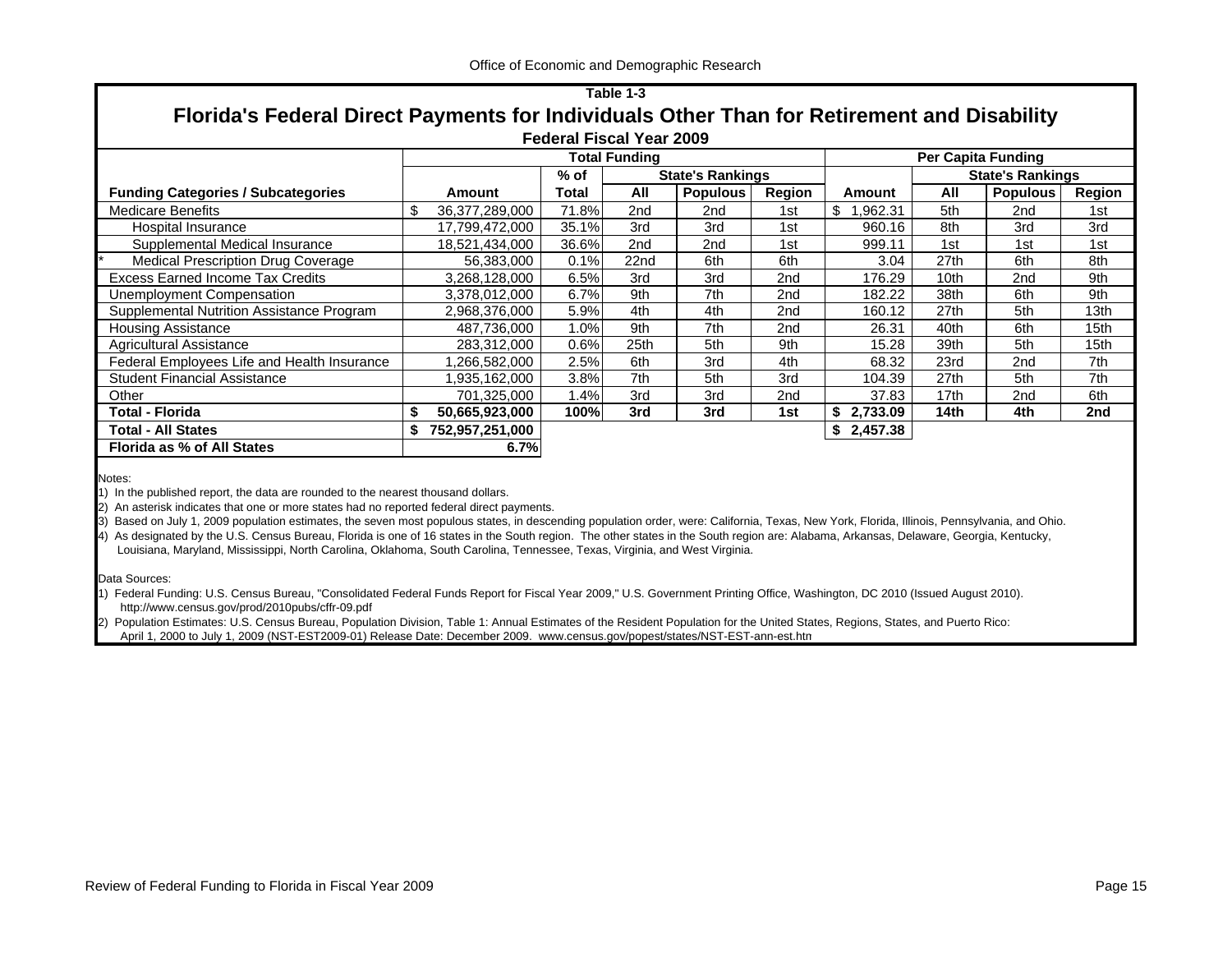Office of Economic and Demographic Research

Table 1-3

## Florida's Federal Direct Payments for Individuals Other Than for Retirement and Disability

### Federal Fiscal Year 2009

| | Total Funding | | | | | Per Capita Funding | | | |
|---|---|---|---|---|---|---|---|---|---|
| | | % of | State's Rankings | | | | State's Rankings | | |
| **Funding Categories / Subcategories** | **Amount** | **Total** | **All** | **Populous** | **Region** | **Amount** | **All** | **Populous** | **Region** |
| Medicare Benefits | $ 36,377,289,000 | 71.8% | 2nd | 2nd | 1st | $ 1,962.31 | 5th | 2nd | 1st |
| Hospital Insurance | 17,799,472,000 | 35.1% | 3rd | 3rd | 1st | 960.16 | 8th | 3rd | 3rd |
| Supplemental Medical Insurance | 18,521,434,000 | 36.6% | 2nd | 2nd | 1st | 999.11 | 1st | 1st | 1st |
| * Medical Prescription Drug Coverage | 56,383,000 | 0.1% | 22nd | 6th | 6th | 3.04 | 27th | 6th | 8th |
| Excess Earned Income Tax Credits | 3,268,128,000 | 6.5% | 3rd | 3rd | 2nd | 176.29 | 10th | 2nd | 9th |
| Unemployment Compensation | 3,378,012,000 | 6.7% | 9th | 7th | 2nd | 182.22 | 38th | 6th | 9th |
| Supplemental Nutrition Assistance Program | 2,968,376,000 | 5.9% | 4th | 4th | 2nd | 160.12 | 27th | 5th | 13th |
| Housing Assistance | 487,736,000 | 1.0% | 9th | 7th | 2nd | 26.31 | 40th | 6th | 15th |
| Agricultural Assistance | 283,312,000 | 0.6% | 25th | 5th | 9th | 15.28 | 39th | 5th | 15th |
| Federal Employees Life and Health Insurance | 1,266,582,000 | 2.5% | 6th | 3rd | 4th | 68.32 | 23rd | 2nd | 7th |
| Student Financial Assistance | 1,935,162,000 | 3.8% | 7th | 5th | 3rd | 104.39 | 27th | 5th | 7th |
| Other | 701,325,000 | 1.4% | 3rd | 3rd | 2nd | 37.83 | 17th | 2nd | 6th |
| **Total - Florida** | **$ 50,665,923,000** | **100%** | **3rd** | **3rd** | **1st** | **$ 2,733.09** | **14th** | **4th** | **2nd** |
| **Total - All States** | **$ 752,957,251,000** | | | | | **$ 2,457.38** | | | |
| **Florida as % of All States** | **6.7%** | | | | | | | | |

Notes:
1) In the published report, the data are rounded to the nearest thousand dollars.
2) An asterisk indicates that one or more states had no reported federal direct payments.
3) Based on July 1, 2009 population estimates, the seven most populous states, in descending population order, were: California, Texas, New York, Florida, Illinois, Pennsylvania, and Ohio.
4) As designated by the U.S. Census Bureau, Florida is one of 16 states in the South region. The other states in the South region are: Alabama, Arkansas, Delaware, Georgia, Kentucky, Louisiana, Maryland, Mississippi, North Carolina, Oklahoma, South Carolina, Tennessee, Texas, Virginia, and West Virginia.

Data Sources:
1) Federal Funding: U.S. Census Bureau, "Consolidated Federal Funds Report for Fiscal Year 2009," U.S. Government Printing Office, Washington, DC 2010 (Issued August 2010). http://www.census.gov/prod/2010pubs/cffr-09.pdf
2) Population Estimates: U.S. Census Bureau, Population Division, Table 1: Annual Estimates of the Resident Population for the United States, Regions, States, and Puerto Rico: April 1, 2000 to July 1, 2009 (NST-EST2009-01) Release Date: December 2009. www.census.gov/popest/states/NST-EST-ann-est.htm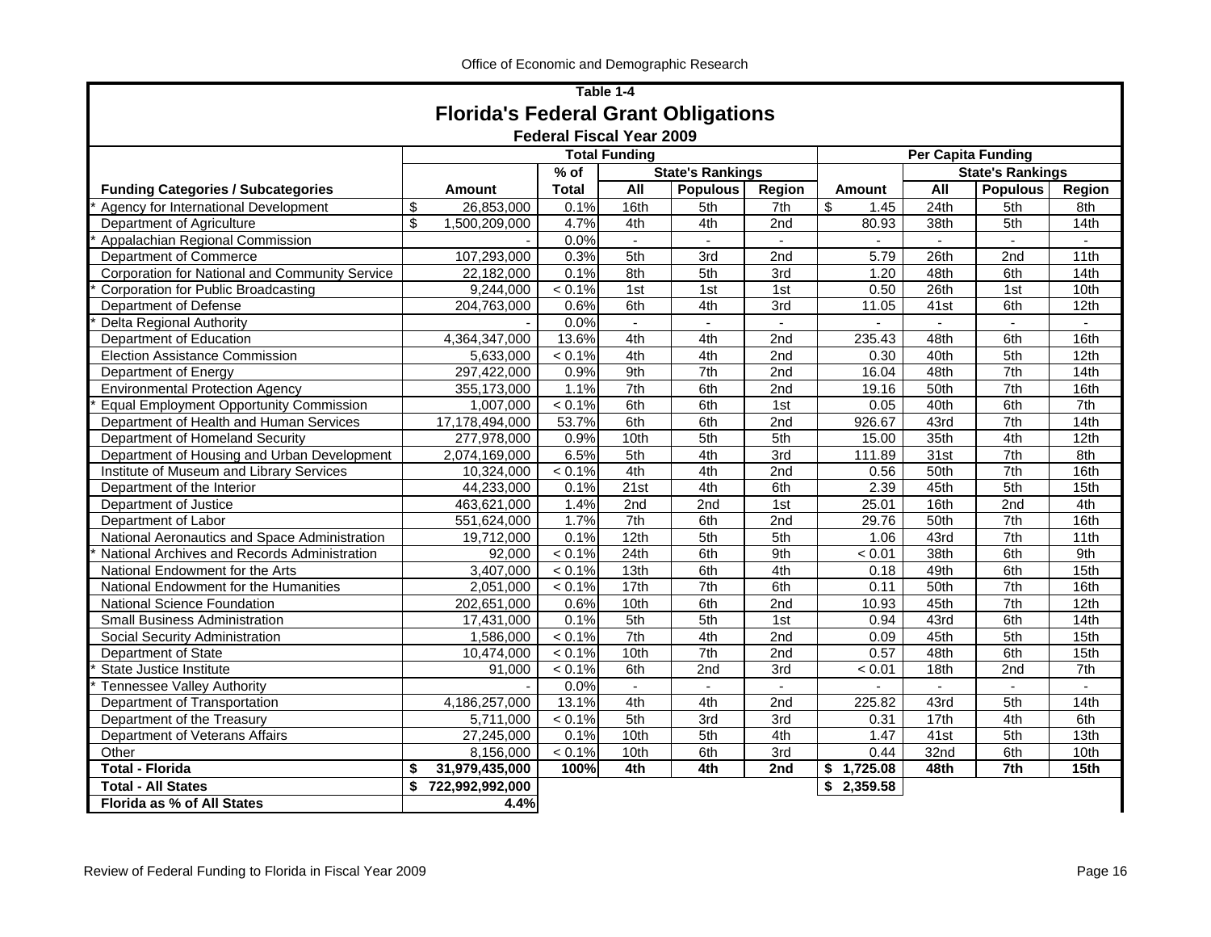Table 1-4

# Florida's Federal Grant Obligations

### Federal Fiscal Year 2009

| Funding Categories / Subcategories | Total Funding | | | | | Per Capita Funding | | | |
|---|---|---|---|---|---|---|---|---|---|
| | Amount | % of Total | State's Rankings | | | Amount | State's Rankings | | |
| | | | All | Populous | Region | | All | Populous | Region |
| * Agency for International Development | $ 26,853,000 | 0.1% | 16th | 5th | 7th | $ 1.45 | 24th | 5th | 8th |
| Department of Agriculture | $ 1,500,209,000 | 4.7% | 4th | 4th | 2nd | 80.93 | 38th | 5th | 14th |
| * Appalachian Regional Commission | - | 0.0% | - | - | - | - | - | - | - |
| Department of Commerce | 107,293,000 | 0.3% | 5th | 3rd | 2nd | 5.79 | 26th | 2nd | 11th |
| Corporation for National and Community Service | 22,182,000 | 0.1% | 8th | 5th | 3rd | 1.20 | 48th | 6th | 14th |
| * Corporation for Public Broadcasting | 9,244,000 | < 0.1% | 1st | 1st | 1st | 0.50 | 26th | 1st | 10th |
| Department of Defense | 204,763,000 | 0.6% | 6th | 4th | 3rd | 11.05 | 41st | 6th | 12th |
| * Delta Regional Authority | - | 0.0% | - | - | - | - | - | - | - |
| Department of Education | 4,364,347,000 | 13.6% | 4th | 4th | 2nd | 235.43 | 48th | 6th | 16th |
| Election Assistance Commission | 5,633,000 | < 0.1% | 4th | 4th | 2nd | 0.30 | 40th | 5th | 12th |
| Department of Energy | 297,422,000 | 0.9% | 9th | 7th | 2nd | 16.04 | 48th | 7th | 14th |
| Environmental Protection Agency | 355,173,000 | 1.1% | 7th | 6th | 2nd | 19.16 | 50th | 7th | 16th |
| * Equal Employment Opportunity Commission | 1,007,000 | < 0.1% | 6th | 6th | 1st | 0.05 | 40th | 6th | 7th |
| Department of Health and Human Services | 17,178,494,000 | 53.7% | 6th | 6th | 2nd | 926.67 | 43rd | 7th | 14th |
| Department of Homeland Security | 277,978,000 | 0.9% | 10th | 5th | 5th | 15.00 | 35th | 4th | 12th |
| Department of Housing and Urban Development | 2,074,169,000 | 6.5% | 5th | 4th | 3rd | 111.89 | 31st | 7th | 8th |
| Institute of Museum and Library Services | 10,324,000 | < 0.1% | 4th | 4th | 2nd | 0.56 | 50th | 7th | 16th |
| Department of the Interior | 44,233,000 | 0.1% | 21st | 4th | 6th | 2.39 | 45th | 5th | 15th |
| Department of Justice | 463,621,000 | 1.4% | 2nd | 2nd | 1st | 25.01 | 16th | 2nd | 4th |
| Department of Labor | 551,624,000 | 1.7% | 7th | 6th | 2nd | 29.76 | 50th | 7th | 16th |
| National Aeronautics and Space Administration | 19,712,000 | 0.1% | 12th | 5th | 5th | 1.06 | 43rd | 7th | 11th |
| * National Archives and Records Administration | 92,000 | < 0.1% | 24th | 6th | 9th | < 0.01 | 38th | 6th | 9th |
| National Endowment for the Arts | 3,407,000 | < 0.1% | 13th | 6th | 4th | 0.18 | 49th | 6th | 15th |
| National Endowment for the Humanities | 2,051,000 | < 0.1% | 17th | 7th | 6th | 0.11 | 50th | 7th | 16th |
| National Science Foundation | 202,651,000 | 0.6% | 10th | 6th | 2nd | 10.93 | 45th | 7th | 12th |
| Small Business Administration | 17,431,000 | 0.1% | 5th | 5th | 1st | 0.94 | 43rd | 6th | 14th |
| Social Security Administration | 1,586,000 | < 0.1% | 7th | 4th | 2nd | 0.09 | 45th | 5th | 15th |
| Department of State | 10,474,000 | < 0.1% | 10th | 7th | 2nd | 0.57 | 48th | 6th | 15th |
| * State Justice Institute | 91,000 | < 0.1% | 6th | 2nd | 3rd | < 0.01 | 18th | 2nd | 7th |
| * Tennessee Valley Authority | - | 0.0% | - | - | - | - | - | - | - |
| Department of Transportation | 4,186,257,000 | 13.1% | 4th | 4th | 2nd | 225.82 | 43rd | 5th | 14th |
| Department of the Treasury | 5,711,000 | < 0.1% | 5th | 3rd | 3rd | 0.31 | 17th | 4th | 6th |
| Department of Veterans Affairs | 27,245,000 | 0.1% | 10th | 5th | 4th | 1.47 | 41st | 5th | 13th |
| Other | 8,156,000 | < 0.1% | 10th | 6th | 3rd | 0.44 | 32nd | 6th | 10th |
| **Total - Florida** | **$ 31,979,435,000** | **100%** | **4th** | **4th** | **2nd** | **$ 1,725.08** | **48th** | **7th** | **15th** |
| **Total - All States** | **$ 722,992,992,000** | | | | | **$ 2,359.58** | | | |
| **Florida as % of All States** | **4.4%** | | | | | | | | |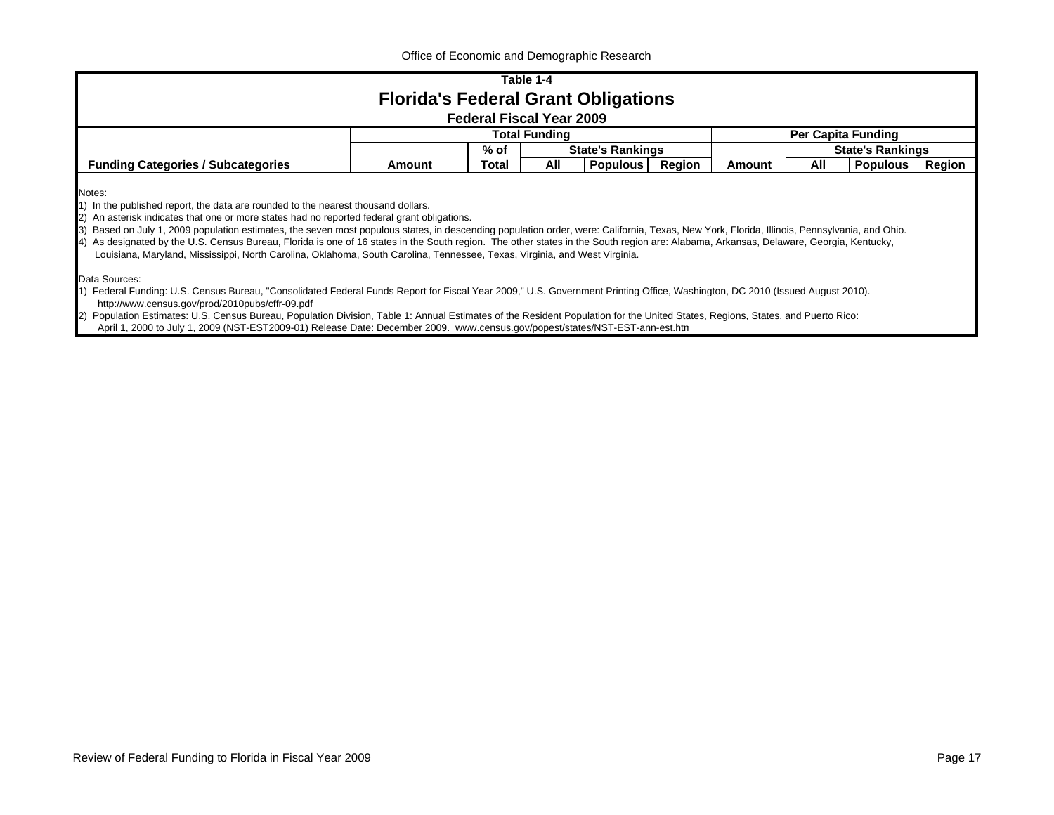Table 1-4

# Florida's Federal Grant Obligations

## Federal Fiscal Year 2009

| | Total Funding | | | | | Per Capita Funding | | | |
|---|---|---|---|---|---|---|---|---|---|
| | | % of | State's Rankings | | | | State's Rankings | | |
| **Funding Categories / Subcategories** | **Amount** | **Total** | **All** | **Populous** | **Region** | **Amount** | **All** | **Populous** | **Region** |

Notes:

1) In the published report, the data are rounded to the nearest thousand dollars.
2) An asterisk indicates that one or more states had no reported federal grant obligations.
3) Based on July 1, 2009 population estimates, the seven most populous states, in descending population order, were: California, Texas, New York, Florida, Illinois, Pennsylvania, and Ohio.
4) As designated by the U.S. Census Bureau, Florida is one of 16 states in the South region. The other states in the South region are: Alabama, Arkansas, Delaware, Georgia, Kentucky, Louisiana, Maryland, Mississippi, North Carolina, Oklahoma, South Carolina, Tennessee, Texas, Virginia, and West Virginia.

Data Sources:

1) Federal Funding: U.S. Census Bureau, "Consolidated Federal Funds Report for Fiscal Year 2009," U.S. Government Printing Office, Washington, DC 2010 (Issued August 2010). http://www.census.gov/prod/2010pubs/cffr-09.pdf
2) Population Estimates: U.S. Census Bureau, Population Division, Table 1: Annual Estimates of the Resident Population for the United States, Regions, States, and Puerto Rico: April 1, 2000 to July 1, 2009 (NST-EST2009-01) Release Date: December 2009. www.census.gov/popest/states/NST-EST-ann-est.htn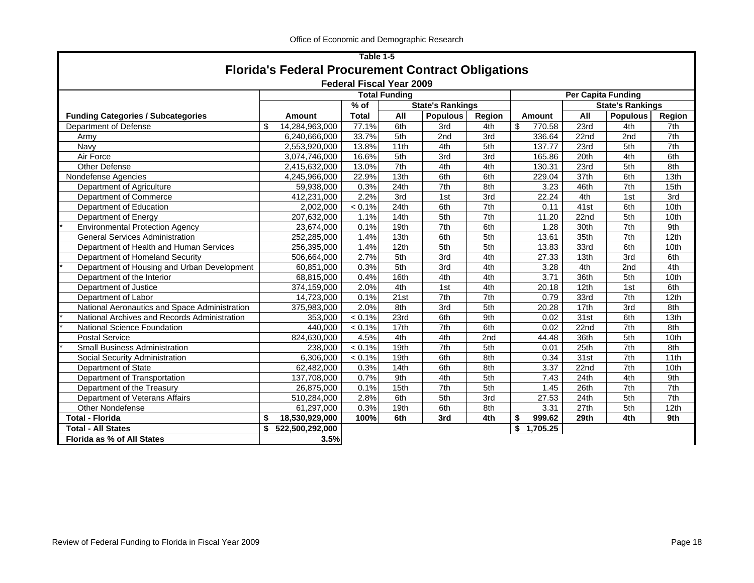## Table 1-5

# Florida's Federal Procurement Contract Obligations

### Federal Fiscal Year 2009

| Funding Categories / Subcategories | Total Funding | | | | | Per Capita Funding | | | |
|---|---|---|---|---|---|---|---|---|---|
| | Amount | % of Total | State's Rankings | | | Amount | State's Rankings | | |
| | | | All | Populous | Region | | All | Populous | Region |
| Department of Defense | $ 14,284,963,000 | 77.1% | 6th | 3rd | 4th | $ 770.58 | 23rd | 4th | 7th |
| Army | 6,240,666,000 | 33.7% | 5th | 2nd | 3rd | 336.64 | 22nd | 2nd | 7th |
| Navy | 2,553,920,000 | 13.8% | 11th | 4th | 5th | 137.77 | 23rd | 5th | 7th |
| Air Force | 3,074,746,000 | 16.6% | 5th | 3rd | 3rd | 165.86 | 20th | 4th | 6th |
| Other Defense | 2,415,632,000 | 13.0% | 7th | 4th | 4th | 130.31 | 23rd | 5th | 8th |
| Nondefense Agencies | 4,245,966,000 | 22.9% | 13th | 6th | 6th | 229.04 | 37th | 6th | 13th |
| Department of Agriculture | 59,938,000 | 0.3% | 24th | 7th | 8th | 3.23 | 46th | 7th | 15th |
| Department of Commerce | 412,231,000 | 2.2% | 3rd | 1st | 3rd | 22.24 | 4th | 1st | 3rd |
| Department of Education | 2,002,000 | < 0.1% | 24th | 6th | 7th | 0.11 | 41st | 6th | 10th |
| Department of Energy | 207,632,000 | 1.1% | 14th | 5th | 7th | 11.20 | 22nd | 5th | 10th |
| * Environmental Protection Agency | 23,674,000 | 0.1% | 19th | 7th | 6th | 1.28 | 30th | 7th | 9th |
| General Services Administration | 252,285,000 | 1.4% | 13th | 6th | 5th | 13.61 | 35th | 7th | 12th |
| Department of Health and Human Services | 256,395,000 | 1.4% | 12th | 5th | 5th | 13.83 | 33rd | 6th | 10th |
| Department of Homeland Security | 506,664,000 | 2.7% | 5th | 3rd | 4th | 27.33 | 13th | 3rd | 6th |
| * Department of Housing and Urban Development | 60,851,000 | 0.3% | 5th | 3rd | 4th | 3.28 | 4th | 2nd | 4th |
| Department of the Interior | 68,815,000 | 0.4% | 16th | 4th | 4th | 3.71 | 36th | 5th | 10th |
| Department of Justice | 374,159,000 | 2.0% | 4th | 1st | 4th | 20.18 | 12th | 1st | 6th |
| Department of Labor | 14,723,000 | 0.1% | 21st | 7th | 7th | 0.79 | 33rd | 7th | 12th |
| National Aeronautics and Space Administration | 375,983,000 | 2.0% | 8th | 3rd | 5th | 20.28 | 17th | 3rd | 8th |
| * National Archives and Records Administration | 353,000 | < 0.1% | 23rd | 6th | 9th | 0.02 | 31st | 6th | 13th |
| * National Science Foundation | 440,000 | < 0.1% | 17th | 7th | 6th | 0.02 | 22nd | 7th | 8th |
| Postal Service | 824,630,000 | 4.5% | 4th | 4th | 2nd | 44.48 | 36th | 5th | 10th |
| * Small Business Administration | 238,000 | < 0.1% | 19th | 7th | 5th | 0.01 | 25th | 7th | 8th |
| Social Security Administration | 6,306,000 | < 0.1% | 19th | 6th | 8th | 0.34 | 31st | 7th | 11th |
| Department of State | 62,482,000 | 0.3% | 14th | 6th | 8th | 3.37 | 22nd | 7th | 10th |
| Department of Transportation | 137,708,000 | 0.7% | 9th | 4th | 5th | 7.43 | 24th | 4th | 9th |
| Department of the Treasury | 26,875,000 | 0.1% | 15th | 7th | 5th | 1.45 | 26th | 7th | 7th |
| Department of Veterans Affairs | 510,284,000 | 2.8% | 6th | 5th | 3rd | 27.53 | 24th | 5th | 7th |
| Other Nondefense | 61,297,000 | 0.3% | 19th | 6th | 8th | 3.31 | 27th | 5th | 12th |
| **Total - Florida** | **$ 18,530,929,000** | **100%** | **6th** | **3rd** | **4th** | **$ 999.62** | **29th** | **4th** | **9th** |
| **Total - All States** | **$ 522,500,292,000** | | | | | **$ 1,705.25** | | | |
| **Florida as % of All States** | **3.5%** | | | | | | | | |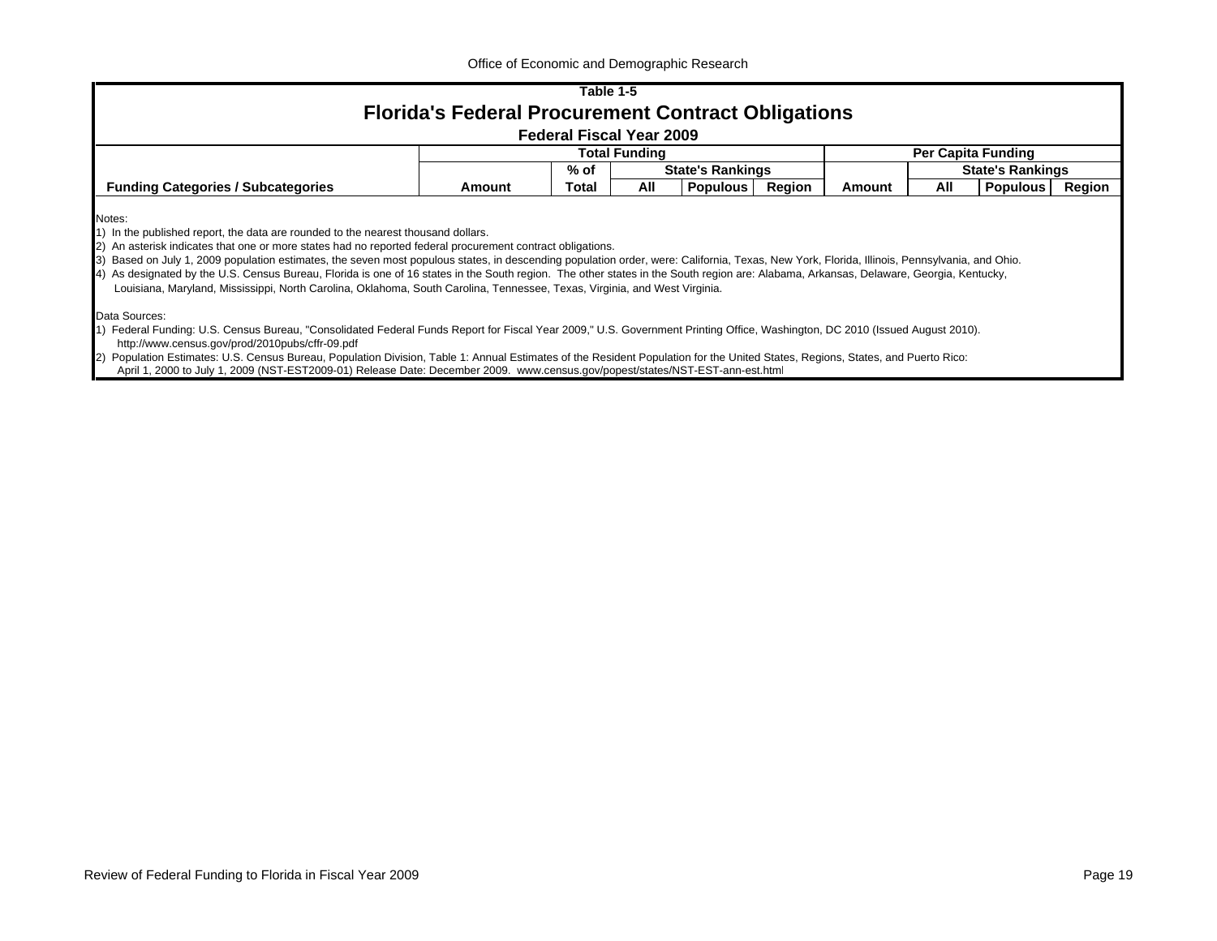Table 1-5

# Florida's Federal Procurement Contract Obligations

## Federal Fiscal Year 2009

| | Total Funding | | | | | Per Capita Funding | | | |
|---|---|---|---|---|---|---|---|---|---|
| | | % of | State's Rankings | | | | State's Rankings | | |
| Funding Categories / Subcategories | Amount | Total | All | Populous | Region | Amount | All | Populous | Region |

Notes:
1) In the published report, the data are rounded to the nearest thousand dollars.
2) An asterisk indicates that one or more states had no reported federal procurement contract obligations.
3) Based on July 1, 2009 population estimates, the seven most populous states, in descending population order, were: California, Texas, New York, Florida, Illinois, Pennsylvania, and Ohio.
4) As designated by the U.S. Census Bureau, Florida is one of 16 states in the South region. The other states in the South region are: Alabama, Arkansas, Delaware, Georgia, Kentucky, Louisiana, Maryland, Mississippi, North Carolina, Oklahoma, South Carolina, Tennessee, Texas, Virginia, and West Virginia.

Data Sources:
1) Federal Funding: U.S. Census Bureau, "Consolidated Federal Funds Report for Fiscal Year 2009," U.S. Government Printing Office, Washington, DC 2010 (Issued August 2010). http://www.census.gov/prod/2010pubs/cffr-09.pdf
2) Population Estimates: U.S. Census Bureau, Population Division, Table 1: Annual Estimates of the Resident Population for the United States, Regions, States, and Puerto Rico: April 1, 2000 to July 1, 2009 (NST-EST2009-01) Release Date: December 2009. www.census.gov/popest/states/NST-EST-ann-est.html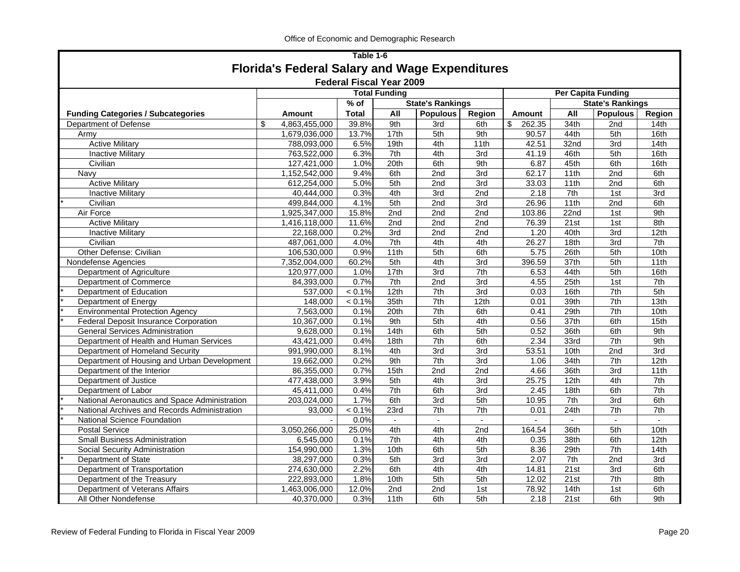Office of Economic and Demographic Research

## Table 1-6

# Florida's Federal Salary and Wage Expenditures

### Federal Fiscal Year 2009

| | Total Funding | | | | | Per Capita Funding | | | |
|---|---|---|---|---|---|---|---|---|---|
| | | % of | State's Rankings | | | | State's Rankings | | |
| **Funding Categories / Subcategories** | **Amount** | **Total** | **All** | **Populous** | **Region** | **Amount** | **All** | **Populous** | **Region** |
| Department of Defense | $ 4,863,455,000 | 39.8% | 9th | 3rd | 6th | $ 262.35 | 34th | 2nd | 14th |
| Army | 1,679,036,000 | 13.7% | 17th | 5th | 9th | 90.57 | 44th | 5th | 16th |
| Active Military | 788,093,000 | 6.5% | 19th | 4th | 11th | 42.51 | 32nd | 3rd | 14th |
| Inactive Military | 763,522,000 | 6.3% | 7th | 4th | 3rd | 41.19 | 46th | 5th | 16th |
| Civilian | 127,421,000 | 1.0% | 20th | 6th | 9th | 6.87 | 45th | 6th | 16th |
| Navy | 1,152,542,000 | 9.4% | 6th | 2nd | 3rd | 62.17 | 11th | 2nd | 6th |
| Active Military | 612,254,000 | 5.0% | 5th | 2nd | 3rd | 33.03 | 11th | 2nd | 6th |
| Inactive Military | 40,444,000 | 0.3% | 4th | 3rd | 2nd | 2.18 | 7th | 1st | 3rd |
| * Civilian | 499,844,000 | 4.1% | 5th | 2nd | 3rd | 26.96 | 11th | 2nd | 6th |
| Air Force | 1,925,347,000 | 15.8% | 2nd | 2nd | 2nd | 103.86 | 22nd | 1st | 9th |
| Active Military | 1,416,118,000 | 11.6% | 2nd | 2nd | 2nd | 76.39 | 21st | 1st | 8th |
| Inactive Military | 22,168,000 | 0.2% | 3rd | 2nd | 2nd | 1.20 | 40th | 3rd | 12th |
| Civilian | 487,061,000 | 4.0% | 7th | 4th | 4th | 26.27 | 18th | 3rd | 7th |
| Other Defense: Civilian | 106,530,000 | 0.9% | 11th | 5th | 6th | 5.75 | 26th | 5th | 10th |
| Nondefense Agencies | 7,352,004,000 | 60.2% | 5th | 4th | 3rd | 396.59 | 37th | 5th | 11th |
| Department of Agriculture | 120,977,000 | 1.0% | 17th | 3rd | 7th | 6.53 | 44th | 5th | 16th |
| Department of Commerce | 84,393,000 | 0.7% | 7th | 2nd | 3rd | 4.55 | 25th | 1st | 7th |
| * Department of Education | 537,000 | < 0.1% | 12th | 7th | 3rd | 0.03 | 16th | 7th | 5th |
| * Department of Energy | 148,000 | < 0.1% | 35th | 7th | 12th | 0.01 | 39th | 7th | 13th |
| * Environmental Protection Agency | 7,563,000 | 0.1% | 20th | 7th | 6th | 0.41 | 29th | 7th | 10th |
| * Federal Deposit Insurance Corporation | 10,367,000 | 0.1% | 9th | 5th | 4th | 0.56 | 37th | 6th | 15th |
| General Services Administration | 9,628,000 | 0.1% | 14th | 6th | 5th | 0.52 | 36th | 6th | 9th |
| Department of Health and Human Services | 43,421,000 | 0.4% | 18th | 7th | 6th | 2.34 | 33rd | 7th | 9th |
| Department of Homeland Security | 991,990,000 | 8.1% | 4th | 3rd | 3rd | 53.51 | 10th | 2nd | 3rd |
| Department of Housing and Urban Development | 19,662,000 | 0.2% | 9th | 7th | 3rd | 1.06 | 34th | 7th | 12th |
| Department of the Interior | 86,355,000 | 0.7% | 15th | 2nd | 2nd | 4.66 | 36th | 3rd | 11th |
| Department of Justice | 477,438,000 | 3.9% | 5th | 4th | 3rd | 25.75 | 12th | 4th | 7th |
| Department of Labor | 45,411,000 | 0.4% | 7th | 6th | 3rd | 2.45 | 18th | 6th | 7th |
| * National Aeronautics and Space Administration | 203,024,000 | 1.7% | 6th | 3rd | 5th | 10.95 | 7th | 3rd | 6th |
| * National Archives and Records Administration | 93,000 | < 0.1% | 23rd | 7th | 7th | 0.01 | 24th | 7th | 7th |
| * National Science Foundation | - | 0.0% | - | - | - | - | - | - | - |
| Postal Service | 3,050,266,000 | 25.0% | 4th | 4th | 2nd | 164.54 | 36th | 5th | 10th |
| Small Business Administration | 6,545,000 | 0.1% | 7th | 4th | 4th | 0.35 | 38th | 6th | 12th |
| Social Security Administration | 154,990,000 | 1.3% | 10th | 6th | 5th | 8.36 | 29th | 7th | 14th |
| * Department of State | 38,297,000 | 0.3% | 5th | 3rd | 3rd | 2.07 | 7th | 2nd | 3rd |
| Department of Transportation | 274,630,000 | 2.2% | 6th | 4th | 4th | 14.81 | 21st | 3rd | 6th |
| Department of the Treasury | 222,893,000 | 1.8% | 10th | 5th | 5th | 12.02 | 21st | 7th | 8th |
| Department of Veterans Affairs | 1,463,006,000 | 12.0% | 2nd | 2nd | 1st | 78.92 | 14th | 1st | 6th |
| All Other Nondefense | 40,370,000 | 0.3% | 11th | 6th | 5th | 2.18 | 21st | 6th | 9th |

Review of Federal Funding to Florida in Fiscal Year 2009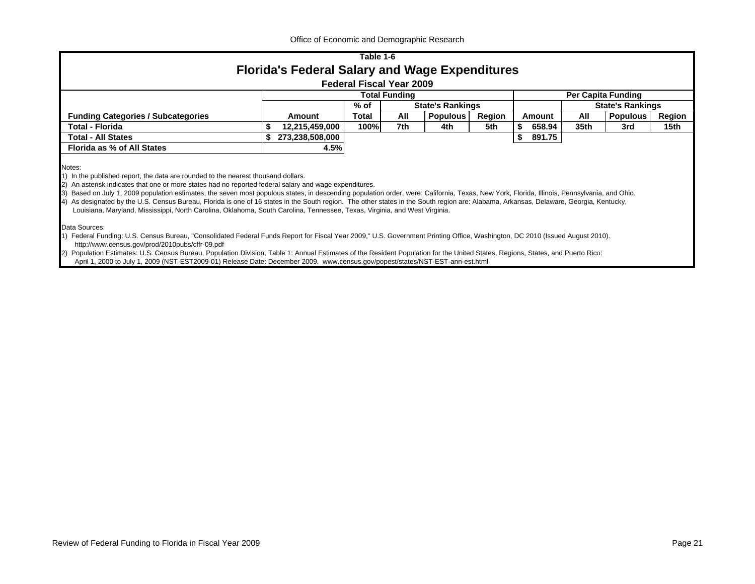Office of Economic and Demographic Research

## Table 1-6

# Florida's Federal Salary and Wage Expenditures

### Federal Fiscal Year 2009

| | Total Funding | | | | | Per Capita Funding | | | |
|---|---|---|---|---|---|---|---|---|---|
| | | % of | State's Rankings | | | | State's Rankings | | |
| **Funding Categories / Subcategories** | **Amount** | **Total** | **All** | **Populous** | **Region** | **Amount** | **All** | **Populous** | **Region** |
| **Total - Florida** | $ 12,215,459,000 | 100% | 7th | 4th | 5th | $ 658.94 | 35th | 3rd | 15th |
| **Total - All States** | $ 273,238,508,000 | | | | | $ 891.75 | | | |
| **Florida as % of All States** | 4.5% | | | | | | | | |

Notes:

1) In the published report, the data are rounded to the nearest thousand dollars.
2) An asterisk indicates that one or more states had no reported federal salary and wage expenditures.
3) Based on July 1, 2009 population estimates, the seven most populous states, in descending population order, were: California, Texas, New York, Florida, Illinois, Pennsylvania, and Ohio.
4) As designated by the U.S. Census Bureau, Florida is one of 16 states in the South region. The other states in the South region are: Alabama, Arkansas, Delaware, Georgia, Kentucky, Louisiana, Maryland, Mississippi, North Carolina, Oklahoma, South Carolina, Tennessee, Texas, Virginia, and West Virginia.

Data Sources:

1) Federal Funding: U.S. Census Bureau, "Consolidated Federal Funds Report for Fiscal Year 2009," U.S. Government Printing Office, Washington, DC 2010 (Issued August 2010). http://www.census.gov/prod/2010pubs/cffr-09.pdf
2) Population Estimates: U.S. Census Bureau, Population Division, Table 1: Annual Estimates of the Resident Population for the United States, Regions, States, and Puerto Rico: April 1, 2000 to July 1, 2009 (NST-EST2009-01) Release Date: December 2009. www.census.gov/popest/states/NST-EST-ann-est.html

Review of Federal Funding to Florida in Fiscal Year 2009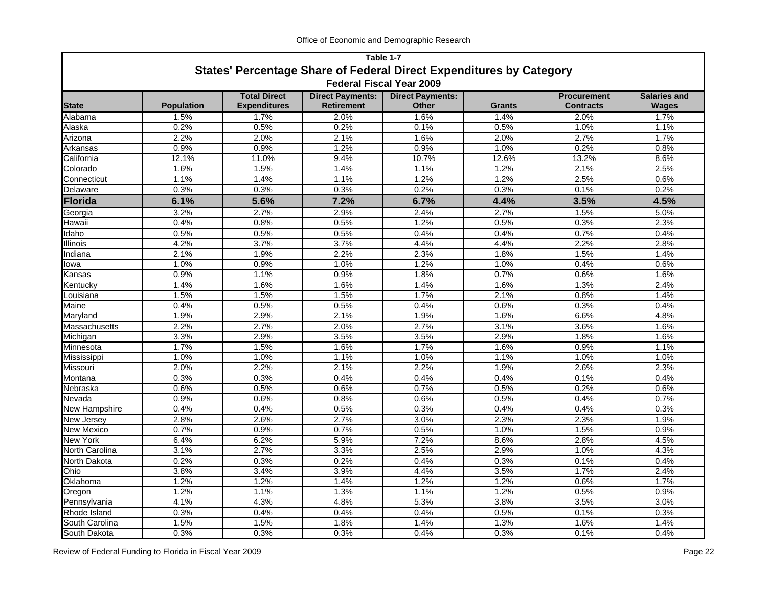**Table 1-7**

## States' Percentage Share of Federal Direct Expenditures by Category

**Federal Fiscal Year 2009**

| State | Population | Total Direct Expenditures | Direct Payments: Retirement | Direct Payments: Other | Grants | Procurement Contracts | Salaries and Wages |
|---|---|---|---|---|---|---|---|
| Alabama | 1.5% | 1.7% | 2.0% | 1.6% | 1.4% | 2.0% | 1.7% |
| Alaska | 0.2% | 0.5% | 0.2% | 0.1% | 0.5% | 1.0% | 1.1% |
| Arizona | 2.2% | 2.0% | 2.1% | 1.6% | 2.0% | 2.7% | 1.7% |
| Arkansas | 0.9% | 0.9% | 1.2% | 0.9% | 1.0% | 0.2% | 0.8% |
| California | 12.1% | 11.0% | 9.4% | 10.7% | 12.6% | 13.2% | 8.6% |
| Colorado | 1.6% | 1.5% | 1.4% | 1.1% | 1.2% | 2.1% | 2.5% |
| Connecticut | 1.1% | 1.4% | 1.1% | 1.2% | 1.2% | 2.5% | 0.6% |
| Delaware | 0.3% | 0.3% | 0.3% | 0.2% | 0.3% | 0.1% | 0.2% |
| **Florida** | **6.1%** | **5.6%** | **7.2%** | **6.7%** | **4.4%** | **3.5%** | **4.5%** |
| Georgia | 3.2% | 2.7% | 2.9% | 2.4% | 2.7% | 1.5% | 5.0% |
| Hawaii | 0.4% | 0.8% | 0.5% | 1.2% | 0.5% | 0.3% | 2.3% |
| Idaho | 0.5% | 0.5% | 0.5% | 0.4% | 0.4% | 0.7% | 0.4% |
| Illinois | 4.2% | 3.7% | 3.7% | 4.4% | 4.4% | 2.2% | 2.8% |
| Indiana | 2.1% | 1.9% | 2.2% | 2.3% | 1.8% | 1.5% | 1.4% |
| Iowa | 1.0% | 0.9% | 1.0% | 1.2% | 1.0% | 0.4% | 0.6% |
| Kansas | 0.9% | 1.1% | 0.9% | 1.8% | 0.7% | 0.6% | 1.6% |
| Kentucky | 1.4% | 1.6% | 1.6% | 1.4% | 1.6% | 1.3% | 2.4% |
| Louisiana | 1.5% | 1.5% | 1.5% | 1.7% | 2.1% | 0.8% | 1.4% |
| Maine | 0.4% | 0.5% | 0.5% | 0.4% | 0.6% | 0.3% | 0.4% |
| Maryland | 1.9% | 2.9% | 2.1% | 1.9% | 1.6% | 6.6% | 4.8% |
| Massachusetts | 2.2% | 2.7% | 2.0% | 2.7% | 3.1% | 3.6% | 1.6% |
| Michigan | 3.3% | 2.9% | 3.5% | 3.5% | 2.9% | 1.8% | 1.6% |
| Minnesota | 1.7% | 1.5% | 1.6% | 1.7% | 1.6% | 0.9% | 1.1% |
| Mississippi | 1.0% | 1.0% | 1.1% | 1.0% | 1.1% | 1.0% | 1.0% |
| Missouri | 2.0% | 2.2% | 2.1% | 2.2% | 1.9% | 2.6% | 2.3% |
| Montana | 0.3% | 0.3% | 0.4% | 0.4% | 0.4% | 0.1% | 0.4% |
| Nebraska | 0.6% | 0.5% | 0.6% | 0.7% | 0.5% | 0.2% | 0.6% |
| Nevada | 0.9% | 0.6% | 0.8% | 0.6% | 0.5% | 0.4% | 0.7% |
| New Hampshire | 0.4% | 0.4% | 0.5% | 0.3% | 0.4% | 0.4% | 0.3% |
| New Jersey | 2.8% | 2.6% | 2.7% | 3.0% | 2.3% | 2.3% | 1.9% |
| New Mexico | 0.7% | 0.9% | 0.7% | 0.5% | 1.0% | 1.5% | 0.9% |
| New York | 6.4% | 6.2% | 5.9% | 7.2% | 8.6% | 2.8% | 4.5% |
| North Carolina | 3.1% | 2.7% | 3.3% | 2.5% | 2.9% | 1.0% | 4.3% |
| North Dakota | 0.2% | 0.3% | 0.2% | 0.4% | 0.3% | 0.1% | 0.4% |
| Ohio | 3.8% | 3.4% | 3.9% | 4.4% | 3.5% | 1.7% | 2.4% |
| Oklahoma | 1.2% | 1.2% | 1.4% | 1.2% | 1.2% | 0.6% | 1.7% |
| Oregon | 1.2% | 1.1% | 1.3% | 1.1% | 1.2% | 0.5% | 0.9% |
| Pennsylvania | 4.1% | 4.3% | 4.8% | 5.3% | 3.8% | 3.5% | 3.0% |
| Rhode Island | 0.3% | 0.4% | 0.4% | 0.4% | 0.5% | 0.1% | 0.3% |
| South Carolina | 1.5% | 1.5% | 1.8% | 1.4% | 1.3% | 1.6% | 1.4% |
| South Dakota | 0.3% | 0.3% | 0.3% | 0.4% | 0.3% | 0.1% | 0.4% |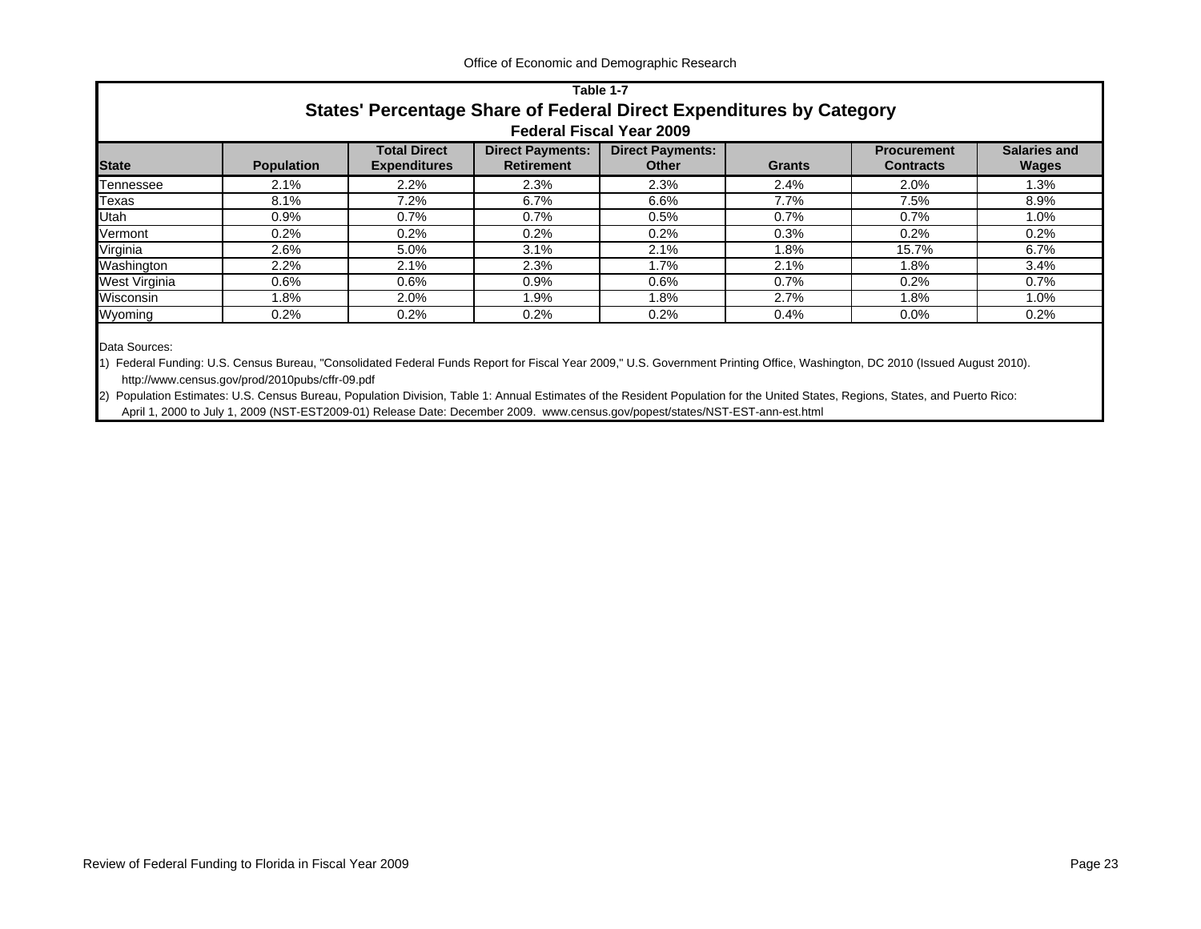Office of Economic and Demographic Research

## Table 1-7

## States' Percentage Share of Federal Direct Expenditures by Category

### Federal Fiscal Year 2009

| State | Population | Total Direct Expenditures | Direct Payments: Retirement | Direct Payments: Other | Grants | Procurement Contracts | Salaries and Wages |
|---|---|---|---|---|---|---|---|
| Tennessee | 2.1% | 2.2% | 2.3% | 2.3% | 2.4% | 2.0% | 1.3% |
| Texas | 8.1% | 7.2% | 6.7% | 6.6% | 7.7% | 7.5% | 8.9% |
| Utah | 0.9% | 0.7% | 0.7% | 0.5% | 0.7% | 0.7% | 1.0% |
| Vermont | 0.2% | 0.2% | 0.2% | 0.2% | 0.3% | 0.2% | 0.2% |
| Virginia | 2.6% | 5.0% | 3.1% | 2.1% | 1.8% | 15.7% | 6.7% |
| Washington | 2.2% | 2.1% | 2.3% | 1.7% | 2.1% | 1.8% | 3.4% |
| West Virginia | 0.6% | 0.6% | 0.9% | 0.6% | 0.7% | 0.2% | 0.7% |
| Wisconsin | 1.8% | 2.0% | 1.9% | 1.8% | 2.7% | 1.8% | 1.0% |
| Wyoming | 0.2% | 0.2% | 0.2% | 0.2% | 0.4% | 0.0% | 0.2% |

Data Sources:

1) Federal Funding: U.S. Census Bureau, "Consolidated Federal Funds Report for Fiscal Year 2009," U.S. Government Printing Office, Washington, DC 2010 (Issued August 2010). http://www.census.gov/prod/2010pubs/cffr-09.pdf

2) Population Estimates: U.S. Census Bureau, Population Division, Table 1: Annual Estimates of the Resident Population for the United States, Regions, States, and Puerto Rico: April 1, 2000 to July 1, 2009 (NST-EST2009-01) Release Date: December 2009. www.census.gov/popest/states/NST-EST-ann-est.html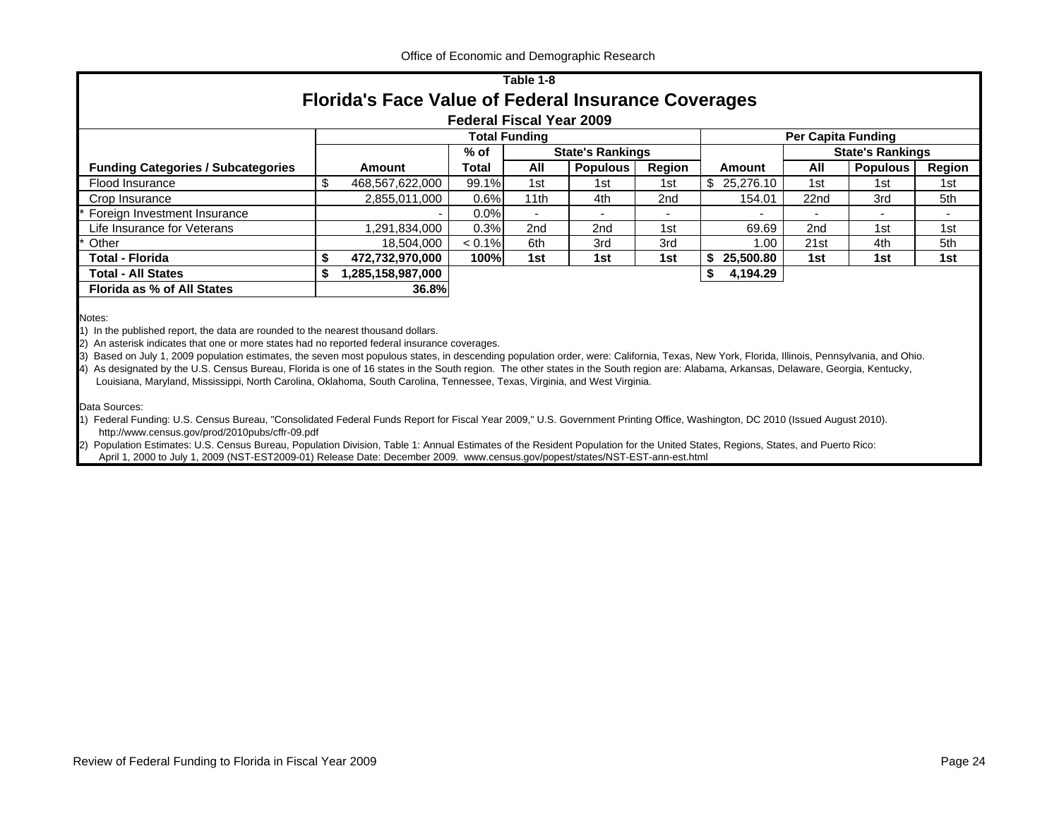Office of Economic and Demographic Research

## Table 1-8

# Florida's Face Value of Federal Insurance Coverages

### Federal Fiscal Year 2009

| | Total Funding | | | | | Per Capita Funding | | | |
|---|---|---|---|---|---|---|---|---|---|
| | | % of | State's Rankings | | | | State's Rankings | | |
| **Funding Categories / Subcategories** | **Amount** | **Total** | **All** | **Populous** | **Region** | **Amount** | **All** | **Populous** | **Region** |
| Flood Insurance | $ 468,567,622,000 | 99.1% | 1st | 1st | 1st | $ 25,276.10 | 1st | 1st | 1st |
| Crop Insurance | 2,855,011,000 | 0.6% | 11th | 4th | 2nd | 154.01 | 22nd | 3rd | 5th |
| * Foreign Investment Insurance | - | 0.0% | - | - | - | - | - | - | - |
| Life Insurance for Veterans | 1,291,834,000 | 0.3% | 2nd | 2nd | 1st | 69.69 | 2nd | 1st | 1st |
| * Other | 18,504,000 | < 0.1% | 6th | 3rd | 3rd | 1.00 | 21st | 4th | 5th |
| **Total - Florida** | **$ 472,732,970,000** | **100%** | **1st** | **1st** | **1st** | **$ 25,500.80** | **1st** | **1st** | **1st** |
| **Total - All States** | **$ 1,285,158,987,000** | | | | | **$ 4,194.29** | | | |
| **Florida as % of All States** | **36.8%** | | | | | | | | |

Notes:
1) In the published report, the data are rounded to the nearest thousand dollars.
2) An asterisk indicates that one or more states had no reported federal insurance coverages.
3) Based on July 1, 2009 population estimates, the seven most populous states, in descending population order, were: California, Texas, New York, Florida, Illinois, Pennsylvania, and Ohio.
4) As designated by the U.S. Census Bureau, Florida is one of 16 states in the South region. The other states in the South region are: Alabama, Arkansas, Delaware, Georgia, Kentucky, Louisiana, Maryland, Mississippi, North Carolina, Oklahoma, South Carolina, Tennessee, Texas, Virginia, and West Virginia.

Data Sources:
1) Federal Funding: U.S. Census Bureau, "Consolidated Federal Funds Report for Fiscal Year 2009," U.S. Government Printing Office, Washington, DC 2010 (Issued August 2010). http://www.census.gov/prod/2010pubs/cffr-09.pdf
2) Population Estimates: U.S. Census Bureau, Population Division, Table 1: Annual Estimates of the Resident Population for the United States, Regions, States, and Puerto Rico: April 1, 2000 to July 1, 2009 (NST-EST2009-01) Release Date: December 2009. www.census.gov/popest/states/NST-EST-ann-est.html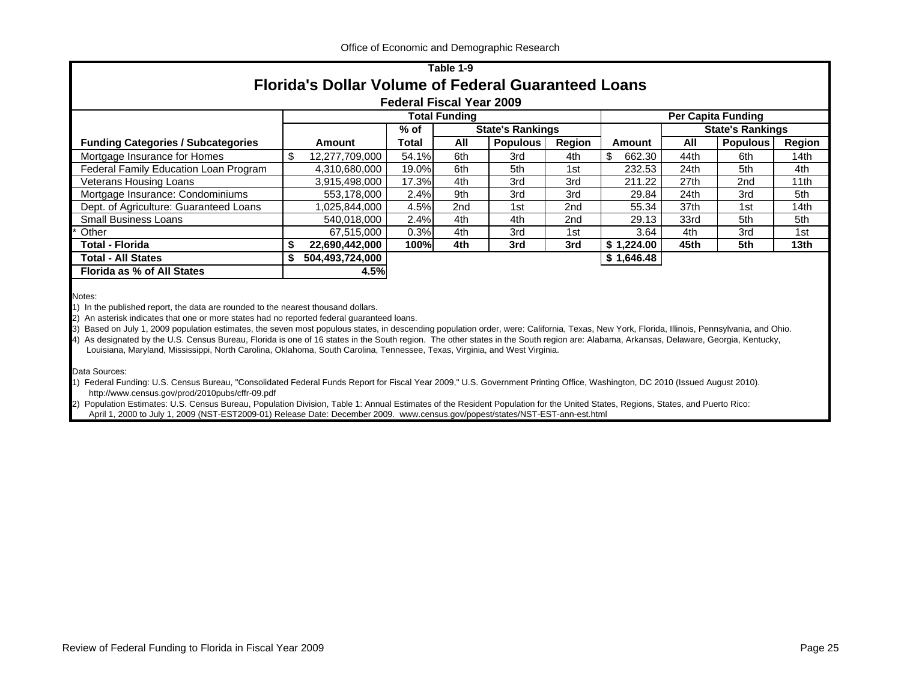Office of Economic and Demographic Research

### Table 1-9

# Florida's Dollar Volume of Federal Guaranteed Loans

### Federal Fiscal Year 2009

| Funding Categories / Subcategories | Total Funding | | | | | Per Capita Funding | | | |
|---|---|---|---|---|---|---|---|---|---|
| | | % of | State's Rankings | | | | State's Rankings | | |
| | Amount | Total | All | Populous | Region | Amount | All | Populous | Region |
| Mortgage Insurance for Homes | $ 12,277,709,000 | 54.1% | 6th | 3rd | 4th | $ 662.30 | 44th | 6th | 14th |
| Federal Family Education Loan Program | 4,310,680,000 | 19.0% | 6th | 5th | 1st | 232.53 | 24th | 5th | 4th |
| Veterans Housing Loans | 3,915,498,000 | 17.3% | 4th | 3rd | 3rd | 211.22 | 27th | 2nd | 11th |
| Mortgage Insurance: Condominiums | 553,178,000 | 2.4% | 9th | 3rd | 3rd | 29.84 | 24th | 3rd | 5th |
| Dept. of Agriculture: Guaranteed Loans | 1,025,844,000 | 4.5% | 2nd | 1st | 2nd | 55.34 | 37th | 1st | 14th |
| Small Business Loans | 540,018,000 | 2.4% | 4th | 4th | 2nd | 29.13 | 33rd | 5th | 5th |
| * Other | 67,515,000 | 0.3% | 4th | 3rd | 1st | 3.64 | 4th | 3rd | 1st |
| **Total - Florida** | **$ 22,690,442,000** | **100%** | **4th** | **3rd** | **3rd** | **$ 1,224.00** | **45th** | **5th** | **13th** |
| **Total - All States** | **$ 504,493,724,000** | | | | | **$ 1,646.48** | | | |
| **Florida as % of All States** | **4.5%** | | | | | | | | |

Notes:

1) In the published report, the data are rounded to the nearest thousand dollars.
2) An asterisk indicates that one or more states had no reported federal guaranteed loans.
3) Based on July 1, 2009 population estimates, the seven most populous states, in descending population order, were: California, Texas, New York, Florida, Illinois, Pennsylvania, and Ohio.
4) As designated by the U.S. Census Bureau, Florida is one of 16 states in the South region. The other states in the South region are: Alabama, Arkansas, Delaware, Georgia, Kentucky, Louisiana, Maryland, Mississippi, North Carolina, Oklahoma, South Carolina, Tennessee, Texas, Virginia, and West Virginia.

Data Sources:

1) Federal Funding: U.S. Census Bureau, "Consolidated Federal Funds Report for Fiscal Year 2009," U.S. Government Printing Office, Washington, DC 2010 (Issued August 2010). http://www.census.gov/prod/2010pubs/cffr-09.pdf
2) Population Estimates: U.S. Census Bureau, Population Division, Table 1: Annual Estimates of the Resident Population for the United States, Regions, States, and Puerto Rico: April 1, 2000 to July 1, 2009 (NST-EST2009-01) Release Date: December 2009. www.census.gov/popest/states/NST-EST-ann-est.html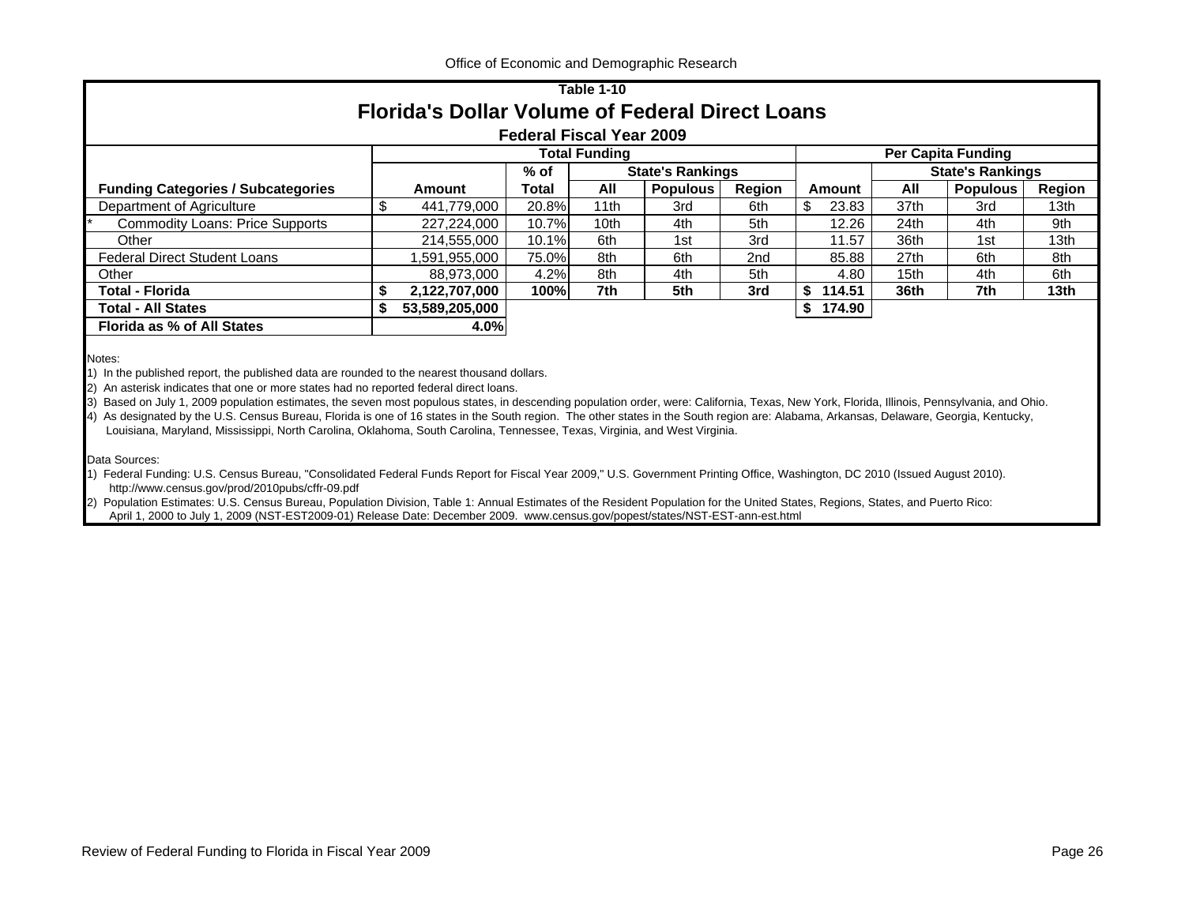Office of Economic and Demographic Research

## Table 1-10

# Florida's Dollar Volume of Federal Direct Loans

### Federal Fiscal Year 2009

| Funding Categories / Subcategories | Total Funding | | | | | Per Capita Funding | | | |
|---|---|---|---|---|---|---|---|---|---|
| | Amount | % of Total | State's Rankings | | | Amount | State's Rankings | | |
| | | | All | Populous | Region | | All | Populous | Region |
| Department of Agriculture | $ 441,779,000 | 20.8% | 11th | 3rd | 6th | $ 23.83 | 37th | 3rd | 13th |
| * Commodity Loans: Price Supports | 227,224,000 | 10.7% | 10th | 4th | 5th | 12.26 | 24th | 4th | 9th |
| Other | 214,555,000 | 10.1% | 6th | 1st | 3rd | 11.57 | 36th | 1st | 13th |
| Federal Direct Student Loans | 1,591,955,000 | 75.0% | 8th | 6th | 2nd | 85.88 | 27th | 6th | 8th |
| Other | 88,973,000 | 4.2% | 8th | 4th | 5th | 4.80 | 15th | 4th | 6th |
| **Total - Florida** | **$ 2,122,707,000** | **100%** | **7th** | **5th** | **3rd** | **$ 114.51** | **36th** | **7th** | **13th** |
| **Total - All States** | **$ 53,589,205,000** | | | | | **$ 174.90** | | | |
| **Florida as % of All States** | **4.0%** | | | | | | | | |

Notes:

1) In the published report, the published data are rounded to the nearest thousand dollars.
2) An asterisk indicates that one or more states had no reported federal direct loans.
3) Based on July 1, 2009 population estimates, the seven most populous states, in descending population order, were: California, Texas, New York, Florida, Illinois, Pennsylvania, and Ohio.
4) As designated by the U.S. Census Bureau, Florida is one of 16 states in the South region. The other states in the South region are: Alabama, Arkansas, Delaware, Georgia, Kentucky, Louisiana, Maryland, Mississippi, North Carolina, Oklahoma, South Carolina, Tennessee, Texas, Virginia, and West Virginia.

Data Sources:

1) Federal Funding: U.S. Census Bureau, "Consolidated Federal Funds Report for Fiscal Year 2009," U.S. Government Printing Office, Washington, DC 2010 (Issued August 2010). http://www.census.gov/prod/2010pubs/cffr-09.pdf
2) Population Estimates: U.S. Census Bureau, Population Division, Table 1: Annual Estimates of the Resident Population for the United States, Regions, States, and Puerto Rico: April 1, 2000 to July 1, 2009 (NST-EST2009-01) Release Date: December 2009. www.census.gov/popest/states/NST-EST-ann-est.html

Review of Federal Funding to Florida in Fiscal Year 2009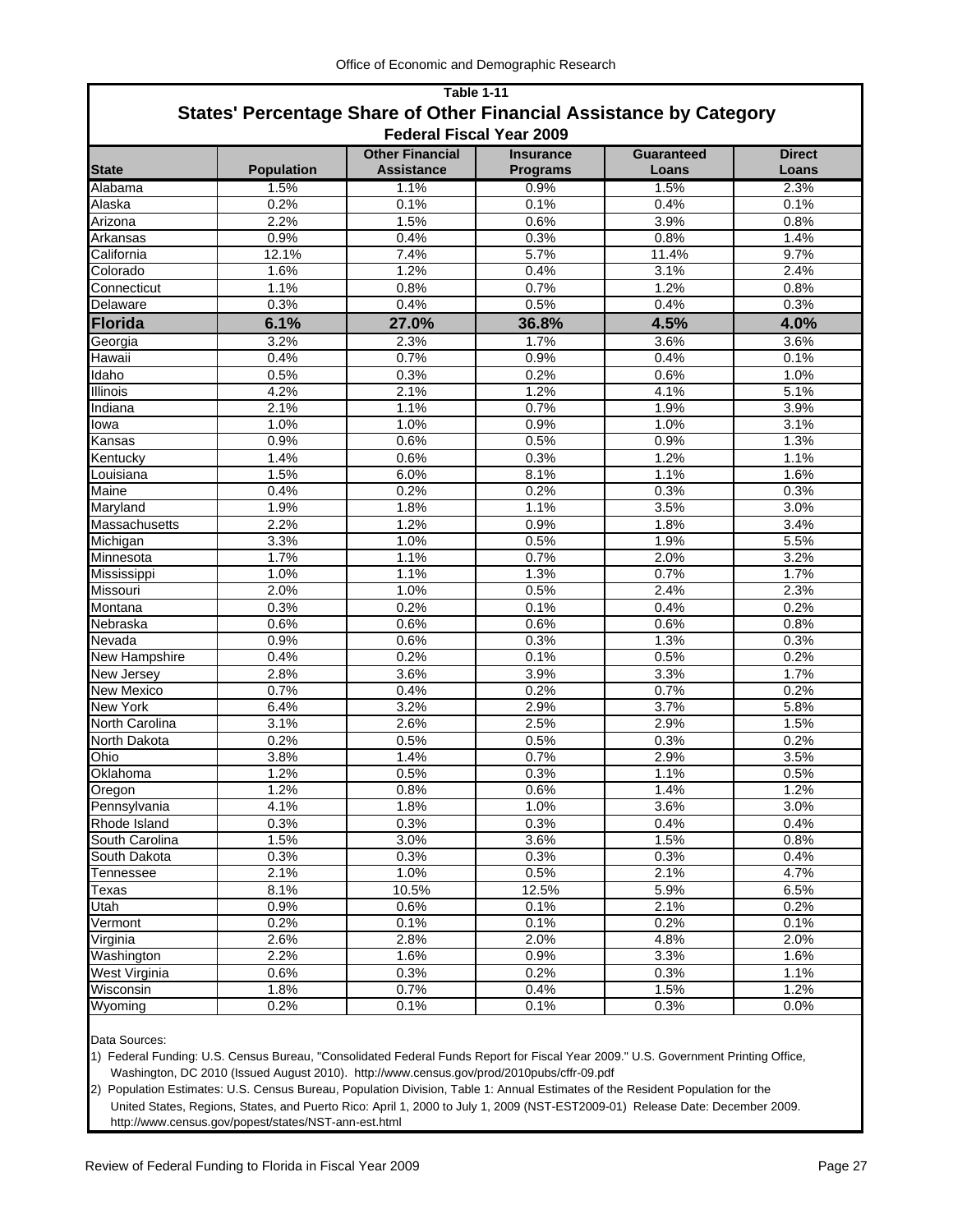## Table 1-11

# States' Percentage Share of Other Financial Assistance by Category

### Federal Fiscal Year 2009

| State | Population | Other Financial Assistance | Insurance Programs | Guaranteed Loans | Direct Loans |
|---|---|---|---|---|---|
| Alabama | 1.5% | 1.1% | 0.9% | 1.5% | 2.3% |
| Alaska | 0.2% | 0.1% | 0.1% | 0.4% | 0.1% |
| Arizona | 2.2% | 1.5% | 0.6% | 3.9% | 0.8% |
| Arkansas | 0.9% | 0.4% | 0.3% | 0.8% | 1.4% |
| California | 12.1% | 7.4% | 5.7% | 11.4% | 9.7% |
| Colorado | 1.6% | 1.2% | 0.4% | 3.1% | 2.4% |
| Connecticut | 1.1% | 0.8% | 0.7% | 1.2% | 0.8% |
| Delaware | 0.3% | 0.4% | 0.5% | 0.4% | 0.3% |
| **Florida** | **6.1%** | **27.0%** | **36.8%** | **4.5%** | **4.0%** |
| Georgia | 3.2% | 2.3% | 1.7% | 3.6% | 3.6% |
| Hawaii | 0.4% | 0.7% | 0.9% | 0.4% | 0.1% |
| Idaho | 0.5% | 0.3% | 0.2% | 0.6% | 1.0% |
| Illinois | 4.2% | 2.1% | 1.2% | 4.1% | 5.1% |
| Indiana | 2.1% | 1.1% | 0.7% | 1.9% | 3.9% |
| Iowa | 1.0% | 1.0% | 0.9% | 1.0% | 3.1% |
| Kansas | 0.9% | 0.6% | 0.5% | 0.9% | 1.3% |
| Kentucky | 1.4% | 0.6% | 0.3% | 1.2% | 1.1% |
| Louisiana | 1.5% | 6.0% | 8.1% | 1.1% | 1.6% |
| Maine | 0.4% | 0.2% | 0.2% | 0.3% | 0.3% |
| Maryland | 1.9% | 1.8% | 1.1% | 3.5% | 3.0% |
| Massachusetts | 2.2% | 1.2% | 0.9% | 1.8% | 3.4% |
| Michigan | 3.3% | 1.0% | 0.5% | 1.9% | 5.5% |
| Minnesota | 1.7% | 1.1% | 0.7% | 2.0% | 3.2% |
| Mississippi | 1.0% | 1.1% | 1.3% | 0.7% | 1.7% |
| Missouri | 2.0% | 1.0% | 0.5% | 2.4% | 2.3% |
| Montana | 0.3% | 0.2% | 0.1% | 0.4% | 0.2% |
| Nebraska | 0.6% | 0.6% | 0.6% | 0.6% | 0.8% |
| Nevada | 0.9% | 0.6% | 0.3% | 1.3% | 0.3% |
| New Hampshire | 0.4% | 0.2% | 0.1% | 0.5% | 0.2% |
| New Jersey | 2.8% | 3.6% | 3.9% | 3.3% | 1.7% |
| New Mexico | 0.7% | 0.4% | 0.2% | 0.7% | 0.2% |
| New York | 6.4% | 3.2% | 2.9% | 3.7% | 5.8% |
| North Carolina | 3.1% | 2.6% | 2.5% | 2.9% | 1.5% |
| North Dakota | 0.2% | 0.5% | 0.5% | 0.3% | 0.2% |
| Ohio | 3.8% | 1.4% | 0.7% | 2.9% | 3.5% |
| Oklahoma | 1.2% | 0.5% | 0.3% | 1.1% | 0.5% |
| Oregon | 1.2% | 0.8% | 0.6% | 1.4% | 1.2% |
| Pennsylvania | 4.1% | 1.8% | 1.0% | 3.6% | 3.0% |
| Rhode Island | 0.3% | 0.3% | 0.3% | 0.4% | 0.4% |
| South Carolina | 1.5% | 3.0% | 3.6% | 1.5% | 0.8% |
| South Dakota | 0.3% | 0.3% | 0.3% | 0.3% | 0.4% |
| Tennessee | 2.1% | 1.0% | 0.5% | 2.1% | 4.7% |
| Texas | 8.1% | 10.5% | 12.5% | 5.9% | 6.5% |
| Utah | 0.9% | 0.6% | 0.1% | 2.1% | 0.2% |
| Vermont | 0.2% | 0.1% | 0.1% | 0.2% | 0.1% |
| Virginia | 2.6% | 2.8% | 2.0% | 4.8% | 2.0% |
| Washington | 2.2% | 1.6% | 0.9% | 3.3% | 1.6% |
| West Virginia | 0.6% | 0.3% | 0.2% | 0.3% | 1.1% |
| Wisconsin | 1.8% | 0.7% | 0.4% | 1.5% | 1.2% |
| Wyoming | 0.2% | 0.1% | 0.1% | 0.3% | 0.0% |

Data Sources:

1) Federal Funding: U.S. Census Bureau, "Consolidated Federal Funds Report for Fiscal Year 2009." U.S. Government Printing Office, Washington, DC 2010 (Issued August 2010). http://www.census.gov/prod/2010pubs/cffr-09.pdf

2) Population Estimates: U.S. Census Bureau, Population Division, Table 1: Annual Estimates of the Resident Population for the United States, Regions, States, and Puerto Rico: April 1, 2000 to July 1, 2009 (NST-EST2009-01) Release Date: December 2009. http://www.census.gov/popest/states/NST-ann-est.html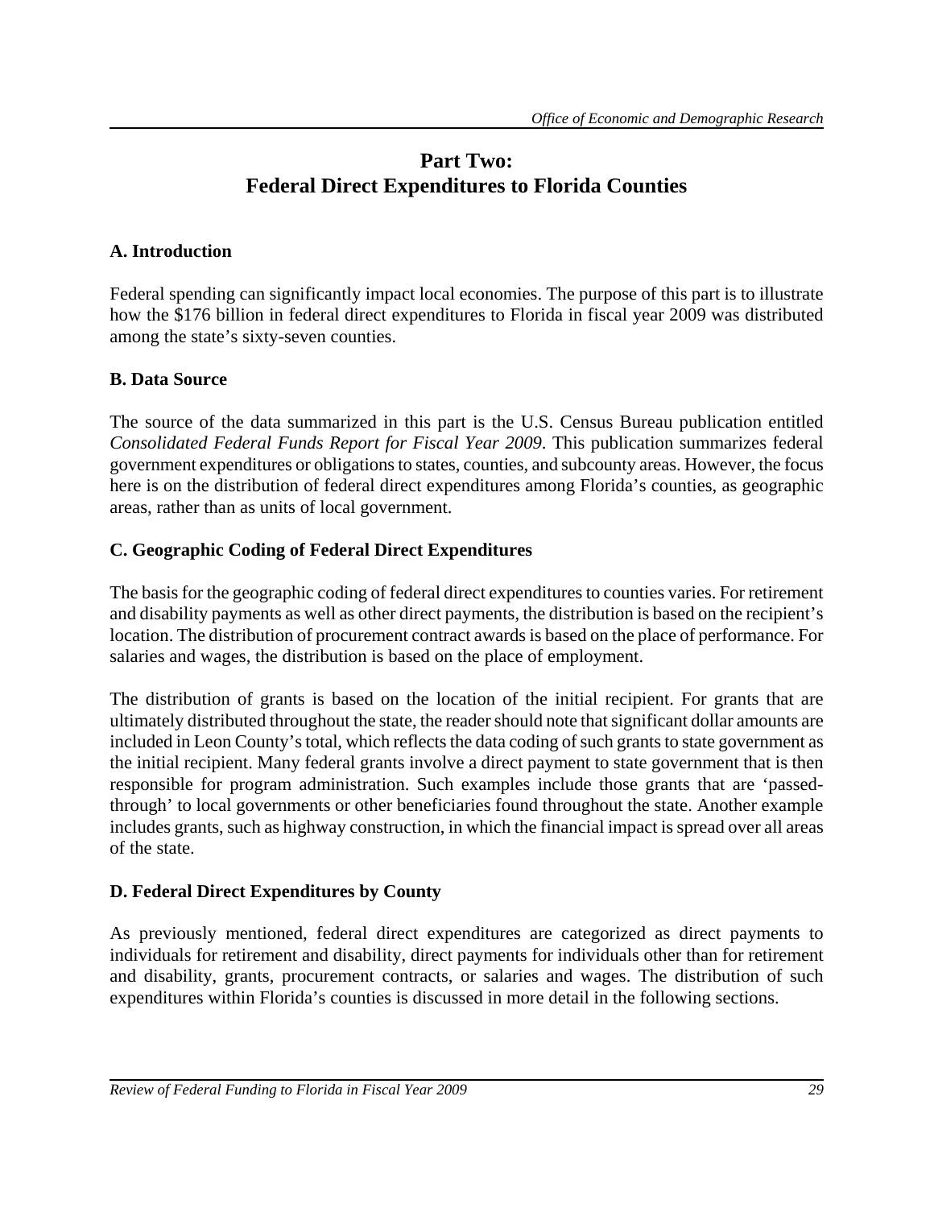# Part Two:
# Federal Direct Expenditures to Florida Counties

## A. Introduction

Federal spending can significantly impact local economies. The purpose of this part is to illustrate how the $176 billion in federal direct expenditures to Florida in fiscal year 2009 was distributed among the state's sixty-seven counties.

## B. Data Source

The source of the data summarized in this part is the U.S. Census Bureau publication entitled *Consolidated Federal Funds Report for Fiscal Year 2009*. This publication summarizes federal government expenditures or obligations to states, counties, and subcounty areas. However, the focus here is on the distribution of federal direct expenditures among Florida's counties, as geographic areas, rather than as units of local government.

## C. Geographic Coding of Federal Direct Expenditures

The basis for the geographic coding of federal direct expenditures to counties varies. For retirement and disability payments as well as other direct payments, the distribution is based on the recipient's location. The distribution of procurement contract awards is based on the place of performance. For salaries and wages, the distribution is based on the place of employment.

The distribution of grants is based on the location of the initial recipient. For grants that are ultimately distributed throughout the state, the reader should note that significant dollar amounts are included in Leon County's total, which reflects the data coding of such grants to state government as the initial recipient. Many federal grants involve a direct payment to state government that is then responsible for program administration. Such examples include those grants that are 'passed-through' to local governments or other beneficiaries found throughout the state. Another example includes grants, such as highway construction, in which the financial impact is spread over all areas of the state.

## D. Federal Direct Expenditures by County

As previously mentioned, federal direct expenditures are categorized as direct payments to individuals for retirement and disability, direct payments for individuals other than for retirement and disability, grants, procurement contracts, or salaries and wages. The distribution of such expenditures within Florida's counties is discussed in more detail in the following sections.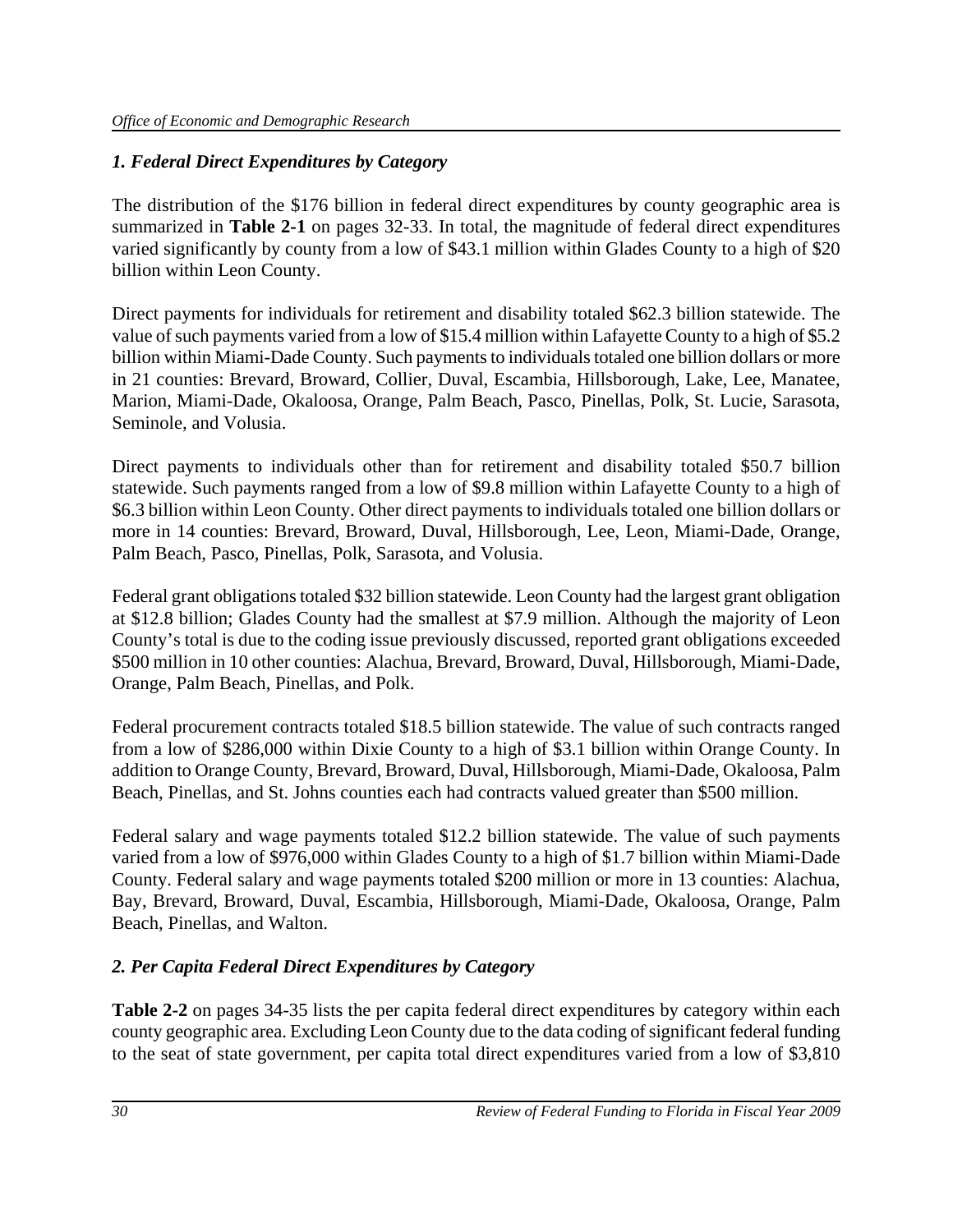### *1. Federal Direct Expenditures by Category*

The distribution of the $176 billion in federal direct expenditures by county geographic area is summarized in **Table 2-1** on pages 32-33. In total, the magnitude of federal direct expenditures varied significantly by county from a low of $43.1 million within Glades County to a high of $20 billion within Leon County.

Direct payments for individuals for retirement and disability totaled $62.3 billion statewide. The value of such payments varied from a low of $15.4 million within Lafayette County to a high of $5.2 billion within Miami-Dade County. Such payments to individuals totaled one billion dollars or more in 21 counties: Brevard, Broward, Collier, Duval, Escambia, Hillsborough, Lake, Lee, Manatee, Marion, Miami-Dade, Okaloosa, Orange, Palm Beach, Pasco, Pinellas, Polk, St. Lucie, Sarasota, Seminole, and Volusia.

Direct payments to individuals other than for retirement and disability totaled $50.7 billion statewide. Such payments ranged from a low of $9.8 million within Lafayette County to a high of $6.3 billion within Leon County. Other direct payments to individuals totaled one billion dollars or more in 14 counties: Brevard, Broward, Duval, Hillsborough, Lee, Leon, Miami-Dade, Orange, Palm Beach, Pasco, Pinellas, Polk, Sarasota, and Volusia.

Federal grant obligations totaled $32 billion statewide. Leon County had the largest grant obligation at $12.8 billion; Glades County had the smallest at $7.9 million. Although the majority of Leon County's total is due to the coding issue previously discussed, reported grant obligations exceeded $500 million in 10 other counties: Alachua, Brevard, Broward, Duval, Hillsborough, Miami-Dade, Orange, Palm Beach, Pinellas, and Polk.

Federal procurement contracts totaled $18.5 billion statewide. The value of such contracts ranged from a low of $286,000 within Dixie County to a high of $3.1 billion within Orange County. In addition to Orange County, Brevard, Broward, Duval, Hillsborough, Miami-Dade, Okaloosa, Palm Beach, Pinellas, and St. Johns counties each had contracts valued greater than $500 million.

Federal salary and wage payments totaled $12.2 billion statewide. The value of such payments varied from a low of $976,000 within Glades County to a high of $1.7 billion within Miami-Dade County. Federal salary and wage payments totaled $200 million or more in 13 counties: Alachua, Bay, Brevard, Broward, Duval, Escambia, Hillsborough, Miami-Dade, Okaloosa, Orange, Palm Beach, Pinellas, and Walton.

### *2. Per Capita Federal Direct Expenditures by Category*

**Table 2-2** on pages 34-35 lists the per capita federal direct expenditures by category within each county geographic area. Excluding Leon County due to the data coding of significant federal funding to the seat of state government, per capita total direct expenditures varied from a low of $3,810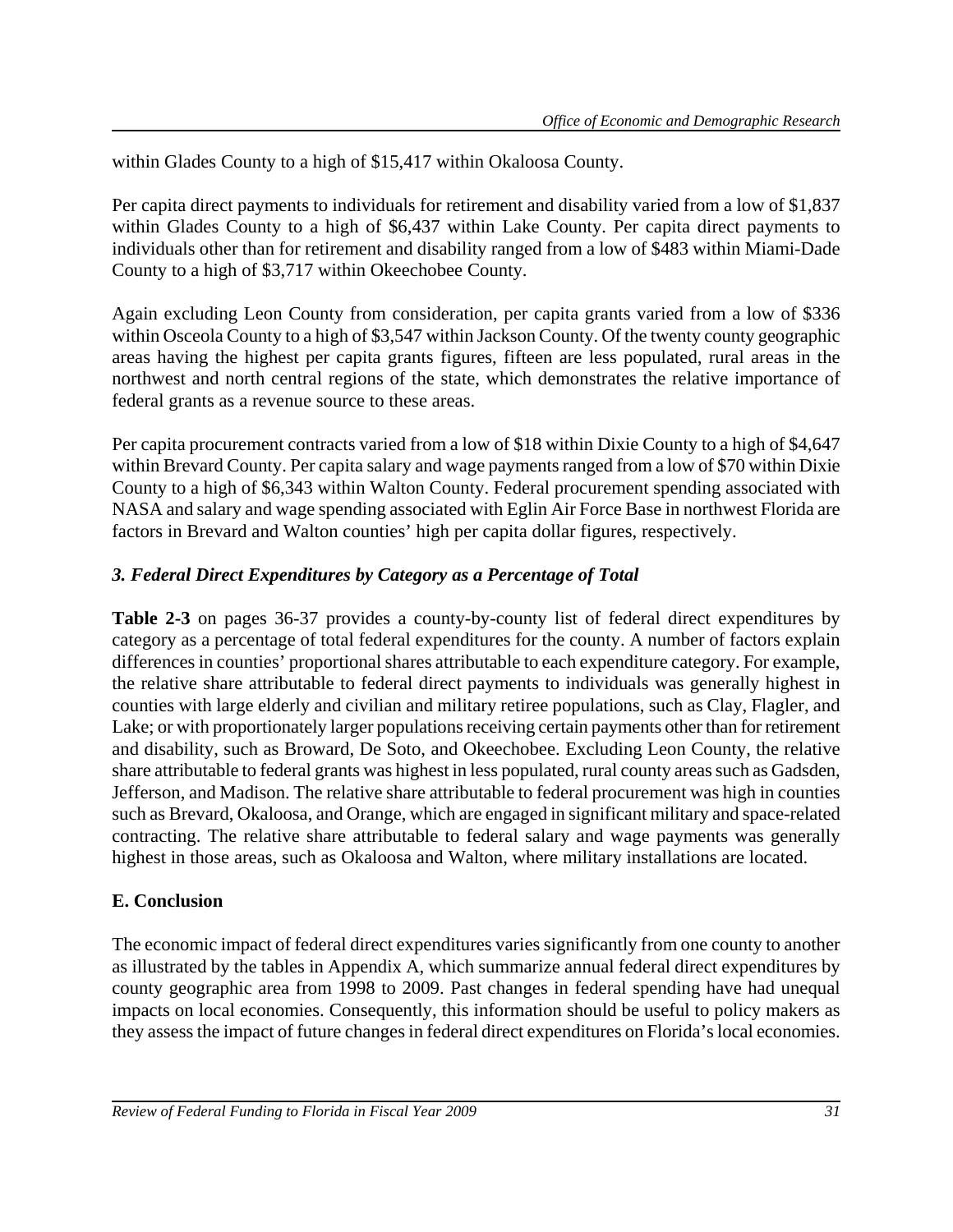within Glades County to a high of $15,417 within Okaloosa County.

Per capita direct payments to individuals for retirement and disability varied from a low of $1,837 within Glades County to a high of $6,437 within Lake County. Per capita direct payments to individuals other than for retirement and disability ranged from a low of $483 within Miami-Dade County to a high of $3,717 within Okeechobee County.

Again excluding Leon County from consideration, per capita grants varied from a low of $336 within Osceola County to a high of $3,547 within Jackson County. Of the twenty county geographic areas having the highest per capita grants figures, fifteen are less populated, rural areas in the northwest and north central regions of the state, which demonstrates the relative importance of federal grants as a revenue source to these areas.

Per capita procurement contracts varied from a low of $18 within Dixie County to a high of $4,647 within Brevard County. Per capita salary and wage payments ranged from a low of $70 within Dixie County to a high of $6,343 within Walton County. Federal procurement spending associated with NASA and salary and wage spending associated with Eglin Air Force Base in northwest Florida are factors in Brevard and Walton counties' high per capita dollar figures, respectively.

### *3. Federal Direct Expenditures by Category as a Percentage of Total*

**Table 2-3** on pages 36-37 provides a county-by-county list of federal direct expenditures by category as a percentage of total federal expenditures for the county. A number of factors explain differences in counties' proportional shares attributable to each expenditure category. For example, the relative share attributable to federal direct payments to individuals was generally highest in counties with large elderly and civilian and military retiree populations, such as Clay, Flagler, and Lake; or with proportionately larger populations receiving certain payments other than for retirement and disability, such as Broward, De Soto, and Okeechobee. Excluding Leon County, the relative share attributable to federal grants was highest in less populated, rural county areas such as Gadsden, Jefferson, and Madison. The relative share attributable to federal procurement was high in counties such as Brevard, Okaloosa, and Orange, which are engaged in significant military and space-related contracting. The relative share attributable to federal salary and wage payments was generally highest in those areas, such as Okaloosa and Walton, where military installations are located.

## E. Conclusion

The economic impact of federal direct expenditures varies significantly from one county to another as illustrated by the tables in Appendix A, which summarize annual federal direct expenditures by county geographic area from 1998 to 2009. Past changes in federal spending have had unequal impacts on local economies. Consequently, this information should be useful to policy makers as they assess the impact of future changes in federal direct expenditures on Florida's local economies.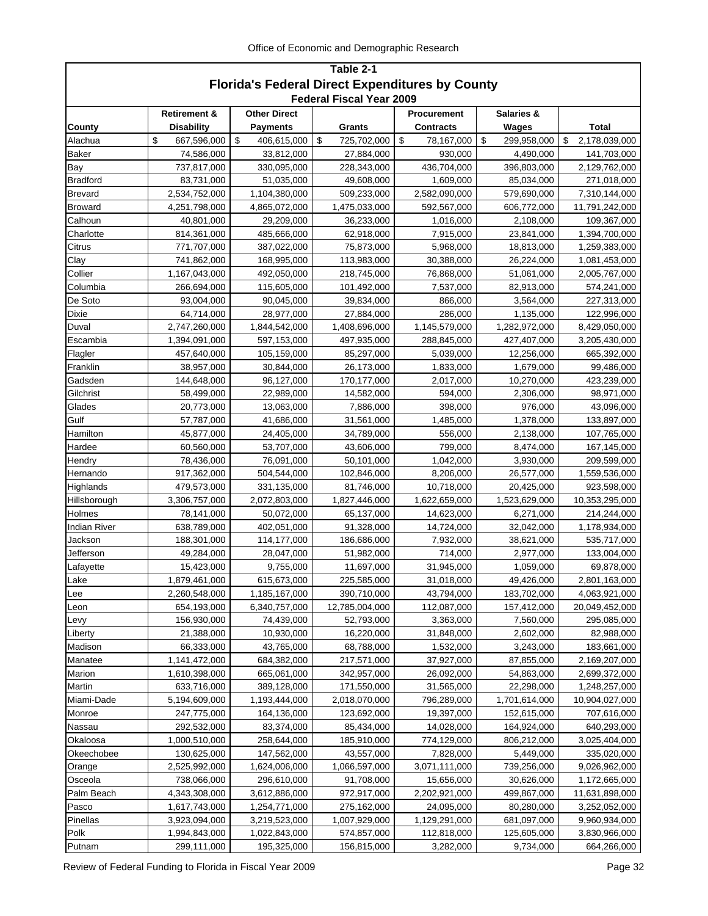# Table 2-1
## Florida's Federal Direct Expenditures by County
### Federal Fiscal Year 2009

| County | Retirement & Disability | Other Direct Payments | Grants | Procurement Contracts | Salaries & Wages | Total |
|---|---|---|---|---|---|---|
| Alachua | $ 667,596,000 | $ 406,615,000 | $ 725,702,000 | $ 78,167,000 | $ 299,958,000 | $ 2,178,039,000 |
| Baker | 74,586,000 | 33,812,000 | 27,884,000 | 930,000 | 4,490,000 | 141,703,000 |
| Bay | 737,817,000 | 330,095,000 | 228,343,000 | 436,704,000 | 396,803,000 | 2,129,762,000 |
| Bradford | 83,731,000 | 51,035,000 | 49,608,000 | 1,609,000 | 85,034,000 | 271,018,000 |
| Brevard | 2,534,752,000 | 1,104,380,000 | 509,233,000 | 2,582,090,000 | 579,690,000 | 7,310,144,000 |
| Broward | 4,251,798,000 | 4,865,072,000 | 1,475,033,000 | 592,567,000 | 606,772,000 | 11,791,242,000 |
| Calhoun | 40,801,000 | 29,209,000 | 36,233,000 | 1,016,000 | 2,108,000 | 109,367,000 |
| Charlotte | 814,361,000 | 485,666,000 | 62,918,000 | 7,915,000 | 23,841,000 | 1,394,700,000 |
| Citrus | 771,707,000 | 387,022,000 | 75,873,000 | 5,968,000 | 18,813,000 | 1,259,383,000 |
| Clay | 741,862,000 | 168,995,000 | 113,983,000 | 30,388,000 | 26,224,000 | 1,081,453,000 |
| Collier | 1,167,043,000 | 492,050,000 | 218,745,000 | 76,868,000 | 51,061,000 | 2,005,767,000 |
| Columbia | 266,694,000 | 115,605,000 | 101,492,000 | 7,537,000 | 82,913,000 | 574,241,000 |
| De Soto | 93,004,000 | 90,045,000 | 39,834,000 | 866,000 | 3,564,000 | 227,313,000 |
| Dixie | 64,714,000 | 28,977,000 | 27,884,000 | 286,000 | 1,135,000 | 122,996,000 |
| Duval | 2,747,260,000 | 1,844,542,000 | 1,408,696,000 | 1,145,579,000 | 1,282,972,000 | 8,429,050,000 |
| Escambia | 1,394,091,000 | 597,153,000 | 497,935,000 | 288,845,000 | 427,407,000 | 3,205,430,000 |
| Flagler | 457,640,000 | 105,159,000 | 85,297,000 | 5,039,000 | 12,256,000 | 665,392,000 |
| Franklin | 38,957,000 | 30,844,000 | 26,173,000 | 1,833,000 | 1,679,000 | 99,486,000 |
| Gadsden | 144,648,000 | 96,127,000 | 170,177,000 | 2,017,000 | 10,270,000 | 423,239,000 |
| Gilchrist | 58,499,000 | 22,989,000 | 14,582,000 | 594,000 | 2,306,000 | 98,971,000 |
| Glades | 20,773,000 | 13,063,000 | 7,886,000 | 398,000 | 976,000 | 43,096,000 |
| Gulf | 57,787,000 | 41,686,000 | 31,561,000 | 1,485,000 | 1,378,000 | 133,897,000 |
| Hamilton | 45,877,000 | 24,405,000 | 34,789,000 | 556,000 | 2,138,000 | 107,765,000 |
| Hardee | 60,560,000 | 53,707,000 | 43,606,000 | 799,000 | 8,474,000 | 167,145,000 |
| Hendry | 78,436,000 | 76,091,000 | 50,101,000 | 1,042,000 | 3,930,000 | 209,599,000 |
| Hernando | 917,362,000 | 504,544,000 | 102,846,000 | 8,206,000 | 26,577,000 | 1,559,536,000 |
| Highlands | 479,573,000 | 331,135,000 | 81,746,000 | 10,718,000 | 20,425,000 | 923,598,000 |
| Hillsborough | 3,306,757,000 | 2,072,803,000 | 1,827,446,000 | 1,622,659,000 | 1,523,629,000 | 10,353,295,000 |
| Holmes | 78,141,000 | 50,072,000 | 65,137,000 | 14,623,000 | 6,271,000 | 214,244,000 |
| Indian River | 638,789,000 | 402,051,000 | 91,328,000 | 14,724,000 | 32,042,000 | 1,178,934,000 |
| Jackson | 188,301,000 | 114,177,000 | 186,686,000 | 7,932,000 | 38,621,000 | 535,717,000 |
| Jefferson | 49,284,000 | 28,047,000 | 51,982,000 | 714,000 | 2,977,000 | 133,004,000 |
| Lafayette | 15,423,000 | 9,755,000 | 11,697,000 | 31,945,000 | 1,059,000 | 69,878,000 |
| Lake | 1,879,461,000 | 615,673,000 | 225,585,000 | 31,018,000 | 49,426,000 | 2,801,163,000 |
| Lee | 2,260,548,000 | 1,185,167,000 | 390,710,000 | 43,794,000 | 183,702,000 | 4,063,921,000 |
| Leon | 654,193,000 | 6,340,757,000 | 12,785,004,000 | 112,087,000 | 157,412,000 | 20,049,452,000 |
| Levy | 156,930,000 | 74,439,000 | 52,793,000 | 3,363,000 | 7,560,000 | 295,085,000 |
| Liberty | 21,388,000 | 10,930,000 | 16,220,000 | 31,848,000 | 2,602,000 | 82,988,000 |
| Madison | 66,333,000 | 43,765,000 | 68,788,000 | 1,532,000 | 3,243,000 | 183,661,000 |
| Manatee | 1,141,472,000 | 684,382,000 | 217,571,000 | 37,927,000 | 87,855,000 | 2,169,207,000 |
| Marion | 1,610,398,000 | 665,061,000 | 342,957,000 | 26,092,000 | 54,863,000 | 2,699,372,000 |
| Martin | 633,716,000 | 389,128,000 | 171,550,000 | 31,565,000 | 22,298,000 | 1,248,257,000 |
| Miami-Dade | 5,194,609,000 | 1,193,444,000 | 2,018,070,000 | 796,289,000 | 1,701,614,000 | 10,904,027,000 |
| Monroe | 247,775,000 | 164,136,000 | 123,692,000 | 19,397,000 | 152,615,000 | 707,616,000 |
| Nassau | 292,532,000 | 83,374,000 | 85,434,000 | 14,028,000 | 164,924,000 | 640,293,000 |
| Okaloosa | 1,000,510,000 | 258,644,000 | 185,910,000 | 774,129,000 | 806,212,000 | 3,025,404,000 |
| Okeechobee | 130,625,000 | 147,562,000 | 43,557,000 | 7,828,000 | 5,449,000 | 335,020,000 |
| Orange | 2,525,992,000 | 1,624,006,000 | 1,066,597,000 | 3,071,111,000 | 739,256,000 | 9,026,962,000 |
| Osceola | 738,066,000 | 296,610,000 | 91,708,000 | 15,656,000 | 30,626,000 | 1,172,665,000 |
| Palm Beach | 4,343,308,000 | 3,612,886,000 | 972,917,000 | 2,202,921,000 | 499,867,000 | 11,631,898,000 |
| Pasco | 1,617,743,000 | 1,254,771,000 | 275,162,000 | 24,095,000 | 80,280,000 | 3,252,052,000 |
| Pinellas | 3,923,094,000 | 3,219,523,000 | 1,007,929,000 | 1,129,291,000 | 681,097,000 | 9,960,934,000 |
| Polk | 1,994,843,000 | 1,022,843,000 | 574,857,000 | 112,818,000 | 125,605,000 | 3,830,966,000 |
| Putnam | 299,111,000 | 195,325,000 | 156,815,000 | 3,282,000 | 9,734,000 | 664,266,000 |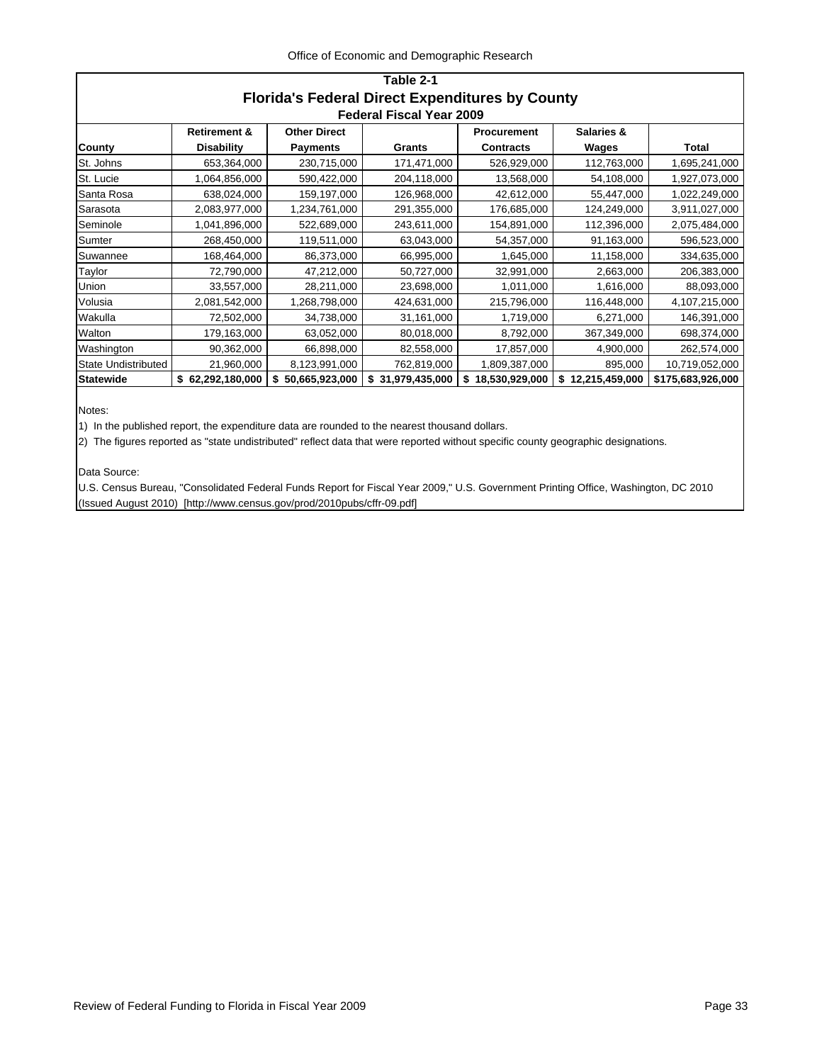## Table 2-1

# Florida's Federal Direct Expenditures by County

### Federal Fiscal Year 2009

| County | Retirement & Disability | Other Direct Payments | Grants | Procurement Contracts | Salaries & Wages | Total |
|---|---|---|---|---|---|---|
| St. Johns | 653,364,000 | 230,715,000 | 171,471,000 | 526,929,000 | 112,763,000 | 1,695,241,000 |
| St. Lucie | 1,064,856,000 | 590,422,000 | 204,118,000 | 13,568,000 | 54,108,000 | 1,927,073,000 |
| Santa Rosa | 638,024,000 | 159,197,000 | 126,968,000 | 42,612,000 | 55,447,000 | 1,022,249,000 |
| Sarasota | 2,083,977,000 | 1,234,761,000 | 291,355,000 | 176,685,000 | 124,249,000 | 3,911,027,000 |
| Seminole | 1,041,896,000 | 522,689,000 | 243,611,000 | 154,891,000 | 112,396,000 | 2,075,484,000 |
| Sumter | 268,450,000 | 119,511,000 | 63,043,000 | 54,357,000 | 91,163,000 | 596,523,000 |
| Suwannee | 168,464,000 | 86,373,000 | 66,995,000 | 1,645,000 | 11,158,000 | 334,635,000 |
| Taylor | 72,790,000 | 47,212,000 | 50,727,000 | 32,991,000 | 2,663,000 | 206,383,000 |
| Union | 33,557,000 | 28,211,000 | 23,698,000 | 1,011,000 | 1,616,000 | 88,093,000 |
| Volusia | 2,081,542,000 | 1,268,798,000 | 424,631,000 | 215,796,000 | 116,448,000 | 4,107,215,000 |
| Wakulla | 72,502,000 | 34,738,000 | 31,161,000 | 1,719,000 | 6,271,000 | 146,391,000 |
| Walton | 179,163,000 | 63,052,000 | 80,018,000 | 8,792,000 | 367,349,000 | 698,374,000 |
| Washington | 90,362,000 | 66,898,000 | 82,558,000 | 17,857,000 | 4,900,000 | 262,574,000 |
| State Undistributed | 21,960,000 | 8,123,991,000 | 762,819,000 | 1,809,387,000 | 895,000 | 10,719,052,000 |
| **Statewide** | **$ 62,292,180,000** | **$ 50,665,923,000** | **$ 31,979,435,000** | **$ 18,530,929,000** | **$ 12,215,459,000** | **$175,683,926,000** |

Notes:

1) In the published report, the expenditure data are rounded to the nearest thousand dollars.

2) The figures reported as "state undistributed" reflect data that were reported without specific county geographic designations.

Data Source:

U.S. Census Bureau, "Consolidated Federal Funds Report for Fiscal Year 2009," U.S. Government Printing Office, Washington, DC 2010 (Issued August 2010) [http://www.census.gov/prod/2010pubs/cffr-09.pdf]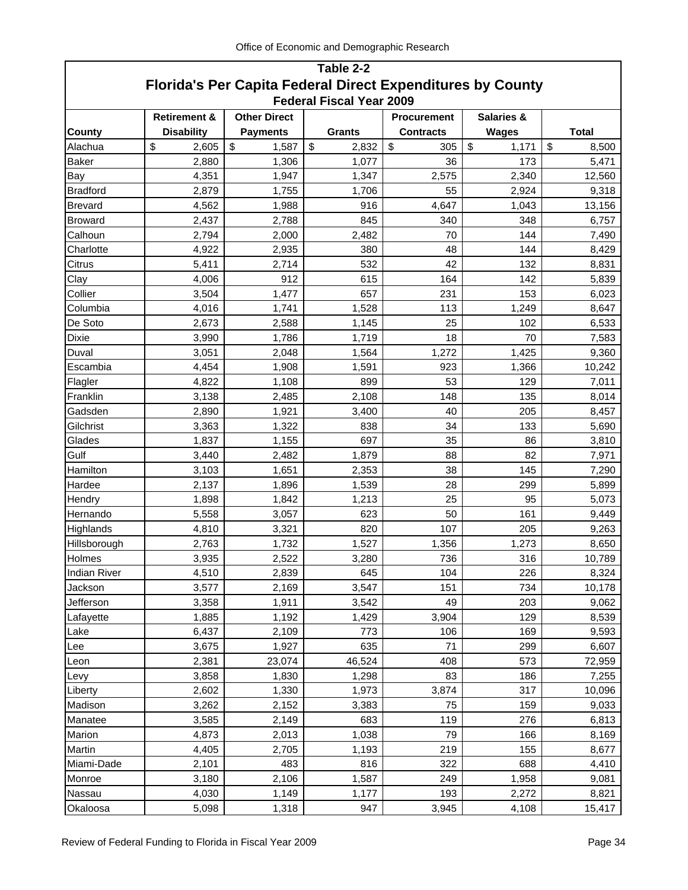## Table 2-2

# Florida's Per Capita Federal Direct Expenditures by County

### Federal Fiscal Year 2009

| County | Retirement & Disability | Other Direct Payments | Grants | Procurement Contracts | Salaries & Wages | Total |
|---|---|---|---|---|---|---|
| Alachua | $ 2,605 | $ 1,587 | $ 2,832 | $ 305 | $ 1,171 | $ 8,500 |
| Baker | 2,880 | 1,306 | 1,077 | 36 | 173 | 5,471 |
| Bay | 4,351 | 1,947 | 1,347 | 2,575 | 2,340 | 12,560 |
| Bradford | 2,879 | 1,755 | 1,706 | 55 | 2,924 | 9,318 |
| Brevard | 4,562 | 1,988 | 916 | 4,647 | 1,043 | 13,156 |
| Broward | 2,437 | 2,788 | 845 | 340 | 348 | 6,757 |
| Calhoun | 2,794 | 2,000 | 2,482 | 70 | 144 | 7,490 |
| Charlotte | 4,922 | 2,935 | 380 | 48 | 144 | 8,429 |
| Citrus | 5,411 | 2,714 | 532 | 42 | 132 | 8,831 |
| Clay | 4,006 | 912 | 615 | 164 | 142 | 5,839 |
| Collier | 3,504 | 1,477 | 657 | 231 | 153 | 6,023 |
| Columbia | 4,016 | 1,741 | 1,528 | 113 | 1,249 | 8,647 |
| De Soto | 2,673 | 2,588 | 1,145 | 25 | 102 | 6,533 |
| Dixie | 3,990 | 1,786 | 1,719 | 18 | 70 | 7,583 |
| Duval | 3,051 | 2,048 | 1,564 | 1,272 | 1,425 | 9,360 |
| Escambia | 4,454 | 1,908 | 1,591 | 923 | 1,366 | 10,242 |
| Flagler | 4,822 | 1,108 | 899 | 53 | 129 | 7,011 |
| Franklin | 3,138 | 2,485 | 2,108 | 148 | 135 | 8,014 |
| Gadsden | 2,890 | 1,921 | 3,400 | 40 | 205 | 8,457 |
| Gilchrist | 3,363 | 1,322 | 838 | 34 | 133 | 5,690 |
| Glades | 1,837 | 1,155 | 697 | 35 | 86 | 3,810 |
| Gulf | 3,440 | 2,482 | 1,879 | 88 | 82 | 7,971 |
| Hamilton | 3,103 | 1,651 | 2,353 | 38 | 145 | 7,290 |
| Hardee | 2,137 | 1,896 | 1,539 | 28 | 299 | 5,899 |
| Hendry | 1,898 | 1,842 | 1,213 | 25 | 95 | 5,073 |
| Hernando | 5,558 | 3,057 | 623 | 50 | 161 | 9,449 |
| Highlands | 4,810 | 3,321 | 820 | 107 | 205 | 9,263 |
| Hillsborough | 2,763 | 1,732 | 1,527 | 1,356 | 1,273 | 8,650 |
| Holmes | 3,935 | 2,522 | 3,280 | 736 | 316 | 10,789 |
| Indian River | 4,510 | 2,839 | 645 | 104 | 226 | 8,324 |
| Jackson | 3,577 | 2,169 | 3,547 | 151 | 734 | 10,178 |
| Jefferson | 3,358 | 1,911 | 3,542 | 49 | 203 | 9,062 |
| Lafayette | 1,885 | 1,192 | 1,429 | 3,904 | 129 | 8,539 |
| Lake | 6,437 | 2,109 | 773 | 106 | 169 | 9,593 |
| Lee | 3,675 | 1,927 | 635 | 71 | 299 | 6,607 |
| Leon | 2,381 | 23,074 | 46,524 | 408 | 573 | 72,959 |
| Levy | 3,858 | 1,830 | 1,298 | 83 | 186 | 7,255 |
| Liberty | 2,602 | 1,330 | 1,973 | 3,874 | 317 | 10,096 |
| Madison | 3,262 | 2,152 | 3,383 | 75 | 159 | 9,033 |
| Manatee | 3,585 | 2,149 | 683 | 119 | 276 | 6,813 |
| Marion | 4,873 | 2,013 | 1,038 | 79 | 166 | 8,169 |
| Martin | 4,405 | 2,705 | 1,193 | 219 | 155 | 8,677 |
| Miami-Dade | 2,101 | 483 | 816 | 322 | 688 | 4,410 |
| Monroe | 3,180 | 2,106 | 1,587 | 249 | 1,958 | 9,081 |
| Nassau | 4,030 | 1,149 | 1,177 | 193 | 2,272 | 8,821 |
| Okaloosa | 5,098 | 1,318 | 947 | 3,945 | 4,108 | 15,417 |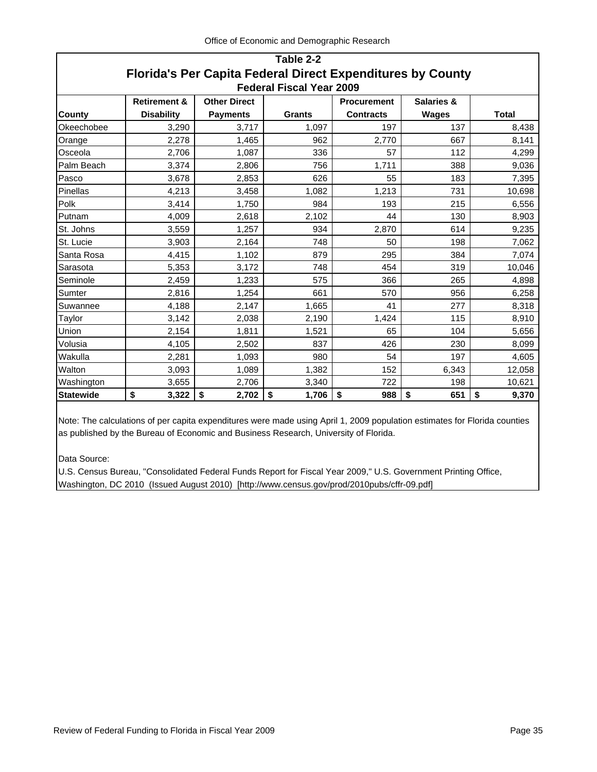## Table 2-2

# Florida's Per Capita Federal Direct Expenditures by County

### Federal Fiscal Year 2009

| County | Retirement & Disability | Other Direct Payments | Grants | Procurement Contracts | Salaries & Wages | Total |
|---|---|---|---|---|---|---|
| Okeechobee | 3,290 | 3,717 | 1,097 | 197 | 137 | 8,438 |
| Orange | 2,278 | 1,465 | 962 | 2,770 | 667 | 8,141 |
| Osceola | 2,706 | 1,087 | 336 | 57 | 112 | 4,299 |
| Palm Beach | 3,374 | 2,806 | 756 | 1,711 | 388 | 9,036 |
| Pasco | 3,678 | 2,853 | 626 | 55 | 183 | 7,395 |
| Pinellas | 4,213 | 3,458 | 1,082 | 1,213 | 731 | 10,698 |
| Polk | 3,414 | 1,750 | 984 | 193 | 215 | 6,556 |
| Putnam | 4,009 | 2,618 | 2,102 | 44 | 130 | 8,903 |
| St. Johns | 3,559 | 1,257 | 934 | 2,870 | 614 | 9,235 |
| St. Lucie | 3,903 | 2,164 | 748 | 50 | 198 | 7,062 |
| Santa Rosa | 4,415 | 1,102 | 879 | 295 | 384 | 7,074 |
| Sarasota | 5,353 | 3,172 | 748 | 454 | 319 | 10,046 |
| Seminole | 2,459 | 1,233 | 575 | 366 | 265 | 4,898 |
| Sumter | 2,816 | 1,254 | 661 | 570 | 956 | 6,258 |
| Suwannee | 4,188 | 2,147 | 1,665 | 41 | 277 | 8,318 |
| Taylor | 3,142 | 2,038 | 2,190 | 1,424 | 115 | 8,910 |
| Union | 2,154 | 1,811 | 1,521 | 65 | 104 | 5,656 |
| Volusia | 4,105 | 2,502 | 837 | 426 | 230 | 8,099 |
| Wakulla | 2,281 | 1,093 | 980 | 54 | 197 | 4,605 |
| Walton | 3,093 | 1,089 | 1,382 | 152 | 6,343 | 12,058 |
| Washington | 3,655 | 2,706 | 3,340 | 722 | 198 | 10,621 |
| **Statewide** | **$ 3,322** | **$ 2,702** | **$ 1,706** | **$ 988** | **$ 651** | **$ 9,370** |

Note: The calculations of per capita expenditures were made using April 1, 2009 population estimates for Florida counties as published by the Bureau of Economic and Business Research, University of Florida.

Data Source:
U.S. Census Bureau, "Consolidated Federal Funds Report for Fiscal Year 2009," U.S. Government Printing Office, Washington, DC 2010 (Issued August 2010) [http://www.census.gov/prod/2010pubs/cffr-09.pdf]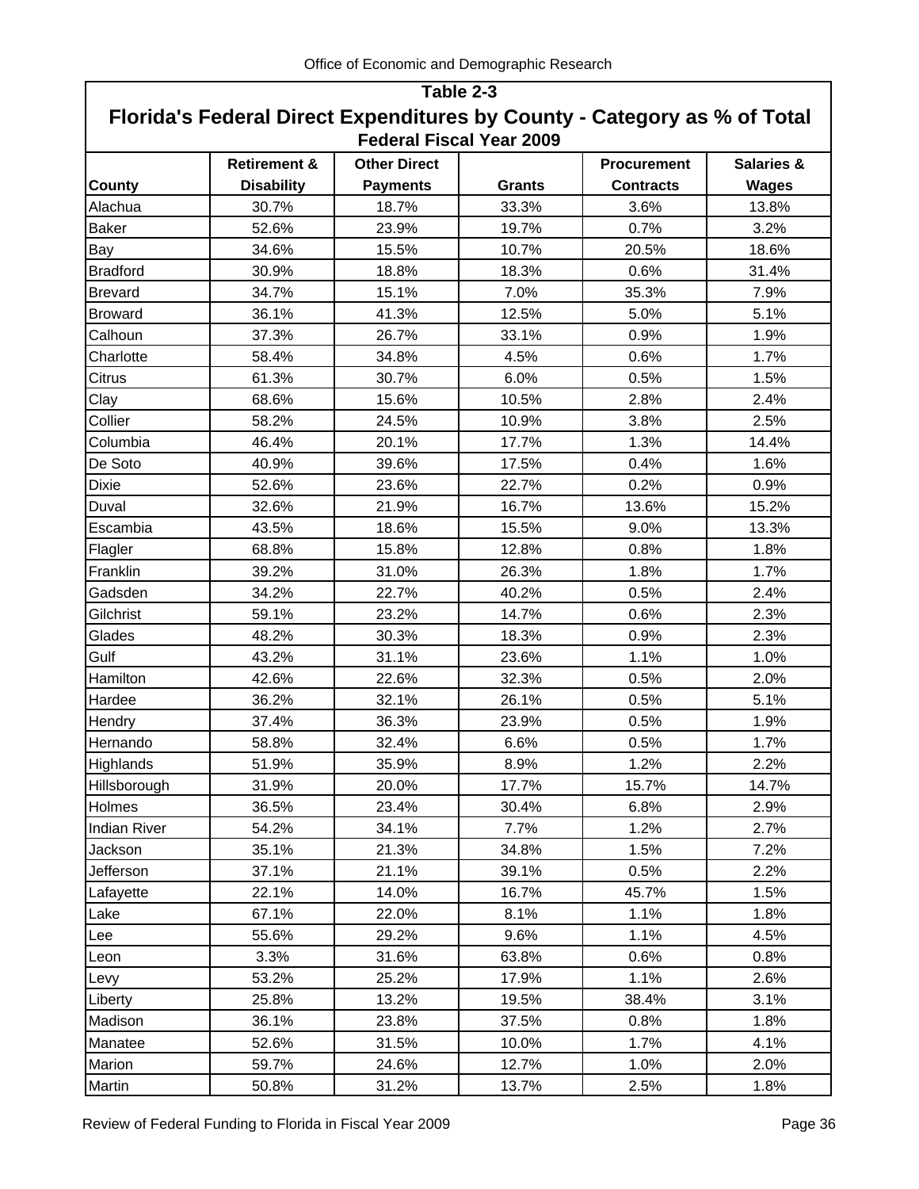## Table 2-3

## Florida's Federal Direct Expenditures by County - Category as % of Total

### Federal Fiscal Year 2009

| County | Retirement & Disability | Other Direct Payments | Grants | Procurement Contracts | Salaries & Wages |
|---|---|---|---|---|---|
| Alachua | 30.7% | 18.7% | 33.3% | 3.6% | 13.8% |
| Baker | 52.6% | 23.9% | 19.7% | 0.7% | 3.2% |
| Bay | 34.6% | 15.5% | 10.7% | 20.5% | 18.6% |
| Bradford | 30.9% | 18.8% | 18.3% | 0.6% | 31.4% |
| Brevard | 34.7% | 15.1% | 7.0% | 35.3% | 7.9% |
| Broward | 36.1% | 41.3% | 12.5% | 5.0% | 5.1% |
| Calhoun | 37.3% | 26.7% | 33.1% | 0.9% | 1.9% |
| Charlotte | 58.4% | 34.8% | 4.5% | 0.6% | 1.7% |
| Citrus | 61.3% | 30.7% | 6.0% | 0.5% | 1.5% |
| Clay | 68.6% | 15.6% | 10.5% | 2.8% | 2.4% |
| Collier | 58.2% | 24.5% | 10.9% | 3.8% | 2.5% |
| Columbia | 46.4% | 20.1% | 17.7% | 1.3% | 14.4% |
| De Soto | 40.9% | 39.6% | 17.5% | 0.4% | 1.6% |
| Dixie | 52.6% | 23.6% | 22.7% | 0.2% | 0.9% |
| Duval | 32.6% | 21.9% | 16.7% | 13.6% | 15.2% |
| Escambia | 43.5% | 18.6% | 15.5% | 9.0% | 13.3% |
| Flagler | 68.8% | 15.8% | 12.8% | 0.8% | 1.8% |
| Franklin | 39.2% | 31.0% | 26.3% | 1.8% | 1.7% |
| Gadsden | 34.2% | 22.7% | 40.2% | 0.5% | 2.4% |
| Gilchrist | 59.1% | 23.2% | 14.7% | 0.6% | 2.3% |
| Glades | 48.2% | 30.3% | 18.3% | 0.9% | 2.3% |
| Gulf | 43.2% | 31.1% | 23.6% | 1.1% | 1.0% |
| Hamilton | 42.6% | 22.6% | 32.3% | 0.5% | 2.0% |
| Hardee | 36.2% | 32.1% | 26.1% | 0.5% | 5.1% |
| Hendry | 37.4% | 36.3% | 23.9% | 0.5% | 1.9% |
| Hernando | 58.8% | 32.4% | 6.6% | 0.5% | 1.7% |
| Highlands | 51.9% | 35.9% | 8.9% | 1.2% | 2.2% |
| Hillsborough | 31.9% | 20.0% | 17.7% | 15.7% | 14.7% |
| Holmes | 36.5% | 23.4% | 30.4% | 6.8% | 2.9% |
| Indian River | 54.2% | 34.1% | 7.7% | 1.2% | 2.7% |
| Jackson | 35.1% | 21.3% | 34.8% | 1.5% | 7.2% |
| Jefferson | 37.1% | 21.1% | 39.1% | 0.5% | 2.2% |
| Lafayette | 22.1% | 14.0% | 16.7% | 45.7% | 1.5% |
| Lake | 67.1% | 22.0% | 8.1% | 1.1% | 1.8% |
| Lee | 55.6% | 29.2% | 9.6% | 1.1% | 4.5% |
| Leon | 3.3% | 31.6% | 63.8% | 0.6% | 0.8% |
| Levy | 53.2% | 25.2% | 17.9% | 1.1% | 2.6% |
| Liberty | 25.8% | 13.2% | 19.5% | 38.4% | 3.1% |
| Madison | 36.1% | 23.8% | 37.5% | 0.8% | 1.8% |
| Manatee | 52.6% | 31.5% | 10.0% | 1.7% | 4.1% |
| Marion | 59.7% | 24.6% | 12.7% | 1.0% | 2.0% |
| Martin | 50.8% | 31.2% | 13.7% | 2.5% | 1.8% |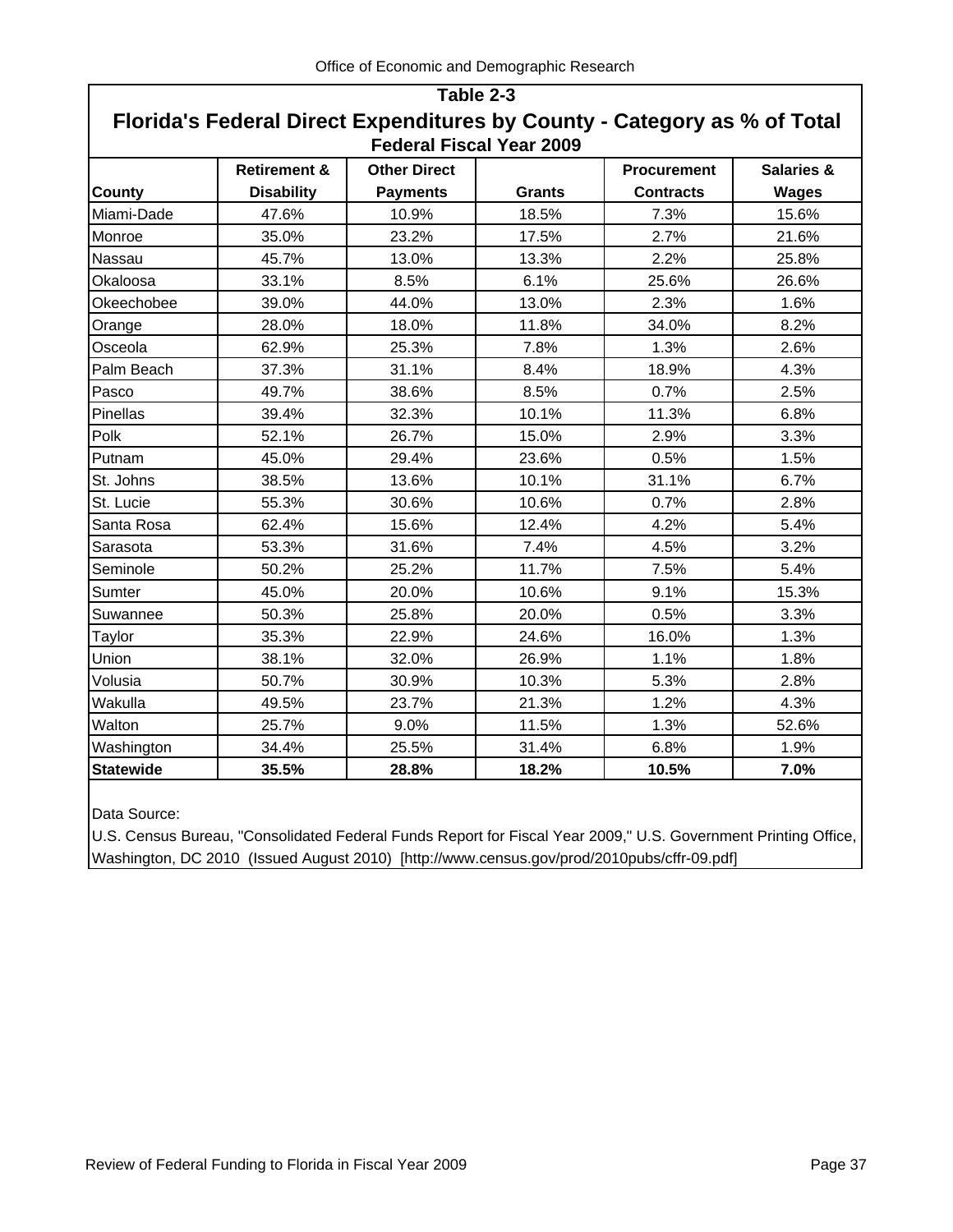## Table 2-3

## Florida's Federal Direct Expenditures by County - Category as % of Total

### Federal Fiscal Year 2009

| County | Retirement & Disability | Other Direct Payments | Grants | Procurement Contracts | Salaries & Wages |
|---|---|---|---|---|---|
| Miami-Dade | 47.6% | 10.9% | 18.5% | 7.3% | 15.6% |
| Monroe | 35.0% | 23.2% | 17.5% | 2.7% | 21.6% |
| Nassau | 45.7% | 13.0% | 13.3% | 2.2% | 25.8% |
| Okaloosa | 33.1% | 8.5% | 6.1% | 25.6% | 26.6% |
| Okeechobee | 39.0% | 44.0% | 13.0% | 2.3% | 1.6% |
| Orange | 28.0% | 18.0% | 11.8% | 34.0% | 8.2% |
| Osceola | 62.9% | 25.3% | 7.8% | 1.3% | 2.6% |
| Palm Beach | 37.3% | 31.1% | 8.4% | 18.9% | 4.3% |
| Pasco | 49.7% | 38.6% | 8.5% | 0.7% | 2.5% |
| Pinellas | 39.4% | 32.3% | 10.1% | 11.3% | 6.8% |
| Polk | 52.1% | 26.7% | 15.0% | 2.9% | 3.3% |
| Putnam | 45.0% | 29.4% | 23.6% | 0.5% | 1.5% |
| St. Johns | 38.5% | 13.6% | 10.1% | 31.1% | 6.7% |
| St. Lucie | 55.3% | 30.6% | 10.6% | 0.7% | 2.8% |
| Santa Rosa | 62.4% | 15.6% | 12.4% | 4.2% | 5.4% |
| Sarasota | 53.3% | 31.6% | 7.4% | 4.5% | 3.2% |
| Seminole | 50.2% | 25.2% | 11.7% | 7.5% | 5.4% |
| Sumter | 45.0% | 20.0% | 10.6% | 9.1% | 15.3% |
| Suwannee | 50.3% | 25.8% | 20.0% | 0.5% | 3.3% |
| Taylor | 35.3% | 22.9% | 24.6% | 16.0% | 1.3% |
| Union | 38.1% | 32.0% | 26.9% | 1.1% | 1.8% |
| Volusia | 50.7% | 30.9% | 10.3% | 5.3% | 2.8% |
| Wakulla | 49.5% | 23.7% | 21.3% | 1.2% | 4.3% |
| Walton | 25.7% | 9.0% | 11.5% | 1.3% | 52.6% |
| Washington | 34.4% | 25.5% | 31.4% | 6.8% | 1.9% |
| **Statewide** | **35.5%** | **28.8%** | **18.2%** | **10.5%** | **7.0%** |

Data Source:

U.S. Census Bureau, "Consolidated Federal Funds Report for Fiscal Year 2009," U.S. Government Printing Office, Washington, DC 2010 (Issued August 2010) [http://www.census.gov/prod/2010pubs/cffr-09.pdf]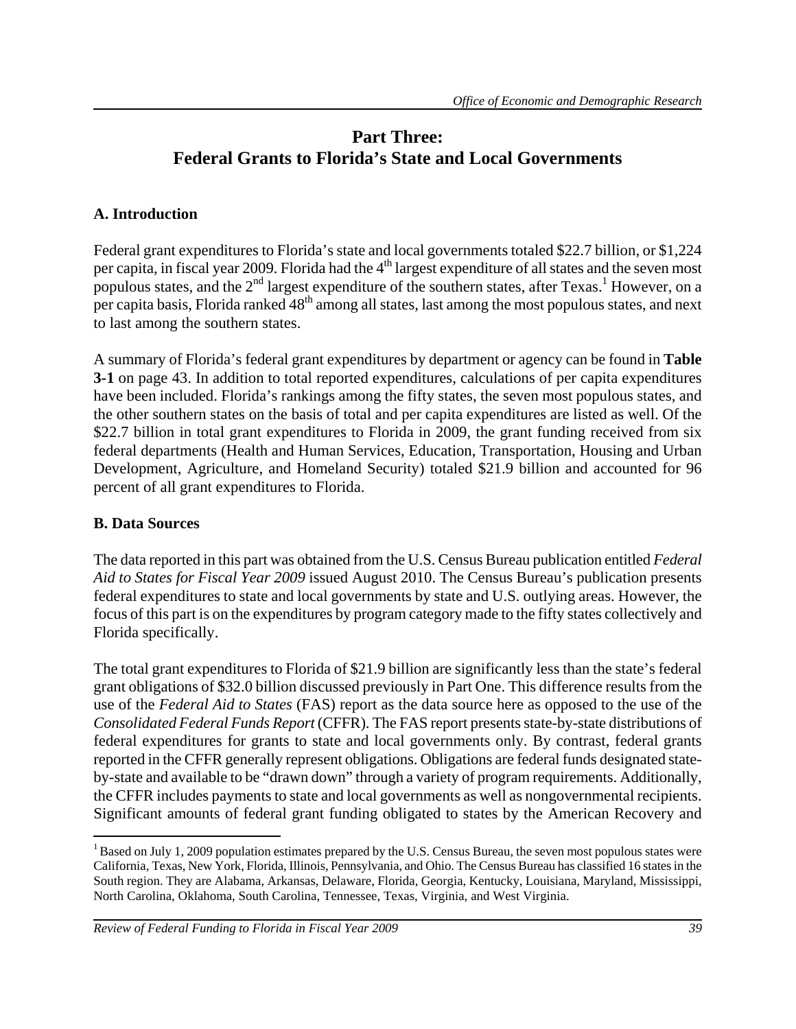# Part Three:
# Federal Grants to Florida's State and Local Governments

## A. Introduction

Federal grant expenditures to Florida's state and local governments totaled $22.7 billion, or $1,224 per capita, in fiscal year 2009. Florida had the 4th largest expenditure of all states and the seven most populous states, and the 2nd largest expenditure of the southern states, after Texas.[1] However, on a per capita basis, Florida ranked 48th among all states, last among the most populous states, and next to last among the southern states.

A summary of Florida's federal grant expenditures by department or agency can be found in **Table 3-1** on page 43. In addition to total reported expenditures, calculations of per capita expenditures have been included. Florida's rankings among the fifty states, the seven most populous states, and the other southern states on the basis of total and per capita expenditures are listed as well. Of the $22.7 billion in total grant expenditures to Florida in 2009, the grant funding received from six federal departments (Health and Human Services, Education, Transportation, Housing and Urban Development, Agriculture, and Homeland Security) totaled $21.9 billion and accounted for 96 percent of all grant expenditures to Florida.

## B. Data Sources

The data reported in this part was obtained from the U.S. Census Bureau publication entitled *Federal Aid to States for Fiscal Year 2009* issued August 2010. The Census Bureau's publication presents federal expenditures to state and local governments by state and U.S. outlying areas. However, the focus of this part is on the expenditures by program category made to the fifty states collectively and Florida specifically.

The total grant expenditures to Florida of $21.9 billion are significantly less than the state's federal grant obligations of $32.0 billion discussed previously in Part One. This difference results from the use of the *Federal Aid to States* (FAS) report as the data source here as opposed to the use of the *Consolidated Federal Funds Report* (CFFR). The FAS report presents state-by-state distributions of federal expenditures for grants to state and local governments only. By contrast, federal grants reported in the CFFR generally represent obligations. Obligations are federal funds designated state-by-state and available to be "drawn down" through a variety of program requirements. Additionally, the CFFR includes payments to state and local governments as well as nongovernmental recipients. Significant amounts of federal grant funding obligated to states by the American Recovery and

[1] Based on July 1, 2009 population estimates prepared by the U.S. Census Bureau, the seven most populous states were California, Texas, New York, Florida, Illinois, Pennsylvania, and Ohio. The Census Bureau has classified 16 states in the South region. They are Alabama, Arkansas, Delaware, Florida, Georgia, Kentucky, Louisiana, Maryland, Mississippi, North Carolina, Oklahoma, South Carolina, Tennessee, Texas, Virginia, and West Virginia.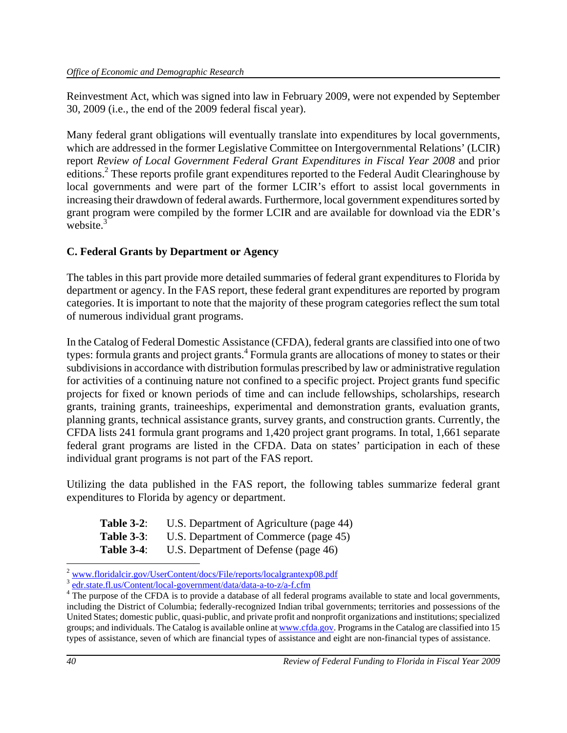Reinvestment Act, which was signed into law in February 2009, were not expended by September 30, 2009 (i.e., the end of the 2009 federal fiscal year).

Many federal grant obligations will eventually translate into expenditures by local governments, which are addressed in the former Legislative Committee on Intergovernmental Relations' (LCIR) report *Review of Local Government Federal Grant Expenditures in Fiscal Year 2008* and prior editions.[2] These reports profile grant expenditures reported to the Federal Audit Clearinghouse by local governments and were part of the former LCIR's effort to assist local governments in increasing their drawdown of federal awards. Furthermore, local government expenditures sorted by grant program were compiled by the former LCIR and are available for download via the EDR's website.[3]

### C. Federal Grants by Department or Agency

The tables in this part provide more detailed summaries of federal grant expenditures to Florida by department or agency. In the FAS report, these federal grant expenditures are reported by program categories. It is important to note that the majority of these program categories reflect the sum total of numerous individual grant programs.

In the Catalog of Federal Domestic Assistance (CFDA), federal grants are classified into one of two types: formula grants and project grants.[4] Formula grants are allocations of money to states or their subdivisions in accordance with distribution formulas prescribed by law or administrative regulation for activities of a continuing nature not confined to a specific project. Project grants fund specific projects for fixed or known periods of time and can include fellowships, scholarships, research grants, training grants, traineeships, experimental and demonstration grants, evaluation grants, planning grants, technical assistance grants, survey grants, and construction grants. Currently, the CFDA lists 241 formula grant programs and 1,420 project grant programs. In total, 1,661 separate federal grant programs are listed in the CFDA. Data on states' participation in each of these individual grant programs is not part of the FAS report.

Utilizing the data published in the FAS report, the following tables summarize federal grant expenditures to Florida by agency or department.

**Table 3-2**: U.S. Department of Agriculture (page 44)
**Table 3-3**: U.S. Department of Commerce (page 45)
**Table 3-4**: U.S. Department of Defense (page 46)

---

[2] www.floridalcir.gov/UserContent/docs/File/reports/localgrantexp08.pdf

[3] edr.state.fl.us/Content/local-government/data/data-a-to-z/a-f.cfm

[4] The purpose of the CFDA is to provide a database of all federal programs available to state and local governments, including the District of Columbia; federally-recognized Indian tribal governments; territories and possessions of the United States; domestic public, quasi-public, and private profit and nonprofit organizations and institutions; specialized groups; and individuals. The Catalog is available online at www.cfda.gov. Programs in the Catalog are classified into 15 types of assistance, seven of which are financial types of assistance and eight are non-financial types of assistance.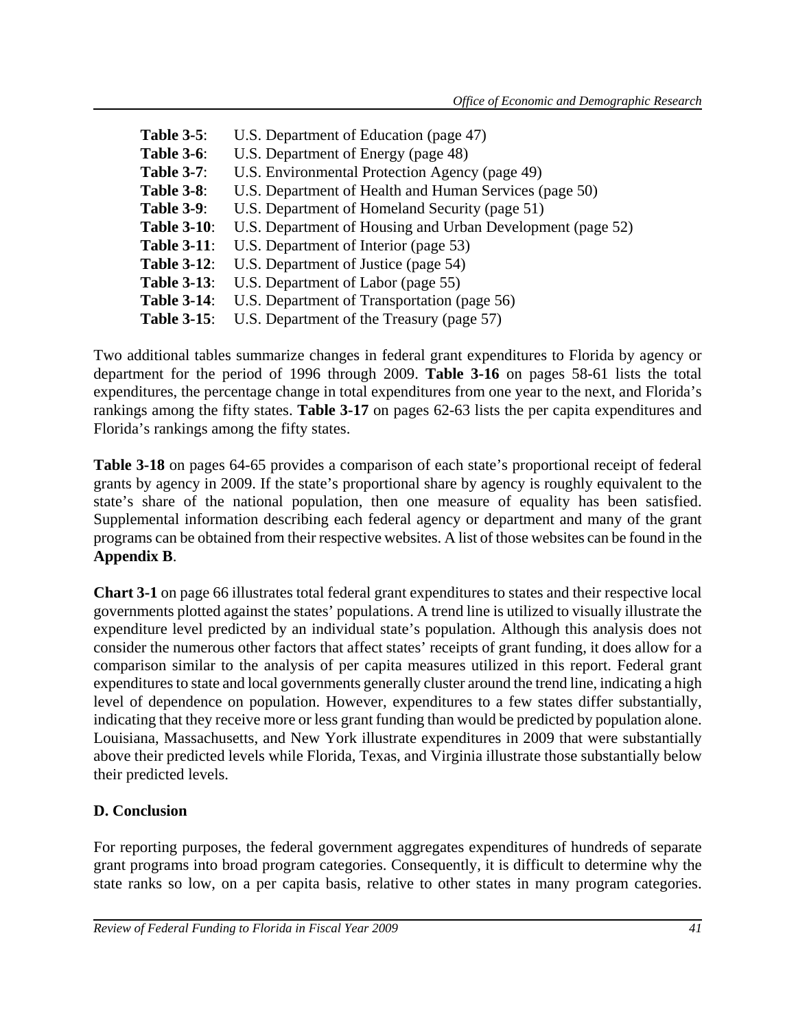**Table 3-5**: U.S. Department of Education (page 47)
**Table 3-6**: U.S. Department of Energy (page 48)
**Table 3-7**: U.S. Environmental Protection Agency (page 49)
**Table 3-8**: U.S. Department of Health and Human Services (page 50)
**Table 3-9**: U.S. Department of Homeland Security (page 51)
**Table 3-10**: U.S. Department of Housing and Urban Development (page 52)
**Table 3-11**: U.S. Department of Interior (page 53)
**Table 3-12**: U.S. Department of Justice (page 54)
**Table 3-13**: U.S. Department of Labor (page 55)
**Table 3-14**: U.S. Department of Transportation (page 56)
**Table 3-15**: U.S. Department of the Treasury (page 57)

Two additional tables summarize changes in federal grant expenditures to Florida by agency or department for the period of 1996 through 2009. **Table 3-16** on pages 58-61 lists the total expenditures, the percentage change in total expenditures from one year to the next, and Florida's rankings among the fifty states. **Table 3-17** on pages 62-63 lists the per capita expenditures and Florida's rankings among the fifty states.

**Table 3-18** on pages 64-65 provides a comparison of each state's proportional receipt of federal grants by agency in 2009. If the state's proportional share by agency is roughly equivalent to the state's share of the national population, then one measure of equality has been satisfied. Supplemental information describing each federal agency or department and many of the grant programs can be obtained from their respective websites. A list of those websites can be found in the **Appendix B**.

**Chart 3-1** on page 66 illustrates total federal grant expenditures to states and their respective local governments plotted against the states' populations. A trend line is utilized to visually illustrate the expenditure level predicted by an individual state's population. Although this analysis does not consider the numerous other factors that affect states' receipts of grant funding, it does allow for a comparison similar to the analysis of per capita measures utilized in this report. Federal grant expenditures to state and local governments generally cluster around the trend line, indicating a high level of dependence on population. However, expenditures to a few states differ substantially, indicating that they receive more or less grant funding than would be predicted by population alone. Louisiana, Massachusetts, and New York illustrate expenditures in 2009 that were substantially above their predicted levels while Florida, Texas, and Virginia illustrate those substantially below their predicted levels.

## D. Conclusion

For reporting purposes, the federal government aggregates expenditures of hundreds of separate grant programs into broad program categories. Consequently, it is difficult to determine why the state ranks so low, on a per capita basis, relative to other states in many program categories.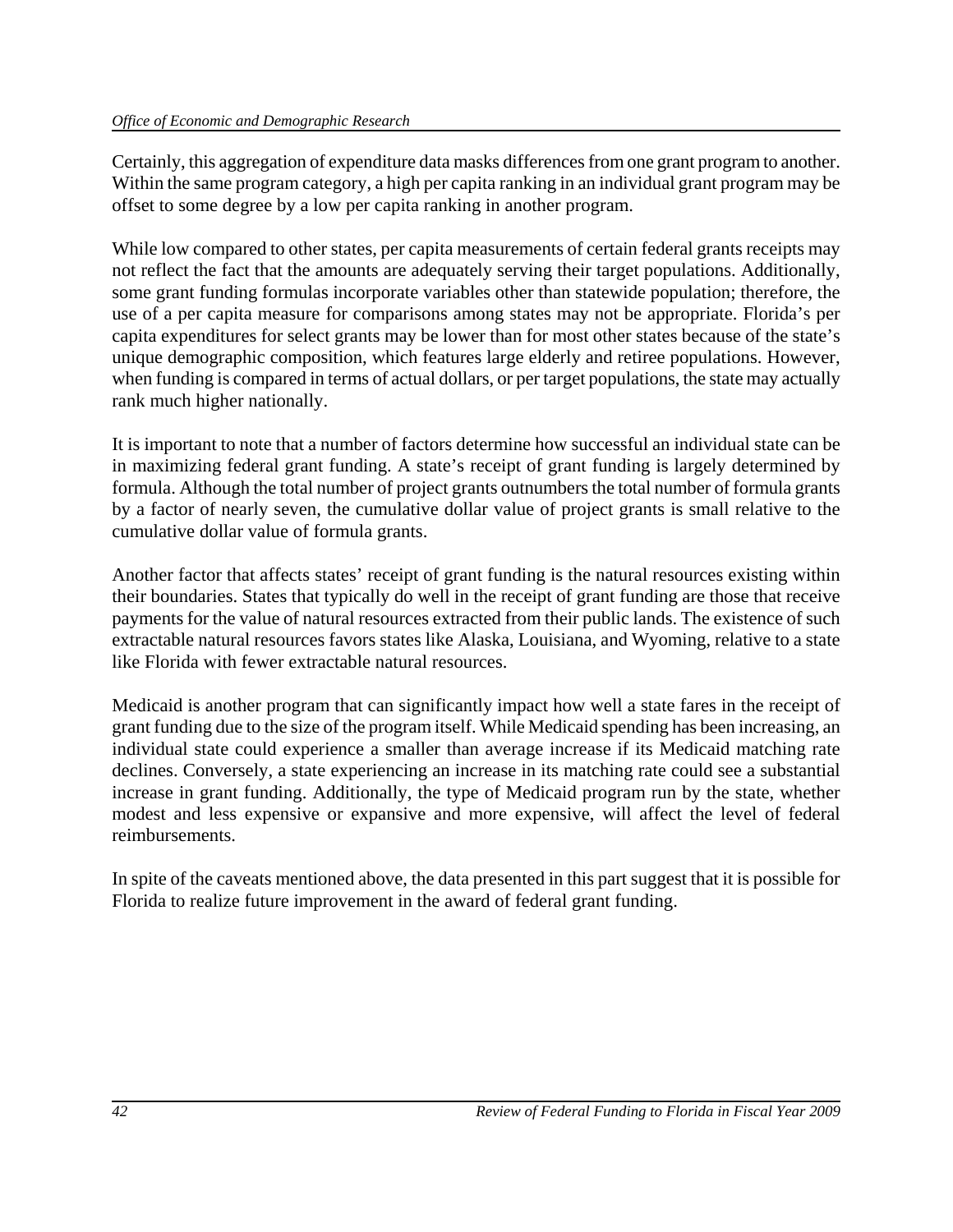Certainly, this aggregation of expenditure data masks differences from one grant program to another. Within the same program category, a high per capita ranking in an individual grant program may be offset to some degree by a low per capita ranking in another program.

While low compared to other states, per capita measurements of certain federal grants receipts may not reflect the fact that the amounts are adequately serving their target populations. Additionally, some grant funding formulas incorporate variables other than statewide population; therefore, the use of a per capita measure for comparisons among states may not be appropriate. Florida's per capita expenditures for select grants may be lower than for most other states because of the state's unique demographic composition, which features large elderly and retiree populations. However, when funding is compared in terms of actual dollars, or per target populations, the state may actually rank much higher nationally.

It is important to note that a number of factors determine how successful an individual state can be in maximizing federal grant funding. A state's receipt of grant funding is largely determined by formula. Although the total number of project grants outnumbers the total number of formula grants by a factor of nearly seven, the cumulative dollar value of project grants is small relative to the cumulative dollar value of formula grants.

Another factor that affects states' receipt of grant funding is the natural resources existing within their boundaries. States that typically do well in the receipt of grant funding are those that receive payments for the value of natural resources extracted from their public lands. The existence of such extractable natural resources favors states like Alaska, Louisiana, and Wyoming, relative to a state like Florida with fewer extractable natural resources.

Medicaid is another program that can significantly impact how well a state fares in the receipt of grant funding due to the size of the program itself. While Medicaid spending has been increasing, an individual state could experience a smaller than average increase if its Medicaid matching rate declines. Conversely, a state experiencing an increase in its matching rate could see a substantial increase in grant funding. Additionally, the type of Medicaid program run by the state, whether modest and less expensive or expansive and more expensive, will affect the level of federal reimbursements.

In spite of the caveats mentioned above, the data presented in this part suggest that it is possible for Florida to realize future improvement in the award of federal grant funding.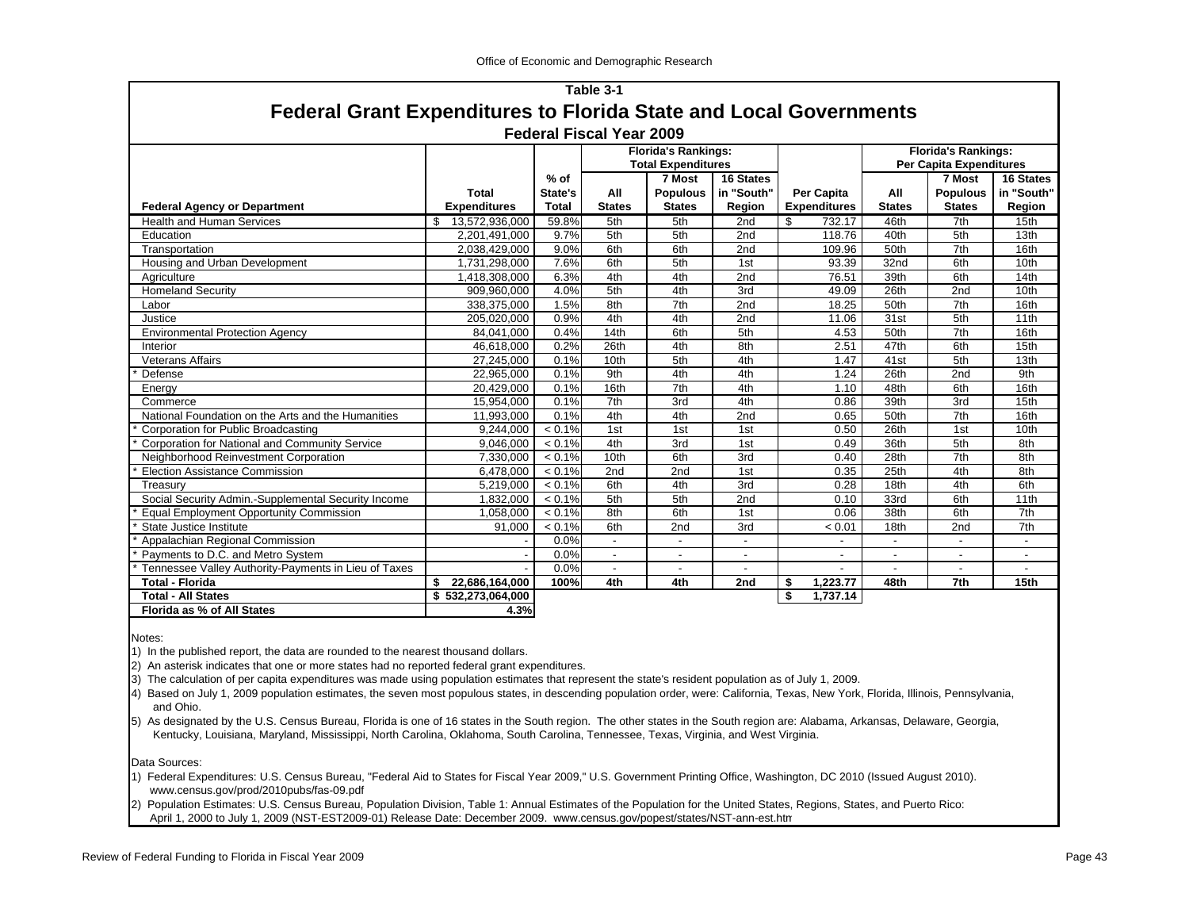Office of Economic and Demographic Research

## Table 3-1

# Federal Grant Expenditures to Florida State and Local Governments

### Federal Fiscal Year 2009

| Federal Agency or Department | Total Expenditures | % of State's Total | Florida's Rankings: Total Expenditures | | | Per Capita Expenditures | Florida's Rankings: Per Capita Expenditures | | |
|---|---|---|---|---|---|---|---|---|---|
| | | | All States | 7 Most Populous States | 16 States in "South" Region | | All States | 7 Most Populous States | 16 States in "South" Region |
| Health and Human Services | $ 13,572,936,000 | 59.8% | 5th | 5th | 2nd | $ 732.17 | 46th | 7th | 15th |
| Education | 2,201,491,000 | 9.7% | 5th | 5th | 2nd | 118.76 | 40th | 5th | 13th |
| Transportation | 2,038,429,000 | 9.0% | 6th | 6th | 2nd | 109.96 | 50th | 7th | 16th |
| Housing and Urban Development | 1,731,298,000 | 7.6% | 6th | 5th | 1st | 93.39 | 32nd | 6th | 10th |
| Agriculture | 1,418,308,000 | 6.3% | 4th | 4th | 2nd | 76.51 | 39th | 6th | 14th |
| Homeland Security | 909,960,000 | 4.0% | 5th | 4th | 3rd | 49.09 | 26th | 2nd | 10th |
| Labor | 338,375,000 | 1.5% | 8th | 7th | 2nd | 18.25 | 50th | 7th | 16th |
| Justice | 205,020,000 | 0.9% | 4th | 4th | 2nd | 11.06 | 31st | 5th | 11th |
| Environmental Protection Agency | 84,041,000 | 0.4% | 14th | 6th | 5th | 4.53 | 50th | 7th | 16th |
| Interior | 46,618,000 | 0.2% | 26th | 4th | 8th | 2.51 | 47th | 6th | 15th |
| Veterans Affairs | 27,245,000 | 0.1% | 10th | 5th | 4th | 1.47 | 41st | 5th | 13th |
| * Defense | 22,965,000 | 0.1% | 9th | 4th | 4th | 1.24 | 26th | 2nd | 9th |
| Energy | 20,429,000 | 0.1% | 16th | 7th | 4th | 1.10 | 48th | 6th | 16th |
| Commerce | 15,954,000 | 0.1% | 7th | 3rd | 4th | 0.86 | 39th | 3rd | 15th |
| National Foundation on the Arts and the Humanities | 11,993,000 | 0.1% | 4th | 4th | 2nd | 0.65 | 50th | 7th | 16th |
| * Corporation for Public Broadcasting | 9,244,000 | < 0.1% | 1st | 1st | 1st | 0.50 | 26th | 1st | 10th |
| * Corporation for National and Community Service | 9,046,000 | < 0.1% | 4th | 3rd | 1st | 0.49 | 36th | 5th | 8th |
| Neighborhood Reinvestment Corporation | 7,330,000 | < 0.1% | 10th | 6th | 3rd | 0.40 | 28th | 7th | 8th |
| * Election Assistance Commission | 6,478,000 | < 0.1% | 2nd | 2nd | 1st | 0.35 | 25th | 4th | 8th |
| Treasury | 5,219,000 | < 0.1% | 6th | 4th | 3rd | 0.28 | 18th | 4th | 6th |
| Social Security Admin.-Supplemental Security Income | 1,832,000 | < 0.1% | 5th | 5th | 2nd | 0.10 | 33rd | 6th | 11th |
| * Equal Employment Opportunity Commission | 1,058,000 | < 0.1% | 8th | 6th | 1st | 0.06 | 38th | 6th | 7th |
| * State Justice Institute | 91,000 | < 0.1% | 6th | 2nd | 3rd | < 0.01 | 18th | 2nd | 7th |
| * Appalachian Regional Commission | - | 0.0% | - | - | - | - | - | - | - |
| * Payments to D.C. and Metro System | - | 0.0% | - | - | - | - | - | - | - |
| * Tennessee Valley Authority-Payments in Lieu of Taxes | - | 0.0% | - | - | - | - | - | - | - |
| **Total - Florida** | **$ 22,686,164,000** | **100%** | **4th** | **4th** | **2nd** | **$ 1,223.77** | **48th** | **7th** | **15th** |
| **Total - All States** | **$ 532,273,064,000** | | | | | **$ 1,737.14** | | | |
| **Florida as % of All States** | **4.3%** | | | | | | | | |

Notes:

1) In the published report, the data are rounded to the nearest thousand dollars.

2) An asterisk indicates that one or more states had no reported federal grant expenditures.

3) The calculation of per capita expenditures was made using population estimates that represent the state's resident population as of July 1, 2009.

4) Based on July 1, 2009 population estimates, the seven most populous states, in descending population order, were: California, Texas, New York, Florida, Illinois, Pennsylvania, and Ohio.

5) As designated by the U.S. Census Bureau, Florida is one of 16 states in the South region. The other states in the South region are: Alabama, Arkansas, Delaware, Georgia, Kentucky, Louisiana, Maryland, Mississippi, North Carolina, Oklahoma, South Carolina, Tennessee, Texas, Virginia, and West Virginia.

Data Sources:

1) Federal Expenditures: U.S. Census Bureau, "Federal Aid to States for Fiscal Year 2009," U.S. Government Printing Office, Washington, DC 2010 (Issued August 2010). www.census.gov/prod/2010pubs/fas-09.pdf

2) Population Estimates: U.S. Census Bureau, Population Division, Table 1: Annual Estimates of the Population for the United States, Regions, States, and Puerto Rico: April 1, 2000 to July 1, 2009 (NST-EST2009-01) Release Date: December 2009. www.census.gov/popest/states/NST-ann-est.htm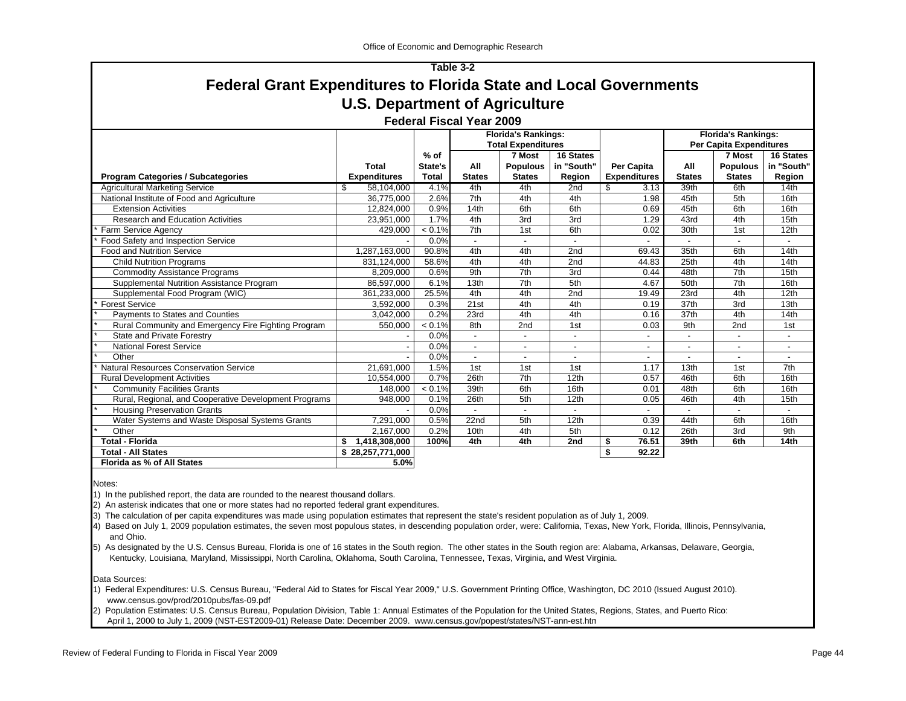Table 3-2

# Federal Grant Expenditures to Florida State and Local Governments

## U.S. Department of Agriculture

### Federal Fiscal Year 2009

| Program Categories / Subcategories | Total Expenditures | % of State's Total | Florida's Rankings: Total Expenditures | | | Per Capita Expenditures | Florida's Rankings: Per Capita Expenditures | | |
|---|---|---|---|---|---|---|---|---|---|
| | | | All States | 7 Most Populous States | 16 States in "South" Region | | All States | 7 Most Populous States | 16 States in "South" Region |
| Agricultural Marketing Service | $ 58,104,000 | 4.1% | 4th | 4th | 2nd | $ 3.13 | 39th | 6th | 14th |
| National Institute of Food and Agriculture | 36,775,000 | 2.6% | 7th | 4th | 4th | 1.98 | 45th | 5th | 16th |
| Extension Activities | 12,824,000 | 0.9% | 14th | 6th | 6th | 0.69 | 45th | 6th | 16th |
| Research and Education Activities | 23,951,000 | 1.7% | 4th | 3rd | 3rd | 1.29 | 43rd | 4th | 15th |
| * Farm Service Agency | 429,000 | < 0.1% | 7th | 1st | 6th | 0.02 | 30th | 1st | 12th |
| * Food Safety and Inspection Service | - | 0.0% | - | - | - | - | - | - | - |
| Food and Nutrition Service | 1,287,163,000 | 90.8% | 4th | 4th | 2nd | 69.43 | 35th | 6th | 14th |
| Child Nutrition Programs | 831,124,000 | 58.6% | 4th | 4th | 2nd | 44.83 | 25th | 4th | 14th |
| Commodity Assistance Programs | 8,209,000 | 0.6% | 9th | 7th | 3rd | 0.44 | 48th | 7th | 15th |
| Supplemental Nutrition Assistance Program | 86,597,000 | 6.1% | 13th | 7th | 5th | 4.67 | 50th | 7th | 16th |
| Supplemental Food Program (WIC) | 361,233,000 | 25.5% | 4th | 4th | 2nd | 19.49 | 23rd | 4th | 12th |
| * Forest Service | 3,592,000 | 0.3% | 21st | 4th | 4th | 0.19 | 37th | 3rd | 13th |
| * Payments to States and Counties | 3,042,000 | 0.2% | 23rd | 4th | 4th | 0.16 | 37th | 4th | 14th |
| * Rural Community and Emergency Fire Fighting Program | 550,000 | < 0.1% | 8th | 2nd | 1st | 0.03 | 9th | 2nd | 1st |
| * State and Private Forestry | - | 0.0% | - | - | - | - | - | - | - |
| * National Forest Service | - | 0.0% | - | - | - | - | - | - | - |
| * Other | - | 0.0% | - | - | - | - | - | - | - |
| * Natural Resources Conservation Service | 21,691,000 | 1.5% | 1st | 1st | 1st | 1.17 | 13th | 1st | 7th |
| Rural Development Activities | 10,554,000 | 0.7% | 26th | 7th | 12th | 0.57 | 46th | 6th | 16th |
| * Community Facilities Grants | 148,000 | < 0.1% | 39th | 6th | 16th | 0.01 | 48th | 6th | 16th |
| Rural, Regional, and Cooperative Development Programs | 948,000 | 0.1% | 26th | 5th | 12th | 0.05 | 46th | 4th | 15th |
| * Housing Preservation Grants | - | 0.0% | - | - | - | - | - | - | - |
| Water Systems and Waste Disposal Systems Grants | 7,291,000 | 0.5% | 22nd | 5th | 12th | 0.39 | 44th | 6th | 16th |
| * Other | 2,167,000 | 0.2% | 10th | 4th | 5th | 0.12 | 26th | 3rd | 9th |
| **Total - Florida** | **$ 1,418,308,000** | **100%** | **4th** | **4th** | **2nd** | **$ 76.51** | **39th** | **6th** | **14th** |
| **Total - All States** | **$ 28,257,771,000** | | | | | **$ 92.22** | | | |
| **Florida as % of All States** | **5.0%** | | | | | | | | |

Notes:

1) In the published report, the data are rounded to the nearest thousand dollars.

2) An asterisk indicates that one or more states had no reported federal grant expenditures.

3) The calculation of per capita expenditures was made using population estimates that represent the state's resident population as of July 1, 2009.

4) Based on July 1, 2009 population estimates, the seven most populous states, in descending population order, were: California, Texas, New York, Florida, Illinois, Pennsylvania, and Ohio.

5) As designated by the U.S. Census Bureau, Florida is one of 16 states in the South region. The other states in the South region are: Alabama, Arkansas, Delaware, Georgia, Kentucky, Louisiana, Maryland, Mississippi, North Carolina, Oklahoma, South Carolina, Tennessee, Texas, Virginia, and West Virginia.

Data Sources:

1) Federal Expenditures: U.S. Census Bureau, "Federal Aid to States for Fiscal Year 2009," U.S. Government Printing Office, Washington, DC 2010 (Issued August 2010). www.census.gov/prod/2010pubs/fas-09.pdf

2) Population Estimates: U.S. Census Bureau, Population Division, Table 1: Annual Estimates of the Population for the United States, Regions, States, and Puerto Rico: April 1, 2000 to July 1, 2009 (NST-EST2009-01) Release Date: December 2009. www.census.gov/popest/states/NST-ann-est.htm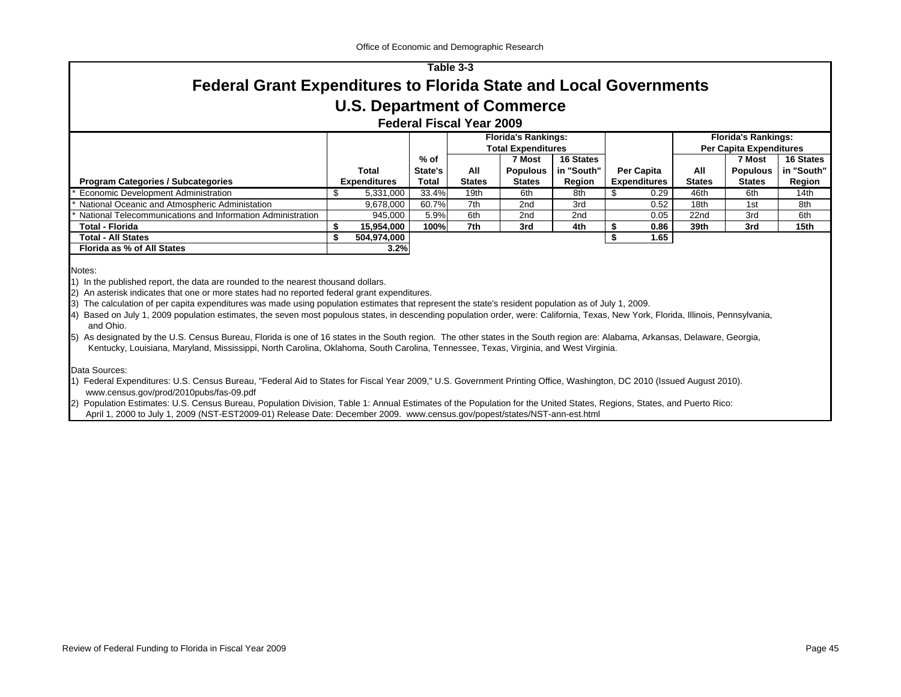Office of Economic and Demographic Research

### Table 3-3

# Federal Grant Expenditures to Florida State and Local Governments

## U.S. Department of Commerce

### Federal Fiscal Year 2009

| Program Categories / Subcategories | Total Expenditures | % of State's Total | Florida's Rankings: Total Expenditures | | | Per Capita Expenditures | Florida's Rankings: Per Capita Expenditures | | |
|---|---|---|---|---|---|---|---|---|---|
| | | | All States | 7 Most Populous States | 16 States in "South" Region | | All States | 7 Most Populous States | 16 States in "South" Region |
| * Economic Development Administration | $ 5,331,000 | 33.4% | 19th | 6th | 8th | $ 0.29 | 46th | 6th | 14th |
| * National Oceanic and Atmospheric Administation | 9,678,000 | 60.7% | 7th | 2nd | 3rd | 0.52 | 18th | 1st | 8th |
| * National Telecommunications and Information Administration | 945,000 | 5.9% | 6th | 2nd | 2nd | 0.05 | 22nd | 3rd | 6th |
| **Total - Florida** | **$ 15,954,000** | **100%** | **7th** | **3rd** | **4th** | **$ 0.86** | **39th** | **3rd** | **15th** |
| **Total - All States** | **$ 504,974,000** | | | | | **$ 1.65** | | | |
| **Florida as % of All States** | **3.2%** | | | | | | | | |

Notes:

1) In the published report, the data are rounded to the nearest thousand dollars.
2) An asterisk indicates that one or more states had no reported federal grant expenditures.
3) The calculation of per capita expenditures was made using population estimates that represent the state's resident population as of July 1, 2009.
4) Based on July 1, 2009 population estimates, the seven most populous states, in descending population order, were: California, Texas, New York, Florida, Illinois, Pennsylvania, and Ohio.
5) As designated by the U.S. Census Bureau, Florida is one of 16 states in the South region. The other states in the South region are: Alabama, Arkansas, Delaware, Georgia, Kentucky, Louisiana, Maryland, Mississippi, North Carolina, Oklahoma, South Carolina, Tennessee, Texas, Virginia, and West Virginia.

Data Sources:

1) Federal Expenditures: U.S. Census Bureau, "Federal Aid to States for Fiscal Year 2009," U.S. Government Printing Office, Washington, DC 2010 (Issued August 2010). www.census.gov/prod/2010pubs/fas-09.pdf
2) Population Estimates: U.S. Census Bureau, Population Division, Table 1: Annual Estimates of the Population for the United States, Regions, States, and Puerto Rico: April 1, 2000 to July 1, 2009 (NST-EST2009-01) Release Date: December 2009. www.census.gov/popest/states/NST-ann-est.html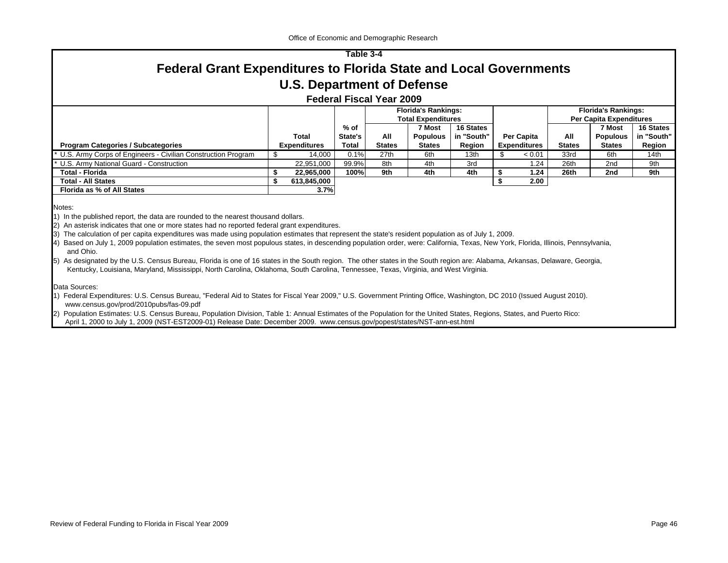Table 3-4

# Federal Grant Expenditures to Florida State and Local Governments

## U.S. Department of Defense

### Federal Fiscal Year 2009

| Program Categories / Subcategories | Total Expenditures | % of State's Total | Florida's Rankings: Total Expenditures - All States | Florida's Rankings: Total Expenditures - 7 Most Populous States | Florida's Rankings: Total Expenditures - 16 States in "South" Region | Per Capita Expenditures | Florida's Rankings: Per Capita Expenditures - All States | Florida's Rankings: Per Capita Expenditures - 7 Most Populous States | Florida's Rankings: Per Capita Expenditures - 16 States in "South" Region |
|---|---|---|---|---|---|---|---|---|---|
| * U.S. Army Corps of Engineers - Civilian Construction Program | $ 14,000 | 0.1% | 27th | 6th | 13th | $ < 0.01 | 33rd | 6th | 14th |
| * U.S. Army National Guard - Construction | 22,951,000 | 99.9% | 8th | 4th | 3rd | 1.24 | 26th | 2nd | 9th |
| **Total - Florida** | **$ 22,965,000** | **100%** | **9th** | **4th** | **4th** | **$ 1.24** | **26th** | **2nd** | **9th** |
| **Total - All States** | **$ 613,845,000** | | | | | **$ 2.00** | | | |
| **Florida as % of All States** | **3.7%** | | | | | | | | |

Notes:

1) In the published report, the data are rounded to the nearest thousand dollars.
2) An asterisk indicates that one or more states had no reported federal grant expenditures.
3) The calculation of per capita expenditures was made using population estimates that represent the state's resident population as of July 1, 2009.
4) Based on July 1, 2009 population estimates, the seven most populous states, in descending population order, were: California, Texas, New York, Florida, Illinois, Pennsylvania, and Ohio.
5) As designated by the U.S. Census Bureau, Florida is one of 16 states in the South region. The other states in the South region are: Alabama, Arkansas, Delaware, Georgia, Kentucky, Louisiana, Maryland, Mississippi, North Carolina, Oklahoma, South Carolina, Tennessee, Texas, Virginia, and West Virginia.

Data Sources:

1) Federal Expenditures: U.S. Census Bureau, "Federal Aid to States for Fiscal Year 2009," U.S. Government Printing Office, Washington, DC 2010 (Issued August 2010). www.census.gov/prod/2010pubs/fas-09.pdf
2) Population Estimates: U.S. Census Bureau, Population Division, Table 1: Annual Estimates of the Population for the United States, Regions, States, and Puerto Rico: April 1, 2000 to July 1, 2009 (NST-EST2009-01) Release Date: December 2009. www.census.gov/popest/states/NST-ann-est.html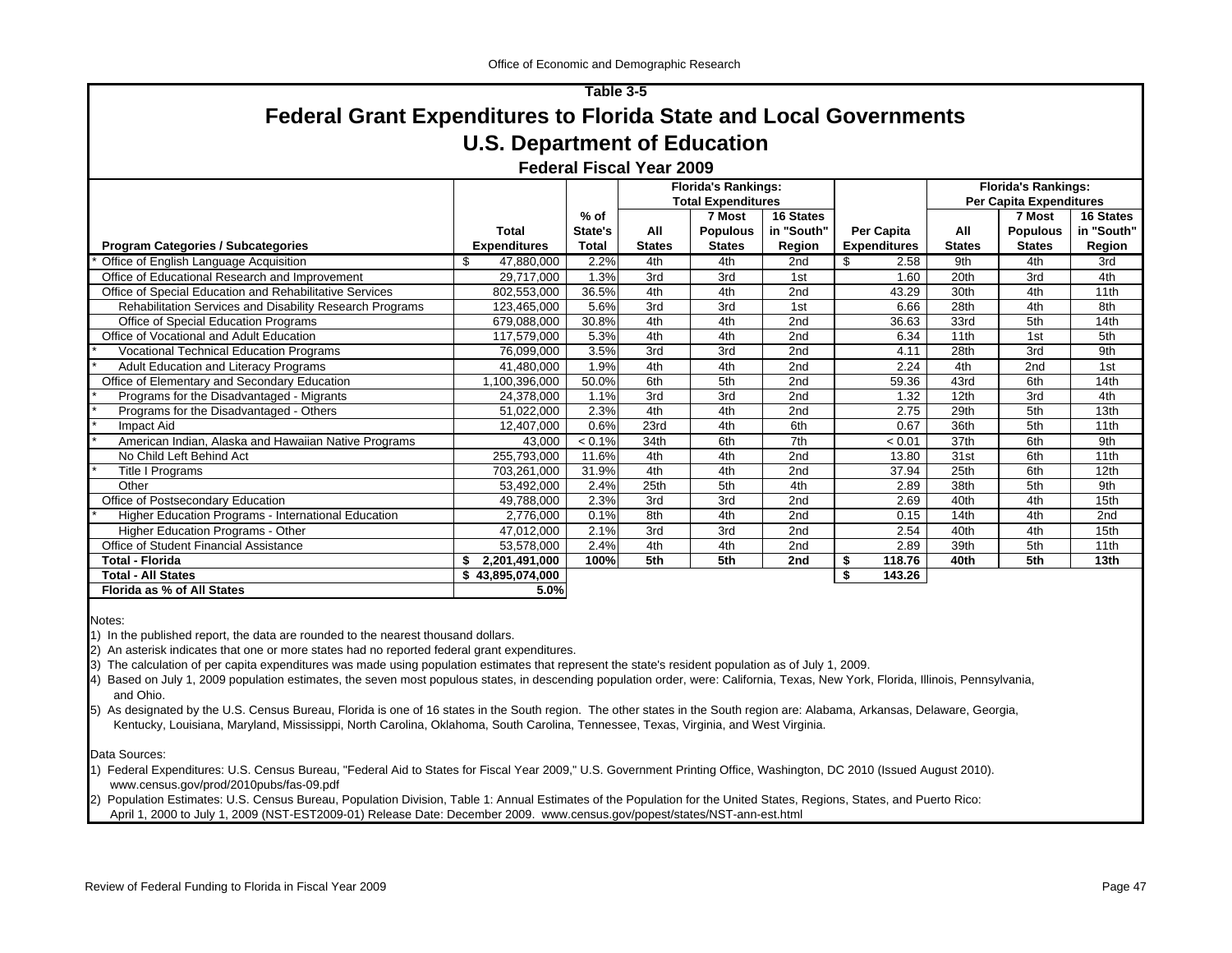Office of Economic and Demographic Research

## Table 3-5

# Federal Grant Expenditures to Florida State and Local Governments

## U.S. Department of Education

### Federal Fiscal Year 2009

| Program Categories / Subcategories | Total Expenditures | % of State's Total | Florida's Rankings: Total Expenditures All States | 7 Most Populous States | 16 States in "South" Region | Per Capita Expenditures | Florida's Rankings: Per Capita Expenditures All States | 7 Most Populous States | 16 States in "South" Region |
|---|---|---|---|---|---|---|---|---|---|
| * Office of English Language Acquisition | $ 47,880,000 | 2.2% | 4th | 4th | 2nd | $ 2.58 | 9th | 4th | 3rd |
| Office of Educational Research and Improvement | 29,717,000 | 1.3% | 3rd | 3rd | 1st | 1.60 | 20th | 3rd | 4th |
| Office of Special Education and Rehabilitative Services | 802,553,000 | 36.5% | 4th | 4th | 2nd | 43.29 | 30th | 4th | 11th |
| Rehabilitation Services and Disability Research Programs | 123,465,000 | 5.6% | 3rd | 3rd | 1st | 6.66 | 28th | 4th | 8th |
| Office of Special Education Programs | 679,088,000 | 30.8% | 4th | 4th | 2nd | 36.63 | 33rd | 5th | 14th |
| Office of Vocational and Adult Education | 117,579,000 | 5.3% | 4th | 4th | 2nd | 6.34 | 11th | 1st | 5th |
| * Vocational Technical Education Programs | 76,099,000 | 3.5% | 3rd | 3rd | 2nd | 4.11 | 28th | 3rd | 9th |
| * Adult Education and Literacy Programs | 41,480,000 | 1.9% | 4th | 4th | 2nd | 2.24 | 4th | 2nd | 1st |
| Office of Elementary and Secondary Education | 1,100,396,000 | 50.0% | 6th | 5th | 2nd | 59.36 | 43rd | 6th | 14th |
| * Programs for the Disadvantaged - Migrants | 24,378,000 | 1.1% | 3rd | 3rd | 2nd | 1.32 | 12th | 3rd | 4th |
| * Programs for the Disadvantaged - Others | 51,022,000 | 2.3% | 4th | 4th | 2nd | 2.75 | 29th | 5th | 13th |
| * Impact Aid | 12,407,000 | 0.6% | 23rd | 4th | 6th | 0.67 | 36th | 5th | 11th |
| * American Indian, Alaska and Hawaiian Native Programs | 43,000 | < 0.1% | 34th | 6th | 7th | < 0.01 | 37th | 6th | 9th |
| No Child Left Behind Act | 255,793,000 | 11.6% | 4th | 4th | 2nd | 13.80 | 31st | 6th | 11th |
| * Title I Programs | 703,261,000 | 31.9% | 4th | 4th | 2nd | 37.94 | 25th | 6th | 12th |
| Other | 53,492,000 | 2.4% | 25th | 5th | 4th | 2.89 | 38th | 5th | 9th |
| Office of Postsecondary Education | 49,788,000 | 2.3% | 3rd | 3rd | 2nd | 2.69 | 40th | 4th | 15th |
| * Higher Education Programs - International Education | 2,776,000 | 0.1% | 8th | 4th | 2nd | 0.15 | 14th | 4th | 2nd |
| Higher Education Programs - Other | 47,012,000 | 2.1% | 3rd | 3rd | 2nd | 2.54 | 40th | 4th | 15th |
| Office of Student Financial Assistance | 53,578,000 | 2.4% | 4th | 4th | 2nd | 2.89 | 39th | 5th | 11th |
| **Total - Florida** | **$ 2,201,491,000** | **100%** | **5th** | **5th** | **2nd** | **$ 118.76** | **40th** | **5th** | **13th** |
| **Total - All States** | **$ 43,895,074,000** | | | | | **$ 143.26** | | | |
| **Florida as % of All States** | **5.0%** | | | | | | | | |

Notes:

1) In the published report, the data are rounded to the nearest thousand dollars.

2) An asterisk indicates that one or more states had no reported federal grant expenditures.

3) The calculation of per capita expenditures was made using population estimates that represent the state's resident population as of July 1, 2009.

4) Based on July 1, 2009 population estimates, the seven most populous states, in descending population order, were: California, Texas, New York, Florida, Illinois, Pennsylvania, and Ohio.

5) As designated by the U.S. Census Bureau, Florida is one of 16 states in the South region. The other states in the South region are: Alabama, Arkansas, Delaware, Georgia, Kentucky, Louisiana, Maryland, Mississippi, North Carolina, Oklahoma, South Carolina, Tennessee, Texas, Virginia, and West Virginia.

Data Sources:

1) Federal Expenditures: U.S. Census Bureau, "Federal Aid to States for Fiscal Year 2009," U.S. Government Printing Office, Washington, DC 2010 (Issued August 2010). www.census.gov/prod/2010pubs/fas-09.pdf

2) Population Estimates: U.S. Census Bureau, Population Division, Table 1: Annual Estimates of the Population for the United States, Regions, States, and Puerto Rico: April 1, 2000 to July 1, 2009 (NST-EST2009-01) Release Date: December 2009. www.census.gov/popest/states/NST-ann-est.html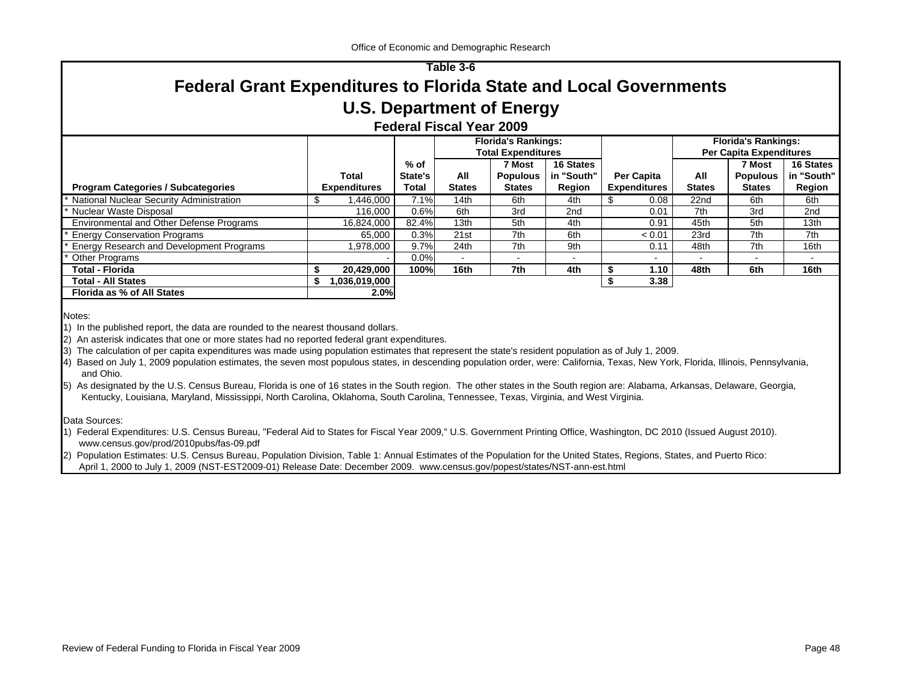Office of Economic and Demographic Research

## Table 3-6

# Federal Grant Expenditures to Florida State and Local Governments

## U.S. Department of Energy

### Federal Fiscal Year 2009

| Program Categories / Subcategories | Total Expenditures | % of State's Total | Florida's Rankings: Total Expenditures: All States | 7 Most Populous States | 16 States in "South" Region | Per Capita Expenditures | Florida's Rankings: Per Capita Expenditures: All States | 7 Most Populous States | 16 States in "South" Region |
|---|---|---|---|---|---|---|---|---|---|
| * National Nuclear Security Administration | $ 1,446,000 | 7.1% | 14th | 6th | 4th | $ 0.08 | 22nd | 6th | 6th |
| * Nuclear Waste Disposal | 116,000 | 0.6% | 6th | 3rd | 2nd | 0.01 | 7th | 3rd | 2nd |
| Environmental and Other Defense Programs | 16,824,000 | 82.4% | 13th | 5th | 4th | 0.91 | 45th | 5th | 13th |
| * Energy Conservation Programs | 65,000 | 0.3% | 21st | 7th | 6th | < 0.01 | 23rd | 7th | 7th |
| * Energy Research and Development Programs | 1,978,000 | 9.7% | 24th | 7th | 9th | 0.11 | 48th | 7th | 16th |
| * Other Programs | - | 0.0% | - | - | - | - | - | - | - |
| **Total - Florida** | **$ 20,429,000** | **100%** | **16th** | **7th** | **4th** | **$ 1.10** | **48th** | **6th** | **16th** |
| **Total - All States** | **$ 1,036,019,000** | | | | | **$ 3.38** | | | |
| **Florida as % of All States** | **2.0%** | | | | | | | | |

Notes:

1) In the published report, the data are rounded to the nearest thousand dollars.
2) An asterisk indicates that one or more states had no reported federal grant expenditures.
3) The calculation of per capita expenditures was made using population estimates that represent the state's resident population as of July 1, 2009.
4) Based on July 1, 2009 population estimates, the seven most populous states, in descending population order, were: California, Texas, New York, Florida, Illinois, Pennsylvania, and Ohio.
5) As designated by the U.S. Census Bureau, Florida is one of 16 states in the South region. The other states in the South region are: Alabama, Arkansas, Delaware, Georgia, Kentucky, Louisiana, Maryland, Mississippi, North Carolina, Oklahoma, South Carolina, Tennessee, Texas, Virginia, and West Virginia.

Data Sources:

1) Federal Expenditures: U.S. Census Bureau, "Federal Aid to States for Fiscal Year 2009," U.S. Government Printing Office, Washington, DC 2010 (Issued August 2010). www.census.gov/prod/2010pubs/fas-09.pdf
2) Population Estimates: U.S. Census Bureau, Population Division, Table 1: Annual Estimates of the Population for the United States, Regions, States, and Puerto Rico: April 1, 2000 to July 1, 2009 (NST-EST2009-01) Release Date: December 2009. www.census.gov/popest/states/NST-ann-est.html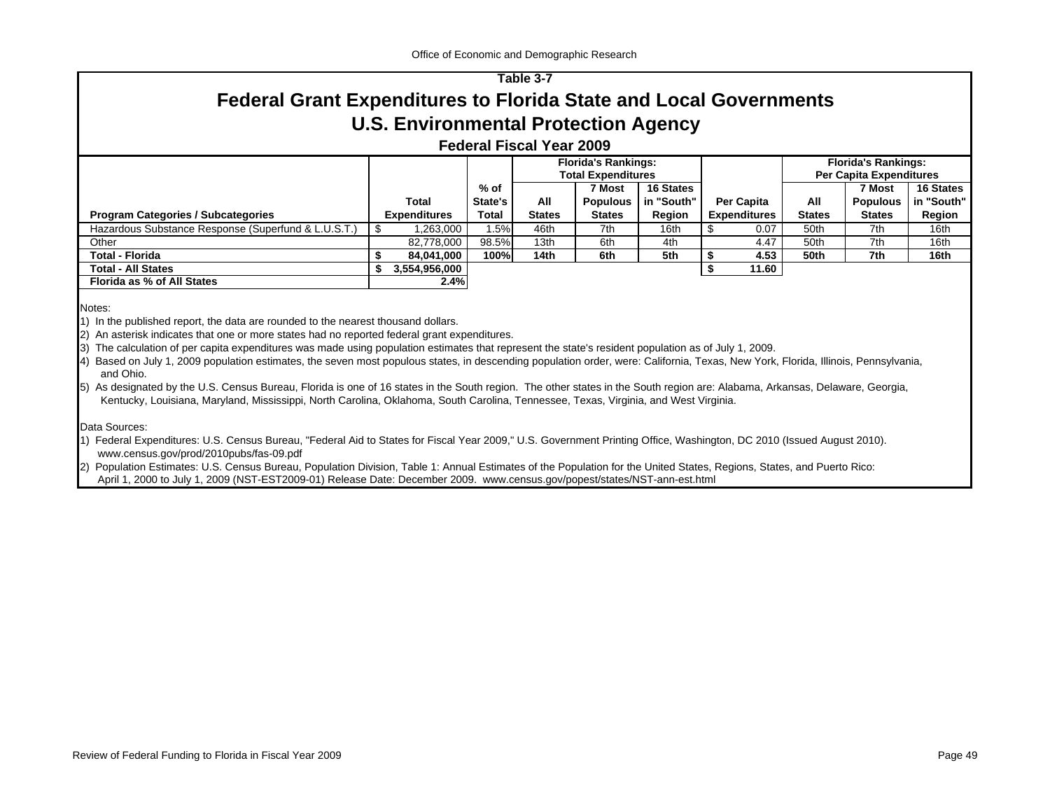Table 3-7

# Federal Grant Expenditures to Florida State and Local Governments

## U.S. Environmental Protection Agency

### Federal Fiscal Year 2009

| Program Categories / Subcategories | Total Expenditures | % of State's Total | Florida's Rankings: Total Expenditures - All States | 7 Most Populous States | 16 States in "South" Region | Per Capita Expenditures | Florida's Rankings: Per Capita Expenditures - All States | 7 Most Populous States | 16 States in "South" Region |
|---|---|---|---|---|---|---|---|---|---|
| Hazardous Substance Response (Superfund & L.U.S.T.) | $ 1,263,000 | 1.5% | 46th | 7th | 16th | $ 0.07 | 50th | 7th | 16th |
| Other | 82,778,000 | 98.5% | 13th | 6th | 4th | 4.47 | 50th | 7th | 16th |
| **Total - Florida** | **$ 84,041,000** | **100%** | **14th** | **6th** | **5th** | **$ 4.53** | **50th** | **7th** | **16th** |
| **Total - All States** | **$ 3,554,956,000** | | | | | **$ 11.60** | | | |
| **Florida as % of All States** | **2.4%** | | | | | | | | |

Notes:

1) In the published report, the data are rounded to the nearest thousand dollars.
2) An asterisk indicates that one or more states had no reported federal grant expenditures.
3) The calculation of per capita expenditures was made using population estimates that represent the state's resident population as of July 1, 2009.
4) Based on July 1, 2009 population estimates, the seven most populous states, in descending population order, were: California, Texas, New York, Florida, Illinois, Pennsylvania, and Ohio.
5) As designated by the U.S. Census Bureau, Florida is one of 16 states in the South region. The other states in the South region are: Alabama, Arkansas, Delaware, Georgia, Kentucky, Louisiana, Maryland, Mississippi, North Carolina, Oklahoma, South Carolina, Tennessee, Texas, Virginia, and West Virginia.

Data Sources:

1) Federal Expenditures: U.S. Census Bureau, "Federal Aid to States for Fiscal Year 2009," U.S. Government Printing Office, Washington, DC 2010 (Issued August 2010). www.census.gov/prod/2010pubs/fas-09.pdf
2) Population Estimates: U.S. Census Bureau, Population Division, Table 1: Annual Estimates of the Population for the United States, Regions, States, and Puerto Rico: April 1, 2000 to July 1, 2009 (NST-EST2009-01) Release Date: December 2009. www.census.gov/popest/states/NST-ann-est.html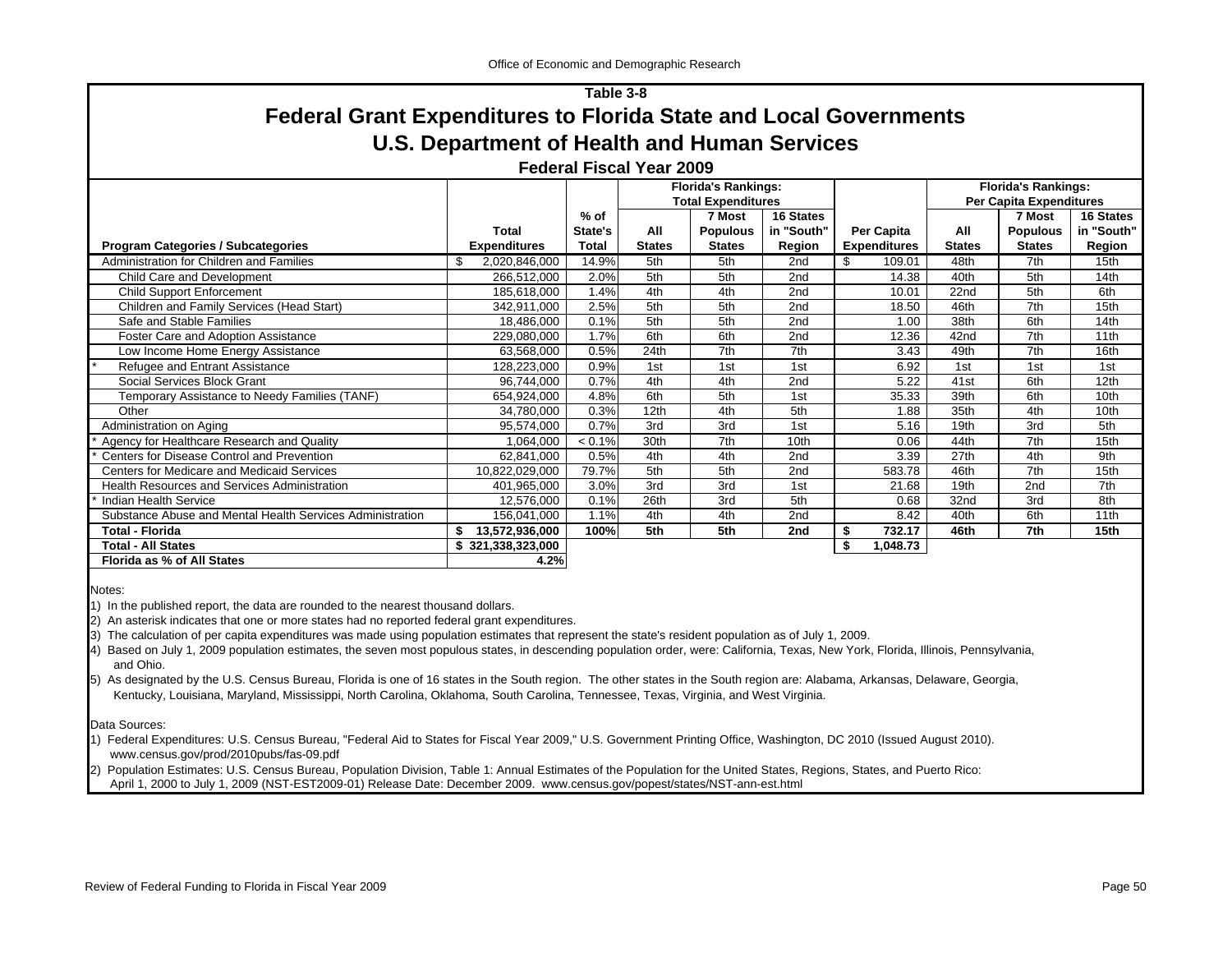Table 3-8

# Federal Grant Expenditures to Florida State and Local Governments

## U.S. Department of Health and Human Services

### Federal Fiscal Year 2009

| Program Categories / Subcategories | Total Expenditures | % of State's Total | Florida's Rankings: Total Expenditures All States | 7 Most Populous States | 16 States in "South" Region | Per Capita Expenditures | Florida's Rankings: Per Capita Expenditures All States | 7 Most Populous States | 16 States in "South" Region |
|---|---|---|---|---|---|---|---|---|---|
| Administration for Children and Families | $ 2,020,846,000 | 14.9% | 5th | 5th | 2nd | $ 109.01 | 48th | 7th | 15th |
| Child Care and Development | 266,512,000 | 2.0% | 5th | 5th | 2nd | 14.38 | 40th | 5th | 14th |
| Child Support Enforcement | 185,618,000 | 1.4% | 4th | 4th | 2nd | 10.01 | 22nd | 5th | 6th |
| Children and Family Services (Head Start) | 342,911,000 | 2.5% | 5th | 5th | 2nd | 18.50 | 46th | 7th | 15th |
| Safe and Stable Families | 18,486,000 | 0.1% | 5th | 5th | 2nd | 1.00 | 38th | 6th | 14th |
| Foster Care and Adoption Assistance | 229,080,000 | 1.7% | 6th | 6th | 2nd | 12.36 | 42nd | 7th | 11th |
| Low Income Home Energy Assistance | 63,568,000 | 0.5% | 24th | 7th | 7th | 3.43 | 49th | 7th | 16th |
| * Refugee and Entrant Assistance | 128,223,000 | 0.9% | 1st | 1st | 1st | 6.92 | 1st | 1st | 1st |
| Social Services Block Grant | 96,744,000 | 0.7% | 4th | 4th | 2nd | 5.22 | 41st | 6th | 12th |
| Temporary Assistance to Needy Families (TANF) | 654,924,000 | 4.8% | 6th | 5th | 1st | 35.33 | 39th | 6th | 10th |
| Other | 34,780,000 | 0.3% | 12th | 4th | 5th | 1.88 | 35th | 4th | 10th |
| Administration on Aging | 95,574,000 | 0.7% | 3rd | 3rd | 1st | 5.16 | 19th | 3rd | 5th |
| * Agency for Healthcare Research and Quality | 1,064,000 | < 0.1% | 30th | 7th | 10th | 0.06 | 44th | 7th | 15th |
| * Centers for Disease Control and Prevention | 62,841,000 | 0.5% | 4th | 4th | 2nd | 3.39 | 27th | 4th | 9th |
| Centers for Medicare and Medicaid Services | 10,822,029,000 | 79.7% | 5th | 5th | 2nd | 583.78 | 46th | 7th | 15th |
| Health Resources and Services Administration | 401,965,000 | 3.0% | 3rd | 3rd | 1st | 21.68 | 19th | 2nd | 7th |
| * Indian Health Service | 12,576,000 | 0.1% | 26th | 3rd | 5th | 0.68 | 32nd | 3rd | 8th |
| Substance Abuse and Mental Health Services Administration | 156,041,000 | 1.1% | 4th | 4th | 2nd | 8.42 | 40th | 6th | 11th |
| **Total - Florida** | **$ 13,572,936,000** | **100%** | **5th** | **5th** | **2nd** | **$ 732.17** | **46th** | **7th** | **15th** |
| **Total - All States** | **$ 321,338,323,000** | | | | | **$ 1,048.73** | | | |
| **Florida as % of All States** | **4.2%** | | | | | | | | |

Notes:

1) In the published report, the data are rounded to the nearest thousand dollars.

2) An asterisk indicates that one or more states had no reported federal grant expenditures.

3) The calculation of per capita expenditures was made using population estimates that represent the state's resident population as of July 1, 2009.

4) Based on July 1, 2009 population estimates, the seven most populous states, in descending population order, were: California, Texas, New York, Florida, Illinois, Pennsylvania, and Ohio.

5) As designated by the U.S. Census Bureau, Florida is one of 16 states in the South region. The other states in the South region are: Alabama, Arkansas, Delaware, Georgia, Kentucky, Louisiana, Maryland, Mississippi, North Carolina, Oklahoma, South Carolina, Tennessee, Texas, Virginia, and West Virginia.

Data Sources:

1) Federal Expenditures: U.S. Census Bureau, "Federal Aid to States for Fiscal Year 2009," U.S. Government Printing Office, Washington, DC 2010 (Issued August 2010). www.census.gov/prod/2010pubs/fas-09.pdf

2) Population Estimates: U.S. Census Bureau, Population Division, Table 1: Annual Estimates of the Population for the United States, Regions, States, and Puerto Rico: April 1, 2000 to July 1, 2009 (NST-EST2009-01) Release Date: December 2009. www.census.gov/popest/states/NST-ann-est.html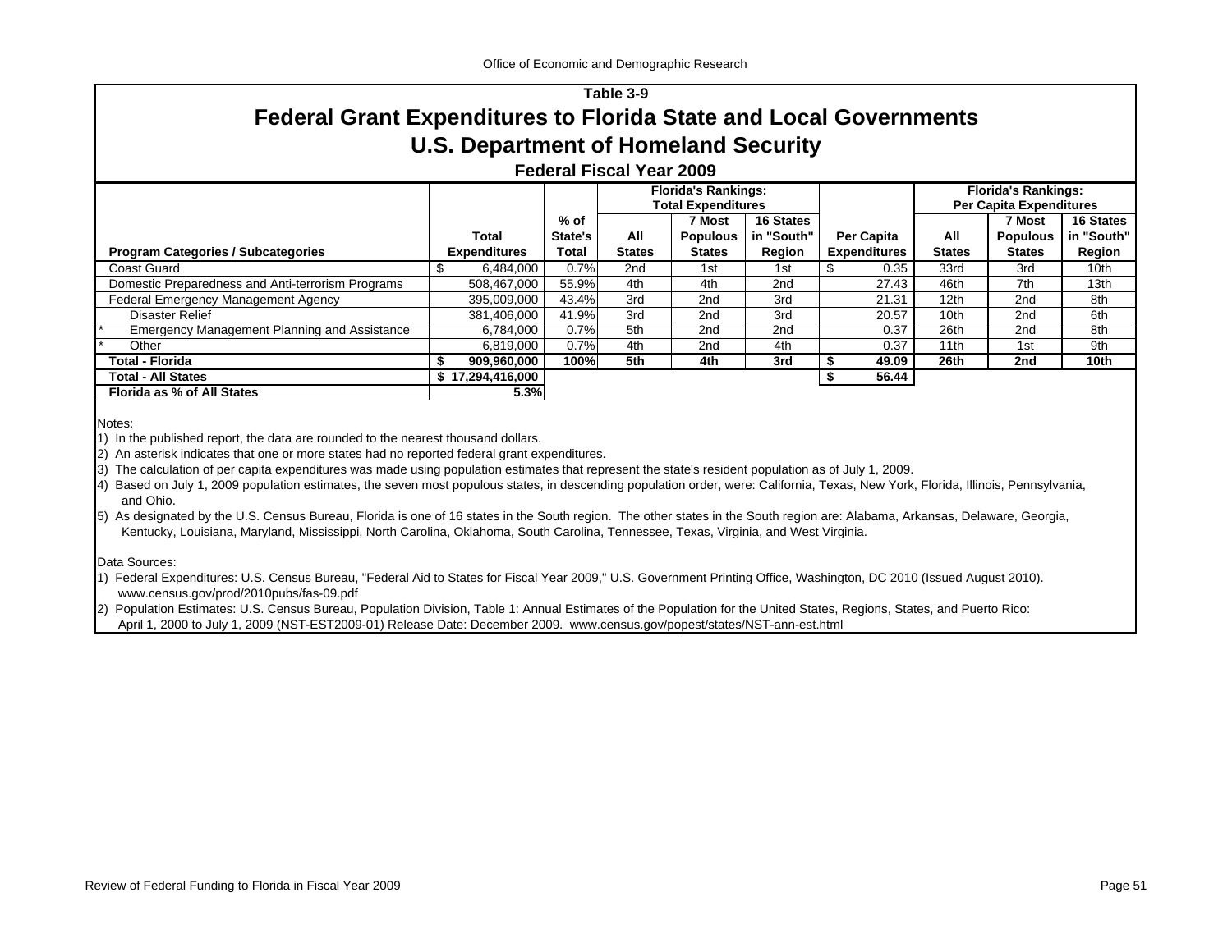# Table 3-9

## Federal Grant Expenditures to Florida State and Local Governments

## U.S. Department of Homeland Security

### Federal Fiscal Year 2009

| Program Categories / Subcategories | Total Expenditures | % of State's Total | Florida's Rankings: Total Expenditures | | | Per Capita Expenditures | Florida's Rankings: Per Capita Expenditures | | |
|---|---|---|---|---|---|---|---|---|---|
| | | | All States | 7 Most Populous States | 16 States in "South" Region | | All States | 7 Most Populous States | 16 States in "South" Region |
| Coast Guard | $ 6,484,000 | 0.7% | 2nd | 1st | 1st | $ 0.35 | 33rd | 3rd | 10th |
| Domestic Preparedness and Anti-terrorism Programs | 508,467,000 | 55.9% | 4th | 4th | 2nd | 27.43 | 46th | 7th | 13th |
| Federal Emergency Management Agency | 395,009,000 | 43.4% | 3rd | 2nd | 3rd | 21.31 | 12th | 2nd | 8th |
| Disaster Relief | 381,406,000 | 41.9% | 3rd | 2nd | 3rd | 20.57 | 10th | 2nd | 6th |
| * Emergency Management Planning and Assistance | 6,784,000 | 0.7% | 5th | 2nd | 2nd | 0.37 | 26th | 2nd | 8th |
| * Other | 6,819,000 | 0.7% | 4th | 2nd | 4th | 0.37 | 11th | 1st | 9th |
| **Total - Florida** | **$ 909,960,000** | **100%** | **5th** | **4th** | **3rd** | **$ 49.09** | **26th** | **2nd** | **10th** |
| **Total - All States** | **$ 17,294,416,000** | | | | | **$ 56.44** | | | |
| **Florida as % of All States** | **5.3%** | | | | | | | | |

Notes:

1) In the published report, the data are rounded to the nearest thousand dollars.

2) An asterisk indicates that one or more states had no reported federal grant expenditures.

3) The calculation of per capita expenditures was made using population estimates that represent the state's resident population as of July 1, 2009.

4) Based on July 1, 2009 population estimates, the seven most populous states, in descending population order, were: California, Texas, New York, Florida, Illinois, Pennsylvania, and Ohio.

5) As designated by the U.S. Census Bureau, Florida is one of 16 states in the South region. The other states in the South region are: Alabama, Arkansas, Delaware, Georgia, Kentucky, Louisiana, Maryland, Mississippi, North Carolina, Oklahoma, South Carolina, Tennessee, Texas, Virginia, and West Virginia.

Data Sources:

1) Federal Expenditures: U.S. Census Bureau, "Federal Aid to States for Fiscal Year 2009," U.S. Government Printing Office, Washington, DC 2010 (Issued August 2010). www.census.gov/prod/2010pubs/fas-09.pdf

2) Population Estimates: U.S. Census Bureau, Population Division, Table 1: Annual Estimates of the Population for the United States, Regions, States, and Puerto Rico: April 1, 2000 to July 1, 2009 (NST-EST2009-01) Release Date: December 2009. www.census.gov/popest/states/NST-ann-est.html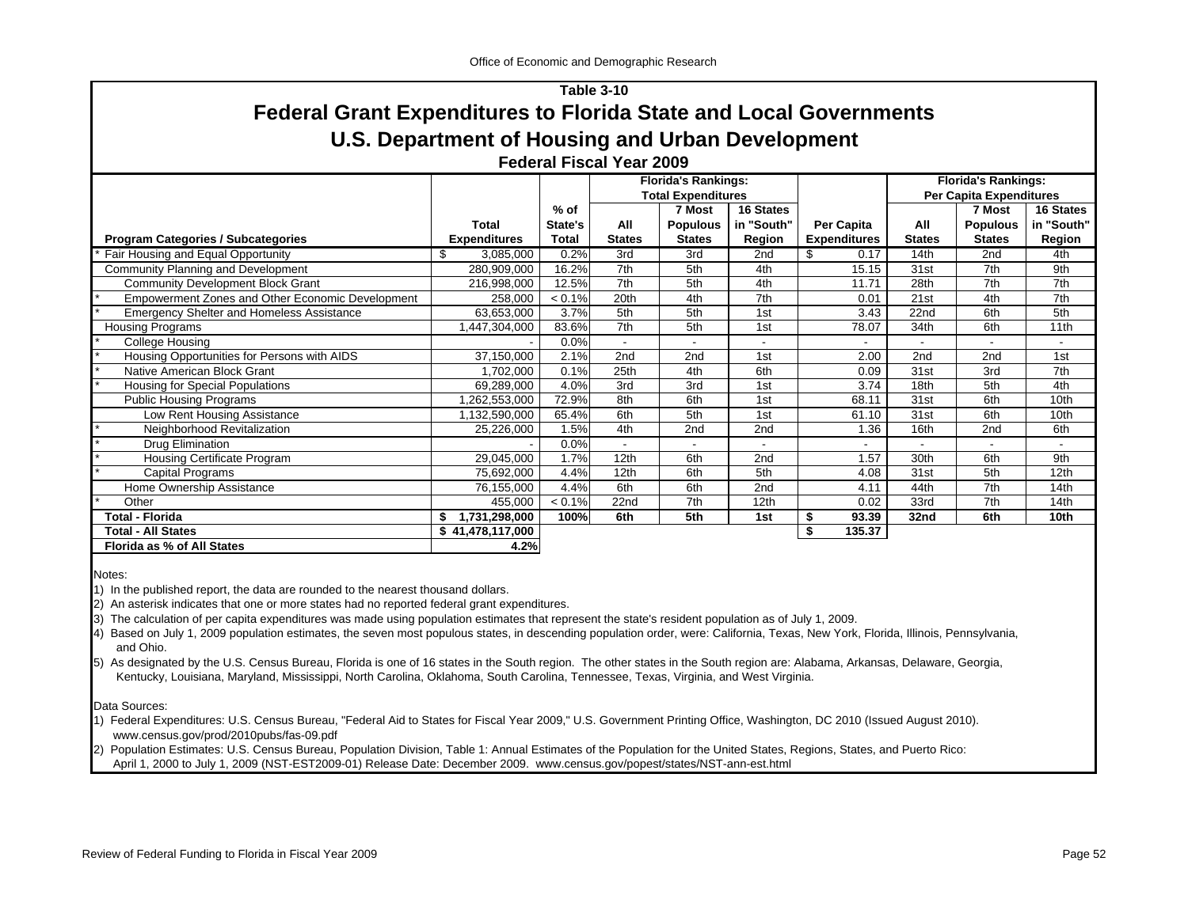## Table 3-10

# Federal Grant Expenditures to Florida State and Local Governments

## U.S. Department of Housing and Urban Development

### Federal Fiscal Year 2009

| Program Categories / Subcategories | Total Expenditures | % of State's Total | Florida's Rankings: Total Expenditures — All States | 7 Most Populous States | 16 States in "South" Region | Per Capita Expenditures | Florida's Rankings: Per Capita Expenditures — All States | 7 Most Populous States | 16 States in "South" Region |
|---|---|---|---|---|---|---|---|---|---|
| * Fair Housing and Equal Opportunity | $ 3,085,000 | 0.2% | 3rd | 3rd | 2nd | $ 0.17 | 14th | 2nd | 4th |
| Community Planning and Development | 280,909,000 | 16.2% | 7th | 5th | 4th | 15.15 | 31st | 7th | 9th |
| Community Development Block Grant | 216,998,000 | 12.5% | 7th | 5th | 4th | 11.71 | 28th | 7th | 7th |
| * Empowerment Zones and Other Economic Development | 258,000 | < 0.1% | 20th | 4th | 7th | 0.01 | 21st | 4th | 7th |
| * Emergency Shelter and Homeless Assistance | 63,653,000 | 3.7% | 5th | 5th | 1st | 3.43 | 22nd | 6th | 5th |
| Housing Programs | 1,447,304,000 | 83.6% | 7th | 5th | 1st | 78.07 | 34th | 6th | 11th |
| * College Housing | - | 0.0% | - | - | - | - | - | - | - |
| * Housing Opportunities for Persons with AIDS | 37,150,000 | 2.1% | 2nd | 2nd | 1st | 2.00 | 2nd | 2nd | 1st |
| * Native American Block Grant | 1,702,000 | 0.1% | 25th | 4th | 6th | 0.09 | 31st | 3rd | 7th |
| * Housing for Special Populations | 69,289,000 | 4.0% | 3rd | 3rd | 1st | 3.74 | 18th | 5th | 4th |
| Public Housing Programs | 1,262,553,000 | 72.9% | 8th | 6th | 1st | 68.11 | 31st | 6th | 10th |
| Low Rent Housing Assistance | 1,132,590,000 | 65.4% | 6th | 5th | 1st | 61.10 | 31st | 6th | 10th |
| * Neighborhood Revitalization | 25,226,000 | 1.5% | 4th | 2nd | 2nd | 1.36 | 16th | 2nd | 6th |
| * Drug Elimination | - | 0.0% | - | - | - | - | - | - | - |
| * Housing Certificate Program | 29,045,000 | 1.7% | 12th | 6th | 2nd | 1.57 | 30th | 6th | 9th |
| * Capital Programs | 75,692,000 | 4.4% | 12th | 6th | 5th | 4.08 | 31st | 5th | 12th |
| Home Ownership Assistance | 76,155,000 | 4.4% | 6th | 6th | 2nd | 4.11 | 44th | 7th | 14th |
| * Other | 455,000 | < 0.1% | 22nd | 7th | 12th | 0.02 | 33rd | 7th | 14th |
| **Total - Florida** | **$ 1,731,298,000** | **100%** | **6th** | **5th** | **1st** | **$ 93.39** | **32nd** | **6th** | **10th** |
| **Total - All States** | **$ 41,478,117,000** | | | | | **$ 135.37** | | | |
| **Florida as % of All States** | **4.2%** | | | | | | | | |

Notes:

1) In the published report, the data are rounded to the nearest thousand dollars.
2) An asterisk indicates that one or more states had no reported federal grant expenditures.
3) The calculation of per capita expenditures was made using population estimates that represent the state's resident population as of July 1, 2009.
4) Based on July 1, 2009 population estimates, the seven most populous states, in descending population order, were: California, Texas, New York, Florida, Illinois, Pennsylvania, and Ohio.
5) As designated by the U.S. Census Bureau, Florida is one of 16 states in the South region. The other states in the South region are: Alabama, Arkansas, Delaware, Georgia, Kentucky, Louisiana, Maryland, Mississippi, North Carolina, Oklahoma, South Carolina, Tennessee, Texas, Virginia, and West Virginia.

Data Sources:

1) Federal Expenditures: U.S. Census Bureau, "Federal Aid to States for Fiscal Year 2009," U.S. Government Printing Office, Washington, DC 2010 (Issued August 2010). www.census.gov/prod/2010pubs/fas-09.pdf
2) Population Estimates: U.S. Census Bureau, Population Division, Table 1: Annual Estimates of the Population for the United States, Regions, States, and Puerto Rico: April 1, 2000 to July 1, 2009 (NST-EST2009-01) Release Date: December 2009. www.census.gov/popest/states/NST-ann-est.html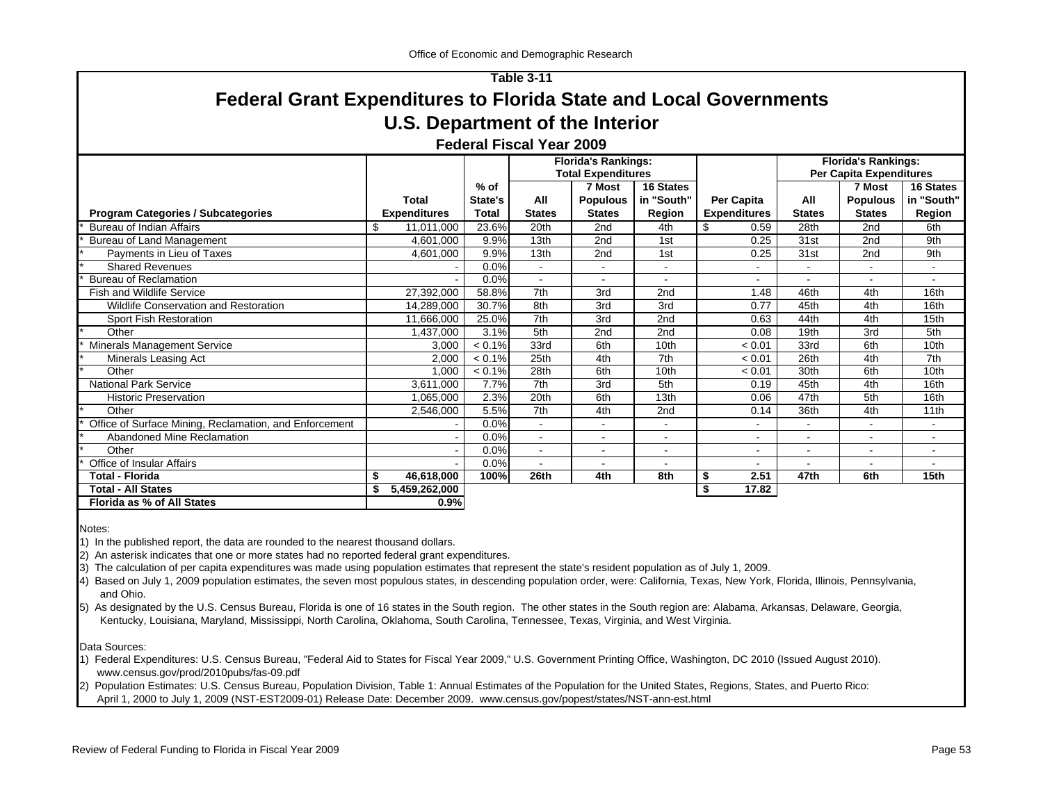# Table 3-11

## Federal Grant Expenditures to Florida State and Local Governments

## U.S. Department of the Interior

### Federal Fiscal Year 2009

| Program Categories / Subcategories | Total Expenditures | % of State's Total | Florida's Rankings: Total Expenditures All States | 7 Most Populous States | 16 States in "South" Region | Per Capita Expenditures | Florida's Rankings: Per Capita Expenditures All States | 7 Most Populous States | 16 States in "South" Region |
|---|---|---|---|---|---|---|---|---|---|
| * Bureau of Indian Affairs | $ 11,011,000 | 23.6% | 20th | 2nd | 4th | $ 0.59 | 28th | 2nd | 6th |
| * Bureau of Land Management | 4,601,000 | 9.9% | 13th | 2nd | 1st | 0.25 | 31st | 2nd | 9th |
| * Payments in Lieu of Taxes | 4,601,000 | 9.9% | 13th | 2nd | 1st | 0.25 | 31st | 2nd | 9th |
| * Shared Revenues | - | 0.0% | - | - | - | - | - | - | - |
| * Bureau of Reclamation | - | 0.0% | - | - | - | - | - | - | - |
| Fish and Wildlife Service | 27,392,000 | 58.8% | 7th | 3rd | 2nd | 1.48 | 46th | 4th | 16th |
| Wildlife Conservation and Restoration | 14,289,000 | 30.7% | 8th | 3rd | 3rd | 0.77 | 45th | 4th | 16th |
| Sport Fish Restoration | 11,666,000 | 25.0% | 7th | 3rd | 2nd | 0.63 | 44th | 4th | 15th |
| * Other | 1,437,000 | 3.1% | 5th | 2nd | 2nd | 0.08 | 19th | 3rd | 5th |
| * Minerals Management Service | 3,000 | < 0.1% | 33rd | 6th | 10th | < 0.01 | 33rd | 6th | 10th |
| * Minerals Leasing Act | 2,000 | < 0.1% | 25th | 4th | 7th | < 0.01 | 26th | 4th | 7th |
| * Other | 1,000 | < 0.1% | 28th | 6th | 10th | < 0.01 | 30th | 6th | 10th |
| National Park Service | 3,611,000 | 7.7% | 7th | 3rd | 5th | 0.19 | 45th | 4th | 16th |
| Historic Preservation | 1,065,000 | 2.3% | 20th | 6th | 13th | 0.06 | 47th | 5th | 16th |
| * Other | 2,546,000 | 5.5% | 7th | 4th | 2nd | 0.14 | 36th | 4th | 11th |
| * Office of Surface Mining, Reclamation, and Enforcement | - | 0.0% | - | - | - | - | - | - | - |
| * Abandoned Mine Reclamation | - | 0.0% | - | - | - | - | - | - | - |
| * Other | - | 0.0% | - | - | - | - | - | - | - |
| * Office of Insular Affairs | - | 0.0% | - | - | - | - | - | - | - |
| **Total - Florida** | **$ 46,618,000** | **100%** | **26th** | **4th** | **8th** | **$ 2.51** | **47th** | **6th** | **15th** |
| **Total - All States** | **$ 5,459,262,000** | | | | | **$ 17.82** | | | |
| **Florida as % of All States** | **0.9%** | | | | | | | | |

Notes:

1) In the published report, the data are rounded to the nearest thousand dollars.
2) An asterisk indicates that one or more states had no reported federal grant expenditures.
3) The calculation of per capita expenditures was made using population estimates that represent the state's resident population as of July 1, 2009.
4) Based on July 1, 2009 population estimates, the seven most populous states, in descending population order, were: California, Texas, New York, Florida, Illinois, Pennsylvania, and Ohio.
5) As designated by the U.S. Census Bureau, Florida is one of 16 states in the South region. The other states in the South region are: Alabama, Arkansas, Delaware, Georgia, Kentucky, Louisiana, Maryland, Mississippi, North Carolina, Oklahoma, South Carolina, Tennessee, Texas, Virginia, and West Virginia.

Data Sources:

1) Federal Expenditures: U.S. Census Bureau, "Federal Aid to States for Fiscal Year 2009," U.S. Government Printing Office, Washington, DC 2010 (Issued August 2010). www.census.gov/prod/2010pubs/fas-09.pdf
2) Population Estimates: U.S. Census Bureau, Population Division, Table 1: Annual Estimates of the Population for the United States, Regions, States, and Puerto Rico: April 1, 2000 to July 1, 2009 (NST-EST2009-01) Release Date: December 2009. www.census.gov/popest/states/NST-ann-est.html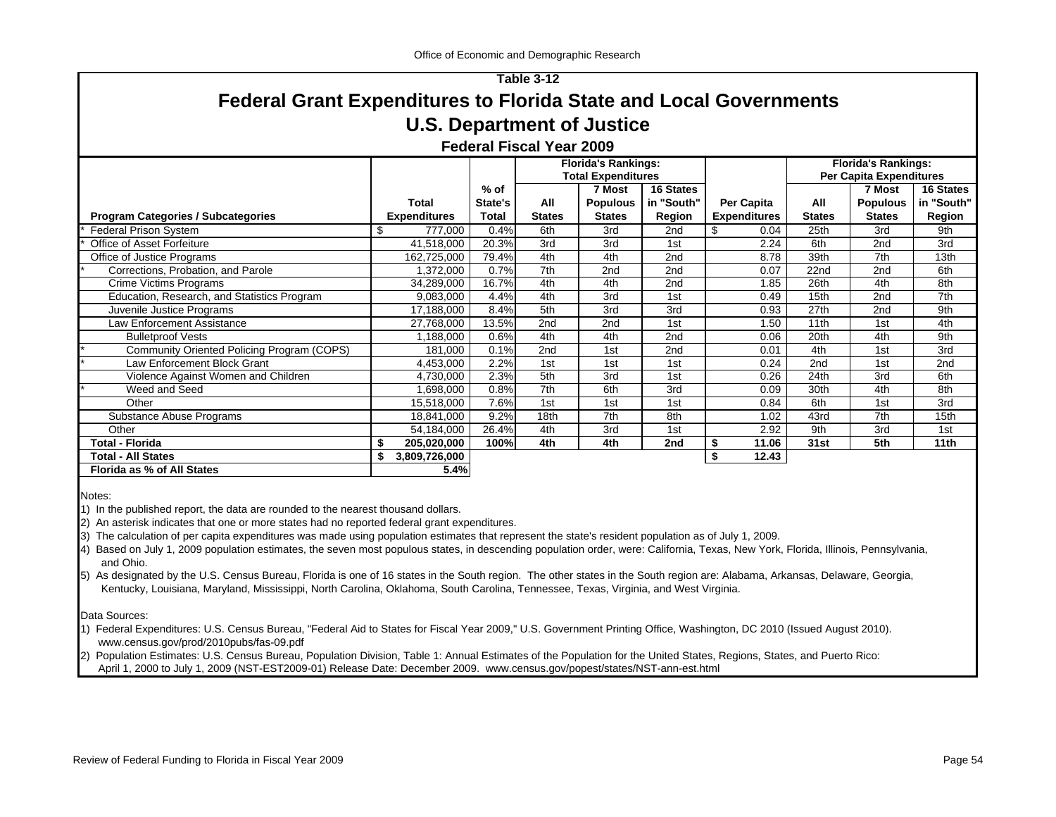Office of Economic and Demographic Research

## Table 3-12

# Federal Grant Expenditures to Florida State and Local Governments

## U.S. Department of Justice

### Federal Fiscal Year 2009

| Program Categories / Subcategories | Total Expenditures | % of State's Total | Florida's Rankings: Total Expenditures — All States | 7 Most Populous States | 16 States in "South" Region | Per Capita Expenditures | Florida's Rankings: Per Capita Expenditures — All States | 7 Most Populous States | 16 States in "South" Region |
|---|---|---|---|---|---|---|---|---|---|
| * Federal Prison System | $ 777,000 | 0.4% | 6th | 3rd | 2nd | $ 0.04 | 25th | 3rd | 9th |
| * Office of Asset Forfeiture | 41,518,000 | 20.3% | 3rd | 3rd | 1st | 2.24 | 6th | 2nd | 3rd |
| Office of Justice Programs | 162,725,000 | 79.4% | 4th | 4th | 2nd | 8.78 | 39th | 7th | 13th |
| * Corrections, Probation, and Parole | 1,372,000 | 0.7% | 7th | 2nd | 2nd | 0.07 | 22nd | 2nd | 6th |
| Crime Victims Programs | 34,289,000 | 16.7% | 4th | 4th | 2nd | 1.85 | 26th | 4th | 8th |
| Education, Research, and Statistics Program | 9,083,000 | 4.4% | 4th | 3rd | 1st | 0.49 | 15th | 2nd | 7th |
| Juvenile Justice Programs | 17,188,000 | 8.4% | 5th | 3rd | 3rd | 0.93 | 27th | 2nd | 9th |
| Law Enforcement Assistance | 27,768,000 | 13.5% | 2nd | 2nd | 1st | 1.50 | 11th | 1st | 4th |
| Bulletproof Vests | 1,188,000 | 0.6% | 4th | 4th | 2nd | 0.06 | 20th | 4th | 9th |
| * Community Oriented Policing Program (COPS) | 181,000 | 0.1% | 2nd | 1st | 2nd | 0.01 | 4th | 1st | 3rd |
| * Law Enforcement Block Grant | 4,453,000 | 2.2% | 1st | 1st | 1st | 0.24 | 2nd | 1st | 2nd |
| Violence Against Women and Children | 4,730,000 | 2.3% | 5th | 3rd | 1st | 0.26 | 24th | 3rd | 6th |
| * Weed and Seed | 1,698,000 | 0.8% | 7th | 6th | 3rd | 0.09 | 30th | 4th | 8th |
| Other | 15,518,000 | 7.6% | 1st | 1st | 1st | 0.84 | 6th | 1st | 3rd |
| Substance Abuse Programs | 18,841,000 | 9.2% | 18th | 7th | 8th | 1.02 | 43rd | 7th | 15th |
| Other | 54,184,000 | 26.4% | 4th | 3rd | 1st | 2.92 | 9th | 3rd | 1st |
| **Total - Florida** | **$ 205,020,000** | **100%** | **4th** | **4th** | **2nd** | **$ 11.06** | **31st** | **5th** | **11th** |
| **Total - All States** | **$ 3,809,726,000** | | | | | **$ 12.43** | | | |
| **Florida as % of All States** | **5.4%** | | | | | | | | |

Notes:

1) In the published report, the data are rounded to the nearest thousand dollars.
2) An asterisk indicates that one or more states had no reported federal grant expenditures.
3) The calculation of per capita expenditures was made using population estimates that represent the state's resident population as of July 1, 2009.
4) Based on July 1, 2009 population estimates, the seven most populous states, in descending population order, were: California, Texas, New York, Florida, Illinois, Pennsylvania, and Ohio.
5) As designated by the U.S. Census Bureau, Florida is one of 16 states in the South region. The other states in the South region are: Alabama, Arkansas, Delaware, Georgia, Kentucky, Louisiana, Maryland, Mississippi, North Carolina, Oklahoma, South Carolina, Tennessee, Texas, Virginia, and West Virginia.

Data Sources:

1) Federal Expenditures: U.S. Census Bureau, "Federal Aid to States for Fiscal Year 2009," U.S. Government Printing Office, Washington, DC 2010 (Issued August 2010). www.census.gov/prod/2010pubs/fas-09.pdf
2) Population Estimates: U.S. Census Bureau, Population Division, Table 1: Annual Estimates of the Population for the United States, Regions, States, and Puerto Rico: April 1, 2000 to July 1, 2009 (NST-EST2009-01) Release Date: December 2009. www.census.gov/popest/states/NST-ann-est.html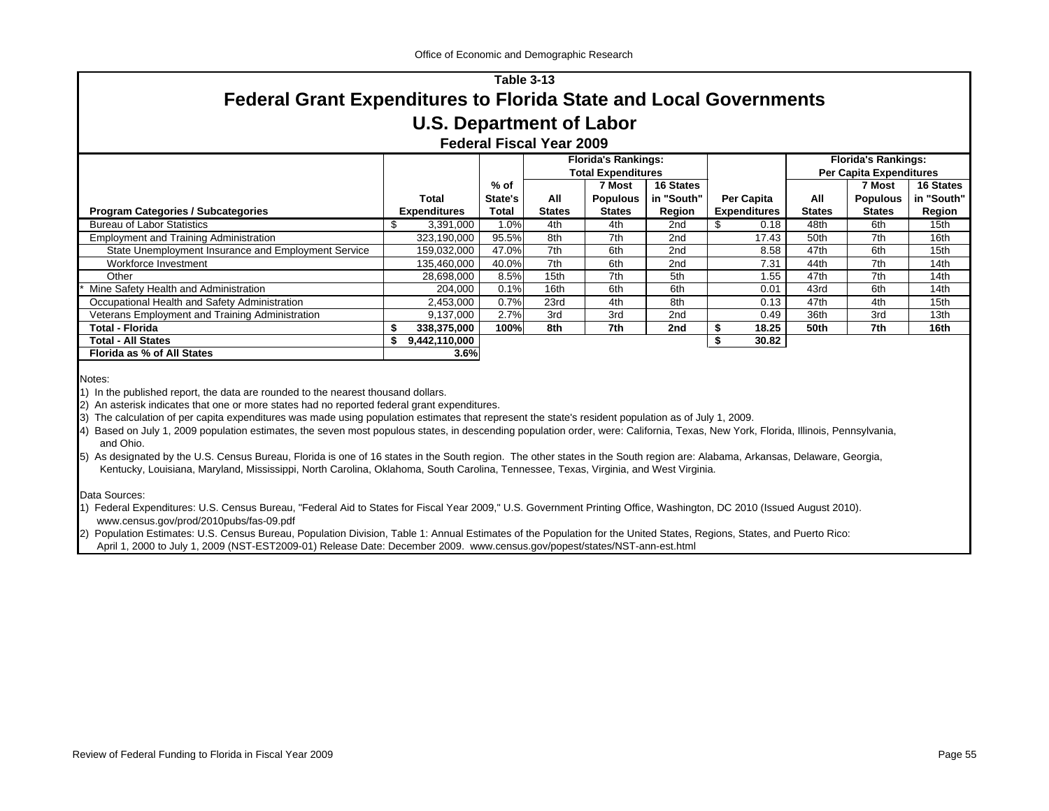# Table 3-13

## Federal Grant Expenditures to Florida State and Local Governments

## U.S. Department of Labor

### Federal Fiscal Year 2009

| Program Categories / Subcategories | Total Expenditures | % of State's Total | Florida's Rankings: Total Expenditures: All States | 7 Most Populous States | 16 States in "South" Region | Per Capita Expenditures | Florida's Rankings: Per Capita Expenditures: All States | 7 Most Populous States | 16 States in "South" Region |
|---|---|---|---|---|---|---|---|---|---|
| Bureau of Labor Statistics | $ 3,391,000 | 1.0% | 4th | 4th | 2nd | $ 0.18 | 48th | 6th | 15th |
| Employment and Training Administration | 323,190,000 | 95.5% | 8th | 7th | 2nd | 17.43 | 50th | 7th | 16th |
| State Unemployment Insurance and Employment Service | 159,032,000 | 47.0% | 7th | 6th | 2nd | 8.58 | 47th | 6th | 15th |
| Workforce Investment | 135,460,000 | 40.0% | 7th | 6th | 2nd | 7.31 | 44th | 7th | 14th |
| Other | 28,698,000 | 8.5% | 15th | 7th | 5th | 1.55 | 47th | 7th | 14th |
| * Mine Safety Health and Administration | 204,000 | 0.1% | 16th | 6th | 6th | 0.01 | 43rd | 6th | 14th |
| Occupational Health and Safety Administration | 2,453,000 | 0.7% | 23rd | 4th | 8th | 0.13 | 47th | 4th | 15th |
| Veterans Employment and Training Administration | 9,137,000 | 2.7% | 3rd | 3rd | 2nd | 0.49 | 36th | 3rd | 13th |
| **Total - Florida** | **$ 338,375,000** | **100%** | **8th** | **7th** | **2nd** | **$ 18.25** | **50th** | **7th** | **16th** |
| **Total - All States** | **$ 9,442,110,000** | | | | | **$ 30.82** | | | |
| **Florida as % of All States** | **3.6%** | | | | | | | | |

Notes:

1) In the published report, the data are rounded to the nearest thousand dollars.

2) An asterisk indicates that one or more states had no reported federal grant expenditures.

3) The calculation of per capita expenditures was made using population estimates that represent the state's resident population as of July 1, 2009.

4) Based on July 1, 2009 population estimates, the seven most populous states, in descending population order, were: California, Texas, New York, Florida, Illinois, Pennsylvania, and Ohio.

5) As designated by the U.S. Census Bureau, Florida is one of 16 states in the South region. The other states in the South region are: Alabama, Arkansas, Delaware, Georgia, Kentucky, Louisiana, Maryland, Mississippi, North Carolina, Oklahoma, South Carolina, Tennessee, Texas, Virginia, and West Virginia.

Data Sources:

1) Federal Expenditures: U.S. Census Bureau, "Federal Aid to States for Fiscal Year 2009," U.S. Government Printing Office, Washington, DC 2010 (Issued August 2010). www.census.gov/prod/2010pubs/fas-09.pdf

2) Population Estimates: U.S. Census Bureau, Population Division, Table 1: Annual Estimates of the Population for the United States, Regions, States, and Puerto Rico: April 1, 2000 to July 1, 2009 (NST-EST2009-01) Release Date: December 2009. www.census.gov/popest/states/NST-ann-est.html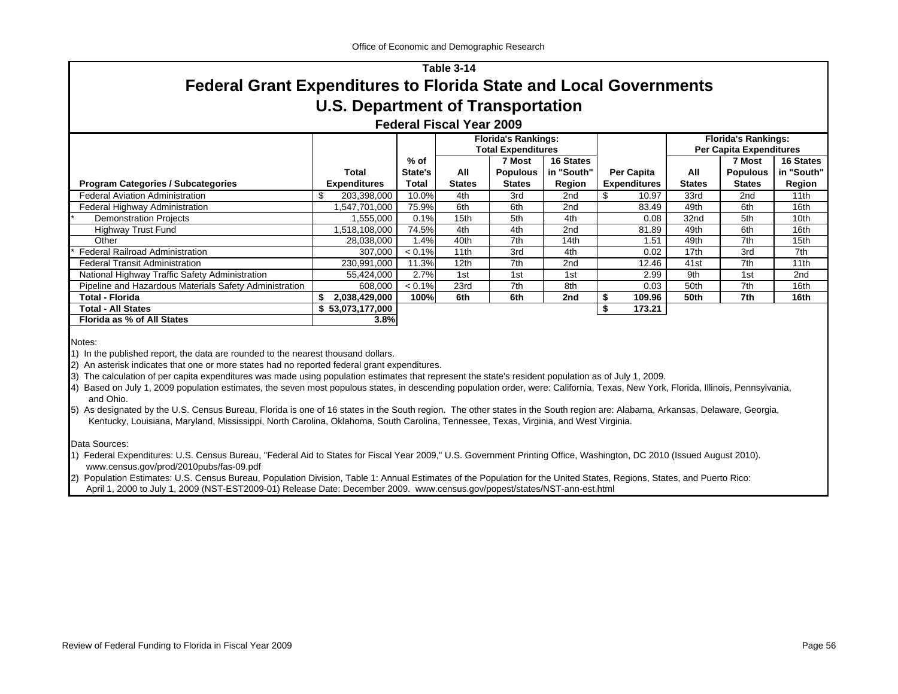Table 3-14

# Federal Grant Expenditures to Florida State and Local Governments

## U.S. Department of Transportation

### Federal Fiscal Year 2009

| Program Categories / Subcategories | Total Expenditures | % of State's Total | Florida's Rankings: Total Expenditures — All States | 7 Most Populous States | 16 States in "South" Region | Per Capita Expenditures | Florida's Rankings: Per Capita Expenditures — All States | 7 Most Populous States | 16 States in "South" Region |
|---|---|---|---|---|---|---|---|---|---|
| Federal Aviation Administration | $ 203,398,000 | 10.0% | 4th | 3rd | 2nd | $ 10.97 | 33rd | 2nd | 11th |
| Federal Highway Administration | 1,547,701,000 | 75.9% | 6th | 6th | 2nd | 83.49 | 49th | 6th | 16th |
| * Demonstration Projects | 1,555,000 | 0.1% | 15th | 5th | 4th | 0.08 | 32nd | 5th | 10th |
| Highway Trust Fund | 1,518,108,000 | 74.5% | 4th | 4th | 2nd | 81.89 | 49th | 6th | 16th |
| Other | 28,038,000 | 1.4% | 40th | 7th | 14th | 1.51 | 49th | 7th | 15th |
| * Federal Railroad Administration | 307,000 | < 0.1% | 11th | 3rd | 4th | 0.02 | 17th | 3rd | 7th |
| Federal Transit Administration | 230,991,000 | 11.3% | 12th | 7th | 2nd | 12.46 | 41st | 7th | 11th |
| National Highway Traffic Safety Administration | 55,424,000 | 2.7% | 1st | 1st | 1st | 2.99 | 9th | 1st | 2nd |
| Pipeline and Hazardous Materials Safety Administration | 608,000 | < 0.1% | 23rd | 7th | 8th | 0.03 | 50th | 7th | 16th |
| **Total - Florida** | **$ 2,038,429,000** | **100%** | **6th** | **6th** | **2nd** | **$ 109.96** | **50th** | **7th** | **16th** |
| **Total - All States** | **$ 53,073,177,000** | | | | | **$ 173.21** | | | |
| **Florida as % of All States** | **3.8%** | | | | | | | | |

Notes:

1) In the published report, the data are rounded to the nearest thousand dollars.

2) An asterisk indicates that one or more states had no reported federal grant expenditures.

3) The calculation of per capita expenditures was made using population estimates that represent the state's resident population as of July 1, 2009.

4) Based on July 1, 2009 population estimates, the seven most populous states, in descending population order, were: California, Texas, New York, Florida, Illinois, Pennsylvania, and Ohio.

5) As designated by the U.S. Census Bureau, Florida is one of 16 states in the South region. The other states in the South region are: Alabama, Arkansas, Delaware, Georgia, Kentucky, Louisiana, Maryland, Mississippi, North Carolina, Oklahoma, South Carolina, Tennessee, Texas, Virginia, and West Virginia.

Data Sources:

1) Federal Expenditures: U.S. Census Bureau, "Federal Aid to States for Fiscal Year 2009," U.S. Government Printing Office, Washington, DC 2010 (Issued August 2010). www.census.gov/prod/2010pubs/fas-09.pdf

2) Population Estimates: U.S. Census Bureau, Population Division, Table 1: Annual Estimates of the Population for the United States, Regions, States, and Puerto Rico: April 1, 2000 to July 1, 2009 (NST-EST2009-01) Release Date: December 2009. www.census.gov/popest/states/NST-ann-est.html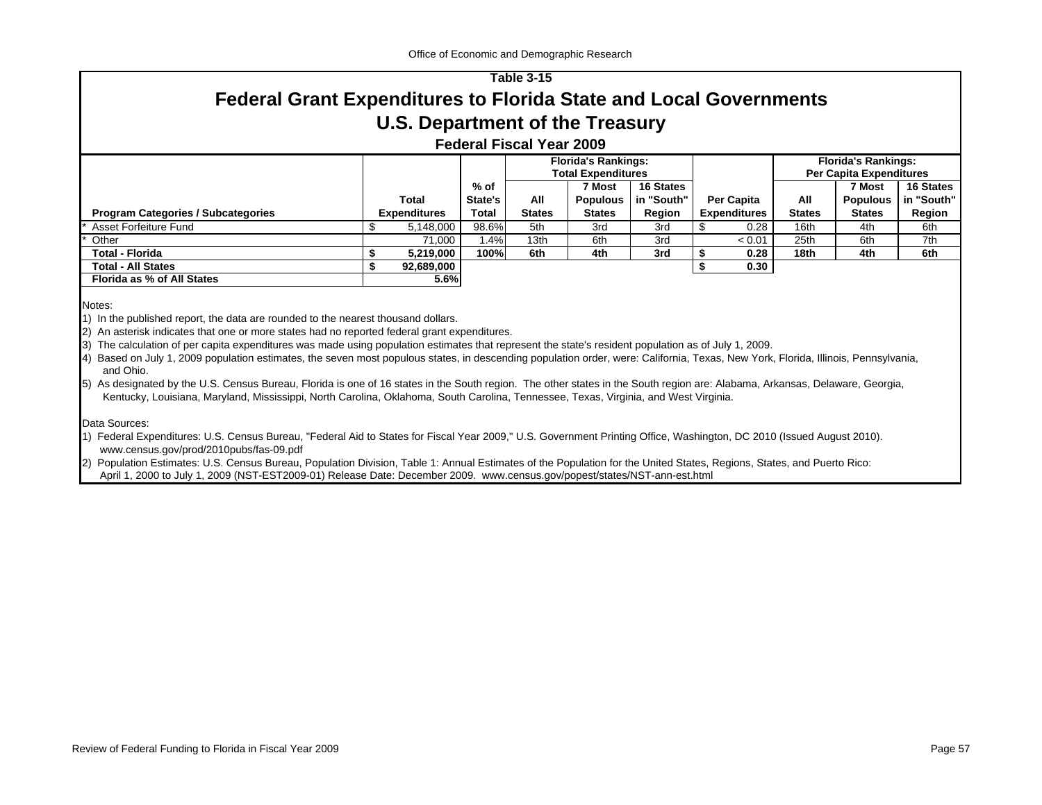**Table 3-15**

# Federal Grant Expenditures to Florida State and Local Governments

## U.S. Department of the Treasury

### Federal Fiscal Year 2009

| Program Categories / Subcategories | Total Expenditures | % of State's Total | Florida's Rankings: Total Expenditures | | | Per Capita Expenditures | Florida's Rankings: Per Capita Expenditures | | |
|---|---|---|---|---|---|---|---|---|---|
| | | | All States | 7 Most Populous States | 16 States in "South" Region | | All States | 7 Most Populous States | 16 States in "South" Region |
| * Asset Forfeiture Fund | $ 5,148,000 | 98.6% | 5th | 3rd | 3rd | $ 0.28 | 16th | 4th | 6th |
| * Other | 71,000 | 1.4% | 13th | 6th | 3rd | < 0.01 | 25th | 6th | 7th |
| **Total - Florida** | **$ 5,219,000** | **100%** | **6th** | **4th** | **3rd** | **$ 0.28** | **18th** | **4th** | **6th** |
| **Total - All States** | **$ 92,689,000** | | | | | **$ 0.30** | | | |
| **Florida as % of All States** | **5.6%** | | | | | | | | |

Notes:

1) In the published report, the data are rounded to the nearest thousand dollars.

2) An asterisk indicates that one or more states had no reported federal grant expenditures.

3) The calculation of per capita expenditures was made using population estimates that represent the state's resident population as of July 1, 2009.

4) Based on July 1, 2009 population estimates, the seven most populous states, in descending population order, were: California, Texas, New York, Florida, Illinois, Pennsylvania, and Ohio.

5) As designated by the U.S. Census Bureau, Florida is one of 16 states in the South region. The other states in the South region are: Alabama, Arkansas, Delaware, Georgia, Kentucky, Louisiana, Maryland, Mississippi, North Carolina, Oklahoma, South Carolina, Tennessee, Texas, Virginia, and West Virginia.

Data Sources:

1) Federal Expenditures: U.S. Census Bureau, "Federal Aid to States for Fiscal Year 2009," U.S. Government Printing Office, Washington, DC 2010 (Issued August 2010). www.census.gov/prod/2010pubs/fas-09.pdf

2) Population Estimates: U.S. Census Bureau, Population Division, Table 1: Annual Estimates of the Population for the United States, Regions, States, and Puerto Rico: April 1, 2000 to July 1, 2009 (NST-EST2009-01) Release Date: December 2009. www.census.gov/popest/states/NST-ann-est.html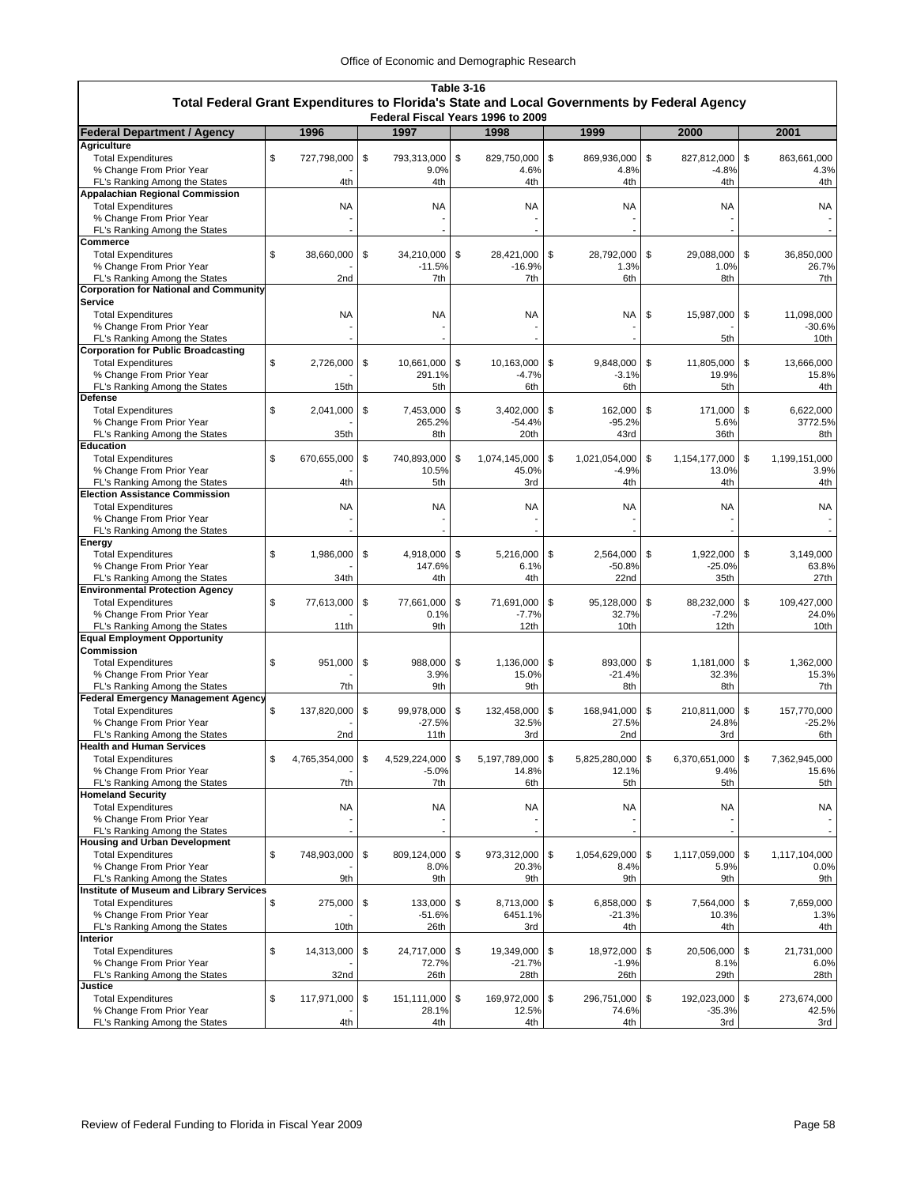**Table 3-16**

**Total Federal Grant Expenditures to Florida's State and Local Governments by Federal Agency**

**Federal Fiscal Years 1996 to 2009**

| Federal Department / Agency | 1996 | 1997 | 1998 | 1999 | 2000 | 2001 |
|---|---|---|---|---|---|---|
| **Agriculture** | | | | | | |
| Total Expenditures | $ 727,798,000 | $ 793,313,000 | $ 829,750,000 | $ 869,936,000 | $ 827,812,000 | $ 863,661,000 |
| % Change From Prior Year | - | 9.0% | 4.6% | 4.8% | -4.8% | 4.3% |
| FL's Ranking Among the States | 4th | 4th | 4th | 4th | 4th | 4th |
| **Appalachian Regional Commission** | | | | | | |
| Total Expenditures | NA | NA | NA | NA | NA | NA |
| % Change From Prior Year | - | - | - | - | - | - |
| FL's Ranking Among the States | - | - | - | - | - | - |
| **Commerce** | | | | | | |
| Total Expenditures | $ 38,660,000 | $ 34,210,000 | $ 28,421,000 | $ 28,792,000 | $ 29,088,000 | $ 36,850,000 |
| % Change From Prior Year | - | -11.5% | -16.9% | 1.3% | 1.0% | 26.7% |
| FL's Ranking Among the States | 2nd | 7th | 7th | 6th | 8th | 7th |
| **Corporation for National and Community Service** | | | | | | |
| Total Expenditures | NA | NA | NA | NA | $ 15,987,000 | $ 11,098,000 |
| % Change From Prior Year | - | - | - | - | - | -30.6% |
| FL's Ranking Among the States | - | - | - | - | 5th | 10th |
| **Corporation for Public Broadcasting** | | | | | | |
| Total Expenditures | $ 2,726,000 | $ 10,661,000 | $ 10,163,000 | $ 9,848,000 | $ 11,805,000 | $ 13,666,000 |
| % Change From Prior Year | - | 291.1% | -4.7% | -3.1% | 19.9% | 15.8% |
| FL's Ranking Among the States | 15th | 5th | 6th | 6th | 5th | 4th |
| **Defense** | | | | | | |
| Total Expenditures | $ 2,041,000 | $ 7,453,000 | $ 3,402,000 | $ 162,000 | $ 171,000 | $ 6,622,000 |
| % Change From Prior Year | - | 265.2% | -54.4% | -95.2% | 5.6% | 3772.5% |
| FL's Ranking Among the States | 35th | 8th | 20th | 43rd | 36th | 8th |
| **Education** | | | | | | |
| Total Expenditures | $ 670,655,000 | $ 740,893,000 | $ 1,074,145,000 | $ 1,021,054,000 | $ 1,154,177,000 | $ 1,199,151,000 |
| % Change From Prior Year | - | 10.5% | 45.0% | -4.9% | 13.0% | 3.9% |
| FL's Ranking Among the States | 4th | 5th | 3rd | 4th | 4th | 4th |
| **Election Assistance Commission** | | | | | | |
| Total Expenditures | NA | NA | NA | NA | NA | NA |
| % Change From Prior Year | - | - | - | - | - | - |
| FL's Ranking Among the States | - | - | - | - | - | - |
| **Energy** | | | | | | |
| Total Expenditures | $ 1,986,000 | $ 4,918,000 | $ 5,216,000 | $ 2,564,000 | $ 1,922,000 | $ 3,149,000 |
| % Change From Prior Year | - | 147.6% | 6.1% | -50.8% | -25.0% | 63.8% |
| FL's Ranking Among the States | 34th | 4th | 4th | 22nd | 35th | 27th |
| **Environmental Protection Agency** | | | | | | |
| Total Expenditures | $ 77,613,000 | $ 77,661,000 | $ 71,691,000 | $ 95,128,000 | $ 88,232,000 | $ 109,427,000 |
| % Change From Prior Year | - | 0.1% | -7.7% | 32.7% | -7.2% | 24.0% |
| FL's Ranking Among the States | 11th | 9th | 12th | 10th | 12th | 10th |
| **Equal Employment Opportunity Commission** | | | | | | |
| Total Expenditures | $ 951,000 | $ 988,000 | $ 1,136,000 | $ 893,000 | $ 1,181,000 | $ 1,362,000 |
| % Change From Prior Year | - | 3.9% | 15.0% | -21.4% | 32.3% | 15.3% |
| FL's Ranking Among the States | 7th | 9th | 9th | 8th | 8th | 7th |
| **Federal Emergency Management Agency** | | | | | | |
| Total Expenditures | $ 137,820,000 | $ 99,978,000 | $ 132,458,000 | $ 168,941,000 | $ 210,811,000 | $ 157,770,000 |
| % Change From Prior Year | - | -27.5% | 32.5% | 27.5% | 24.8% | -25.2% |
| FL's Ranking Among the States | 2nd | 11th | 3rd | 2nd | 3rd | 6th |
| **Health and Human Services** | | | | | | |
| Total Expenditures | $ 4,765,354,000 | $ 4,529,224,000 | $ 5,197,789,000 | $ 5,825,280,000 | $ 6,370,651,000 | $ 7,362,945,000 |
| % Change From Prior Year | - | -5.0% | 14.8% | 12.1% | 9.4% | 15.6% |
| FL's Ranking Among the States | 7th | 7th | 6th | 5th | 5th | 5th |
| **Homeland Security** | | | | | | |
| Total Expenditures | NA | NA | NA | NA | NA | NA |
| % Change From Prior Year | - | - | - | - | - | - |
| FL's Ranking Among the States | - | - | - | - | - | - |
| **Housing and Urban Development** | | | | | | |
| Total Expenditures | $ 748,903,000 | $ 809,124,000 | $ 973,312,000 | $ 1,054,629,000 | $ 1,117,059,000 | $ 1,117,104,000 |
| % Change From Prior Year | - | 8.0% | 20.3% | 8.4% | 5.9% | 0.0% |
| FL's Ranking Among the States | 9th | 9th | 9th | 9th | 9th | 9th |
| **Institute of Museum and Library Services** | | | | | | |
| Total Expenditures | $ 275,000 | $ 133,000 | $ 8,713,000 | $ 6,858,000 | $ 7,564,000 | $ 7,659,000 |
| % Change From Prior Year | - | -51.6% | 6451.1% | -21.3% | 10.3% | 1.3% |
| FL's Ranking Among the States | 10th | 26th | 3rd | 4th | 4th | 4th |
| **Interior** | | | | | | |
| Total Expenditures | $ 14,313,000 | $ 24,717,000 | $ 19,349,000 | $ 18,972,000 | $ 20,506,000 | $ 21,731,000 |
| % Change From Prior Year | - | 72.7% | -21.7% | -1.9% | 8.1% | 6.0% |
| FL's Ranking Among the States | 32nd | 26th | 28th | 26th | 29th | 28th |
| **Justice** | | | | | | |
| Total Expenditures | $ 117,971,000 | $ 151,111,000 | $ 169,972,000 | $ 296,751,000 | $ 192,023,000 | $ 273,674,000 |
| % Change From Prior Year | - | 28.1% | 12.5% | 74.6% | -35.3% | 42.5% |
| FL's Ranking Among the States | 4th | 4th | 4th | 4th | 3rd | 3rd |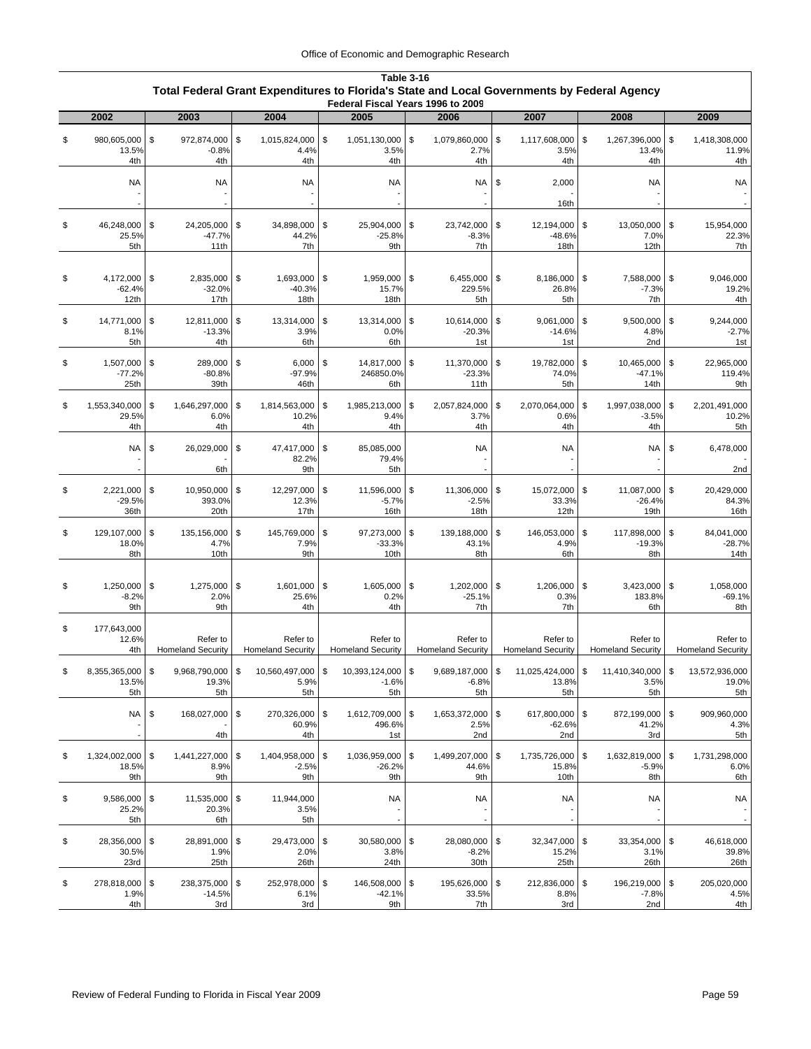**Table 3-16**
**Total Federal Grant Expenditures to Florida's State and Local Governments by Federal Agency**
**Federal Fiscal Years 1996 to 2009**

| 2002 | 2003 | 2004 | 2005 | 2006 | 2007 | 2008 | 2009 |
|---|---|---|---|---|---|---|---|
| $ 980,605,000 | $ 972,874,000 | $ 1,015,824,000 | $ 1,051,130,000 | $ 1,079,860,000 | $ 1,117,608,000 | $ 1,267,396,000 | $ 1,418,308,000 |
| 13.5% | -0.8% | 4.4% | 3.5% | 2.7% | 3.5% | 13.4% | 11.9% |
| 4th | 4th | 4th | 4th | 4th | 4th | 4th | 4th |
| NA | NA | NA | NA | NA | $ 2,000 | NA | NA |
| - | - | - | - | - | - | - | - |
| - | - | - | - | - | 16th | - | - |
| $ 46,248,000 | $ 24,205,000 | $ 34,898,000 | $ 25,904,000 | $ 23,742,000 | $ 12,194,000 | $ 13,050,000 | $ 15,954,000 |
| 25.5% | -47.7% | 44.2% | -25.8% | -8.3% | -48.6% | 7.0% | 22.3% |
| 5th | 11th | 7th | 9th | 7th | 18th | 12th | 7th |
| $ 4,172,000 | $ 2,835,000 | $ 1,693,000 | $ 1,959,000 | $ 6,455,000 | $ 8,186,000 | $ 7,588,000 | $ 9,046,000 |
| -62.4% | -32.0% | -40.3% | 15.7% | 229.5% | 26.8% | -7.3% | 19.2% |
| 12th | 17th | 18th | 18th | 5th | 5th | 7th | 4th |
| $ 14,771,000 | $ 12,811,000 | $ 13,314,000 | $ 13,314,000 | $ 10,614,000 | $ 9,061,000 | $ 9,500,000 | $ 9,244,000 |
| 8.1% | -13.3% | 3.9% | 0.0% | -20.3% | -14.6% | 4.8% | -2.7% |
| 5th | 4th | 6th | 6th | 1st | 1st | 2nd | 1st |
| $ 1,507,000 | $ 289,000 | $ 6,000 | $ 14,817,000 | $ 11,370,000 | $ 19,782,000 | $ 10,465,000 | $ 22,965,000 |
| -77.2% | -80.8% | -97.9% | 246850.0% | -23.3% | 74.0% | -47.1% | 119.4% |
| 25th | 39th | 46th | 6th | 11th | 5th | 14th | 9th |
| $ 1,553,340,000 | $ 1,646,297,000 | $ 1,814,563,000 | $ 1,985,213,000 | $ 2,057,824,000 | $ 2,070,064,000 | $ 1,997,038,000 | $ 2,201,491,000 |
| 29.5% | 6.0% | 10.2% | 9.4% | 3.7% | 0.6% | -3.5% | 10.2% |
| 4th | 4th | 4th | 4th | 4th | 4th | 4th | 5th |
| NA | $ 26,029,000 | $ 47,417,000 | $ 85,085,000 | NA | NA | NA | $ 6,478,000 |
| - | - | 82.2% | 79.4% | - | - | - | - |
| - | 6th | 9th | 5th | - | - | - | 2nd |
| $ 2,221,000 | $ 10,950,000 | $ 12,297,000 | $ 11,596,000 | $ 11,306,000 | $ 15,072,000 | $ 11,087,000 | $ 20,429,000 |
| -29.5% | 393.0% | 12.3% | -5.7% | -2.5% | 33.3% | -26.4% | 84.3% |
| 36th | 20th | 17th | 16th | 18th | 12th | 19th | 16th |
| $ 129,107,000 | $ 135,156,000 | $ 145,769,000 | $ 97,273,000 | $ 139,188,000 | $ 146,053,000 | $ 117,898,000 | $ 84,041,000 |
| 18.0% | 4.7% | 7.9% | -33.3% | 43.1% | 4.9% | -19.3% | -28.7% |
| 8th | 10th | 9th | 10th | 8th | 6th | 8th | 14th |
| $ 1,250,000 | $ 1,275,000 | $ 1,601,000 | $ 1,605,000 | $ 1,202,000 | $ 1,206,000 | $ 3,423,000 | $ 1,058,000 |
| -8.2% | 2.0% | 25.6% | 0.2% | -25.1% | 0.3% | 183.8% | -69.1% |
| 9th | 9th | 4th | 4th | 7th | 7th | 6th | 8th |
| $ 177,643,000 | Refer to Homeland Security | Refer to Homeland Security | Refer to Homeland Security | Refer to Homeland Security | Refer to Homeland Security | Refer to Homeland Security | Refer to Homeland Security |
| 12.6% | | | | | | | |
| 4th | | | | | | | |
| $ 8,355,365,000 | $ 9,968,790,000 | $ 10,560,497,000 | $ 10,393,124,000 | $ 9,689,187,000 | $ 11,025,424,000 | $ 11,410,340,000 | $ 13,572,936,000 |
| 13.5% | 19.3% | 5.9% | -1.6% | -6.8% | 13.8% | 3.5% | 19.0% |
| 5th | 5th | 5th | 5th | 5th | 5th | 5th | 5th |
| NA | $ 168,027,000 | $ 270,326,000 | $ 1,612,709,000 | $ 1,653,372,000 | $ 617,800,000 | $ 872,199,000 | $ 909,960,000 |
| - | - | 60.9% | 496.6% | 2.5% | -62.6% | 41.2% | 4.3% |
| - | 4th | 4th | 1st | 2nd | 2nd | 3rd | 5th |
| $ 1,324,002,000 | $ 1,441,227,000 | $ 1,404,958,000 | $ 1,036,959,000 | $ 1,499,207,000 | $ 1,735,726,000 | $ 1,632,819,000 | $ 1,731,298,000 |
| 18.5% | 8.9% | -2.5% | -26.2% | 44.6% | 15.8% | -5.9% | 6.0% |
| 9th | 9th | 9th | 9th | 9th | 10th | 8th | 6th |
| $ 9,586,000 | $ 11,535,000 | $ 11,944,000 | NA | NA | NA | NA | NA |
| 25.2% | 20.3% | 3.5% | - | - | - | - | - |
| 5th | 6th | 5th | - | - | - | - | - |
| $ 28,356,000 | $ 28,891,000 | $ 29,473,000 | $ 30,580,000 | $ 28,080,000 | $ 32,347,000 | $ 33,354,000 | $ 46,618,000 |
| 30.5% | 1.9% | 2.0% | 3.8% | -8.2% | 15.2% | 3.1% | 39.8% |
| 23rd | 25th | 26th | 24th | 30th | 25th | 26th | 26th |
| $ 278,818,000 | $ 238,375,000 | $ 252,978,000 | $ 146,508,000 | $ 195,626,000 | $ 212,836,000 | $ 196,219,000 | $ 205,020,000 |
| 1.9% | -14.5% | 6.1% | -42.1% | 33.5% | 8.8% | -7.8% | 4.5% |
| 4th | 3rd | 3rd | 9th | 7th | 3rd | 2nd | 4th |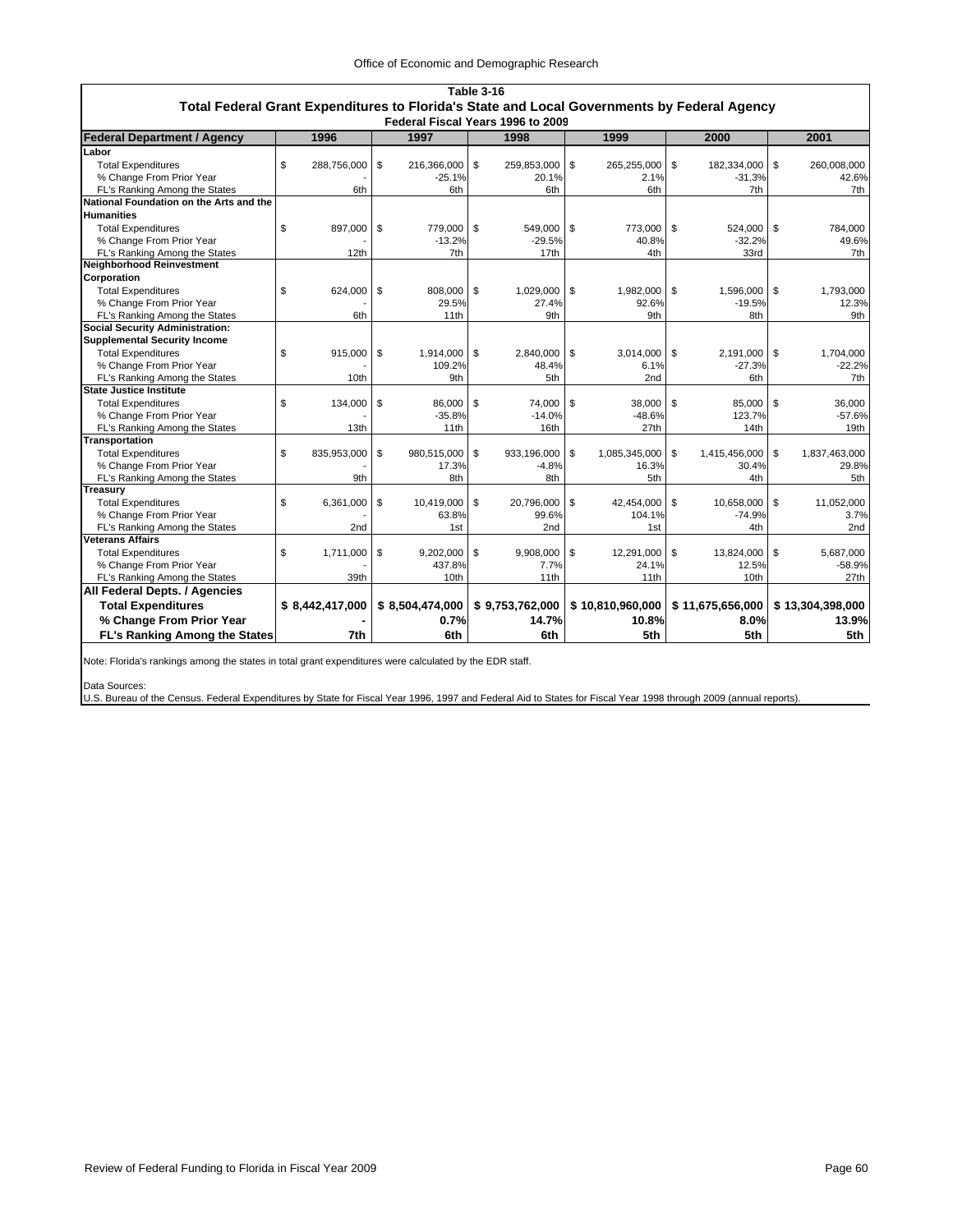Table 3-16

**Total Federal Grant Expenditures to Florida's State and Local Governments by Federal Agency**

Federal Fiscal Years 1996 to 2009

| Federal Department / Agency | 1996 | 1997 | 1998 | 1999 | 2000 | 2001 |
|---|---|---|---|---|---|---|
| **Labor** | | | | | | |
| Total Expenditures | $ 288,756,000 | $ 216,366,000 | $ 259,853,000 | $ 265,255,000 | $ 182,334,000 | $ 260,008,000 |
| % Change From Prior Year | - | -25.1% | 20.1% | 2.1% | -31.3% | 42.6% |
| FL's Ranking Among the States | 6th | 6th | 6th | 6th | 7th | 7th |
| **National Foundation on the Arts and the Humanities** | | | | | | |
| Total Expenditures | $ 897,000 | $ 779,000 | $ 549,000 | $ 773,000 | $ 524,000 | $ 784,000 |
| % Change From Prior Year | - | -13.2% | -29.5% | 40.8% | -32.2% | 49.6% |
| FL's Ranking Among the States | 12th | 7th | 17th | 4th | 33rd | 7th |
| **Neighborhood Reinvestment Corporation** | | | | | | |
| Total Expenditures | $ 624,000 | $ 808,000 | $ 1,029,000 | $ 1,982,000 | $ 1,596,000 | $ 1,793,000 |
| % Change From Prior Year | - | 29.5% | 27.4% | 92.6% | -19.5% | 12.3% |
| FL's Ranking Among the States | 6th | 11th | 9th | 9th | 8th | 9th |
| **Social Security Administration: Supplemental Security Income** | | | | | | |
| Total Expenditures | $ 915,000 | $ 1,914,000 | $ 2,840,000 | $ 3,014,000 | $ 2,191,000 | $ 1,704,000 |
| % Change From Prior Year | - | 109.2% | 48.4% | 6.1% | -27.3% | -22.2% |
| FL's Ranking Among the States | 10th | 9th | 5th | 2nd | 6th | 7th |
| **State Justice Institute** | | | | | | |
| Total Expenditures | $ 134,000 | $ 86,000 | $ 74,000 | $ 38,000 | $ 85,000 | $ 36,000 |
| % Change From Prior Year | - | -35.8% | -14.0% | -48.6% | 123.7% | -57.6% |
| FL's Ranking Among the States | 13th | 11th | 16th | 27th | 14th | 19th |
| **Transportation** | | | | | | |
| Total Expenditures | $ 835,953,000 | $ 980,515,000 | $ 933,196,000 | $ 1,085,345,000 | $ 1,415,456,000 | $ 1,837,463,000 |
| % Change From Prior Year | - | 17.3% | -4.8% | 16.3% | 30.4% | 29.8% |
| FL's Ranking Among the States | 9th | 8th | 8th | 5th | 4th | 5th |
| **Treasury** | | | | | | |
| Total Expenditures | $ 6,361,000 | $ 10,419,000 | $ 20,796,000 | $ 42,454,000 | $ 10,658,000 | $ 11,052,000 |
| % Change From Prior Year | - | 63.8% | 99.6% | 104.1% | -74.9% | 3.7% |
| FL's Ranking Among the States | 2nd | 1st | 2nd | 1st | 4th | 2nd |
| **Veterans Affairs** | | | | | | |
| Total Expenditures | $ 1,711,000 | $ 9,202,000 | $ 9,908,000 | $ 12,291,000 | $ 13,824,000 | $ 5,687,000 |
| % Change From Prior Year | - | 437.8% | 7.7% | 24.1% | 12.5% | -58.9% |
| FL's Ranking Among the States | 39th | 10th | 11th | 11th | 10th | 27th |
| **All Federal Depts. / Agencies** | | | | | | |
| **Total Expenditures** | **$ 8,442,417,000** | **$ 8,504,474,000** | **$ 9,753,762,000** | **$ 10,810,960,000** | **$ 11,675,656,000** | **$ 13,304,398,000** |
| **% Change From Prior Year** | **-** | **0.7%** | **14.7%** | **10.8%** | **8.0%** | **13.9%** |
| **FL's Ranking Among the States** | **7th** | **6th** | **6th** | **5th** | **5th** | **5th** |

Note: Florida's rankings among the states in total grant expenditures were calculated by the EDR staff.

Data Sources:
U.S. Bureau of the Census. Federal Expenditures by State for Fiscal Year 1996, 1997 and Federal Aid to States for Fiscal Year 1998 through 2009 (annual reports).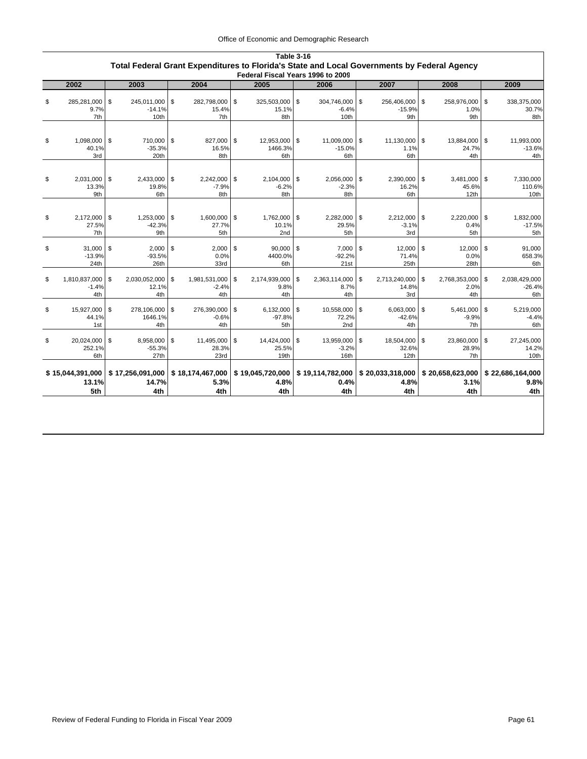**Table 3-16**

**Total Federal Grant Expenditures to Florida's State and Local Governments by Federal Agency**

**Federal Fiscal Years 1996 to 2009**

| 2002 | 2003 | 2004 | 2005 | 2006 | 2007 | 2008 | 2009 |
|---|---|---|---|---|---|---|---|
| $ 285,281,000 | $ 245,011,000 | $ 282,798,000 | $ 325,503,000 | $ 304,746,000 | $ 256,406,000 | $ 258,976,000 | $ 338,375,000 |
| 9.7% | -14.1% | 15.4% | 15.1% | -6.4% | -15.9% | 1.0% | 30.7% |
| 7th | 10th | 7th | 8th | 10th | 9th | 9th | 8th |
| $ 1,098,000 | $ 710,000 | $ 827,000 | $ 12,953,000 | $ 11,009,000 | $ 11,130,000 | $ 13,884,000 | $ 11,993,000 |
| 40.1% | -35.3% | 16.5% | 1466.3% | -15.0% | 1.1% | 24.7% | -13.6% |
| 3rd | 20th | 8th | 6th | 6th | 6th | 4th | 4th |
| $ 2,031,000 | $ 2,433,000 | $ 2,242,000 | $ 2,104,000 | $ 2,056,000 | $ 2,390,000 | $ 3,481,000 | $ 7,330,000 |
| 13.3% | 19.8% | -7.9% | -6.2% | -2.3% | 16.2% | 45.6% | 110.6% |
| 9th | 6th | 8th | 8th | 8th | 6th | 12th | 10th |
| $ 2,172,000 | $ 1,253,000 | $ 1,600,000 | $ 1,762,000 | $ 2,282,000 | $ 2,212,000 | $ 2,220,000 | $ 1,832,000 |
| 27.5% | -42.3% | 27.7% | 10.1% | 29.5% | -3.1% | 0.4% | -17.5% |
| 7th | 9th | 5th | 2nd | 5th | 3rd | 5th | 5th |
| $ 31,000 | $ 2,000 | $ 2,000 | $ 90,000 | $ 7,000 | $ 12,000 | $ 12,000 | $ 91,000 |
| -13.9% | -93.5% | 0.0% | 4400.0% | -92.2% | 71.4% | 0.0% | 658.3% |
| 24th | 26th | 33rd | 6th | 21st | 25th | 28th | 6th |
| $ 1,810,837,000 | $ 2,030,052,000 | $ 1,981,531,000 | $ 2,174,939,000 | $ 2,363,114,000 | $ 2,713,240,000 | $ 2,768,353,000 | $ 2,038,429,000 |
| -1.4% | 12.1% | -2.4% | 9.8% | 8.7% | 14.8% | 2.0% | -26.4% |
| 4th | 4th | 4th | 4th | 4th | 3rd | 4th | 6th |
| $ 15,927,000 | $ 278,106,000 | $ 276,390,000 | $ 6,132,000 | $ 10,558,000 | $ 6,063,000 | $ 5,461,000 | $ 5,219,000 |
| 44.1% | 1646.1% | -0.6% | -97.8% | 72.2% | -42.6% | -9.9% | -4.4% |
| 1st | 4th | 4th | 5th | 2nd | 4th | 7th | 6th |
| $ 20,024,000 | $ 8,958,000 | $ 11,495,000 | $ 14,424,000 | $ 13,959,000 | $ 18,504,000 | $ 23,860,000 | $ 27,245,000 |
| 252.1% | -55.3% | 28.3% | 25.5% | -3.2% | 32.6% | 28.9% | 14.2% |
| 6th | 27th | 23rd | 19th | 16th | 12th | 7th | 10th |
| **$ 15,044,391,000** | **$ 17,256,091,000** | **$ 18,174,467,000** | **$ 19,045,720,000** | **$ 19,114,782,000** | **$ 20,033,318,000** | **$ 20,658,623,000** | **$ 22,686,164,000** |
| **13.1%** | **14.7%** | **5.3%** | **4.8%** | **0.4%** | **4.8%** | **3.1%** | **9.8%** |
| **5th** | **4th** | **4th** | **4th** | **4th** | **4th** | **4th** | **4th** |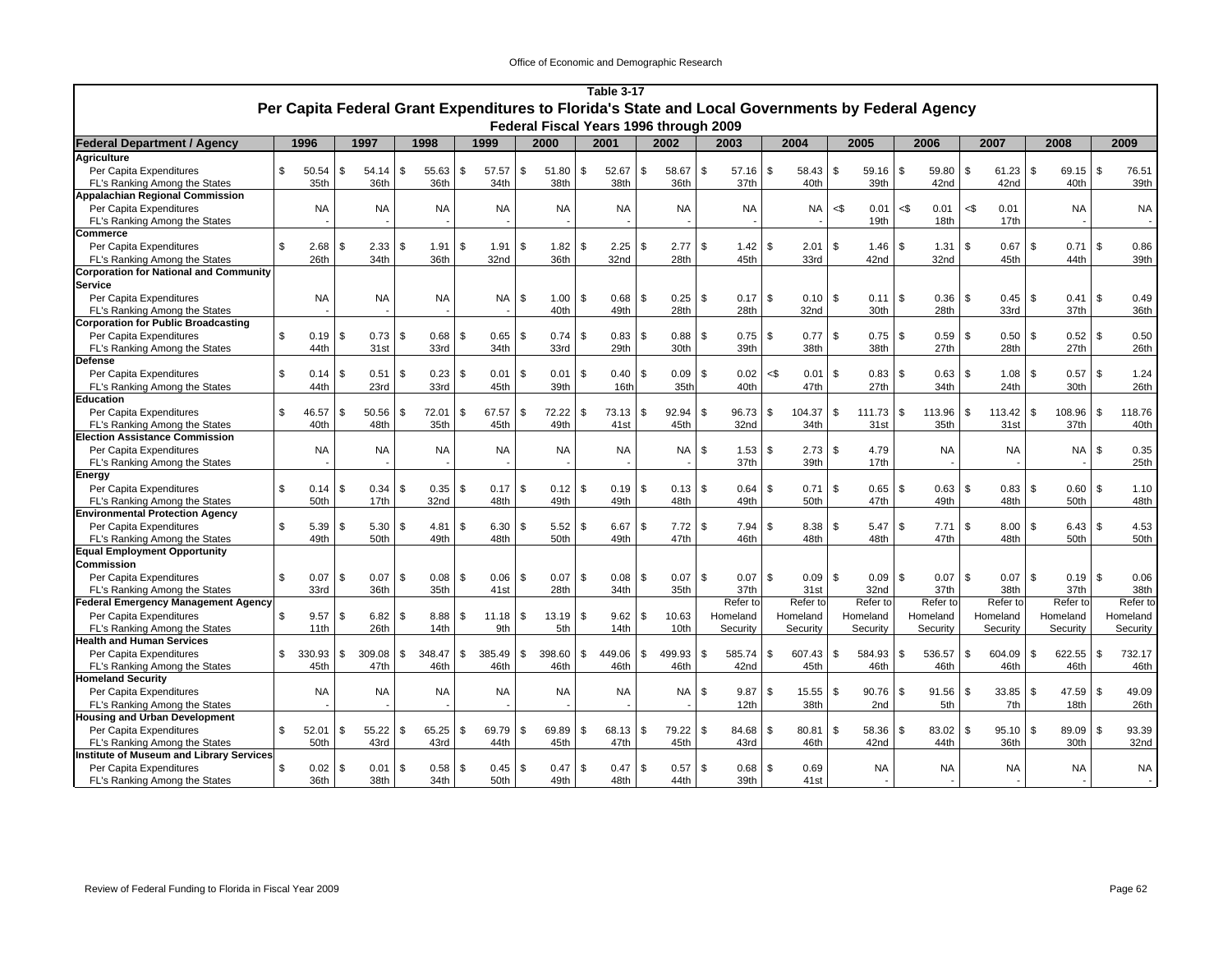Table 3-17

# Per Capita Federal Grant Expenditures to Florida's State and Local Governments by Federal Agency

## Federal Fiscal Years 1996 through 2009

| Federal Department / Agency | 1996 | 1997 | 1998 | 1999 | 2000 | 2001 | 2002 | 2003 | 2004 | 2005 | 2006 | 2007 | 2008 | 2009 |
|---|---|---|---|---|---|---|---|---|---|---|---|---|---|---|
| **Agriculture** | | | | | | | | | | | | | | |
| Per Capita Expenditures | $ 50.54 | $ 54.14 | $ 55.63 | $ 57.57 | $ 51.80 | $ 52.67 | $ 58.67 | $ 57.16 | $ 58.43 | $ 59.16 | $ 59.80 | $ 61.23 | $ 69.15 | $ 76.51 |
| FL's Ranking Among the States | 35th | 36th | 36th | 34th | 38th | 38th | 36th | 37th | 40th | 39th | 42nd | 42nd | 40th | 39th |
| **Appalachian Regional Commission** | | | | | | | | | | | | | | |
| Per Capita Expenditures | NA | NA | NA | NA | NA | NA | NA | NA | NA | <$ 0.01 | <$ 0.01 | <$ 0.01 | NA | NA |
| FL's Ranking Among the States | - | - | - | - | - | - | - | - | - | 19th | 18th | 17th | - | - |
| **Commerce** | | | | | | | | | | | | | | |
| Per Capita Expenditures | $ 2.68 | $ 2.33 | $ 1.91 | $ 1.91 | $ 1.82 | $ 2.25 | $ 2.77 | $ 1.42 | $ 2.01 | $ 1.46 | $ 1.31 | $ 0.67 | $ 0.71 | $ 0.86 |
| FL's Ranking Among the States | 26th | 34th | 36th | 32nd | 36th | 32nd | 28th | 45th | 33rd | 42nd | 32nd | 45th | 44th | 39th |
| **Corporation for National and Community Service** | | | | | | | | | | | | | | |
| Per Capita Expenditures | NA | NA | NA | NA | $ 1.00 | $ 0.68 | $ 0.25 | $ 0.17 | $ 0.10 | $ 0.11 | $ 0.36 | $ 0.45 | $ 0.41 | $ 0.49 |
| FL's Ranking Among the States | - | - | - | - | 40th | 49th | 28th | 28th | 32nd | 30th | 28th | 33rd | 37th | 36th |
| **Corporation for Public Broadcasting** | | | | | | | | | | | | | | |
| Per Capita Expenditures | $ 0.19 | $ 0.73 | $ 0.68 | $ 0.65 | $ 0.74 | $ 0.83 | $ 0.88 | $ 0.75 | $ 0.77 | $ 0.75 | $ 0.59 | $ 0.50 | $ 0.52 | $ 0.50 |
| FL's Ranking Among the States | 44th | 31st | 33rd | 34th | 33rd | 29th | 30th | 39th | 38th | 38th | 27th | 28th | 27th | 26th |
| **Defense** | | | | | | | | | | | | | | |
| Per Capita Expenditures | $ 0.14 | $ 0.51 | $ 0.23 | $ 0.01 | $ 0.01 | $ 0.40 | $ 0.09 | $ 0.02 | <$ 0.01 | $ 0.83 | $ 0.63 | $ 1.08 | $ 0.57 | $ 1.24 |
| FL's Ranking Among the States | 44th | 23rd | 33rd | 45th | 39th | 16th | 35th | 40th | 47th | 27th | 34th | 24th | 30th | 26th |
| **Education** | | | | | | | | | | | | | | |
| Per Capita Expenditures | $ 46.57 | $ 50.56 | $ 72.01 | $ 67.57 | $ 72.22 | $ 73.13 | $ 92.94 | $ 96.73 | $ 104.37 | $ 111.73 | $ 113.96 | $ 113.42 | $ 108.96 | $ 118.76 |
| FL's Ranking Among the States | 40th | 48th | 35th | 45th | 49th | 41st | 45th | 32nd | 34th | 31st | 35th | 31st | 37th | 40th |
| **Election Assistance Commission** | | | | | | | | | | | | | | |
| Per Capita Expenditures | NA | NA | NA | NA | NA | NA | NA | $ 1.53 | $ 2.73 | $ 4.79 | NA | NA | NA | $ 0.35 |
| FL's Ranking Among the States | - | - | - | - | - | - | - | 37th | 39th | 17th | - | - | - | 25th |
| **Energy** | | | | | | | | | | | | | | |
| Per Capita Expenditures | $ 0.14 | $ 0.34 | $ 0.35 | $ 0.17 | $ 0.12 | $ 0.19 | $ 0.13 | $ 0.64 | $ 0.71 | $ 0.65 | $ 0.63 | $ 0.83 | $ 0.60 | $ 1.10 |
| FL's Ranking Among the States | 50th | 17th | 32nd | 48th | 49th | 49th | 48th | 49th | 50th | 47th | 49th | 48th | 50th | 48th |
| **Environmental Protection Agency** | | | | | | | | | | | | | | |
| Per Capita Expenditures | $ 5.39 | $ 5.30 | $ 4.81 | $ 6.30 | $ 5.52 | $ 6.67 | $ 7.72 | $ 7.94 | $ 8.38 | $ 5.47 | $ 7.71 | $ 8.00 | $ 6.43 | $ 4.53 |
| FL's Ranking Among the States | 49th | 50th | 49th | 48th | 50th | 49th | 47th | 46th | 48th | 48th | 47th | 48th | 50th | 50th |
| **Equal Employment Opportunity Commission** | | | | | | | | | | | | | | |
| Per Capita Expenditures | $ 0.07 | $ 0.07 | $ 0.08 | $ 0.06 | $ 0.07 | $ 0.08 | $ 0.07 | $ 0.07 | $ 0.09 | $ 0.09 | $ 0.07 | $ 0.07 | $ 0.19 | $ 0.06 |
| FL's Ranking Among the States | 33rd | 36th | 35th | 41st | 28th | 34th | 35th | 37th | 31st | 32nd | 37th | 38th | 37th | 38th |
| **Federal Emergency Management Agency** | | | | | | | | | | | | | | |
| Per Capita Expenditures | $ 9.57 | $ 6.82 | $ 8.88 | $ 11.18 | $ 13.19 | $ 9.62 | $ 10.63 | Refer to Homeland Security | Refer to Homeland Security | Refer to Homeland Security | Refer to Homeland Security | Refer to Homeland Security | Refer to Homeland Security | Refer to Homeland Security |
| FL's Ranking Among the States | 11th | 26th | 14th | 9th | 5th | 14th | 10th | | | | | | | |
| **Health and Human Services** | | | | | | | | | | | | | | |
| Per Capita Expenditures | $ 330.93 | $ 309.08 | $ 348.47 | $ 385.49 | $ 398.60 | $ 449.06 | $ 499.93 | $ 585.74 | $ 607.43 | $ 584.93 | $ 536.57 | $ 604.09 | $ 622.55 | $ 732.17 |
| FL's Ranking Among the States | 45th | 47th | 46th | 46th | 46th | 46th | 46th | 42nd | 45th | 46th | 46th | 46th | 46th | 46th |
| **Homeland Security** | | | | | | | | | | | | | | |
| Per Capita Expenditures | NA | NA | NA | NA | NA | NA | NA | $ 9.87 | $ 15.55 | $ 90.76 | $ 91.56 | $ 33.85 | $ 47.59 | $ 49.09 |
| FL's Ranking Among the States | - | - | - | - | - | - | - | 12th | 38th | 2nd | 5th | 7th | 18th | 26th |
| **Housing and Urban Development** | | | | | | | | | | | | | | |
| Per Capita Expenditures | $ 52.01 | $ 55.22 | $ 65.25 | $ 69.79 | $ 69.89 | $ 68.13 | $ 79.22 | $ 84.68 | $ 80.81 | $ 58.36 | $ 83.02 | $ 95.10 | $ 89.09 | $ 93.39 |
| FL's Ranking Among the States | 50th | 43rd | 43rd | 44th | 45th | 47th | 45th | 43rd | 46th | 42nd | 44th | 36th | 30th | 32nd |
| **Institute of Museum and Library Services** | | | | | | | | | | | | | | |
| Per Capita Expenditures | $ 0.02 | $ 0.01 | $ 0.58 | $ 0.45 | $ 0.47 | $ 0.47 | $ 0.57 | $ 0.68 | $ 0.69 | NA | NA | NA | NA | NA |
| FL's Ranking Among the States | 36th | 38th | 34th | 50th | 49th | 48th | 44th | 39th | 41st | - | - | - | - | - |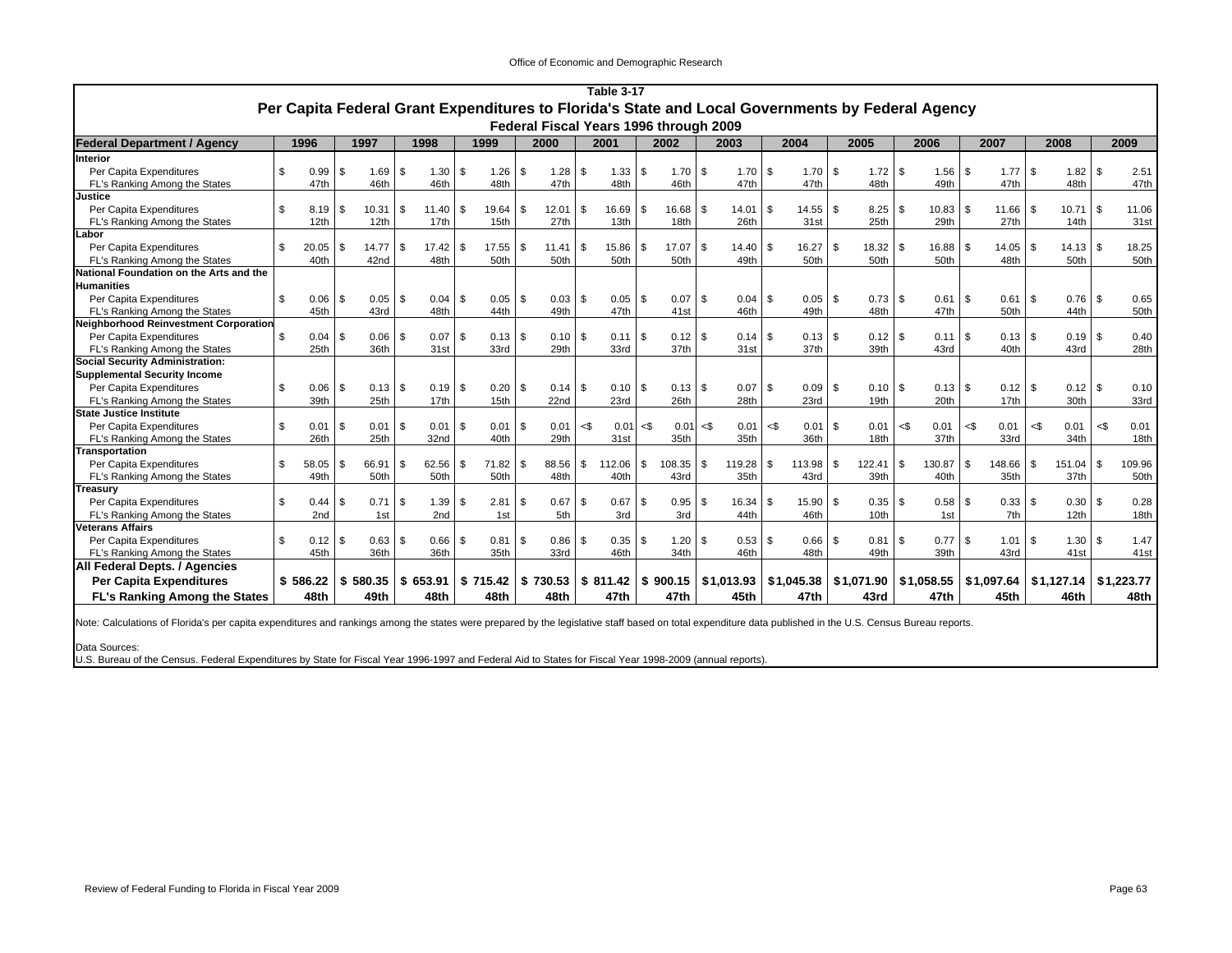Table 3-17

## Per Capita Federal Grant Expenditures to Florida's State and Local Governments by Federal Agency

### Federal Fiscal Years 1996 through 2009

| Federal Department / Agency | 1996 | 1997 | 1998 | 1999 | 2000 | 2001 | 2002 | 2003 | 2004 | 2005 | 2006 | 2007 | 2008 | 2009 |
|---|---|---|---|---|---|---|---|---|---|---|---|---|---|---|
| **Interior** | | | | | | | | | | | | | | |
| Per Capita Expenditures | $ 0.99 | $ 1.69 | $ 1.30 | $ 1.26 | $ 1.28 | $ 1.33 | $ 1.70 | $ 1.70 | $ 1.70 | $ 1.72 | $ 1.56 | $ 1.77 | $ 1.82 | $ 2.51 |
| FL's Ranking Among the States | 47th | 46th | 46th | 48th | 47th | 48th | 46th | 47th | 47th | 48th | 49th | 47th | 48th | 47th |
| **Justice** | | | | | | | | | | | | | | |
| Per Capita Expenditures | $ 8.19 | $ 10.31 | $ 11.40 | $ 19.64 | $ 12.01 | $ 16.69 | $ 16.68 | $ 14.01 | $ 14.55 | $ 8.25 | $ 10.83 | $ 11.66 | $ 10.71 | $ 11.06 |
| FL's Ranking Among the States | 12th | 12th | 17th | 15th | 27th | 13th | 18th | 26th | 31st | 25th | 29th | 27th | 14th | 31st |
| **Labor** | | | | | | | | | | | | | | |
| Per Capita Expenditures | $ 20.05 | $ 14.77 | $ 17.42 | $ 17.55 | $ 11.41 | $ 15.86 | $ 17.07 | $ 14.40 | $ 16.27 | $ 18.32 | $ 16.88 | $ 14.05 | $ 14.13 | $ 18.25 |
| FL's Ranking Among the States | 40th | 42nd | 48th | 50th | 50th | 50th | 50th | 49th | 50th | 50th | 50th | 48th | 50th | 50th |
| **National Foundation on the Arts and the Humanities** | | | | | | | | | | | | | | |
| Per Capita Expenditures | $ 0.06 | $ 0.05 | $ 0.04 | $ 0.05 | $ 0.03 | $ 0.05 | $ 0.07 | $ 0.04 | $ 0.05 | $ 0.73 | $ 0.61 | $ 0.61 | $ 0.76 | $ 0.65 |
| FL's Ranking Among the States | 45th | 43rd | 48th | 44th | 49th | 47th | 41st | 46th | 49th | 48th | 47th | 50th | 44th | 50th |
| **Neighborhood Reinvestment Corporation** | | | | | | | | | | | | | | |
| Per Capita Expenditures | $ 0.04 | $ 0.06 | $ 0.07 | $ 0.13 | $ 0.10 | $ 0.11 | $ 0.12 | $ 0.14 | $ 0.13 | $ 0.12 | $ 0.11 | $ 0.13 | $ 0.19 | $ 0.40 |
| FL's Ranking Among the States | 25th | 36th | 31st | 33rd | 29th | 33rd | 37th | 31st | 37th | 39th | 43rd | 40th | 43rd | 28th |
| **Social Security Administration: Supplemental Security Income** | | | | | | | | | | | | | | |
| Per Capita Expenditures | $ 0.06 | $ 0.13 | $ 0.19 | $ 0.20 | $ 0.14 | $ 0.10 | $ 0.13 | $ 0.07 | $ 0.09 | $ 0.10 | $ 0.13 | $ 0.12 | $ 0.12 | $ 0.10 |
| FL's Ranking Among the States | 39th | 25th | 17th | 15th | 22nd | 23rd | 26th | 28th | 23rd | 19th | 20th | 17th | 30th | 33rd |
| **State Justice Institute** | | | | | | | | | | | | | | |
| Per Capita Expenditures | $ 0.01 | $ 0.01 | $ 0.01 | $ 0.01 | $ 0.01 | <$ 0.01 | <$ 0.01 | <$ 0.01 | <$ 0.01 | $ 0.01 | <$ 0.01 | <$ 0.01 | <$ 0.01 | <$ 0.01 |
| FL's Ranking Among the States | 26th | 25th | 32nd | 40th | 29th | 31st | 35th | 35th | 36th | 18th | 37th | 33rd | 34th | 18th |
| **Transportation** | | | | | | | | | | | | | | |
| Per Capita Expenditures | $ 58.05 | $ 66.91 | $ 62.56 | $ 71.82 | $ 88.56 | $ 112.06 | $ 108.35 | $ 119.28 | $ 113.98 | $ 122.41 | $ 130.87 | $ 148.66 | $ 151.04 | $ 109.96 |
| FL's Ranking Among the States | 49th | 50th | 50th | 50th | 48th | 40th | 43rd | 35th | 43rd | 39th | 40th | 35th | 37th | 50th |
| **Treasury** | | | | | | | | | | | | | | |
| Per Capita Expenditures | $ 0.44 | $ 0.71 | $ 1.39 | $ 2.81 | $ 0.67 | $ 0.67 | $ 0.95 | $ 16.34 | $ 15.90 | $ 0.35 | $ 0.58 | $ 0.33 | $ 0.30 | $ 0.28 |
| FL's Ranking Among the States | 2nd | 1st | 2nd | 1st | 5th | 3rd | 3rd | 44th | 46th | 10th | 1st | 7th | 12th | 18th |
| **Veterans Affairs** | | | | | | | | | | | | | | |
| Per Capita Expenditures | $ 0.12 | $ 0.63 | $ 0.66 | $ 0.81 | $ 0.86 | $ 0.35 | $ 1.20 | $ 0.53 | $ 0.66 | $ 0.81 | $ 0.77 | $ 1.01 | $ 1.30 | $ 1.47 |
| FL's Ranking Among the States | 45th | 36th | 36th | 35th | 33rd | 46th | 34th | 46th | 48th | 49th | 39th | 43rd | 41st | 41st |
| **All Federal Depts. / Agencies** | | | | | | | | | | | | | | |
| **Per Capita Expenditures** | **$ 586.22** | **$ 580.35** | **$ 653.91** | **$ 715.42** | **$ 730.53** | **$ 811.42** | **$ 900.15** | **$1,013.93** | **$1,045.38** | **$1,071.90** | **$1,058.55** | **$1,097.64** | **$1,127.14** | **$1,223.77** |
| **FL's Ranking Among the States** | **48th** | **49th** | **48th** | **48th** | **48th** | **47th** | **47th** | **45th** | **47th** | **43rd** | **47th** | **45th** | **46th** | **48th** |

Note: Calculations of Florida's per capita expenditures and rankings among the states were prepared by the legislative staff based on total expenditure data published in the U.S. Census Bureau reports.

Data Sources:
U.S. Bureau of the Census. Federal Expenditures by State for Fiscal Year 1996-1997 and Federal Aid to States for Fiscal Year 1998-2009 (annual reports).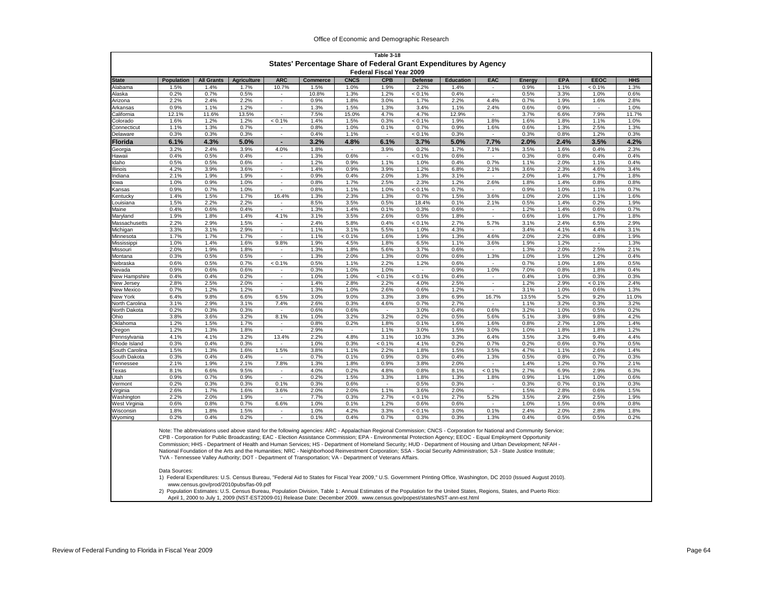## Table 3-18

### States' Percentage Share of Federal Grant Expenditures by Agency

### Federal Fiscal Year 2009

| State | Population | All Grants | Agriculture | ARC | Commerce | CNCS | CPB | Defense | Education | EAC | Energy | EPA | EEOC | HHS |
|---|---|---|---|---|---|---|---|---|---|---|---|---|---|---|
| Alabama | 1.5% | 1.4% | 1.7% | 10.7% | 1.5% | 1.0% | 1.9% | 2.2% | 1.4% | - | 0.9% | 1.1% | < 0.1% | 1.3% |
| Alaska | 0.2% | 0.7% | 0.5% | - | 10.8% | 1.3% | 1.2% | < 0.1% | 0.4% | - | 0.5% | 3.3% | 1.0% | 0.6% |
| Arizona | 2.2% | 2.4% | 2.2% | - | 0.9% | 1.8% | 3.0% | 1.7% | 2.2% | 4.4% | 0.7% | 1.9% | 1.6% | 2.8% |
| Arkansas | 0.9% | 1.1% | 1.2% | - | 1.3% | 1.5% | 1.3% | 3.4% | 1.1% | 2.4% | 0.6% | 0.9% | - | 1.0% |
| California | 12.1% | 11.6% | 13.5% | - | 7.5% | 15.0% | 4.7% | 4.7% | 12.9% | - | 3.7% | 6.6% | 7.9% | 11.7% |
| Colorado | 1.6% | 1.2% | 1.2% | < 0.1% | 1.4% | 1.5% | 0.3% | < 0.1% | 1.9% | 1.8% | 1.6% | 1.8% | 1.1% | 1.0% |
| Connecticut | 1.1% | 1.3% | 0.7% | - | 0.8% | 1.0% | 0.1% | 0.7% | 0.9% | 1.6% | 0.6% | 1.3% | 2.5% | 1.3% |
| Delaware | 0.3% | 0.3% | 0.3% | - | 0.4% | 1.1% | - | < 0.1% | 0.3% | - | 0.3% | 0.8% | 1.2% | 0.3% |
| **Florida** | **6.1%** | **4.3%** | **5.0%** | **-** | **3.2%** | **4.8%** | **6.1%** | **3.7%** | **5.0%** | **7.7%** | **2.0%** | **2.4%** | **3.5%** | **4.2%** |
| Georgia | 3.2% | 2.4% | 3.9% | 4.0% | 1.8% | - | 3.9% | 0.2% | 1.7% | 7.1% | 3.5% | 1.6% | 0.4% | 2.3% |
| Hawaii | 0.4% | 0.5% | 0.4% | - | 1.3% | 0.6% | - | < 0.1% | 0.3% | - | 0.3% | 0.8% | 0.4% | 0.4% |
| Idaho | 0.5% | 0.5% | 0.6% | - | 1.2% | 0.9% | 1.1% | 1.0% | 0.4% | 0.7% | 1.1% | 2.0% | 1.1% | 0.4% |
| Illinois | 4.2% | 3.9% | 3.6% | - | 1.4% | 0.9% | 3.9% | 1.2% | 6.8% | 2.1% | 3.6% | 2.3% | 4.6% | 3.4% |
| Indiana | 2.1% | 1.9% | 1.9% | - | 0.9% | 0.4% | 2.0% | 1.3% | 3.1% | - | 2.0% | 1.4% | 1.7% | 1.8% |
| Iowa | 1.0% | 0.9% | 1.0% | - | 0.8% | 1.7% | 2.5% | 2.3% | 1.2% | 2.6% | 1.8% | 1.4% | 0.8% | 0.8% |
| Kansas | 0.9% | 0.7% | 1.0% | - | 0.8% | 1.1% | 1.0% | < 0.1% | 0.7% | - | 0.9% | 1.0% | 1.1% | 0.7% |
| Kentucky | 1.4% | 1.5% | 1.7% | 16.4% | 1.3% | 2.3% | 1.3% | 0.7% | 1.5% | 3.6% | 1.0% | 2.0% | 1.1% | 1.6% |
| Louisiana | 1.5% | 2.2% | 2.2% | - | 8.5% | 3.5% | 0.5% | 18.4% | 0.1% | 2.1% | 0.5% | 1.4% | 0.2% | 1.9% |
| Maine | 0.4% | 0.6% | 0.4% | - | 1.3% | 1.4% | 0.1% | 0.3% | 0.6% | - | 1.2% | 1.4% | 0.6% | 0.7% |
| Maryland | 1.9% | 1.8% | 1.4% | 4.1% | 3.1% | 3.5% | 2.6% | 0.5% | 1.8% | - | 0.6% | 1.6% | 1.7% | 1.8% |
| Massachusetts | 2.2% | 2.9% | 1.5% | - | 2.4% | 5.8% | 0.4% | < 0.1% | 2.7% | 5.7% | 3.1% | 2.4% | 6.5% | 2.9% |
| Michigan | 3.3% | 3.1% | 2.9% | - | 1.1% | 3.1% | 5.5% | 1.0% | 4.3% | - | 3.4% | 4.1% | 4.4% | 3.1% |
| Minnesota | 1.7% | 1.7% | 1.7% | - | 1.1% | < 0.1% | 1.6% | 1.9% | 1.3% | 4.6% | 2.0% | 2.2% | 0.8% | 1.9% |
| Mississippi | 1.0% | 1.4% | 1.6% | 9.8% | 1.9% | 4.5% | 1.8% | 6.5% | 1.1% | 3.6% | 1.9% | 1.2% | - | 1.3% |
| Missouri | 2.0% | 1.9% | 1.8% | - | 1.3% | 1.8% | 5.6% | 3.7% | 0.6% | - | 1.3% | 2.0% | 2.5% | 2.1% |
| Montana | 0.3% | 0.5% | 0.5% | - | 1.3% | 2.0% | 1.3% | 0.0% | 0.6% | 1.3% | 1.0% | 1.5% | 1.2% | 0.4% |
| Nebraska | 0.6% | 0.5% | 0.7% | < 0.1% | 0.5% | 1.1% | 2.2% | 1.2% | 0.6% | - | 0.7% | 1.0% | 1.6% | 0.5% |
| Nevada | 0.9% | 0.6% | 0.6% | - | 0.3% | 1.0% | 1.0% | - | 0.9% | 1.0% | 7.0% | 0.8% | 1.8% | 0.4% |
| New Hampshire | 0.4% | 0.4% | 0.2% | - | 1.0% | 1.0% | < 0.1% | < 0.1% | 0.4% | - | 0.4% | 1.0% | 0.3% | 0.3% |
| New Jersey | 2.8% | 2.5% | 2.0% | - | 1.4% | 2.8% | 2.2% | 4.0% | 2.5% | - | 1.2% | 2.9% | < 0.1% | 2.4% |
| New Mexico | 0.7% | 1.2% | 1.2% | - | 1.3% | 1.0% | 2.6% | 0.6% | 1.2% | - | 3.1% | 1.0% | 0.6% | 1.3% |
| New York | 6.4% | 9.8% | 6.6% | 6.5% | 3.0% | 9.0% | 3.3% | 3.8% | 6.9% | 16.7% | 13.5% | 5.2% | 9.2% | 11.0% |
| North Carolina | 3.1% | 2.9% | 3.1% | 7.4% | 2.6% | 0.3% | 4.6% | 0.7% | 2.7% | - | 1.1% | 3.2% | 0.3% | 3.2% |
| North Dakota | 0.2% | 0.3% | 0.3% | - | 0.6% | 0.6% | - | 3.0% | 0.4% | 0.6% | 3.2% | 1.0% | 0.5% | 0.2% |
| Ohio | 3.8% | 3.6% | 3.2% | 8.1% | 1.0% | 3.2% | 3.2% | 0.2% | 0.5% | 5.6% | 5.1% | 3.8% | 9.8% | 4.2% |
| Oklahoma | 1.2% | 1.5% | 1.7% | - | 0.8% | 0.2% | 1.8% | 0.1% | 1.6% | 1.6% | 0.8% | 2.7% | 1.0% | 1.4% |
| Oregon | 1.2% | 1.3% | 1.8% | - | 2.9% | - | 1.1% | 3.0% | 1.5% | 3.0% | 1.0% | 1.8% | 1.8% | 1.2% |
| Pennsylvania | 4.1% | 4.1% | 3.2% | 13.4% | 2.2% | 4.8% | 3.1% | 10.3% | 3.3% | 6.4% | 3.5% | 3.2% | 9.4% | 4.4% |
| Rhode Island | 0.3% | 0.4% | 0.3% | - | 1.0% | 0.3% | < 0.1% | 4.1% | 0.2% | 0.7% | 0.2% | 0.6% | 0.7% | 0.5% |
| South Carolina | 1.5% | 1.3% | 1.6% | 1.5% | 3.8% | 1.1% | 2.2% | 1.8% | 1.5% | 3.5% | 4.7% | 1.1% | 2.6% | 1.4% |
| South Dakota | 0.3% | 0.4% | 0.4% | - | 0.7% | 0.1% | 0.9% | 0.3% | 0.4% | 1.3% | 0.5% | 0.8% | 0.7% | 0.3% |
| Tennessee | 2.1% | 1.9% | 2.1% | 7.8% | 1.3% | 1.8% | 0.9% | 3.8% | 2.0% | - | 1.4% | 1.2% | 0.7% | 2.1% |
| Texas | 8.1% | 6.6% | 9.5% | - | 4.0% | 0.2% | 4.8% | 0.8% | 8.1% | < 0.1% | 2.7% | 6.9% | 2.9% | 6.3% |
| Utah | 0.9% | 0.7% | 0.9% | - | 0.2% | 1.5% | 3.3% | 1.8% | 1.3% | 1.8% | 0.9% | 1.1% | 1.0% | 0.6% |
| Vermont | 0.2% | 0.3% | 0.3% | 0.1% | 0.3% | 0.6% | - | 0.5% | 0.3% | - | 0.3% | 0.7% | 0.1% | 0.3% |
| Virginia | 2.6% | 1.7% | 1.6% | 3.6% | 2.0% | 2.0% | 1.1% | 3.6% | 2.0% | - | 1.5% | 2.8% | 0.6% | 1.5% |
| Washington | 2.2% | 2.0% | 1.9% | - | 7.7% | 0.3% | 2.7% | < 0.1% | 2.7% | 5.2% | 3.5% | 2.9% | 2.5% | 1.9% |
| West Virginia | 0.6% | 0.8% | 0.7% | 6.6% | 1.0% | 0.1% | 1.2% | 0.6% | 0.6% | - | 1.0% | 1.5% | 0.6% | 0.8% |
| Wisconsin | 1.8% | 1.8% | 1.5% | - | 1.0% | 4.2% | 3.3% | < 0.1% | 3.0% | 0.1% | 2.4% | 2.0% | 2.8% | 1.8% |
| Wyoming | 0.2% | 0.4% | 0.2% | - | 0.1% | 0.4% | 0.7% | 0.3% | 0.3% | 1.3% | 0.4% | 0.5% | 0.5% | 0.2% |

Note: The abbreviations used above stand for the following agencies: ARC - Appalachian Regional Commission; CNCS - Corporation for National and Community Service; CPB - Corporation for Public Broadcasting; EAC - Election Assistance Commission; EPA - Environmental Protection Agency; EEOC - Equal Employment Opportunity Commission; HHS - Department of Health and Human Services; HS - Department of Homeland Security; HUD - Department of Housing and Urban Development; NFAH - National Foundation of the Arts and the Humanities; NRC - Neighborhood Reinvestment Corporation; SSA - Social Security Administration; SJI - State Justice Institute; TVA - Tennessee Valley Authority; DOT - Department of Transportation; VA - Department of Veterans Affairs.

Data Sources:

1) Federal Expenditures: U.S. Census Bureau, "Federal Aid to States for Fiscal Year 2009," U.S. Government Printing Office, Washington, DC 2010 (Issued August 2010). www.census.gov/prod/2010pubs/fas-09.pdf

2) Population Estimates: U.S. Census Bureau, Population Division, Table 1: Annual Estimates of the Population for the United States, Regions, States, and Puerto Rico: April 1, 2000 to July 1, 2009 (NST-EST2009-01) Release Date: December 2009. www.census.gov/popest/states/NST-ann-est.html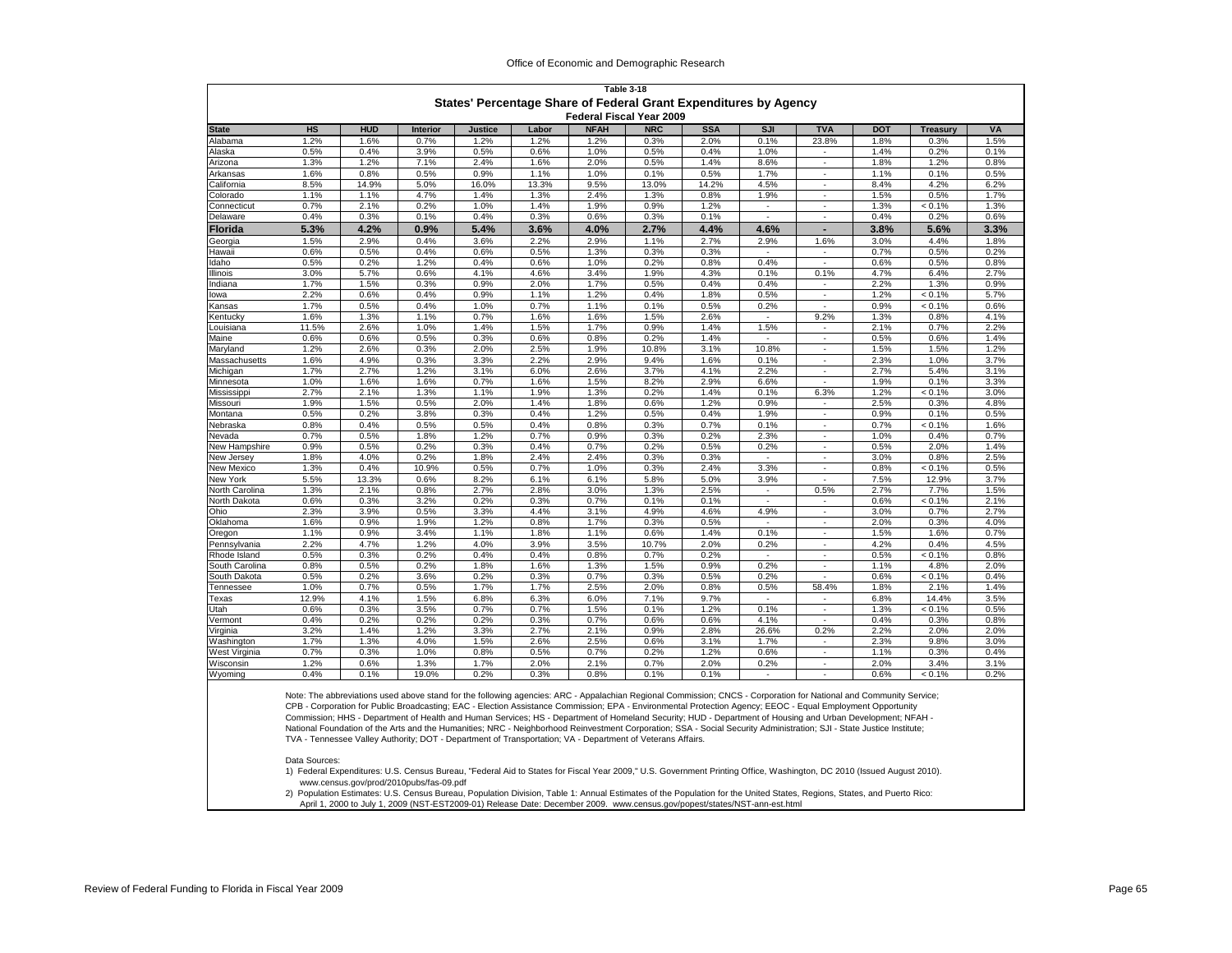**Table 3-18**

**States' Percentage Share of Federal Grant Expenditures by Agency**

**Federal Fiscal Year 2009**

| State | HS | HUD | Interior | Justice | Labor | NFAH | NRC | SSA | SJI | TVA | DOT | Treasury | VA |
|---|---|---|---|---|---|---|---|---|---|---|---|---|---|
| Alabama | 1.2% | 1.6% | 0.7% | 1.2% | 1.2% | 1.2% | 0.3% | 2.0% | 0.1% | 23.8% | 1.8% | 0.3% | 1.5% |
| Alaska | 0.5% | 0.4% | 3.9% | 0.5% | 0.6% | 1.0% | 0.5% | 0.4% | 1.0% | - | 1.4% | 0.2% | 0.1% |
| Arizona | 1.3% | 1.2% | 7.1% | 2.4% | 1.6% | 2.0% | 0.5% | 1.4% | 8.6% | - | 1.8% | 1.2% | 0.8% |
| Arkansas | 1.6% | 0.8% | 0.5% | 0.9% | 1.1% | 1.0% | 0.1% | 0.5% | 1.7% | - | 1.1% | 0.1% | 0.5% |
| California | 8.5% | 14.9% | 5.0% | 16.0% | 13.3% | 9.5% | 13.0% | 14.2% | 4.5% | - | 8.4% | 4.2% | 6.2% |
| Colorado | 1.1% | 1.1% | 4.7% | 1.4% | 1.3% | 2.4% | 1.3% | 0.8% | 1.9% | - | 1.5% | 0.5% | 1.7% |
| Connecticut | 0.7% | 2.1% | 0.2% | 1.0% | 1.4% | 1.9% | 0.9% | 1.2% | - | - | 1.3% | < 0.1% | 1.3% |
| Delaware | 0.4% | 0.3% | 0.1% | 0.4% | 0.3% | 0.6% | 0.3% | 0.1% | - | - | 0.4% | 0.2% | 0.6% |
| **Florida** | **5.3%** | **4.2%** | **0.9%** | **5.4%** | **3.6%** | **4.0%** | **2.7%** | **4.4%** | **4.6%** | **-** | **3.8%** | **5.6%** | **3.3%** |
| Georgia | 1.5% | 2.9% | 0.4% | 3.6% | 2.2% | 2.9% | 1.1% | 2.7% | 2.9% | 1.6% | 3.0% | 4.4% | 1.8% |
| Hawaii | 0.6% | 0.5% | 0.4% | 0.6% | 0.5% | 1.3% | 0.3% | 0.3% | - | - | 0.7% | 0.5% | 0.2% |
| Idaho | 0.5% | 0.2% | 1.2% | 0.4% | 0.6% | 1.0% | 0.2% | 0.8% | 0.4% | - | 0.6% | 0.5% | 0.8% |
| Illinois | 3.0% | 5.7% | 0.6% | 4.1% | 4.6% | 3.4% | 1.9% | 4.3% | 0.1% | 0.1% | 4.7% | 6.4% | 2.7% |
| Indiana | 1.7% | 1.5% | 0.3% | 0.9% | 2.0% | 1.7% | 0.5% | 0.4% | 0.4% | - | 2.2% | 1.3% | 0.9% |
| Iowa | 2.2% | 0.6% | 0.4% | 0.9% | 1.1% | 1.2% | 0.4% | 1.8% | 0.5% | - | 1.2% | < 0.1% | 5.7% |
| Kansas | 1.7% | 0.5% | 0.4% | 1.0% | 0.7% | 1.1% | 0.1% | 0.5% | 0.2% | - | 0.9% | < 0.1% | 0.6% |
| Kentucky | 1.6% | 1.3% | 1.1% | 0.7% | 1.6% | 1.6% | 1.5% | 2.6% | - | 9.2% | 1.3% | 0.8% | 4.1% |
| Louisiana | 11.5% | 2.6% | 1.0% | 1.4% | 1.5% | 1.7% | 0.9% | 1.4% | 1.5% | - | 2.1% | 0.7% | 2.2% |
| Maine | 0.6% | 0.6% | 0.5% | 0.3% | 0.6% | 0.8% | 0.2% | 1.4% | - | - | 0.5% | 0.6% | 1.4% |
| Maryland | 1.2% | 2.6% | 0.3% | 2.0% | 2.5% | 1.9% | 10.8% | 3.1% | 10.8% | - | 1.5% | 1.5% | 1.2% |
| Massachusetts | 1.6% | 4.9% | 0.3% | 3.3% | 2.2% | 2.9% | 9.4% | 1.6% | 0.1% | - | 2.3% | 1.0% | 3.7% |
| Michigan | 1.7% | 2.7% | 1.2% | 3.1% | 6.0% | 2.6% | 3.7% | 4.1% | 2.2% | - | 2.7% | 5.4% | 3.1% |
| Minnesota | 1.0% | 1.6% | 1.6% | 0.7% | 1.6% | 1.5% | 8.2% | 2.9% | 6.6% | - | 1.9% | 0.1% | 3.3% |
| Mississippi | 2.7% | 2.1% | 1.3% | 1.1% | 1.9% | 1.3% | 0.2% | 1.4% | 0.1% | 6.3% | 1.2% | < 0.1% | 3.0% |
| Missouri | 1.9% | 1.5% | 0.5% | 2.0% | 1.4% | 1.8% | 0.6% | 1.2% | 0.9% | - | 2.5% | 0.3% | 4.8% |
| Montana | 0.5% | 0.2% | 3.8% | 0.3% | 0.4% | 1.2% | 0.5% | 0.4% | 1.9% | - | 0.9% | 0.1% | 0.5% |
| Nebraska | 0.8% | 0.4% | 0.5% | 0.5% | 0.4% | 0.8% | 0.3% | 0.7% | 0.1% | - | 0.7% | < 0.1% | 1.6% |
| Nevada | 0.7% | 0.5% | 1.8% | 1.2% | 0.7% | 0.9% | 0.3% | 0.2% | 2.3% | - | 1.0% | 0.4% | 0.7% |
| New Hampshire | 0.9% | 0.5% | 0.2% | 0.3% | 0.4% | 0.7% | 0.2% | 0.5% | 0.2% | - | 0.5% | 2.0% | 1.4% |
| New Jersey | 1.8% | 4.0% | 0.2% | 1.8% | 2.4% | 2.4% | 0.3% | 0.3% | - | - | 3.0% | 0.8% | 2.5% |
| New Mexico | 1.3% | 0.4% | 10.9% | 0.5% | 0.7% | 1.0% | 0.3% | 2.4% | 3.3% | - | 0.8% | < 0.1% | 0.5% |
| New York | 5.5% | 13.3% | 0.6% | 8.2% | 6.1% | 6.1% | 5.8% | 5.0% | 3.9% | - | 7.5% | 12.9% | 3.7% |
| North Carolina | 1.3% | 2.1% | 0.8% | 2.7% | 2.8% | 3.0% | 1.3% | 2.5% | - | 0.5% | 2.7% | 7.7% | 1.5% |
| North Dakota | 0.6% | 0.3% | 3.2% | 0.2% | 0.3% | 0.7% | 0.1% | 0.1% | - | - | 0.6% | < 0.1% | 2.1% |
| Ohio | 2.3% | 3.9% | 0.5% | 3.3% | 4.4% | 3.1% | 4.9% | 4.6% | 4.9% | - | 3.0% | 0.7% | 2.7% |
| Oklahoma | 1.6% | 0.9% | 1.9% | 1.2% | 0.8% | 1.7% | 0.3% | 0.5% | - | - | 2.0% | 0.3% | 4.0% |
| Oregon | 1.1% | 0.9% | 3.4% | 1.1% | 1.8% | 1.1% | 0.6% | 1.4% | 0.1% | - | 1.5% | 1.6% | 0.7% |
| Pennsylvania | 2.2% | 4.7% | 1.2% | 4.0% | 3.9% | 3.5% | 10.7% | 2.0% | 0.2% | - | 4.2% | 0.4% | 4.5% |
| Rhode Island | 0.5% | 0.3% | 0.2% | 0.4% | 0.4% | 0.8% | 0.7% | 0.2% | - | - | 0.5% | < 0.1% | 0.8% |
| South Carolina | 0.8% | 0.5% | 0.2% | 1.8% | 1.6% | 1.3% | 1.5% | 0.9% | 0.2% | - | 1.1% | 4.8% | 2.0% |
| South Dakota | 0.5% | 0.2% | 3.6% | 0.2% | 0.3% | 0.7% | 0.3% | 0.5% | 0.2% | - | 0.6% | < 0.1% | 0.4% |
| Tennessee | 1.0% | 0.7% | 0.5% | 1.7% | 1.7% | 2.5% | 2.0% | 0.8% | 0.5% | 58.4% | 1.8% | 2.1% | 1.4% |
| Texas | 12.9% | 4.1% | 1.5% | 6.8% | 6.3% | 6.0% | 7.1% | 9.7% | - | - | 6.8% | 14.4% | 3.5% |
| Utah | 0.6% | 0.3% | 3.5% | 0.7% | 0.7% | 1.5% | 0.1% | 1.2% | 0.1% | - | 1.3% | < 0.1% | 0.5% |
| Vermont | 0.4% | 0.2% | 0.2% | 0.2% | 0.3% | 0.7% | 0.6% | 1.2% | 4.1% | - | 0.4% | 0.3% | 0.8% |
| Virginia | 3.2% | 1.4% | 1.2% | 3.3% | 2.7% | 2.1% | 0.9% | 2.8% | 26.6% | 0.2% | 2.2% | 2.0% | 2.0% |
| Washington | 1.7% | 1.3% | 4.0% | 1.5% | 2.6% | 2.5% | 0.6% | 3.1% | 1.7% | - | 2.3% | 9.8% | 3.0% |
| West Virginia | 0.7% | 0.3% | 1.0% | 0.8% | 0.5% | 0.7% | 0.2% | 1.2% | 0.6% | - | 1.1% | 0.3% | 0.4% |
| Wisconsin | 1.2% | 0.6% | 1.3% | 1.7% | 2.0% | 2.1% | 0.7% | 2.0% | 0.2% | - | 2.0% | 3.4% | 3.1% |
| Wyoming | 0.4% | 0.1% | 19.0% | 0.2% | 0.3% | 0.8% | 0.1% | 0.1% | - | - | 0.6% | < 0.1% | 0.2% |

Note: The abbreviations used above stand for the following agencies: ARC - Appalachian Regional Commission; CNCS - Corporation for National and Community Service; CPB - Corporation for Public Broadcasting; EAC - Election Assistance Commission; EPA - Environmental Protection Agency; EEOC - Equal Employment Opportunity Commission; HHS - Department of Health and Human Services; HS - Department of Homeland Security; HUD - Department of Housing and Urban Development; NFAH - National Foundation of the Arts and the Humanities; NRC - Neighborhood Reinvestment Corporation; SSA - Social Security Administration; SJI - State Justice Institute; TVA - Tennessee Valley Authority; DOT - Department of Transportation; VA - Department of Veterans Affairs.

Data Sources:

1) Federal Expenditures: U.S. Census Bureau, "Federal Aid to States for Fiscal Year 2009," U.S. Government Printing Office, Washington, DC 2010 (Issued August 2010). www.census.gov/prod/2010pubs/fas-09.pdf

2) Population Estimates: U.S. Census Bureau, Population Division, Table 1: Annual Estimates of the Population for the United States, Regions, States, and Puerto Rico: April 1, 2000 to July 1, 2009 (NST-EST2009-01) Release Date: December 2009. www.census.gov/popest/states/NST-ann-est.html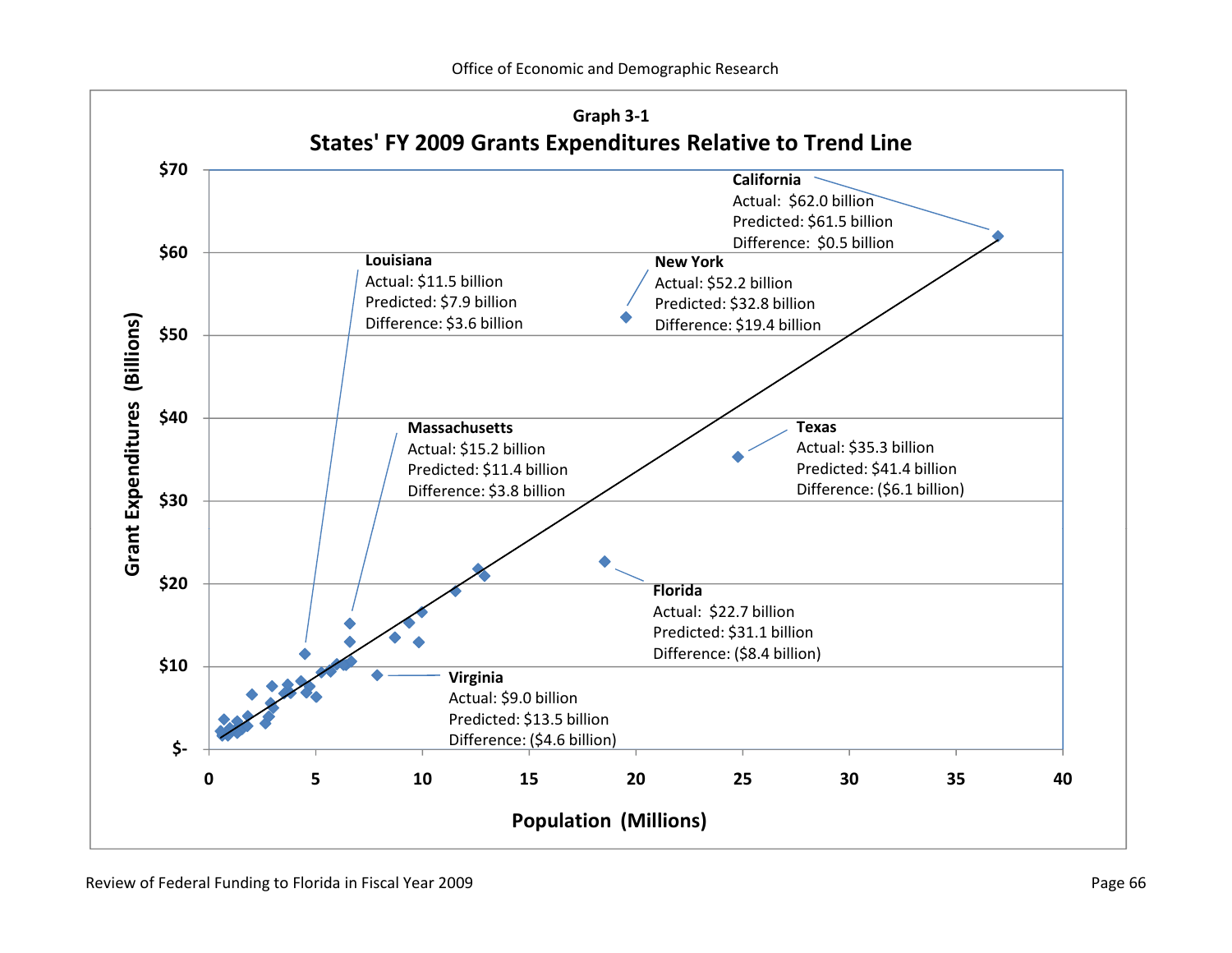Graph 3-1

**States' FY 2009 Grants Expenditures Relative to Trend Line**

**California**
Actual: $62.0 billion
Predicted: $61.5 billion
Difference: $0.5 billion

**Louisiana**
Actual: $11.5 billion
Predicted: $7.9 billion
Difference: $3.6 billion

**New York**
Actual: $52.2 billion
Predicted: $32.8 billion
Difference: $19.4 billion

**Massachusetts**
Actual: $15.2 billion
Predicted: $11.4 billion
Difference: $3.8 billion

**Texas**
Actual: $35.3 billion
Predicted: $41.4 billion
Difference: ($6.1 billion)

**Florida**
Actual: $22.7 billion
Predicted: $31.1 billion
Difference: ($8.4 billion)

**Virginia**
Actual: $9.0 billion
Predicted: $13.5 billion
Difference: ($4.6 billion)

Grant Expenditures (Billions)

Population (Millions)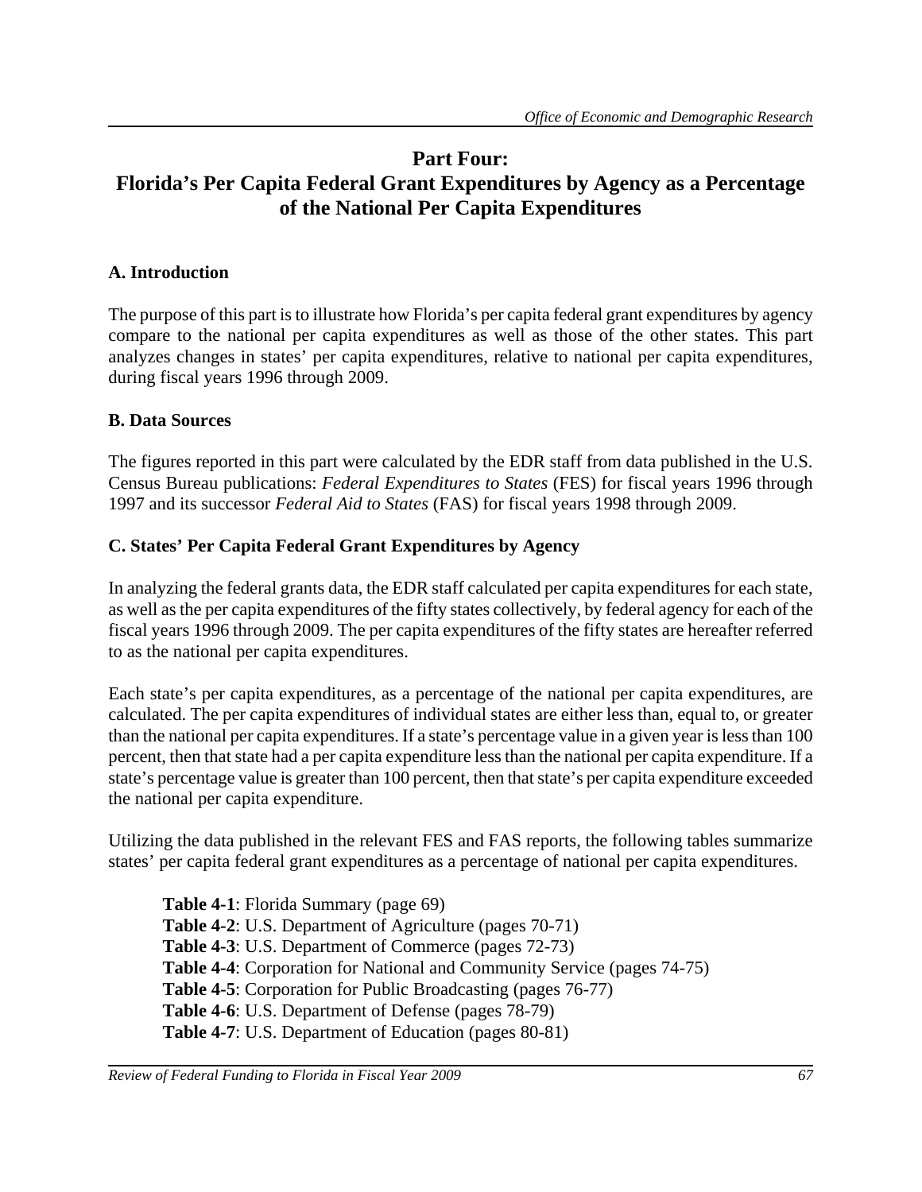# Part Four: Florida's Per Capita Federal Grant Expenditures by Agency as a Percentage of the National Per Capita Expenditures

## A. Introduction

The purpose of this part is to illustrate how Florida's per capita federal grant expenditures by agency compare to the national per capita expenditures as well as those of the other states. This part analyzes changes in states' per capita expenditures, relative to national per capita expenditures, during fiscal years 1996 through 2009.

## B. Data Sources

The figures reported in this part were calculated by the EDR staff from data published in the U.S. Census Bureau publications: *Federal Expenditures to States* (FES) for fiscal years 1996 through 1997 and its successor *Federal Aid to States* (FAS) for fiscal years 1998 through 2009.

## C. States' Per Capita Federal Grant Expenditures by Agency

In analyzing the federal grants data, the EDR staff calculated per capita expenditures for each state, as well as the per capita expenditures of the fifty states collectively, by federal agency for each of the fiscal years 1996 through 2009. The per capita expenditures of the fifty states are hereafter referred to as the national per capita expenditures.

Each state's per capita expenditures, as a percentage of the national per capita expenditures, are calculated. The per capita expenditures of individual states are either less than, equal to, or greater than the national per capita expenditures. If a state's percentage value in a given year is less than 100 percent, then that state had a per capita expenditure less than the national per capita expenditure. If a state's percentage value is greater than 100 percent, then that state's per capita expenditure exceeded the national per capita expenditure.

Utilizing the data published in the relevant FES and FAS reports, the following tables summarize states' per capita federal grant expenditures as a percentage of national per capita expenditures.

- **Table 4-1**: Florida Summary (page 69)
- **Table 4-2**: U.S. Department of Agriculture (pages 70-71)
- **Table 4-3**: U.S. Department of Commerce (pages 72-73)
- **Table 4-4**: Corporation for National and Community Service (pages 74-75)
- **Table 4-5**: Corporation for Public Broadcasting (pages 76-77)
- **Table 4-6**: U.S. Department of Defense (pages 78-79)
- **Table 4-7**: U.S. Department of Education (pages 80-81)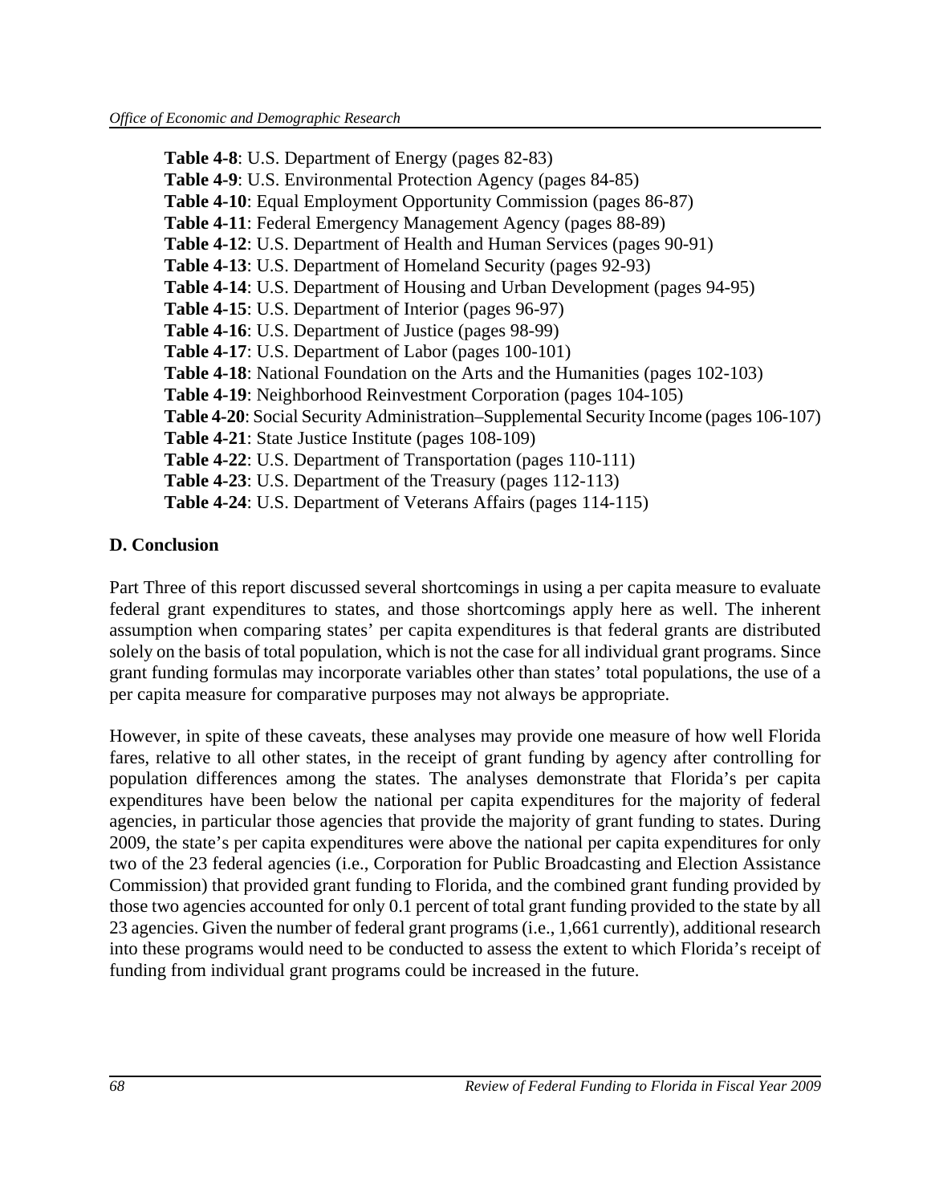**Table 4-8**: U.S. Department of Energy (pages 82-83)
**Table 4-9**: U.S. Environmental Protection Agency (pages 84-85)
**Table 4-10**: Equal Employment Opportunity Commission (pages 86-87)
**Table 4-11**: Federal Emergency Management Agency (pages 88-89)
**Table 4-12**: U.S. Department of Health and Human Services (pages 90-91)
**Table 4-13**: U.S. Department of Homeland Security (pages 92-93)
**Table 4-14**: U.S. Department of Housing and Urban Development (pages 94-95)
**Table 4-15**: U.S. Department of Interior (pages 96-97)
**Table 4-16**: U.S. Department of Justice (pages 98-99)
**Table 4-17**: U.S. Department of Labor (pages 100-101)
**Table 4-18**: National Foundation on the Arts and the Humanities (pages 102-103)
**Table 4-19**: Neighborhood Reinvestment Corporation (pages 104-105)
**Table 4-20**: Social Security Administration–Supplemental Security Income (pages 106-107)
**Table 4-21**: State Justice Institute (pages 108-109)
**Table 4-22**: U.S. Department of Transportation (pages 110-111)
**Table 4-23**: U.S. Department of the Treasury (pages 112-113)
**Table 4-24**: U.S. Department of Veterans Affairs (pages 114-115)

## D. Conclusion

Part Three of this report discussed several shortcomings in using a per capita measure to evaluate federal grant expenditures to states, and those shortcomings apply here as well. The inherent assumption when comparing states' per capita expenditures is that federal grants are distributed solely on the basis of total population, which is not the case for all individual grant programs. Since grant funding formulas may incorporate variables other than states' total populations, the use of a per capita measure for comparative purposes may not always be appropriate.

However, in spite of these caveats, these analyses may provide one measure of how well Florida fares, relative to all other states, in the receipt of grant funding by agency after controlling for population differences among the states. The analyses demonstrate that Florida's per capita expenditures have been below the national per capita expenditures for the majority of federal agencies, in particular those agencies that provide the majority of grant funding to states. During 2009, the state's per capita expenditures were above the national per capita expenditures for only two of the 23 federal agencies (i.e., Corporation for Public Broadcasting and Election Assistance Commission) that provided grant funding to Florida, and the combined grant funding provided by those two agencies accounted for only 0.1 percent of total grant funding provided to the state by all 23 agencies. Given the number of federal grant programs (i.e., 1,661 currently), additional research into these programs would need to be conducted to assess the extent to which Florida's receipt of funding from individual grant programs could be increased in the future.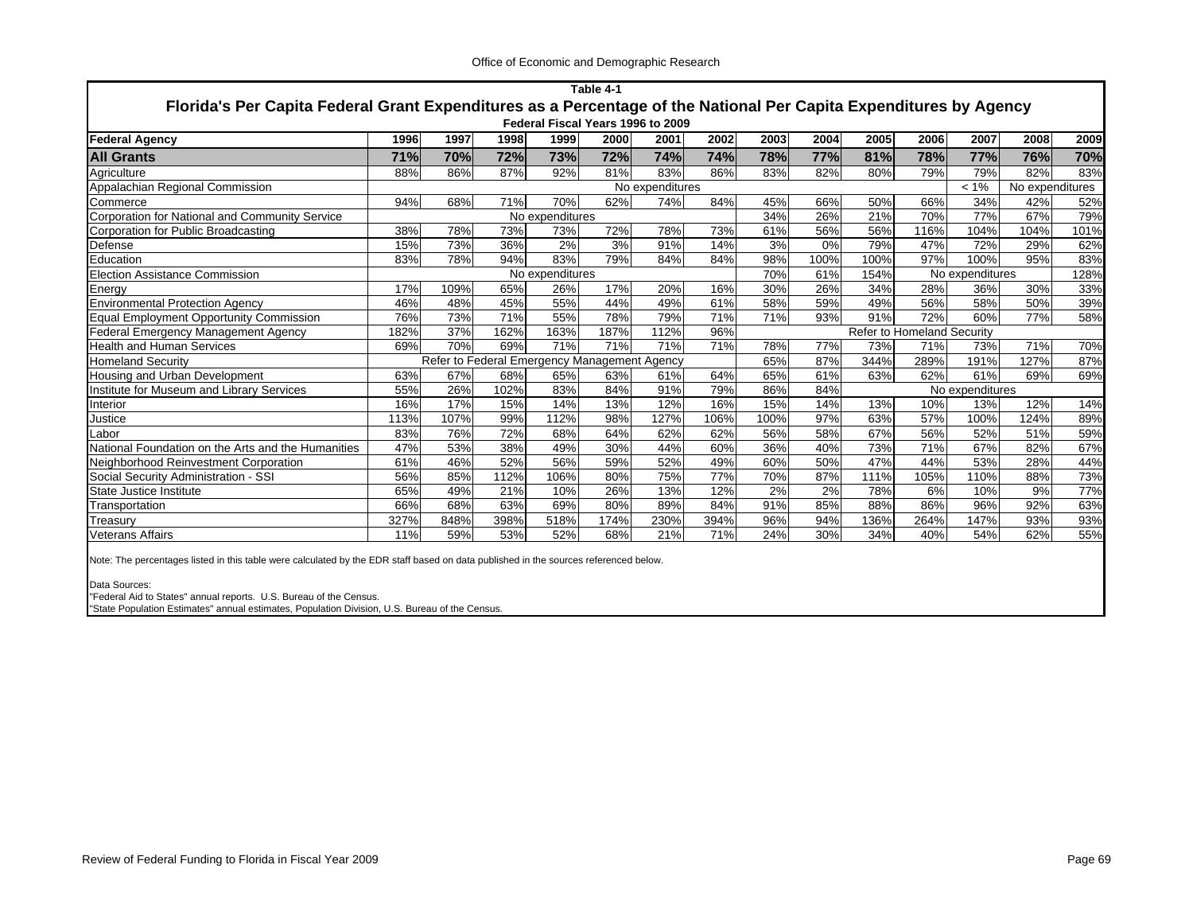Table 4-1

**Florida's Per Capita Federal Grant Expenditures as a Percentage of the National Per Capita Expenditures by Agency**

Federal Fiscal Years 1996 to 2009

| Federal Agency | 1996 | 1997 | 1998 | 1999 | 2000 | 2001 | 2002 | 2003 | 2004 | 2005 | 2006 | 2007 | 2008 | 2009 |
|---|---|---|---|---|---|---|---|---|---|---|---|---|---|---|
| **All Grants** | **71%** | **70%** | **72%** | **73%** | **72%** | **74%** | **74%** | **78%** | **77%** | **81%** | **78%** | **77%** | **76%** | **70%** |
| Agriculture | 88% | 86% | 87% | 92% | 81% | 83% | 86% | 83% | 82% | 80% | 79% | 79% | 82% | 83% |
| Appalachian Regional Commission | No expenditures | | | | | | | | | | | < 1% | No expenditures | |
| Commerce | 94% | 68% | 71% | 70% | 62% | 74% | 84% | 45% | 66% | 50% | 66% | 34% | 42% | 52% |
| Corporation for National and Community Service | No expenditures | | | | | | | 34% | 26% | 21% | 70% | 77% | 67% | 79% |
| Corporation for Public Broadcasting | 38% | 78% | 73% | 73% | 72% | 78% | 73% | 61% | 56% | 56% | 116% | 104% | 104% | 101% |
| Defense | 15% | 73% | 36% | 2% | 3% | 91% | 14% | 3% | 0% | 79% | 47% | 72% | 29% | 62% |
| Education | 83% | 78% | 94% | 83% | 79% | 84% | 84% | 98% | 100% | 100% | 97% | 100% | 95% | 83% |
| Election Assistance Commission | No expenditures | | | | | | | 70% | 61% | 154% | No expenditures | | | 128% |
| Energy | 17% | 109% | 65% | 26% | 17% | 20% | 16% | 30% | 26% | 34% | 28% | 36% | 30% | 33% |
| Environmental Protection Agency | 46% | 48% | 45% | 55% | 44% | 49% | 61% | 58% | 59% | 49% | 56% | 58% | 50% | 39% |
| Equal Employment Opportunity Commission | 76% | 73% | 71% | 55% | 78% | 79% | 71% | 71% | 93% | 91% | 72% | 60% | 77% | 58% |
| Federal Emergency Management Agency | 182% | 37% | 162% | 163% | 187% | 112% | 96% | Refer to Homeland Security | | | | | | |
| Health and Human Services | 69% | 70% | 69% | 71% | 71% | 71% | 71% | 78% | 77% | 73% | 71% | 73% | 71% | 70% |
| Homeland Security | Refer to Federal Emergency Management Agency | | | | | | | 65% | 87% | 344% | 289% | 191% | 127% | 87% |
| Housing and Urban Development | 63% | 67% | 68% | 65% | 63% | 61% | 64% | 65% | 61% | 63% | 62% | 61% | 69% | 69% |
| Institute for Museum and Library Services | 55% | 26% | 102% | 83% | 84% | 91% | 79% | 86% | 84% | No expenditures | | | | |
| Interior | 16% | 17% | 15% | 14% | 13% | 12% | 16% | 15% | 14% | 13% | 10% | 13% | 12% | 14% |
| Justice | 113% | 107% | 99% | 112% | 98% | 127% | 106% | 100% | 97% | 63% | 57% | 100% | 124% | 89% |
| Labor | 83% | 76% | 72% | 68% | 64% | 62% | 62% | 56% | 58% | 67% | 56% | 52% | 51% | 59% |
| National Foundation on the Arts and the Humanities | 47% | 53% | 38% | 49% | 30% | 44% | 60% | 36% | 40% | 73% | 71% | 67% | 82% | 67% |
| Neighborhood Reinvestment Corporation | 61% | 46% | 52% | 56% | 59% | 52% | 49% | 60% | 50% | 47% | 44% | 53% | 28% | 44% |
| Social Security Administration - SSI | 56% | 85% | 112% | 106% | 80% | 75% | 77% | 70% | 87% | 111% | 105% | 110% | 88% | 73% |
| State Justice Institute | 65% | 49% | 21% | 10% | 26% | 13% | 12% | 2% | 2% | 78% | 6% | 10% | 9% | 77% |
| Transportation | 66% | 68% | 63% | 69% | 80% | 89% | 84% | 91% | 85% | 88% | 86% | 96% | 92% | 63% |
| Treasury | 327% | 848% | 398% | 518% | 174% | 230% | 394% | 96% | 94% | 136% | 264% | 147% | 93% | 93% |
| Veterans Affairs | 11% | 59% | 53% | 52% | 68% | 21% | 71% | 24% | 30% | 34% | 40% | 54% | 62% | 55% |

Note: The percentages listed in this table were calculated by the EDR staff based on data published in the sources referenced below.

Data Sources:
"Federal Aid to States" annual reports. U.S. Bureau of the Census.
"State Population Estimates" annual estimates, Population Division, U.S. Bureau of the Census.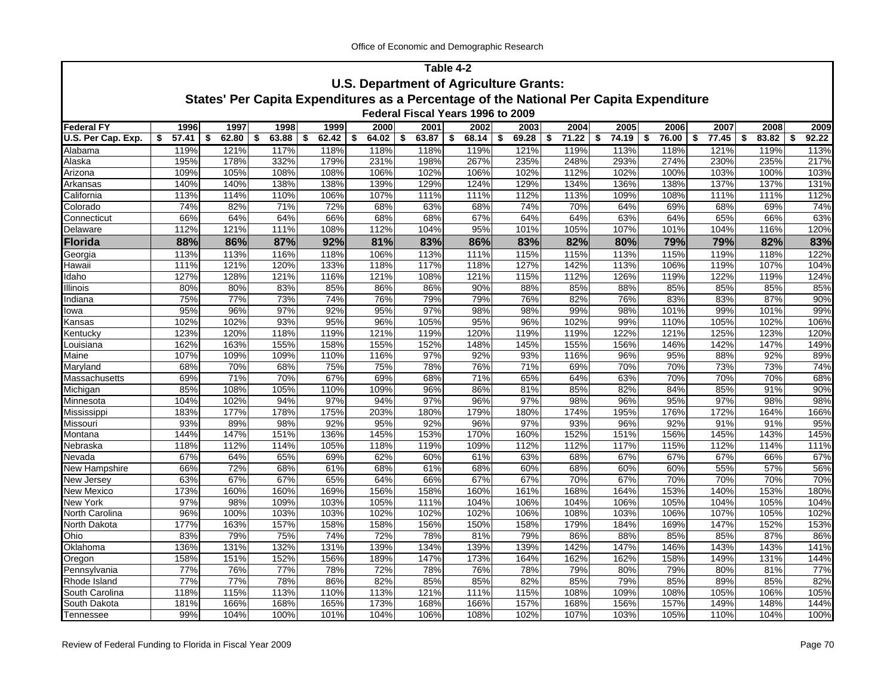**Table 4-2**

**U.S. Department of Agriculture Grants:**

**States' Per Capita Expenditures as a Percentage of the National Per Capita Expenditure**

**Federal Fiscal Years 1996 to 2009**

| Federal FY | 1996 | 1997 | 1998 | 1999 | 2000 | 2001 | 2002 | 2003 | 2004 | 2005 | 2006 | 2007 | 2008 | 2009 |
|---|---|---|---|---|---|---|---|---|---|---|---|---|---|---|
| U.S. Per Cap. Exp. | $ 57.41 | $ 62.80 | $ 63.88 | $ 62.42 | $ 64.02 | $ 63.87 | $ 68.14 | $ 69.28 | $ 71.22 | $ 74.19 | $ 76.00 | $ 77.45 | $ 83.82 | $ 92.22 |
| Alabama | 119% | 121% | 117% | 118% | 118% | 118% | 119% | 121% | 119% | 113% | 118% | 121% | 119% | 113% |
| Alaska | 195% | 178% | 332% | 179% | 231% | 198% | 267% | 235% | 248% | 293% | 274% | 230% | 235% | 217% |
| Arizona | 109% | 105% | 108% | 108% | 106% | 102% | 106% | 102% | 112% | 102% | 100% | 103% | 100% | 103% |
| Arkansas | 140% | 140% | 138% | 138% | 139% | 129% | 124% | 129% | 134% | 136% | 138% | 137% | 137% | 131% |
| California | 113% | 114% | 110% | 106% | 107% | 111% | 111% | 112% | 113% | 109% | 108% | 111% | 111% | 112% |
| Colorado | 74% | 82% | 71% | 72% | 68% | 63% | 68% | 74% | 70% | 64% | 69% | 68% | 69% | 74% |
| Connecticut | 66% | 64% | 64% | 66% | 68% | 68% | 67% | 64% | 64% | 63% | 64% | 65% | 66% | 63% |
| Delaware | 112% | 121% | 111% | 108% | 112% | 104% | 95% | 101% | 105% | 107% | 101% | 104% | 116% | 120% |
| **Florida** | **88%** | **86%** | **87%** | **92%** | **81%** | **83%** | **86%** | **83%** | **82%** | **80%** | **79%** | **79%** | **82%** | **83%** |
| Georgia | 113% | 113% | 116% | 118% | 106% | 113% | 111% | 115% | 115% | 113% | 115% | 119% | 118% | 122% |
| Hawaii | 111% | 121% | 120% | 133% | 118% | 117% | 118% | 127% | 142% | 113% | 106% | 119% | 107% | 104% |
| Idaho | 127% | 128% | 121% | 116% | 121% | 108% | 121% | 115% | 112% | 126% | 119% | 122% | 119% | 124% |
| Illinois | 80% | 80% | 83% | 85% | 86% | 86% | 90% | 88% | 85% | 88% | 85% | 85% | 85% | 85% |
| Indiana | 75% | 77% | 73% | 74% | 76% | 79% | 79% | 76% | 82% | 76% | 83% | 83% | 87% | 90% |
| Iowa | 95% | 96% | 97% | 92% | 95% | 97% | 98% | 98% | 99% | 98% | 101% | 99% | 101% | 99% |
| Kansas | 102% | 102% | 93% | 95% | 96% | 105% | 95% | 96% | 102% | 99% | 110% | 105% | 102% | 106% |
| Kentucky | 123% | 120% | 118% | 119% | 121% | 119% | 120% | 119% | 119% | 122% | 121% | 125% | 123% | 120% |
| Louisiana | 162% | 163% | 155% | 158% | 155% | 152% | 148% | 145% | 155% | 156% | 146% | 142% | 147% | 149% |
| Maine | 107% | 109% | 109% | 110% | 116% | 97% | 92% | 93% | 116% | 96% | 95% | 88% | 92% | 89% |
| Maryland | 68% | 70% | 68% | 75% | 75% | 78% | 76% | 71% | 69% | 70% | 70% | 73% | 73% | 74% |
| Massachusetts | 69% | 71% | 70% | 67% | 69% | 68% | 71% | 65% | 64% | 63% | 70% | 70% | 70% | 68% |
| Michigan | 85% | 108% | 105% | 110% | 109% | 96% | 86% | 81% | 85% | 82% | 84% | 85% | 91% | 90% |
| Minnesota | 104% | 102% | 94% | 97% | 94% | 97% | 96% | 97% | 98% | 96% | 95% | 97% | 98% | 98% |
| Mississippi | 183% | 177% | 178% | 175% | 203% | 180% | 179% | 180% | 174% | 195% | 176% | 172% | 164% | 166% |
| Missouri | 93% | 89% | 98% | 92% | 95% | 92% | 96% | 97% | 93% | 96% | 92% | 91% | 91% | 95% |
| Montana | 144% | 147% | 151% | 136% | 145% | 153% | 170% | 160% | 152% | 151% | 156% | 145% | 143% | 145% |
| Nebraska | 118% | 112% | 114% | 105% | 118% | 119% | 109% | 112% | 112% | 117% | 115% | 112% | 114% | 111% |
| Nevada | 67% | 64% | 65% | 69% | 62% | 60% | 61% | 63% | 68% | 67% | 67% | 67% | 66% | 67% |
| New Hampshire | 66% | 72% | 68% | 61% | 68% | 61% | 68% | 60% | 68% | 60% | 60% | 55% | 57% | 56% |
| New Jersey | 63% | 67% | 67% | 65% | 64% | 66% | 67% | 67% | 70% | 67% | 70% | 70% | 70% | 70% |
| New Mexico | 173% | 160% | 160% | 169% | 156% | 158% | 160% | 161% | 168% | 164% | 153% | 140% | 153% | 180% |
| New York | 97% | 98% | 109% | 103% | 105% | 111% | 104% | 106% | 104% | 106% | 105% | 104% | 105% | 104% |
| North Carolina | 96% | 100% | 103% | 103% | 102% | 102% | 102% | 106% | 108% | 103% | 106% | 107% | 105% | 102% |
| North Dakota | 177% | 163% | 157% | 158% | 158% | 156% | 150% | 158% | 179% | 184% | 169% | 147% | 152% | 153% |
| Ohio | 83% | 79% | 75% | 74% | 72% | 78% | 81% | 79% | 86% | 88% | 85% | 85% | 87% | 86% |
| Oklahoma | 136% | 131% | 132% | 131% | 139% | 134% | 139% | 139% | 142% | 147% | 146% | 143% | 143% | 141% |
| Oregon | 158% | 151% | 152% | 156% | 189% | 147% | 173% | 164% | 162% | 162% | 158% | 149% | 131% | 144% |
| Pennsylvania | 77% | 76% | 77% | 78% | 72% | 78% | 76% | 78% | 79% | 80% | 79% | 80% | 81% | 77% |
| Rhode Island | 77% | 77% | 78% | 86% | 82% | 85% | 85% | 82% | 85% | 79% | 85% | 89% | 85% | 82% |
| South Carolina | 118% | 115% | 113% | 110% | 113% | 121% | 111% | 115% | 108% | 109% | 108% | 105% | 106% | 105% |
| South Dakota | 181% | 166% | 168% | 165% | 173% | 168% | 166% | 157% | 168% | 156% | 157% | 149% | 148% | 144% |
| Tennessee | 99% | 104% | 100% | 101% | 104% | 106% | 108% | 102% | 107% | 103% | 105% | 110% | 104% | 100% |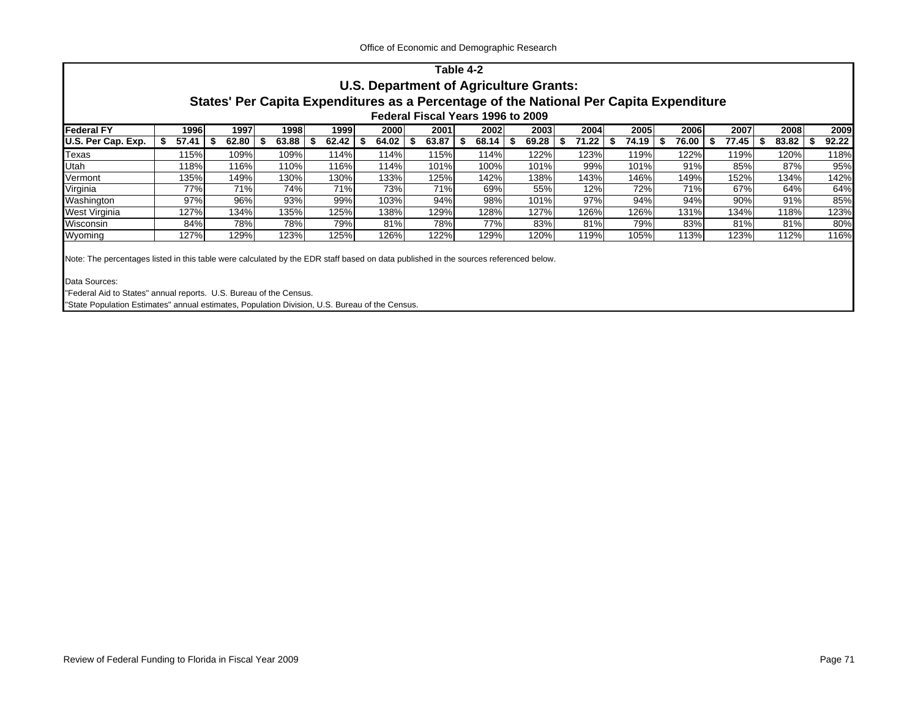## Table 4-2

### U.S. Department of Agriculture Grants:

### States' Per Capita Expenditures as a Percentage of the National Per Capita Expenditure

#### Federal Fiscal Years 1996 to 2009

| Federal FY | 1996 | 1997 | 1998 | 1999 | 2000 | 2001 | 2002 | 2003 | 2004 | 2005 | 2006 | 2007 | 2008 | 2009 |
|---|---|---|---|---|---|---|---|---|---|---|---|---|---|---|
| **U.S. Per Cap. Exp.** | **$ 57.41** | **$ 62.80** | **$ 63.88** | **$ 62.42** | **$ 64.02** | **$ 63.87** | **$ 68.14** | **$ 69.28** | **$ 71.22** | **$ 74.19** | **$ 76.00** | **$ 77.45** | **$ 83.82** | **$ 92.22** |
| Texas | 115% | 109% | 109% | 114% | 114% | 115% | 114% | 122% | 123% | 119% | 122% | 119% | 120% | 118% |
| Utah | 118% | 116% | 110% | 116% | 114% | 101% | 100% | 101% | 99% | 101% | 91% | 85% | 87% | 95% |
| Vermont | 135% | 149% | 130% | 130% | 133% | 125% | 142% | 138% | 143% | 146% | 149% | 152% | 134% | 142% |
| Virginia | 77% | 71% | 74% | 71% | 73% | 71% | 69% | 55% | 12% | 72% | 71% | 67% | 64% | 64% |
| Washington | 97% | 96% | 93% | 99% | 103% | 94% | 98% | 101% | 97% | 94% | 94% | 90% | 91% | 85% |
| West Virginia | 127% | 134% | 135% | 125% | 138% | 129% | 128% | 127% | 126% | 126% | 131% | 134% | 118% | 123% |
| Wisconsin | 84% | 78% | 78% | 79% | 81% | 78% | 77% | 83% | 81% | 79% | 83% | 81% | 81% | 80% |
| Wyoming | 127% | 129% | 123% | 125% | 126% | 122% | 129% | 120% | 119% | 105% | 113% | 123% | 112% | 116% |

Note: The percentages listed in this table were calculated by the EDR staff based on data published in the sources referenced below.

Data Sources:

"Federal Aid to States" annual reports. U.S. Bureau of the Census.

"State Population Estimates" annual estimates, Population Division, U.S. Bureau of the Census.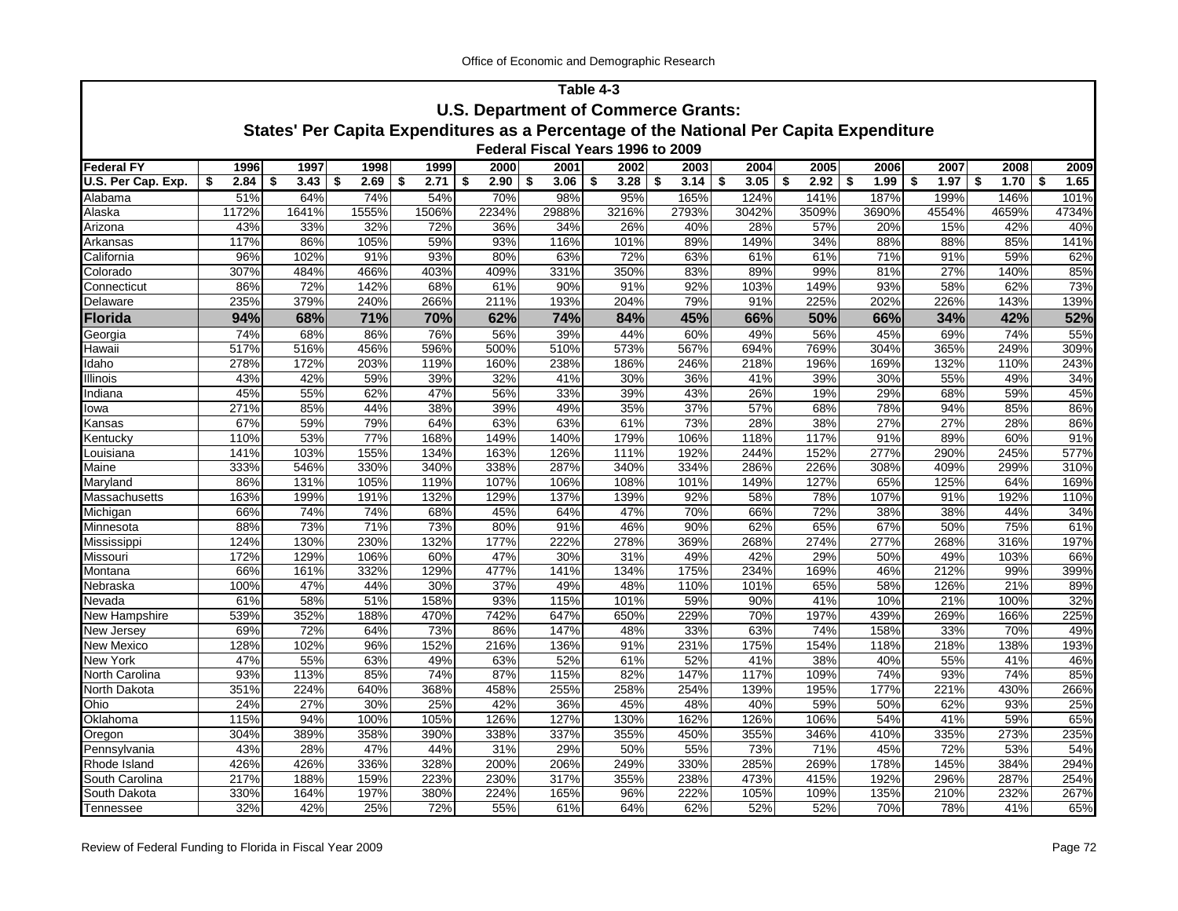## Table 4-3

### U.S. Department of Commerce Grants:

### States' Per Capita Expenditures as a Percentage of the National Per Capita Expenditure

#### Federal Fiscal Years 1996 to 2009

| Federal FY | 1996 | 1997 | 1998 | 1999 | 2000 | 2001 | 2002 | 2003 | 2004 | 2005 | 2006 | 2007 | 2008 | 2009 |
|---|---|---|---|---|---|---|---|---|---|---|---|---|---|---|
| U.S. Per Cap. Exp. | $ 2.84 | $ 3.43 | $ 2.69 | $ 2.71 | $ 2.90 | $ 3.06 | $ 3.28 | $ 3.14 | $ 3.05 | $ 2.92 | $ 1.99 | $ 1.97 | $ 1.70 | $ 1.65 |
| Alabama | 51% | 64% | 74% | 54% | 70% | 98% | 95% | 165% | 124% | 141% | 187% | 199% | 146% | 101% |
| Alaska | 1172% | 1641% | 1555% | 1506% | 2234% | 2988% | 3216% | 2793% | 3042% | 3509% | 3690% | 4554% | 4659% | 4734% |
| Arizona | 43% | 33% | 32% | 72% | 36% | 34% | 26% | 40% | 28% | 57% | 20% | 15% | 42% | 40% |
| Arkansas | 117% | 86% | 105% | 59% | 93% | 116% | 101% | 89% | 149% | 34% | 88% | 88% | 85% | 141% |
| California | 96% | 102% | 91% | 93% | 80% | 63% | 72% | 63% | 61% | 61% | 71% | 91% | 59% | 62% |
| Colorado | 307% | 484% | 466% | 403% | 409% | 331% | 350% | 83% | 89% | 99% | 81% | 27% | 140% | 85% |
| Connecticut | 86% | 72% | 142% | 68% | 61% | 90% | 91% | 92% | 103% | 149% | 93% | 58% | 62% | 73% |
| Delaware | 235% | 379% | 240% | 266% | 211% | 193% | 204% | 79% | 91% | 225% | 202% | 226% | 143% | 139% |
| **Florida** | **94%** | **68%** | **71%** | **70%** | **62%** | **74%** | **84%** | **45%** | **66%** | **50%** | **66%** | **34%** | **42%** | **52%** |
| Georgia | 74% | 68% | 86% | 76% | 56% | 39% | 44% | 60% | 49% | 56% | 45% | 69% | 74% | 55% |
| Hawaii | 517% | 516% | 456% | 596% | 500% | 510% | 573% | 567% | 694% | 769% | 304% | 365% | 249% | 309% |
| Idaho | 278% | 172% | 203% | 119% | 160% | 238% | 186% | 246% | 218% | 196% | 169% | 132% | 110% | 243% |
| Illinois | 43% | 42% | 59% | 39% | 32% | 41% | 30% | 36% | 41% | 39% | 30% | 55% | 49% | 34% |
| Indiana | 45% | 55% | 62% | 47% | 56% | 33% | 39% | 43% | 26% | 19% | 29% | 68% | 59% | 45% |
| Iowa | 271% | 85% | 44% | 38% | 39% | 49% | 35% | 37% | 57% | 68% | 78% | 94% | 85% | 86% |
| Kansas | 67% | 59% | 79% | 64% | 63% | 63% | 61% | 73% | 28% | 38% | 27% | 27% | 28% | 86% |
| Kentucky | 110% | 53% | 77% | 168% | 149% | 140% | 179% | 106% | 118% | 117% | 91% | 89% | 60% | 91% |
| Louisiana | 141% | 103% | 155% | 134% | 163% | 126% | 111% | 192% | 244% | 152% | 277% | 290% | 245% | 577% |
| Maine | 333% | 546% | 330% | 340% | 338% | 287% | 340% | 334% | 286% | 226% | 308% | 409% | 299% | 310% |
| Maryland | 86% | 131% | 105% | 119% | 107% | 106% | 108% | 101% | 149% | 127% | 65% | 125% | 64% | 169% |
| Massachusetts | 163% | 199% | 191% | 132% | 129% | 137% | 139% | 92% | 58% | 78% | 107% | 91% | 192% | 110% |
| Michigan | 66% | 74% | 74% | 68% | 45% | 64% | 47% | 70% | 66% | 72% | 38% | 38% | 44% | 34% |
| Minnesota | 88% | 73% | 71% | 73% | 80% | 91% | 46% | 90% | 62% | 65% | 67% | 50% | 75% | 61% |
| Mississippi | 124% | 130% | 230% | 132% | 177% | 222% | 278% | 369% | 268% | 274% | 277% | 268% | 316% | 197% |
| Missouri | 172% | 129% | 106% | 60% | 47% | 30% | 31% | 49% | 42% | 29% | 50% | 49% | 103% | 66% |
| Montana | 66% | 161% | 332% | 129% | 477% | 141% | 134% | 175% | 234% | 169% | 46% | 212% | 99% | 399% |
| Nebraska | 100% | 47% | 44% | 30% | 37% | 49% | 48% | 110% | 101% | 65% | 58% | 126% | 21% | 89% |
| Nevada | 61% | 58% | 51% | 158% | 93% | 115% | 101% | 59% | 90% | 41% | 10% | 21% | 100% | 32% |
| New Hampshire | 539% | 352% | 188% | 470% | 742% | 647% | 650% | 229% | 70% | 197% | 439% | 269% | 166% | 225% |
| New Jersey | 69% | 72% | 64% | 73% | 86% | 147% | 48% | 33% | 63% | 74% | 158% | 33% | 70% | 49% |
| New Mexico | 128% | 102% | 96% | 152% | 216% | 136% | 91% | 231% | 175% | 154% | 118% | 218% | 138% | 193% |
| New York | 47% | 55% | 63% | 49% | 63% | 52% | 61% | 52% | 41% | 38% | 40% | 55% | 41% | 46% |
| North Carolina | 93% | 113% | 85% | 74% | 87% | 115% | 82% | 147% | 117% | 109% | 74% | 93% | 74% | 85% |
| North Dakota | 351% | 224% | 640% | 368% | 458% | 255% | 258% | 254% | 139% | 195% | 177% | 221% | 430% | 266% |
| Ohio | 24% | 27% | 30% | 25% | 42% | 36% | 45% | 48% | 40% | 59% | 50% | 62% | 93% | 25% |
| Oklahoma | 115% | 94% | 100% | 105% | 126% | 127% | 130% | 162% | 126% | 106% | 54% | 41% | 59% | 65% |
| Oregon | 304% | 389% | 358% | 390% | 338% | 337% | 355% | 450% | 355% | 346% | 410% | 335% | 273% | 235% |
| Pennsylvania | 43% | 28% | 47% | 44% | 31% | 29% | 50% | 55% | 73% | 71% | 45% | 72% | 53% | 54% |
| Rhode Island | 426% | 426% | 336% | 328% | 200% | 206% | 249% | 330% | 285% | 269% | 178% | 145% | 384% | 294% |
| South Carolina | 217% | 188% | 159% | 223% | 230% | 317% | 355% | 238% | 473% | 415% | 192% | 296% | 287% | 254% |
| South Dakota | 330% | 164% | 197% | 380% | 224% | 165% | 96% | 222% | 105% | 109% | 135% | 210% | 232% | 267% |
| Tennessee | 32% | 42% | 25% | 72% | 55% | 61% | 64% | 62% | 52% | 52% | 70% | 78% | 41% | 65% |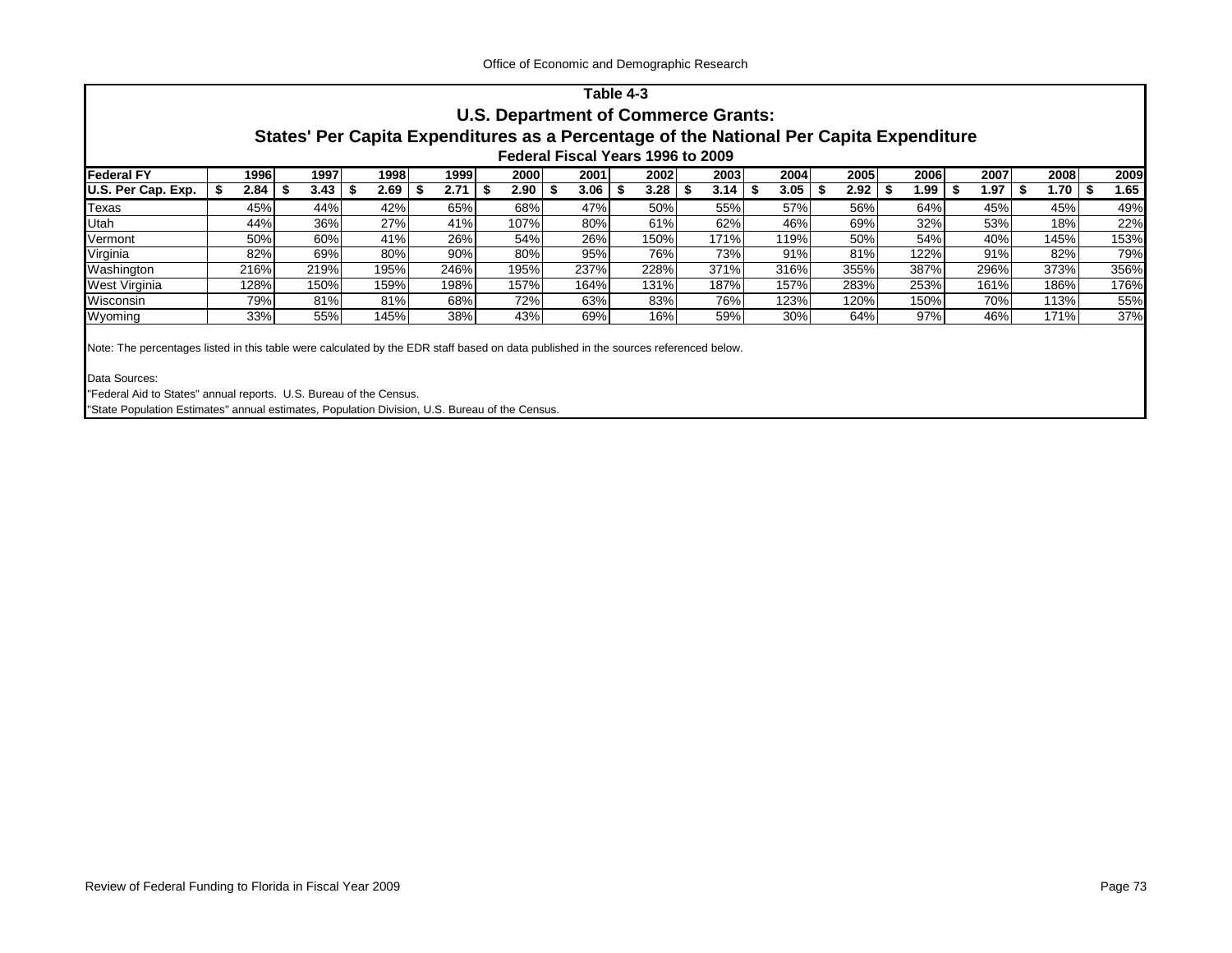## Table 4-3
## U.S. Department of Commerce Grants:
## States' Per Capita Expenditures as a Percentage of the National Per Capita Expenditure
### Federal Fiscal Years 1996 to 2009

| Federal FY | 1996 | 1997 | 1998 | 1999 | 2000 | 2001 | 2002 | 2003 | 2004 | 2005 | 2006 | 2007 | 2008 | 2009 |
|---|---|---|---|---|---|---|---|---|---|---|---|---|---|---|
| **U.S. Per Cap. Exp.** | **$ 2.84** | **$ 3.43** | **$ 2.69** | **$ 2.71** | **$ 2.90** | **$ 3.06** | **$ 3.28** | **$ 3.14** | **$ 3.05** | **$ 2.92** | **$ 1.99** | **$ 1.97** | **$ 1.70** | **$ 1.65** |
| Texas | 45% | 44% | 42% | 65% | 68% | 47% | 50% | 55% | 57% | 56% | 64% | 45% | 45% | 49% |
| Utah | 44% | 36% | 27% | 41% | 107% | 80% | 61% | 62% | 46% | 69% | 32% | 53% | 18% | 22% |
| Vermont | 50% | 60% | 41% | 26% | 54% | 26% | 150% | 171% | 119% | 50% | 54% | 40% | 145% | 153% |
| Virginia | 82% | 69% | 80% | 90% | 80% | 95% | 76% | 73% | 91% | 81% | 122% | 91% | 82% | 79% |
| Washington | 216% | 219% | 195% | 246% | 195% | 237% | 228% | 371% | 316% | 355% | 387% | 296% | 373% | 356% |
| West Virginia | 128% | 150% | 159% | 198% | 157% | 164% | 131% | 187% | 157% | 283% | 253% | 161% | 186% | 176% |
| Wisconsin | 79% | 81% | 81% | 68% | 72% | 63% | 83% | 76% | 123% | 120% | 150% | 70% | 113% | 55% |
| Wyoming | 33% | 55% | 145% | 38% | 43% | 69% | 16% | 59% | 30% | 64% | 97% | 46% | 171% | 37% |

Note: The percentages listed in this table were calculated by the EDR staff based on data published in the sources referenced below.

Data Sources:
"Federal Aid to States" annual reports. U.S. Bureau of the Census.
"State Population Estimates" annual estimates, Population Division, U.S. Bureau of the Census.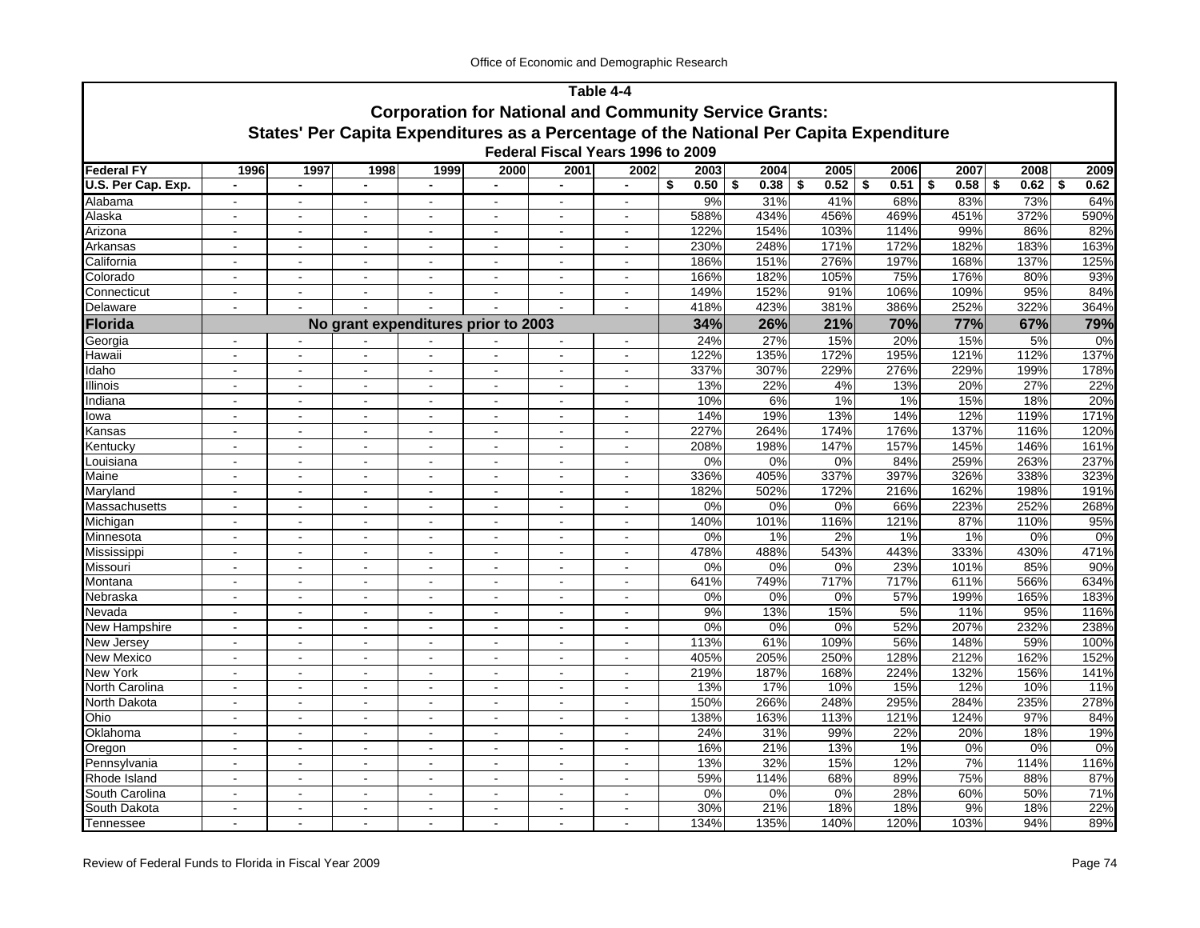## Table 4-4

### Corporation for National and Community Service Grants:

### States' Per Capita Expenditures as a Percentage of the National Per Capita Expenditure

#### Federal Fiscal Years 1996 to 2009

| Federal FY | 1996 | 1997 | 1998 | 1999 | 2000 | 2001 | 2002 | 2003 | 2004 | 2005 | 2006 | 2007 | 2008 | 2009 |
|---|---|---|---|---|---|---|---|---|---|---|---|---|---|---|
| U.S. Per Cap. Exp. | - | - | - | - | - | - | - | $ 0.50 | $ 0.38 | $ 0.52 | $ 0.51 | $ 0.58 | $ 0.62 | $ 0.62 |
| Alabama | - | - | - | - | - | - | - | 9% | 31% | 41% | 68% | 83% | 73% | 64% |
| Alaska | - | - | - | - | - | - | - | 588% | 434% | 456% | 469% | 451% | 372% | 590% |
| Arizona | - | - | - | - | - | - | - | 122% | 154% | 103% | 114% | 99% | 86% | 82% |
| Arkansas | - | - | - | - | - | - | - | 230% | 248% | 171% | 172% | 182% | 183% | 163% |
| California | - | - | - | - | - | - | - | 186% | 151% | 276% | 197% | 168% | 137% | 125% |
| Colorado | - | - | - | - | - | - | - | 166% | 182% | 105% | 75% | 176% | 80% | 93% |
| Connecticut | - | - | - | - | - | - | - | 149% | 152% | 91% | 106% | 109% | 95% | 84% |
| Delaware | - | - | - | - | - | - | - | 418% | 423% | 381% | 386% | 252% | 322% | 364% |
| **Florida** | | | **No grant expenditures prior to 2003** | | | | | **34%** | **26%** | **21%** | **70%** | **77%** | **67%** | **79%** |
| Georgia | - | - | - | - | - | - | - | 24% | 27% | 15% | 20% | 15% | 5% | 0% |
| Hawaii | - | - | - | - | - | - | - | 122% | 135% | 172% | 195% | 121% | 112% | 137% |
| Idaho | - | - | - | - | - | - | - | 337% | 307% | 229% | 276% | 229% | 199% | 178% |
| Illinois | - | - | - | - | - | - | - | 13% | 22% | 4% | 13% | 20% | 27% | 22% |
| Indiana | - | - | - | - | - | - | - | 10% | 6% | 1% | 1% | 15% | 18% | 20% |
| Iowa | - | - | - | - | - | - | - | 14% | 19% | 13% | 14% | 12% | 119% | 171% |
| Kansas | - | - | - | - | - | - | - | 227% | 264% | 174% | 176% | 137% | 116% | 120% |
| Kentucky | - | - | - | - | - | - | - | 208% | 198% | 147% | 157% | 145% | 146% | 161% |
| Louisiana | - | - | - | - | - | - | - | 0% | 0% | 0% | 84% | 259% | 263% | 237% |
| Maine | - | - | - | - | - | - | - | 336% | 405% | 337% | 397% | 326% | 338% | 323% |
| Maryland | - | - | - | - | - | - | - | 182% | 502% | 172% | 216% | 162% | 198% | 191% |
| Massachusetts | - | - | - | - | - | - | - | 0% | 0% | 0% | 66% | 223% | 252% | 268% |
| Michigan | - | - | - | - | - | - | - | 140% | 101% | 116% | 121% | 87% | 110% | 95% |
| Minnesota | - | - | - | - | - | - | - | 0% | 1% | 2% | 1% | 1% | 0% | 0% |
| Mississippi | - | - | - | - | - | - | - | 478% | 488% | 543% | 443% | 333% | 430% | 471% |
| Missouri | - | - | - | - | - | - | - | 0% | 0% | 0% | 23% | 101% | 85% | 90% |
| Montana | - | - | - | - | - | - | - | 641% | 749% | 717% | 717% | 611% | 566% | 634% |
| Nebraska | - | - | - | - | - | - | - | 0% | 0% | 0% | 57% | 199% | 165% | 183% |
| Nevada | - | - | - | - | - | - | - | 9% | 13% | 15% | 5% | 11% | 95% | 116% |
| New Hampshire | - | - | - | - | - | - | - | 0% | 0% | 0% | 52% | 207% | 232% | 238% |
| New Jersey | - | - | - | - | - | - | - | 113% | 61% | 109% | 56% | 148% | 59% | 100% |
| New Mexico | - | - | - | - | - | - | - | 405% | 205% | 250% | 128% | 212% | 162% | 152% |
| New York | - | - | - | - | - | - | - | 219% | 187% | 168% | 224% | 132% | 156% | 141% |
| North Carolina | - | - | - | - | - | - | - | 13% | 17% | 10% | 15% | 12% | 10% | 11% |
| North Dakota | - | - | - | - | - | - | - | 150% | 266% | 248% | 295% | 284% | 235% | 278% |
| Ohio | - | - | - | - | - | - | - | 138% | 163% | 113% | 121% | 124% | 97% | 84% |
| Oklahoma | - | - | - | - | - | - | - | 24% | 31% | 99% | 22% | 20% | 18% | 19% |
| Oregon | - | - | - | - | - | - | - | 16% | 21% | 13% | 1% | 0% | 0% | 0% |
| Pennsylvania | - | - | - | - | - | - | - | 13% | 32% | 15% | 12% | 7% | 114% | 116% |
| Rhode Island | - | - | - | - | - | - | - | 59% | 114% | 68% | 89% | 75% | 88% | 87% |
| South Carolina | - | - | - | - | - | - | - | 0% | 0% | 0% | 28% | 60% | 50% | 71% |
| South Dakota | - | - | - | - | - | - | - | 30% | 21% | 18% | 18% | 9% | 18% | 22% |
| Tennessee | - | - | - | - | - | - | - | 134% | 135% | 140% | 120% | 103% | 94% | 89% |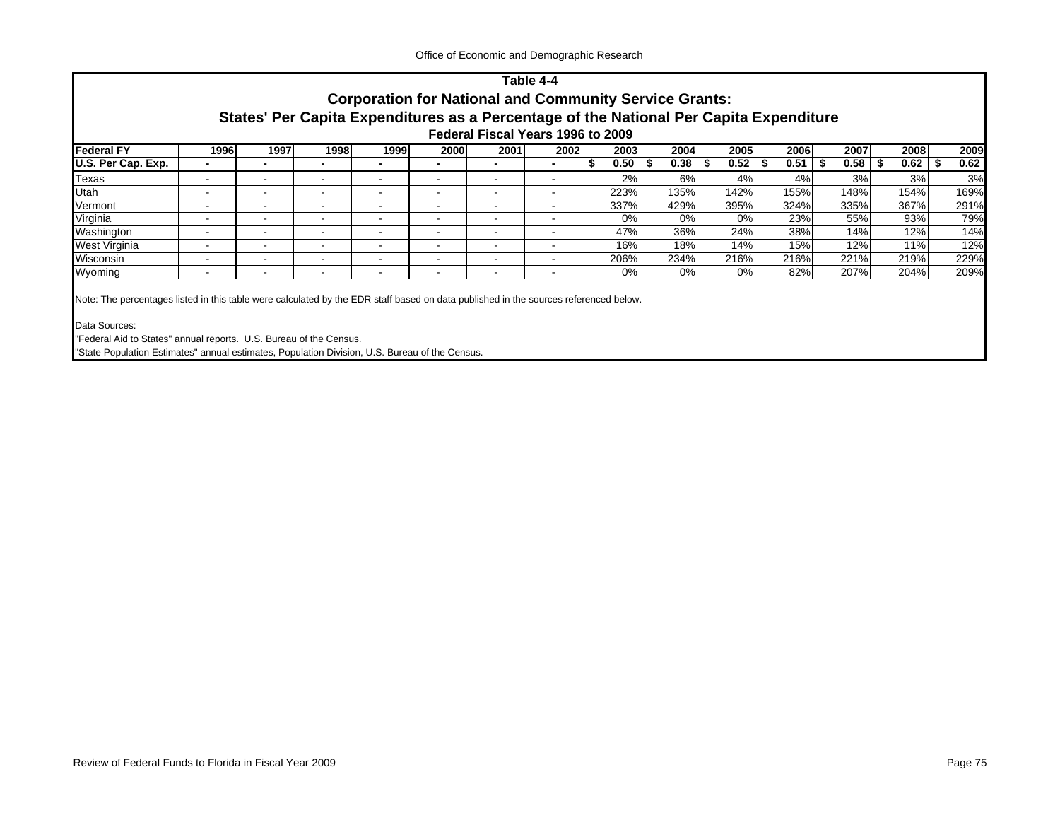## Table 4-4

## Corporation for National and Community Service Grants:

## States' Per Capita Expenditures as a Percentage of the National Per Capita Expenditure

### Federal Fiscal Years 1996 to 2009

| Federal FY | 1996 | 1997 | 1998 | 1999 | 2000 | 2001 | 2002 | 2003 | 2004 | 2005 | 2006 | 2007 | 2008 | 2009 |
|---|---|---|---|---|---|---|---|---|---|---|---|---|---|---|
| U.S. Per Cap. Exp. | - | - | - | - | - | - | - | $ 0.50 | $ 0.38 | $ 0.52 | $ 0.51 | $ 0.58 | $ 0.62 | $ 0.62 |
| Texas | - | - | - | - | - | - | - | 2% | 6% | 4% | 4% | 3% | 3% | 3% |
| Utah | - | - | - | - | - | - | - | 223% | 135% | 142% | 155% | 148% | 154% | 169% |
| Vermont | - | - | - | - | - | - | - | 337% | 429% | 395% | 324% | 335% | 367% | 291% |
| Virginia | - | - | - | - | - | - | - | 0% | 0% | 0% | 23% | 55% | 93% | 79% |
| Washington | - | - | - | - | - | - | - | 47% | 36% | 24% | 38% | 14% | 12% | 14% |
| West Virginia | - | - | - | - | - | - | - | 16% | 18% | 14% | 15% | 12% | 11% | 12% |
| Wisconsin | - | - | - | - | - | - | - | 206% | 234% | 216% | 216% | 221% | 219% | 229% |
| Wyoming | - | - | - | - | - | - | - | 0% | 0% | 0% | 82% | 207% | 204% | 209% |

Note: The percentages listed in this table were calculated by the EDR staff based on data published in the sources referenced below.

Data Sources:
"Federal Aid to States" annual reports. U.S. Bureau of the Census.
"State Population Estimates" annual estimates, Population Division, U.S. Bureau of the Census.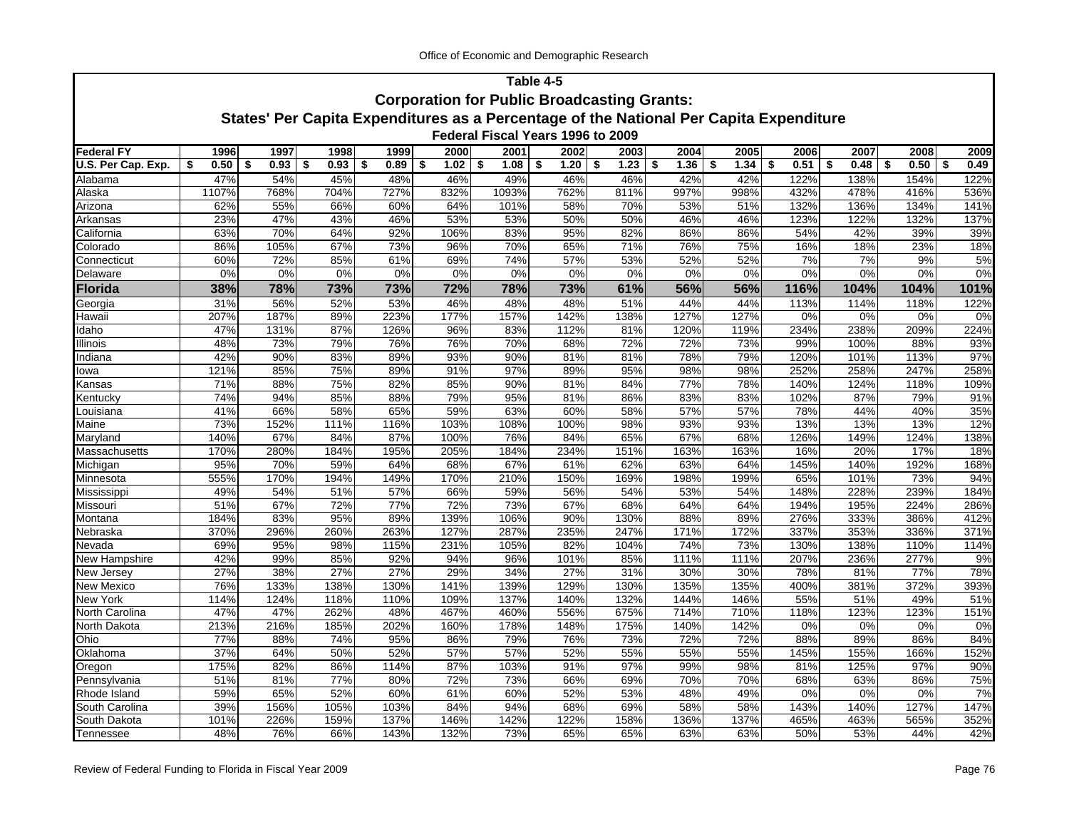Office of Economic and Demographic Research

## Table 4-5

## Corporation for Public Broadcasting Grants:

## States' Per Capita Expenditures as a Percentage of the National Per Capita Expenditure

### Federal Fiscal Years 1996 to 2009

| Federal FY | 1996 | 1997 | 1998 | 1999 | 2000 | 2001 | 2002 | 2003 | 2004 | 2005 | 2006 | 2007 | 2008 | 2009 |
|---|---|---|---|---|---|---|---|---|---|---|---|---|---|---|
| U.S. Per Cap. Exp. | $ 0.50 | $ 0.93 | $ 0.93 | $ 0.89 | $ 1.02 | $ 1.08 | $ 1.20 | $ 1.23 | $ 1.36 | $ 1.34 | $ 0.51 | $ 0.48 | $ 0.50 | $ 0.49 |
| Alabama | 47% | 54% | 45% | 48% | 46% | 49% | 46% | 46% | 42% | 42% | 122% | 138% | 154% | 122% |
| Alaska | 1107% | 768% | 704% | 727% | 832% | 1093% | 762% | 811% | 997% | 998% | 432% | 478% | 416% | 536% |
| Arizona | 62% | 55% | 66% | 60% | 64% | 101% | 58% | 70% | 53% | 51% | 132% | 136% | 134% | 141% |
| Arkansas | 23% | 47% | 43% | 46% | 53% | 53% | 50% | 50% | 46% | 46% | 123% | 122% | 132% | 137% |
| California | 63% | 70% | 64% | 92% | 106% | 83% | 95% | 82% | 86% | 86% | 54% | 42% | 39% | 39% |
| Colorado | 86% | 105% | 67% | 73% | 96% | 70% | 65% | 71% | 76% | 75% | 16% | 18% | 23% | 18% |
| Connecticut | 60% | 72% | 85% | 61% | 69% | 74% | 57% | 53% | 52% | 52% | 7% | 7% | 9% | 5% |
| Delaware | 0% | 0% | 0% | 0% | 0% | 0% | 0% | 0% | 0% | 0% | 0% | 0% | 0% | 0% |
| **Florida** | **38%** | **78%** | **73%** | **73%** | **72%** | **78%** | **73%** | **61%** | **56%** | **56%** | **116%** | **104%** | **104%** | **101%** |
| Georgia | 31% | 56% | 52% | 53% | 46% | 48% | 48% | 51% | 44% | 44% | 113% | 114% | 118% | 122% |
| Hawaii | 207% | 187% | 89% | 223% | 177% | 157% | 142% | 138% | 127% | 127% | 0% | 0% | 0% | 0% |
| Idaho | 47% | 131% | 87% | 126% | 96% | 83% | 112% | 81% | 120% | 119% | 234% | 238% | 209% | 224% |
| Illinois | 48% | 73% | 79% | 76% | 76% | 70% | 68% | 72% | 72% | 73% | 99% | 100% | 88% | 93% |
| Indiana | 42% | 90% | 83% | 89% | 93% | 90% | 81% | 81% | 78% | 79% | 120% | 101% | 113% | 97% |
| Iowa | 121% | 85% | 75% | 89% | 91% | 97% | 89% | 95% | 98% | 98% | 252% | 258% | 247% | 258% |
| Kansas | 71% | 88% | 75% | 82% | 85% | 90% | 81% | 84% | 77% | 78% | 140% | 124% | 118% | 109% |
| Kentucky | 74% | 94% | 85% | 88% | 79% | 95% | 81% | 86% | 83% | 83% | 102% | 87% | 79% | 91% |
| Louisiana | 41% | 66% | 58% | 65% | 59% | 63% | 60% | 58% | 57% | 57% | 78% | 44% | 40% | 35% |
| Maine | 73% | 152% | 111% | 116% | 103% | 108% | 100% | 98% | 93% | 93% | 13% | 13% | 13% | 12% |
| Maryland | 140% | 67% | 84% | 87% | 100% | 76% | 84% | 65% | 67% | 68% | 126% | 149% | 124% | 138% |
| Massachusetts | 170% | 280% | 184% | 195% | 205% | 184% | 234% | 151% | 163% | 163% | 16% | 20% | 17% | 18% |
| Michigan | 95% | 70% | 59% | 64% | 68% | 67% | 61% | 62% | 63% | 64% | 145% | 140% | 192% | 168% |
| Minnesota | 555% | 170% | 194% | 149% | 170% | 210% | 150% | 169% | 198% | 199% | 65% | 101% | 73% | 94% |
| Mississippi | 49% | 54% | 51% | 57% | 66% | 59% | 56% | 54% | 53% | 54% | 148% | 228% | 239% | 184% |
| Missouri | 51% | 67% | 72% | 77% | 72% | 73% | 67% | 68% | 64% | 64% | 194% | 195% | 224% | 286% |
| Montana | 184% | 83% | 95% | 89% | 139% | 106% | 90% | 130% | 88% | 89% | 276% | 333% | 386% | 412% |
| Nebraska | 370% | 296% | 260% | 263% | 127% | 287% | 235% | 247% | 171% | 172% | 337% | 353% | 336% | 371% |
| Nevada | 69% | 95% | 98% | 115% | 231% | 105% | 82% | 104% | 74% | 73% | 130% | 138% | 110% | 114% |
| New Hampshire | 42% | 99% | 85% | 92% | 94% | 96% | 101% | 85% | 111% | 111% | 207% | 236% | 277% | 9% |
| New Jersey | 27% | 38% | 27% | 27% | 29% | 34% | 27% | 31% | 30% | 30% | 78% | 81% | 77% | 78% |
| New Mexico | 76% | 133% | 138% | 130% | 141% | 139% | 129% | 130% | 135% | 135% | 400% | 381% | 372% | 393% |
| New York | 114% | 124% | 118% | 110% | 109% | 137% | 140% | 132% | 144% | 146% | 55% | 51% | 49% | 51% |
| North Carolina | 47% | 47% | 262% | 48% | 467% | 460% | 556% | 675% | 714% | 710% | 118% | 123% | 123% | 151% |
| North Dakota | 213% | 216% | 185% | 202% | 160% | 178% | 148% | 175% | 140% | 142% | 0% | 0% | 0% | 0% |
| Ohio | 77% | 88% | 74% | 95% | 86% | 79% | 76% | 73% | 72% | 72% | 88% | 89% | 86% | 84% |
| Oklahoma | 37% | 64% | 50% | 52% | 57% | 57% | 52% | 55% | 55% | 55% | 145% | 155% | 166% | 152% |
| Oregon | 175% | 82% | 86% | 114% | 87% | 103% | 91% | 97% | 99% | 98% | 81% | 125% | 97% | 90% |
| Pennsylvania | 51% | 81% | 77% | 80% | 72% | 73% | 66% | 69% | 70% | 70% | 68% | 63% | 86% | 75% |
| Rhode Island | 59% | 65% | 52% | 60% | 61% | 60% | 52% | 53% | 48% | 49% | 0% | 0% | 0% | 7% |
| South Carolina | 39% | 156% | 105% | 103% | 84% | 94% | 68% | 69% | 58% | 58% | 143% | 140% | 127% | 147% |
| South Dakota | 101% | 226% | 159% | 137% | 146% | 142% | 122% | 158% | 136% | 137% | 465% | 463% | 565% | 352% |
| Tennessee | 48% | 76% | 66% | 143% | 132% | 73% | 65% | 65% | 63% | 63% | 50% | 53% | 44% | 42% |

Review of Federal Funding to Florida in Fiscal Year 2009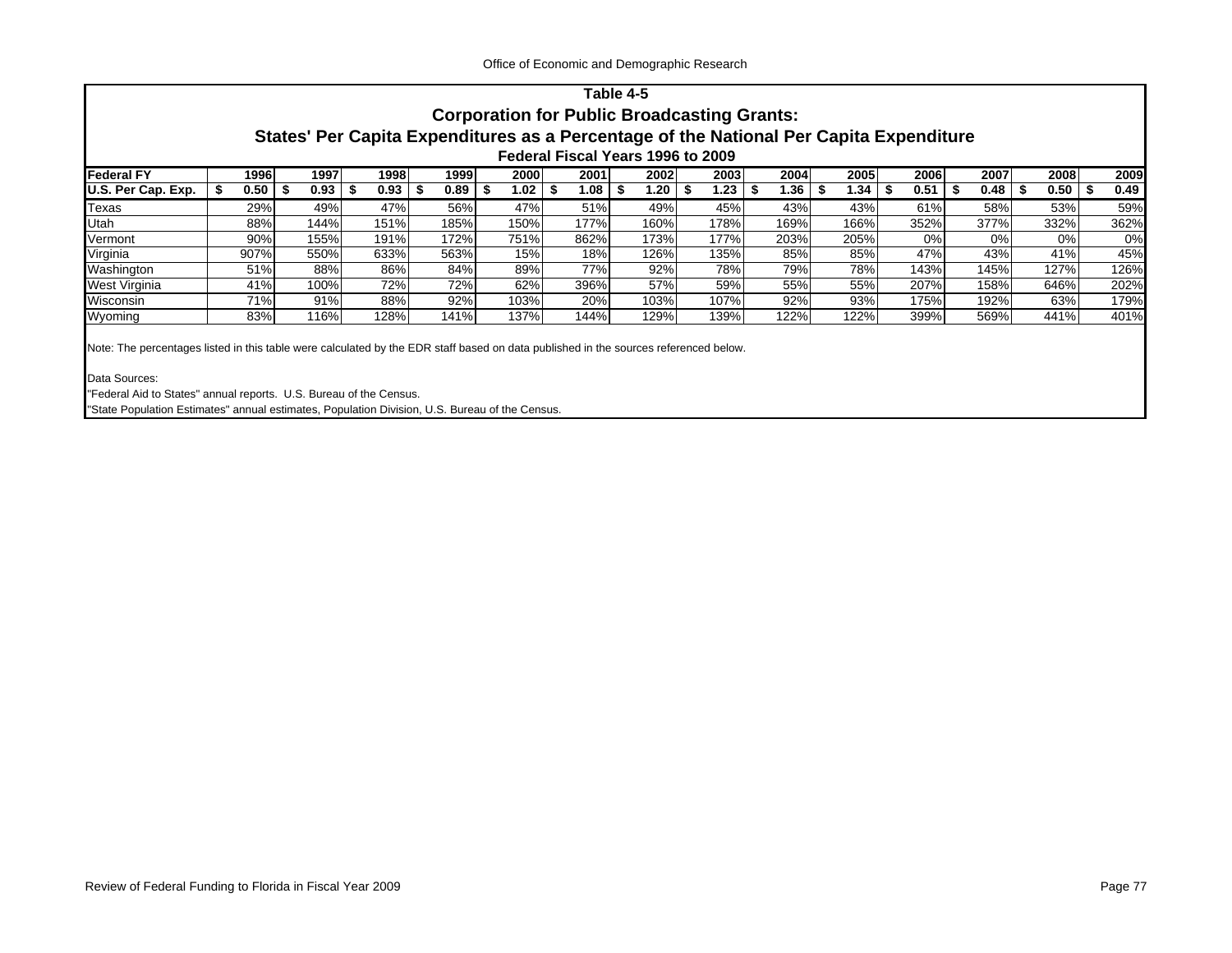## Table 4-5

## Corporation for Public Broadcasting Grants:

## States' Per Capita Expenditures as a Percentage of the National Per Capita Expenditure

### Federal Fiscal Years 1996 to 2009

| Federal FY | 1996 | 1997 | 1998 | 1999 | 2000 | 2001 | 2002 | 2003 | 2004 | 2005 | 2006 | 2007 | 2008 | 2009 |
|---|---|---|---|---|---|---|---|---|---|---|---|---|---|---|
| U.S. Per Cap. Exp. | $ 0.50 | $ 0.93 | $ 0.93 | $ 0.89 | $ 1.02 | $ 1.08 | $ 1.20 | $ 1.23 | $ 1.36 | $ 1.34 | $ 0.51 | $ 0.48 | $ 0.50 | $ 0.49 |
| Texas | 29% | 49% | 47% | 56% | 47% | 51% | 49% | 45% | 43% | 43% | 61% | 58% | 53% | 59% |
| Utah | 88% | 144% | 151% | 185% | 150% | 177% | 160% | 178% | 169% | 166% | 352% | 377% | 332% | 362% |
| Vermont | 90% | 155% | 191% | 172% | 751% | 862% | 173% | 177% | 203% | 205% | 0% | 0% | 0% | 0% |
| Virginia | 907% | 550% | 633% | 563% | 15% | 18% | 126% | 135% | 85% | 85% | 47% | 43% | 41% | 45% |
| Washington | 51% | 88% | 86% | 84% | 89% | 77% | 92% | 78% | 79% | 78% | 143% | 145% | 127% | 126% |
| West Virginia | 41% | 100% | 72% | 72% | 62% | 396% | 57% | 59% | 55% | 55% | 207% | 158% | 646% | 202% |
| Wisconsin | 71% | 91% | 88% | 92% | 103% | 20% | 103% | 107% | 92% | 93% | 175% | 192% | 63% | 179% |
| Wyoming | 83% | 116% | 128% | 141% | 137% | 144% | 129% | 139% | 122% | 122% | 399% | 569% | 441% | 401% |

Note: The percentages listed in this table were calculated by the EDR staff based on data published in the sources referenced below.

Data Sources:
"Federal Aid to States" annual reports. U.S. Bureau of the Census.
"State Population Estimates" annual estimates, Population Division, U.S. Bureau of the Census.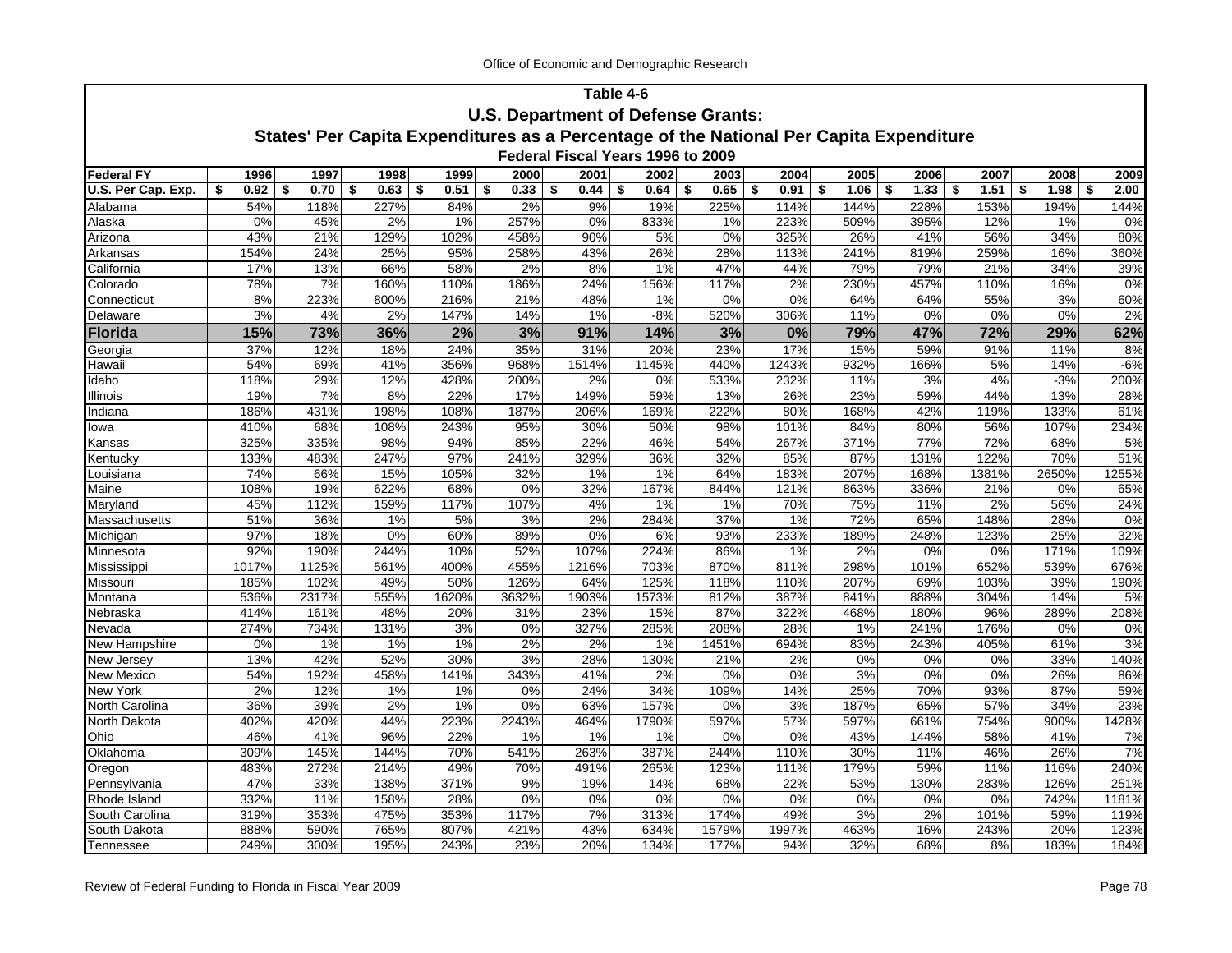## Table 4-6

### U.S. Department of Defense Grants:

### States' Per Capita Expenditures as a Percentage of the National Per Capita Expenditure

#### Federal Fiscal Years 1996 to 2009

| Federal FY | 1996 | 1997 | 1998 | 1999 | 2000 | 2001 | 2002 | 2003 | 2004 | 2005 | 2006 | 2007 | 2008 | 2009 |
|---|---|---|---|---|---|---|---|---|---|---|---|---|---|---|
| U.S. Per Cap. Exp. | $ 0.92 | $ 0.70 | $ 0.63 | $ 0.51 | $ 0.33 | $ 0.44 | $ 0.64 | $ 0.65 | $ 0.91 | $ 1.06 | $ 1.33 | $ 1.51 | $ 1.98 | $ 2.00 |
| Alabama | 54% | 118% | 227% | 84% | 2% | 9% | 19% | 225% | 114% | 144% | 228% | 153% | 194% | 144% |
| Alaska | 0% | 45% | 2% | 1% | 257% | 0% | 833% | 1% | 223% | 509% | 395% | 12% | 1% | 0% |
| Arizona | 43% | 21% | 129% | 102% | 458% | 90% | 5% | 0% | 325% | 26% | 41% | 56% | 34% | 80% |
| Arkansas | 154% | 24% | 25% | 95% | 258% | 43% | 26% | 28% | 113% | 241% | 819% | 259% | 16% | 360% |
| California | 17% | 13% | 66% | 58% | 2% | 8% | 1% | 47% | 44% | 79% | 79% | 21% | 34% | 39% |
| Colorado | 78% | 7% | 160% | 110% | 186% | 24% | 156% | 117% | 2% | 230% | 457% | 110% | 16% | 0% |
| Connecticut | 8% | 223% | 800% | 216% | 21% | 48% | 1% | 0% | 0% | 64% | 64% | 55% | 3% | 60% |
| Delaware | 3% | 4% | 2% | 147% | 14% | 1% | -8% | 520% | 306% | 11% | 0% | 0% | 0% | 2% |
| **Florida** | **15%** | **73%** | **36%** | **2%** | **3%** | **91%** | **14%** | **3%** | **0%** | **79%** | **47%** | **72%** | **29%** | **62%** |
| Georgia | 37% | 12% | 18% | 24% | 35% | 31% | 20% | 23% | 17% | 15% | 59% | 91% | 11% | 8% |
| Hawaii | 54% | 69% | 41% | 356% | 968% | 1514% | 1145% | 440% | 1243% | 932% | 166% | 5% | 14% | -6% |
| Idaho | 118% | 29% | 12% | 428% | 200% | 2% | 0% | 533% | 232% | 11% | 3% | 4% | -3% | 200% |
| Illinois | 19% | 7% | 8% | 22% | 17% | 149% | 59% | 13% | 26% | 23% | 59% | 44% | 13% | 28% |
| Indiana | 186% | 431% | 198% | 108% | 187% | 206% | 169% | 222% | 80% | 168% | 42% | 119% | 133% | 61% |
| Iowa | 410% | 68% | 108% | 243% | 95% | 30% | 50% | 98% | 101% | 84% | 80% | 56% | 107% | 234% |
| Kansas | 325% | 335% | 98% | 94% | 85% | 22% | 46% | 54% | 267% | 371% | 77% | 72% | 68% | 5% |
| Kentucky | 133% | 483% | 247% | 97% | 241% | 329% | 36% | 32% | 85% | 87% | 131% | 122% | 70% | 51% |
| Louisiana | 74% | 66% | 15% | 105% | 32% | 1% | 1% | 64% | 183% | 207% | 168% | 1381% | 2650% | 1255% |
| Maine | 108% | 19% | 622% | 68% | 0% | 32% | 167% | 844% | 121% | 863% | 336% | 21% | 0% | 65% |
| Maryland | 45% | 112% | 159% | 117% | 107% | 4% | 1% | 1% | 70% | 75% | 11% | 2% | 56% | 24% |
| Massachusetts | 51% | 36% | 1% | 5% | 3% | 2% | 284% | 37% | 1% | 72% | 65% | 148% | 28% | 0% |
| Michigan | 97% | 18% | 0% | 60% | 89% | 0% | 6% | 93% | 233% | 189% | 248% | 123% | 25% | 32% |
| Minnesota | 92% | 190% | 244% | 10% | 52% | 107% | 224% | 86% | 1% | 2% | 0% | 0% | 171% | 109% |
| Mississippi | 1017% | 1125% | 561% | 400% | 455% | 1216% | 703% | 870% | 811% | 298% | 101% | 652% | 539% | 676% |
| Missouri | 185% | 102% | 49% | 50% | 126% | 64% | 125% | 118% | 110% | 207% | 69% | 103% | 39% | 190% |
| Montana | 536% | 2317% | 555% | 1620% | 3632% | 1903% | 1573% | 812% | 387% | 841% | 888% | 304% | 14% | 5% |
| Nebraska | 414% | 161% | 48% | 20% | 31% | 23% | 15% | 87% | 322% | 468% | 180% | 96% | 289% | 208% |
| Nevada | 274% | 734% | 131% | 3% | 0% | 327% | 285% | 208% | 28% | 1% | 241% | 176% | 0% | 0% |
| New Hampshire | 0% | 1% | 1% | 1% | 2% | 2% | 1% | 1451% | 694% | 83% | 243% | 405% | 61% | 3% |
| New Jersey | 13% | 42% | 52% | 30% | 3% | 28% | 130% | 21% | 2% | 0% | 0% | 0% | 33% | 140% |
| New Mexico | 54% | 192% | 458% | 141% | 343% | 41% | 2% | 0% | 0% | 3% | 0% | 0% | 26% | 86% |
| New York | 2% | 12% | 1% | 1% | 0% | 24% | 34% | 109% | 14% | 25% | 70% | 93% | 87% | 59% |
| North Carolina | 36% | 39% | 2% | 1% | 0% | 63% | 157% | 0% | 3% | 187% | 65% | 57% | 34% | 23% |
| North Dakota | 402% | 420% | 44% | 223% | 2243% | 464% | 1790% | 597% | 57% | 597% | 661% | 754% | 900% | 1428% |
| Ohio | 46% | 41% | 96% | 22% | 1% | 1% | 1% | 0% | 0% | 43% | 144% | 58% | 41% | 7% |
| Oklahoma | 309% | 145% | 144% | 70% | 541% | 263% | 387% | 244% | 110% | 30% | 11% | 46% | 26% | 7% |
| Oregon | 483% | 272% | 214% | 49% | 70% | 491% | 265% | 123% | 111% | 179% | 59% | 11% | 116% | 240% |
| Pennsylvania | 47% | 33% | 138% | 371% | 9% | 19% | 14% | 68% | 22% | 53% | 130% | 283% | 126% | 251% |
| Rhode Island | 332% | 11% | 158% | 28% | 0% | 0% | 0% | 0% | 0% | 0% | 0% | 0% | 742% | 1181% |
| South Carolina | 319% | 353% | 475% | 353% | 117% | 7% | 313% | 174% | 49% | 3% | 2% | 101% | 59% | 119% |
| South Dakota | 888% | 590% | 765% | 807% | 421% | 43% | 634% | 1579% | 1997% | 463% | 16% | 243% | 20% | 123% |
| Tennessee | 249% | 300% | 195% | 243% | 23% | 20% | 134% | 177% | 94% | 32% | 68% | 8% | 183% | 184% |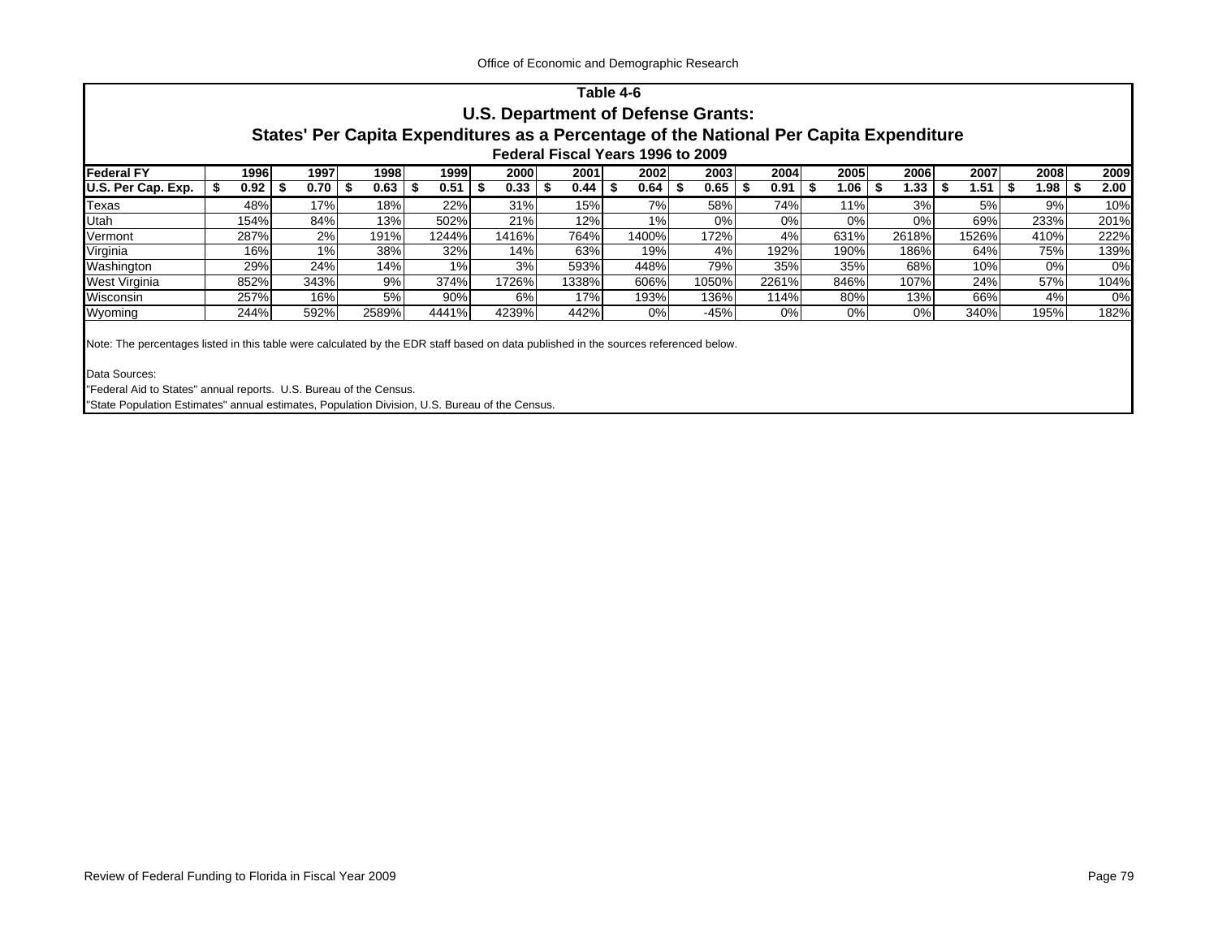**Table 4-6**

**U.S. Department of Defense Grants:**

**States' Per Capita Expenditures as a Percentage of the National Per Capita Expenditure**

**Federal Fiscal Years 1996 to 2009**

| Federal FY | 1996 | 1997 | 1998 | 1999 | 2000 | 2001 | 2002 | 2003 | 2004 | 2005 | 2006 | 2007 | 2008 | 2009 |
|---|---|---|---|---|---|---|---|---|---|---|---|---|---|---|
| U.S. Per Cap. Exp. | $ 0.92 | $ 0.70 | $ 0.63 | $ 0.51 | $ 0.33 | $ 0.44 | $ 0.64 | $ 0.65 | $ 0.91 | $ 1.06 | $ 1.33 | $ 1.51 | $ 1.98 | $ 2.00 |
| Texas | 48% | 17% | 18% | 22% | 31% | 15% | 7% | 58% | 74% | 11% | 3% | 5% | 9% | 10% |
| Utah | 154% | 84% | 13% | 502% | 21% | 12% | 1% | 0% | 0% | 0% | 0% | 69% | 233% | 201% |
| Vermont | 287% | 2% | 191% | 1244% | 1416% | 764% | 1400% | 172% | 4% | 631% | 2618% | 1526% | 410% | 222% |
| Virginia | 16% | 1% | 38% | 32% | 14% | 63% | 19% | 4% | 192% | 190% | 186% | 64% | 75% | 139% |
| Washington | 29% | 24% | 14% | 1% | 3% | 593% | 448% | 79% | 35% | 35% | 68% | 10% | 0% | 0% |
| West Virginia | 852% | 343% | 9% | 374% | 1726% | 1338% | 606% | 1050% | 2261% | 846% | 107% | 24% | 57% | 104% |
| Wisconsin | 257% | 16% | 5% | 90% | 6% | 17% | 193% | 136% | 114% | 80% | 13% | 66% | 4% | 0% |
| Wyoming | 244% | 592% | 2589% | 4441% | 4239% | 442% | 0% | -45% | 0% | 0% | 0% | 340% | 195% | 182% |

Note: The percentages listed in this table were calculated by the EDR staff based on data published in the sources referenced below.

Data Sources:

"Federal Aid to States" annual reports. U.S. Bureau of the Census.

"State Population Estimates" annual estimates, Population Division, U.S. Bureau of the Census.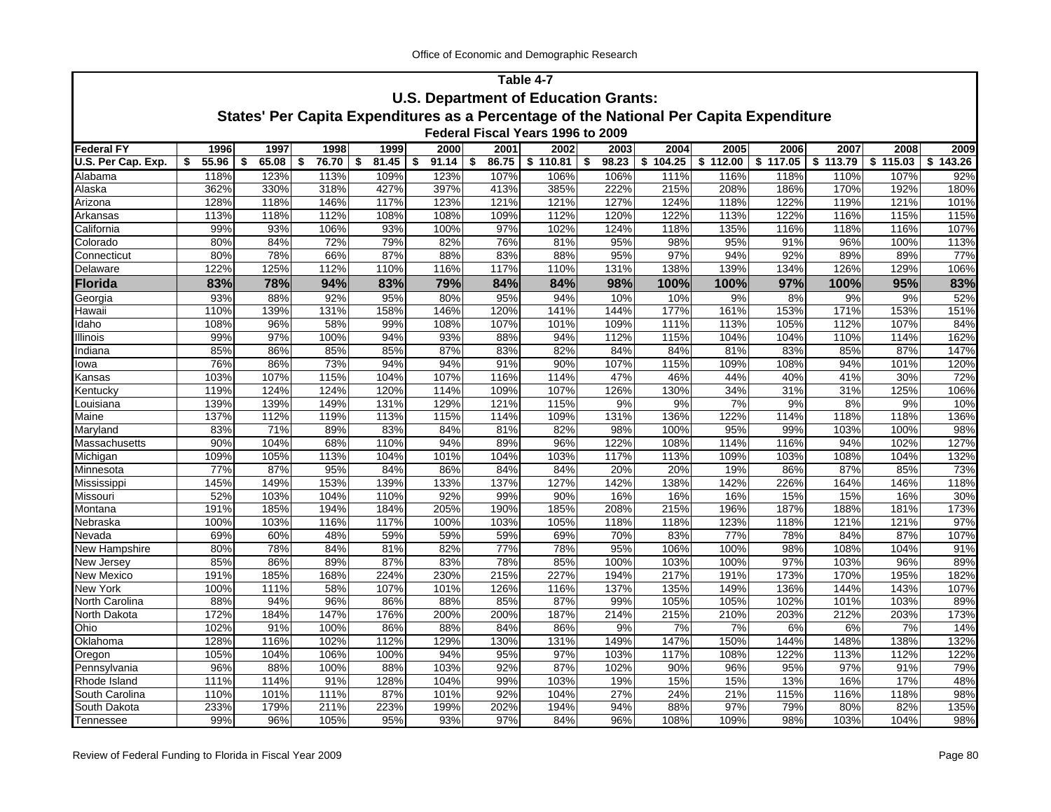## Table 4-7

### U.S. Department of Education Grants:

### States' Per Capita Expenditures as a Percentage of the National Per Capita Expenditure

#### Federal Fiscal Years 1996 to 2009

| Federal FY | 1996 | 1997 | 1998 | 1999 | 2000 | 2001 | 2002 | 2003 | 2004 | 2005 | 2006 | 2007 | 2008 | 2009 |
|---|---|---|---|---|---|---|---|---|---|---|---|---|---|---|
| U.S. Per Cap. Exp. | $ 55.96 | $ 65.08 | $ 76.70 | $ 81.45 | $ 91.14 | $ 86.75 | $ 110.81 | $ 98.23 | $ 104.25 | $ 112.00 | $ 117.05 | $ 113.79 | $ 115.03 | $ 143.26 |
| Alabama | 118% | 123% | 113% | 109% | 123% | 107% | 106% | 106% | 111% | 116% | 118% | 110% | 107% | 92% |
| Alaska | 362% | 330% | 318% | 427% | 397% | 413% | 385% | 222% | 215% | 208% | 186% | 170% | 192% | 180% |
| Arizona | 128% | 118% | 146% | 117% | 123% | 121% | 121% | 127% | 124% | 118% | 122% | 119% | 121% | 101% |
| Arkansas | 113% | 118% | 112% | 108% | 108% | 109% | 112% | 120% | 122% | 113% | 122% | 116% | 115% | 115% |
| California | 99% | 93% | 106% | 93% | 100% | 97% | 102% | 124% | 118% | 135% | 116% | 118% | 116% | 107% |
| Colorado | 80% | 84% | 72% | 79% | 82% | 76% | 81% | 95% | 98% | 95% | 91% | 96% | 100% | 113% |
| Connecticut | 80% | 78% | 66% | 87% | 88% | 83% | 88% | 95% | 97% | 94% | 92% | 89% | 89% | 77% |
| Delaware | 122% | 125% | 112% | 110% | 116% | 117% | 110% | 131% | 138% | 139% | 134% | 126% | 129% | 106% |
| **Florida** | **83%** | **78%** | **94%** | **83%** | **79%** | **84%** | **84%** | **98%** | **100%** | **100%** | **97%** | **100%** | **95%** | **83%** |
| Georgia | 93% | 88% | 92% | 95% | 80% | 95% | 94% | 10% | 10% | 9% | 8% | 9% | 9% | 52% |
| Hawaii | 110% | 139% | 131% | 158% | 146% | 120% | 141% | 144% | 177% | 161% | 153% | 171% | 153% | 151% |
| Idaho | 108% | 96% | 58% | 99% | 108% | 107% | 101% | 109% | 111% | 113% | 105% | 112% | 107% | 84% |
| Illinois | 99% | 97% | 100% | 94% | 93% | 88% | 94% | 112% | 115% | 104% | 104% | 110% | 114% | 162% |
| Indiana | 85% | 86% | 85% | 85% | 87% | 83% | 82% | 84% | 84% | 81% | 83% | 85% | 87% | 147% |
| Iowa | 76% | 86% | 73% | 94% | 94% | 91% | 90% | 107% | 115% | 109% | 108% | 94% | 101% | 120% |
| Kansas | 103% | 107% | 115% | 104% | 107% | 116% | 114% | 47% | 46% | 44% | 40% | 41% | 30% | 72% |
| Kentucky | 119% | 124% | 124% | 120% | 114% | 109% | 107% | 126% | 130% | 34% | 31% | 31% | 125% | 106% |
| Louisiana | 139% | 139% | 149% | 131% | 129% | 121% | 115% | 9% | 9% | 7% | 9% | 8% | 9% | 10% |
| Maine | 137% | 112% | 119% | 113% | 115% | 114% | 109% | 131% | 136% | 122% | 114% | 118% | 118% | 136% |
| Maryland | 83% | 71% | 89% | 83% | 84% | 81% | 82% | 98% | 100% | 95% | 99% | 103% | 100% | 98% |
| Massachusetts | 90% | 104% | 68% | 110% | 94% | 89% | 96% | 122% | 108% | 114% | 116% | 94% | 102% | 127% |
| Michigan | 109% | 105% | 113% | 104% | 101% | 104% | 103% | 117% | 113% | 109% | 103% | 108% | 104% | 132% |
| Minnesota | 77% | 87% | 95% | 84% | 86% | 84% | 84% | 20% | 20% | 19% | 86% | 87% | 85% | 73% |
| Mississippi | 145% | 149% | 153% | 139% | 133% | 137% | 127% | 142% | 138% | 142% | 226% | 164% | 146% | 118% |
| Missouri | 52% | 103% | 104% | 110% | 92% | 99% | 90% | 16% | 16% | 16% | 15% | 15% | 16% | 30% |
| Montana | 191% | 185% | 194% | 184% | 205% | 190% | 185% | 208% | 215% | 196% | 187% | 188% | 181% | 173% |
| Nebraska | 100% | 103% | 116% | 117% | 100% | 103% | 105% | 118% | 118% | 123% | 118% | 121% | 121% | 97% |
| Nevada | 69% | 60% | 48% | 59% | 59% | 59% | 69% | 70% | 83% | 77% | 78% | 84% | 87% | 107% |
| New Hampshire | 80% | 78% | 84% | 81% | 82% | 77% | 78% | 95% | 106% | 100% | 98% | 108% | 104% | 91% |
| New Jersey | 85% | 86% | 89% | 87% | 83% | 78% | 85% | 100% | 103% | 100% | 97% | 103% | 96% | 89% |
| New Mexico | 191% | 185% | 168% | 224% | 230% | 215% | 227% | 194% | 217% | 191% | 173% | 170% | 195% | 182% |
| New York | 100% | 111% | 58% | 107% | 101% | 126% | 116% | 137% | 135% | 149% | 136% | 144% | 143% | 107% |
| North Carolina | 88% | 94% | 96% | 86% | 88% | 85% | 87% | 99% | 105% | 105% | 102% | 101% | 103% | 89% |
| North Dakota | 172% | 184% | 147% | 176% | 200% | 200% | 187% | 214% | 215% | 210% | 203% | 212% | 203% | 173% |
| Ohio | 102% | 91% | 100% | 86% | 88% | 84% | 86% | 9% | 7% | 7% | 6% | 6% | 7% | 14% |
| Oklahoma | 128% | 116% | 102% | 112% | 129% | 130% | 131% | 149% | 147% | 150% | 144% | 148% | 138% | 132% |
| Oregon | 105% | 104% | 106% | 100% | 94% | 95% | 97% | 103% | 117% | 108% | 122% | 113% | 112% | 122% |
| Pennsylvania | 96% | 88% | 100% | 88% | 103% | 92% | 87% | 102% | 90% | 96% | 95% | 97% | 91% | 79% |
| Rhode Island | 111% | 114% | 91% | 128% | 104% | 99% | 103% | 19% | 15% | 15% | 13% | 16% | 17% | 48% |
| South Carolina | 110% | 101% | 111% | 87% | 101% | 92% | 104% | 27% | 24% | 21% | 115% | 116% | 118% | 98% |
| South Dakota | 233% | 179% | 211% | 223% | 199% | 202% | 194% | 94% | 88% | 97% | 79% | 80% | 82% | 135% |
| Tennessee | 99% | 96% | 105% | 95% | 93% | 97% | 84% | 96% | 108% | 109% | 98% | 103% | 104% | 98% |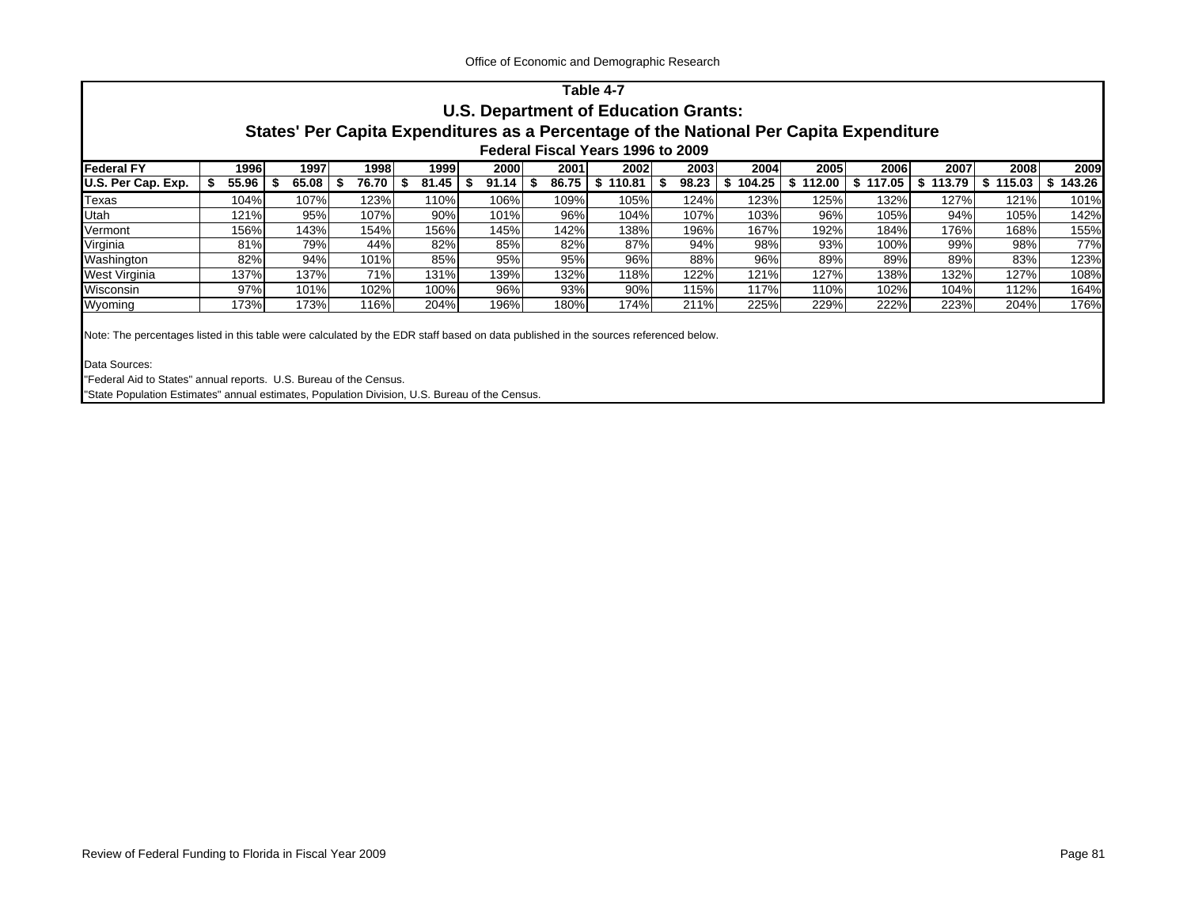## Table 4-7

### U.S. Department of Education Grants:

### States' Per Capita Expenditures as a Percentage of the National Per Capita Expenditure

#### Federal Fiscal Years 1996 to 2009

| Federal FY | 1996 | 1997 | 1998 | 1999 | 2000 | 2001 | 2002 | 2003 | 2004 | 2005 | 2006 | 2007 | 2008 | 2009 |
|---|---|---|---|---|---|---|---|---|---|---|---|---|---|---|
| **U.S. Per Cap. Exp.** | **$ 55.96** | **$ 65.08** | **$ 76.70** | **$ 81.45** | **$ 91.14** | **$ 86.75** | **$ 110.81** | **$ 98.23** | **$ 104.25** | **$ 112.00** | **$ 117.05** | **$ 113.79** | **$ 115.03** | **$ 143.26** |
| Texas | 104% | 107% | 123% | 110% | 106% | 109% | 105% | 124% | 123% | 125% | 132% | 127% | 121% | 101% |
| Utah | 121% | 95% | 107% | 90% | 101% | 96% | 104% | 107% | 103% | 96% | 105% | 94% | 105% | 142% |
| Vermont | 156% | 143% | 154% | 156% | 145% | 142% | 138% | 196% | 167% | 192% | 184% | 176% | 168% | 155% |
| Virginia | 81% | 79% | 44% | 82% | 85% | 82% | 87% | 94% | 98% | 93% | 100% | 99% | 98% | 77% |
| Washington | 82% | 94% | 101% | 85% | 95% | 95% | 96% | 88% | 96% | 89% | 89% | 89% | 83% | 123% |
| West Virginia | 137% | 137% | 71% | 131% | 139% | 132% | 118% | 122% | 121% | 127% | 138% | 132% | 127% | 108% |
| Wisconsin | 97% | 101% | 102% | 100% | 96% | 93% | 90% | 115% | 117% | 110% | 102% | 104% | 112% | 164% |
| Wyoming | 173% | 173% | 116% | 204% | 196% | 180% | 174% | 211% | 225% | 229% | 222% | 223% | 204% | 176% |

Note: The percentages listed in this table were calculated by the EDR staff based on data published in the sources referenced below.

Data Sources:

"Federal Aid to States" annual reports. U.S. Bureau of the Census.

"State Population Estimates" annual estimates, Population Division, U.S. Bureau of the Census.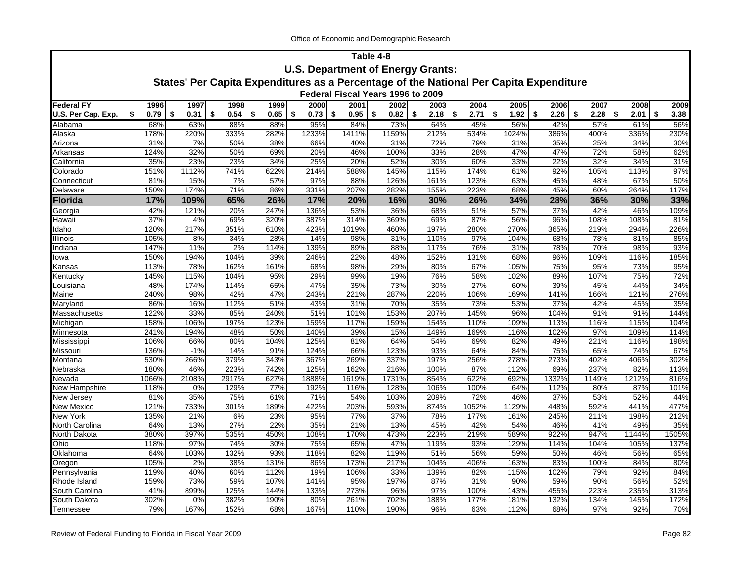## Table 4-8

## U.S. Department of Energy Grants:

## States' Per Capita Expenditures as a Percentage of the National Per Capita Expenditure

### Federal Fiscal Years 1996 to 2009

| Federal FY | 1996 | 1997 | 1998 | 1999 | 2000 | 2001 | 2002 | 2003 | 2004 | 2005 | 2006 | 2007 | 2008 | 2009 |
|---|---|---|---|---|---|---|---|---|---|---|---|---|---|---|
| U.S. Per Cap. Exp. | $ 0.79 | $ 0.31 | $ 0.54 | $ 0.65 | $ 0.73 | $ 0.95 | $ 0.82 | $ 2.18 | $ 2.71 | $ 1.92 | $ 2.26 | $ 2.28 | $ 2.01 | $ 3.38 |
| Alabama | 68% | 63% | 88% | 88% | 95% | 84% | 73% | 64% | 45% | 56% | 42% | 57% | 61% | 56% |
| Alaska | 178% | 220% | 333% | 282% | 1233% | 1411% | 1159% | 212% | 534% | 1024% | 386% | 400% | 336% | 230% |
| Arizona | 31% | 7% | 50% | 38% | 66% | 40% | 31% | 72% | 79% | 31% | 35% | 25% | 34% | 30% |
| Arkansas | 124% | 32% | 50% | 69% | 20% | 46% | 100% | 33% | 28% | 47% | 47% | 72% | 58% | 62% |
| California | 35% | 23% | 23% | 34% | 25% | 20% | 52% | 30% | 60% | 33% | 22% | 32% | 34% | 31% |
| Colorado | 151% | 1112% | 741% | 622% | 214% | 588% | 145% | 115% | 174% | 61% | 92% | 105% | 113% | 97% |
| Connecticut | 81% | 15% | 7% | 57% | 97% | 88% | 126% | 161% | 123% | 63% | 45% | 48% | 67% | 50% |
| Delaware | 150% | 174% | 71% | 86% | 331% | 207% | 282% | 155% | 223% | 68% | 45% | 60% | 264% | 117% |
| **Florida** | **17%** | **109%** | **65%** | **26%** | **17%** | **20%** | **16%** | **30%** | **26%** | **34%** | **28%** | **36%** | **30%** | **33%** |
| Georgia | 42% | 121% | 20% | 247% | 136% | 53% | 36% | 68% | 51% | 57% | 37% | 42% | 46% | 109% |
| Hawaii | 37% | 4% | 69% | 320% | 387% | 314% | 369% | 69% | 87% | 56% | 96% | 108% | 108% | 81% |
| Idaho | 120% | 217% | 351% | 610% | 423% | 1019% | 460% | 197% | 280% | 270% | 365% | 219% | 294% | 226% |
| Illinois | 105% | 8% | 34% | 28% | 14% | 98% | 31% | 110% | 97% | 104% | 68% | 78% | 81% | 85% |
| Indiana | 147% | 11% | 2% | 114% | 139% | 89% | 88% | 117% | 76% | 31% | 78% | 70% | 98% | 93% |
| Iowa | 150% | 194% | 104% | 39% | 246% | 22% | 48% | 152% | 131% | 68% | 96% | 109% | 116% | 185% |
| Kansas | 113% | 78% | 162% | 161% | 68% | 98% | 29% | 80% | 67% | 105% | 75% | 95% | 73% | 95% |
| Kentucky | 145% | 115% | 104% | 95% | 29% | 99% | 19% | 76% | 58% | 102% | 89% | 107% | 75% | 72% |
| Louisiana | 48% | 174% | 114% | 65% | 47% | 35% | 73% | 30% | 27% | 60% | 39% | 45% | 44% | 34% |
| Maine | 240% | 98% | 42% | 47% | 243% | 221% | 287% | 220% | 106% | 169% | 141% | 166% | 121% | 276% |
| Maryland | 86% | 16% | 112% | 51% | 43% | 31% | 70% | 35% | 73% | 53% | 37% | 42% | 45% | 35% |
| Massachusetts | 122% | 33% | 85% | 240% | 51% | 101% | 153% | 207% | 145% | 96% | 104% | 91% | 91% | 144% |
| Michigan | 158% | 106% | 197% | 123% | 159% | 117% | 159% | 154% | 110% | 109% | 113% | 116% | 115% | 104% |
| Minnesota | 241% | 194% | 48% | 50% | 140% | 39% | 15% | 149% | 169% | 116% | 102% | 97% | 109% | 114% |
| Mississippi | 106% | 66% | 80% | 104% | 125% | 81% | 64% | 54% | 69% | 82% | 49% | 221% | 116% | 198% |
| Missouri | 136% | -1% | 14% | 91% | 124% | 66% | 123% | 93% | 64% | 84% | 75% | 65% | 74% | 67% |
| Montana | 530% | 266% | 379% | 343% | 367% | 269% | 337% | 197% | 256% | 278% | 273% | 402% | 406% | 302% |
| Nebraska | 180% | 46% | 223% | 742% | 125% | 162% | 216% | 100% | 87% | 112% | 69% | 237% | 82% | 113% |
| Nevada | 1066% | 2108% | 2917% | 627% | 1888% | 1619% | 1731% | 854% | 622% | 692% | 1332% | 1149% | 1212% | 816% |
| New Hampshire | 118% | 0% | 129% | 77% | 192% | 116% | 128% | 106% | 100% | 64% | 112% | 80% | 87% | 101% |
| New Jersey | 81% | 35% | 75% | 61% | 71% | 54% | 103% | 209% | 72% | 46% | 37% | 53% | 52% | 44% |
| New Mexico | 121% | 733% | 301% | 189% | 422% | 203% | 593% | 874% | 1052% | 1129% | 448% | 592% | 441% | 477% |
| New York | 135% | 21% | 6% | 23% | 95% | 77% | 37% | 78% | 177% | 161% | 245% | 211% | 198% | 212% |
| North Carolina | 64% | 13% | 27% | 22% | 35% | 21% | 13% | 45% | 42% | 54% | 46% | 41% | 49% | 35% |
| North Dakota | 380% | 397% | 535% | 450% | 108% | 170% | 473% | 223% | 219% | 589% | 922% | 947% | 1144% | 1505% |
| Ohio | 118% | 97% | 74% | 30% | 75% | 65% | 47% | 119% | 93% | 129% | 114% | 104% | 105% | 137% |
| Oklahoma | 64% | 103% | 132% | 93% | 118% | 82% | 119% | 51% | 56% | 59% | 50% | 46% | 56% | 65% |
| Oregon | 105% | 2% | 38% | 131% | 86% | 173% | 217% | 104% | 406% | 163% | 83% | 100% | 84% | 80% |
| Pennsylvania | 119% | 40% | 60% | 112% | 19% | 106% | 33% | 139% | 82% | 115% | 102% | 79% | 92% | 84% |
| Rhode Island | 159% | 73% | 59% | 107% | 141% | 95% | 197% | 87% | 31% | 90% | 59% | 90% | 56% | 52% |
| South Carolina | 41% | 899% | 125% | 144% | 133% | 273% | 96% | 97% | 100% | 143% | 455% | 223% | 235% | 313% |
| South Dakota | 302% | 0% | 382% | 190% | 80% | 261% | 702% | 188% | 177% | 181% | 132% | 134% | 145% | 172% |
| Tennessee | 79% | 167% | 152% | 68% | 167% | 110% | 190% | 96% | 63% | 112% | 68% | 97% | 92% | 70% |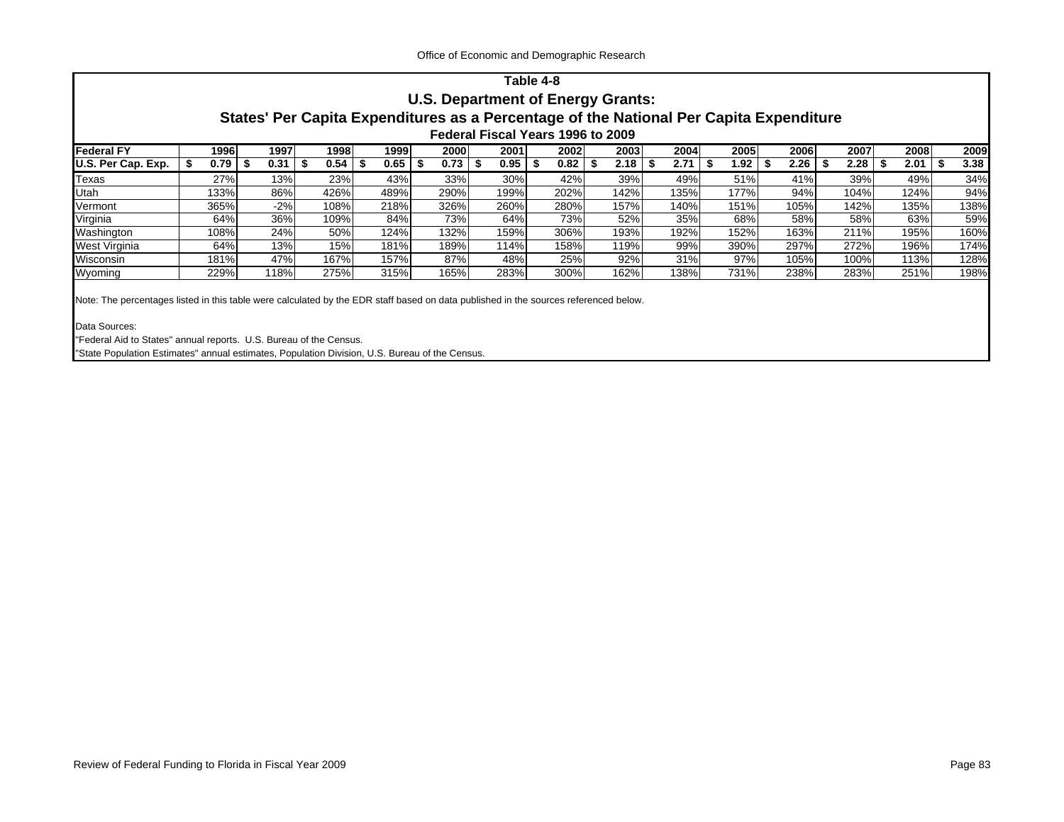## Table 4-8

### U.S. Department of Energy Grants:

### States' Per Capita Expenditures as a Percentage of the National Per Capita Expenditure

#### Federal Fiscal Years 1996 to 2009

| Federal FY | 1996 | 1997 | 1998 | 1999 | 2000 | 2001 | 2002 | 2003 | 2004 | 2005 | 2006 | 2007 | 2008 | 2009 |
|---|---|---|---|---|---|---|---|---|---|---|---|---|---|---|
| **U.S. Per Cap. Exp.** | **$ 0.79** | **$ 0.31** | **$ 0.54** | **$ 0.65** | **$ 0.73** | **$ 0.95** | **$ 0.82** | **$ 2.18** | **$ 2.71** | **$ 1.92** | **$ 2.26** | **$ 2.28** | **$ 2.01** | **$ 3.38** |
| Texas | 27% | 13% | 23% | 43% | 33% | 30% | 42% | 39% | 49% | 51% | 41% | 39% | 49% | 34% |
| Utah | 133% | 86% | 426% | 489% | 290% | 199% | 202% | 142% | 135% | 177% | 94% | 104% | 124% | 94% |
| Vermont | 365% | -2% | 108% | 218% | 326% | 260% | 280% | 157% | 140% | 151% | 105% | 142% | 135% | 138% |
| Virginia | 64% | 36% | 109% | 84% | 73% | 64% | 73% | 52% | 35% | 68% | 58% | 58% | 63% | 59% |
| Washington | 108% | 24% | 50% | 124% | 132% | 159% | 306% | 193% | 192% | 152% | 163% | 211% | 195% | 160% |
| West Virginia | 64% | 13% | 15% | 181% | 189% | 114% | 158% | 119% | 99% | 390% | 297% | 272% | 196% | 174% |
| Wisconsin | 181% | 47% | 167% | 157% | 87% | 48% | 25% | 92% | 31% | 97% | 105% | 100% | 113% | 128% |
| Wyoming | 229% | 118% | 275% | 315% | 165% | 283% | 300% | 162% | 138% | 731% | 238% | 283% | 251% | 198% |

Note: The percentages listed in this table were calculated by the EDR staff based on data published in the sources referenced below.

Data Sources:
"Federal Aid to States" annual reports. U.S. Bureau of the Census.
"State Population Estimates" annual estimates, Population Division, U.S. Bureau of the Census.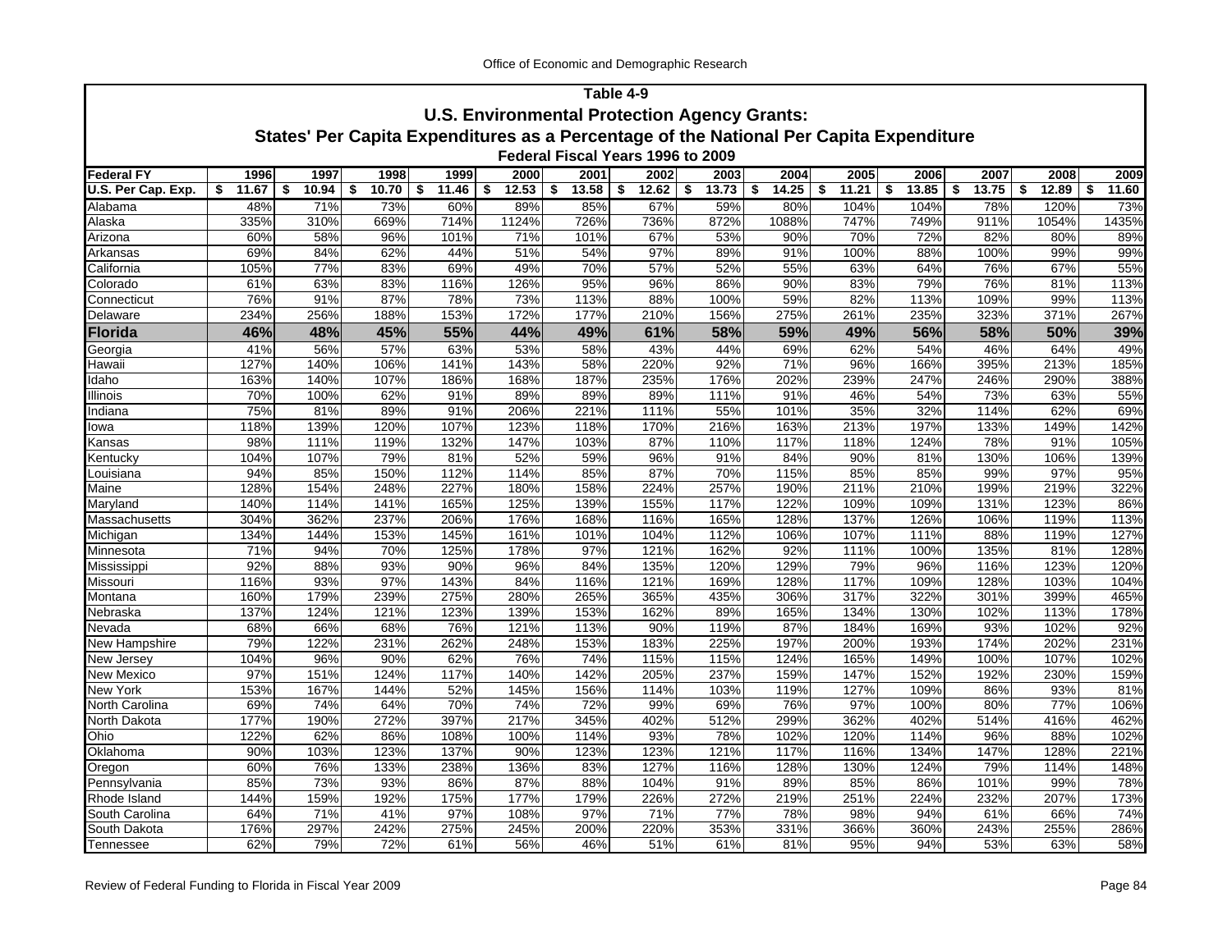## Table 4-9

### U.S. Environmental Protection Agency Grants:

### States' Per Capita Expenditures as a Percentage of the National Per Capita Expenditure

### Federal Fiscal Years 1996 to 2009

| Federal FY | 1996 | 1997 | 1998 | 1999 | 2000 | 2001 | 2002 | 2003 | 2004 | 2005 | 2006 | 2007 | 2008 | 2009 |
|---|---|---|---|---|---|---|---|---|---|---|---|---|---|---|
| U.S. Per Cap. Exp. | $ 11.67 | $ 10.94 | $ 10.70 | $ 11.46 | $ 12.53 | $ 13.58 | $ 12.62 | $ 13.73 | $ 14.25 | $ 11.21 | $ 13.85 | $ 13.75 | $ 12.89 | $ 11.60 |
| Alabama | 48% | 71% | 73% | 60% | 89% | 85% | 67% | 59% | 80% | 104% | 104% | 78% | 120% | 73% |
| Alaska | 335% | 310% | 669% | 714% | 1124% | 726% | 736% | 872% | 1088% | 747% | 749% | 911% | 1054% | 1435% |
| Arizona | 60% | 58% | 96% | 101% | 71% | 101% | 67% | 53% | 90% | 70% | 72% | 82% | 80% | 89% |
| Arkansas | 69% | 84% | 62% | 44% | 51% | 54% | 97% | 89% | 91% | 100% | 88% | 100% | 99% | 99% |
| California | 105% | 77% | 83% | 69% | 49% | 70% | 57% | 52% | 55% | 63% | 64% | 76% | 67% | 55% |
| Colorado | 61% | 63% | 83% | 116% | 126% | 95% | 96% | 86% | 90% | 83% | 79% | 76% | 81% | 113% |
| Connecticut | 76% | 91% | 87% | 78% | 73% | 113% | 88% | 100% | 59% | 82% | 113% | 109% | 99% | 113% |
| Delaware | 234% | 256% | 188% | 153% | 172% | 177% | 210% | 156% | 275% | 261% | 235% | 323% | 371% | 267% |
| **Florida** | **46%** | **48%** | **45%** | **55%** | **44%** | **49%** | **61%** | **58%** | **59%** | **49%** | **56%** | **58%** | **50%** | **39%** |
| Georgia | 41% | 56% | 57% | 63% | 53% | 58% | 43% | 44% | 69% | 62% | 54% | 46% | 64% | 49% |
| Hawaii | 127% | 140% | 106% | 141% | 143% | 58% | 220% | 92% | 71% | 96% | 166% | 395% | 213% | 185% |
| Idaho | 163% | 140% | 107% | 186% | 168% | 187% | 235% | 176% | 202% | 239% | 247% | 246% | 290% | 388% |
| Illinois | 70% | 100% | 62% | 91% | 89% | 89% | 89% | 111% | 91% | 46% | 54% | 73% | 63% | 55% |
| Indiana | 75% | 81% | 89% | 91% | 206% | 221% | 111% | 55% | 101% | 35% | 32% | 114% | 62% | 69% |
| Iowa | 118% | 139% | 120% | 107% | 123% | 118% | 170% | 216% | 163% | 213% | 197% | 133% | 149% | 142% |
| Kansas | 98% | 111% | 119% | 132% | 147% | 103% | 87% | 110% | 117% | 118% | 124% | 78% | 91% | 105% |
| Kentucky | 104% | 107% | 79% | 81% | 52% | 59% | 96% | 91% | 84% | 90% | 81% | 130% | 106% | 139% |
| Louisiana | 94% | 85% | 150% | 112% | 114% | 85% | 87% | 70% | 115% | 85% | 85% | 99% | 97% | 95% |
| Maine | 128% | 154% | 248% | 227% | 180% | 158% | 224% | 257% | 190% | 211% | 210% | 199% | 219% | 322% |
| Maryland | 140% | 114% | 141% | 165% | 125% | 139% | 155% | 117% | 122% | 109% | 109% | 131% | 123% | 86% |
| Massachusetts | 304% | 362% | 237% | 206% | 176% | 168% | 116% | 165% | 128% | 137% | 126% | 106% | 119% | 113% |
| Michigan | 134% | 144% | 153% | 145% | 161% | 101% | 104% | 112% | 106% | 107% | 111% | 88% | 119% | 127% |
| Minnesota | 71% | 94% | 70% | 125% | 178% | 97% | 121% | 162% | 92% | 111% | 100% | 135% | 81% | 128% |
| Mississippi | 92% | 88% | 93% | 90% | 96% | 84% | 135% | 120% | 129% | 79% | 96% | 116% | 123% | 120% |
| Missouri | 116% | 93% | 97% | 143% | 84% | 116% | 121% | 169% | 128% | 117% | 109% | 128% | 103% | 104% |
| Montana | 160% | 179% | 239% | 275% | 280% | 265% | 365% | 435% | 306% | 317% | 322% | 301% | 399% | 465% |
| Nebraska | 137% | 124% | 121% | 123% | 139% | 153% | 162% | 89% | 165% | 134% | 130% | 102% | 113% | 178% |
| Nevada | 68% | 66% | 68% | 76% | 121% | 113% | 90% | 119% | 87% | 184% | 169% | 93% | 102% | 92% |
| New Hampshire | 79% | 122% | 231% | 262% | 248% | 153% | 183% | 225% | 197% | 200% | 193% | 174% | 202% | 231% |
| New Jersey | 104% | 96% | 90% | 62% | 76% | 74% | 115% | 115% | 124% | 165% | 149% | 100% | 107% | 102% |
| New Mexico | 97% | 151% | 124% | 117% | 140% | 142% | 205% | 237% | 159% | 147% | 152% | 192% | 230% | 159% |
| New York | 153% | 167% | 144% | 52% | 145% | 156% | 114% | 103% | 119% | 127% | 109% | 86% | 93% | 81% |
| North Carolina | 69% | 74% | 64% | 70% | 74% | 72% | 99% | 69% | 76% | 97% | 100% | 80% | 77% | 106% |
| North Dakota | 177% | 190% | 272% | 397% | 217% | 345% | 402% | 512% | 299% | 362% | 402% | 514% | 416% | 462% |
| Ohio | 122% | 62% | 86% | 108% | 100% | 114% | 93% | 78% | 102% | 120% | 114% | 96% | 88% | 102% |
| Oklahoma | 90% | 103% | 123% | 137% | 90% | 123% | 123% | 121% | 117% | 116% | 134% | 147% | 128% | 221% |
| Oregon | 60% | 76% | 133% | 238% | 136% | 83% | 127% | 116% | 128% | 130% | 124% | 79% | 114% | 148% |
| Pennsylvania | 85% | 73% | 93% | 86% | 87% | 88% | 104% | 91% | 89% | 85% | 86% | 101% | 99% | 78% |
| Rhode Island | 144% | 159% | 192% | 175% | 177% | 179% | 226% | 272% | 219% | 251% | 224% | 232% | 207% | 173% |
| South Carolina | 64% | 71% | 41% | 97% | 108% | 97% | 71% | 77% | 78% | 98% | 94% | 61% | 66% | 74% |
| South Dakota | 176% | 297% | 242% | 275% | 245% | 200% | 220% | 353% | 331% | 366% | 360% | 243% | 255% | 286% |
| Tennessee | 62% | 79% | 72% | 61% | 56% | 46% | 51% | 61% | 81% | 95% | 94% | 53% | 63% | 58% |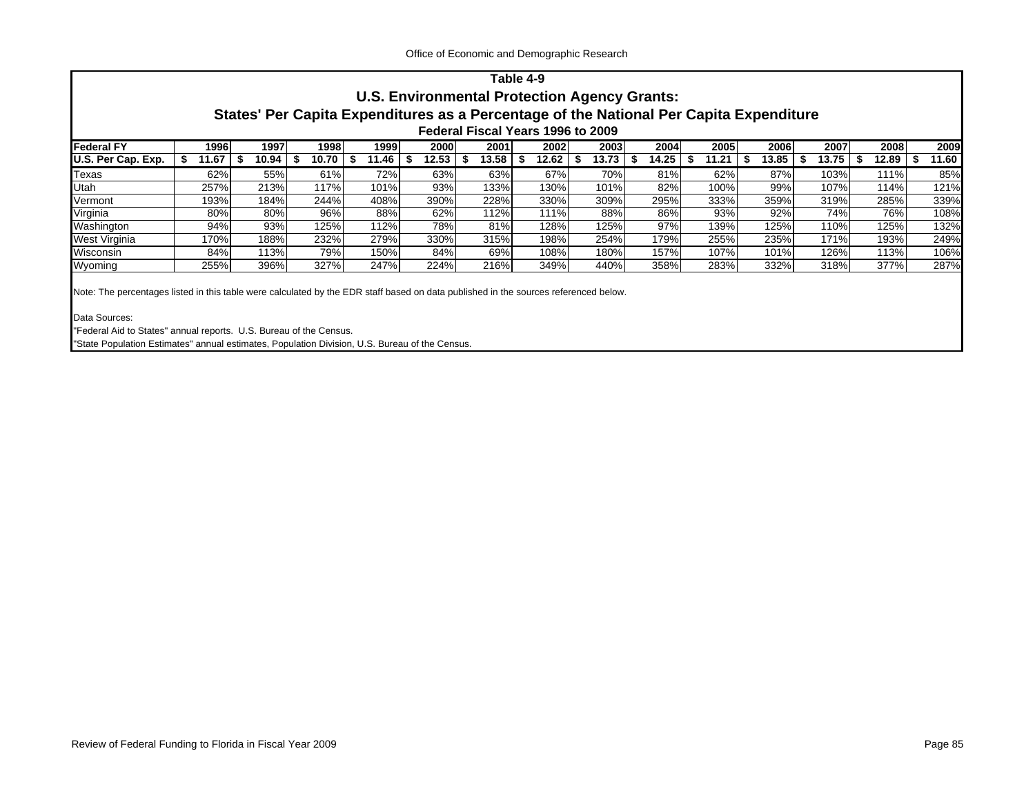# Table 4-9

## U.S. Environmental Protection Agency Grants:

## States' Per Capita Expenditures as a Percentage of the National Per Capita Expenditure

### Federal Fiscal Years 1996 to 2009

| Federal FY | 1996 | 1997 | 1998 | 1999 | 2000 | 2001 | 2002 | 2003 | 2004 | 2005 | 2006 | 2007 | 2008 | 2009 |
|---|---|---|---|---|---|---|---|---|---|---|---|---|---|---|
| **U.S. Per Cap. Exp.** | $ 11.67 | $ 10.94 | $ 10.70 | $ 11.46 | $ 12.53 | $ 13.58 | $ 12.62 | $ 13.73 | $ 14.25 | $ 11.21 | $ 13.85 | $ 13.75 | $ 12.89 | $ 11.60 |
| Texas | 62% | 55% | 61% | 72% | 63% | 63% | 67% | 70% | 81% | 62% | 87% | 103% | 111% | 85% |
| Utah | 257% | 213% | 117% | 101% | 93% | 133% | 130% | 101% | 82% | 100% | 99% | 107% | 114% | 121% |
| Vermont | 193% | 184% | 244% | 408% | 390% | 228% | 330% | 309% | 295% | 333% | 359% | 319% | 285% | 339% |
| Virginia | 80% | 80% | 96% | 88% | 62% | 112% | 111% | 88% | 86% | 93% | 92% | 74% | 76% | 108% |
| Washington | 94% | 93% | 125% | 112% | 78% | 81% | 128% | 125% | 97% | 139% | 125% | 110% | 125% | 132% |
| West Virginia | 170% | 188% | 232% | 279% | 330% | 315% | 198% | 254% | 179% | 255% | 235% | 171% | 193% | 249% |
| Wisconsin | 84% | 113% | 79% | 150% | 84% | 69% | 108% | 180% | 157% | 107% | 101% | 126% | 113% | 106% |
| Wyoming | 255% | 396% | 327% | 247% | 224% | 216% | 349% | 440% | 358% | 283% | 332% | 318% | 377% | 287% |

Note: The percentages listed in this table were calculated by the EDR staff based on data published in the sources referenced below.

Data Sources:
"Federal Aid to States" annual reports. U.S. Bureau of the Census.
"State Population Estimates" annual estimates, Population Division, U.S. Bureau of the Census.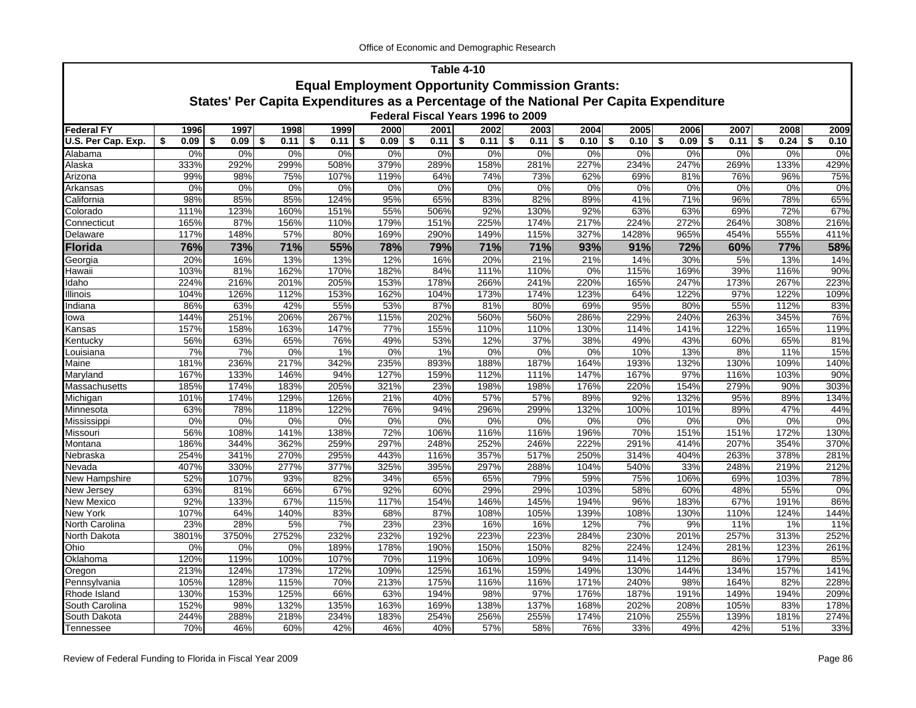## Table 4-10

### Equal Employment Opportunity Commission Grants:

### States' Per Capita Expenditures as a Percentage of the National Per Capita Expenditure

### Federal Fiscal Years 1996 to 2009

| Federal FY | 1996 | 1997 | 1998 | 1999 | 2000 | 2001 | 2002 | 2003 | 2004 | 2005 | 2006 | 2007 | 2008 | 2009 |
|---|---|---|---|---|---|---|---|---|---|---|---|---|---|---|
| U.S. Per Cap. Exp. | $ 0.09 | $ 0.09 | $ 0.11 | $ 0.11 | $ 0.09 | $ 0.11 | $ 0.11 | $ 0.11 | $ 0.10 | $ 0.10 | $ 0.09 | $ 0.11 | $ 0.24 | $ 0.10 |
| Alabama | 0% | 0% | 0% | 0% | 0% | 0% | 0% | 0% | 0% | 0% | 0% | 0% | 0% | 0% |
| Alaska | 333% | 292% | 299% | 508% | 379% | 289% | 158% | 281% | 227% | 234% | 247% | 269% | 133% | 429% |
| Arizona | 99% | 98% | 75% | 107% | 119% | 64% | 74% | 73% | 62% | 69% | 81% | 76% | 96% | 75% |
| Arkansas | 0% | 0% | 0% | 0% | 0% | 0% | 0% | 0% | 0% | 0% | 0% | 0% | 0% | 0% |
| California | 98% | 85% | 85% | 124% | 95% | 65% | 83% | 82% | 89% | 41% | 71% | 96% | 78% | 65% |
| Colorado | 111% | 123% | 160% | 151% | 55% | 506% | 92% | 130% | 92% | 63% | 63% | 69% | 72% | 67% |
| Connecticut | 165% | 87% | 156% | 110% | 179% | 151% | 225% | 174% | 217% | 224% | 272% | 264% | 308% | 216% |
| Delaware | 117% | 148% | 57% | 80% | 169% | 290% | 149% | 115% | 327% | 1428% | 965% | 454% | 555% | 411% |
| **Florida** | **76%** | **73%** | **71%** | **55%** | **78%** | **79%** | **71%** | **71%** | **93%** | **91%** | **72%** | **60%** | **77%** | **58%** |
| Georgia | 20% | 16% | 13% | 13% | 12% | 16% | 20% | 21% | 21% | 14% | 30% | 5% | 13% | 14% |
| Hawaii | 103% | 81% | 162% | 170% | 182% | 84% | 111% | 110% | 0% | 115% | 169% | 39% | 116% | 90% |
| Idaho | 224% | 216% | 201% | 205% | 153% | 178% | 266% | 241% | 220% | 165% | 247% | 173% | 267% | 223% |
| Illinois | 104% | 126% | 112% | 153% | 162% | 104% | 173% | 174% | 123% | 64% | 122% | 97% | 122% | 109% |
| Indiana | 86% | 63% | 42% | 55% | 53% | 87% | 81% | 80% | 69% | 95% | 80% | 55% | 112% | 83% |
| Iowa | 144% | 251% | 206% | 267% | 115% | 202% | 560% | 560% | 286% | 229% | 240% | 263% | 345% | 76% |
| Kansas | 157% | 158% | 163% | 147% | 77% | 155% | 110% | 110% | 130% | 114% | 141% | 122% | 165% | 119% |
| Kentucky | 56% | 63% | 65% | 76% | 49% | 53% | 12% | 37% | 38% | 49% | 43% | 60% | 65% | 81% |
| Louisiana | 7% | 7% | 0% | 1% | 0% | 1% | 0% | 0% | 0% | 10% | 13% | 8% | 11% | 15% |
| Maine | 181% | 236% | 217% | 342% | 235% | 893% | 188% | 187% | 164% | 193% | 132% | 130% | 109% | 140% |
| Maryland | 167% | 133% | 146% | 94% | 127% | 159% | 112% | 111% | 147% | 167% | 97% | 116% | 103% | 90% |
| Massachusetts | 185% | 174% | 183% | 205% | 321% | 23% | 198% | 198% | 176% | 220% | 154% | 279% | 90% | 303% |
| Michigan | 101% | 174% | 129% | 126% | 21% | 40% | 57% | 57% | 89% | 92% | 132% | 95% | 89% | 134% |
| Minnesota | 63% | 78% | 118% | 122% | 76% | 94% | 296% | 299% | 132% | 100% | 101% | 89% | 47% | 44% |
| Mississippi | 0% | 0% | 0% | 0% | 0% | 0% | 0% | 0% | 0% | 0% | 0% | 0% | 0% | 0% |
| Missouri | 56% | 108% | 141% | 138% | 72% | 106% | 116% | 116% | 196% | 70% | 151% | 151% | 172% | 130% |
| Montana | 186% | 344% | 362% | 259% | 297% | 248% | 252% | 246% | 222% | 291% | 414% | 207% | 354% | 370% |
| Nebraska | 254% | 341% | 270% | 295% | 443% | 116% | 357% | 517% | 250% | 314% | 404% | 263% | 378% | 281% |
| Nevada | 407% | 330% | 277% | 377% | 325% | 395% | 297% | 288% | 104% | 540% | 33% | 248% | 219% | 212% |
| New Hampshire | 52% | 107% | 93% | 82% | 34% | 65% | 65% | 79% | 59% | 75% | 106% | 69% | 103% | 78% |
| New Jersey | 63% | 81% | 66% | 67% | 92% | 60% | 29% | 29% | 103% | 58% | 60% | 48% | 55% | 0% |
| New Mexico | 92% | 133% | 67% | 115% | 117% | 154% | 146% | 145% | 194% | 96% | 183% | 67% | 191% | 86% |
| New York | 107% | 64% | 140% | 83% | 68% | 87% | 108% | 105% | 139% | 108% | 130% | 110% | 124% | 144% |
| North Carolina | 23% | 28% | 5% | 7% | 23% | 23% | 16% | 16% | 12% | 7% | 9% | 11% | 1% | 11% |
| North Dakota | 3801% | 3750% | 2752% | 232% | 232% | 192% | 223% | 223% | 284% | 230% | 201% | 257% | 313% | 252% |
| Ohio | 0% | 0% | 0% | 189% | 178% | 190% | 150% | 150% | 82% | 224% | 124% | 281% | 123% | 261% |
| Oklahoma | 120% | 119% | 100% | 107% | 70% | 119% | 106% | 109% | 94% | 114% | 112% | 86% | 179% | 85% |
| Oregon | 213% | 124% | 173% | 172% | 109% | 125% | 161% | 159% | 149% | 130% | 144% | 134% | 157% | 141% |
| Pennsylvania | 105% | 128% | 115% | 70% | 213% | 175% | 116% | 116% | 171% | 240% | 98% | 164% | 82% | 228% |
| Rhode Island | 130% | 153% | 125% | 66% | 63% | 194% | 98% | 97% | 176% | 187% | 191% | 149% | 194% | 209% |
| South Carolina | 152% | 98% | 132% | 135% | 163% | 169% | 138% | 137% | 168% | 202% | 208% | 105% | 83% | 178% |
| South Dakota | 244% | 288% | 218% | 234% | 183% | 254% | 256% | 255% | 174% | 210% | 255% | 139% | 181% | 274% |
| Tennessee | 70% | 46% | 60% | 42% | 46% | 40% | 57% | 58% | 76% | 33% | 49% | 42% | 51% | 33% |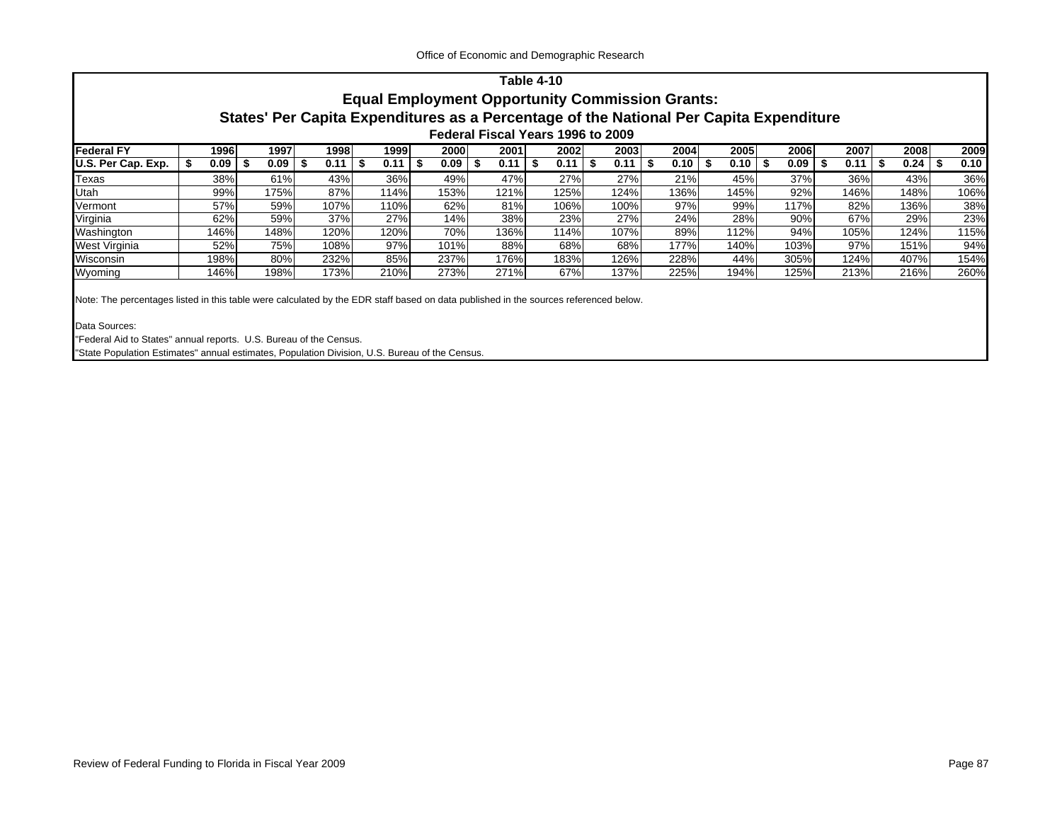## Table 4-10

### Equal Employment Opportunity Commission Grants:
### States' Per Capita Expenditures as a Percentage of the National Per Capita Expenditure
### Federal Fiscal Years 1996 to 2009

| Federal FY | 1996 | 1997 | 1998 | 1999 | 2000 | 2001 | 2002 | 2003 | 2004 | 2005 | 2006 | 2007 | 2008 | 2009 |
|---|---|---|---|---|---|---|---|---|---|---|---|---|---|---|
| U.S. Per Cap. Exp. | $ 0.09 | $ 0.09 | $ 0.11 | $ 0.11 | $ 0.09 | $ 0.11 | $ 0.11 | $ 0.11 | $ 0.10 | $ 0.10 | $ 0.09 | $ 0.11 | $ 0.24 | $ 0.10 |
| Texas | 38% | 61% | 43% | 36% | 49% | 47% | 27% | 27% | 21% | 45% | 37% | 36% | 43% | 36% |
| Utah | 99% | 175% | 87% | 114% | 153% | 121% | 125% | 124% | 136% | 145% | 92% | 146% | 148% | 106% |
| Vermont | 57% | 59% | 107% | 110% | 62% | 81% | 106% | 100% | 97% | 99% | 117% | 82% | 136% | 38% |
| Virginia | 62% | 59% | 37% | 27% | 14% | 38% | 23% | 27% | 24% | 28% | 90% | 67% | 29% | 23% |
| Washington | 146% | 148% | 120% | 120% | 70% | 136% | 114% | 107% | 89% | 112% | 94% | 105% | 124% | 115% |
| West Virginia | 52% | 75% | 108% | 97% | 101% | 88% | 68% | 68% | 177% | 140% | 103% | 97% | 151% | 94% |
| Wisconsin | 198% | 80% | 232% | 85% | 237% | 176% | 183% | 126% | 228% | 44% | 305% | 124% | 407% | 154% |
| Wyoming | 146% | 198% | 173% | 210% | 273% | 271% | 67% | 137% | 225% | 194% | 125% | 213% | 216% | 260% |

Note: The percentages listed in this table were calculated by the EDR staff based on data published in the sources referenced below.

Data Sources:
"Federal Aid to States" annual reports. U.S. Bureau of the Census.
"State Population Estimates" annual estimates, Population Division, U.S. Bureau of the Census.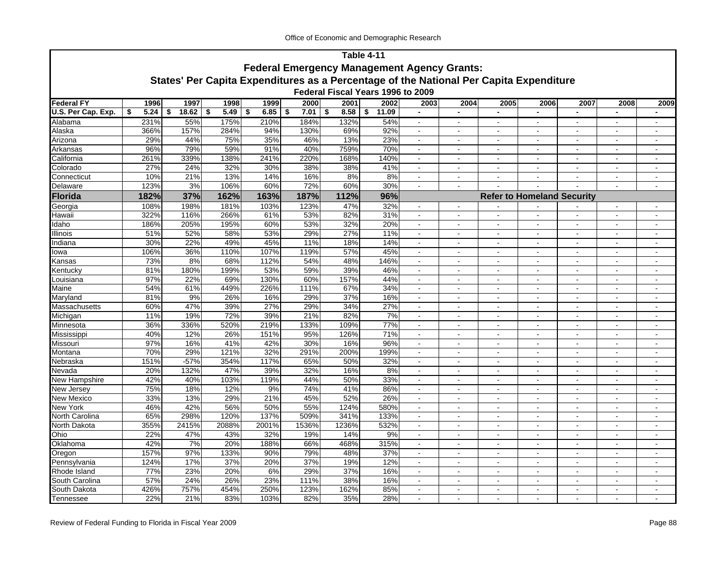# Table 4-11

## Federal Emergency Management Agency Grants:

## States' Per Capita Expenditures as a Percentage of the National Per Capita Expenditure

### Federal Fiscal Years 1996 to 2009

| Federal FY | 1996 | 1997 | 1998 | 1999 | 2000 | 2001 | 2002 | 2003 | 2004 | 2005 | 2006 | 2007 | 2008 | 2009 |
|---|---|---|---|---|---|---|---|---|---|---|---|---|---|---|
| U.S. Per Cap. Exp. | $ 5.24 | $ 18.62 | $ 5.49 | $ 6.85 | $ 7.01 | $ 8.58 | $ 11.09 | - | - | - | - | - | - | - |
| Alabama | 231% | 55% | 175% | 210% | 184% | 132% | 54% | - | - | - | - | - | - | - |
| Alaska | 366% | 157% | 284% | 94% | 130% | 69% | 92% | - | - | - | - | - | - | - |
| Arizona | 29% | 44% | 75% | 35% | 46% | 13% | 23% | - | - | - | - | - | - | - |
| Arkansas | 96% | 79% | 59% | 91% | 40% | 759% | 70% | - | - | - | - | - | - | - |
| California | 261% | 339% | 138% | 241% | 220% | 168% | 140% | - | - | - | - | - | - | - |
| Colorado | 27% | 24% | 32% | 30% | 38% | 38% | 41% | - | - | - | - | - | - | - |
| Connecticut | 10% | 21% | 13% | 14% | 16% | 8% | 8% | - | - | - | - | - | - | - |
| Delaware | 123% | 3% | 106% | 60% | 72% | 60% | 30% | - | - | - | - | - | - | - |
| **Florida** | **182%** | **37%** | **162%** | **163%** | **187%** | **112%** | **96%** | **Refer to Homeland Security** | | | | | | |
| Georgia | 108% | 198% | 181% | 103% | 123% | 47% | 32% | - | - | - | - | - | - | - |
| Hawaii | 322% | 116% | 266% | 61% | 53% | 82% | 31% | - | - | - | - | - | - | - |
| Idaho | 186% | 205% | 195% | 60% | 53% | 32% | 20% | - | - | - | - | - | - | - |
| Illinois | 51% | 52% | 58% | 53% | 29% | 27% | 11% | - | - | - | - | - | - | - |
| Indiana | 30% | 22% | 49% | 45% | 11% | 18% | 14% | - | - | - | - | - | - | - |
| Iowa | 106% | 36% | 110% | 107% | 119% | 57% | 45% | - | - | - | - | - | - | - |
| Kansas | 73% | 8% | 68% | 112% | 54% | 48% | 146% | - | - | - | - | - | - | - |
| Kentucky | 81% | 180% | 199% | 53% | 59% | 39% | 46% | - | - | - | - | - | - | - |
| Louisiana | 97% | 22% | 69% | 130% | 60% | 157% | 44% | - | - | - | - | - | - | - |
| Maine | 54% | 61% | 449% | 226% | 111% | 67% | 34% | - | - | - | - | - | - | - |
| Maryland | 81% | 9% | 26% | 16% | 29% | 37% | 16% | - | - | - | - | - | - | - |
| Massachusetts | 60% | 47% | 39% | 27% | 29% | 34% | 27% | - | - | - | - | - | - | - |
| Michigan | 11% | 19% | 72% | 39% | 21% | 82% | 7% | - | - | - | - | - | - | - |
| Minnesota | 36% | 336% | 520% | 219% | 133% | 109% | 77% | - | - | - | - | - | - | - |
| Mississippi | 40% | 12% | 26% | 151% | 95% | 126% | 71% | - | - | - | - | - | - | - |
| Missouri | 97% | 16% | 41% | 42% | 30% | 16% | 96% | - | - | - | - | - | - | - |
| Montana | 70% | 29% | 121% | 32% | 291% | 200% | 199% | - | - | - | - | - | - | - |
| Nebraska | 151% | -57% | 354% | 117% | 65% | 50% | 32% | - | - | - | - | - | - | - |
| Nevada | 20% | 132% | 47% | 39% | 32% | 16% | 8% | - | - | - | - | - | - | - |
| New Hampshire | 42% | 40% | 103% | 119% | 44% | 50% | 33% | - | - | - | - | - | - | - |
| New Jersey | 75% | 18% | 12% | 9% | 74% | 41% | 86% | - | - | - | - | - | - | - |
| New Mexico | 33% | 13% | 29% | 21% | 45% | 52% | 26% | - | - | - | - | - | - | - |
| New York | 46% | 42% | 56% | 50% | 55% | 124% | 580% | - | - | - | - | - | - | - |
| North Carolina | 65% | 298% | 120% | 137% | 509% | 341% | 133% | - | - | - | - | - | - | - |
| North Dakota | 355% | 2415% | 2088% | 2001% | 1536% | 1236% | 532% | - | - | - | - | - | - | - |
| Ohio | 22% | 47% | 43% | 32% | 19% | 14% | 9% | - | - | - | - | - | - | - |
| Oklahoma | 42% | 7% | 20% | 188% | 66% | 468% | 315% | - | - | - | - | - | - | - |
| Oregon | 157% | 97% | 133% | 90% | 79% | 48% | 37% | - | - | - | - | - | - | - |
| Pennsylvania | 124% | 17% | 37% | 20% | 37% | 19% | 12% | - | - | - | - | - | - | - |
| Rhode Island | 77% | 23% | 20% | 6% | 29% | 37% | 16% | - | - | - | - | - | - | - |
| South Carolina | 57% | 24% | 26% | 23% | 111% | 38% | 16% | - | - | - | - | - | - | - |
| South Dakota | 426% | 757% | 454% | 250% | 123% | 162% | 85% | - | - | - | - | - | - | - |
| Tennessee | 22% | 21% | 83% | 103% | 82% | 35% | 28% | - | - | - | - | - | - | - |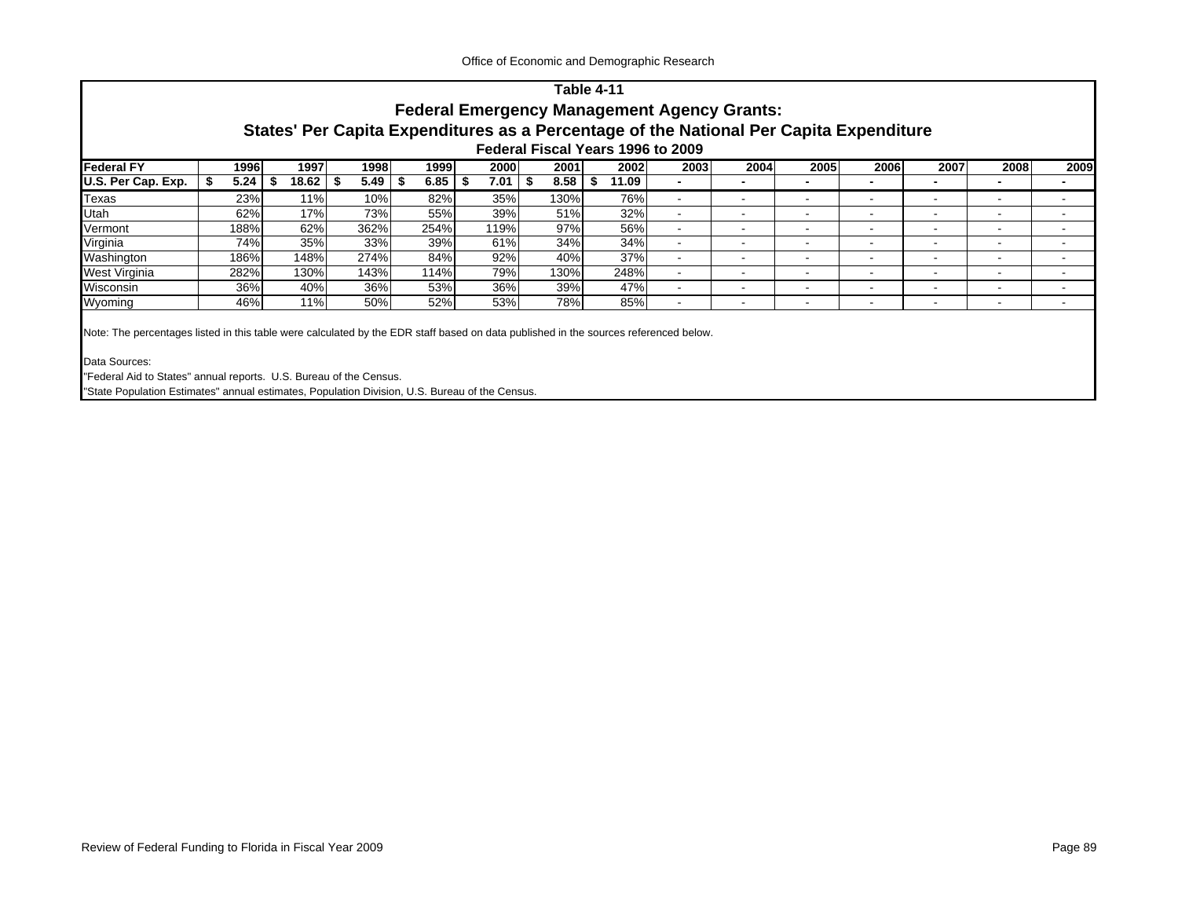## Table 4-11

### Federal Emergency Management Agency Grants:

### States' Per Capita Expenditures as a Percentage of the National Per Capita Expenditure

#### Federal Fiscal Years 1996 to 2009

| Federal FY | 1996 | 1997 | 1998 | 1999 | 2000 | 2001 | 2002 | 2003 | 2004 | 2005 | 2006 | 2007 | 2008 | 2009 |
|---|---|---|---|---|---|---|---|---|---|---|---|---|---|---|
| **U.S. Per Cap. Exp.** | **$ 5.24** | **$ 18.62** | **$ 5.49** | **$ 6.85** | **$ 7.01** | **$ 8.58** | **$ 11.09** | **-** | **-** | **-** | **-** | **-** | **-** | **-** |
| Texas | 23% | 11% | 10% | 82% | 35% | 130% | 76% | - | - | - | - | - | - | - |
| Utah | 62% | 17% | 73% | 55% | 39% | 51% | 32% | - | - | - | - | - | - | - |
| Vermont | 188% | 62% | 362% | 254% | 119% | 97% | 56% | - | - | - | - | - | - | - |
| Virginia | 74% | 35% | 33% | 39% | 61% | 34% | 34% | - | - | - | - | - | - | - |
| Washington | 186% | 148% | 274% | 84% | 92% | 40% | 37% | - | - | - | - | - | - | - |
| West Virginia | 282% | 130% | 143% | 114% | 79% | 130% | 248% | - | - | - | - | - | - | - |
| Wisconsin | 36% | 40% | 36% | 53% | 36% | 39% | 47% | - | - | - | - | - | - | - |
| Wyoming | 46% | 11% | 50% | 52% | 53% | 78% | 85% | - | - | - | - | - | - | - |

Note: The percentages listed in this table were calculated by the EDR staff based on data published in the sources referenced below.

Data Sources:

"Federal Aid to States" annual reports. U.S. Bureau of the Census.

"State Population Estimates" annual estimates, Population Division, U.S. Bureau of the Census.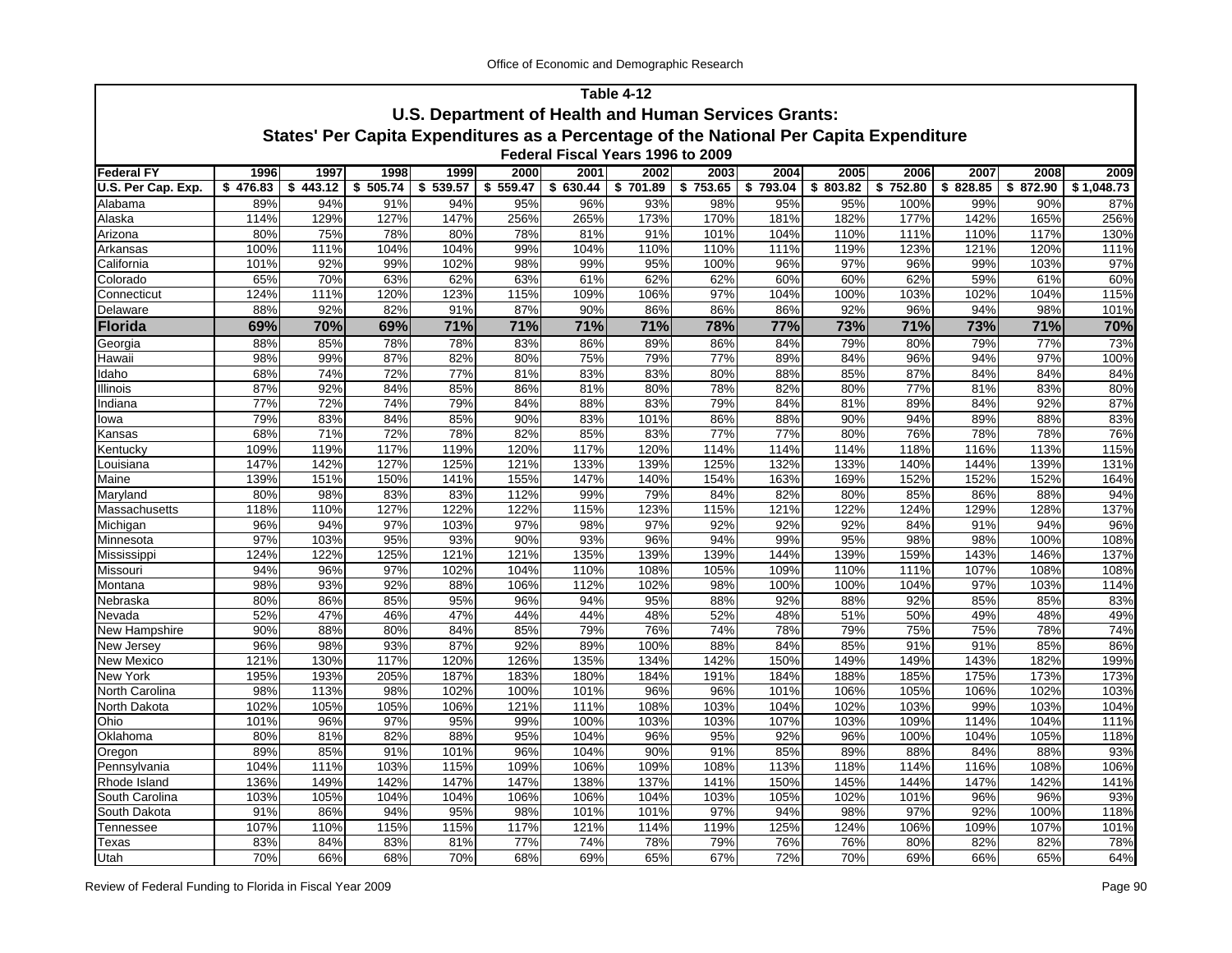## Table 4-12

### U.S. Department of Health and Human Services Grants:

### States' Per Capita Expenditures as a Percentage of the National Per Capita Expenditure

**Federal Fiscal Years 1996 to 2009**

| Federal FY | 1996 | 1997 | 1998 | 1999 | 2000 | 2001 | 2002 | 2003 | 2004 | 2005 | 2006 | 2007 | 2008 | 2009 |
|---|---|---|---|---|---|---|---|---|---|---|---|---|---|---|
| U.S. Per Cap. Exp. | $ 476.83 | $ 443.12 | $ 505.74 | $ 539.57 | $ 559.47 | $ 630.44 | $ 701.89 | $ 753.65 | $ 793.04 | $ 803.82 | $ 752.80 | $ 828.85 | $ 872.90 | $ 1,048.73 |
| Alabama | 89% | 94% | 91% | 94% | 95% | 96% | 93% | 98% | 95% | 95% | 100% | 99% | 90% | 87% |
| Alaska | 114% | 129% | 127% | 147% | 256% | 265% | 173% | 170% | 181% | 182% | 177% | 142% | 165% | 256% |
| Arizona | 80% | 75% | 78% | 80% | 78% | 81% | 91% | 101% | 104% | 110% | 111% | 110% | 117% | 130% |
| Arkansas | 100% | 111% | 104% | 104% | 99% | 104% | 110% | 110% | 111% | 119% | 123% | 121% | 120% | 111% |
| California | 101% | 92% | 99% | 102% | 98% | 99% | 95% | 100% | 96% | 97% | 96% | 99% | 103% | 97% |
| Colorado | 65% | 70% | 63% | 62% | 63% | 61% | 62% | 62% | 60% | 60% | 62% | 59% | 61% | 60% |
| Connecticut | 124% | 111% | 120% | 123% | 115% | 109% | 106% | 97% | 104% | 100% | 103% | 102% | 104% | 115% |
| Delaware | 88% | 92% | 82% | 91% | 87% | 90% | 86% | 86% | 86% | 92% | 96% | 94% | 98% | 101% |
| **Florida** | **69%** | **70%** | **69%** | **71%** | **71%** | **71%** | **71%** | **78%** | **77%** | **73%** | **71%** | **73%** | **71%** | **70%** |
| Georgia | 88% | 85% | 78% | 78% | 83% | 86% | 89% | 86% | 84% | 79% | 80% | 79% | 77% | 73% |
| Hawaii | 98% | 99% | 87% | 82% | 80% | 75% | 79% | 77% | 89% | 84% | 96% | 94% | 97% | 100% |
| Idaho | 68% | 74% | 72% | 77% | 81% | 83% | 83% | 80% | 88% | 85% | 87% | 84% | 84% | 84% |
| Illinois | 87% | 92% | 84% | 85% | 86% | 81% | 80% | 78% | 82% | 80% | 77% | 81% | 83% | 80% |
| Indiana | 77% | 72% | 74% | 79% | 84% | 88% | 83% | 79% | 84% | 81% | 89% | 84% | 92% | 87% |
| Iowa | 79% | 83% | 84% | 85% | 90% | 83% | 101% | 86% | 88% | 90% | 94% | 89% | 88% | 83% |
| Kansas | 68% | 71% | 72% | 78% | 82% | 85% | 83% | 77% | 77% | 80% | 76% | 78% | 78% | 76% |
| Kentucky | 109% | 119% | 117% | 119% | 120% | 117% | 120% | 114% | 114% | 114% | 118% | 116% | 113% | 115% |
| Louisiana | 147% | 142% | 127% | 125% | 121% | 133% | 139% | 125% | 132% | 133% | 140% | 144% | 139% | 131% |
| Maine | 139% | 151% | 150% | 141% | 155% | 147% | 140% | 154% | 163% | 169% | 152% | 152% | 152% | 164% |
| Maryland | 80% | 98% | 83% | 83% | 112% | 99% | 79% | 84% | 82% | 80% | 85% | 86% | 88% | 94% |
| Massachusetts | 118% | 110% | 127% | 122% | 122% | 115% | 123% | 115% | 121% | 122% | 124% | 129% | 128% | 137% |
| Michigan | 96% | 94% | 97% | 103% | 97% | 98% | 97% | 92% | 92% | 92% | 84% | 91% | 94% | 96% |
| Minnesota | 97% | 103% | 95% | 93% | 90% | 93% | 96% | 94% | 99% | 95% | 98% | 98% | 100% | 108% |
| Mississippi | 124% | 122% | 125% | 121% | 121% | 135% | 139% | 139% | 144% | 139% | 159% | 143% | 146% | 137% |
| Missouri | 94% | 96% | 97% | 102% | 104% | 110% | 108% | 105% | 109% | 110% | 111% | 107% | 108% | 108% |
| Montana | 98% | 93% | 92% | 88% | 106% | 112% | 102% | 98% | 100% | 100% | 104% | 97% | 103% | 114% |
| Nebraska | 80% | 86% | 85% | 95% | 96% | 94% | 95% | 88% | 92% | 88% | 92% | 85% | 85% | 83% |
| Nevada | 52% | 47% | 46% | 47% | 44% | 44% | 48% | 52% | 48% | 51% | 50% | 49% | 48% | 49% |
| New Hampshire | 90% | 88% | 80% | 84% | 85% | 79% | 76% | 74% | 78% | 79% | 75% | 75% | 78% | 74% |
| New Jersey | 96% | 98% | 93% | 87% | 92% | 89% | 100% | 88% | 84% | 85% | 91% | 91% | 85% | 86% |
| New Mexico | 121% | 130% | 117% | 120% | 126% | 135% | 134% | 142% | 150% | 149% | 149% | 143% | 182% | 199% |
| New York | 195% | 193% | 205% | 187% | 183% | 180% | 184% | 191% | 184% | 188% | 185% | 175% | 173% | 173% |
| North Carolina | 98% | 113% | 98% | 102% | 100% | 101% | 96% | 96% | 101% | 106% | 105% | 106% | 102% | 103% |
| North Dakota | 102% | 105% | 105% | 106% | 121% | 111% | 108% | 103% | 104% | 102% | 103% | 99% | 103% | 104% |
| Ohio | 101% | 96% | 97% | 95% | 99% | 100% | 103% | 103% | 107% | 103% | 109% | 114% | 104% | 111% |
| Oklahoma | 80% | 81% | 82% | 88% | 95% | 104% | 96% | 95% | 92% | 96% | 100% | 104% | 105% | 118% |
| Oregon | 89% | 85% | 91% | 101% | 96% | 104% | 90% | 91% | 85% | 89% | 88% | 84% | 88% | 93% |
| Pennsylvania | 104% | 111% | 103% | 115% | 109% | 106% | 109% | 108% | 113% | 118% | 114% | 116% | 108% | 106% |
| Rhode Island | 136% | 149% | 142% | 147% | 147% | 138% | 137% | 141% | 150% | 145% | 144% | 147% | 142% | 141% |
| South Carolina | 103% | 105% | 104% | 104% | 106% | 106% | 104% | 103% | 105% | 102% | 101% | 96% | 96% | 93% |
| South Dakota | 91% | 86% | 94% | 95% | 98% | 101% | 101% | 97% | 94% | 98% | 97% | 92% | 100% | 118% |
| Tennessee | 107% | 110% | 115% | 115% | 117% | 121% | 114% | 119% | 125% | 124% | 106% | 109% | 107% | 101% |
| Texas | 83% | 84% | 83% | 81% | 77% | 74% | 78% | 79% | 76% | 76% | 80% | 82% | 82% | 78% |
| Utah | 70% | 66% | 68% | 70% | 68% | 69% | 65% | 67% | 72% | 70% | 69% | 66% | 65% | 64% |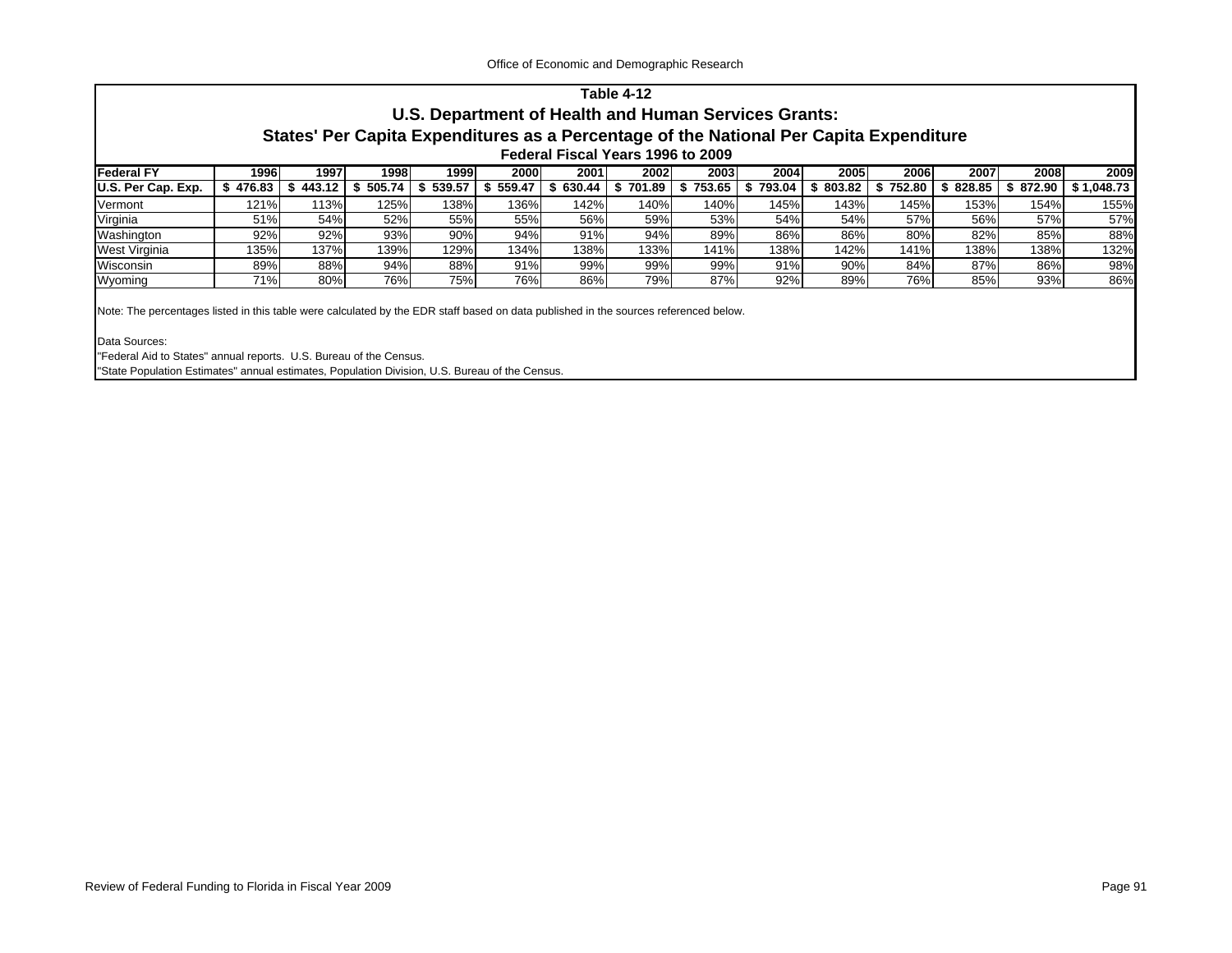# Table 4-12

## U.S. Department of Health and Human Services Grants:

## States' Per Capita Expenditures as a Percentage of the National Per Capita Expenditure

### Federal Fiscal Years 1996 to 2009

| Federal FY | 1996 | 1997 | 1998 | 1999 | 2000 | 2001 | 2002 | 2003 | 2004 | 2005 | 2006 | 2007 | 2008 | 2009 |
|---|---|---|---|---|---|---|---|---|---|---|---|---|---|---|
| **U.S. Per Cap. Exp.** | **$ 476.83** | **$ 443.12** | **$ 505.74** | **$ 539.57** | **$ 559.47** | **$ 630.44** | **$ 701.89** | **$ 753.65** | **$ 793.04** | **$ 803.82** | **$ 752.80** | **$ 828.85** | **$ 872.90** | **$ 1,048.73** |
| Vermont | 121% | 113% | 125% | 138% | 136% | 142% | 140% | 140% | 145% | 143% | 145% | 153% | 154% | 155% |
| Virginia | 51% | 54% | 52% | 55% | 55% | 56% | 59% | 53% | 54% | 54% | 57% | 56% | 57% | 57% |
| Washington | 92% | 92% | 93% | 90% | 94% | 91% | 94% | 89% | 86% | 86% | 80% | 82% | 85% | 88% |
| West Virginia | 135% | 137% | 139% | 129% | 134% | 138% | 133% | 141% | 138% | 142% | 141% | 138% | 138% | 132% |
| Wisconsin | 89% | 88% | 94% | 88% | 91% | 99% | 99% | 99% | 91% | 90% | 84% | 87% | 86% | 98% |
| Wyoming | 71% | 80% | 76% | 75% | 76% | 86% | 79% | 87% | 92% | 89% | 76% | 85% | 93% | 86% |

Note: The percentages listed in this table were calculated by the EDR staff based on data published in the sources referenced below.

Data Sources:

"Federal Aid to States" annual reports. U.S. Bureau of the Census.

"State Population Estimates" annual estimates, Population Division, U.S. Bureau of the Census.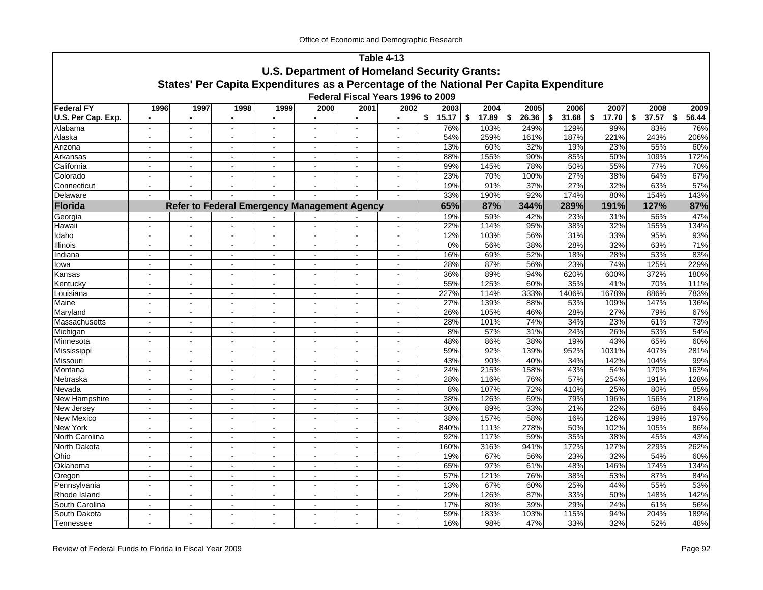**Table 4-13**

**U.S. Department of Homeland Security Grants:**

**States' Per Capita Expenditures as a Percentage of the National Per Capita Expenditure**

**Federal Fiscal Years 1996 to 2009**

| Federal FY | 1996 | 1997 | 1998 | 1999 | 2000 | 2001 | 2002 | 2003 | 2004 | 2005 | 2006 | 2007 | 2008 | 2009 |
|---|---|---|---|---|---|---|---|---|---|---|---|---|---|---|
| U.S. Per Cap. Exp. | - | - | - | - | - | - | - | $ 15.17 | $ 17.89 | $ 26.36 | $ 31.68 | $ 17.70 | $ 37.57 | $ 56.44 |
| Alabama | - | - | - | - | - | - | - | 76% | 103% | 249% | 129% | 99% | 83% | 76% |
| Alaska | - | - | - | - | - | - | - | 54% | 259% | 161% | 187% | 221% | 243% | 206% |
| Arizona | - | - | - | - | - | - | - | 13% | 60% | 32% | 19% | 23% | 55% | 60% |
| Arkansas | - | - | - | - | - | - | - | 88% | 155% | 90% | 85% | 50% | 109% | 172% |
| California | - | - | - | - | - | - | - | 99% | 145% | 78% | 50% | 55% | 77% | 70% |
| Colorado | - | - | - | - | - | - | - | 23% | 70% | 100% | 27% | 38% | 64% | 67% |
| Connecticut | - | - | - | - | - | - | - | 19% | 91% | 37% | 27% | 32% | 63% | 57% |
| Delaware | - | - | - | - | - | - | - | 33% | 190% | 92% | 174% | 80% | 154% | 143% |
| **Florida** | **Refer to Federal Emergency Management Agency** | | | | | | | **65%** | **87%** | **344%** | **289%** | **191%** | **127%** | **87%** |
| Georgia | - | - | - | - | - | - | - | 19% | 59% | 42% | 23% | 31% | 56% | 47% |
| Hawaii | - | - | - | - | - | - | - | 22% | 114% | 95% | 38% | 32% | 155% | 134% |
| Idaho | - | - | - | - | - | - | - | 12% | 103% | 56% | 31% | 33% | 95% | 93% |
| Illinois | - | - | - | - | - | - | - | 0% | 56% | 38% | 28% | 32% | 63% | 71% |
| Indiana | - | - | - | - | - | - | - | 16% | 69% | 52% | 18% | 28% | 53% | 83% |
| Iowa | - | - | - | - | - | - | - | 28% | 87% | 56% | 23% | 74% | 125% | 229% |
| Kansas | - | - | - | - | - | - | - | 36% | 89% | 94% | 620% | 600% | 372% | 180% |
| Kentucky | - | - | - | - | - | - | - | 55% | 125% | 60% | 35% | 41% | 70% | 111% |
| Louisiana | - | - | - | - | - | - | - | 227% | 114% | 333% | 1406% | 1678% | 886% | 783% |
| Maine | - | - | - | - | - | - | - | 27% | 139% | 88% | 53% | 109% | 147% | 136% |
| Maryland | - | - | - | - | - | - | - | 26% | 105% | 46% | 28% | 27% | 79% | 67% |
| Massachusetts | - | - | - | - | - | - | - | 28% | 101% | 74% | 34% | 23% | 61% | 73% |
| Michigan | - | - | - | - | - | - | - | 8% | 57% | 31% | 24% | 26% | 53% | 54% |
| Minnesota | - | - | - | - | - | - | - | 48% | 86% | 38% | 19% | 43% | 65% | 60% |
| Mississippi | - | - | - | - | - | - | - | 59% | 92% | 139% | 952% | 1031% | 407% | 281% |
| Missouri | - | - | - | - | - | - | - | 43% | 90% | 40% | 34% | 142% | 104% | 99% |
| Montana | - | - | - | - | - | - | - | 24% | 215% | 158% | 43% | 54% | 170% | 163% |
| Nebraska | - | - | - | - | - | - | - | 28% | 116% | 76% | 57% | 254% | 191% | 128% |
| Nevada | - | - | - | - | - | - | - | 8% | 107% | 72% | 410% | 25% | 80% | 85% |
| New Hampshire | - | - | - | - | - | - | - | 38% | 126% | 69% | 79% | 196% | 156% | 218% |
| New Jersey | - | - | - | - | - | - | - | 30% | 89% | 33% | 21% | 22% | 68% | 64% |
| New Mexico | - | - | - | - | - | - | - | 38% | 157% | 58% | 16% | 126% | 199% | 197% |
| New York | - | - | - | - | - | - | - | 840% | 111% | 278% | 50% | 102% | 105% | 86% |
| North Carolina | - | - | - | - | - | - | - | 92% | 117% | 59% | 35% | 38% | 45% | 43% |
| North Dakota | - | - | - | - | - | - | - | 160% | 316% | 941% | 172% | 127% | 229% | 262% |
| Ohio | - | - | - | - | - | - | - | 19% | 67% | 56% | 23% | 32% | 54% | 60% |
| Oklahoma | - | - | - | - | - | - | - | 65% | 97% | 61% | 48% | 146% | 174% | 134% |
| Oregon | - | - | - | - | - | - | - | 57% | 121% | 76% | 38% | 53% | 87% | 84% |
| Pennsylvania | - | - | - | - | - | - | - | 13% | 67% | 60% | 25% | 44% | 55% | 53% |
| Rhode Island | - | - | - | - | - | - | - | 29% | 126% | 87% | 33% | 50% | 148% | 142% |
| South Carolina | - | - | - | - | - | - | - | 17% | 80% | 39% | 29% | 24% | 61% | 56% |
| South Dakota | - | - | - | - | - | - | - | 59% | 183% | 103% | 115% | 94% | 204% | 189% |
| Tennessee | - | - | - | - | - | - | - | 16% | 98% | 47% | 33% | 32% | 52% | 48% |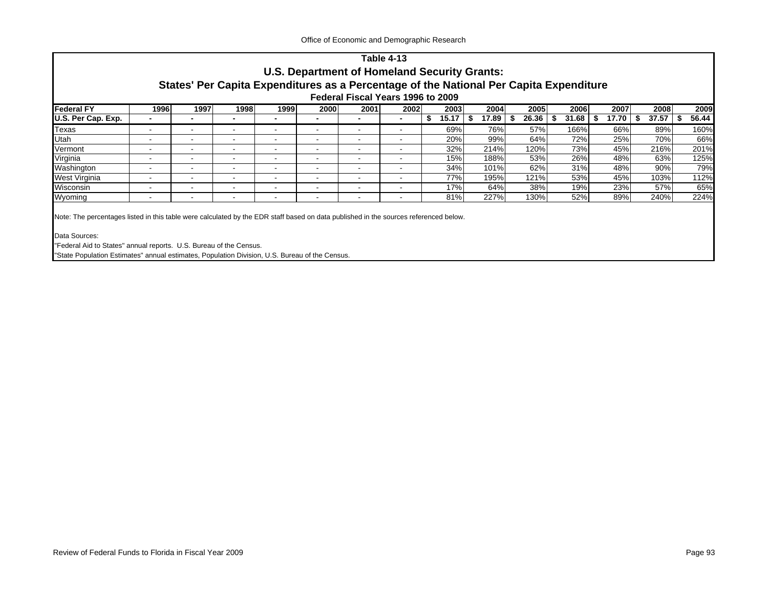## Table 4-13

### U.S. Department of Homeland Security Grants:

### States' Per Capita Expenditures as a Percentage of the National Per Capita Expenditure

#### Federal Fiscal Years 1996 to 2009

| Federal FY | 1996 | 1997 | 1998 | 1999 | 2000 | 2001 | 2002 | 2003 | 2004 | 2005 | 2006 | 2007 | 2008 | 2009 |
|---|---|---|---|---|---|---|---|---|---|---|---|---|---|---|
| U.S. Per Cap. Exp. | - | - | - | - | - | - | - | $ 15.17 | $ 17.89 | $ 26.36 | $ 31.68 | $ 17.70 | $ 37.57 | $ 56.44 |
| Texas | - | - | - | - | - | - | - | 69% | 76% | 57% | 166% | 66% | 89% | 160% |
| Utah | - | - | - | - | - | - | - | 20% | 99% | 64% | 72% | 25% | 70% | 66% |
| Vermont | - | - | - | - | - | - | - | 32% | 214% | 120% | 73% | 45% | 216% | 201% |
| Virginia | - | - | - | - | - | - | - | 15% | 188% | 53% | 26% | 48% | 63% | 125% |
| Washington | - | - | - | - | - | - | - | 34% | 101% | 62% | 31% | 48% | 90% | 79% |
| West Virginia | - | - | - | - | - | - | - | 77% | 195% | 121% | 53% | 45% | 103% | 112% |
| Wisconsin | - | - | - | - | - | - | - | 17% | 64% | 38% | 19% | 23% | 57% | 65% |
| Wyoming | - | - | - | - | - | - | - | 81% | 227% | 130% | 52% | 89% | 240% | 224% |

Note: The percentages listed in this table were calculated by the EDR staff based on data published in the sources referenced below.

Data Sources:

"Federal Aid to States" annual reports. U.S. Bureau of the Census.

"State Population Estimates" annual estimates, Population Division, U.S. Bureau of the Census.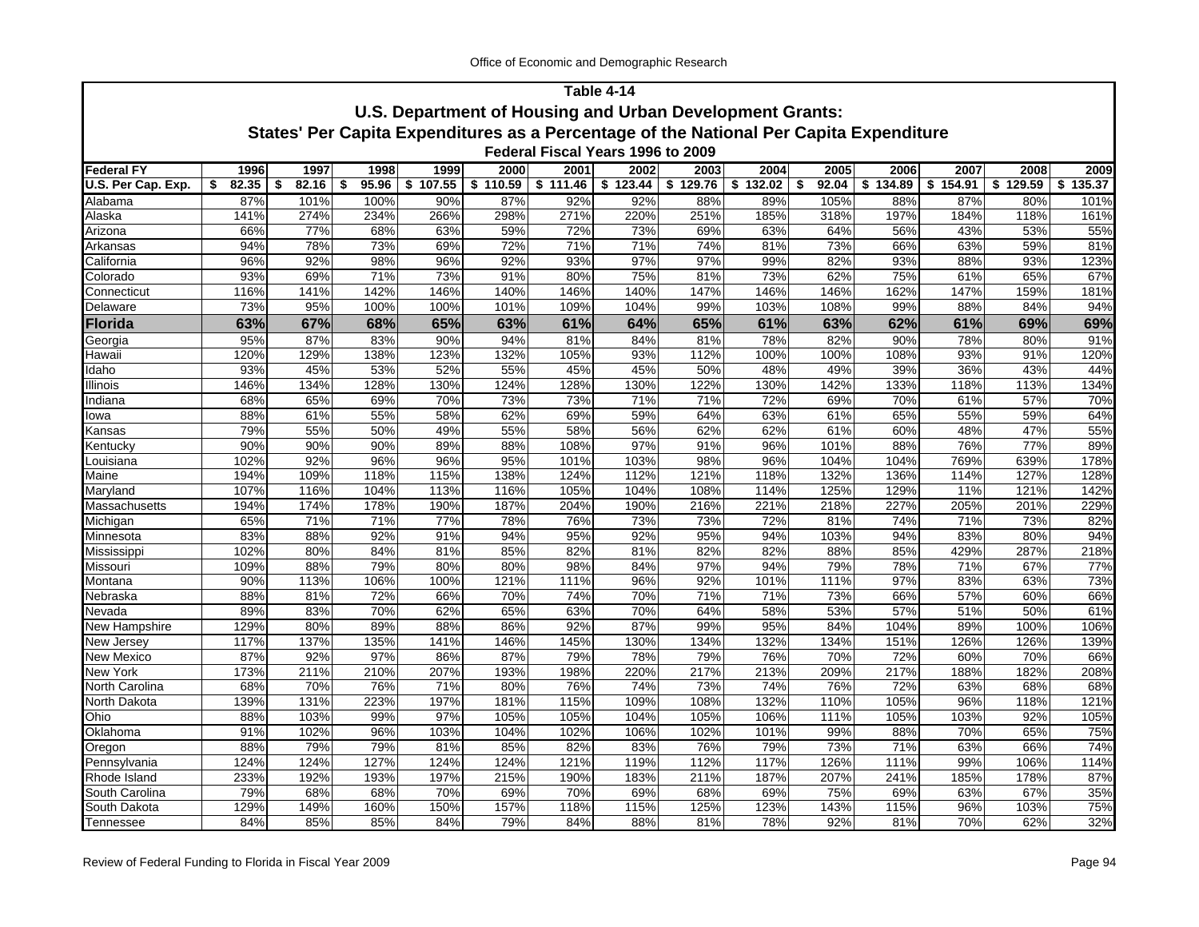## Table 4-14

### U.S. Department of Housing and Urban Development Grants:

### States' Per Capita Expenditures as a Percentage of the National Per Capita Expenditure

#### Federal Fiscal Years 1996 to 2009

| Federal FY | 1996 | 1997 | 1998 | 1999 | 2000 | 2001 | 2002 | 2003 | 2004 | 2005 | 2006 | 2007 | 2008 | 2009 |
|---|---|---|---|---|---|---|---|---|---|---|---|---|---|---|
| U.S. Per Cap. Exp. | $ 82.35 | $ 82.16 | $ 95.96 | $ 107.55 | $ 110.59 | $ 111.46 | $ 123.44 | $ 129.76 | $ 132.02 | $ 92.04 | $ 134.89 | $ 154.91 | $ 129.59 | $ 135.37 |
| Alabama | 87% | 101% | 100% | 90% | 87% | 92% | 92% | 88% | 89% | 105% | 88% | 87% | 80% | 101% |
| Alaska | 141% | 274% | 234% | 266% | 298% | 271% | 220% | 251% | 185% | 318% | 197% | 184% | 118% | 161% |
| Arizona | 66% | 77% | 68% | 63% | 59% | 72% | 73% | 69% | 63% | 64% | 56% | 43% | 53% | 55% |
| Arkansas | 94% | 78% | 73% | 69% | 72% | 71% | 71% | 74% | 81% | 73% | 66% | 63% | 59% | 81% |
| California | 96% | 92% | 98% | 96% | 92% | 93% | 97% | 97% | 99% | 82% | 93% | 88% | 93% | 123% |
| Colorado | 93% | 69% | 71% | 73% | 91% | 80% | 75% | 81% | 73% | 62% | 75% | 61% | 65% | 67% |
| Connecticut | 116% | 141% | 142% | 146% | 140% | 146% | 140% | 147% | 146% | 146% | 162% | 147% | 159% | 181% |
| Delaware | 73% | 95% | 100% | 100% | 101% | 109% | 104% | 99% | 103% | 108% | 99% | 88% | 84% | 94% |
| **Florida** | **63%** | **67%** | **68%** | **65%** | **63%** | **61%** | **64%** | **65%** | **61%** | **63%** | **62%** | **61%** | **69%** | **69%** |
| Georgia | 95% | 87% | 83% | 90% | 94% | 81% | 84% | 81% | 78% | 82% | 90% | 78% | 80% | 91% |
| Hawaii | 120% | 129% | 138% | 123% | 132% | 105% | 93% | 112% | 100% | 100% | 108% | 93% | 91% | 120% |
| Idaho | 93% | 45% | 53% | 52% | 55% | 45% | 45% | 50% | 48% | 49% | 39% | 36% | 43% | 44% |
| Illinois | 146% | 134% | 128% | 130% | 124% | 128% | 130% | 122% | 130% | 142% | 133% | 118% | 113% | 134% |
| Indiana | 68% | 65% | 69% | 70% | 73% | 73% | 71% | 71% | 72% | 69% | 70% | 61% | 57% | 70% |
| Iowa | 88% | 61% | 55% | 58% | 62% | 69% | 59% | 64% | 63% | 61% | 65% | 55% | 59% | 64% |
| Kansas | 79% | 55% | 50% | 49% | 55% | 58% | 56% | 62% | 62% | 61% | 60% | 48% | 47% | 55% |
| Kentucky | 90% | 90% | 90% | 89% | 88% | 108% | 97% | 91% | 96% | 101% | 88% | 76% | 77% | 89% |
| Louisiana | 102% | 92% | 96% | 96% | 95% | 101% | 103% | 98% | 96% | 104% | 104% | 769% | 639% | 178% |
| Maine | 194% | 109% | 118% | 115% | 138% | 124% | 112% | 121% | 118% | 132% | 136% | 114% | 127% | 128% |
| Maryland | 107% | 116% | 104% | 113% | 116% | 105% | 104% | 108% | 114% | 125% | 129% | 11% | 121% | 142% |
| Massachusetts | 194% | 174% | 178% | 190% | 187% | 204% | 190% | 216% | 221% | 218% | 227% | 205% | 201% | 229% |
| Michigan | 65% | 71% | 71% | 77% | 78% | 76% | 73% | 73% | 72% | 81% | 74% | 71% | 73% | 82% |
| Minnesota | 83% | 88% | 92% | 91% | 94% | 95% | 92% | 95% | 94% | 103% | 94% | 83% | 80% | 94% |
| Mississippi | 102% | 80% | 84% | 81% | 85% | 82% | 81% | 82% | 82% | 88% | 85% | 429% | 287% | 218% |
| Missouri | 109% | 88% | 79% | 80% | 80% | 98% | 84% | 97% | 94% | 79% | 78% | 71% | 67% | 77% |
| Montana | 90% | 113% | 106% | 100% | 121% | 111% | 96% | 92% | 101% | 111% | 97% | 83% | 63% | 73% |
| Nebraska | 88% | 81% | 72% | 66% | 70% | 74% | 70% | 71% | 71% | 73% | 66% | 57% | 60% | 66% |
| Nevada | 89% | 83% | 70% | 62% | 65% | 63% | 70% | 64% | 58% | 53% | 57% | 51% | 50% | 61% |
| New Hampshire | 129% | 80% | 89% | 88% | 86% | 92% | 87% | 99% | 95% | 84% | 104% | 89% | 100% | 106% |
| New Jersey | 117% | 137% | 135% | 141% | 146% | 145% | 130% | 134% | 132% | 134% | 151% | 126% | 126% | 139% |
| New Mexico | 87% | 92% | 97% | 86% | 87% | 79% | 78% | 79% | 76% | 70% | 72% | 60% | 70% | 66% |
| New York | 173% | 211% | 210% | 207% | 193% | 198% | 220% | 217% | 213% | 209% | 217% | 188% | 182% | 208% |
| North Carolina | 68% | 70% | 76% | 71% | 80% | 76% | 74% | 73% | 74% | 76% | 72% | 63% | 68% | 68% |
| North Dakota | 139% | 131% | 223% | 197% | 181% | 115% | 109% | 108% | 132% | 110% | 105% | 96% | 118% | 121% |
| Ohio | 88% | 103% | 99% | 97% | 105% | 105% | 104% | 105% | 106% | 111% | 105% | 103% | 92% | 105% |
| Oklahoma | 91% | 102% | 96% | 103% | 104% | 102% | 106% | 102% | 101% | 99% | 88% | 70% | 65% | 75% |
| Oregon | 88% | 79% | 79% | 81% | 85% | 82% | 83% | 76% | 79% | 73% | 71% | 63% | 66% | 74% |
| Pennsylvania | 124% | 124% | 127% | 124% | 124% | 121% | 119% | 112% | 117% | 126% | 111% | 99% | 106% | 114% |
| Rhode Island | 233% | 192% | 193% | 197% | 215% | 190% | 183% | 211% | 187% | 207% | 241% | 185% | 178% | 87% |
| South Carolina | 79% | 68% | 68% | 70% | 69% | 70% | 69% | 68% | 69% | 75% | 69% | 63% | 67% | 35% |
| South Dakota | 129% | 149% | 160% | 150% | 157% | 118% | 115% | 125% | 123% | 143% | 115% | 96% | 103% | 75% |
| Tennessee | 84% | 85% | 85% | 84% | 79% | 84% | 88% | 81% | 78% | 92% | 81% | 70% | 62% | 32% |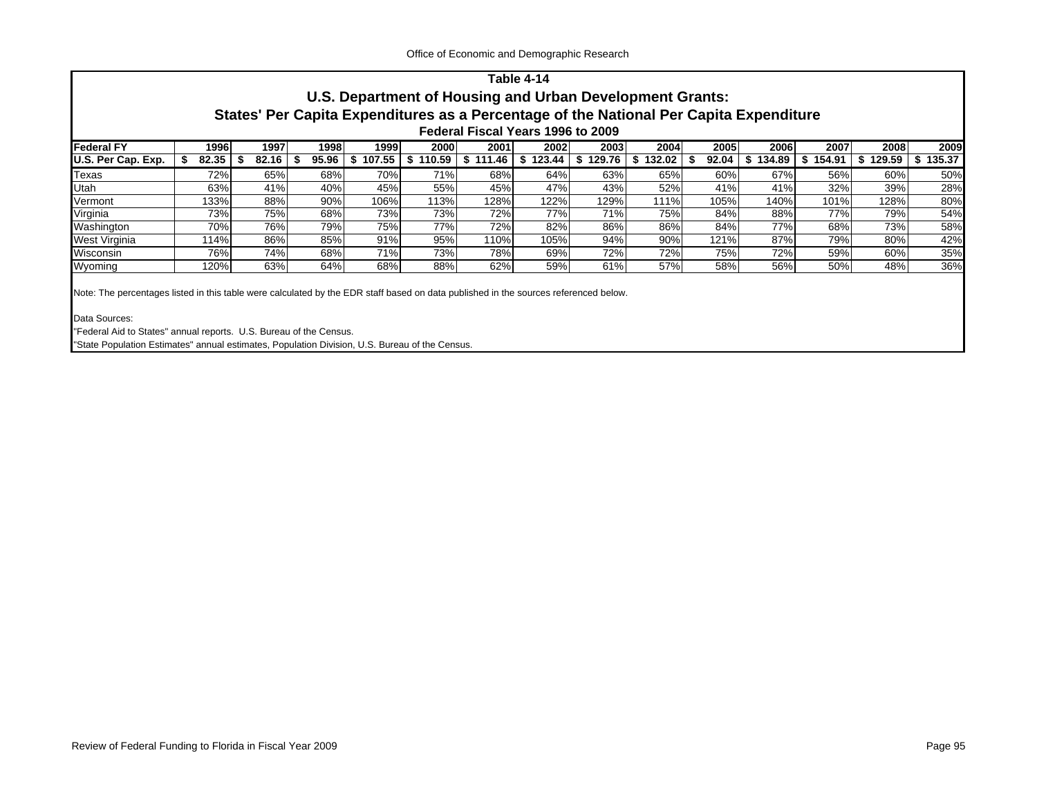## Table 4-14

### U.S. Department of Housing and Urban Development Grants:

### States' Per Capita Expenditures as a Percentage of the National Per Capita Expenditure

#### Federal Fiscal Years 1996 to 2009

| Federal FY | 1996 | 1997 | 1998 | 1999 | 2000 | 2001 | 2002 | 2003 | 2004 | 2005 | 2006 | 2007 | 2008 | 2009 |
|---|---|---|---|---|---|---|---|---|---|---|---|---|---|---|
| **U.S. Per Cap. Exp.** | **$ 82.35** | **$ 82.16** | **$ 95.96** | **$ 107.55** | **$ 110.59** | **$ 111.46** | **$ 123.44** | **$ 129.76** | **$ 132.02** | **$ 92.04** | **$ 134.89** | **$ 154.91** | **$ 129.59** | **$ 135.37** |
| Texas | 72% | 65% | 68% | 70% | 71% | 68% | 64% | 63% | 65% | 60% | 67% | 56% | 60% | 50% |
| Utah | 63% | 41% | 40% | 45% | 55% | 45% | 47% | 43% | 52% | 41% | 41% | 32% | 39% | 28% |
| Vermont | 133% | 88% | 90% | 106% | 113% | 128% | 122% | 129% | 111% | 105% | 140% | 101% | 128% | 80% |
| Virginia | 73% | 75% | 68% | 73% | 73% | 72% | 77% | 71% | 75% | 84% | 88% | 77% | 79% | 54% |
| Washington | 70% | 76% | 79% | 75% | 77% | 72% | 82% | 86% | 86% | 84% | 77% | 68% | 73% | 58% |
| West Virginia | 114% | 86% | 85% | 91% | 95% | 110% | 105% | 94% | 90% | 121% | 87% | 79% | 80% | 42% |
| Wisconsin | 76% | 74% | 68% | 71% | 73% | 78% | 69% | 72% | 72% | 75% | 72% | 59% | 60% | 35% |
| Wyoming | 120% | 63% | 64% | 68% | 88% | 62% | 59% | 61% | 57% | 58% | 56% | 50% | 48% | 36% |

Note: The percentages listed in this table were calculated by the EDR staff based on data published in the sources referenced below.

Data Sources:

"Federal Aid to States" annual reports. U.S. Bureau of the Census.

"State Population Estimates" annual estimates, Population Division, U.S. Bureau of the Census.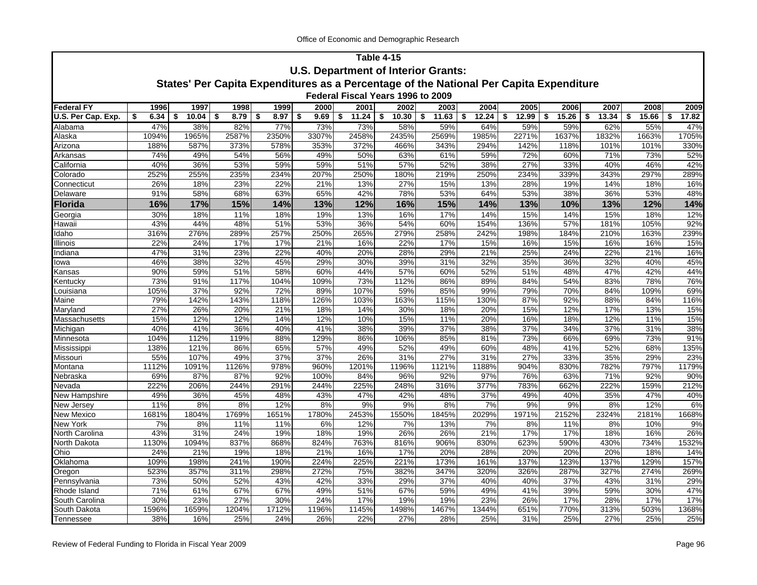## Table 4-15

## U.S. Department of Interior Grants:

## States' Per Capita Expenditures as a Percentage of the National Per Capita Expenditure

### Federal Fiscal Years 1996 to 2009

| Federal FY | 1996 | 1997 | 1998 | 1999 | 2000 | 2001 | 2002 | 2003 | 2004 | 2005 | 2006 | 2007 | 2008 | 2009 |
|---|---|---|---|---|---|---|---|---|---|---|---|---|---|---|
| U.S. Per Cap. Exp. | $ 6.34 | $ 10.04 | $ 8.79 | $ 8.97 | $ 9.69 | $ 11.24 | $ 10.30 | $ 11.63 | $ 12.24 | $ 12.99 | $ 15.26 | $ 13.34 | $ 15.66 | $ 17.82 |
| Alabama | 47% | 38% | 82% | 77% | 73% | 73% | 58% | 59% | 64% | 59% | 59% | 62% | 55% | 47% |
| Alaska | 1094% | 1965% | 2587% | 2350% | 3307% | 2458% | 2435% | 2569% | 1985% | 2271% | 1637% | 1832% | 1663% | 1705% |
| Arizona | 188% | 587% | 373% | 578% | 353% | 372% | 466% | 343% | 294% | 142% | 118% | 101% | 101% | 330% |
| Arkansas | 74% | 49% | 54% | 56% | 49% | 50% | 63% | 61% | 59% | 72% | 60% | 71% | 73% | 52% |
| California | 40% | 36% | 53% | 59% | 59% | 51% | 57% | 52% | 38% | 27% | 33% | 40% | 46% | 42% |
| Colorado | 252% | 255% | 235% | 234% | 207% | 250% | 180% | 219% | 250% | 234% | 339% | 343% | 297% | 289% |
| Connecticut | 26% | 18% | 23% | 22% | 21% | 13% | 27% | 15% | 13% | 28% | 19% | 14% | 18% | 16% |
| Delaware | 91% | 58% | 68% | 63% | 65% | 42% | 78% | 53% | 64% | 53% | 38% | 36% | 53% | 48% |
| **Florida** | **16%** | **17%** | **15%** | **14%** | **13%** | **12%** | **16%** | **15%** | **14%** | **13%** | **10%** | **13%** | **12%** | **14%** |
| Georgia | 30% | 18% | 11% | 18% | 19% | 13% | 16% | 17% | 14% | 15% | 14% | 15% | 18% | 12% |
| Hawaii | 43% | 44% | 48% | 51% | 53% | 36% | 54% | 60% | 154% | 136% | 57% | 181% | 105% | 92% |
| Idaho | 316% | 276% | 289% | 257% | 250% | 265% | 279% | 258% | 242% | 198% | 184% | 210% | 163% | 239% |
| Illinois | 22% | 24% | 17% | 17% | 21% | 16% | 22% | 17% | 15% | 16% | 15% | 16% | 16% | 15% |
| Indiana | 47% | 31% | 23% | 22% | 40% | 20% | 28% | 29% | 21% | 25% | 24% | 22% | 21% | 16% |
| Iowa | 46% | 38% | 32% | 45% | 29% | 30% | 39% | 31% | 32% | 35% | 36% | 32% | 40% | 45% |
| Kansas | 90% | 59% | 51% | 58% | 60% | 44% | 57% | 60% | 52% | 51% | 48% | 47% | 42% | 44% |
| Kentucky | 73% | 91% | 117% | 104% | 109% | 73% | 112% | 86% | 89% | 84% | 54% | 83% | 78% | 76% |
| Louisiana | 105% | 37% | 92% | 72% | 89% | 107% | 59% | 85% | 99% | 79% | 70% | 84% | 109% | 69% |
| Maine | 79% | 142% | 143% | 118% | 126% | 103% | 163% | 115% | 130% | 87% | 92% | 88% | 84% | 116% |
| Maryland | 27% | 26% | 20% | 21% | 18% | 14% | 30% | 18% | 20% | 15% | 12% | 17% | 13% | 15% |
| Massachusetts | 15% | 12% | 12% | 14% | 12% | 10% | 15% | 11% | 20% | 16% | 18% | 12% | 11% | 15% |
| Michigan | 40% | 41% | 36% | 40% | 41% | 38% | 39% | 37% | 38% | 37% | 34% | 37% | 31% | 38% |
| Minnesota | 104% | 112% | 119% | 88% | 129% | 86% | 106% | 85% | 81% | 73% | 66% | 69% | 73% | 91% |
| Mississippi | 138% | 121% | 86% | 65% | 57% | 49% | 52% | 49% | 60% | 48% | 41% | 52% | 68% | 135% |
| Missouri | 55% | 107% | 49% | 37% | 37% | 26% | 31% | 27% | 31% | 27% | 33% | 35% | 29% | 23% |
| Montana | 1112% | 1091% | 1126% | 978% | 960% | 1201% | 1196% | 1121% | 1188% | 904% | 830% | 782% | 797% | 1179% |
| Nebraska | 69% | 87% | 87% | 92% | 100% | 84% | 96% | 92% | 97% | 76% | 63% | 71% | 92% | 90% |
| Nevada | 222% | 206% | 244% | 291% | 244% | 225% | 248% | 316% | 377% | 783% | 662% | 222% | 159% | 212% |
| New Hampshire | 49% | 36% | 45% | 48% | 43% | 47% | 42% | 48% | 37% | 49% | 40% | 35% | 47% | 40% |
| New Jersey | 11% | 8% | 8% | 12% | 8% | 9% | 9% | 8% | 7% | 9% | 9% | 8% | 12% | 6% |
| New Mexico | 1681% | 1804% | 1769% | 1651% | 1780% | 2453% | 1550% | 1845% | 2029% | 1971% | 2152% | 2324% | 2181% | 1668% |
| New York | 7% | 8% | 11% | 11% | 6% | 12% | 7% | 13% | 7% | 8% | 11% | 8% | 10% | 9% |
| North Carolina | 43% | 31% | 24% | 19% | 18% | 19% | 26% | 26% | 21% | 17% | 17% | 18% | 16% | 26% |
| North Dakota | 1130% | 1094% | 837% | 868% | 824% | 763% | 816% | 906% | 830% | 623% | 590% | 430% | 734% | 1532% |
| Ohio | 24% | 21% | 19% | 18% | 21% | 16% | 17% | 20% | 28% | 20% | 20% | 20% | 18% | 14% |
| Oklahoma | 109% | 198% | 241% | 190% | 224% | 225% | 221% | 173% | 161% | 137% | 123% | 137% | 129% | 157% |
| Oregon | 523% | 357% | 311% | 298% | 272% | 75% | 382% | 347% | 320% | 326% | 287% | 327% | 274% | 269% |
| Pennsylvania | 73% | 50% | 52% | 43% | 42% | 33% | 29% | 37% | 40% | 40% | 37% | 43% | 31% | 29% |
| Rhode Island | 71% | 61% | 67% | 67% | 49% | 51% | 67% | 59% | 49% | 41% | 39% | 59% | 30% | 47% |
| South Carolina | 30% | 23% | 27% | 30% | 24% | 17% | 19% | 19% | 23% | 26% | 17% | 28% | 17% | 17% |
| South Dakota | 1596% | 1659% | 1204% | 1712% | 1196% | 1145% | 1498% | 1467% | 1344% | 651% | 770% | 313% | 503% | 1368% |
| Tennessee | 38% | 16% | 25% | 24% | 26% | 22% | 27% | 28% | 25% | 31% | 25% | 27% | 25% | 25% |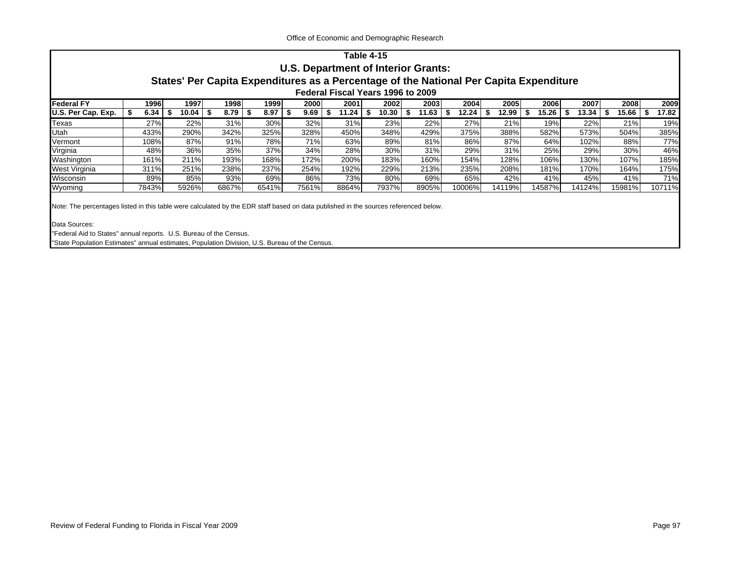### Table 4-15
### U.S. Department of Interior Grants:
### States' Per Capita Expenditures as a Percentage of the National Per Capita Expenditure
#### Federal Fiscal Years 1996 to 2009

| Federal FY | 1996 | 1997 | 1998 | 1999 | 2000 | 2001 | 2002 | 2003 | 2004 | 2005 | 2006 | 2007 | 2008 | 2009 |
|---|---|---|---|---|---|---|---|---|---|---|---|---|---|---|
| **U.S. Per Cap. Exp.** | **$ 6.34** | **$ 10.04** | **$ 8.79** | **$ 8.97** | **$ 9.69** | **$ 11.24** | **$ 10.30** | **$ 11.63** | **$ 12.24** | **$ 12.99** | **$ 15.26** | **$ 13.34** | **$ 15.66** | **$ 17.82** |
| Texas | 27% | 22% | 31% | 30% | 32% | 31% | 23% | 22% | 27% | 21% | 19% | 22% | 21% | 19% |
| Utah | 433% | 290% | 342% | 325% | 328% | 450% | 348% | 429% | 375% | 388% | 582% | 573% | 504% | 385% |
| Vermont | 108% | 87% | 91% | 78% | 71% | 63% | 89% | 81% | 86% | 87% | 64% | 102% | 88% | 77% |
| Virginia | 48% | 36% | 35% | 37% | 34% | 28% | 30% | 31% | 29% | 31% | 25% | 29% | 30% | 46% |
| Washington | 161% | 211% | 193% | 168% | 172% | 200% | 183% | 160% | 154% | 128% | 106% | 130% | 107% | 185% |
| West Virginia | 311% | 251% | 238% | 237% | 254% | 192% | 229% | 213% | 235% | 208% | 181% | 170% | 164% | 175% |
| Wisconsin | 89% | 85% | 93% | 69% | 86% | 73% | 80% | 69% | 65% | 42% | 41% | 45% | 41% | 71% |
| Wyoming | 7843% | 5926% | 6867% | 6541% | 7561% | 8864% | 7937% | 8905% | 10006% | 14119% | 14587% | 14124% | 15981% | 10711% |

Note: The percentages listed in this table were calculated by the EDR staff based on data published in the sources referenced below.

Data Sources:
"Federal Aid to States" annual reports. U.S. Bureau of the Census.
"State Population Estimates" annual estimates, Population Division, U.S. Bureau of the Census.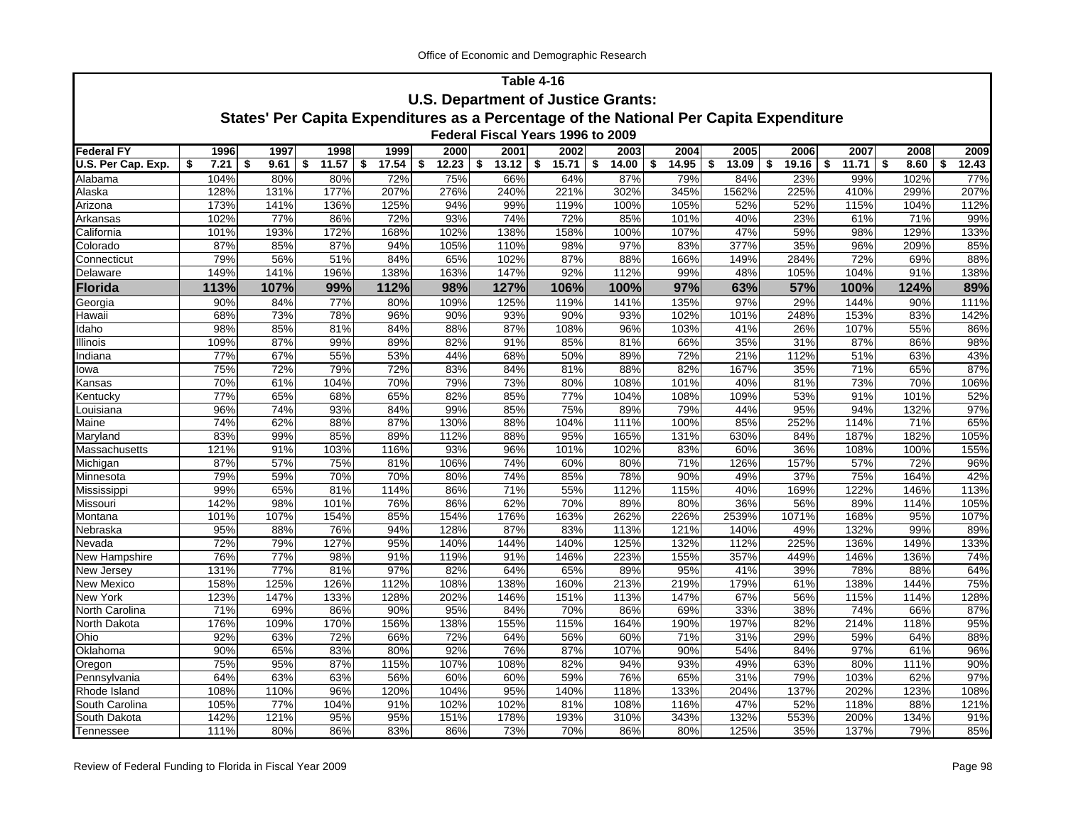## Table 4-16

## U.S. Department of Justice Grants:

## States' Per Capita Expenditures as a Percentage of the National Per Capita Expenditure

### Federal Fiscal Years 1996 to 2009

| Federal FY | 1996 | 1997 | 1998 | 1999 | 2000 | 2001 | 2002 | 2003 | 2004 | 2005 | 2006 | 2007 | 2008 | 2009 |
|---|---|---|---|---|---|---|---|---|---|---|---|---|---|---|
| U.S. Per Cap. Exp. | $ 7.21 | $ 9.61 | $ 11.57 | $ 17.54 | $ 12.23 | $ 13.12 | $ 15.71 | $ 14.00 | $ 14.95 | $ 13.09 | $ 19.16 | $ 11.71 | $ 8.60 | $ 12.43 |
| Alabama | 104% | 80% | 80% | 72% | 75% | 66% | 64% | 87% | 79% | 84% | 23% | 99% | 102% | 77% |
| Alaska | 128% | 131% | 177% | 207% | 276% | 240% | 221% | 302% | 345% | 1562% | 225% | 410% | 299% | 207% |
| Arizona | 173% | 141% | 136% | 125% | 94% | 99% | 119% | 100% | 105% | 52% | 52% | 115% | 104% | 112% |
| Arkansas | 102% | 77% | 86% | 72% | 93% | 74% | 72% | 85% | 101% | 40% | 23% | 61% | 71% | 99% |
| California | 101% | 193% | 172% | 168% | 102% | 138% | 158% | 100% | 107% | 47% | 59% | 98% | 129% | 133% |
| Colorado | 87% | 85% | 87% | 94% | 105% | 110% | 98% | 97% | 83% | 377% | 35% | 96% | 209% | 85% |
| Connecticut | 79% | 56% | 51% | 84% | 65% | 102% | 87% | 88% | 166% | 149% | 284% | 72% | 69% | 88% |
| Delaware | 149% | 141% | 196% | 138% | 163% | 147% | 92% | 112% | 99% | 48% | 105% | 104% | 91% | 138% |
| **Florida** | **113%** | **107%** | **99%** | **112%** | **98%** | **127%** | **106%** | **100%** | **97%** | **63%** | **57%** | **100%** | **124%** | **89%** |
| Georgia | 90% | 84% | 77% | 80% | 109% | 125% | 119% | 141% | 135% | 97% | 29% | 144% | 90% | 111% |
| Hawaii | 68% | 73% | 78% | 96% | 90% | 93% | 90% | 93% | 102% | 101% | 248% | 153% | 83% | 142% |
| Idaho | 98% | 85% | 81% | 84% | 88% | 87% | 108% | 96% | 103% | 41% | 26% | 107% | 55% | 86% |
| Illinois | 109% | 87% | 99% | 89% | 82% | 91% | 85% | 81% | 66% | 35% | 31% | 87% | 86% | 98% |
| Indiana | 77% | 67% | 55% | 53% | 44% | 68% | 50% | 89% | 72% | 21% | 112% | 51% | 63% | 43% |
| Iowa | 75% | 72% | 79% | 72% | 83% | 84% | 81% | 88% | 82% | 167% | 35% | 71% | 65% | 87% |
| Kansas | 70% | 61% | 104% | 70% | 79% | 73% | 80% | 108% | 101% | 40% | 81% | 73% | 70% | 106% |
| Kentucky | 77% | 65% | 68% | 65% | 82% | 85% | 77% | 104% | 108% | 109% | 53% | 91% | 101% | 52% |
| Louisiana | 96% | 74% | 93% | 84% | 99% | 85% | 75% | 89% | 79% | 44% | 95% | 94% | 132% | 97% |
| Maine | 74% | 62% | 88% | 87% | 130% | 88% | 104% | 111% | 100% | 85% | 252% | 114% | 71% | 65% |
| Maryland | 83% | 99% | 85% | 89% | 112% | 88% | 95% | 165% | 131% | 630% | 84% | 187% | 182% | 105% |
| Massachusetts | 121% | 91% | 103% | 116% | 93% | 96% | 101% | 102% | 83% | 60% | 36% | 108% | 100% | 155% |
| Michigan | 87% | 57% | 75% | 81% | 106% | 74% | 60% | 80% | 71% | 126% | 157% | 57% | 72% | 96% |
| Minnesota | 79% | 59% | 70% | 70% | 80% | 74% | 85% | 78% | 90% | 49% | 37% | 75% | 164% | 42% |
| Mississippi | 99% | 65% | 81% | 114% | 86% | 71% | 55% | 112% | 115% | 40% | 169% | 122% | 146% | 113% |
| Missouri | 142% | 98% | 101% | 76% | 86% | 62% | 70% | 89% | 80% | 36% | 56% | 89% | 114% | 105% |
| Montana | 101% | 107% | 154% | 85% | 154% | 176% | 163% | 262% | 226% | 2539% | 1071% | 168% | 95% | 107% |
| Nebraska | 95% | 88% | 76% | 94% | 128% | 87% | 83% | 113% | 121% | 140% | 49% | 132% | 99% | 89% |
| Nevada | 72% | 79% | 127% | 95% | 140% | 144% | 140% | 125% | 132% | 112% | 225% | 136% | 149% | 133% |
| New Hampshire | 76% | 77% | 98% | 91% | 119% | 91% | 146% | 223% | 155% | 357% | 449% | 146% | 136% | 74% |
| New Jersey | 131% | 77% | 81% | 97% | 82% | 64% | 65% | 89% | 95% | 41% | 39% | 78% | 88% | 64% |
| New Mexico | 158% | 125% | 126% | 112% | 108% | 138% | 160% | 213% | 219% | 179% | 61% | 138% | 144% | 75% |
| New York | 123% | 147% | 133% | 128% | 202% | 146% | 151% | 113% | 147% | 67% | 56% | 115% | 114% | 128% |
| North Carolina | 71% | 69% | 86% | 90% | 95% | 84% | 70% | 86% | 69% | 33% | 38% | 74% | 66% | 87% |
| North Dakota | 176% | 109% | 170% | 156% | 138% | 155% | 115% | 164% | 190% | 197% | 82% | 214% | 118% | 95% |
| Ohio | 92% | 63% | 72% | 66% | 72% | 64% | 56% | 60% | 71% | 31% | 29% | 59% | 64% | 88% |
| Oklahoma | 90% | 65% | 83% | 80% | 92% | 76% | 87% | 107% | 90% | 54% | 84% | 97% | 61% | 96% |
| Oregon | 75% | 95% | 87% | 115% | 107% | 108% | 82% | 94% | 93% | 49% | 63% | 80% | 111% | 90% |
| Pennsylvania | 64% | 63% | 63% | 56% | 60% | 60% | 59% | 76% | 65% | 31% | 79% | 103% | 62% | 97% |
| Rhode Island | 108% | 110% | 96% | 120% | 104% | 95% | 140% | 118% | 133% | 204% | 137% | 202% | 123% | 108% |
| South Carolina | 105% | 77% | 104% | 91% | 102% | 102% | 81% | 108% | 116% | 47% | 52% | 118% | 88% | 121% |
| South Dakota | 142% | 121% | 95% | 95% | 151% | 178% | 193% | 310% | 343% | 132% | 553% | 200% | 134% | 91% |
| Tennessee | 111% | 80% | 86% | 83% | 86% | 73% | 70% | 86% | 80% | 125% | 35% | 137% | 79% | 85% |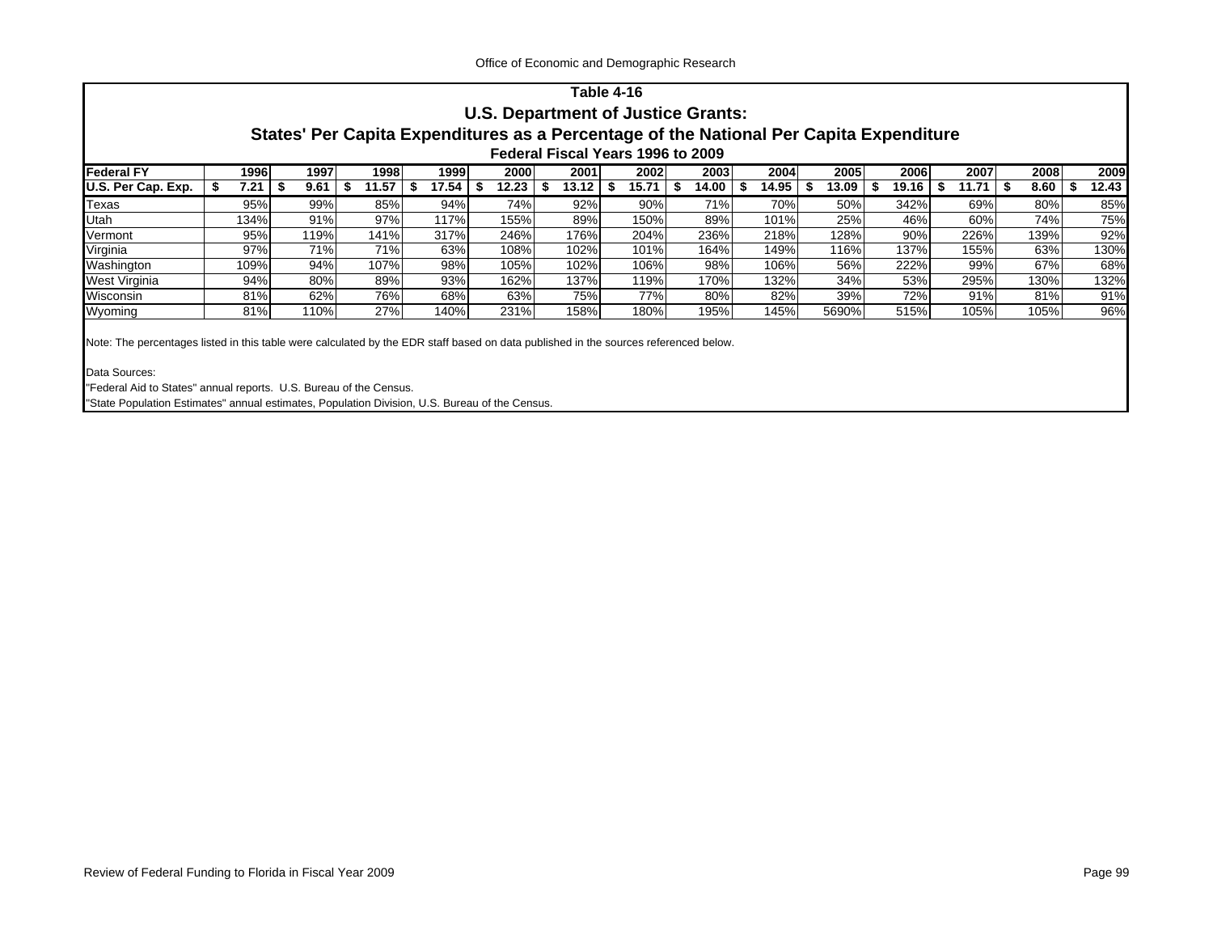## Table 4-16
## U.S. Department of Justice Grants:
## States' Per Capita Expenditures as a Percentage of the National Per Capita Expenditure
### Federal Fiscal Years 1996 to 2009

| Federal FY | 1996 | 1997 | 1998 | 1999 | 2000 | 2001 | 2002 | 2003 | 2004 | 2005 | 2006 | 2007 | 2008 | 2009 |
|---|---|---|---|---|---|---|---|---|---|---|---|---|---|---|
| U.S. Per Cap. Exp. | $ 7.21 | $ 9.61 | $ 11.57 | $ 17.54 | $ 12.23 | $ 13.12 | $ 15.71 | $ 14.00 | $ 14.95 | $ 13.09 | $ 19.16 | $ 11.71 | $ 8.60 | $ 12.43 |
| Texas | 95% | 99% | 85% | 94% | 74% | 92% | 90% | 71% | 70% | 50% | 342% | 69% | 80% | 85% |
| Utah | 134% | 91% | 97% | 117% | 155% | 89% | 150% | 89% | 101% | 25% | 46% | 60% | 74% | 75% |
| Vermont | 95% | 119% | 141% | 317% | 246% | 176% | 204% | 236% | 218% | 128% | 90% | 226% | 139% | 92% |
| Virginia | 97% | 71% | 71% | 63% | 108% | 102% | 101% | 164% | 149% | 116% | 137% | 155% | 63% | 130% |
| Washington | 109% | 94% | 107% | 98% | 105% | 102% | 106% | 98% | 106% | 56% | 222% | 99% | 67% | 68% |
| West Virginia | 94% | 80% | 89% | 93% | 162% | 137% | 119% | 170% | 132% | 34% | 53% | 295% | 130% | 132% |
| Wisconsin | 81% | 62% | 76% | 68% | 63% | 75% | 77% | 80% | 82% | 39% | 72% | 91% | 81% | 91% |
| Wyoming | 81% | 110% | 27% | 140% | 231% | 158% | 180% | 195% | 145% | 5690% | 515% | 105% | 105% | 96% |

Note: The percentages listed in this table were calculated by the EDR staff based on data published in the sources referenced below.

Data Sources:
"Federal Aid to States" annual reports. U.S. Bureau of the Census.
"State Population Estimates" annual estimates, Population Division, U.S. Bureau of the Census.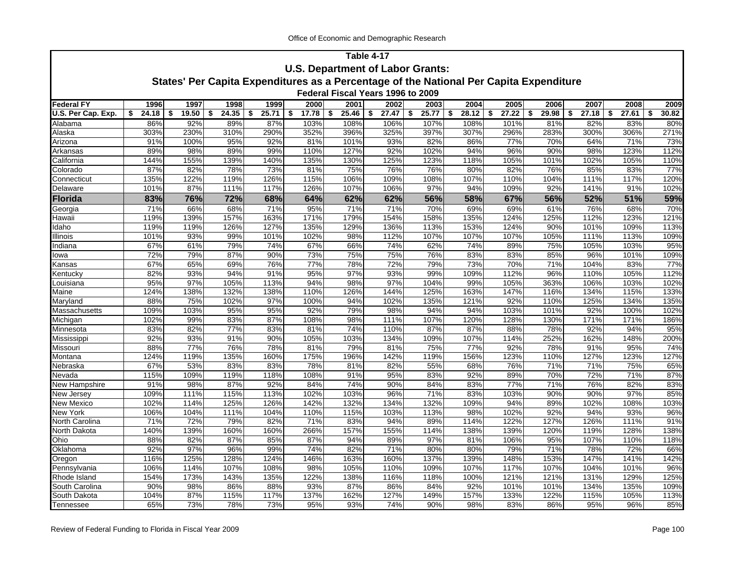## Table 4-17

### U.S. Department of Labor Grants:

### States' Per Capita Expenditures as a Percentage of the National Per Capita Expenditure

#### Federal Fiscal Years 1996 to 2009

| Federal FY | 1996 | 1997 | 1998 | 1999 | 2000 | 2001 | 2002 | 2003 | 2004 | 2005 | 2006 | 2007 | 2008 | 2009 |
|---|---|---|---|---|---|---|---|---|---|---|---|---|---|---|
| U.S. Per Cap. Exp. | $ 24.18 | $ 19.50 | $ 24.35 | $ 25.71 | $ 17.78 | $ 25.46 | $ 27.47 | $ 25.77 | $ 28.12 | $ 27.22 | $ 29.98 | $ 27.18 | $ 27.61 | $ 30.82 |
| Alabama | 86% | 92% | 89% | 87% | 103% | 108% | 106% | 107% | 108% | 101% | 81% | 82% | 83% | 80% |
| Alaska | 303% | 230% | 310% | 290% | 352% | 396% | 325% | 397% | 307% | 296% | 283% | 300% | 306% | 271% |
| Arizona | 91% | 100% | 95% | 92% | 81% | 101% | 93% | 82% | 86% | 77% | 70% | 64% | 71% | 73% |
| Arkansas | 89% | 98% | 89% | 99% | 110% | 127% | 92% | 102% | 94% | 96% | 90% | 98% | 123% | 112% |
| California | 144% | 155% | 139% | 140% | 135% | 130% | 125% | 123% | 118% | 105% | 101% | 102% | 105% | 110% |
| Colorado | 87% | 82% | 78% | 73% | 81% | 75% | 76% | 76% | 80% | 82% | 76% | 85% | 83% | 77% |
| Connecticut | 135% | 122% | 119% | 126% | 115% | 106% | 109% | 108% | 107% | 110% | 104% | 111% | 117% | 120% |
| Delaware | 101% | 87% | 111% | 117% | 126% | 107% | 106% | 97% | 94% | 109% | 92% | 141% | 91% | 102% |
| **Florida** | **83%** | **76%** | **72%** | **68%** | **64%** | **62%** | **62%** | **56%** | **58%** | **67%** | **56%** | **52%** | **51%** | **59%** |
| Georgia | 71% | 66% | 68% | 71% | 95% | 71% | 71% | 70% | 69% | 69% | 61% | 76% | 68% | 70% |
| Hawaii | 119% | 139% | 157% | 163% | 171% | 179% | 154% | 158% | 135% | 124% | 125% | 112% | 123% | 121% |
| Idaho | 119% | 119% | 126% | 127% | 135% | 129% | 136% | 113% | 153% | 124% | 90% | 101% | 109% | 113% |
| Illinois | 101% | 93% | 99% | 101% | 102% | 98% | 112% | 107% | 107% | 107% | 105% | 111% | 113% | 109% |
| Indiana | 67% | 61% | 79% | 74% | 67% | 66% | 74% | 62% | 74% | 89% | 75% | 105% | 103% | 95% |
| Iowa | 72% | 79% | 87% | 90% | 73% | 75% | 75% | 76% | 83% | 83% | 85% | 96% | 101% | 109% |
| Kansas | 67% | 65% | 69% | 76% | 77% | 78% | 72% | 79% | 73% | 70% | 71% | 104% | 83% | 77% |
| Kentucky | 82% | 93% | 94% | 91% | 95% | 97% | 93% | 99% | 109% | 112% | 96% | 110% | 105% | 112% |
| Louisiana | 95% | 97% | 105% | 113% | 94% | 98% | 97% | 104% | 99% | 105% | 363% | 106% | 103% | 102% |
| Maine | 124% | 138% | 132% | 138% | 110% | 126% | 144% | 125% | 163% | 147% | 116% | 134% | 115% | 133% |
| Maryland | 88% | 75% | 102% | 97% | 100% | 94% | 102% | 135% | 121% | 92% | 110% | 125% | 134% | 135% |
| Massachusetts | 109% | 103% | 95% | 95% | 92% | 79% | 98% | 94% | 94% | 103% | 101% | 92% | 100% | 102% |
| Michigan | 102% | 99% | 83% | 87% | 108% | 98% | 111% | 107% | 120% | 128% | 130% | 171% | 171% | 186% |
| Minnesota | 83% | 82% | 77% | 83% | 81% | 74% | 110% | 87% | 87% | 88% | 78% | 92% | 94% | 95% |
| Mississippi | 92% | 93% | 91% | 90% | 105% | 103% | 134% | 109% | 107% | 114% | 252% | 162% | 148% | 200% |
| Missouri | 88% | 77% | 76% | 78% | 81% | 79% | 81% | 75% | 77% | 92% | 78% | 91% | 95% | 74% |
| Montana | 124% | 119% | 135% | 160% | 175% | 196% | 142% | 119% | 156% | 123% | 110% | 127% | 123% | 127% |
| Nebraska | 67% | 53% | 83% | 83% | 78% | 81% | 82% | 55% | 68% | 76% | 71% | 71% | 75% | 65% |
| Nevada | 115% | 109% | 119% | 118% | 108% | 91% | 95% | 83% | 92% | 89% | 70% | 72% | 71% | 87% |
| New Hampshire | 91% | 98% | 87% | 92% | 84% | 74% | 90% | 84% | 83% | 77% | 71% | 76% | 82% | 83% |
| New Jersey | 109% | 111% | 115% | 113% | 102% | 103% | 96% | 71% | 83% | 103% | 90% | 90% | 97% | 85% |
| New Mexico | 102% | 114% | 125% | 126% | 142% | 132% | 134% | 132% | 109% | 94% | 89% | 102% | 108% | 103% |
| New York | 106% | 104% | 111% | 104% | 110% | 115% | 103% | 113% | 98% | 102% | 92% | 94% | 93% | 96% |
| North Carolina | 71% | 72% | 79% | 82% | 71% | 83% | 94% | 89% | 114% | 122% | 127% | 126% | 111% | 91% |
| North Dakota | 140% | 139% | 160% | 160% | 266% | 157% | 155% | 114% | 138% | 139% | 120% | 119% | 128% | 138% |
| Ohio | 88% | 82% | 87% | 85% | 87% | 94% | 89% | 97% | 81% | 106% | 95% | 107% | 110% | 118% |
| Oklahoma | 92% | 97% | 96% | 99% | 74% | 82% | 71% | 80% | 80% | 79% | 71% | 78% | 72% | 66% |
| Oregon | 116% | 125% | 128% | 124% | 146% | 163% | 160% | 137% | 139% | 148% | 153% | 147% | 141% | 142% |
| Pennsylvania | 106% | 114% | 107% | 108% | 98% | 105% | 110% | 109% | 107% | 117% | 107% | 104% | 101% | 96% |
| Rhode Island | 154% | 173% | 143% | 135% | 122% | 138% | 116% | 118% | 100% | 121% | 121% | 131% | 129% | 125% |
| South Carolina | 90% | 98% | 86% | 88% | 93% | 87% | 86% | 84% | 92% | 101% | 101% | 134% | 135% | 109% |
| South Dakota | 104% | 87% | 115% | 117% | 137% | 162% | 127% | 149% | 157% | 133% | 122% | 115% | 105% | 113% |
| Tennessee | 65% | 73% | 78% | 73% | 95% | 93% | 74% | 90% | 98% | 83% | 86% | 95% | 96% | 85% |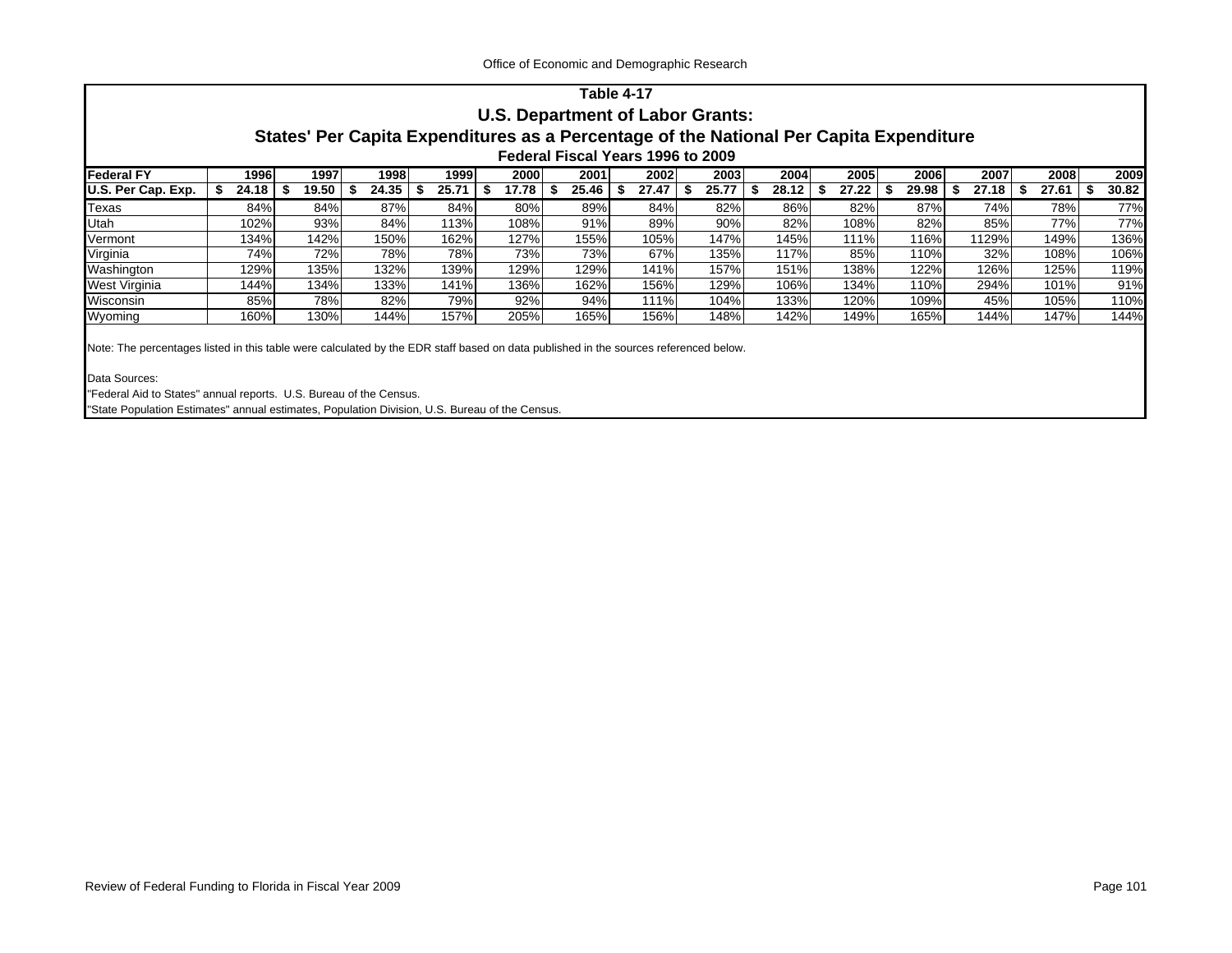## Table 4-17

### U.S. Department of Labor Grants:

### States' Per Capita Expenditures as a Percentage of the National Per Capita Expenditure

#### Federal Fiscal Years 1996 to 2009

| Federal FY | 1996 | 1997 | 1998 | 1999 | 2000 | 2001 | 2002 | 2003 | 2004 | 2005 | 2006 | 2007 | 2008 | 2009 |
|---|---|---|---|---|---|---|---|---|---|---|---|---|---|---|
| U.S. Per Cap. Exp. | $ 24.18 | $ 19.50 | $ 24.35 | $ 25.71 | $ 17.78 | $ 25.46 | $ 27.47 | $ 25.77 | $ 28.12 | $ 27.22 | $ 29.98 | $ 27.18 | $ 27.61 | $ 30.82 |
| Texas | 84% | 84% | 87% | 84% | 80% | 89% | 84% | 82% | 86% | 82% | 87% | 74% | 78% | 77% |
| Utah | 102% | 93% | 84% | 113% | 108% | 91% | 89% | 90% | 82% | 108% | 82% | 85% | 77% | 77% |
| Vermont | 134% | 142% | 150% | 162% | 127% | 155% | 105% | 147% | 145% | 111% | 116% | 1129% | 149% | 136% |
| Virginia | 74% | 72% | 78% | 78% | 73% | 73% | 67% | 135% | 117% | 85% | 110% | 32% | 108% | 106% |
| Washington | 129% | 135% | 132% | 139% | 129% | 129% | 141% | 157% | 151% | 138% | 122% | 126% | 125% | 119% |
| West Virginia | 144% | 134% | 133% | 141% | 136% | 162% | 156% | 129% | 106% | 134% | 110% | 294% | 101% | 91% |
| Wisconsin | 85% | 78% | 82% | 79% | 92% | 94% | 111% | 104% | 133% | 120% | 109% | 45% | 105% | 110% |
| Wyoming | 160% | 130% | 144% | 157% | 205% | 165% | 156% | 148% | 142% | 149% | 165% | 144% | 147% | 144% |

Note: The percentages listed in this table were calculated by the EDR staff based on data published in the sources referenced below.

Data Sources:

"Federal Aid to States" annual reports. U.S. Bureau of the Census.

"State Population Estimates" annual estimates, Population Division, U.S. Bureau of the Census.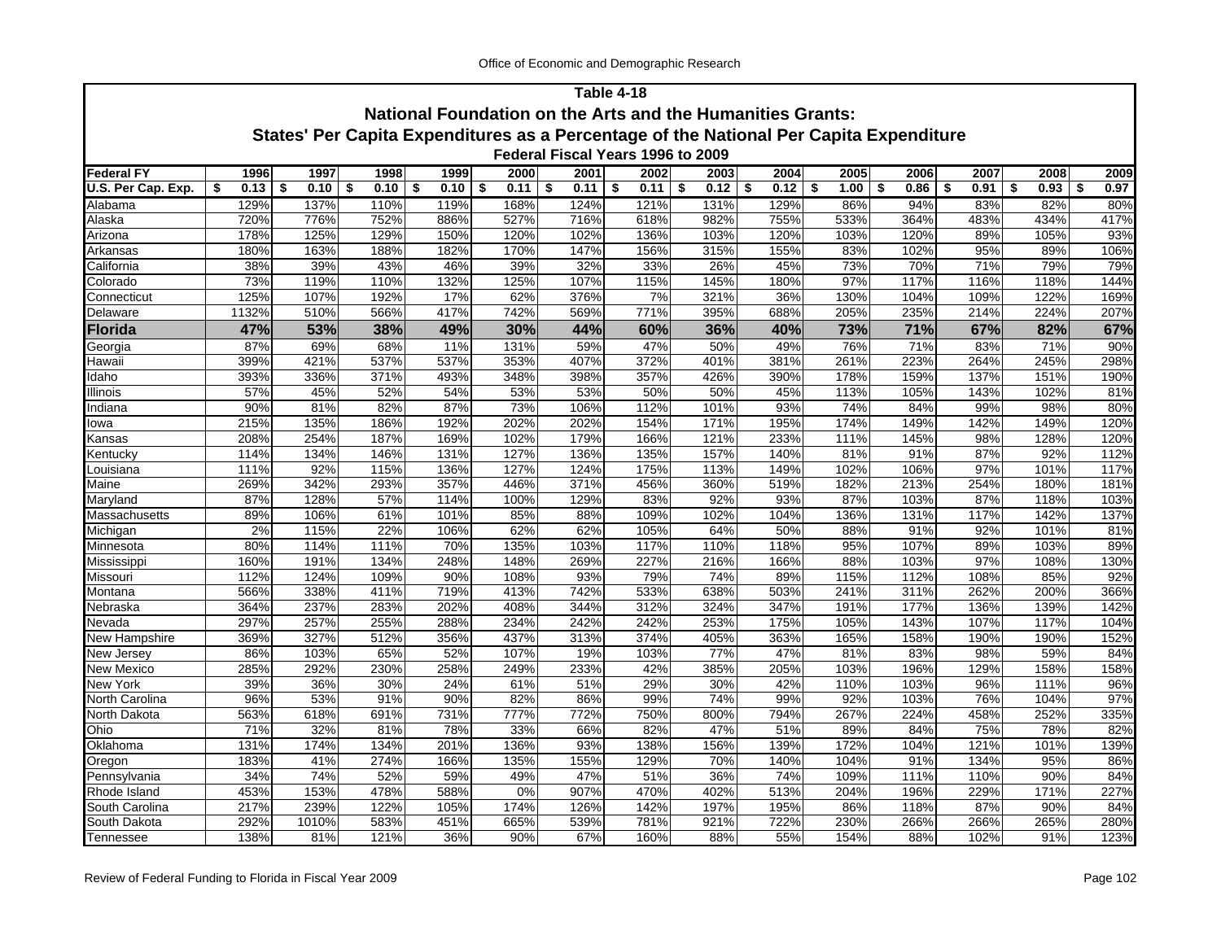Office of Economic and Demographic Research

## Table 4-18
## National Foundation on the Arts and the Humanities Grants:
## States' Per Capita Expenditures as a Percentage of the National Per Capita Expenditure
### Federal Fiscal Years 1996 to 2009

| Federal FY | 1996 | 1997 | 1998 | 1999 | 2000 | 2001 | 2002 | 2003 | 2004 | 2005 | 2006 | 2007 | 2008 | 2009 |
|---|---|---|---|---|---|---|---|---|---|---|---|---|---|---|
| U.S. Per Cap. Exp. | $ 0.13 | $ 0.10 | $ 0.10 | $ 0.10 | $ 0.11 | $ 0.11 | $ 0.11 | $ 0.12 | $ 0.12 | $ 1.00 | $ 0.86 | $ 0.91 | $ 0.93 | $ 0.97 |
| Alabama | 129% | 137% | 110% | 119% | 168% | 124% | 121% | 131% | 129% | 86% | 94% | 83% | 82% | 80% |
| Alaska | 720% | 776% | 752% | 886% | 527% | 716% | 618% | 982% | 755% | 533% | 364% | 483% | 434% | 417% |
| Arizona | 178% | 125% | 129% | 150% | 120% | 102% | 136% | 103% | 120% | 103% | 120% | 89% | 105% | 93% |
| Arkansas | 180% | 163% | 188% | 182% | 170% | 147% | 156% | 315% | 155% | 83% | 102% | 95% | 89% | 106% |
| California | 38% | 39% | 43% | 46% | 39% | 32% | 33% | 26% | 45% | 73% | 70% | 71% | 79% | 79% |
| Colorado | 73% | 119% | 110% | 132% | 125% | 107% | 115% | 145% | 180% | 97% | 117% | 116% | 118% | 144% |
| Connecticut | 125% | 107% | 192% | 17% | 62% | 376% | 7% | 321% | 36% | 130% | 104% | 109% | 122% | 169% |
| Delaware | 1132% | 510% | 566% | 417% | 742% | 569% | 771% | 395% | 688% | 205% | 235% | 214% | 224% | 207% |
| **Florida** | **47%** | **53%** | **38%** | **49%** | **30%** | **44%** | **60%** | **36%** | **40%** | **73%** | **71%** | **67%** | **82%** | **67%** |
| Georgia | 87% | 69% | 68% | 11% | 131% | 59% | 47% | 50% | 49% | 76% | 71% | 83% | 71% | 90% |
| Hawaii | 399% | 421% | 537% | 537% | 353% | 407% | 372% | 401% | 381% | 261% | 223% | 264% | 245% | 298% |
| Idaho | 393% | 336% | 371% | 493% | 348% | 398% | 357% | 426% | 390% | 178% | 159% | 137% | 151% | 190% |
| Illinois | 57% | 45% | 52% | 54% | 53% | 53% | 50% | 50% | 45% | 113% | 105% | 143% | 102% | 81% |
| Indiana | 90% | 81% | 82% | 87% | 73% | 106% | 112% | 101% | 93% | 74% | 84% | 99% | 98% | 80% |
| Iowa | 215% | 135% | 186% | 192% | 202% | 202% | 154% | 171% | 195% | 174% | 149% | 142% | 149% | 120% |
| Kansas | 208% | 254% | 187% | 169% | 102% | 179% | 166% | 121% | 233% | 111% | 145% | 98% | 128% | 120% |
| Kentucky | 114% | 134% | 146% | 131% | 127% | 136% | 135% | 157% | 140% | 81% | 91% | 87% | 92% | 112% |
| Louisiana | 111% | 92% | 115% | 136% | 127% | 124% | 175% | 113% | 149% | 102% | 106% | 97% | 101% | 117% |
| Maine | 269% | 342% | 293% | 357% | 446% | 371% | 456% | 360% | 519% | 182% | 213% | 254% | 180% | 181% |
| Maryland | 87% | 128% | 57% | 114% | 100% | 129% | 83% | 92% | 93% | 87% | 103% | 87% | 118% | 103% |
| Massachusetts | 89% | 106% | 61% | 101% | 85% | 88% | 109% | 102% | 104% | 136% | 131% | 117% | 142% | 137% |
| Michigan | 2% | 115% | 22% | 106% | 62% | 62% | 105% | 64% | 50% | 88% | 91% | 92% | 101% | 81% |
| Minnesota | 80% | 114% | 111% | 70% | 135% | 103% | 117% | 110% | 118% | 95% | 107% | 89% | 103% | 89% |
| Mississippi | 160% | 191% | 134% | 248% | 148% | 269% | 227% | 216% | 166% | 88% | 103% | 97% | 108% | 130% |
| Missouri | 112% | 124% | 109% | 90% | 108% | 93% | 79% | 74% | 89% | 115% | 112% | 108% | 85% | 92% |
| Montana | 566% | 338% | 411% | 719% | 413% | 742% | 533% | 638% | 503% | 241% | 311% | 262% | 200% | 366% |
| Nebraska | 364% | 237% | 283% | 202% | 408% | 344% | 312% | 324% | 347% | 191% | 177% | 136% | 139% | 142% |
| Nevada | 297% | 257% | 255% | 288% | 234% | 242% | 242% | 253% | 175% | 105% | 143% | 107% | 117% | 104% |
| New Hampshire | 369% | 327% | 512% | 356% | 437% | 313% | 374% | 405% | 363% | 165% | 158% | 190% | 190% | 152% |
| New Jersey | 86% | 103% | 65% | 52% | 107% | 19% | 103% | 77% | 47% | 81% | 83% | 98% | 59% | 84% |
| New Mexico | 285% | 292% | 230% | 258% | 249% | 233% | 42% | 385% | 205% | 103% | 196% | 129% | 158% | 158% |
| New York | 39% | 36% | 30% | 24% | 61% | 51% | 29% | 30% | 42% | 110% | 103% | 96% | 111% | 96% |
| North Carolina | 96% | 53% | 91% | 90% | 82% | 86% | 99% | 74% | 99% | 92% | 103% | 76% | 104% | 97% |
| North Dakota | 563% | 618% | 691% | 731% | 777% | 772% | 750% | 800% | 794% | 267% | 224% | 458% | 252% | 335% |
| Ohio | 71% | 32% | 81% | 78% | 33% | 66% | 82% | 47% | 51% | 89% | 84% | 75% | 78% | 82% |
| Oklahoma | 131% | 174% | 134% | 201% | 136% | 93% | 138% | 156% | 139% | 172% | 104% | 121% | 101% | 139% |
| Oregon | 183% | 41% | 274% | 166% | 135% | 155% | 129% | 70% | 140% | 104% | 91% | 134% | 95% | 86% |
| Pennsylvania | 34% | 74% | 52% | 59% | 49% | 47% | 51% | 36% | 74% | 109% | 111% | 110% | 90% | 84% |
| Rhode Island | 453% | 153% | 478% | 588% | 0% | 907% | 470% | 402% | 513% | 204% | 196% | 229% | 171% | 227% |
| South Carolina | 217% | 239% | 122% | 105% | 174% | 126% | 142% | 197% | 195% | 86% | 118% | 87% | 90% | 84% |
| South Dakota | 292% | 1010% | 583% | 451% | 665% | 539% | 781% | 921% | 722% | 230% | 266% | 266% | 265% | 280% |
| Tennessee | 138% | 81% | 121% | 36% | 90% | 67% | 160% | 88% | 55% | 154% | 88% | 102% | 91% | 123% |

Review of Federal Funding to Florida in Fiscal Year 2009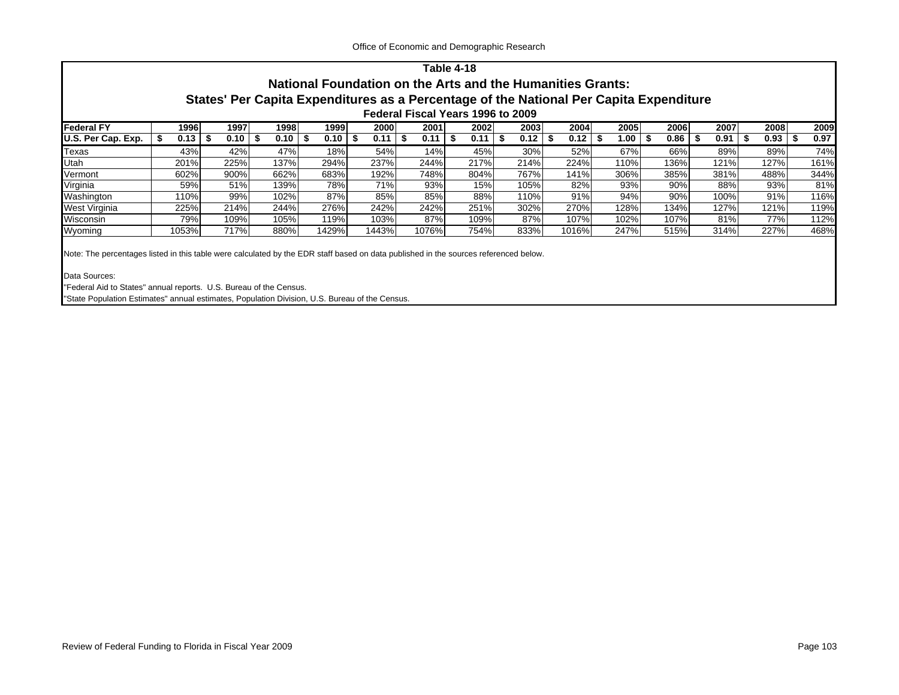# Table 4-18

## National Foundation on the Arts and the Humanities Grants:

## States' Per Capita Expenditures as a Percentage of the National Per Capita Expenditure

### Federal Fiscal Years 1996 to 2009

| Federal FY | 1996 | 1997 | 1998 | 1999 | 2000 | 2001 | 2002 | 2003 | 2004 | 2005 | 2006 | 2007 | 2008 | 2009 |
|---|---|---|---|---|---|---|---|---|---|---|---|---|---|---|
| **U.S. Per Cap. Exp.** | **$ 0.13** | **$ 0.10** | **$ 0.10** | **$ 0.10** | **$ 0.11** | **$ 0.11** | **$ 0.11** | **$ 0.12** | **$ 0.12** | **$ 1.00** | **$ 0.86** | **$ 0.91** | **$ 0.93** | **$ 0.97** |
| Texas | 43% | 42% | 47% | 18% | 54% | 14% | 45% | 30% | 52% | 67% | 66% | 89% | 89% | 74% |
| Utah | 201% | 225% | 137% | 294% | 237% | 244% | 217% | 214% | 224% | 110% | 136% | 121% | 127% | 161% |
| Vermont | 602% | 900% | 662% | 683% | 192% | 748% | 804% | 767% | 141% | 306% | 385% | 381% | 488% | 344% |
| Virginia | 59% | 51% | 139% | 78% | 71% | 93% | 15% | 105% | 82% | 93% | 90% | 88% | 93% | 81% |
| Washington | 110% | 99% | 102% | 87% | 85% | 85% | 88% | 110% | 91% | 94% | 90% | 100% | 91% | 116% |
| West Virginia | 225% | 214% | 244% | 276% | 242% | 242% | 251% | 302% | 270% | 128% | 134% | 127% | 121% | 119% |
| Wisconsin | 79% | 109% | 105% | 119% | 103% | 87% | 109% | 87% | 107% | 102% | 107% | 81% | 77% | 112% |
| Wyoming | 1053% | 717% | 880% | 1429% | 1443% | 1076% | 754% | 833% | 1016% | 247% | 515% | 314% | 227% | 468% |

Note: The percentages listed in this table were calculated by the EDR staff based on data published in the sources referenced below.

Data Sources:
"Federal Aid to States" annual reports. U.S. Bureau of the Census.
"State Population Estimates" annual estimates, Population Division, U.S. Bureau of the Census.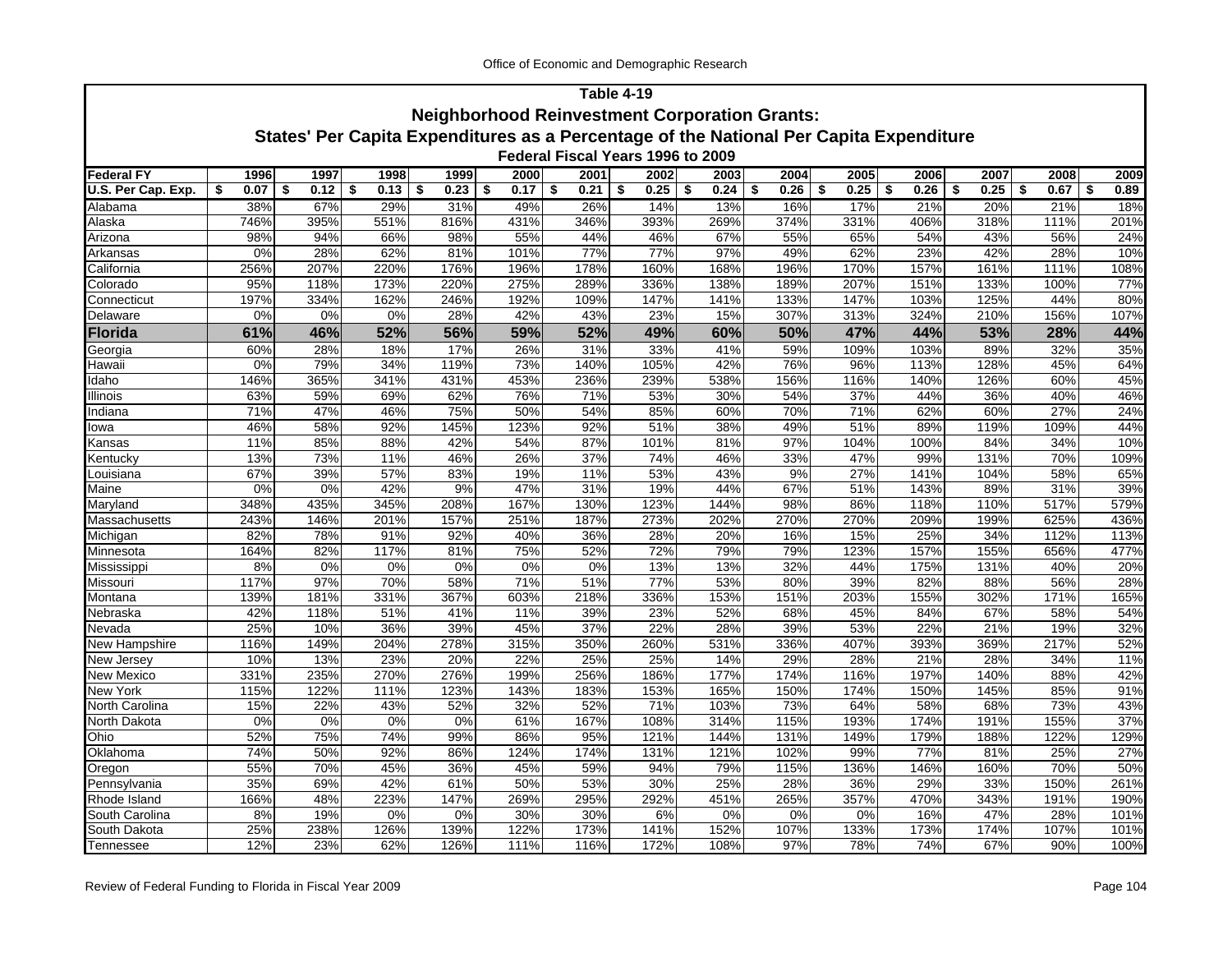## Table 4-19

### Neighborhood Reinvestment Corporation Grants:

### States' Per Capita Expenditures as a Percentage of the National Per Capita Expenditure

### Federal Fiscal Years 1996 to 2009

| Federal FY | 1996 | 1997 | 1998 | 1999 | 2000 | 2001 | 2002 | 2003 | 2004 | 2005 | 2006 | 2007 | 2008 | 2009 |
|---|---|---|---|---|---|---|---|---|---|---|---|---|---|---|
| U.S. Per Cap. Exp. | $ 0.07 | $ 0.12 | $ 0.13 | $ 0.23 | $ 0.17 | $ 0.21 | $ 0.25 | $ 0.24 | $ 0.26 | $ 0.25 | $ 0.26 | $ 0.25 | $ 0.67 | $ 0.89 |
| Alabama | 38% | 67% | 29% | 31% | 49% | 26% | 14% | 13% | 16% | 17% | 21% | 20% | 21% | 18% |
| Alaska | 746% | 395% | 551% | 816% | 431% | 346% | 393% | 269% | 374% | 331% | 406% | 318% | 111% | 201% |
| Arizona | 98% | 94% | 66% | 98% | 55% | 44% | 46% | 67% | 55% | 65% | 54% | 43% | 56% | 24% |
| Arkansas | 0% | 28% | 62% | 81% | 101% | 77% | 77% | 97% | 49% | 62% | 23% | 42% | 28% | 10% |
| California | 256% | 207% | 220% | 176% | 196% | 178% | 160% | 168% | 196% | 170% | 157% | 161% | 111% | 108% |
| Colorado | 95% | 118% | 173% | 220% | 275% | 289% | 336% | 138% | 189% | 207% | 151% | 133% | 100% | 77% |
| Connecticut | 197% | 334% | 162% | 246% | 192% | 109% | 147% | 141% | 133% | 147% | 103% | 125% | 44% | 80% |
| Delaware | 0% | 0% | 0% | 28% | 42% | 43% | 23% | 15% | 307% | 313% | 324% | 210% | 156% | 107% |
| **Florida** | **61%** | **46%** | **52%** | **56%** | **59%** | **52%** | **49%** | **60%** | **50%** | **47%** | **44%** | **53%** | **28%** | **44%** |
| Georgia | 60% | 28% | 18% | 17% | 26% | 31% | 33% | 41% | 59% | 109% | 103% | 89% | 32% | 35% |
| Hawaii | 0% | 79% | 34% | 119% | 73% | 140% | 105% | 42% | 76% | 96% | 113% | 128% | 45% | 64% |
| Idaho | 146% | 365% | 341% | 431% | 453% | 236% | 239% | 538% | 156% | 116% | 140% | 126% | 60% | 45% |
| Illinois | 63% | 59% | 69% | 62% | 76% | 71% | 53% | 30% | 54% | 37% | 44% | 36% | 40% | 46% |
| Indiana | 71% | 47% | 46% | 75% | 50% | 54% | 85% | 60% | 70% | 71% | 62% | 60% | 27% | 24% |
| Iowa | 46% | 58% | 92% | 145% | 123% | 92% | 51% | 38% | 49% | 51% | 89% | 119% | 109% | 44% |
| Kansas | 11% | 85% | 88% | 42% | 54% | 87% | 101% | 81% | 97% | 104% | 100% | 84% | 34% | 10% |
| Kentucky | 13% | 73% | 11% | 46% | 26% | 37% | 74% | 46% | 33% | 47% | 99% | 131% | 70% | 109% |
| Louisiana | 67% | 39% | 57% | 83% | 19% | 11% | 53% | 43% | 9% | 27% | 141% | 104% | 58% | 65% |
| Maine | 0% | 0% | 42% | 9% | 47% | 31% | 19% | 44% | 67% | 51% | 143% | 89% | 31% | 39% |
| Maryland | 348% | 435% | 345% | 208% | 167% | 130% | 123% | 144% | 98% | 86% | 118% | 110% | 517% | 579% |
| Massachusetts | 243% | 146% | 201% | 157% | 251% | 187% | 273% | 202% | 270% | 270% | 209% | 199% | 625% | 436% |
| Michigan | 82% | 78% | 91% | 92% | 40% | 36% | 28% | 20% | 16% | 15% | 25% | 34% | 112% | 113% |
| Minnesota | 164% | 82% | 117% | 81% | 75% | 52% | 72% | 79% | 79% | 123% | 157% | 155% | 656% | 477% |
| Mississippi | 8% | 0% | 0% | 0% | 0% | 0% | 13% | 13% | 32% | 44% | 175% | 131% | 40% | 20% |
| Missouri | 117% | 97% | 70% | 58% | 71% | 51% | 77% | 53% | 80% | 39% | 82% | 88% | 56% | 28% |
| Montana | 139% | 181% | 331% | 367% | 603% | 218% | 336% | 153% | 151% | 203% | 155% | 302% | 171% | 165% |
| Nebraska | 42% | 118% | 51% | 41% | 11% | 39% | 23% | 52% | 68% | 45% | 84% | 67% | 58% | 54% |
| Nevada | 25% | 10% | 36% | 39% | 45% | 37% | 22% | 28% | 39% | 53% | 22% | 21% | 19% | 32% |
| New Hampshire | 116% | 149% | 204% | 278% | 315% | 350% | 260% | 531% | 336% | 407% | 393% | 369% | 217% | 52% |
| New Jersey | 10% | 13% | 23% | 20% | 22% | 25% | 25% | 14% | 29% | 28% | 21% | 28% | 34% | 11% |
| New Mexico | 331% | 235% | 270% | 276% | 199% | 256% | 186% | 177% | 174% | 116% | 197% | 140% | 88% | 42% |
| New York | 115% | 122% | 111% | 123% | 143% | 183% | 153% | 165% | 150% | 174% | 150% | 145% | 85% | 91% |
| North Carolina | 15% | 22% | 43% | 52% | 32% | 52% | 71% | 103% | 73% | 64% | 58% | 68% | 73% | 43% |
| North Dakota | 0% | 0% | 0% | 0% | 61% | 167% | 108% | 314% | 115% | 193% | 174% | 191% | 155% | 37% |
| Ohio | 52% | 75% | 74% | 99% | 86% | 95% | 121% | 144% | 131% | 149% | 179% | 188% | 122% | 129% |
| Oklahoma | 74% | 50% | 92% | 86% | 124% | 174% | 131% | 121% | 102% | 99% | 77% | 81% | 25% | 27% |
| Oregon | 55% | 70% | 45% | 36% | 45% | 59% | 94% | 79% | 115% | 136% | 146% | 160% | 70% | 50% |
| Pennsylvania | 35% | 69% | 42% | 61% | 50% | 53% | 30% | 25% | 28% | 36% | 29% | 33% | 150% | 261% |
| Rhode Island | 166% | 48% | 223% | 147% | 269% | 295% | 292% | 451% | 265% | 357% | 470% | 343% | 191% | 190% |
| South Carolina | 8% | 19% | 0% | 0% | 30% | 30% | 6% | 0% | 0% | 0% | 16% | 47% | 28% | 101% |
| South Dakota | 25% | 238% | 126% | 139% | 122% | 173% | 141% | 152% | 107% | 133% | 173% | 174% | 107% | 101% |
| Tennessee | 12% | 23% | 62% | 126% | 111% | 116% | 172% | 108% | 97% | 78% | 74% | 67% | 90% | 100% |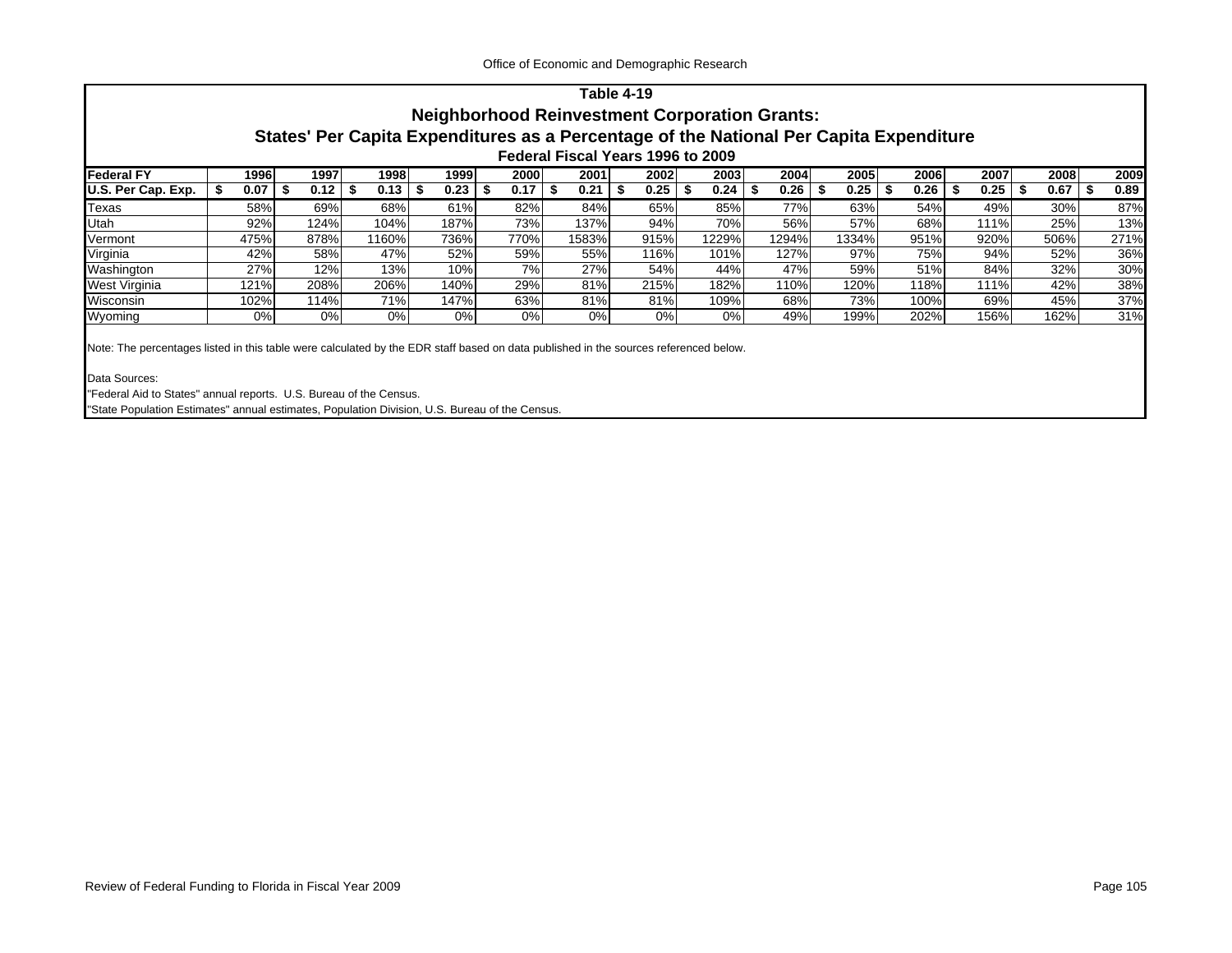Office of Economic and Demographic Research

### Table 4-19
## Neighborhood Reinvestment Corporation Grants:
## States' Per Capita Expenditures as a Percentage of the National Per Capita Expenditure
### Federal Fiscal Years 1996 to 2009

| Federal FY | 1996 | 1997 | 1998 | 1999 | 2000 | 2001 | 2002 | 2003 | 2004 | 2005 | 2006 | 2007 | 2008 | 2009 |
|---|---|---|---|---|---|---|---|---|---|---|---|---|---|---|
| U.S. Per Cap. Exp. | $ 0.07 | $ 0.12 | $ 0.13 | $ 0.23 | $ 0.17 | $ 0.21 | $ 0.25 | $ 0.24 | $ 0.26 | $ 0.25 | $ 0.26 | $ 0.25 | $ 0.67 | $ 0.89 |
| Texas | 58% | 69% | 68% | 61% | 82% | 84% | 65% | 85% | 77% | 63% | 54% | 49% | 30% | 87% |
| Utah | 92% | 124% | 104% | 187% | 73% | 137% | 94% | 70% | 56% | 57% | 68% | 111% | 25% | 13% |
| Vermont | 475% | 878% | 1160% | 736% | 770% | 1583% | 915% | 1229% | 1294% | 1334% | 951% | 920% | 506% | 271% |
| Virginia | 42% | 58% | 47% | 52% | 59% | 55% | 116% | 101% | 127% | 97% | 75% | 94% | 52% | 36% |
| Washington | 27% | 12% | 13% | 10% | 7% | 27% | 54% | 44% | 47% | 59% | 51% | 84% | 32% | 30% |
| West Virginia | 121% | 208% | 206% | 140% | 29% | 81% | 215% | 182% | 110% | 120% | 118% | 111% | 42% | 38% |
| Wisconsin | 102% | 114% | 71% | 147% | 63% | 81% | 81% | 109% | 68% | 73% | 100% | 69% | 45% | 37% |
| Wyoming | 0% | 0% | 0% | 0% | 0% | 0% | 0% | 0% | 49% | 199% | 202% | 156% | 162% | 31% |

Note: The percentages listed in this table were calculated by the EDR staff based on data published in the sources referenced below.

Data Sources:
"Federal Aid to States" annual reports. U.S. Bureau of the Census.
"State Population Estimates" annual estimates, Population Division, U.S. Bureau of the Census.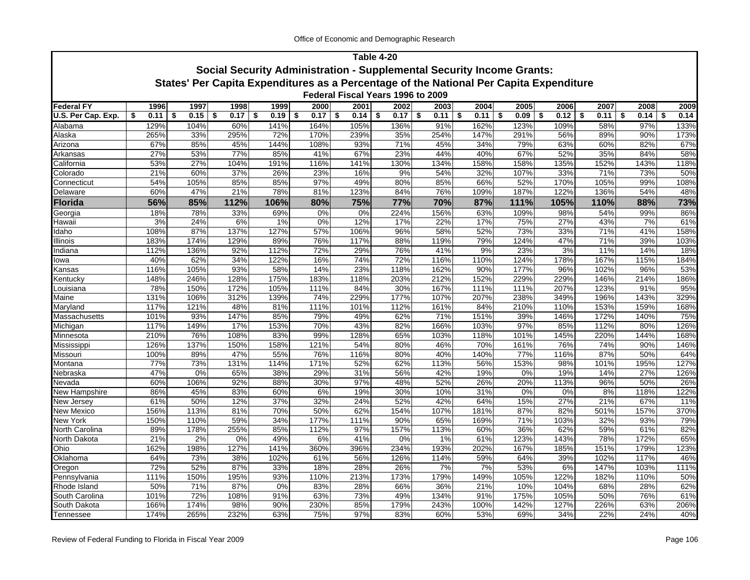## Table 4-20

### Social Security Administration - Supplemental Security Income Grants:

### States' Per Capita Expenditures as a Percentage of the National Per Capita Expenditure

#### Federal Fiscal Years 1996 to 2009

| Federal FY | 1996 | 1997 | 1998 | 1999 | 2000 | 2001 | 2002 | 2003 | 2004 | 2005 | 2006 | 2007 | 2008 | 2009 |
|---|---|---|---|---|---|---|---|---|---|---|---|---|---|---|
| U.S. Per Cap. Exp. | $ 0.11 | $ 0.15 | $ 0.17 | $ 0.19 | $ 0.17 | $ 0.14 | $ 0.17 | $ 0.11 | $ 0.11 | $ 0.09 | $ 0.12 | $ 0.11 | $ 0.14 | $ 0.14 |
| Alabama | 129% | 104% | 60% | 141% | 164% | 105% | 136% | 91% | 162% | 123% | 109% | 58% | 97% | 133% |
| Alaska | 265% | 33% | 295% | 72% | 170% | 239% | 35% | 254% | 147% | 291% | 56% | 89% | 90% | 173% |
| Arizona | 67% | 85% | 45% | 144% | 108% | 93% | 71% | 45% | 34% | 79% | 63% | 60% | 82% | 67% |
| Arkansas | 27% | 53% | 77% | 85% | 41% | 67% | 23% | 44% | 40% | 67% | 52% | 35% | 84% | 58% |
| California | 53% | 27% | 104% | 191% | 116% | 141% | 130% | 134% | 158% | 158% | 135% | 152% | 143% | 118% |
| Colorado | 21% | 60% | 37% | 26% | 23% | 16% | 9% | 54% | 32% | 107% | 33% | 71% | 73% | 50% |
| Connecticut | 54% | 105% | 85% | 85% | 97% | 49% | 80% | 85% | 66% | 52% | 170% | 105% | 99% | 108% |
| Delaware | 60% | 47% | 21% | 78% | 81% | 123% | 84% | 76% | 109% | 187% | 122% | 136% | 54% | 48% |
| **Florida** | **56%** | **85%** | **112%** | **106%** | **80%** | **75%** | **77%** | **70%** | **87%** | **111%** | **105%** | **110%** | **88%** | **73%** |
| Georgia | 18% | 78% | 33% | 69% | 0% | 0% | 224% | 156% | 63% | 109% | 98% | 54% | 99% | 86% |
| Hawaii | 3% | 24% | 6% | 1% | 0% | 12% | 17% | 22% | 17% | 75% | 27% | 43% | 7% | 61% |
| Idaho | 108% | 87% | 137% | 127% | 57% | 106% | 96% | 58% | 52% | 73% | 33% | 71% | 41% | 158% |
| Illinois | 183% | 174% | 129% | 89% | 76% | 117% | 88% | 119% | 79% | 124% | 47% | 71% | 39% | 103% |
| Indiana | 112% | 136% | 92% | 112% | 72% | 29% | 76% | 41% | 9% | 23% | 3% | 11% | 14% | 18% |
| Iowa | 40% | 62% | 34% | 122% | 16% | 74% | 72% | 116% | 110% | 124% | 178% | 167% | 115% | 184% |
| Kansas | 116% | 105% | 93% | 58% | 14% | 23% | 118% | 162% | 90% | 177% | 96% | 102% | 96% | 53% |
| Kentucky | 148% | 246% | 128% | 175% | 183% | 118% | 203% | 212% | 152% | 229% | 229% | 146% | 214% | 186% |
| Louisiana | 78% | 150% | 172% | 105% | 111% | 84% | 30% | 167% | 111% | 111% | 207% | 123% | 91% | 95% |
| Maine | 131% | 106% | 312% | 139% | 74% | 229% | 177% | 107% | 207% | 238% | 349% | 196% | 143% | 329% |
| Maryland | 117% | 121% | 48% | 81% | 111% | 101% | 112% | 161% | 84% | 210% | 110% | 153% | 159% | 168% |
| Massachusetts | 101% | 93% | 147% | 85% | 79% | 49% | 62% | 71% | 151% | 39% | 146% | 172% | 140% | 75% |
| Michigan | 117% | 149% | 17% | 153% | 70% | 43% | 82% | 166% | 103% | 97% | 85% | 112% | 80% | 126% |
| Minnesota | 210% | 76% | 108% | 83% | 99% | 128% | 65% | 103% | 118% | 101% | 145% | 220% | 144% | 168% |
| Mississippi | 126% | 137% | 150% | 158% | 121% | 54% | 80% | 46% | 70% | 161% | 76% | 74% | 90% | 146% |
| Missouri | 100% | 89% | 47% | 55% | 76% | 116% | 80% | 40% | 140% | 77% | 116% | 87% | 50% | 64% |
| Montana | 77% | 73% | 131% | 114% | 171% | 52% | 62% | 113% | 56% | 153% | 98% | 101% | 195% | 127% |
| Nebraska | 47% | 0% | 65% | 38% | 29% | 31% | 56% | 42% | 19% | 0% | 19% | 14% | 27% | 126% |
| Nevada | 60% | 106% | 92% | 88% | 30% | 97% | 48% | 52% | 26% | 20% | 113% | 96% | 50% | 26% |
| New Hampshire | 86% | 45% | 83% | 60% | 6% | 19% | 30% | 10% | 31% | 0% | 0% | 8% | 118% | 122% |
| New Jersey | 61% | 50% | 12% | 37% | 32% | 24% | 52% | 42% | 64% | 15% | 27% | 21% | 67% | 11% |
| New Mexico | 156% | 113% | 81% | 70% | 50% | 62% | 154% | 107% | 181% | 87% | 82% | 501% | 157% | 370% |
| New York | 150% | 110% | 59% | 34% | 177% | 111% | 90% | 65% | 169% | 71% | 103% | 32% | 93% | 79% |
| North Carolina | 89% | 178% | 255% | 85% | 112% | 97% | 157% | 113% | 60% | 36% | 62% | 59% | 61% | 82% |
| North Dakota | 21% | 2% | 0% | 49% | 6% | 41% | 0% | 1% | 61% | 123% | 143% | 78% | 172% | 65% |
| Ohio | 162% | 198% | 127% | 141% | 360% | 396% | 234% | 193% | 202% | 167% | 185% | 151% | 179% | 123% |
| Oklahoma | 64% | 73% | 38% | 102% | 61% | 56% | 126% | 114% | 59% | 64% | 39% | 102% | 117% | 46% |
| Oregon | 72% | 52% | 87% | 33% | 18% | 28% | 26% | 7% | 7% | 53% | 6% | 147% | 103% | 111% |
| Pennsylvania | 111% | 150% | 195% | 93% | 110% | 213% | 173% | 179% | 149% | 105% | 122% | 182% | 110% | 50% |
| Rhode Island | 50% | 71% | 87% | 0% | 83% | 28% | 66% | 36% | 21% | 10% | 104% | 68% | 28% | 62% |
| South Carolina | 101% | 72% | 108% | 91% | 63% | 73% | 49% | 134% | 91% | 175% | 105% | 50% | 76% | 61% |
| South Dakota | 166% | 174% | 98% | 90% | 230% | 85% | 179% | 243% | 100% | 142% | 127% | 226% | 63% | 206% |
| Tennessee | 174% | 265% | 232% | 63% | 75% | 97% | 83% | 60% | 53% | 69% | 34% | 22% | 24% | 40% |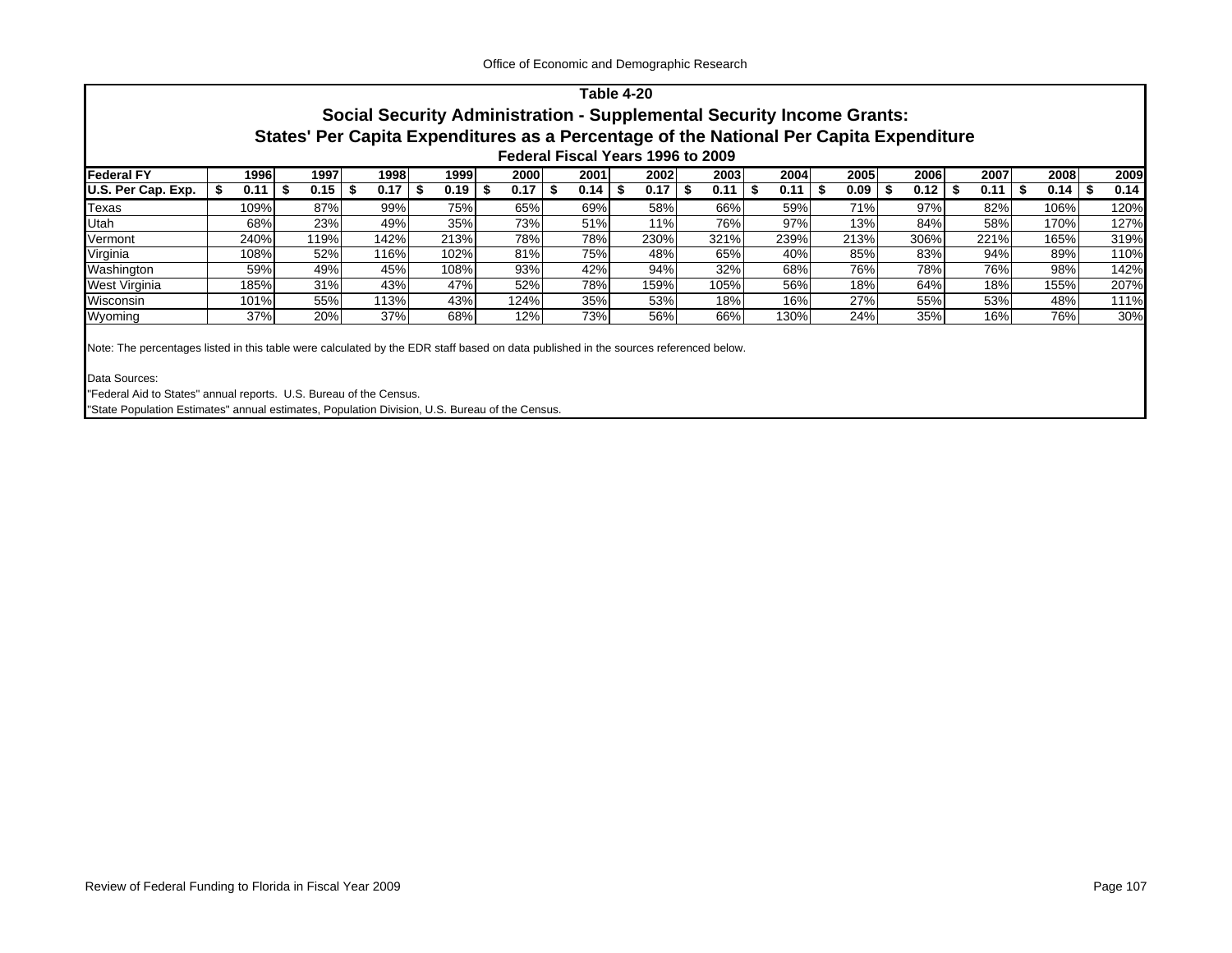## Table 4-20

### Social Security Administration - Supplemental Security Income Grants:

### States' Per Capita Expenditures as a Percentage of the National Per Capita Expenditure

#### Federal Fiscal Years 1996 to 2009

| Federal FY | 1996 | 1997 | 1998 | 1999 | 2000 | 2001 | 2002 | 2003 | 2004 | 2005 | 2006 | 2007 | 2008 | 2009 |
|---|---|---|---|---|---|---|---|---|---|---|---|---|---|---|
| U.S. Per Cap. Exp. | $ 0.11 | $ 0.15 | $ 0.17 | $ 0.19 | $ 0.17 | $ 0.14 | $ 0.17 | $ 0.11 | $ 0.11 | $ 0.09 | $ 0.12 | $ 0.11 | $ 0.14 | $ 0.14 |
| Texas | 109% | 87% | 99% | 75% | 65% | 69% | 58% | 66% | 59% | 71% | 97% | 82% | 106% | 120% |
| Utah | 68% | 23% | 49% | 35% | 73% | 51% | 11% | 76% | 97% | 13% | 84% | 58% | 170% | 127% |
| Vermont | 240% | 119% | 142% | 213% | 78% | 78% | 230% | 321% | 239% | 213% | 306% | 221% | 165% | 319% |
| Virginia | 108% | 52% | 116% | 102% | 81% | 75% | 48% | 65% | 40% | 85% | 83% | 94% | 89% | 110% |
| Washington | 59% | 49% | 45% | 108% | 93% | 42% | 94% | 32% | 68% | 76% | 78% | 76% | 98% | 142% |
| West Virginia | 185% | 31% | 43% | 47% | 52% | 78% | 159% | 105% | 56% | 18% | 64% | 18% | 155% | 207% |
| Wisconsin | 101% | 55% | 113% | 43% | 124% | 35% | 53% | 18% | 16% | 27% | 55% | 53% | 48% | 111% |
| Wyoming | 37% | 20% | 37% | 68% | 12% | 73% | 56% | 66% | 130% | 24% | 35% | 16% | 76% | 30% |

Note: The percentages listed in this table were calculated by the EDR staff based on data published in the sources referenced below.

Data Sources:
"Federal Aid to States" annual reports. U.S. Bureau of the Census.
"State Population Estimates" annual estimates, Population Division, U.S. Bureau of the Census.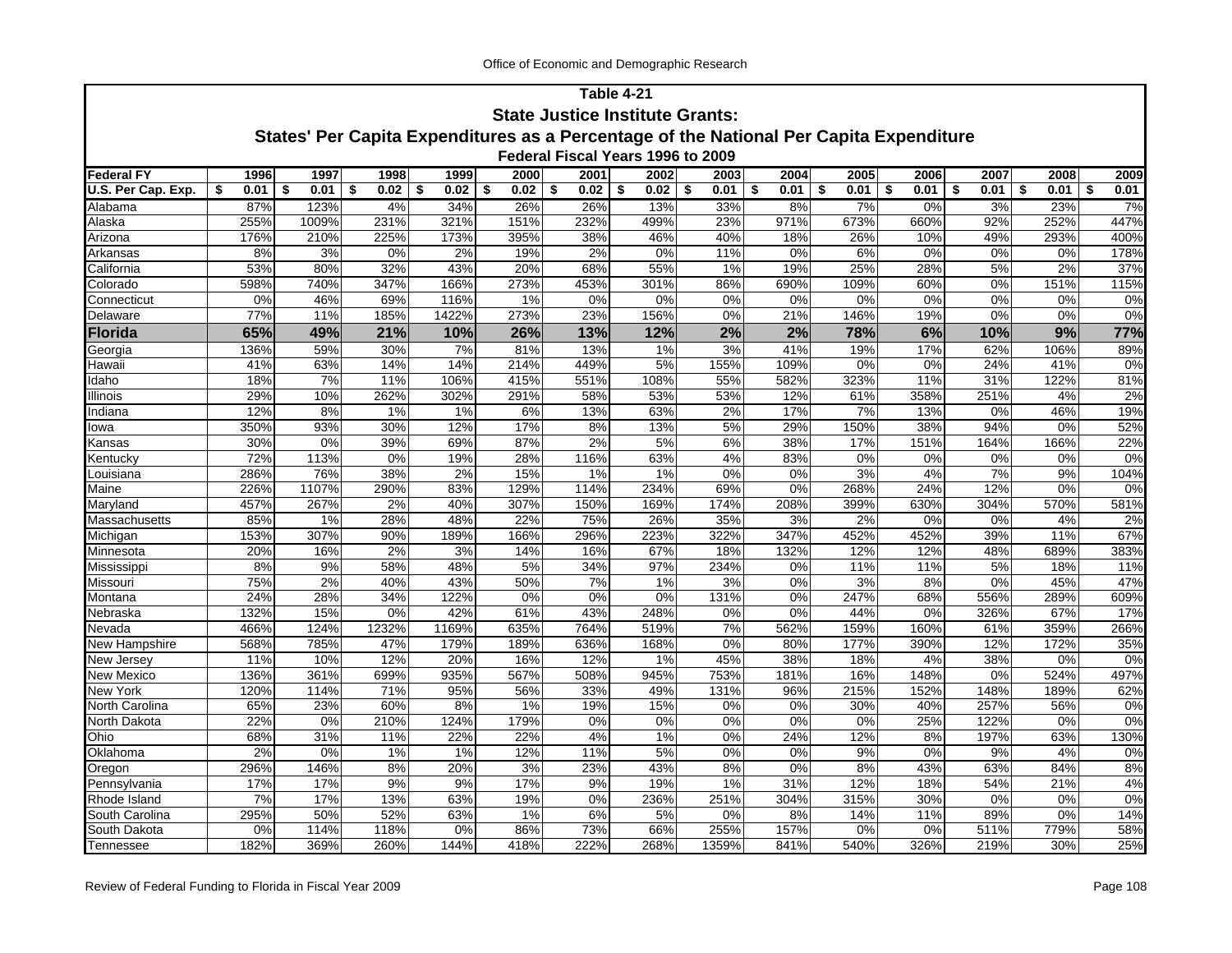## Table 4-21

## State Justice Institute Grants:

## States' Per Capita Expenditures as a Percentage of the National Per Capita Expenditure

### Federal Fiscal Years 1996 to 2009

| Federal FY | 1996 | 1997 | 1998 | 1999 | 2000 | 2001 | 2002 | 2003 | 2004 | 2005 | 2006 | 2007 | 2008 | 2009 |
|---|---|---|---|---|---|---|---|---|---|---|---|---|---|---|
| U.S. Per Cap. Exp. | $ 0.01 | $ 0.01 | $ 0.02 | $ 0.02 | $ 0.02 | $ 0.02 | $ 0.02 | $ 0.01 | $ 0.01 | $ 0.01 | $ 0.01 | $ 0.01 | $ 0.01 | $ 0.01 |
| Alabama | 87% | 123% | 4% | 34% | 26% | 26% | 13% | 33% | 8% | 7% | 0% | 3% | 23% | 7% |
| Alaska | 255% | 1009% | 231% | 321% | 151% | 232% | 499% | 23% | 971% | 673% | 660% | 92% | 252% | 447% |
| Arizona | 176% | 210% | 225% | 173% | 395% | 38% | 46% | 40% | 18% | 26% | 10% | 49% | 293% | 400% |
| Arkansas | 8% | 3% | 0% | 2% | 19% | 2% | 0% | 11% | 0% | 6% | 0% | 0% | 0% | 178% |
| California | 53% | 80% | 32% | 43% | 20% | 68% | 55% | 1% | 19% | 25% | 28% | 5% | 2% | 37% |
| Colorado | 598% | 740% | 347% | 166% | 273% | 453% | 301% | 86% | 690% | 109% | 60% | 0% | 151% | 115% |
| Connecticut | 0% | 46% | 69% | 116% | 1% | 0% | 0% | 0% | 0% | 0% | 0% | 0% | 0% | 0% |
| Delaware | 77% | 11% | 185% | 1422% | 273% | 23% | 156% | 0% | 21% | 146% | 19% | 0% | 0% | 0% |
| **Florida** | **65%** | **49%** | **21%** | **10%** | **26%** | **13%** | **12%** | **2%** | **2%** | **78%** | **6%** | **10%** | **9%** | **77%** |
| Georgia | 136% | 59% | 30% | 7% | 81% | 13% | 1% | 3% | 41% | 19% | 17% | 62% | 106% | 89% |
| Hawaii | 41% | 63% | 14% | 14% | 214% | 449% | 5% | 155% | 109% | 0% | 0% | 24% | 41% | 0% |
| Idaho | 18% | 7% | 11% | 106% | 415% | 551% | 108% | 55% | 582% | 323% | 11% | 31% | 122% | 81% |
| Illinois | 29% | 10% | 262% | 302% | 291% | 58% | 53% | 53% | 12% | 61% | 358% | 251% | 4% | 2% |
| Indiana | 12% | 8% | 1% | 1% | 6% | 13% | 63% | 2% | 17% | 7% | 13% | 0% | 46% | 19% |
| Iowa | 350% | 93% | 30% | 12% | 17% | 8% | 13% | 5% | 29% | 150% | 38% | 94% | 0% | 52% |
| Kansas | 30% | 0% | 39% | 69% | 87% | 2% | 5% | 6% | 38% | 17% | 151% | 164% | 166% | 22% |
| Kentucky | 72% | 113% | 0% | 19% | 28% | 116% | 63% | 4% | 83% | 0% | 0% | 0% | 0% | 0% |
| Louisiana | 286% | 76% | 38% | 2% | 15% | 1% | 1% | 0% | 0% | 3% | 4% | 7% | 9% | 104% |
| Maine | 226% | 1107% | 290% | 83% | 129% | 114% | 234% | 69% | 0% | 268% | 24% | 12% | 0% | 0% |
| Maryland | 457% | 267% | 2% | 40% | 307% | 150% | 169% | 174% | 208% | 399% | 630% | 304% | 570% | 581% |
| Massachusetts | 85% | 1% | 28% | 48% | 22% | 75% | 26% | 35% | 3% | 2% | 0% | 0% | 4% | 2% |
| Michigan | 153% | 307% | 90% | 189% | 166% | 296% | 223% | 322% | 347% | 452% | 452% | 39% | 11% | 67% |
| Minnesota | 20% | 16% | 2% | 3% | 14% | 16% | 67% | 18% | 132% | 12% | 12% | 48% | 689% | 383% |
| Mississippi | 8% | 9% | 58% | 48% | 5% | 34% | 97% | 234% | 0% | 11% | 11% | 5% | 18% | 11% |
| Missouri | 75% | 2% | 40% | 43% | 50% | 7% | 1% | 3% | 0% | 3% | 8% | 0% | 45% | 47% |
| Montana | 24% | 28% | 34% | 122% | 0% | 0% | 0% | 131% | 0% | 247% | 68% | 556% | 289% | 609% |
| Nebraska | 132% | 15% | 0% | 42% | 61% | 43% | 248% | 0% | 0% | 44% | 0% | 326% | 67% | 17% |
| Nevada | 466% | 124% | 1232% | 1169% | 635% | 764% | 519% | 7% | 562% | 159% | 160% | 61% | 359% | 266% |
| New Hampshire | 568% | 785% | 47% | 179% | 189% | 636% | 168% | 0% | 80% | 177% | 390% | 12% | 172% | 35% |
| New Jersey | 11% | 10% | 12% | 20% | 16% | 12% | 1% | 45% | 38% | 18% | 4% | 38% | 0% | 0% |
| New Mexico | 136% | 361% | 699% | 935% | 567% | 508% | 945% | 753% | 181% | 16% | 148% | 0% | 524% | 497% |
| New York | 120% | 114% | 71% | 95% | 56% | 33% | 49% | 131% | 96% | 215% | 152% | 148% | 189% | 62% |
| North Carolina | 65% | 23% | 60% | 8% | 1% | 19% | 15% | 0% | 0% | 30% | 40% | 257% | 56% | 0% |
| North Dakota | 22% | 0% | 210% | 124% | 179% | 0% | 0% | 0% | 0% | 0% | 25% | 122% | 0% | 0% |
| Ohio | 68% | 31% | 11% | 22% | 22% | 4% | 1% | 0% | 24% | 12% | 8% | 197% | 63% | 130% |
| Oklahoma | 2% | 0% | 1% | 1% | 12% | 11% | 5% | 0% | 0% | 9% | 0% | 9% | 4% | 0% |
| Oregon | 296% | 146% | 8% | 20% | 3% | 23% | 43% | 8% | 0% | 8% | 43% | 63% | 84% | 8% |
| Pennsylvania | 17% | 17% | 9% | 9% | 17% | 9% | 19% | 1% | 31% | 12% | 18% | 54% | 21% | 4% |
| Rhode Island | 7% | 17% | 13% | 63% | 19% | 0% | 236% | 251% | 304% | 315% | 30% | 0% | 0% | 0% |
| South Carolina | 295% | 50% | 52% | 63% | 1% | 6% | 5% | 0% | 8% | 14% | 11% | 89% | 0% | 14% |
| South Dakota | 0% | 114% | 118% | 0% | 86% | 73% | 66% | 255% | 157% | 0% | 0% | 511% | 779% | 58% |
| Tennessee | 182% | 369% | 260% | 144% | 418% | 222% | 268% | 1359% | 841% | 540% | 326% | 219% | 30% | 25% |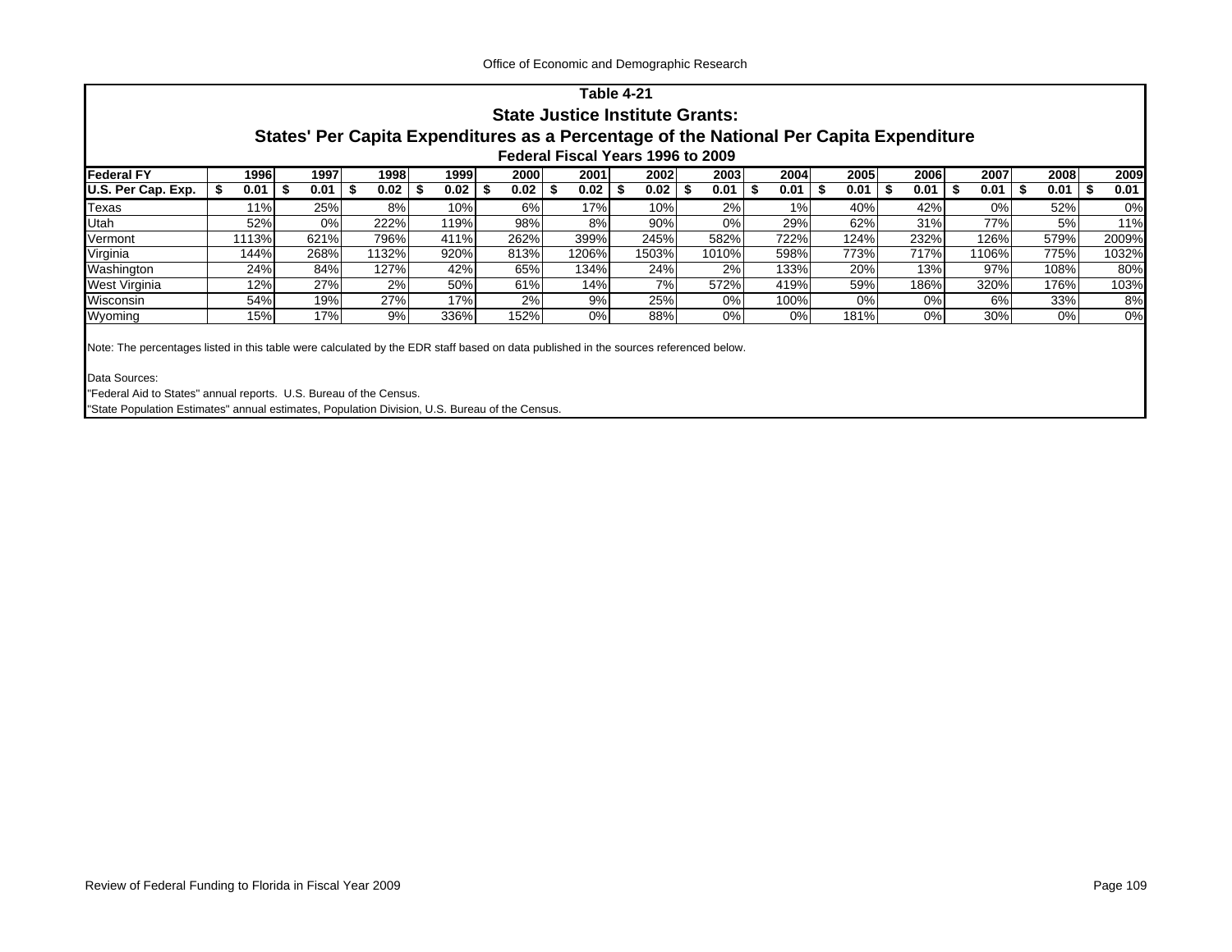# Table 4-21

## State Justice Institute Grants:

## States' Per Capita Expenditures as a Percentage of the National Per Capita Expenditure

### Federal Fiscal Years 1996 to 2009

| Federal FY | 1996 | 1997 | 1998 | 1999 | 2000 | 2001 | 2002 | 2003 | 2004 | 2005 | 2006 | 2007 | 2008 | 2009 |
|---|---|---|---|---|---|---|---|---|---|---|---|---|---|---|
| U.S. Per Cap. Exp. | $ 0.01 | $ 0.01 | $ 0.02 | $ 0.02 | $ 0.02 | $ 0.02 | $ 0.02 | $ 0.01 | $ 0.01 | $ 0.01 | $ 0.01 | $ 0.01 | $ 0.01 | $ 0.01 |
| Texas | 11% | 25% | 8% | 10% | 6% | 17% | 10% | 2% | 1% | 40% | 42% | 0% | 52% | 0% |
| Utah | 52% | 0% | 222% | 119% | 98% | 8% | 90% | 0% | 29% | 62% | 31% | 77% | 5% | 11% |
| Vermont | 1113% | 621% | 796% | 411% | 262% | 399% | 245% | 582% | 722% | 124% | 232% | 126% | 579% | 2009% |
| Virginia | 144% | 268% | 1132% | 920% | 813% | 1206% | 1503% | 1010% | 598% | 773% | 717% | 1106% | 775% | 1032% |
| Washington | 24% | 84% | 127% | 42% | 65% | 134% | 24% | 2% | 133% | 20% | 13% | 97% | 108% | 80% |
| West Virginia | 12% | 27% | 2% | 50% | 61% | 14% | 7% | 572% | 419% | 59% | 186% | 320% | 176% | 103% |
| Wisconsin | 54% | 19% | 27% | 17% | 2% | 9% | 25% | 0% | 100% | 0% | 0% | 6% | 33% | 8% |
| Wyoming | 15% | 17% | 9% | 336% | 152% | 0% | 88% | 0% | 0% | 181% | 0% | 30% | 0% | 0% |

Note: The percentages listed in this table were calculated by the EDR staff based on data published in the sources referenced below.

Data Sources:

"Federal Aid to States" annual reports. U.S. Bureau of the Census.

"State Population Estimates" annual estimates, Population Division, U.S. Bureau of the Census.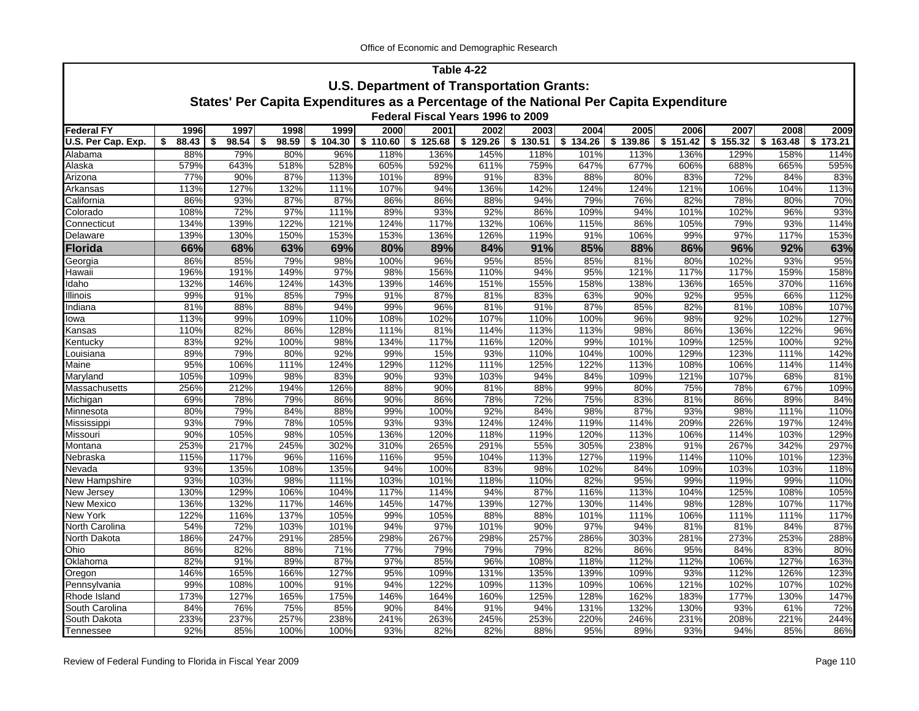## Table 4-22

## U.S. Department of Transportation Grants:

## States' Per Capita Expenditures as a Percentage of the National Per Capita Expenditure

### Federal Fiscal Years 1996 to 2009

| Federal FY | 1996 | 1997 | 1998 | 1999 | 2000 | 2001 | 2002 | 2003 | 2004 | 2005 | 2006 | 2007 | 2008 | 2009 |
|---|---|---|---|---|---|---|---|---|---|---|---|---|---|---|
| U.S. Per Cap. Exp. | $ 88.43 | $ 98.54 | $ 98.59 | $ 104.30 | $ 110.60 | $ 125.68 | $ 129.26 | $ 130.51 | $ 134.26 | $ 139.86 | $ 151.42 | $ 155.32 | $ 163.48 | $ 173.21 |
| Alabama | 88% | 79% | 80% | 96% | 118% | 136% | 145% | 118% | 101% | 113% | 136% | 129% | 158% | 114% |
| Alaska | 579% | 643% | 518% | 528% | 605% | 592% | 611% | 759% | 647% | 677% | 606% | 688% | 665% | 595% |
| Arizona | 77% | 90% | 87% | 113% | 101% | 89% | 91% | 83% | 88% | 80% | 83% | 72% | 84% | 83% |
| Arkansas | 113% | 127% | 132% | 111% | 107% | 94% | 136% | 142% | 124% | 124% | 121% | 106% | 104% | 113% |
| California | 86% | 93% | 87% | 87% | 86% | 86% | 88% | 94% | 79% | 76% | 82% | 78% | 80% | 70% |
| Colorado | 108% | 72% | 97% | 111% | 89% | 93% | 92% | 86% | 109% | 94% | 101% | 102% | 96% | 93% |
| Connecticut | 134% | 139% | 122% | 121% | 124% | 117% | 132% | 106% | 115% | 86% | 105% | 79% | 93% | 114% |
| Delaware | 139% | 130% | 150% | 153% | 153% | 136% | 126% | 119% | 91% | 106% | 99% | 97% | 117% | 153% |
| **Florida** | **66%** | **68%** | **63%** | **69%** | **80%** | **89%** | **84%** | **91%** | **85%** | **88%** | **86%** | **96%** | **92%** | **63%** |
| Georgia | 86% | 85% | 79% | 98% | 100% | 96% | 95% | 85% | 85% | 81% | 80% | 102% | 93% | 95% |
| Hawaii | 196% | 191% | 149% | 97% | 98% | 156% | 110% | 94% | 95% | 121% | 117% | 117% | 159% | 158% |
| Idaho | 132% | 146% | 124% | 143% | 139% | 146% | 151% | 155% | 158% | 138% | 136% | 165% | 370% | 116% |
| Illinois | 99% | 91% | 85% | 79% | 91% | 87% | 81% | 83% | 63% | 90% | 92% | 95% | 66% | 112% |
| Indiana | 81% | 88% | 88% | 94% | 99% | 96% | 81% | 91% | 87% | 85% | 82% | 81% | 108% | 107% |
| Iowa | 113% | 99% | 109% | 110% | 108% | 102% | 107% | 110% | 100% | 96% | 98% | 92% | 102% | 127% |
| Kansas | 110% | 82% | 86% | 128% | 111% | 81% | 114% | 113% | 113% | 98% | 86% | 136% | 122% | 96% |
| Kentucky | 83% | 92% | 100% | 98% | 134% | 117% | 116% | 120% | 99% | 101% | 109% | 125% | 100% | 92% |
| Louisiana | 89% | 79% | 80% | 92% | 99% | 15% | 93% | 110% | 104% | 100% | 129% | 123% | 111% | 142% |
| Maine | 95% | 106% | 111% | 124% | 129% | 112% | 111% | 125% | 122% | 113% | 108% | 106% | 114% | 114% |
| Maryland | 105% | 109% | 98% | 83% | 90% | 93% | 103% | 94% | 84% | 109% | 121% | 107% | 68% | 81% |
| Massachusetts | 256% | 212% | 194% | 126% | 88% | 90% | 81% | 88% | 99% | 80% | 75% | 78% | 67% | 109% |
| Michigan | 69% | 78% | 79% | 86% | 90% | 86% | 78% | 72% | 75% | 83% | 81% | 86% | 89% | 84% |
| Minnesota | 80% | 79% | 84% | 88% | 99% | 100% | 92% | 84% | 98% | 87% | 93% | 98% | 111% | 110% |
| Mississippi | 93% | 79% | 78% | 105% | 93% | 93% | 124% | 124% | 119% | 114% | 209% | 226% | 197% | 124% |
| Missouri | 90% | 105% | 98% | 105% | 136% | 120% | 118% | 119% | 120% | 113% | 106% | 114% | 103% | 129% |
| Montana | 253% | 217% | 245% | 302% | 310% | 265% | 291% | 55% | 305% | 238% | 91% | 267% | 342% | 297% |
| Nebraska | 115% | 117% | 96% | 116% | 116% | 95% | 104% | 113% | 127% | 119% | 114% | 110% | 101% | 123% |
| Nevada | 93% | 135% | 108% | 135% | 94% | 100% | 83% | 98% | 102% | 84% | 109% | 103% | 103% | 118% |
| New Hampshire | 93% | 103% | 98% | 111% | 103% | 101% | 118% | 110% | 82% | 95% | 99% | 119% | 99% | 110% |
| New Jersey | 130% | 129% | 106% | 104% | 117% | 114% | 94% | 87% | 116% | 113% | 104% | 125% | 108% | 105% |
| New Mexico | 136% | 132% | 117% | 146% | 145% | 147% | 139% | 127% | 130% | 114% | 98% | 128% | 107% | 117% |
| New York | 122% | 116% | 137% | 105% | 99% | 105% | 88% | 88% | 101% | 111% | 106% | 111% | 111% | 117% |
| North Carolina | 54% | 72% | 103% | 101% | 94% | 97% | 101% | 90% | 97% | 94% | 81% | 81% | 84% | 87% |
| North Dakota | 186% | 247% | 291% | 285% | 298% | 267% | 298% | 257% | 286% | 303% | 281% | 273% | 253% | 288% |
| Ohio | 86% | 82% | 88% | 71% | 77% | 79% | 79% | 79% | 82% | 86% | 95% | 84% | 83% | 80% |
| Oklahoma | 82% | 91% | 89% | 87% | 97% | 85% | 96% | 108% | 118% | 112% | 112% | 106% | 127% | 163% |
| Oregon | 146% | 165% | 166% | 127% | 95% | 109% | 131% | 135% | 139% | 109% | 93% | 112% | 126% | 123% |
| Pennsylvania | 99% | 108% | 100% | 91% | 94% | 122% | 109% | 113% | 109% | 106% | 121% | 102% | 107% | 102% |
| Rhode Island | 173% | 127% | 165% | 175% | 146% | 164% | 160% | 125% | 128% | 162% | 183% | 177% | 130% | 147% |
| South Carolina | 84% | 76% | 75% | 85% | 90% | 84% | 91% | 94% | 131% | 132% | 130% | 93% | 61% | 72% |
| South Dakota | 233% | 237% | 257% | 238% | 241% | 263% | 245% | 253% | 220% | 246% | 231% | 208% | 221% | 244% |
| Tennessee | 92% | 85% | 100% | 100% | 93% | 82% | 82% | 88% | 95% | 89% | 93% | 94% | 85% | 86% |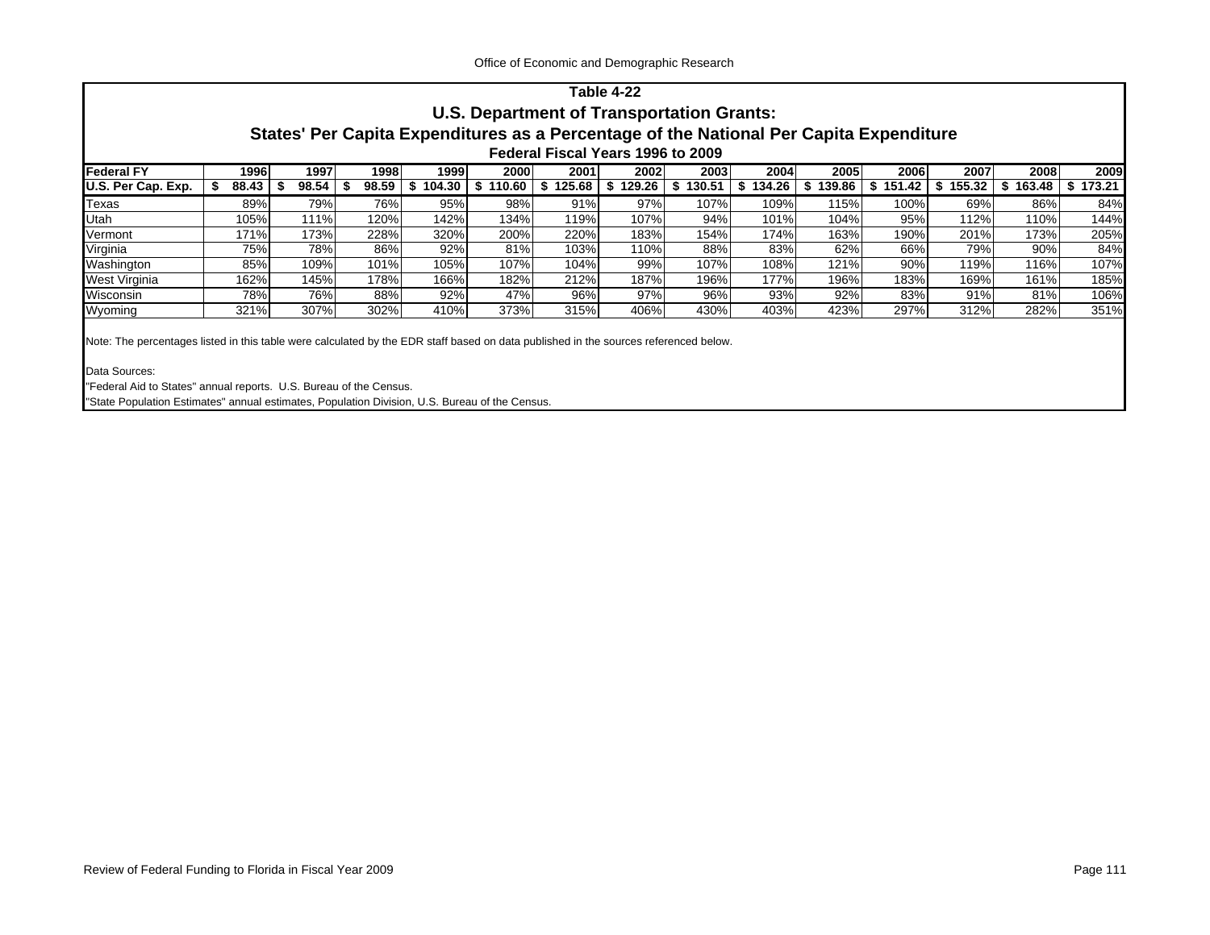### Table 4-22
## U.S. Department of Transportation Grants:
## States' Per Capita Expenditures as a Percentage of the National Per Capita Expenditure
### Federal Fiscal Years 1996 to 2009

| Federal FY | 1996 | 1997 | 1998 | 1999 | 2000 | 2001 | 2002 | 2003 | 2004 | 2005 | 2006 | 2007 | 2008 | 2009 |
|---|---|---|---|---|---|---|---|---|---|---|---|---|---|---|
| U.S. Per Cap. Exp. | $ 88.43 | $ 98.54 | $ 98.59 | $ 104.30 | $ 110.60 | $ 125.68 | $ 129.26 | $ 130.51 | $ 134.26 | $ 139.86 | $ 151.42 | $ 155.32 | $ 163.48 | $ 173.21 |
| Texas | 89% | 79% | 76% | 95% | 98% | 91% | 97% | 107% | 109% | 115% | 100% | 69% | 86% | 84% |
| Utah | 105% | 111% | 120% | 142% | 134% | 119% | 107% | 94% | 101% | 104% | 95% | 112% | 110% | 144% |
| Vermont | 171% | 173% | 228% | 320% | 200% | 220% | 183% | 154% | 174% | 163% | 190% | 201% | 173% | 205% |
| Virginia | 75% | 78% | 86% | 92% | 81% | 103% | 110% | 88% | 83% | 62% | 66% | 79% | 90% | 84% |
| Washington | 85% | 109% | 101% | 105% | 107% | 104% | 99% | 107% | 108% | 121% | 90% | 119% | 116% | 107% |
| West Virginia | 162% | 145% | 178% | 166% | 182% | 212% | 187% | 196% | 177% | 196% | 183% | 169% | 161% | 185% |
| Wisconsin | 78% | 76% | 88% | 92% | 47% | 96% | 97% | 96% | 93% | 92% | 83% | 91% | 81% | 106% |
| Wyoming | 321% | 307% | 302% | 410% | 373% | 315% | 406% | 430% | 403% | 423% | 297% | 312% | 282% | 351% |

Note: The percentages listed in this table were calculated by the EDR staff based on data published in the sources referenced below.

Data Sources:

"Federal Aid to States" annual reports. U.S. Bureau of the Census.

"State Population Estimates" annual estimates, Population Division, U.S. Bureau of the Census.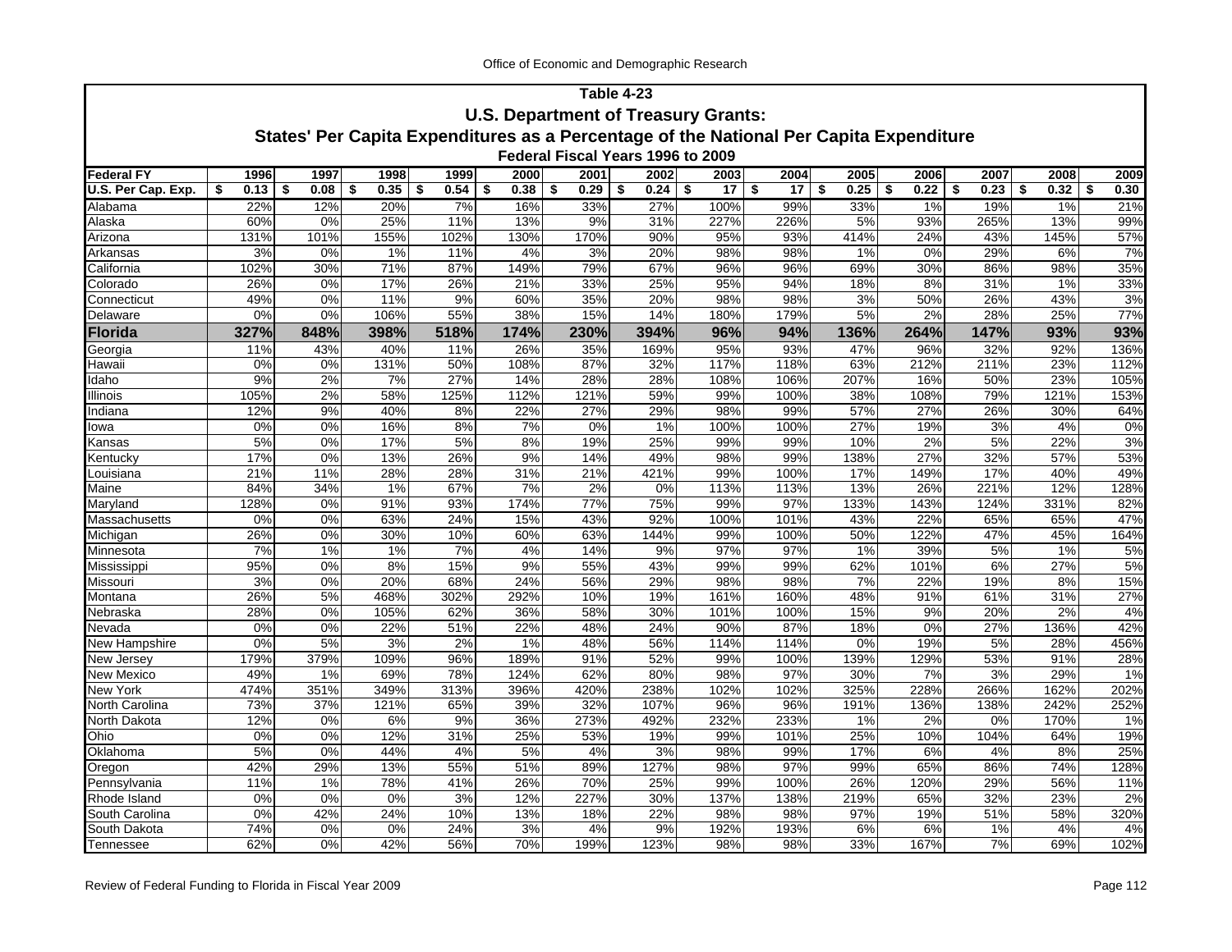## Table 4-23

### U.S. Department of Treasury Grants:

### States' Per Capita Expenditures as a Percentage of the National Per Capita Expenditure

#### Federal Fiscal Years 1996 to 2009

| Federal FY | 1996 | 1997 | 1998 | 1999 | 2000 | 2001 | 2002 | 2003 | 2004 | 2005 | 2006 | 2007 | 2008 | 2009 |
|---|---|---|---|---|---|---|---|---|---|---|---|---|---|---|
| U.S. Per Cap. Exp. | $ 0.13 | $ 0.08 | $ 0.35 | $ 0.54 | $ 0.38 | $ 0.29 | $ 0.24 | $ 17 | $ 17 | $ 0.25 | $ 0.22 | $ 0.23 | $ 0.32 | $ 0.30 |
| Alabama | 22% | 12% | 20% | 7% | 16% | 33% | 27% | 100% | 99% | 33% | 1% | 19% | 1% | 21% |
| Alaska | 60% | 0% | 25% | 11% | 13% | 9% | 31% | 227% | 226% | 5% | 93% | 265% | 13% | 99% |
| Arizona | 131% | 101% | 155% | 102% | 130% | 170% | 90% | 95% | 93% | 414% | 24% | 43% | 145% | 57% |
| Arkansas | 3% | 0% | 1% | 11% | 4% | 3% | 20% | 98% | 98% | 1% | 0% | 29% | 6% | 7% |
| California | 102% | 30% | 71% | 87% | 149% | 79% | 67% | 96% | 96% | 69% | 30% | 86% | 98% | 35% |
| Colorado | 26% | 0% | 17% | 26% | 21% | 33% | 25% | 95% | 94% | 18% | 8% | 31% | 1% | 33% |
| Connecticut | 49% | 0% | 11% | 9% | 60% | 35% | 20% | 98% | 98% | 3% | 50% | 26% | 43% | 3% |
| Delaware | 0% | 0% | 106% | 55% | 38% | 15% | 14% | 180% | 179% | 5% | 2% | 28% | 25% | 77% |
| **Florida** | **327%** | **848%** | **398%** | **518%** | **174%** | **230%** | **394%** | **96%** | **94%** | **136%** | **264%** | **147%** | **93%** | **93%** |
| Georgia | 11% | 43% | 40% | 11% | 26% | 35% | 169% | 95% | 93% | 47% | 96% | 32% | 92% | 136% |
| Hawaii | 0% | 0% | 131% | 50% | 108% | 87% | 32% | 117% | 118% | 63% | 212% | 211% | 23% | 112% |
| Idaho | 9% | 2% | 7% | 27% | 14% | 28% | 28% | 108% | 106% | 207% | 16% | 50% | 23% | 105% |
| Illinois | 105% | 2% | 58% | 125% | 112% | 121% | 59% | 99% | 100% | 38% | 108% | 79% | 121% | 153% |
| Indiana | 12% | 9% | 40% | 8% | 22% | 27% | 29% | 98% | 99% | 57% | 27% | 26% | 30% | 64% |
| Iowa | 0% | 0% | 16% | 8% | 7% | 0% | 1% | 100% | 100% | 27% | 19% | 3% | 4% | 0% |
| Kansas | 5% | 0% | 17% | 5% | 8% | 19% | 25% | 99% | 99% | 10% | 2% | 5% | 22% | 3% |
| Kentucky | 17% | 0% | 13% | 26% | 9% | 14% | 49% | 98% | 99% | 138% | 27% | 32% | 57% | 53% |
| Louisiana | 21% | 11% | 28% | 28% | 31% | 21% | 421% | 99% | 100% | 17% | 149% | 17% | 40% | 49% |
| Maine | 84% | 34% | 1% | 67% | 7% | 2% | 0% | 113% | 113% | 13% | 26% | 221% | 12% | 128% |
| Maryland | 128% | 0% | 91% | 93% | 174% | 77% | 75% | 99% | 97% | 133% | 143% | 124% | 331% | 82% |
| Massachusetts | 0% | 0% | 63% | 24% | 15% | 43% | 92% | 100% | 101% | 43% | 22% | 65% | 65% | 47% |
| Michigan | 26% | 0% | 30% | 10% | 60% | 63% | 144% | 99% | 100% | 50% | 122% | 47% | 45% | 164% |
| Minnesota | 7% | 1% | 1% | 7% | 4% | 14% | 9% | 97% | 97% | 1% | 39% | 5% | 1% | 5% |
| Mississippi | 95% | 0% | 8% | 15% | 9% | 55% | 43% | 99% | 99% | 62% | 101% | 6% | 27% | 5% |
| Missouri | 3% | 0% | 20% | 68% | 24% | 56% | 29% | 98% | 98% | 7% | 22% | 19% | 8% | 15% |
| Montana | 26% | 5% | 468% | 302% | 292% | 10% | 19% | 161% | 160% | 48% | 91% | 61% | 31% | 27% |
| Nebraska | 28% | 0% | 105% | 62% | 36% | 58% | 30% | 101% | 100% | 15% | 9% | 20% | 2% | 4% |
| Nevada | 0% | 0% | 22% | 51% | 22% | 48% | 24% | 90% | 87% | 18% | 0% | 27% | 136% | 42% |
| New Hampshire | 0% | 5% | 3% | 2% | 1% | 48% | 56% | 114% | 114% | 0% | 19% | 5% | 28% | 456% |
| New Jersey | 179% | 379% | 109% | 96% | 189% | 91% | 52% | 99% | 100% | 139% | 129% | 53% | 91% | 28% |
| New Mexico | 49% | 1% | 69% | 78% | 124% | 62% | 80% | 98% | 97% | 30% | 7% | 3% | 29% | 1% |
| New York | 474% | 351% | 349% | 313% | 396% | 420% | 238% | 102% | 102% | 325% | 228% | 266% | 162% | 202% |
| North Carolina | 73% | 37% | 121% | 65% | 39% | 32% | 107% | 96% | 96% | 191% | 136% | 138% | 242% | 252% |
| North Dakota | 12% | 0% | 6% | 9% | 36% | 273% | 492% | 232% | 233% | 1% | 2% | 0% | 170% | 1% |
| Ohio | 0% | 0% | 12% | 31% | 25% | 53% | 19% | 99% | 101% | 25% | 10% | 104% | 64% | 19% |
| Oklahoma | 5% | 0% | 44% | 4% | 5% | 4% | 3% | 98% | 99% | 17% | 6% | 4% | 8% | 25% |
| Oregon | 42% | 29% | 13% | 55% | 51% | 89% | 127% | 98% | 97% | 99% | 65% | 86% | 74% | 128% |
| Pennsylvania | 11% | 1% | 78% | 41% | 26% | 70% | 25% | 99% | 100% | 26% | 120% | 29% | 56% | 11% |
| Rhode Island | 0% | 0% | 0% | 3% | 12% | 227% | 30% | 137% | 138% | 219% | 65% | 32% | 23% | 2% |
| South Carolina | 0% | 42% | 24% | 10% | 13% | 18% | 22% | 98% | 98% | 97% | 19% | 51% | 58% | 320% |
| South Dakota | 74% | 0% | 0% | 24% | 3% | 4% | 9% | 192% | 193% | 6% | 6% | 1% | 4% | 4% |
| Tennessee | 62% | 0% | 42% | 56% | 70% | 199% | 123% | 98% | 98% | 33% | 167% | 7% | 69% | 102% |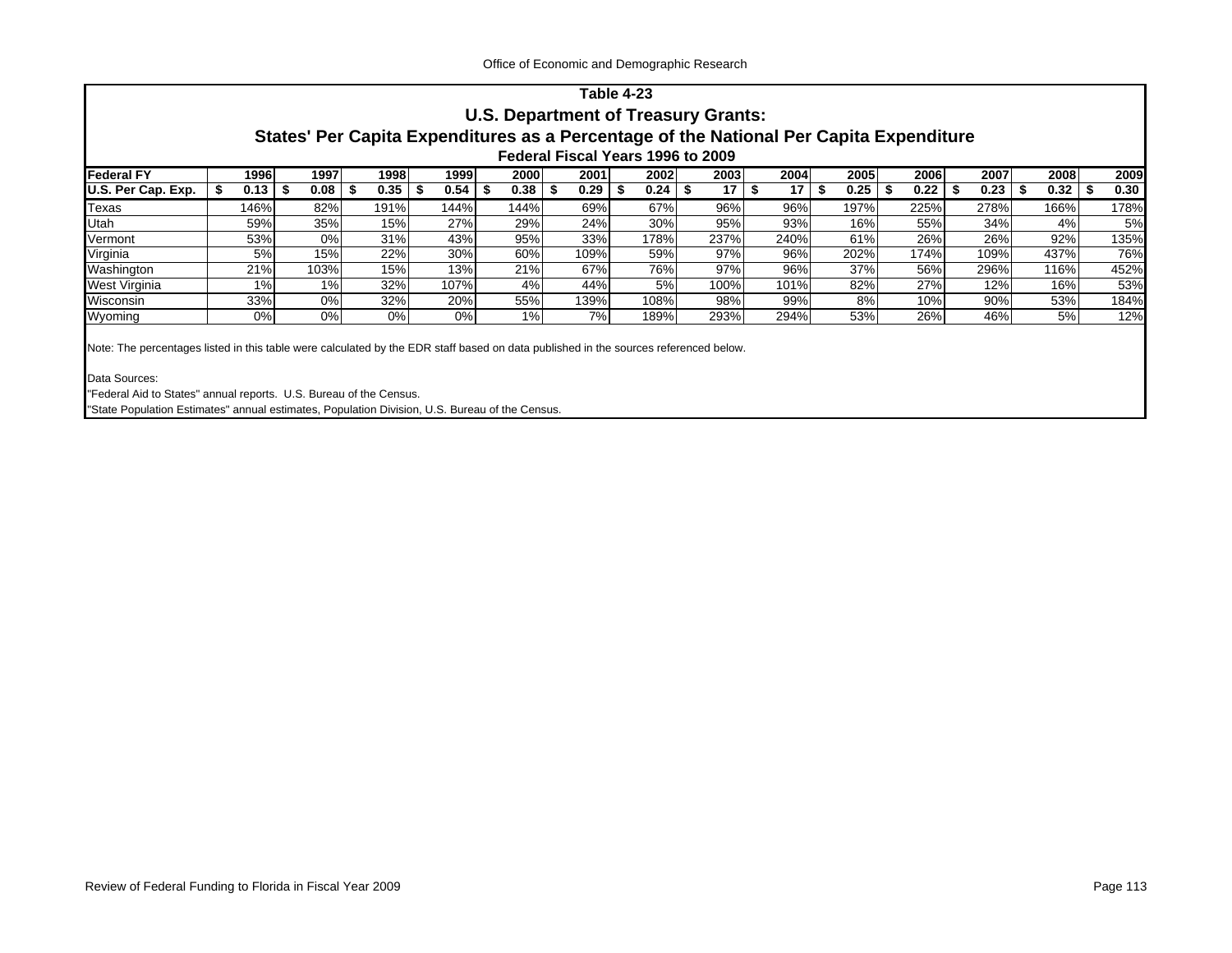## Table 4-23

## U.S. Department of Treasury Grants:

## States' Per Capita Expenditures as a Percentage of the National Per Capita Expenditure

### Federal Fiscal Years 1996 to 2009

| Federal FY | 1996 | 1997 | 1998 | 1999 | 2000 | 2001 | 2002 | 2003 | 2004 | 2005 | 2006 | 2007 | 2008 | 2009 |
|---|---|---|---|---|---|---|---|---|---|---|---|---|---|---|
| U.S. Per Cap. Exp. | $ 0.13 | $ 0.08 | $ 0.35 | $ 0.54 | $ 0.38 | $ 0.29 | $ 0.24 | $ 17 | $ 17 | $ 0.25 | $ 0.22 | $ 0.23 | $ 0.32 | $ 0.30 |
| Texas | 146% | 82% | 191% | 144% | 144% | 69% | 67% | 96% | 96% | 197% | 225% | 278% | 166% | 178% |
| Utah | 59% | 35% | 15% | 27% | 29% | 24% | 30% | 95% | 93% | 16% | 55% | 34% | 4% | 5% |
| Vermont | 53% | 0% | 31% | 43% | 95% | 33% | 178% | 237% | 240% | 61% | 26% | 26% | 92% | 135% |
| Virginia | 5% | 15% | 22% | 30% | 60% | 109% | 59% | 97% | 96% | 202% | 174% | 109% | 437% | 76% |
| Washington | 21% | 103% | 15% | 13% | 21% | 67% | 76% | 97% | 96% | 37% | 56% | 296% | 116% | 452% |
| West Virginia | 1% | 1% | 32% | 107% | 4% | 44% | 5% | 100% | 101% | 82% | 27% | 12% | 16% | 53% |
| Wisconsin | 33% | 0% | 32% | 20% | 55% | 139% | 108% | 98% | 99% | 8% | 10% | 90% | 53% | 184% |
| Wyoming | 0% | 0% | 0% | 0% | 1% | 7% | 189% | 293% | 294% | 53% | 26% | 46% | 5% | 12% |

Note: The percentages listed in this table were calculated by the EDR staff based on data published in the sources referenced below.

Data Sources:
"Federal Aid to States" annual reports. U.S. Bureau of the Census.
"State Population Estimates" annual estimates, Population Division, U.S. Bureau of the Census.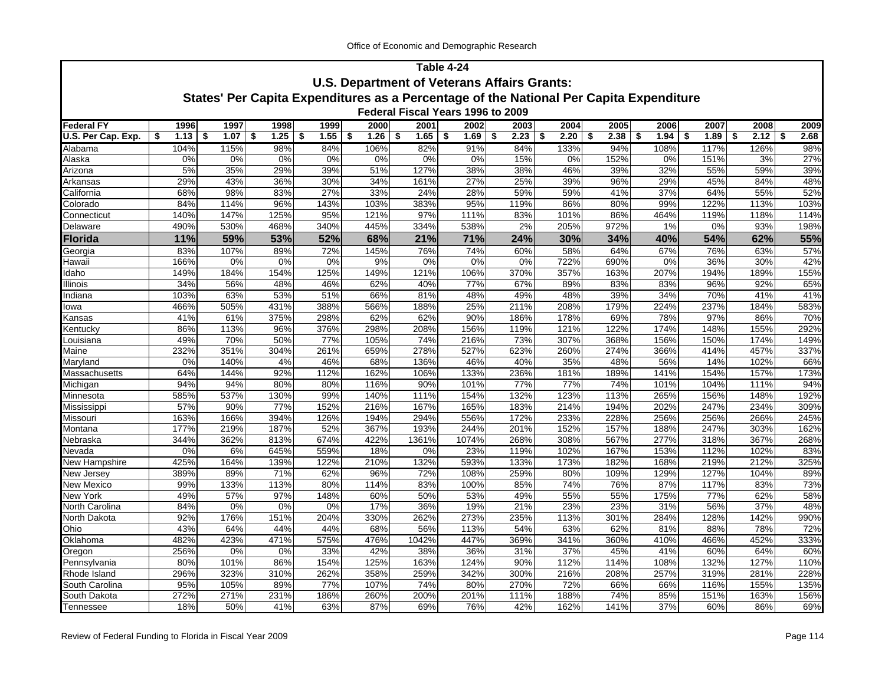## Table 4-24

### U.S. Department of Veterans Affairs Grants:

### States' Per Capita Expenditures as a Percentage of the National Per Capita Expenditure

#### Federal Fiscal Years 1996 to 2009

| Federal FY | 1996 | 1997 | 1998 | 1999 | 2000 | 2001 | 2002 | 2003 | 2004 | 2005 | 2006 | 2007 | 2008 | 2009 |
|---|---|---|---|---|---|---|---|---|---|---|---|---|---|---|
| U.S. Per Cap. Exp. | $ 1.13 | $ 1.07 | $ 1.25 | $ 1.55 | $ 1.26 | $ 1.65 | $ 1.69 | $ 2.23 | $ 2.20 | $ 2.38 | $ 1.94 | $ 1.89 | $ 2.12 | $ 2.68 |
| Alabama | 104% | 115% | 98% | 84% | 106% | 82% | 91% | 84% | 133% | 94% | 108% | 117% | 126% | 98% |
| Alaska | 0% | 0% | 0% | 0% | 0% | 0% | 0% | 15% | 0% | 152% | 0% | 151% | 3% | 27% |
| Arizona | 5% | 35% | 29% | 39% | 51% | 127% | 38% | 38% | 46% | 39% | 32% | 55% | 59% | 39% |
| Arkansas | 29% | 43% | 36% | 30% | 34% | 161% | 27% | 25% | 39% | 96% | 29% | 45% | 84% | 48% |
| California | 68% | 98% | 83% | 27% | 33% | 24% | 28% | 59% | 59% | 41% | 37% | 64% | 55% | 52% |
| Colorado | 84% | 114% | 96% | 143% | 103% | 383% | 95% | 119% | 86% | 80% | 99% | 122% | 113% | 103% |
| Connecticut | 140% | 147% | 125% | 95% | 121% | 97% | 111% | 83% | 101% | 86% | 464% | 119% | 118% | 114% |
| Delaware | 490% | 530% | 468% | 340% | 445% | 334% | 538% | 2% | 205% | 972% | 1% | 0% | 93% | 198% |
| **Florida** | **11%** | **59%** | **53%** | **52%** | **68%** | **21%** | **71%** | **24%** | **30%** | **34%** | **40%** | **54%** | **62%** | **55%** |
| Georgia | 83% | 107% | 89% | 72% | 145% | 76% | 74% | 60% | 58% | 64% | 67% | 76% | 63% | 57% |
| Hawaii | 166% | 0% | 0% | 0% | 9% | 0% | 0% | 0% | 722% | 690% | 0% | 36% | 30% | 42% |
| Idaho | 149% | 184% | 154% | 125% | 149% | 121% | 106% | 370% | 357% | 163% | 207% | 194% | 189% | 155% |
| Illinois | 34% | 56% | 48% | 46% | 62% | 40% | 77% | 67% | 89% | 83% | 83% | 96% | 92% | 65% |
| Indiana | 103% | 63% | 53% | 51% | 66% | 81% | 48% | 49% | 48% | 39% | 34% | 70% | 41% | 41% |
| Iowa | 466% | 505% | 431% | 388% | 566% | 188% | 25% | 211% | 208% | 179% | 224% | 237% | 184% | 583% |
| Kansas | 41% | 61% | 375% | 298% | 62% | 62% | 90% | 186% | 178% | 69% | 78% | 97% | 86% | 70% |
| Kentucky | 86% | 113% | 96% | 376% | 298% | 208% | 156% | 119% | 121% | 122% | 174% | 148% | 155% | 292% |
| Louisiana | 49% | 70% | 50% | 77% | 105% | 74% | 216% | 73% | 307% | 368% | 156% | 150% | 174% | 149% |
| Maine | 232% | 351% | 304% | 261% | 659% | 278% | 527% | 623% | 260% | 274% | 366% | 414% | 457% | 337% |
| Maryland | 0% | 140% | 4% | 46% | 68% | 136% | 46% | 40% | 35% | 48% | 56% | 14% | 102% | 66% |
| Massachusetts | 64% | 144% | 92% | 112% | 162% | 106% | 133% | 236% | 181% | 189% | 141% | 154% | 157% | 173% |
| Michigan | 94% | 94% | 80% | 80% | 116% | 90% | 101% | 77% | 77% | 74% | 101% | 104% | 111% | 94% |
| Minnesota | 585% | 537% | 130% | 99% | 140% | 111% | 154% | 132% | 123% | 113% | 265% | 156% | 148% | 192% |
| Mississippi | 57% | 90% | 77% | 152% | 216% | 167% | 165% | 183% | 214% | 194% | 202% | 247% | 234% | 309% |
| Missouri | 163% | 166% | 394% | 126% | 194% | 294% | 556% | 172% | 233% | 228% | 256% | 256% | 266% | 245% |
| Montana | 177% | 219% | 187% | 52% | 367% | 193% | 244% | 201% | 152% | 157% | 188% | 247% | 303% | 162% |
| Nebraska | 344% | 362% | 813% | 674% | 422% | 1361% | 1074% | 268% | 308% | 567% | 277% | 318% | 367% | 268% |
| Nevada | 0% | 6% | 645% | 559% | 18% | 0% | 23% | 119% | 102% | 167% | 153% | 112% | 102% | 83% |
| New Hampshire | 425% | 164% | 139% | 122% | 210% | 132% | 593% | 133% | 173% | 182% | 168% | 219% | 212% | 325% |
| New Jersey | 389% | 89% | 71% | 62% | 96% | 72% | 108% | 259% | 80% | 109% | 129% | 127% | 104% | 89% |
| New Mexico | 99% | 133% | 113% | 80% | 114% | 83% | 100% | 85% | 74% | 76% | 87% | 117% | 83% | 73% |
| New York | 49% | 57% | 97% | 148% | 60% | 50% | 53% | 49% | 55% | 55% | 175% | 77% | 62% | 58% |
| North Carolina | 84% | 0% | 0% | 0% | 17% | 36% | 19% | 21% | 23% | 23% | 31% | 56% | 37% | 48% |
| North Dakota | 92% | 176% | 151% | 204% | 330% | 262% | 273% | 235% | 113% | 301% | 284% | 128% | 142% | 990% |
| Ohio | 43% | 64% | 44% | 44% | 68% | 56% | 113% | 54% | 63% | 62% | 81% | 88% | 78% | 72% |
| Oklahoma | 482% | 423% | 471% | 575% | 476% | 1042% | 447% | 369% | 341% | 360% | 410% | 466% | 452% | 333% |
| Oregon | 256% | 0% | 0% | 33% | 42% | 38% | 36% | 31% | 37% | 45% | 41% | 60% | 64% | 60% |
| Pennsylvania | 80% | 101% | 86% | 154% | 125% | 163% | 124% | 90% | 112% | 114% | 108% | 132% | 127% | 110% |
| Rhode Island | 296% | 323% | 310% | 262% | 358% | 259% | 342% | 300% | 216% | 208% | 257% | 319% | 281% | 228% |
| South Carolina | 95% | 105% | 89% | 77% | 107% | 74% | 80% | 270% | 72% | 66% | 66% | 116% | 155% | 135% |
| South Dakota | 272% | 271% | 231% | 186% | 260% | 200% | 201% | 111% | 188% | 74% | 85% | 151% | 163% | 156% |
| Tennessee | 18% | 50% | 41% | 63% | 87% | 69% | 76% | 42% | 162% | 141% | 37% | 60% | 86% | 69% |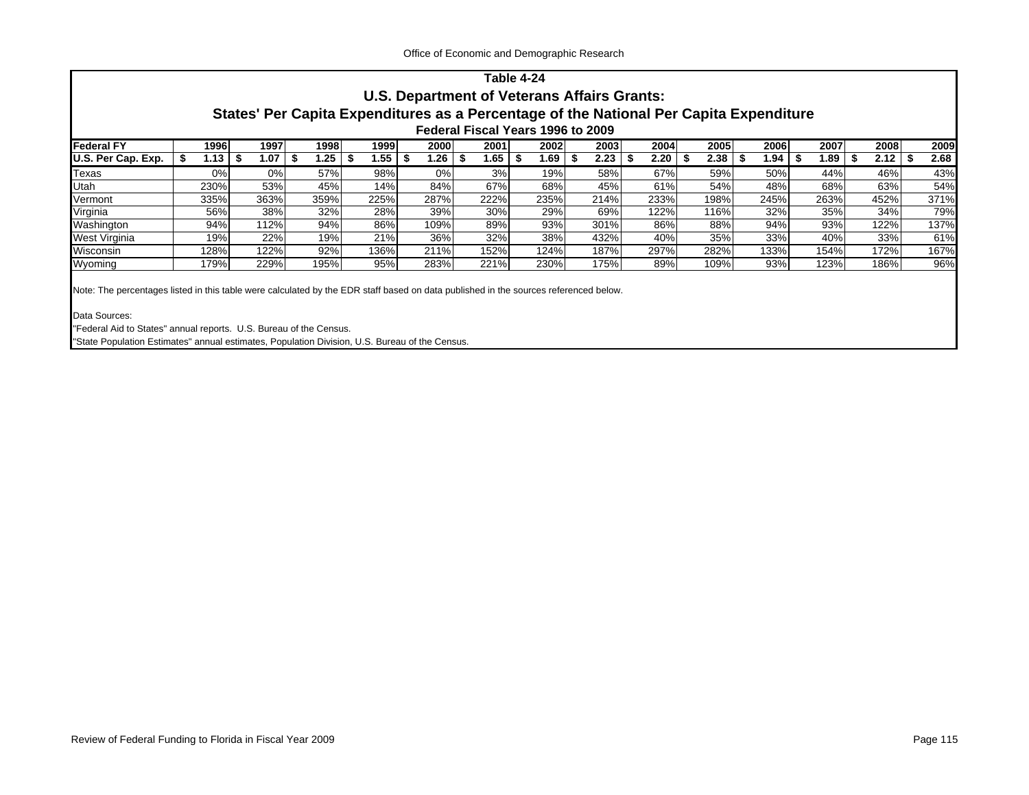## Table 4-24

### U.S. Department of Veterans Affairs Grants:

### States' Per Capita Expenditures as a Percentage of the National Per Capita Expenditure

**Federal Fiscal Years 1996 to 2009**

| Federal FY | 1996 | 1997 | 1998 | 1999 | 2000 | 2001 | 2002 | 2003 | 2004 | 2005 | 2006 | 2007 | 2008 | 2009 |
|---|---|---|---|---|---|---|---|---|---|---|---|---|---|---|
| U.S. Per Cap. Exp. | $ 1.13 | $ 1.07 | $ 1.25 | $ 1.55 | $ 1.26 | $ 1.65 | $ 1.69 | $ 2.23 | $ 2.20 | $ 2.38 | $ 1.94 | $ 1.89 | $ 2.12 | $ 2.68 |
| Texas | 0% | 0% | 57% | 98% | 0% | 3% | 19% | 58% | 67% | 59% | 50% | 44% | 46% | 43% |
| Utah | 230% | 53% | 45% | 14% | 84% | 67% | 68% | 45% | 61% | 54% | 48% | 68% | 63% | 54% |
| Vermont | 335% | 363% | 359% | 225% | 287% | 222% | 235% | 214% | 233% | 198% | 245% | 263% | 452% | 371% |
| Virginia | 56% | 38% | 32% | 28% | 39% | 30% | 29% | 69% | 122% | 116% | 32% | 35% | 34% | 79% |
| Washington | 94% | 112% | 94% | 86% | 109% | 89% | 93% | 301% | 86% | 88% | 94% | 93% | 122% | 137% |
| West Virginia | 19% | 22% | 19% | 21% | 36% | 32% | 38% | 432% | 40% | 35% | 33% | 40% | 33% | 61% |
| Wisconsin | 128% | 122% | 92% | 136% | 211% | 152% | 124% | 187% | 297% | 282% | 133% | 154% | 172% | 167% |
| Wyoming | 179% | 229% | 195% | 95% | 283% | 221% | 230% | 175% | 89% | 109% | 93% | 123% | 186% | 96% |

Note: The percentages listed in this table were calculated by the EDR staff based on data published in the sources referenced below.

Data Sources:
"Federal Aid to States" annual reports. U.S. Bureau of the Census.
"State Population Estimates" annual estimates, Population Division, U.S. Bureau of the Census.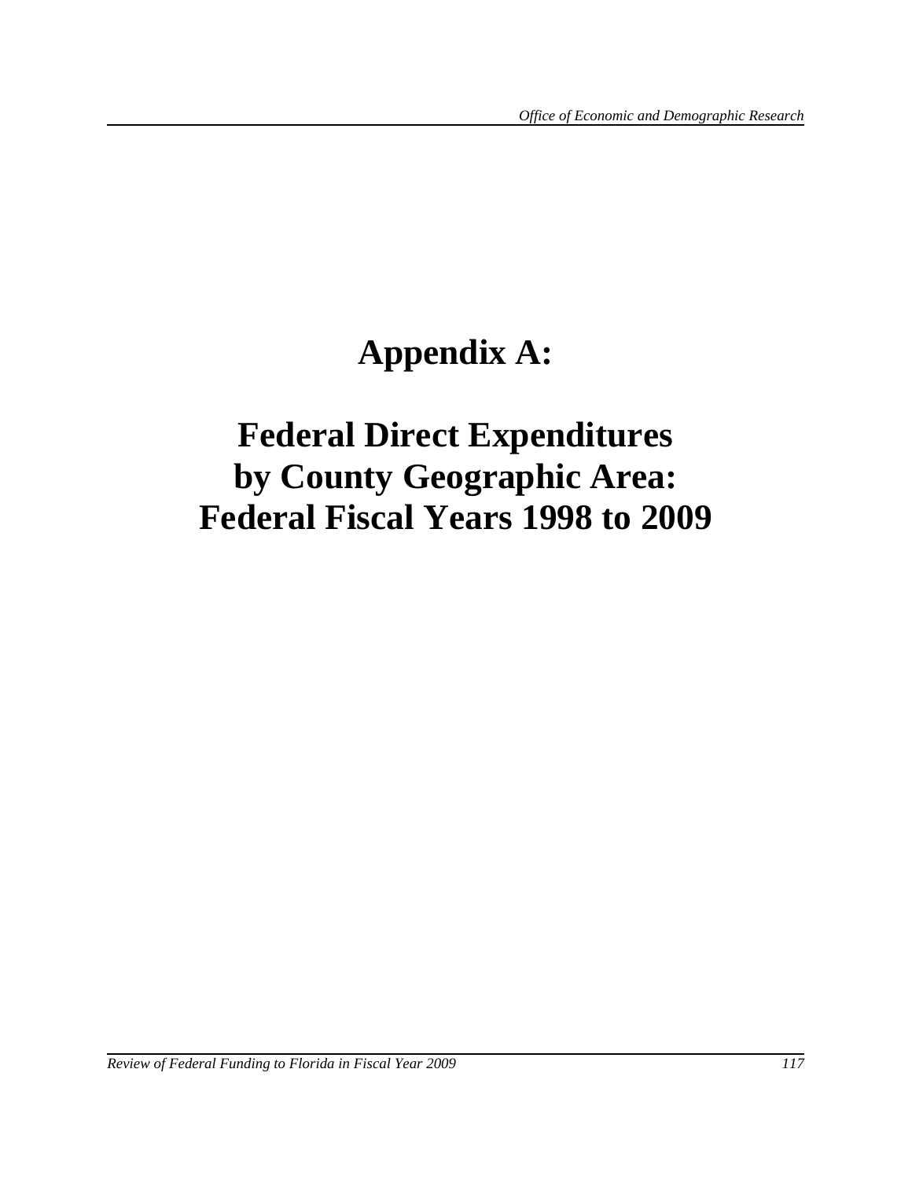# Appendix A:

# Federal Direct Expenditures by County Geographic Area: Federal Fiscal Years 1998 to 2009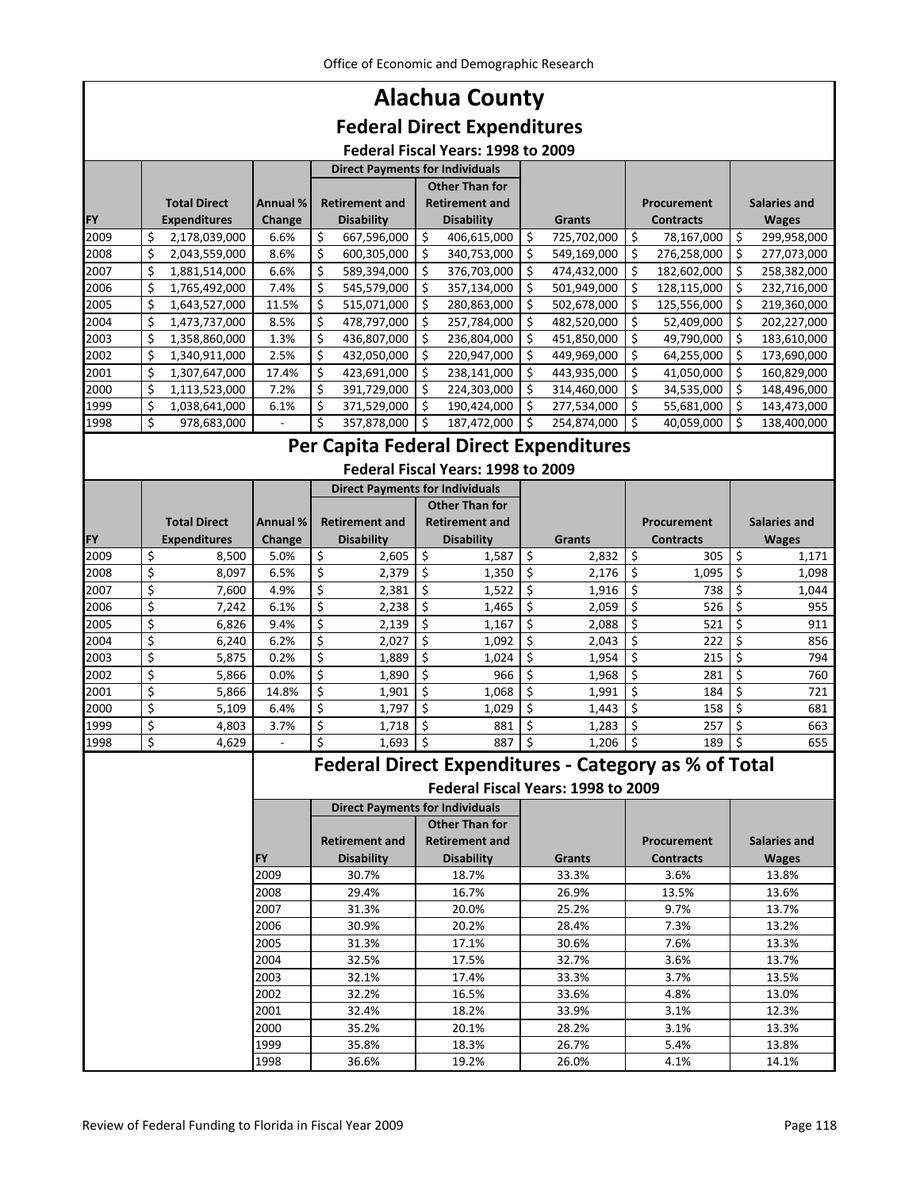# Alachua County

## Federal Direct Expenditures

### Federal Fiscal Years: 1998 to 2009

| | | | Direct Payments for Individuals | | | | |
|---|---|---|---|---|---|---|---|
| FY | Total Direct Expenditures | Annual % Change | Retirement and Disability | Other Than for Retirement and Disability | Grants | Procurement Contracts | Salaries and Wages |
| 2009 | $ 2,178,039,000 | 6.6% | $ 667,596,000 | $ 406,615,000 | $ 725,702,000 | $ 78,167,000 | $ 299,958,000 |
| 2008 | $ 2,043,559,000 | 8.6% | $ 600,305,000 | $ 340,753,000 | $ 549,169,000 | $ 276,258,000 | $ 277,073,000 |
| 2007 | $ 1,881,514,000 | 6.6% | $ 589,394,000 | $ 376,703,000 | $ 474,432,000 | $ 182,602,000 | $ 258,382,000 |
| 2006 | $ 1,765,492,000 | 7.4% | $ 545,579,000 | $ 357,134,000 | $ 501,949,000 | $ 128,115,000 | $ 232,716,000 |
| 2005 | $ 1,643,527,000 | 11.5% | $ 515,071,000 | $ 280,863,000 | $ 502,678,000 | $ 125,556,000 | $ 219,360,000 |
| 2004 | $ 1,473,737,000 | 8.5% | $ 478,797,000 | $ 257,784,000 | $ 482,520,000 | $ 52,409,000 | $ 202,227,000 |
| 2003 | $ 1,358,860,000 | 1.3% | $ 436,807,000 | $ 236,804,000 | $ 451,850,000 | $ 49,790,000 | $ 183,610,000 |
| 2002 | $ 1,340,911,000 | 2.5% | $ 432,050,000 | $ 220,947,000 | $ 449,969,000 | $ 64,255,000 | $ 173,690,000 |
| 2001 | $ 1,307,647,000 | 17.4% | $ 423,691,000 | $ 238,141,000 | $ 443,935,000 | $ 41,050,000 | $ 160,829,000 |
| 2000 | $ 1,113,523,000 | 7.2% | $ 391,729,000 | $ 224,303,000 | $ 314,460,000 | $ 34,535,000 | $ 148,496,000 |
| 1999 | $ 1,038,641,000 | 6.1% | $ 371,529,000 | $ 190,424,000 | $ 277,534,000 | $ 55,681,000 | $ 143,473,000 |
| 1998 | $ 978,683,000 | - | $ 357,878,000 | $ 187,472,000 | $ 254,874,000 | $ 40,059,000 | $ 138,400,000 |

## Per Capita Federal Direct Expenditures

### Federal Fiscal Years: 1998 to 2009

| | | | Direct Payments for Individuals | | | | |
|---|---|---|---|---|---|---|---|
| FY | Total Direct Expenditures | Annual % Change | Retirement and Disability | Other Than for Retirement and Disability | Grants | Procurement Contracts | Salaries and Wages |
| 2009 | $ 8,500 | 5.0% | $ 2,605 | $ 1,587 | $ 2,832 | $ 305 | $ 1,171 |
| 2008 | $ 8,097 | 6.5% | $ 2,379 | $ 1,350 | $ 2,176 | $ 1,095 | $ 1,098 |
| 2007 | $ 7,600 | 4.9% | $ 2,381 | $ 1,522 | $ 1,916 | $ 738 | $ 1,044 |
| 2006 | $ 7,242 | 6.1% | $ 2,238 | $ 1,465 | $ 2,059 | $ 526 | $ 955 |
| 2005 | $ 6,826 | 9.4% | $ 2,139 | $ 1,167 | $ 2,088 | $ 521 | $ 911 |
| 2004 | $ 6,240 | 6.2% | $ 2,027 | $ 1,092 | $ 2,043 | $ 222 | $ 856 |
| 2003 | $ 5,875 | 0.2% | $ 1,889 | $ 1,024 | $ 1,954 | $ 215 | $ 794 |
| 2002 | $ 5,866 | 0.0% | $ 1,890 | $ 966 | $ 1,968 | $ 281 | $ 760 |
| 2001 | $ 5,866 | 14.8% | $ 1,901 | $ 1,068 | $ 1,991 | $ 184 | $ 721 |
| 2000 | $ 5,109 | 6.4% | $ 1,797 | $ 1,029 | $ 1,443 | $ 158 | $ 681 |
| 1999 | $ 4,803 | 3.7% | $ 1,718 | $ 881 | $ 1,283 | $ 257 | $ 663 |
| 1998 | $ 4,629 | - | $ 1,693 | $ 887 | $ 1,206 | $ 189 | $ 655 |

## Federal Direct Expenditures - Category as % of Total

### Federal Fiscal Years: 1998 to 2009

| | Direct Payments for Individuals | | | | |
|---|---|---|---|---|---|
| FY | Retirement and Disability | Other Than for Retirement and Disability | Grants | Procurement Contracts | Salaries and Wages |
| 2009 | 30.7% | 18.7% | 33.3% | 3.6% | 13.8% |
| 2008 | 29.4% | 16.7% | 26.9% | 13.5% | 13.6% |
| 2007 | 31.3% | 20.0% | 25.2% | 9.7% | 13.7% |
| 2006 | 30.9% | 20.2% | 28.4% | 7.3% | 13.2% |
| 2005 | 31.3% | 17.1% | 30.6% | 7.6% | 13.3% |
| 2004 | 32.5% | 17.5% | 32.7% | 3.6% | 13.7% |
| 2003 | 32.1% | 17.4% | 33.3% | 3.7% | 13.5% |
| 2002 | 32.2% | 16.5% | 33.6% | 4.8% | 13.0% |
| 2001 | 32.4% | 18.2% | 33.9% | 3.1% | 12.3% |
| 2000 | 35.2% | 20.1% | 28.2% | 3.1% | 13.3% |
| 1999 | 35.8% | 18.3% | 26.7% | 5.4% | 13.8% |
| 1998 | 36.6% | 19.2% | 26.0% | 4.1% | 14.1% |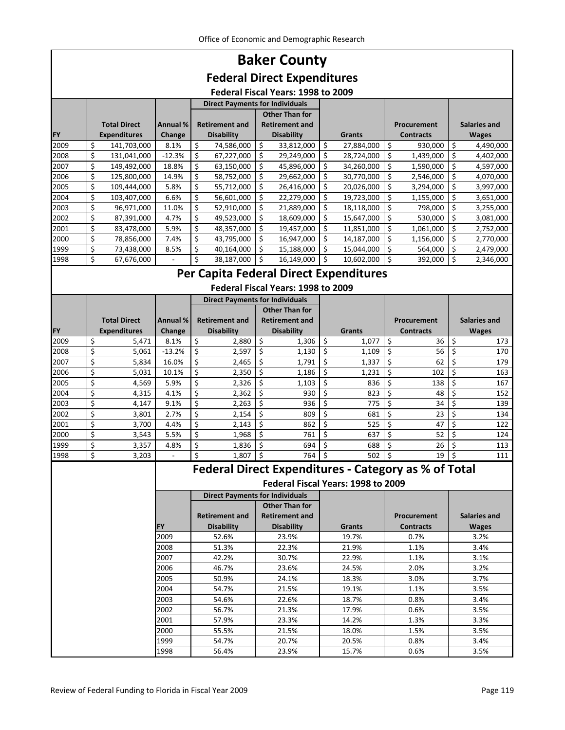# Baker County

## Federal Direct Expenditures

### Federal Fiscal Years: 1998 to 2009

| FY | Total Direct Expenditures | Annual % Change | Direct Payments for Individuals: Retirement and Disability | Direct Payments for Individuals: Other Than for Retirement and Disability | Grants | Procurement Contracts | Salaries and Wages |
|---|---|---|---|---|---|---|---|
| 2009 | $ 141,703,000 | 8.1% | $ 74,586,000 | $ 33,812,000 | $ 27,884,000 | $ 930,000 | $ 4,490,000 |
| 2008 | $ 131,041,000 | -12.3% | $ 67,227,000 | $ 29,249,000 | $ 28,724,000 | $ 1,439,000 | $ 4,402,000 |
| 2007 | $ 149,492,000 | 18.8% | $ 63,150,000 | $ 45,896,000 | $ 34,260,000 | $ 1,590,000 | $ 4,597,000 |
| 2006 | $ 125,800,000 | 14.9% | $ 58,752,000 | $ 29,662,000 | $ 30,770,000 | $ 2,546,000 | $ 4,070,000 |
| 2005 | $ 109,444,000 | 5.8% | $ 55,712,000 | $ 26,416,000 | $ 20,026,000 | $ 3,294,000 | $ 3,997,000 |
| 2004 | $ 103,407,000 | 6.6% | $ 56,601,000 | $ 22,279,000 | $ 19,723,000 | $ 1,155,000 | $ 3,651,000 |
| 2003 | $ 96,971,000 | 11.0% | $ 52,910,000 | $ 21,889,000 | $ 18,118,000 | $ 798,000 | $ 3,255,000 |
| 2002 | $ 87,391,000 | 4.7% | $ 49,523,000 | $ 18,609,000 | $ 15,647,000 | $ 530,000 | $ 3,081,000 |
| 2001 | $ 83,478,000 | 5.9% | $ 48,357,000 | $ 19,457,000 | $ 11,851,000 | $ 1,061,000 | $ 2,752,000 |
| 2000 | $ 78,856,000 | 7.4% | $ 43,795,000 | $ 16,947,000 | $ 14,187,000 | $ 1,156,000 | $ 2,770,000 |
| 1999 | $ 73,438,000 | 8.5% | $ 40,164,000 | $ 15,188,000 | $ 15,044,000 | $ 564,000 | $ 2,479,000 |
| 1998 | $ 67,676,000 | - | $ 38,187,000 | $ 16,149,000 | $ 10,602,000 | $ 392,000 | $ 2,346,000 |

## Per Capita Federal Direct Expenditures

### Federal Fiscal Years: 1998 to 2009

| FY | Total Direct Expenditures | Annual % Change | Direct Payments for Individuals: Retirement and Disability | Direct Payments for Individuals: Other Than for Retirement and Disability | Grants | Procurement Contracts | Salaries and Wages |
|---|---|---|---|---|---|---|---|
| 2009 | $ 5,471 | 8.1% | $ 2,880 | $ 1,306 | $ 1,077 | $ 36 | $ 173 |
| 2008 | $ 5,061 | -13.2% | $ 2,597 | $ 1,130 | $ 1,109 | $ 56 | $ 170 |
| 2007 | $ 5,834 | 16.0% | $ 2,465 | $ 1,791 | $ 1,337 | $ 62 | $ 179 |
| 2006 | $ 5,031 | 10.1% | $ 2,350 | $ 1,186 | $ 1,231 | $ 102 | $ 163 |
| 2005 | $ 4,569 | 5.9% | $ 2,326 | $ 1,103 | $ 836 | $ 138 | $ 167 |
| 2004 | $ 4,315 | 4.1% | $ 2,362 | $ 930 | $ 823 | $ 48 | $ 152 |
| 2003 | $ 4,147 | 9.1% | $ 2,263 | $ 936 | $ 775 | $ 34 | $ 139 |
| 2002 | $ 3,801 | 2.7% | $ 2,154 | $ 809 | $ 681 | $ 23 | $ 134 |
| 2001 | $ 3,700 | 4.4% | $ 2,143 | $ 862 | $ 525 | $ 47 | $ 122 |
| 2000 | $ 3,543 | 5.5% | $ 1,968 | $ 761 | $ 637 | $ 52 | $ 124 |
| 1999 | $ 3,357 | 4.8% | $ 1,836 | $ 694 | $ 688 | $ 26 | $ 113 |
| 1998 | $ 3,203 | - | $ 1,807 | $ 764 | $ 502 | $ 19 | $ 111 |

## Federal Direct Expenditures - Category as % of Total

### Federal Fiscal Years: 1998 to 2009

| FY | Direct Payments for Individuals: Retirement and Disability | Direct Payments for Individuals: Other Than for Retirement and Disability | Grants | Procurement Contracts | Salaries and Wages |
|---|---|---|---|---|---|
| 2009 | 52.6% | 23.9% | 19.7% | 0.7% | 3.2% |
| 2008 | 51.3% | 22.3% | 21.9% | 1.1% | 3.4% |
| 2007 | 42.2% | 30.7% | 22.9% | 1.1% | 3.1% |
| 2006 | 46.7% | 23.6% | 24.5% | 2.0% | 3.2% |
| 2005 | 50.9% | 24.1% | 18.3% | 3.0% | 3.7% |
| 2004 | 54.7% | 21.5% | 19.1% | 1.1% | 3.5% |
| 2003 | 54.6% | 22.6% | 18.7% | 0.8% | 3.4% |
| 2002 | 56.7% | 21.3% | 17.9% | 0.6% | 3.5% |
| 2001 | 57.9% | 23.3% | 14.2% | 1.3% | 3.3% |
| 2000 | 55.5% | 21.5% | 18.0% | 1.5% | 3.5% |
| 1999 | 54.7% | 20.7% | 20.5% | 0.8% | 3.4% |
| 1998 | 56.4% | 23.9% | 15.7% | 0.6% | 3.5% |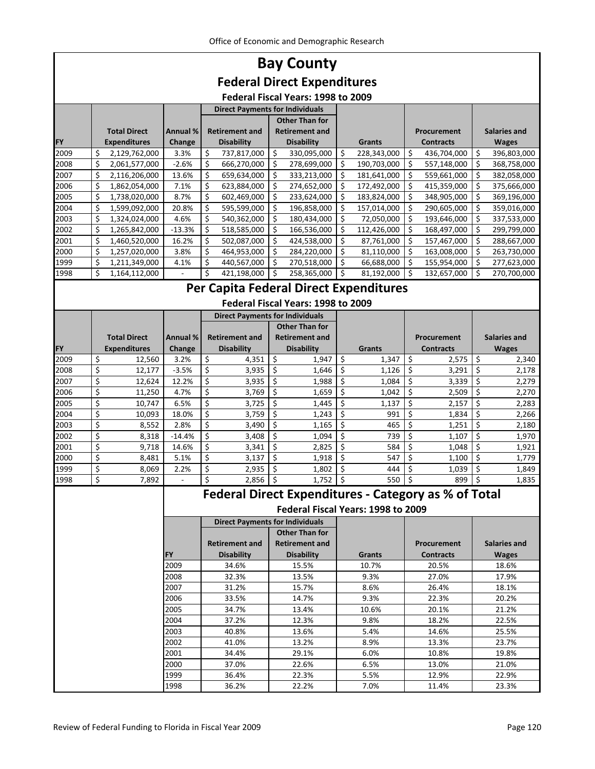# Bay County

## Federal Direct Expenditures

### Federal Fiscal Years: 1998 to 2009

| FY | Total Direct Expenditures | Annual % Change | Direct Payments for Individuals: Retirement and Disability | Direct Payments for Individuals: Other Than for Retirement and Disability | Grants | Procurement Contracts | Salaries and Wages |
|---|---|---|---|---|---|---|---|
| 2009 | $ 2,129,762,000 | 3.3% | $ 737,817,000 | $ 330,095,000 | $ 228,343,000 | $ 436,704,000 | $ 396,803,000 |
| 2008 | $ 2,061,577,000 | -2.6% | $ 666,270,000 | $ 278,699,000 | $ 190,703,000 | $ 557,148,000 | $ 368,758,000 |
| 2007 | $ 2,116,206,000 | 13.6% | $ 659,634,000 | $ 333,213,000 | $ 181,641,000 | $ 559,661,000 | $ 382,058,000 |
| 2006 | $ 1,862,054,000 | 7.1% | $ 623,884,000 | $ 274,652,000 | $ 172,492,000 | $ 415,359,000 | $ 375,666,000 |
| 2005 | $ 1,738,020,000 | 8.7% | $ 602,469,000 | $ 233,624,000 | $ 183,824,000 | $ 348,905,000 | $ 369,196,000 |
| 2004 | $ 1,599,092,000 | 20.8% | $ 595,599,000 | $ 196,858,000 | $ 157,014,000 | $ 290,605,000 | $ 359,016,000 |
| 2003 | $ 1,324,024,000 | 4.6% | $ 540,362,000 | $ 180,434,000 | $ 72,050,000 | $ 193,646,000 | $ 337,533,000 |
| 2002 | $ 1,265,842,000 | -13.3% | $ 518,585,000 | $ 166,536,000 | $ 112,426,000 | $ 168,497,000 | $ 299,799,000 |
| 2001 | $ 1,460,520,000 | 16.2% | $ 502,087,000 | $ 424,538,000 | $ 87,761,000 | $ 157,467,000 | $ 288,667,000 |
| 2000 | $ 1,257,020,000 | 3.8% | $ 464,953,000 | $ 284,220,000 | $ 81,110,000 | $ 163,008,000 | $ 263,730,000 |
| 1999 | $ 1,211,349,000 | 4.1% | $ 440,567,000 | $ 270,518,000 | $ 66,688,000 | $ 155,954,000 | $ 277,623,000 |
| 1998 | $ 1,164,112,000 | - | $ 421,198,000 | $ 258,365,000 | $ 81,192,000 | $ 132,657,000 | $ 270,700,000 |

## Per Capita Federal Direct Expenditures

### Federal Fiscal Years: 1998 to 2009

| FY | Total Direct Expenditures | Annual % Change | Direct Payments for Individuals: Retirement and Disability | Direct Payments for Individuals: Other Than for Retirement and Disability | Grants | Procurement Contracts | Salaries and Wages |
|---|---|---|---|---|---|---|---|
| 2009 | $ 12,560 | 3.2% | $ 4,351 | $ 1,947 | $ 1,347 | $ 2,575 | $ 2,340 |
| 2008 | $ 12,177 | -3.5% | $ 3,935 | $ 1,646 | $ 1,126 | $ 3,291 | $ 2,178 |
| 2007 | $ 12,624 | 12.2% | $ 3,935 | $ 1,988 | $ 1,084 | $ 3,339 | $ 2,279 |
| 2006 | $ 11,250 | 4.7% | $ 3,769 | $ 1,659 | $ 1,042 | $ 2,509 | $ 2,270 |
| 2005 | $ 10,747 | 6.5% | $ 3,725 | $ 1,445 | $ 1,137 | $ 2,157 | $ 2,283 |
| 2004 | $ 10,093 | 18.0% | $ 3,759 | $ 1,243 | $ 991 | $ 1,834 | $ 2,266 |
| 2003 | $ 8,552 | 2.8% | $ 3,490 | $ 1,165 | $ 465 | $ 1,251 | $ 2,180 |
| 2002 | $ 8,318 | -14.4% | $ 3,408 | $ 1,094 | $ 739 | $ 1,107 | $ 1,970 |
| 2001 | $ 9,718 | 14.6% | $ 3,341 | $ 2,825 | $ 584 | $ 1,048 | $ 1,921 |
| 2000 | $ 8,481 | 5.1% | $ 3,137 | $ 1,918 | $ 547 | $ 1,100 | $ 1,779 |
| 1999 | $ 8,069 | 2.2% | $ 2,935 | $ 1,802 | $ 444 | $ 1,039 | $ 1,849 |
| 1998 | $ 7,892 | - | $ 2,856 | $ 1,752 | $ 550 | $ 899 | $ 1,835 |

## Federal Direct Expenditures - Category as % of Total

### Federal Fiscal Years: 1998 to 2009

| FY | Direct Payments for Individuals: Retirement and Disability | Direct Payments for Individuals: Other Than for Retirement and Disability | Grants | Procurement Contracts | Salaries and Wages |
|---|---|---|---|---|---|
| 2009 | 34.6% | 15.5% | 10.7% | 20.5% | 18.6% |
| 2008 | 32.3% | 13.5% | 9.3% | 27.0% | 17.9% |
| 2007 | 31.2% | 15.7% | 8.6% | 26.4% | 18.1% |
| 2006 | 33.5% | 14.7% | 9.3% | 22.3% | 20.2% |
| 2005 | 34.7% | 13.4% | 10.6% | 20.1% | 21.2% |
| 2004 | 37.2% | 12.3% | 9.8% | 18.2% | 22.5% |
| 2003 | 40.8% | 13.6% | 5.4% | 14.6% | 25.5% |
| 2002 | 41.0% | 13.2% | 8.9% | 13.3% | 23.7% |
| 2001 | 34.4% | 29.1% | 6.0% | 10.8% | 19.8% |
| 2000 | 37.0% | 22.6% | 6.5% | 13.0% | 21.0% |
| 1999 | 36.4% | 22.3% | 5.5% | 12.9% | 22.9% |
| 1998 | 36.2% | 22.2% | 7.0% | 11.4% | 23.3% |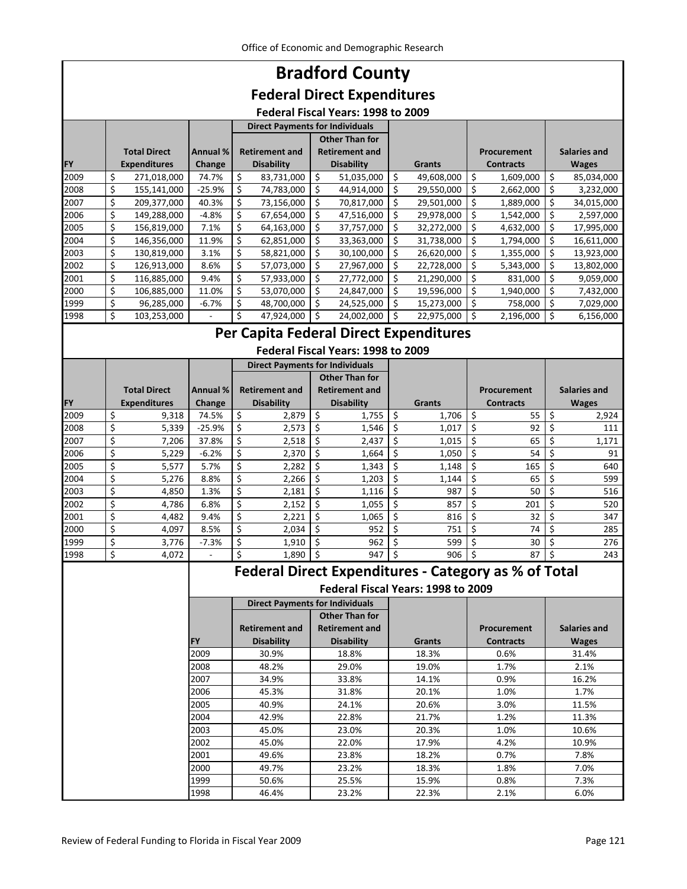# Bradford County

## Federal Direct Expenditures

### Federal Fiscal Years: 1998 to 2009

| | | | Direct Payments for Individuals | | | | |
|---|---|---|---|---|---|---|---|
| FY | Total Direct Expenditures | Annual % Change | Retirement and Disability | Other Than for Retirement and Disability | Grants | Procurement Contracts | Salaries and Wages |
| 2009 | $ 271,018,000 | 74.7% | $ 83,731,000 | $ 51,035,000 | $ 49,608,000 | $ 1,609,000 | $ 85,034,000 |
| 2008 | $ 155,141,000 | -25.9% | $ 74,783,000 | $ 44,914,000 | $ 29,550,000 | $ 2,662,000 | $ 3,232,000 |
| 2007 | $ 209,377,000 | 40.3% | $ 73,156,000 | $ 70,817,000 | $ 29,501,000 | $ 1,889,000 | $ 34,015,000 |
| 2006 | $ 149,288,000 | -4.8% | $ 67,654,000 | $ 47,516,000 | $ 29,978,000 | $ 1,542,000 | $ 2,597,000 |
| 2005 | $ 156,819,000 | 7.1% | $ 64,163,000 | $ 37,757,000 | $ 32,272,000 | $ 4,632,000 | $ 17,995,000 |
| 2004 | $ 146,356,000 | 11.9% | $ 62,851,000 | $ 33,363,000 | $ 31,738,000 | $ 1,794,000 | $ 16,611,000 |
| 2003 | $ 130,819,000 | 3.1% | $ 58,821,000 | $ 30,100,000 | $ 26,620,000 | $ 1,355,000 | $ 13,923,000 |
| 2002 | $ 126,913,000 | 8.6% | $ 57,073,000 | $ 27,967,000 | $ 22,728,000 | $ 5,343,000 | $ 13,802,000 |
| 2001 | $ 116,885,000 | 9.4% | $ 57,933,000 | $ 27,772,000 | $ 21,290,000 | $ 831,000 | $ 9,059,000 |
| 2000 | $ 106,885,000 | 11.0% | $ 53,070,000 | $ 24,847,000 | $ 19,596,000 | $ 1,940,000 | $ 7,432,000 |
| 1999 | $ 96,285,000 | -6.7% | $ 48,700,000 | $ 24,525,000 | $ 15,273,000 | $ 758,000 | $ 7,029,000 |
| 1998 | $ 103,253,000 | - | $ 47,924,000 | $ 24,002,000 | $ 22,975,000 | $ 2,196,000 | $ 6,156,000 |

## Per Capita Federal Direct Expenditures

### Federal Fiscal Years: 1998 to 2009

| | | | Direct Payments for Individuals | | | | |
|---|---|---|---|---|---|---|---|
| FY | Total Direct Expenditures | Annual % Change | Retirement and Disability | Other Than for Retirement and Disability | Grants | Procurement Contracts | Salaries and Wages |
| 2009 | $ 9,318 | 74.5% | $ 2,879 | $ 1,755 | $ 1,706 | $ 55 | $ 2,924 |
| 2008 | $ 5,339 | -25.9% | $ 2,573 | $ 1,546 | $ 1,017 | $ 92 | $ 111 |
| 2007 | $ 7,206 | 37.8% | $ 2,518 | $ 2,437 | $ 1,015 | $ 65 | $ 1,171 |
| 2006 | $ 5,229 | -6.2% | $ 2,370 | $ 1,664 | $ 1,050 | $ 54 | $ 91 |
| 2005 | $ 5,577 | 5.7% | $ 2,282 | $ 1,343 | $ 1,148 | $ 165 | $ 640 |
| 2004 | $ 5,276 | 8.8% | $ 2,266 | $ 1,203 | $ 1,144 | $ 65 | $ 599 |
| 2003 | $ 4,850 | 1.3% | $ 2,181 | $ 1,116 | $ 987 | $ 50 | $ 516 |
| 2002 | $ 4,786 | 6.8% | $ 2,152 | $ 1,055 | $ 857 | $ 201 | $ 520 |
| 2001 | $ 4,482 | 9.4% | $ 2,221 | $ 1,065 | $ 816 | $ 32 | $ 347 |
| 2000 | $ 4,097 | 8.5% | $ 2,034 | $ 952 | $ 751 | $ 74 | $ 285 |
| 1999 | $ 3,776 | -7.3% | $ 1,910 | $ 962 | $ 599 | $ 30 | $ 276 |
| 1998 | $ 4,072 | - | $ 1,890 | $ 947 | $ 906 | $ 87 | $ 243 |

## Federal Direct Expenditures - Category as % of Total

### Federal Fiscal Years: 1998 to 2009

| | Direct Payments for Individuals | | | | |
|---|---|---|---|---|---|
| FY | Retirement and Disability | Other Than for Retirement and Disability | Grants | Procurement Contracts | Salaries and Wages |
| 2009 | 30.9% | 18.8% | 18.3% | 0.6% | 31.4% |
| 2008 | 48.2% | 29.0% | 19.0% | 1.7% | 2.1% |
| 2007 | 34.9% | 33.8% | 14.1% | 0.9% | 16.2% |
| 2006 | 45.3% | 31.8% | 20.1% | 1.0% | 1.7% |
| 2005 | 40.9% | 24.1% | 20.6% | 3.0% | 11.5% |
| 2004 | 42.9% | 22.8% | 21.7% | 1.2% | 11.3% |
| 2003 | 45.0% | 23.0% | 20.3% | 1.0% | 10.6% |
| 2002 | 45.0% | 22.0% | 17.9% | 4.2% | 10.9% |
| 2001 | 49.6% | 23.8% | 18.2% | 0.7% | 7.8% |
| 2000 | 49.7% | 23.2% | 18.3% | 1.8% | 7.0% |
| 1999 | 50.6% | 25.5% | 15.9% | 0.8% | 7.3% |
| 1998 | 46.4% | 23.2% | 22.3% | 2.1% | 6.0% |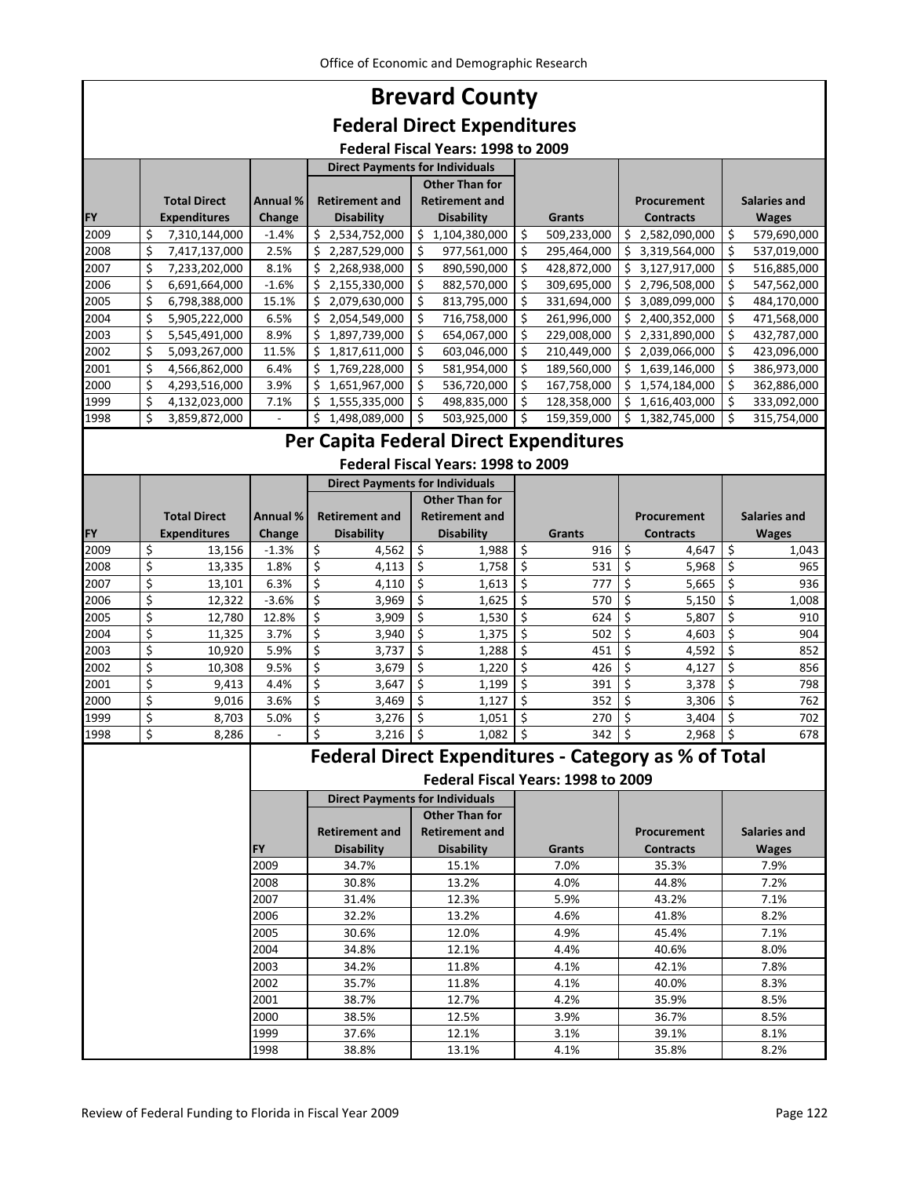# Brevard County

## Federal Direct Expenditures

### Federal Fiscal Years: 1998 to 2009

| FY | Total Direct Expenditures | Annual % Change | Direct Payments for Individuals: Retirement and Disability | Direct Payments for Individuals: Other Than for Retirement and Disability | Grants | Procurement Contracts | Salaries and Wages |
|---|---|---|---|---|---|---|---|
| 2009 | $ 7,310,144,000 | -1.4% | $ 2,534,752,000 | $ 1,104,380,000 | $ 509,233,000 | $ 2,582,090,000 | $ 579,690,000 |
| 2008 | $ 7,417,137,000 | 2.5% | $ 2,287,529,000 | $ 977,561,000 | $ 295,464,000 | $ 3,319,564,000 | $ 537,019,000 |
| 2007 | $ 7,233,202,000 | 8.1% | $ 2,268,938,000 | $ 890,590,000 | $ 428,872,000 | $ 3,127,917,000 | $ 516,885,000 |
| 2006 | $ 6,691,664,000 | -1.6% | $ 2,155,330,000 | $ 882,570,000 | $ 309,695,000 | $ 2,796,508,000 | $ 547,562,000 |
| 2005 | $ 6,798,388,000 | 15.1% | $ 2,079,630,000 | $ 813,795,000 | $ 331,694,000 | $ 3,089,099,000 | $ 484,170,000 |
| 2004 | $ 5,905,222,000 | 6.5% | $ 2,054,549,000 | $ 716,758,000 | $ 261,996,000 | $ 2,400,352,000 | $ 471,568,000 |
| 2003 | $ 5,545,491,000 | 8.9% | $ 1,897,739,000 | $ 654,067,000 | $ 229,008,000 | $ 2,331,890,000 | $ 432,787,000 |
| 2002 | $ 5,093,267,000 | 11.5% | $ 1,817,611,000 | $ 603,046,000 | $ 210,449,000 | $ 2,039,066,000 | $ 423,096,000 |
| 2001 | $ 4,566,862,000 | 6.4% | $ 1,769,228,000 | $ 581,954,000 | $ 189,560,000 | $ 1,639,146,000 | $ 386,973,000 |
| 2000 | $ 4,293,516,000 | 3.9% | $ 1,651,967,000 | $ 536,720,000 | $ 167,758,000 | $ 1,574,184,000 | $ 362,886,000 |
| 1999 | $ 4,132,023,000 | 7.1% | $ 1,555,335,000 | $ 498,835,000 | $ 128,358,000 | $ 1,616,403,000 | $ 333,092,000 |
| 1998 | $ 3,859,872,000 | - | $ 1,498,089,000 | $ 503,925,000 | $ 159,359,000 | $ 1,382,745,000 | $ 315,754,000 |

## Per Capita Federal Direct Expenditures

### Federal Fiscal Years: 1998 to 2009

| FY | Total Direct Expenditures | Annual % Change | Direct Payments for Individuals: Retirement and Disability | Direct Payments for Individuals: Other Than for Retirement and Disability | Grants | Procurement Contracts | Salaries and Wages |
|---|---|---|---|---|---|---|---|
| 2009 | $ 13,156 | -1.3% | $ 4,562 | $ 1,988 | $ 916 | $ 4,647 | $ 1,043 |
| 2008 | $ 13,335 | 1.8% | $ 4,113 | $ 1,758 | $ 531 | $ 5,968 | $ 965 |
| 2007 | $ 13,101 | 6.3% | $ 4,110 | $ 1,613 | $ 777 | $ 5,665 | $ 936 |
| 2006 | $ 12,322 | -3.6% | $ 3,969 | $ 1,625 | $ 570 | $ 5,150 | $ 1,008 |
| 2005 | $ 12,780 | 12.8% | $ 3,909 | $ 1,530 | $ 624 | $ 5,807 | $ 910 |
| 2004 | $ 11,325 | 3.7% | $ 3,940 | $ 1,375 | $ 502 | $ 4,603 | $ 904 |
| 2003 | $ 10,920 | 5.9% | $ 3,737 | $ 1,288 | $ 451 | $ 4,592 | $ 852 |
| 2002 | $ 10,308 | 9.5% | $ 3,679 | $ 1,220 | $ 426 | $ 4,127 | $ 856 |
| 2001 | $ 9,413 | 4.4% | $ 3,647 | $ 1,199 | $ 391 | $ 3,378 | $ 798 |
| 2000 | $ 9,016 | 3.6% | $ 3,469 | $ 1,127 | $ 352 | $ 3,306 | $ 762 |
| 1999 | $ 8,703 | 5.0% | $ 3,276 | $ 1,051 | $ 270 | $ 3,404 | $ 702 |
| 1998 | $ 8,286 | - | $ 3,216 | $ 1,082 | $ 342 | $ 2,968 | $ 678 |

## Federal Direct Expenditures - Category as % of Total

### Federal Fiscal Years: 1998 to 2009

| FY | Direct Payments for Individuals: Retirement and Disability | Direct Payments for Individuals: Other Than for Retirement and Disability | Grants | Procurement Contracts | Salaries and Wages |
|---|---|---|---|---|---|
| 2009 | 34.7% | 15.1% | 7.0% | 35.3% | 7.9% |
| 2008 | 30.8% | 13.2% | 4.0% | 44.8% | 7.2% |
| 2007 | 31.4% | 12.3% | 5.9% | 43.2% | 7.1% |
| 2006 | 32.2% | 13.2% | 4.6% | 41.8% | 8.2% |
| 2005 | 30.6% | 12.0% | 4.9% | 45.4% | 7.1% |
| 2004 | 34.8% | 12.1% | 4.4% | 40.6% | 8.0% |
| 2003 | 34.2% | 11.8% | 4.1% | 42.1% | 7.8% |
| 2002 | 35.7% | 11.8% | 4.1% | 40.0% | 8.3% |
| 2001 | 38.7% | 12.7% | 4.2% | 35.9% | 8.5% |
| 2000 | 38.5% | 12.5% | 3.9% | 36.7% | 8.5% |
| 1999 | 37.6% | 12.1% | 3.1% | 39.1% | 8.1% |
| 1998 | 38.8% | 13.1% | 4.1% | 35.8% | 8.2% |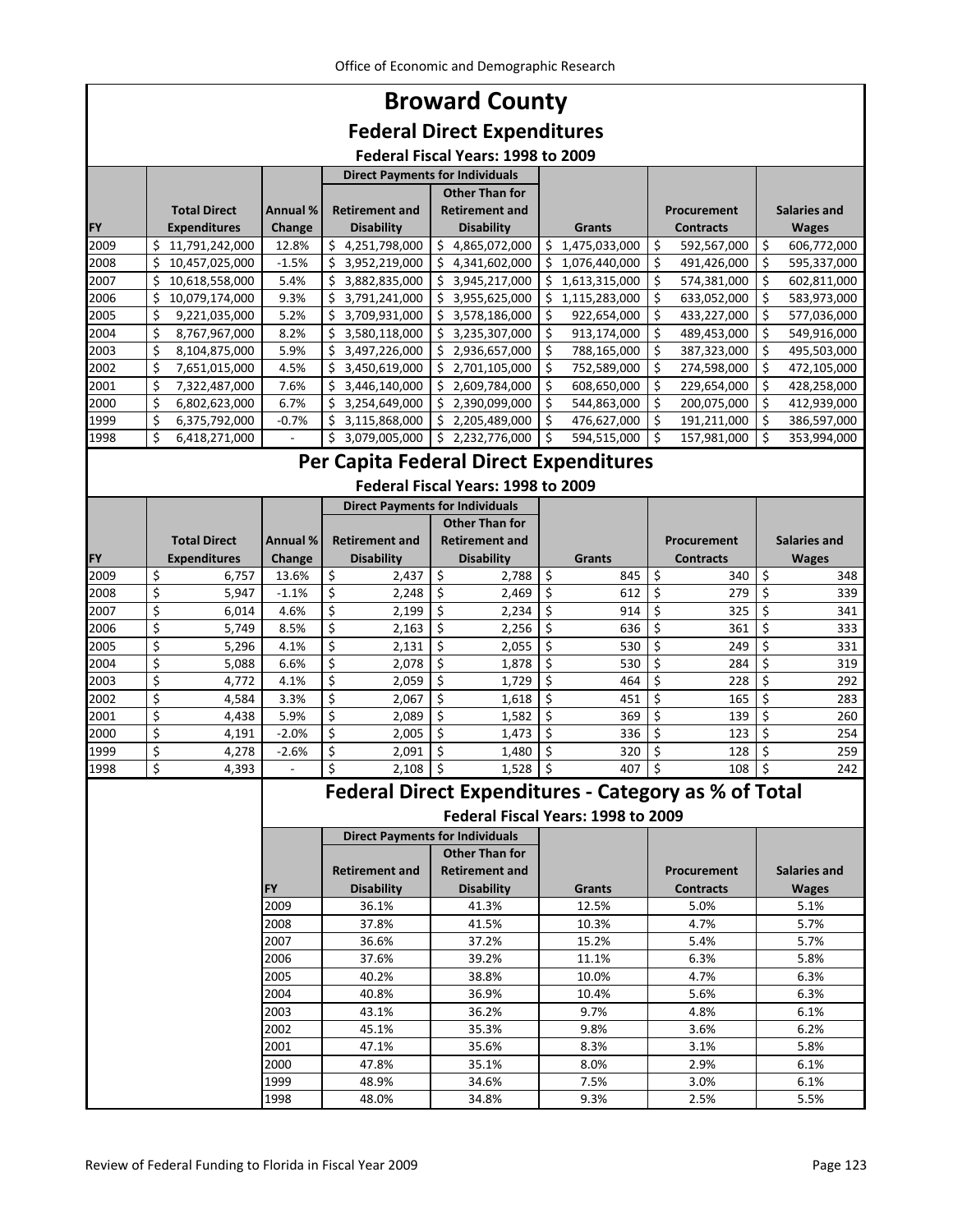# Broward County

## Federal Direct Expenditures

### Federal Fiscal Years: 1998 to 2009

| FY | Total Direct Expenditures | Annual % Change | Direct Payments for Individuals: Retirement and Disability | Direct Payments for Individuals: Other Than for Retirement and Disability | Grants | Procurement Contracts | Salaries and Wages |
|---|---|---|---|---|---|---|---|
| 2009 | $ 11,791,242,000 | 12.8% | $ 4,251,798,000 | $ 4,865,072,000 | $ 1,475,033,000 | $ 592,567,000 | $ 606,772,000 |
| 2008 | $ 10,457,025,000 | -1.5% | $ 3,952,219,000 | $ 4,341,602,000 | $ 1,076,440,000 | $ 491,426,000 | $ 595,337,000 |
| 2007 | $ 10,618,558,000 | 5.4% | $ 3,882,835,000 | $ 3,945,217,000 | $ 1,613,315,000 | $ 574,381,000 | $ 602,811,000 |
| 2006 | $ 10,079,174,000 | 9.3% | $ 3,791,241,000 | $ 3,955,625,000 | $ 1,115,283,000 | $ 633,052,000 | $ 583,973,000 |
| 2005 | $ 9,221,035,000 | 5.2% | $ 3,709,931,000 | $ 3,578,186,000 | $ 922,654,000 | $ 433,227,000 | $ 577,036,000 |
| 2004 | $ 8,767,967,000 | 8.2% | $ 3,580,118,000 | $ 3,235,307,000 | $ 913,174,000 | $ 489,453,000 | $ 549,916,000 |
| 2003 | $ 8,104,875,000 | 5.9% | $ 3,497,226,000 | $ 2,936,657,000 | $ 788,165,000 | $ 387,323,000 | $ 495,503,000 |
| 2002 | $ 7,651,015,000 | 4.5% | $ 3,450,619,000 | $ 2,701,105,000 | $ 752,589,000 | $ 274,598,000 | $ 472,105,000 |
| 2001 | $ 7,322,487,000 | 7.6% | $ 3,446,140,000 | $ 2,609,784,000 | $ 608,650,000 | $ 229,654,000 | $ 428,258,000 |
| 2000 | $ 6,802,623,000 | 6.7% | $ 3,254,649,000 | $ 2,390,099,000 | $ 544,863,000 | $ 200,075,000 | $ 412,939,000 |
| 1999 | $ 6,375,792,000 | -0.7% | $ 3,115,868,000 | $ 2,205,489,000 | $ 476,627,000 | $ 191,211,000 | $ 386,597,000 |
| 1998 | $ 6,418,271,000 | - | $ 3,079,005,000 | $ 2,232,776,000 | $ 594,515,000 | $ 157,981,000 | $ 353,994,000 |

## Per Capita Federal Direct Expenditures

### Federal Fiscal Years: 1998 to 2009

| FY | Total Direct Expenditures | Annual % Change | Direct Payments for Individuals: Retirement and Disability | Direct Payments for Individuals: Other Than for Retirement and Disability | Grants | Procurement Contracts | Salaries and Wages |
|---|---|---|---|---|---|---|---|
| 2009 | $ 6,757 | 13.6% | $ 2,437 | $ 2,788 | $ 845 | $ 340 | $ 348 |
| 2008 | $ 5,947 | -1.1% | $ 2,248 | $ 2,469 | $ 612 | $ 279 | $ 339 |
| 2007 | $ 6,014 | 4.6% | $ 2,199 | $ 2,234 | $ 914 | $ 325 | $ 341 |
| 2006 | $ 5,749 | 8.5% | $ 2,163 | $ 2,256 | $ 636 | $ 361 | $ 333 |
| 2005 | $ 5,296 | 4.1% | $ 2,131 | $ 2,055 | $ 530 | $ 249 | $ 331 |
| 2004 | $ 5,088 | 6.6% | $ 2,078 | $ 1,878 | $ 530 | $ 284 | $ 319 |
| 2003 | $ 4,772 | 4.1% | $ 2,059 | $ 1,729 | $ 464 | $ 228 | $ 292 |
| 2002 | $ 4,584 | 3.3% | $ 2,067 | $ 1,618 | $ 451 | $ 165 | $ 283 |
| 2001 | $ 4,438 | 5.9% | $ 2,089 | $ 1,582 | $ 369 | $ 139 | $ 260 |
| 2000 | $ 4,191 | -2.0% | $ 2,005 | $ 1,473 | $ 336 | $ 123 | $ 254 |
| 1999 | $ 4,278 | -2.6% | $ 2,091 | $ 1,480 | $ 320 | $ 128 | $ 259 |
| 1998 | $ 4,393 | - | $ 2,108 | $ 1,528 | $ 407 | $ 108 | $ 242 |

## Federal Direct Expenditures - Category as % of Total

### Federal Fiscal Years: 1998 to 2009

| FY | Direct Payments for Individuals: Retirement and Disability | Direct Payments for Individuals: Other Than for Retirement and Disability | Grants | Procurement Contracts | Salaries and Wages |
|---|---|---|---|---|---|
| 2009 | 36.1% | 41.3% | 12.5% | 5.0% | 5.1% |
| 2008 | 37.8% | 41.5% | 10.3% | 4.7% | 5.7% |
| 2007 | 36.6% | 37.2% | 15.2% | 5.4% | 5.7% |
| 2006 | 37.6% | 39.2% | 11.1% | 6.3% | 5.8% |
| 2005 | 40.2% | 38.8% | 10.0% | 4.7% | 6.3% |
| 2004 | 40.8% | 36.9% | 10.4% | 5.6% | 6.3% |
| 2003 | 43.1% | 36.2% | 9.7% | 4.8% | 6.1% |
| 2002 | 45.1% | 35.3% | 9.8% | 3.6% | 6.2% |
| 2001 | 47.1% | 35.6% | 8.3% | 3.1% | 5.8% |
| 2000 | 47.8% | 35.1% | 8.0% | 2.9% | 6.1% |
| 1999 | 48.9% | 34.6% | 7.5% | 3.0% | 6.1% |
| 1998 | 48.0% | 34.8% | 9.3% | 2.5% | 5.5% |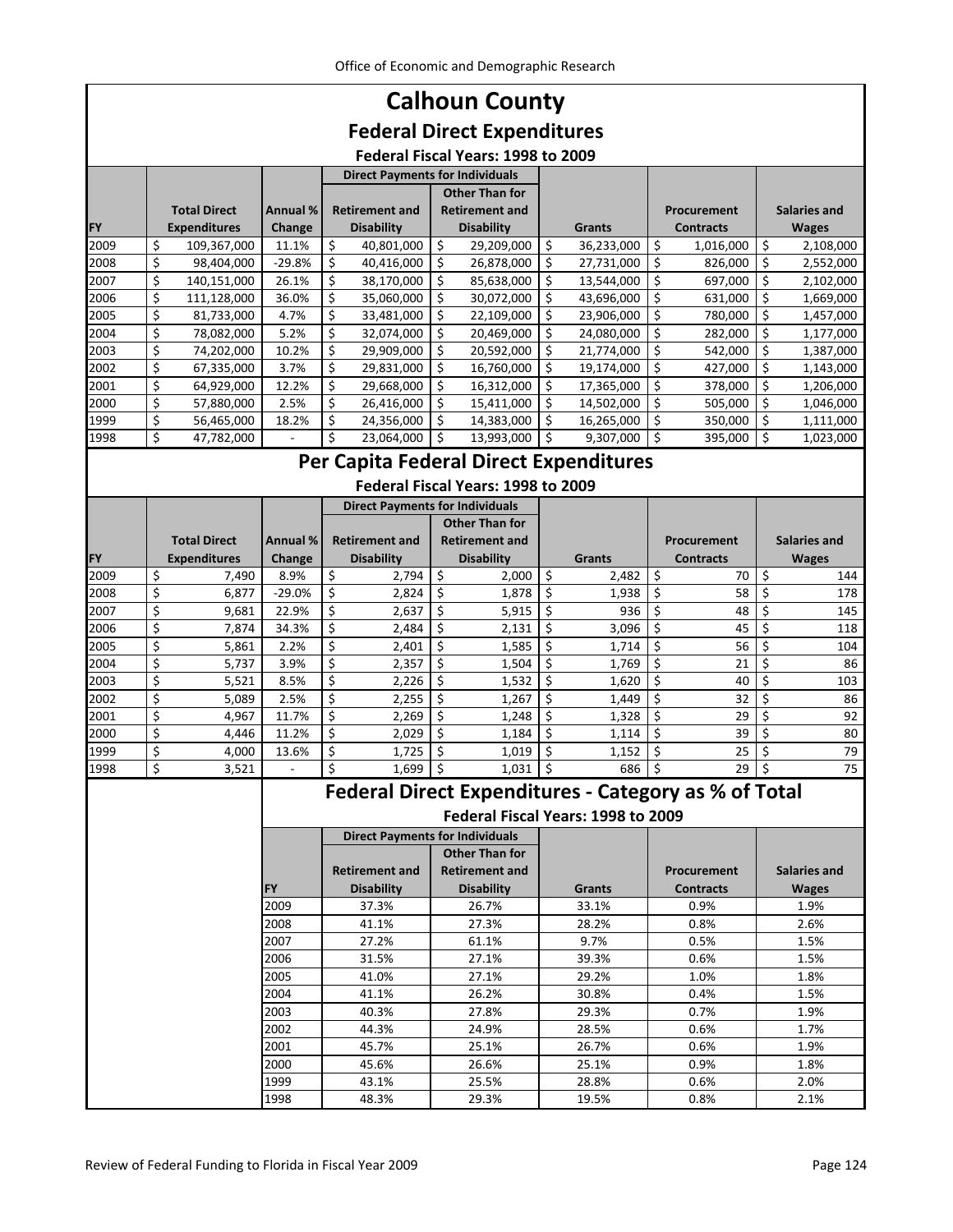# Calhoun County

## Federal Direct Expenditures

### Federal Fiscal Years: 1998 to 2009

| | | | Direct Payments for Individuals | | | | |
|---|---|---|---|---|---|---|---|
| FY | Total Direct Expenditures | Annual % Change | Retirement and Disability | Other Than for Retirement and Disability | Grants | Procurement Contracts | Salaries and Wages |
| 2009 | $ 109,367,000 | 11.1% | $ 40,801,000 | $ 29,209,000 | $ 36,233,000 | $ 1,016,000 | $ 2,108,000 |
| 2008 | $ 98,404,000 | -29.8% | $ 40,416,000 | $ 26,878,000 | $ 27,731,000 | $ 826,000 | $ 2,552,000 |
| 2007 | $ 140,151,000 | 26.1% | $ 38,170,000 | $ 85,638,000 | $ 13,544,000 | $ 697,000 | $ 2,102,000 |
| 2006 | $ 111,128,000 | 36.0% | $ 35,060,000 | $ 30,072,000 | $ 43,696,000 | $ 631,000 | $ 1,669,000 |
| 2005 | $ 81,733,000 | 4.7% | $ 33,481,000 | $ 22,109,000 | $ 23,906,000 | $ 780,000 | $ 1,457,000 |
| 2004 | $ 78,082,000 | 5.2% | $ 32,074,000 | $ 20,469,000 | $ 24,080,000 | $ 282,000 | $ 1,177,000 |
| 2003 | $ 74,202,000 | 10.2% | $ 29,909,000 | $ 20,592,000 | $ 21,774,000 | $ 542,000 | $ 1,387,000 |
| 2002 | $ 67,335,000 | 3.7% | $ 29,831,000 | $ 16,760,000 | $ 19,174,000 | $ 427,000 | $ 1,143,000 |
| 2001 | $ 64,929,000 | 12.2% | $ 29,668,000 | $ 16,312,000 | $ 17,365,000 | $ 378,000 | $ 1,206,000 |
| 2000 | $ 57,880,000 | 2.5% | $ 26,416,000 | $ 15,411,000 | $ 14,502,000 | $ 505,000 | $ 1,046,000 |
| 1999 | $ 56,465,000 | 18.2% | $ 24,356,000 | $ 14,383,000 | $ 16,265,000 | $ 350,000 | $ 1,111,000 |
| 1998 | $ 47,782,000 | - | $ 23,064,000 | $ 13,993,000 | $ 9,307,000 | $ 395,000 | $ 1,023,000 |

## Per Capita Federal Direct Expenditures

### Federal Fiscal Years: 1998 to 2009

| | | | Direct Payments for Individuals | | | | |
|---|---|---|---|---|---|---|---|
| FY | Total Direct Expenditures | Annual % Change | Retirement and Disability | Other Than for Retirement and Disability | Grants | Procurement Contracts | Salaries and Wages |
| 2009 | $ 7,490 | 8.9% | $ 2,794 | $ 2,000 | $ 2,482 | $ 70 | $ 144 |
| 2008 | $ 6,877 | -29.0% | $ 2,824 | $ 1,878 | $ 1,938 | $ 58 | $ 178 |
| 2007 | $ 9,681 | 22.9% | $ 2,637 | $ 5,915 | $ 936 | $ 48 | $ 145 |
| 2006 | $ 7,874 | 34.3% | $ 2,484 | $ 2,131 | $ 3,096 | $ 45 | $ 118 |
| 2005 | $ 5,861 | 2.2% | $ 2,401 | $ 1,585 | $ 1,714 | $ 56 | $ 104 |
| 2004 | $ 5,737 | 3.9% | $ 2,357 | $ 1,504 | $ 1,769 | $ 21 | $ 86 |
| 2003 | $ 5,521 | 8.5% | $ 2,226 | $ 1,532 | $ 1,620 | $ 40 | $ 103 |
| 2002 | $ 5,089 | 2.5% | $ 2,255 | $ 1,267 | $ 1,449 | $ 32 | $ 86 |
| 2001 | $ 4,967 | 11.7% | $ 2,269 | $ 1,248 | $ 1,328 | $ 29 | $ 92 |
| 2000 | $ 4,446 | 11.2% | $ 2,029 | $ 1,184 | $ 1,114 | $ 39 | $ 80 |
| 1999 | $ 4,000 | 13.6% | $ 1,725 | $ 1,019 | $ 1,152 | $ 25 | $ 79 |
| 1998 | $ 3,521 | - | $ 1,699 | $ 1,031 | $ 686 | $ 29 | $ 75 |

## Federal Direct Expenditures - Category as % of Total

### Federal Fiscal Years: 1998 to 2009

| | Direct Payments for Individuals | | | | |
|---|---|---|---|---|---|
| FY | Retirement and Disability | Other Than for Retirement and Disability | Grants | Procurement Contracts | Salaries and Wages |
| 2009 | 37.3% | 26.7% | 33.1% | 0.9% | 1.9% |
| 2008 | 41.1% | 27.3% | 28.2% | 0.8% | 2.6% |
| 2007 | 27.2% | 61.1% | 9.7% | 0.5% | 1.5% |
| 2006 | 31.5% | 27.1% | 39.3% | 0.6% | 1.5% |
| 2005 | 41.0% | 27.1% | 29.2% | 1.0% | 1.8% |
| 2004 | 41.1% | 26.2% | 30.8% | 0.4% | 1.5% |
| 2003 | 40.3% | 27.8% | 29.3% | 0.7% | 1.9% |
| 2002 | 44.3% | 24.9% | 28.5% | 0.6% | 1.7% |
| 2001 | 45.7% | 25.1% | 26.7% | 0.6% | 1.9% |
| 2000 | 45.6% | 26.6% | 25.1% | 0.9% | 1.8% |
| 1999 | 43.1% | 25.5% | 28.8% | 0.6% | 2.0% |
| 1998 | 48.3% | 29.3% | 19.5% | 0.8% | 2.1% |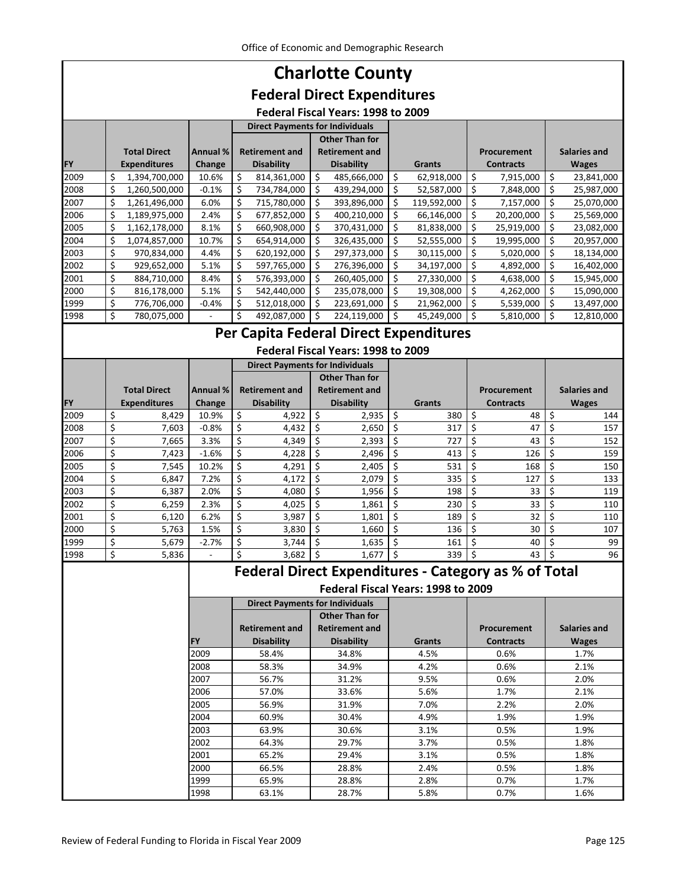# Charlotte County

## Federal Direct Expenditures

### Federal Fiscal Years: 1998 to 2009

| | | | Direct Payments for Individuals | | | | |
|---|---|---|---|---|---|---|---|
| FY | Total Direct Expenditures | Annual % Change | Retirement and Disability | Other Than for Retirement and Disability | Grants | Procurement Contracts | Salaries and Wages |
| 2009 | $ 1,394,700,000 | 10.6% | $ 814,361,000 | $ 485,666,000 | $ 62,918,000 | $ 7,915,000 | $ 23,841,000 |
| 2008 | $ 1,260,500,000 | -0.1% | $ 734,784,000 | $ 439,294,000 | $ 52,587,000 | $ 7,848,000 | $ 25,987,000 |
| 2007 | $ 1,261,496,000 | 6.0% | $ 715,780,000 | $ 393,896,000 | $ 119,592,000 | $ 7,157,000 | $ 25,070,000 |
| 2006 | $ 1,189,975,000 | 2.4% | $ 677,852,000 | $ 400,210,000 | $ 66,146,000 | $ 20,200,000 | $ 25,569,000 |
| 2005 | $ 1,162,178,000 | 8.1% | $ 660,908,000 | $ 370,431,000 | $ 81,838,000 | $ 25,919,000 | $ 23,082,000 |
| 2004 | $ 1,074,857,000 | 10.7% | $ 654,914,000 | $ 326,435,000 | $ 52,555,000 | $ 19,995,000 | $ 20,957,000 |
| 2003 | $ 970,834,000 | 4.4% | $ 620,192,000 | $ 297,373,000 | $ 30,115,000 | $ 5,020,000 | $ 18,134,000 |
| 2002 | $ 929,652,000 | 5.1% | $ 597,765,000 | $ 276,396,000 | $ 34,197,000 | $ 4,892,000 | $ 16,402,000 |
| 2001 | $ 884,710,000 | 8.4% | $ 576,393,000 | $ 260,405,000 | $ 27,330,000 | $ 4,638,000 | $ 15,945,000 |
| 2000 | $ 816,178,000 | 5.1% | $ 542,440,000 | $ 235,078,000 | $ 19,308,000 | $ 4,262,000 | $ 15,090,000 |
| 1999 | $ 776,706,000 | -0.4% | $ 512,018,000 | $ 223,691,000 | $ 21,962,000 | $ 5,539,000 | $ 13,497,000 |
| 1998 | $ 780,075,000 | - | $ 492,087,000 | $ 224,119,000 | $ 45,249,000 | $ 5,810,000 | $ 12,810,000 |

## Per Capita Federal Direct Expenditures

### Federal Fiscal Years: 1998 to 2009

| | | | Direct Payments for Individuals | | | | |
|---|---|---|---|---|---|---|---|
| FY | Total Direct Expenditures | Annual % Change | Retirement and Disability | Other Than for Retirement and Disability | Grants | Procurement Contracts | Salaries and Wages |
| 2009 | $ 8,429 | 10.9% | $ 4,922 | $ 2,935 | $ 380 | $ 48 | $ 144 |
| 2008 | $ 7,603 | -0.8% | $ 4,432 | $ 2,650 | $ 317 | $ 47 | $ 157 |
| 2007 | $ 7,665 | 3.3% | $ 4,349 | $ 2,393 | $ 727 | $ 43 | $ 152 |
| 2006 | $ 7,423 | -1.6% | $ 4,228 | $ 2,496 | $ 413 | $ 126 | $ 159 |
| 2005 | $ 7,545 | 10.2% | $ 4,291 | $ 2,405 | $ 531 | $ 168 | $ 150 |
| 2004 | $ 6,847 | 7.2% | $ 4,172 | $ 2,079 | $ 335 | $ 127 | $ 133 |
| 2003 | $ 6,387 | 2.0% | $ 4,080 | $ 1,956 | $ 198 | $ 33 | $ 119 |
| 2002 | $ 6,259 | 2.3% | $ 4,025 | $ 1,861 | $ 230 | $ 33 | $ 110 |
| 2001 | $ 6,120 | 6.2% | $ 3,987 | $ 1,801 | $ 189 | $ 32 | $ 110 |
| 2000 | $ 5,763 | 1.5% | $ 3,830 | $ 1,660 | $ 136 | $ 30 | $ 107 |
| 1999 | $ 5,679 | -2.7% | $ 3,744 | $ 1,635 | $ 161 | $ 40 | $ 99 |
| 1998 | $ 5,836 | - | $ 3,682 | $ 1,677 | $ 339 | $ 43 | $ 96 |

## Federal Direct Expenditures - Category as % of Total

### Federal Fiscal Years: 1998 to 2009

| | Direct Payments for Individuals | | | | |
|---|---|---|---|---|---|
| FY | Retirement and Disability | Other Than for Retirement and Disability | Grants | Procurement Contracts | Salaries and Wages |
| 2009 | 58.4% | 34.8% | 4.5% | 0.6% | 1.7% |
| 2008 | 58.3% | 34.9% | 4.2% | 0.6% | 2.1% |
| 2007 | 56.7% | 31.2% | 9.5% | 0.6% | 2.0% |
| 2006 | 57.0% | 33.6% | 5.6% | 1.7% | 2.1% |
| 2005 | 56.9% | 31.9% | 7.0% | 2.2% | 2.0% |
| 2004 | 60.9% | 30.4% | 4.9% | 1.9% | 1.9% |
| 2003 | 63.9% | 30.6% | 3.1% | 0.5% | 1.9% |
| 2002 | 64.3% | 29.7% | 3.7% | 0.5% | 1.8% |
| 2001 | 65.2% | 29.4% | 3.1% | 0.5% | 1.8% |
| 2000 | 66.5% | 28.8% | 2.4% | 0.5% | 1.8% |
| 1999 | 65.9% | 28.8% | 2.8% | 0.7% | 1.7% |
| 1998 | 63.1% | 28.7% | 5.8% | 0.7% | 1.6% |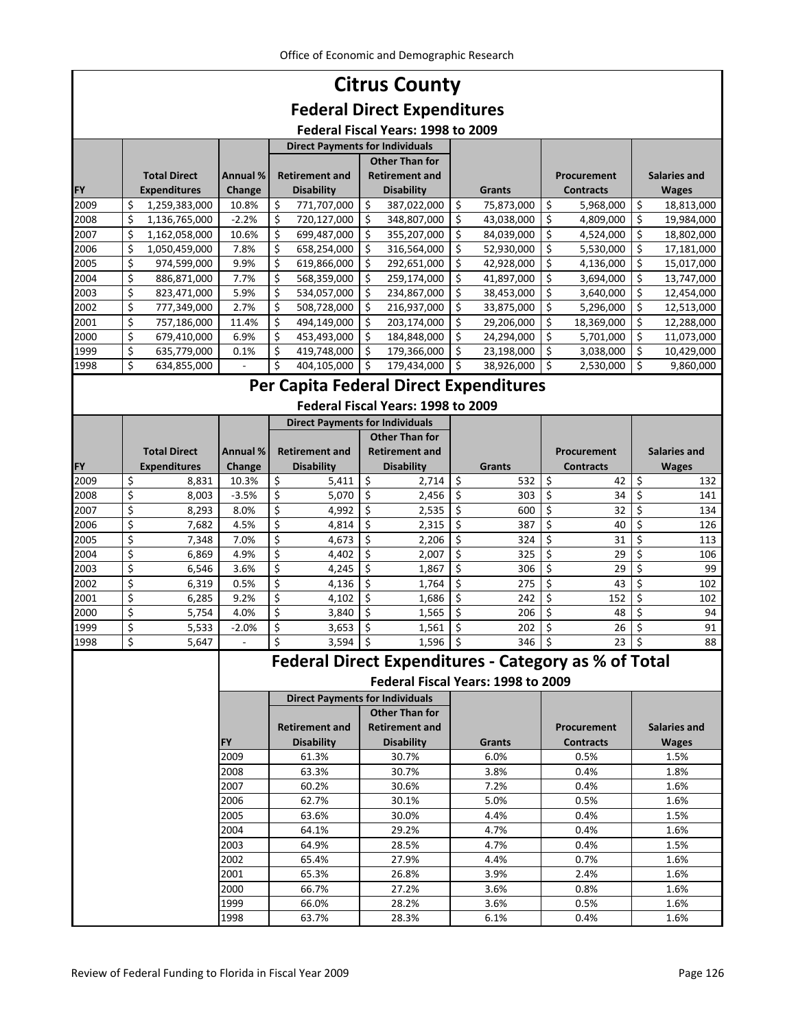# Citrus County

## Federal Direct Expenditures

### Federal Fiscal Years: 1998 to 2009

| FY | Total Direct Expenditures | Annual % Change | Direct Payments for Individuals: Retirement and Disability | Direct Payments for Individuals: Other Than for Retirement and Disability | Grants | Procurement Contracts | Salaries and Wages |
|---|---|---|---|---|---|---|---|
| 2009 | $ 1,259,383,000 | 10.8% | $ 771,707,000 | $ 387,022,000 | $ 75,873,000 | $ 5,968,000 | $ 18,813,000 |
| 2008 | $ 1,136,765,000 | -2.2% | $ 720,127,000 | $ 348,807,000 | $ 43,038,000 | $ 4,809,000 | $ 19,984,000 |
| 2007 | $ 1,162,058,000 | 10.6% | $ 699,487,000 | $ 355,207,000 | $ 84,039,000 | $ 4,524,000 | $ 18,802,000 |
| 2006 | $ 1,050,459,000 | 7.8% | $ 658,254,000 | $ 316,564,000 | $ 52,930,000 | $ 5,530,000 | $ 17,181,000 |
| 2005 | $ 974,599,000 | 9.9% | $ 619,866,000 | $ 292,651,000 | $ 42,928,000 | $ 4,136,000 | $ 15,017,000 |
| 2004 | $ 886,871,000 | 7.7% | $ 568,359,000 | $ 259,174,000 | $ 41,897,000 | $ 3,694,000 | $ 13,747,000 |
| 2003 | $ 823,471,000 | 5.9% | $ 534,057,000 | $ 234,867,000 | $ 38,453,000 | $ 3,640,000 | $ 12,454,000 |
| 2002 | $ 777,349,000 | 2.7% | $ 508,728,000 | $ 216,937,000 | $ 33,875,000 | $ 5,296,000 | $ 12,513,000 |
| 2001 | $ 757,186,000 | 11.4% | $ 494,149,000 | $ 203,174,000 | $ 29,206,000 | $ 18,369,000 | $ 12,288,000 |
| 2000 | $ 679,410,000 | 6.9% | $ 453,493,000 | $ 184,848,000 | $ 24,294,000 | $ 5,701,000 | $ 11,073,000 |
| 1999 | $ 635,779,000 | 0.1% | $ 419,748,000 | $ 179,366,000 | $ 23,198,000 | $ 3,038,000 | $ 10,429,000 |
| 1998 | $ 634,855,000 | - | $ 404,105,000 | $ 179,434,000 | $ 38,926,000 | $ 2,530,000 | $ 9,860,000 |

## Per Capita Federal Direct Expenditures

### Federal Fiscal Years: 1998 to 2009

| FY | Total Direct Expenditures | Annual % Change | Direct Payments for Individuals: Retirement and Disability | Direct Payments for Individuals: Other Than for Retirement and Disability | Grants | Procurement Contracts | Salaries and Wages |
|---|---|---|---|---|---|---|---|
| 2009 | $ 8,831 | 10.3% | $ 5,411 | $ 2,714 | $ 532 | $ 42 | $ 132 |
| 2008 | $ 8,003 | -3.5% | $ 5,070 | $ 2,456 | $ 303 | $ 34 | $ 141 |
| 2007 | $ 8,293 | 8.0% | $ 4,992 | $ 2,535 | $ 600 | $ 32 | $ 134 |
| 2006 | $ 7,682 | 4.5% | $ 4,814 | $ 2,315 | $ 387 | $ 40 | $ 126 |
| 2005 | $ 7,348 | 7.0% | $ 4,673 | $ 2,206 | $ 324 | $ 31 | $ 113 |
| 2004 | $ 6,869 | 4.9% | $ 4,402 | $ 2,007 | $ 325 | $ 29 | $ 106 |
| 2003 | $ 6,546 | 3.6% | $ 4,245 | $ 1,867 | $ 306 | $ 29 | $ 99 |
| 2002 | $ 6,319 | 0.5% | $ 4,136 | $ 1,764 | $ 275 | $ 43 | $ 102 |
| 2001 | $ 6,285 | 9.2% | $ 4,102 | $ 1,686 | $ 242 | $ 152 | $ 102 |
| 2000 | $ 5,754 | 4.0% | $ 3,840 | $ 1,565 | $ 206 | $ 48 | $ 94 |
| 1999 | $ 5,533 | -2.0% | $ 3,653 | $ 1,561 | $ 202 | $ 26 | $ 91 |
| 1998 | $ 5,647 | - | $ 3,594 | $ 1,596 | $ 346 | $ 23 | $ 88 |

## Federal Direct Expenditures - Category as % of Total

### Federal Fiscal Years: 1998 to 2009

| FY | Direct Payments for Individuals: Retirement and Disability | Direct Payments for Individuals: Other Than for Retirement and Disability | Grants | Procurement Contracts | Salaries and Wages |
|---|---|---|---|---|---|
| 2009 | 61.3% | 30.7% | 6.0% | 0.5% | 1.5% |
| 2008 | 63.3% | 30.7% | 3.8% | 0.4% | 1.8% |
| 2007 | 60.2% | 30.6% | 7.2% | 0.4% | 1.6% |
| 2006 | 62.7% | 30.1% | 5.0% | 0.5% | 1.6% |
| 2005 | 63.6% | 30.0% | 4.4% | 0.4% | 1.5% |
| 2004 | 64.1% | 29.2% | 4.7% | 0.4% | 1.6% |
| 2003 | 64.9% | 28.5% | 4.7% | 0.4% | 1.5% |
| 2002 | 65.4% | 27.9% | 4.4% | 0.7% | 1.6% |
| 2001 | 65.3% | 26.8% | 3.9% | 2.4% | 1.6% |
| 2000 | 66.7% | 27.2% | 3.6% | 0.8% | 1.6% |
| 1999 | 66.0% | 28.2% | 3.6% | 0.5% | 1.6% |
| 1998 | 63.7% | 28.3% | 6.1% | 0.4% | 1.6% |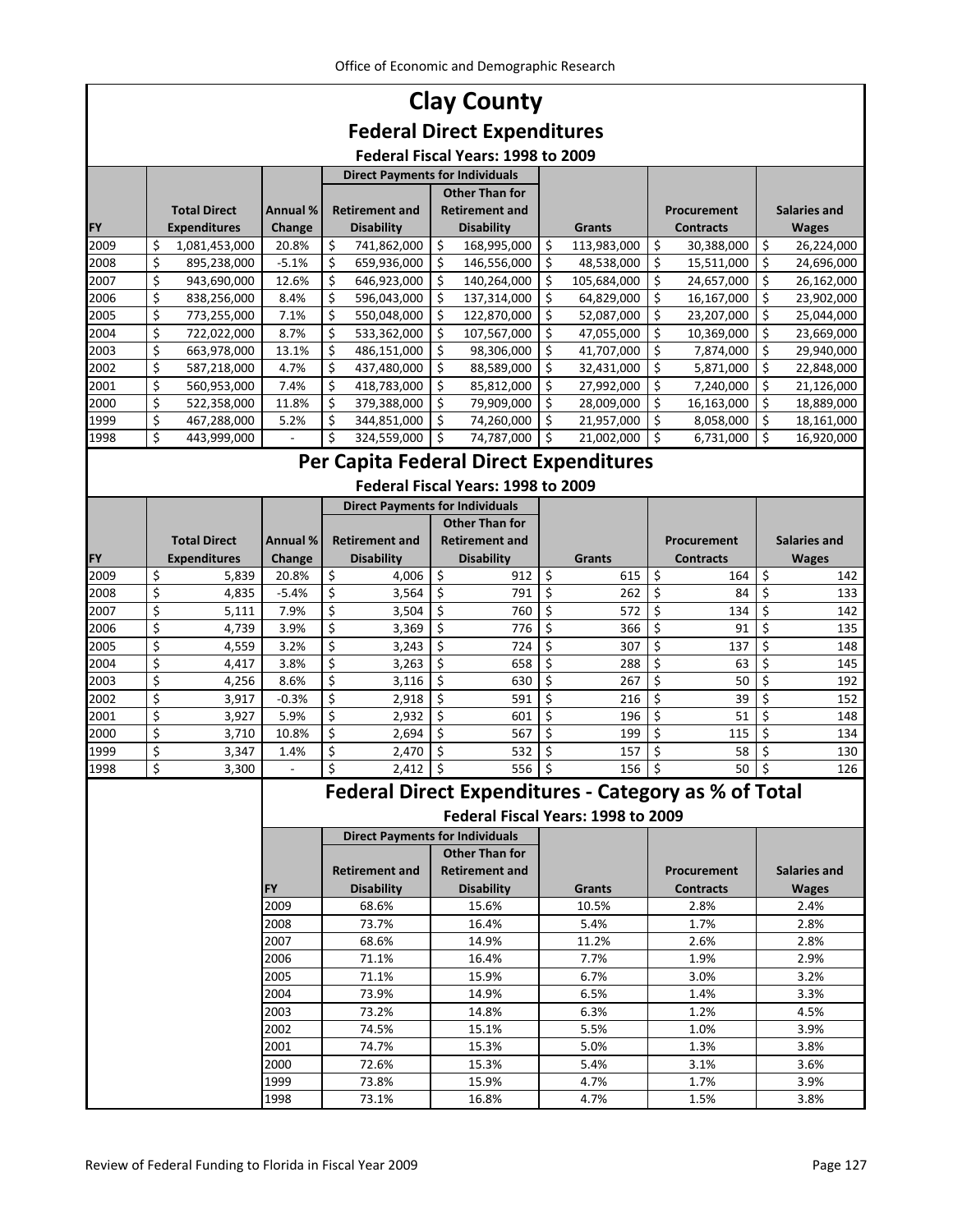# Clay County

## Federal Direct Expenditures

### Federal Fiscal Years: 1998 to 2009

| FY | Total Direct Expenditures | Annual % Change | Direct Payments for Individuals: Retirement and Disability | Direct Payments for Individuals: Other Than for Retirement and Disability | Grants | Procurement Contracts | Salaries and Wages |
|---|---|---|---|---|---|---|---|
| 2009 | $ 1,081,453,000 | 20.8% | $ 741,862,000 | $ 168,995,000 | $ 113,983,000 | $ 30,388,000 | $ 26,224,000 |
| 2008 | $ 895,238,000 | -5.1% | $ 659,936,000 | $ 146,556,000 | $ 48,538,000 | $ 15,511,000 | $ 24,696,000 |
| 2007 | $ 943,690,000 | 12.6% | $ 646,923,000 | $ 140,264,000 | $ 105,684,000 | $ 24,657,000 | $ 26,162,000 |
| 2006 | $ 838,256,000 | 8.4% | $ 596,043,000 | $ 137,314,000 | $ 64,829,000 | $ 16,167,000 | $ 23,902,000 |
| 2005 | $ 773,255,000 | 7.1% | $ 550,048,000 | $ 122,870,000 | $ 52,087,000 | $ 23,207,000 | $ 25,044,000 |
| 2004 | $ 722,022,000 | 8.7% | $ 533,362,000 | $ 107,567,000 | $ 47,055,000 | $ 10,369,000 | $ 23,669,000 |
| 2003 | $ 663,978,000 | 13.1% | $ 486,151,000 | $ 98,306,000 | $ 41,707,000 | $ 7,874,000 | $ 29,940,000 |
| 2002 | $ 587,218,000 | 4.7% | $ 437,480,000 | $ 88,589,000 | $ 32,431,000 | $ 5,871,000 | $ 22,848,000 |
| 2001 | $ 560,953,000 | 7.4% | $ 418,783,000 | $ 85,812,000 | $ 27,992,000 | $ 7,240,000 | $ 21,126,000 |
| 2000 | $ 522,358,000 | 11.8% | $ 379,388,000 | $ 79,909,000 | $ 28,009,000 | $ 16,163,000 | $ 18,889,000 |
| 1999 | $ 467,288,000 | 5.2% | $ 344,851,000 | $ 74,260,000 | $ 21,957,000 | $ 8,058,000 | $ 18,161,000 |
| 1998 | $ 443,999,000 | - | $ 324,559,000 | $ 74,787,000 | $ 21,002,000 | $ 6,731,000 | $ 16,920,000 |

## Per Capita Federal Direct Expenditures

### Federal Fiscal Years: 1998 to 2009

| FY | Total Direct Expenditures | Annual % Change | Direct Payments for Individuals: Retirement and Disability | Direct Payments for Individuals: Other Than for Retirement and Disability | Grants | Procurement Contracts | Salaries and Wages |
|---|---|---|---|---|---|---|---|
| 2009 | $ 5,839 | 20.8% | $ 4,006 | $ 912 | $ 615 | $ 164 | $ 142 |
| 2008 | $ 4,835 | -5.4% | $ 3,564 | $ 791 | $ 262 | $ 84 | $ 133 |
| 2007 | $ 5,111 | 7.9% | $ 3,504 | $ 760 | $ 572 | $ 134 | $ 142 |
| 2006 | $ 4,739 | 3.9% | $ 3,369 | $ 776 | $ 366 | $ 91 | $ 135 |
| 2005 | $ 4,559 | 3.2% | $ 3,243 | $ 724 | $ 307 | $ 137 | $ 148 |
| 2004 | $ 4,417 | 3.8% | $ 3,263 | $ 658 | $ 288 | $ 63 | $ 145 |
| 2003 | $ 4,256 | 8.6% | $ 3,116 | $ 630 | $ 267 | $ 50 | $ 192 |
| 2002 | $ 3,917 | -0.3% | $ 2,918 | $ 591 | $ 216 | $ 39 | $ 152 |
| 2001 | $ 3,927 | 5.9% | $ 2,932 | $ 601 | $ 196 | $ 51 | $ 148 |
| 2000 | $ 3,710 | 10.8% | $ 2,694 | $ 567 | $ 199 | $ 115 | $ 134 |
| 1999 | $ 3,347 | 1.4% | $ 2,470 | $ 532 | $ 157 | $ 58 | $ 130 |
| 1998 | $ 3,300 | - | $ 2,412 | $ 556 | $ 156 | $ 50 | $ 126 |

## Federal Direct Expenditures - Category as % of Total

### Federal Fiscal Years: 1998 to 2009

| FY | Direct Payments for Individuals: Retirement and Disability | Direct Payments for Individuals: Other Than for Retirement and Disability | Grants | Procurement Contracts | Salaries and Wages |
|---|---|---|---|---|---|
| 2009 | 68.6% | 15.6% | 10.5% | 2.8% | 2.4% |
| 2008 | 73.7% | 16.4% | 5.4% | 1.7% | 2.8% |
| 2007 | 68.6% | 14.9% | 11.2% | 2.6% | 2.8% |
| 2006 | 71.1% | 16.4% | 7.7% | 1.9% | 2.9% |
| 2005 | 71.1% | 15.9% | 6.7% | 3.0% | 3.2% |
| 2004 | 73.9% | 14.9% | 6.5% | 1.4% | 3.3% |
| 2003 | 73.2% | 14.8% | 6.3% | 1.2% | 4.5% |
| 2002 | 74.5% | 15.1% | 5.5% | 1.0% | 3.9% |
| 2001 | 74.7% | 15.3% | 5.0% | 1.3% | 3.8% |
| 2000 | 72.6% | 15.3% | 5.4% | 3.1% | 3.6% |
| 1999 | 73.8% | 15.9% | 4.7% | 1.7% | 3.9% |
| 1998 | 73.1% | 16.8% | 4.7% | 1.5% | 3.8% |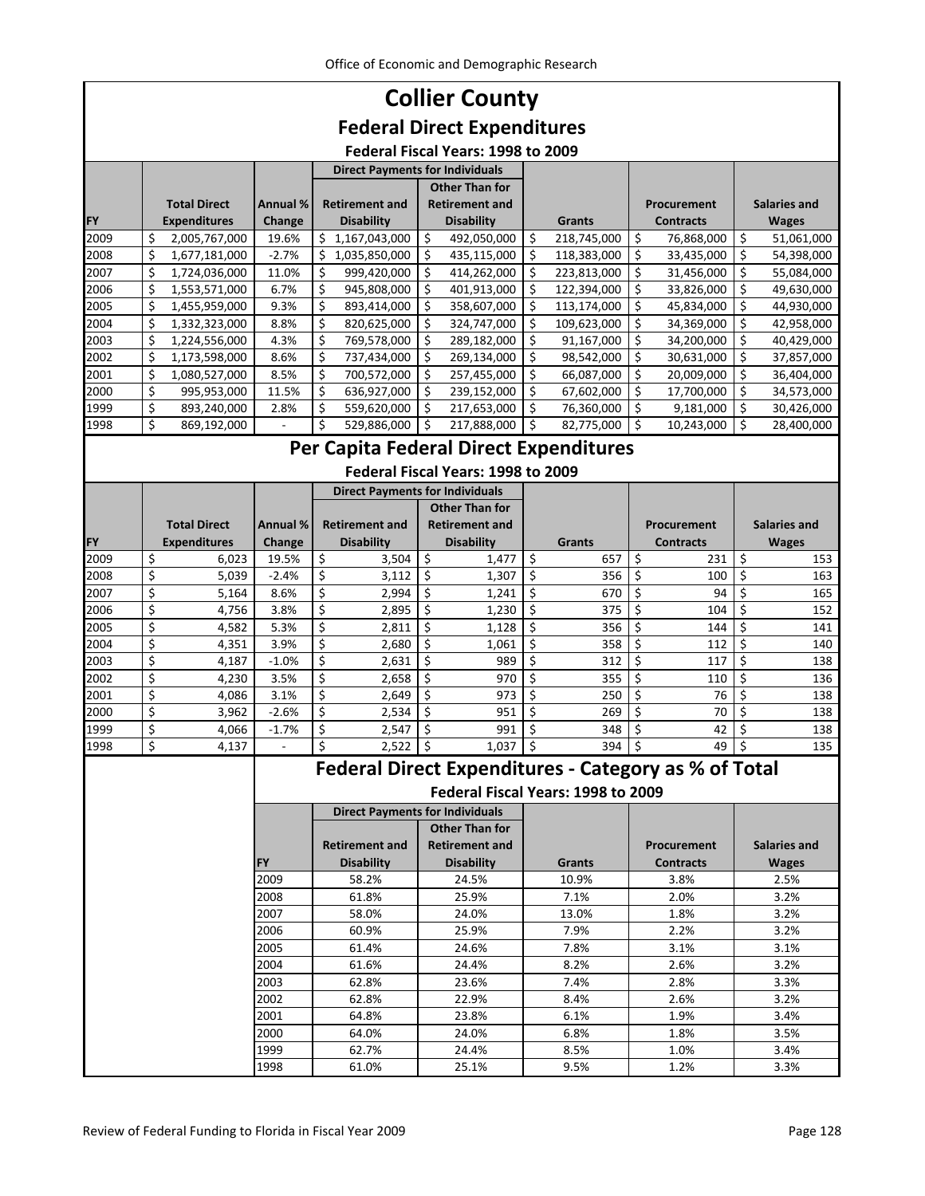# Collier County

## Federal Direct Expenditures

### Federal Fiscal Years: 1998 to 2009

| FY | Total Direct Expenditures | Annual % Change | Direct Payments for Individuals: Retirement and Disability | Direct Payments for Individuals: Other Than for Retirement and Disability | Grants | Procurement Contracts | Salaries and Wages |
|---|---|---|---|---|---|---|---|
| 2009 | $ 2,005,767,000 | 19.6% | $ 1,167,043,000 | $ 492,050,000 | $ 218,745,000 | $ 76,868,000 | $ 51,061,000 |
| 2008 | $ 1,677,181,000 | -2.7% | $ 1,035,850,000 | $ 435,115,000 | $ 118,383,000 | $ 33,435,000 | $ 54,398,000 |
| 2007 | $ 1,724,036,000 | 11.0% | $ 999,420,000 | $ 414,262,000 | $ 223,813,000 | $ 31,456,000 | $ 55,084,000 |
| 2006 | $ 1,553,571,000 | 6.7% | $ 945,808,000 | $ 401,913,000 | $ 122,394,000 | $ 33,826,000 | $ 49,630,000 |
| 2005 | $ 1,455,959,000 | 9.3% | $ 893,414,000 | $ 358,607,000 | $ 113,174,000 | $ 45,834,000 | $ 44,930,000 |
| 2004 | $ 1,332,323,000 | 8.8% | $ 820,625,000 | $ 324,747,000 | $ 109,623,000 | $ 34,369,000 | $ 42,958,000 |
| 2003 | $ 1,224,556,000 | 4.3% | $ 769,578,000 | $ 289,182,000 | $ 91,167,000 | $ 34,200,000 | $ 40,429,000 |
| 2002 | $ 1,173,598,000 | 8.6% | $ 737,434,000 | $ 269,134,000 | $ 98,542,000 | $ 30,631,000 | $ 37,857,000 |
| 2001 | $ 1,080,527,000 | 8.5% | $ 700,572,000 | $ 257,455,000 | $ 66,087,000 | $ 20,009,000 | $ 36,404,000 |
| 2000 | $ 995,953,000 | 11.5% | $ 636,927,000 | $ 239,152,000 | $ 67,602,000 | $ 17,700,000 | $ 34,573,000 |
| 1999 | $ 893,240,000 | 2.8% | $ 559,620,000 | $ 217,653,000 | $ 76,360,000 | $ 9,181,000 | $ 30,426,000 |
| 1998 | $ 869,192,000 | - | $ 529,886,000 | $ 217,888,000 | $ 82,775,000 | $ 10,243,000 | $ 28,400,000 |

## Per Capita Federal Direct Expenditures

### Federal Fiscal Years: 1998 to 2009

| FY | Total Direct Expenditures | Annual % Change | Direct Payments for Individuals: Retirement and Disability | Direct Payments for Individuals: Other Than for Retirement and Disability | Grants | Procurement Contracts | Salaries and Wages |
|---|---|---|---|---|---|---|---|
| 2009 | $ 6,023 | 19.5% | $ 3,504 | $ 1,477 | $ 657 | $ 231 | $ 153 |
| 2008 | $ 5,039 | -2.4% | $ 3,112 | $ 1,307 | $ 356 | $ 100 | $ 163 |
| 2007 | $ 5,164 | 8.6% | $ 2,994 | $ 1,241 | $ 670 | $ 94 | $ 165 |
| 2006 | $ 4,756 | 3.8% | $ 2,895 | $ 1,230 | $ 375 | $ 104 | $ 152 |
| 2005 | $ 4,582 | 5.3% | $ 2,811 | $ 1,128 | $ 356 | $ 144 | $ 141 |
| 2004 | $ 4,351 | 3.9% | $ 2,680 | $ 1,061 | $ 358 | $ 112 | $ 140 |
| 2003 | $ 4,187 | -1.0% | $ 2,631 | $ 989 | $ 312 | $ 117 | $ 138 |
| 2002 | $ 4,230 | 3.5% | $ 2,658 | $ 970 | $ 355 | $ 110 | $ 136 |
| 2001 | $ 4,086 | 3.1% | $ 2,649 | $ 973 | $ 250 | $ 76 | $ 138 |
| 2000 | $ 3,962 | -2.6% | $ 2,534 | $ 951 | $ 269 | $ 70 | $ 138 |
| 1999 | $ 4,066 | -1.7% | $ 2,547 | $ 991 | $ 348 | $ 42 | $ 138 |
| 1998 | $ 4,137 | - | $ 2,522 | $ 1,037 | $ 394 | $ 49 | $ 135 |

## Federal Direct Expenditures - Category as % of Total

### Federal Fiscal Years: 1998 to 2009

| FY | Direct Payments for Individuals: Retirement and Disability | Direct Payments for Individuals: Other Than for Retirement and Disability | Grants | Procurement Contracts | Salaries and Wages |
|---|---|---|---|---|---|
| 2009 | 58.2% | 24.5% | 10.9% | 3.8% | 2.5% |
| 2008 | 61.8% | 25.9% | 7.1% | 2.0% | 3.2% |
| 2007 | 58.0% | 24.0% | 13.0% | 1.8% | 3.2% |
| 2006 | 60.9% | 25.9% | 7.9% | 2.2% | 3.2% |
| 2005 | 61.4% | 24.6% | 7.8% | 3.1% | 3.1% |
| 2004 | 61.6% | 24.4% | 8.2% | 2.6% | 3.2% |
| 2003 | 62.8% | 23.6% | 7.4% | 2.8% | 3.3% |
| 2002 | 62.8% | 22.9% | 8.4% | 2.6% | 3.2% |
| 2001 | 64.8% | 23.8% | 6.1% | 1.9% | 3.4% |
| 2000 | 64.0% | 24.0% | 6.8% | 1.8% | 3.5% |
| 1999 | 62.7% | 24.4% | 8.5% | 1.0% | 3.4% |
| 1998 | 61.0% | 25.1% | 9.5% | 1.2% | 3.3% |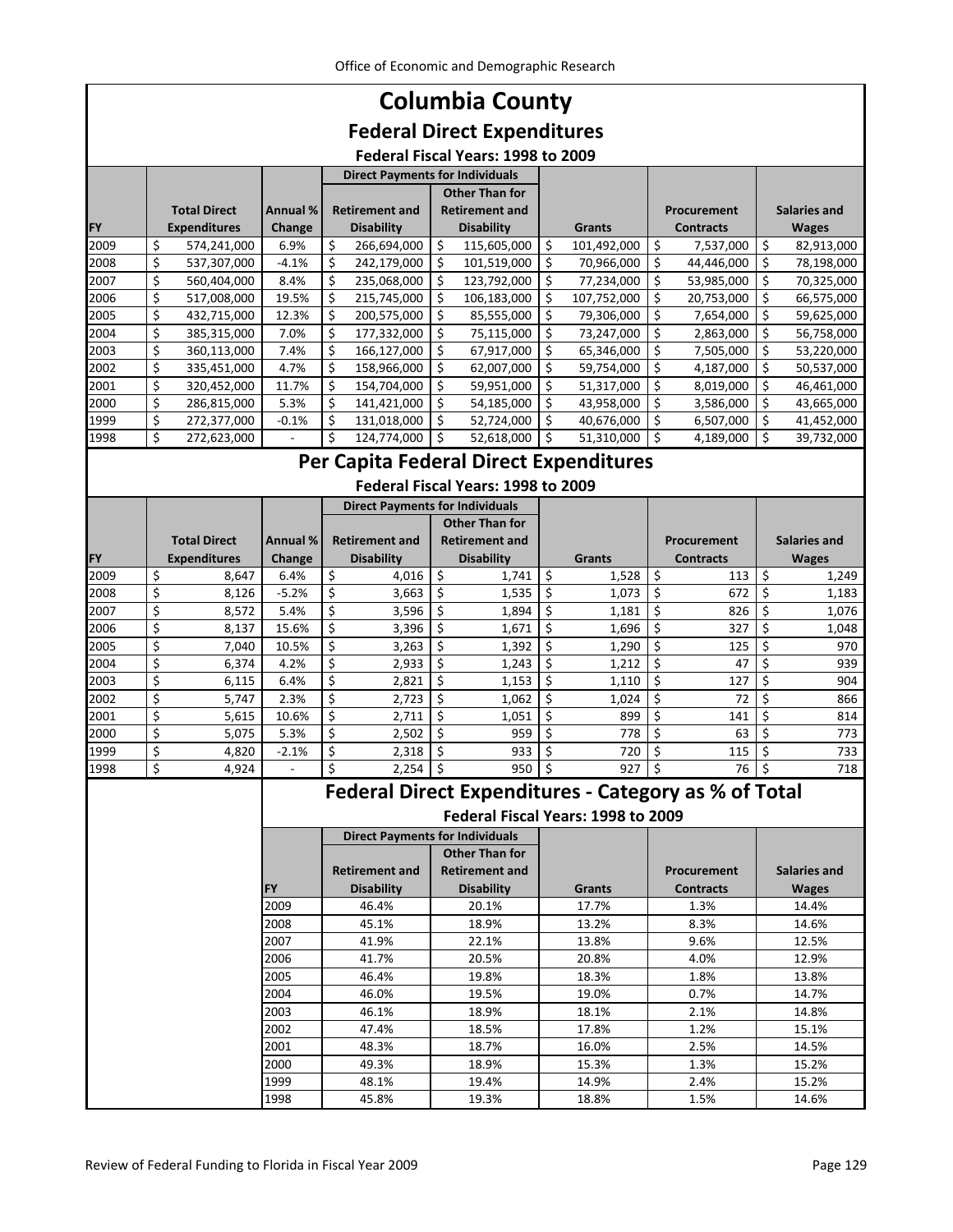# Columbia County

## Federal Direct Expenditures

### Federal Fiscal Years: 1998 to 2009

| FY | Total Direct Expenditures | Annual % Change | Direct Payments for Individuals: Retirement and Disability | Direct Payments for Individuals: Other Than for Retirement and Disability | Grants | Procurement Contracts | Salaries and Wages |
|---|---|---|---|---|---|---|---|
| 2009 | $ 574,241,000 | 6.9% | $ 266,694,000 | $ 115,605,000 | $ 101,492,000 | $ 7,537,000 | $ 82,913,000 |
| 2008 | $ 537,307,000 | -4.1% | $ 242,179,000 | $ 101,519,000 | $ 70,966,000 | $ 44,446,000 | $ 78,198,000 |
| 2007 | $ 560,404,000 | 8.4% | $ 235,068,000 | $ 123,792,000 | $ 77,234,000 | $ 53,985,000 | $ 70,325,000 |
| 2006 | $ 517,008,000 | 19.5% | $ 215,745,000 | $ 106,183,000 | $ 107,752,000 | $ 20,753,000 | $ 66,575,000 |
| 2005 | $ 432,715,000 | 12.3% | $ 200,575,000 | $ 85,555,000 | $ 79,306,000 | $ 7,654,000 | $ 59,625,000 |
| 2004 | $ 385,315,000 | 7.0% | $ 177,332,000 | $ 75,115,000 | $ 73,247,000 | $ 2,863,000 | $ 56,758,000 |
| 2003 | $ 360,113,000 | 7.4% | $ 166,127,000 | $ 67,917,000 | $ 65,346,000 | $ 7,505,000 | $ 53,220,000 |
| 2002 | $ 335,451,000 | 4.7% | $ 158,966,000 | $ 62,007,000 | $ 59,754,000 | $ 4,187,000 | $ 50,537,000 |
| 2001 | $ 320,452,000 | 11.7% | $ 154,704,000 | $ 59,951,000 | $ 51,317,000 | $ 8,019,000 | $ 46,461,000 |
| 2000 | $ 286,815,000 | 5.3% | $ 141,421,000 | $ 54,185,000 | $ 43,958,000 | $ 3,586,000 | $ 43,665,000 |
| 1999 | $ 272,377,000 | -0.1% | $ 131,018,000 | $ 52,724,000 | $ 40,676,000 | $ 6,507,000 | $ 41,452,000 |
| 1998 | $ 272,623,000 | - | $ 124,774,000 | $ 52,618,000 | $ 51,310,000 | $ 4,189,000 | $ 39,732,000 |

## Per Capita Federal Direct Expenditures

### Federal Fiscal Years: 1998 to 2009

| FY | Total Direct Expenditures | Annual % Change | Direct Payments for Individuals: Retirement and Disability | Direct Payments for Individuals: Other Than for Retirement and Disability | Grants | Procurement Contracts | Salaries and Wages |
|---|---|---|---|---|---|---|---|
| 2009 | $ 8,647 | 6.4% | $ 4,016 | $ 1,741 | $ 1,528 | $ 113 | $ 1,249 |
| 2008 | $ 8,126 | -5.2% | $ 3,663 | $ 1,535 | $ 1,073 | $ 672 | $ 1,183 |
| 2007 | $ 8,572 | 5.4% | $ 3,596 | $ 1,894 | $ 1,181 | $ 826 | $ 1,076 |
| 2006 | $ 8,137 | 15.6% | $ 3,396 | $ 1,671 | $ 1,696 | $ 327 | $ 1,048 |
| 2005 | $ 7,040 | 10.5% | $ 3,263 | $ 1,392 | $ 1,290 | $ 125 | $ 970 |
| 2004 | $ 6,374 | 4.2% | $ 2,933 | $ 1,243 | $ 1,212 | $ 47 | $ 939 |
| 2003 | $ 6,115 | 6.4% | $ 2,821 | $ 1,153 | $ 1,110 | $ 127 | $ 904 |
| 2002 | $ 5,747 | 2.3% | $ 2,723 | $ 1,062 | $ 1,024 | $ 72 | $ 866 |
| 2001 | $ 5,615 | 10.6% | $ 2,711 | $ 1,051 | $ 899 | $ 141 | $ 814 |
| 2000 | $ 5,075 | 5.3% | $ 2,502 | $ 959 | $ 778 | $ 63 | $ 773 |
| 1999 | $ 4,820 | -2.1% | $ 2,318 | $ 933 | $ 720 | $ 115 | $ 733 |
| 1998 | $ 4,924 | - | $ 2,254 | $ 950 | $ 927 | $ 76 | $ 718 |

## Federal Direct Expenditures - Category as % of Total

### Federal Fiscal Years: 1998 to 2009

| FY | Direct Payments for Individuals: Retirement and Disability | Direct Payments for Individuals: Other Than for Retirement and Disability | Grants | Procurement Contracts | Salaries and Wages |
|---|---|---|---|---|---|
| 2009 | 46.4% | 20.1% | 17.7% | 1.3% | 14.4% |
| 2008 | 45.1% | 18.9% | 13.2% | 8.3% | 14.6% |
| 2007 | 41.9% | 22.1% | 13.8% | 9.6% | 12.5% |
| 2006 | 41.7% | 20.5% | 20.8% | 4.0% | 12.9% |
| 2005 | 46.4% | 19.8% | 18.3% | 1.8% | 13.8% |
| 2004 | 46.0% | 19.5% | 19.0% | 0.7% | 14.7% |
| 2003 | 46.1% | 18.9% | 18.1% | 2.1% | 14.8% |
| 2002 | 47.4% | 18.5% | 17.8% | 1.2% | 15.1% |
| 2001 | 48.3% | 18.7% | 16.0% | 2.5% | 14.5% |
| 2000 | 49.3% | 18.9% | 15.3% | 1.3% | 15.2% |
| 1999 | 48.1% | 19.4% | 14.9% | 2.4% | 15.2% |
| 1998 | 45.8% | 19.3% | 18.8% | 1.5% | 14.6% |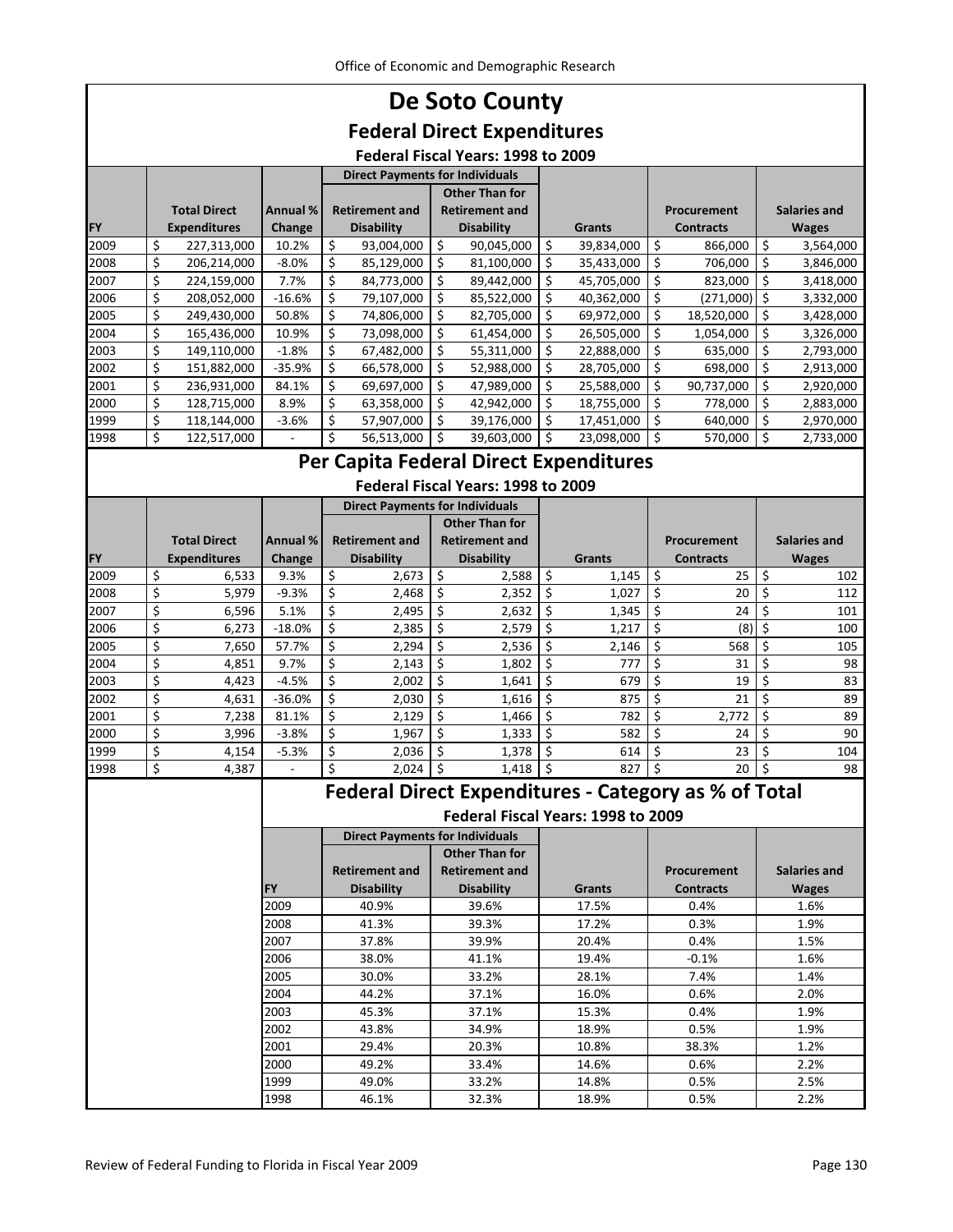# De Soto County

## Federal Direct Expenditures

### Federal Fiscal Years: 1998 to 2009

| FY | Total Direct Expenditures | Annual % Change | Direct Payments for Individuals: Retirement and Disability | Direct Payments for Individuals: Other Than for Retirement and Disability | Grants | Procurement Contracts | Salaries and Wages |
|---|---|---|---|---|---|---|---|
| 2009 | $ 227,313,000 | 10.2% | $ 93,004,000 | $ 90,045,000 | $ 39,834,000 | $ 866,000 | $ 3,564,000 |
| 2008 | $ 206,214,000 | -8.0% | $ 85,129,000 | $ 81,100,000 | $ 35,433,000 | $ 706,000 | $ 3,846,000 |
| 2007 | $ 224,159,000 | 7.7% | $ 84,773,000 | $ 89,442,000 | $ 45,705,000 | $ 823,000 | $ 3,418,000 |
| 2006 | $ 208,052,000 | -16.6% | $ 79,107,000 | $ 85,522,000 | $ 40,362,000 | $ (271,000) | $ 3,332,000 |
| 2005 | $ 249,430,000 | 50.8% | $ 74,806,000 | $ 82,705,000 | $ 69,972,000 | $ 18,520,000 | $ 3,428,000 |
| 2004 | $ 165,436,000 | 10.9% | $ 73,098,000 | $ 61,454,000 | $ 26,505,000 | $ 1,054,000 | $ 3,326,000 |
| 2003 | $ 149,110,000 | -1.8% | $ 67,482,000 | $ 55,311,000 | $ 22,888,000 | $ 635,000 | $ 2,793,000 |
| 2002 | $ 151,882,000 | -35.9% | $ 66,578,000 | $ 52,988,000 | $ 28,705,000 | $ 698,000 | $ 2,913,000 |
| 2001 | $ 236,931,000 | 84.1% | $ 69,697,000 | $ 47,989,000 | $ 25,588,000 | $ 90,737,000 | $ 2,920,000 |
| 2000 | $ 128,715,000 | 8.9% | $ 63,358,000 | $ 42,942,000 | $ 18,755,000 | $ 778,000 | $ 2,883,000 |
| 1999 | $ 118,144,000 | -3.6% | $ 57,907,000 | $ 39,176,000 | $ 17,451,000 | $ 640,000 | $ 2,970,000 |
| 1998 | $ 122,517,000 | - | $ 56,513,000 | $ 39,603,000 | $ 23,098,000 | $ 570,000 | $ 2,733,000 |

## Per Capita Federal Direct Expenditures

### Federal Fiscal Years: 1998 to 2009

| FY | Total Direct Expenditures | Annual % Change | Direct Payments for Individuals: Retirement and Disability | Direct Payments for Individuals: Other Than for Retirement and Disability | Grants | Procurement Contracts | Salaries and Wages |
|---|---|---|---|---|---|---|---|
| 2009 | $ 6,533 | 9.3% | $ 2,673 | $ 2,588 | $ 1,145 | $ 25 | $ 102 |
| 2008 | $ 5,979 | -9.3% | $ 2,468 | $ 2,352 | $ 1,027 | $ 20 | $ 112 |
| 2007 | $ 6,596 | 5.1% | $ 2,495 | $ 2,632 | $ 1,345 | $ 24 | $ 101 |
| 2006 | $ 6,273 | -18.0% | $ 2,385 | $ 2,579 | $ 1,217 | $ (8) | $ 100 |
| 2005 | $ 7,650 | 57.7% | $ 2,294 | $ 2,536 | $ 2,146 | $ 568 | $ 105 |
| 2004 | $ 4,851 | 9.7% | $ 2,143 | $ 1,802 | $ 777 | $ 31 | $ 98 |
| 2003 | $ 4,423 | -4.5% | $ 2,002 | $ 1,641 | $ 679 | $ 19 | $ 83 |
| 2002 | $ 4,631 | -36.0% | $ 2,030 | $ 1,616 | $ 875 | $ 21 | $ 89 |
| 2001 | $ 7,238 | 81.1% | $ 2,129 | $ 1,466 | $ 782 | $ 2,772 | $ 89 |
| 2000 | $ 3,996 | -3.8% | $ 1,967 | $ 1,333 | $ 582 | $ 24 | $ 90 |
| 1999 | $ 4,154 | -5.3% | $ 2,036 | $ 1,378 | $ 614 | $ 23 | $ 104 |
| 1998 | $ 4,387 | - | $ 2,024 | $ 1,418 | $ 827 | $ 20 | $ 98 |

## Federal Direct Expenditures - Category as % of Total

### Federal Fiscal Years: 1998 to 2009

| FY | Direct Payments for Individuals: Retirement and Disability | Direct Payments for Individuals: Other Than for Retirement and Disability | Grants | Procurement Contracts | Salaries and Wages |
|---|---|---|---|---|---|
| 2009 | 40.9% | 39.6% | 17.5% | 0.4% | 1.6% |
| 2008 | 41.3% | 39.3% | 17.2% | 0.3% | 1.9% |
| 2007 | 37.8% | 39.9% | 20.4% | 0.4% | 1.5% |
| 2006 | 38.0% | 41.1% | 19.4% | -0.1% | 1.6% |
| 2005 | 30.0% | 33.2% | 28.1% | 7.4% | 1.4% |
| 2004 | 44.2% | 37.1% | 16.0% | 0.6% | 2.0% |
| 2003 | 45.3% | 37.1% | 15.3% | 0.4% | 1.9% |
| 2002 | 43.8% | 34.9% | 18.9% | 0.5% | 1.9% |
| 2001 | 29.4% | 20.3% | 10.8% | 38.3% | 1.2% |
| 2000 | 49.2% | 33.4% | 14.6% | 0.6% | 2.2% |
| 1999 | 49.0% | 33.2% | 14.8% | 0.5% | 2.5% |
| 1998 | 46.1% | 32.3% | 18.9% | 0.5% | 2.2% |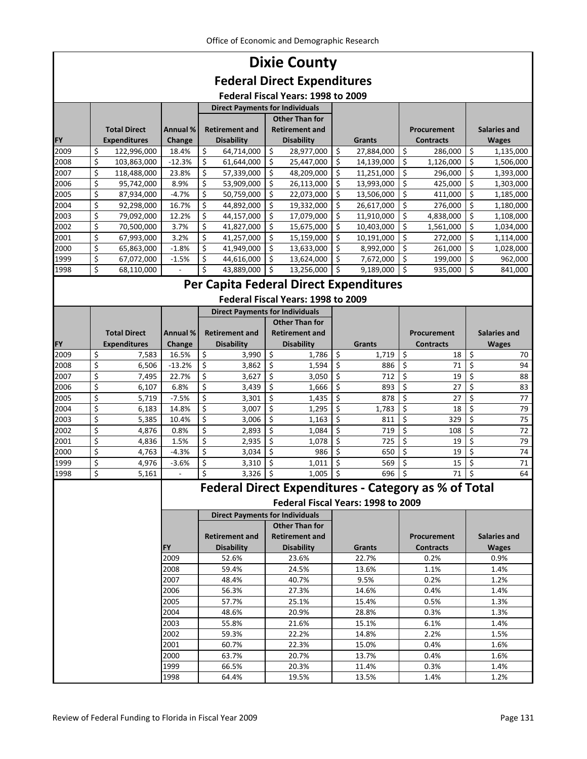# Dixie County

## Federal Direct Expenditures

### Federal Fiscal Years: 1998 to 2009

| FY | Total Direct Expenditures | Annual % Change | Direct Payments for Individuals: Retirement and Disability | Direct Payments for Individuals: Other Than for Retirement and Disability | Grants | Procurement Contracts | Salaries and Wages |
|---|---|---|---|---|---|---|---|
| 2009 | $ 122,996,000 | 18.4% | $ 64,714,000 | $ 28,977,000 | $ 27,884,000 | $ 286,000 | $ 1,135,000 |
| 2008 | $ 103,863,000 | -12.3% | $ 61,644,000 | $ 25,447,000 | $ 14,139,000 | $ 1,126,000 | $ 1,506,000 |
| 2007 | $ 118,488,000 | 23.8% | $ 57,339,000 | $ 48,209,000 | $ 11,251,000 | $ 296,000 | $ 1,393,000 |
| 2006 | $ 95,742,000 | 8.9% | $ 53,909,000 | $ 26,113,000 | $ 13,993,000 | $ 425,000 | $ 1,303,000 |
| 2005 | $ 87,934,000 | -4.7% | $ 50,759,000 | $ 22,073,000 | $ 13,506,000 | $ 411,000 | $ 1,185,000 |
| 2004 | $ 92,298,000 | 16.7% | $ 44,892,000 | $ 19,332,000 | $ 26,617,000 | $ 276,000 | $ 1,180,000 |
| 2003 | $ 79,092,000 | 12.2% | $ 44,157,000 | $ 17,079,000 | $ 11,910,000 | $ 4,838,000 | $ 1,108,000 |
| 2002 | $ 70,500,000 | 3.7% | $ 41,827,000 | $ 15,675,000 | $ 10,403,000 | $ 1,561,000 | $ 1,034,000 |
| 2001 | $ 67,993,000 | 3.2% | $ 41,257,000 | $ 15,159,000 | $ 10,191,000 | $ 272,000 | $ 1,114,000 |
| 2000 | $ 65,863,000 | -1.8% | $ 41,949,000 | $ 13,633,000 | $ 8,992,000 | $ 261,000 | $ 1,028,000 |
| 1999 | $ 67,072,000 | -1.5% | $ 44,616,000 | $ 13,624,000 | $ 7,672,000 | $ 199,000 | $ 962,000 |
| 1998 | $ 68,110,000 | - | $ 43,889,000 | $ 13,256,000 | $ 9,189,000 | $ 935,000 | $ 841,000 |

## Per Capita Federal Direct Expenditures

### Federal Fiscal Years: 1998 to 2009

| FY | Total Direct Expenditures | Annual % Change | Direct Payments for Individuals: Retirement and Disability | Direct Payments for Individuals: Other Than for Retirement and Disability | Grants | Procurement Contracts | Salaries and Wages |
|---|---|---|---|---|---|---|---|
| 2009 | $ 7,583 | 16.5% | $ 3,990 | $ 1,786 | $ 1,719 | $ 18 | $ 70 |
| 2008 | $ 6,506 | -13.2% | $ 3,862 | $ 1,594 | $ 886 | $ 71 | $ 94 |
| 2007 | $ 7,495 | 22.7% | $ 3,627 | $ 3,050 | $ 712 | $ 19 | $ 88 |
| 2006 | $ 6,107 | 6.8% | $ 3,439 | $ 1,666 | $ 893 | $ 27 | $ 83 |
| 2005 | $ 5,719 | -7.5% | $ 3,301 | $ 1,435 | $ 878 | $ 27 | $ 77 |
| 2004 | $ 6,183 | 14.8% | $ 3,007 | $ 1,295 | $ 1,783 | $ 18 | $ 79 |
| 2003 | $ 5,385 | 10.4% | $ 3,006 | $ 1,163 | $ 811 | $ 329 | $ 75 |
| 2002 | $ 4,876 | 0.8% | $ 2,893 | $ 1,084 | $ 719 | $ 108 | $ 72 |
| 2001 | $ 4,836 | 1.5% | $ 2,935 | $ 1,078 | $ 725 | $ 19 | $ 79 |
| 2000 | $ 4,763 | -4.3% | $ 3,034 | $ 986 | $ 650 | $ 19 | $ 74 |
| 1999 | $ 4,976 | -3.6% | $ 3,310 | $ 1,011 | $ 569 | $ 15 | $ 71 |
| 1998 | $ 5,161 | - | $ 3,326 | $ 1,005 | $ 696 | $ 71 | $ 64 |

## Federal Direct Expenditures - Category as % of Total

### Federal Fiscal Years: 1998 to 2009

| FY | Direct Payments for Individuals: Retirement and Disability | Direct Payments for Individuals: Other Than for Retirement and Disability | Grants | Procurement Contracts | Salaries and Wages |
|---|---|---|---|---|---|
| 2009 | 52.6% | 23.6% | 22.7% | 0.2% | 0.9% |
| 2008 | 59.4% | 24.5% | 13.6% | 1.1% | 1.4% |
| 2007 | 48.4% | 40.7% | 9.5% | 0.2% | 1.2% |
| 2006 | 56.3% | 27.3% | 14.6% | 0.4% | 1.4% |
| 2005 | 57.7% | 25.1% | 15.4% | 0.5% | 1.3% |
| 2004 | 48.6% | 20.9% | 28.8% | 0.3% | 1.3% |
| 2003 | 55.8% | 21.6% | 15.1% | 6.1% | 1.4% |
| 2002 | 59.3% | 22.2% | 14.8% | 2.2% | 1.5% |
| 2001 | 60.7% | 22.3% | 15.0% | 0.4% | 1.6% |
| 2000 | 63.7% | 20.7% | 13.7% | 0.4% | 1.6% |
| 1999 | 66.5% | 20.3% | 11.4% | 0.3% | 1.4% |
| 1998 | 64.4% | 19.5% | 13.5% | 1.4% | 1.2% |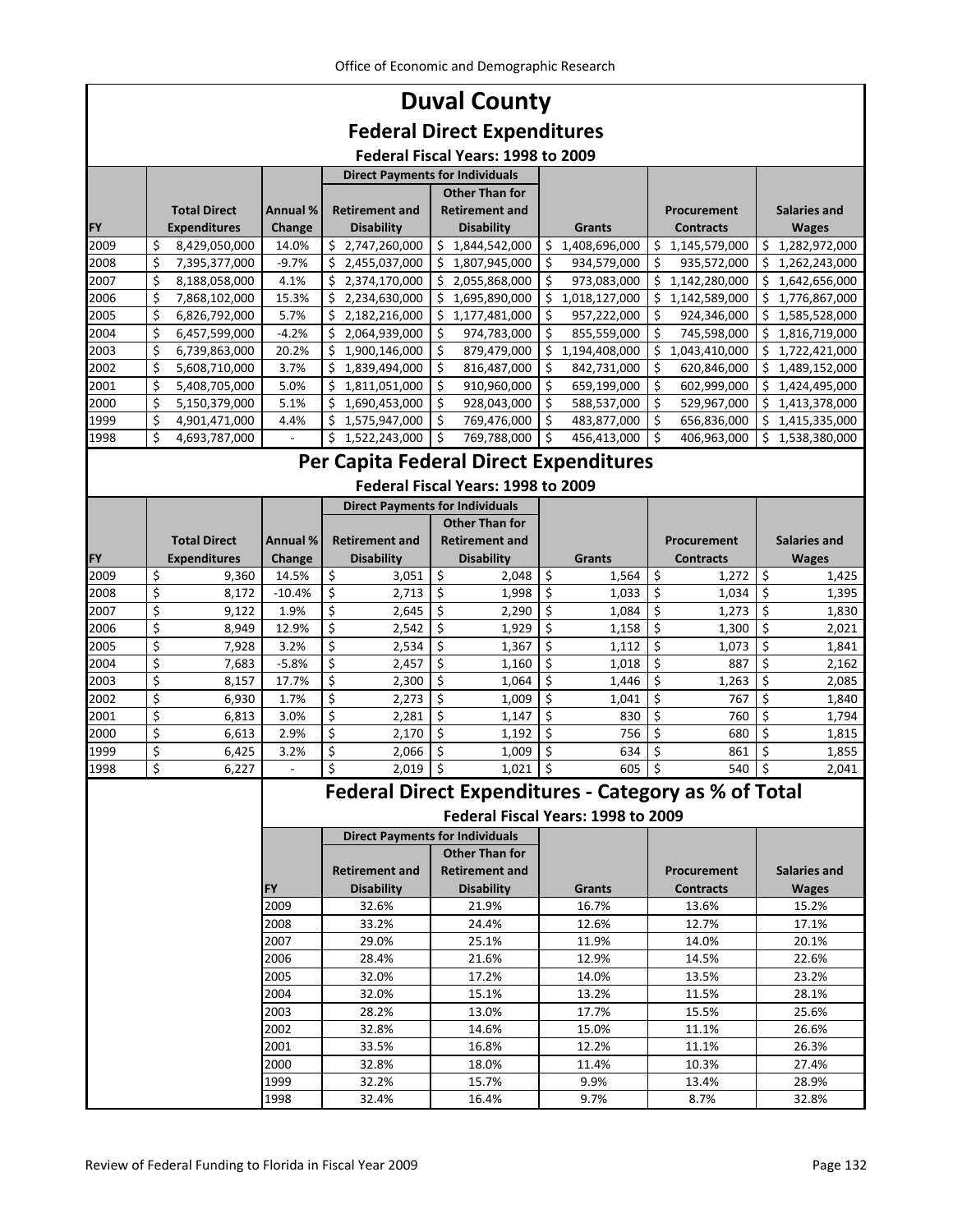# Duval County

## Federal Direct Expenditures

### Federal Fiscal Years: 1998 to 2009

| FY | Total Direct Expenditures | Annual % Change | Direct Payments for Individuals: Retirement and Disability | Direct Payments for Individuals: Other Than for Retirement and Disability | Grants | Procurement Contracts | Salaries and Wages |
|---|---|---|---|---|---|---|---|
| 2009 | $ 8,429,050,000 | 14.0% | $ 2,747,260,000 | $ 1,844,542,000 | $ 1,408,696,000 | $ 1,145,579,000 | $ 1,282,972,000 |
| 2008 | $ 7,395,377,000 | -9.7% | $ 2,455,037,000 | $ 1,807,945,000 | $ 934,579,000 | $ 935,572,000 | $ 1,262,243,000 |
| 2007 | $ 8,188,058,000 | 4.1% | $ 2,374,170,000 | $ 2,055,868,000 | $ 973,083,000 | $ 1,142,280,000 | $ 1,642,656,000 |
| 2006 | $ 7,868,102,000 | 15.3% | $ 2,234,630,000 | $ 1,695,890,000 | $ 1,018,127,000 | $ 1,142,589,000 | $ 1,776,867,000 |
| 2005 | $ 6,826,792,000 | 5.7% | $ 2,182,216,000 | $ 1,177,481,000 | $ 957,222,000 | $ 924,346,000 | $ 1,585,528,000 |
| 2004 | $ 6,457,599,000 | -4.2% | $ 2,064,939,000 | $ 974,783,000 | $ 855,559,000 | $ 745,598,000 | $ 1,816,719,000 |
| 2003 | $ 6,739,863,000 | 20.2% | $ 1,900,146,000 | $ 879,479,000 | $ 1,194,408,000 | $ 1,043,410,000 | $ 1,722,421,000 |
| 2002 | $ 5,608,710,000 | 3.7% | $ 1,839,494,000 | $ 816,487,000 | $ 842,731,000 | $ 620,846,000 | $ 1,489,152,000 |
| 2001 | $ 5,408,705,000 | 5.0% | $ 1,811,051,000 | $ 910,960,000 | $ 659,199,000 | $ 602,999,000 | $ 1,424,495,000 |
| 2000 | $ 5,150,379,000 | 5.1% | $ 1,690,453,000 | $ 928,043,000 | $ 588,537,000 | $ 529,967,000 | $ 1,413,378,000 |
| 1999 | $ 4,901,471,000 | 4.4% | $ 1,575,947,000 | $ 769,476,000 | $ 483,877,000 | $ 656,836,000 | $ 1,415,335,000 |
| 1998 | $ 4,693,787,000 | - | $ 1,522,243,000 | $ 769,788,000 | $ 456,413,000 | $ 406,963,000 | $ 1,538,380,000 |

## Per Capita Federal Direct Expenditures

### Federal Fiscal Years: 1998 to 2009

| FY | Total Direct Expenditures | Annual % Change | Direct Payments for Individuals: Retirement and Disability | Direct Payments for Individuals: Other Than for Retirement and Disability | Grants | Procurement Contracts | Salaries and Wages |
|---|---|---|---|---|---|---|---|
| 2009 | $ 9,360 | 14.5% | $ 3,051 | $ 2,048 | $ 1,564 | $ 1,272 | $ 1,425 |
| 2008 | $ 8,172 | -10.4% | $ 2,713 | $ 1,998 | $ 1,033 | $ 1,034 | $ 1,395 |
| 2007 | $ 9,122 | 1.9% | $ 2,645 | $ 2,290 | $ 1,084 | $ 1,273 | $ 1,830 |
| 2006 | $ 8,949 | 12.9% | $ 2,542 | $ 1,929 | $ 1,158 | $ 1,300 | $ 2,021 |
| 2005 | $ 7,928 | 3.2% | $ 2,534 | $ 1,367 | $ 1,112 | $ 1,073 | $ 1,841 |
| 2004 | $ 7,683 | -5.8% | $ 2,457 | $ 1,160 | $ 1,018 | $ 887 | $ 2,162 |
| 2003 | $ 8,157 | 17.7% | $ 2,300 | $ 1,064 | $ 1,446 | $ 1,263 | $ 2,085 |
| 2002 | $ 6,930 | 1.7% | $ 2,273 | $ 1,009 | $ 1,041 | $ 767 | $ 1,840 |
| 2001 | $ 6,813 | 3.0% | $ 2,281 | $ 1,147 | $ 830 | $ 760 | $ 1,794 |
| 2000 | $ 6,613 | 2.9% | $ 2,170 | $ 1,192 | $ 756 | $ 680 | $ 1,815 |
| 1999 | $ 6,425 | 3.2% | $ 2,066 | $ 1,009 | $ 634 | $ 861 | $ 1,855 |
| 1998 | $ 6,227 | - | $ 2,019 | $ 1,021 | $ 605 | $ 540 | $ 2,041 |

## Federal Direct Expenditures - Category as % of Total

### Federal Fiscal Years: 1998 to 2009

| FY | Direct Payments for Individuals: Retirement and Disability | Direct Payments for Individuals: Other Than for Retirement and Disability | Grants | Procurement Contracts | Salaries and Wages |
|---|---|---|---|---|---|
| 2009 | 32.6% | 21.9% | 16.7% | 13.6% | 15.2% |
| 2008 | 33.2% | 24.4% | 12.6% | 12.7% | 17.1% |
| 2007 | 29.0% | 25.1% | 11.9% | 14.0% | 20.1% |
| 2006 | 28.4% | 21.6% | 12.9% | 14.5% | 22.6% |
| 2005 | 32.0% | 17.2% | 14.0% | 13.5% | 23.2% |
| 2004 | 32.0% | 15.1% | 13.2% | 11.5% | 28.1% |
| 2003 | 28.2% | 13.0% | 17.7% | 15.5% | 25.6% |
| 2002 | 32.8% | 14.6% | 15.0% | 11.1% | 26.6% |
| 2001 | 33.5% | 16.8% | 12.2% | 11.1% | 26.3% |
| 2000 | 32.8% | 18.0% | 11.4% | 10.3% | 27.4% |
| 1999 | 32.2% | 15.7% | 9.9% | 13.4% | 28.9% |
| 1998 | 32.4% | 16.4% | 9.7% | 8.7% | 32.8% |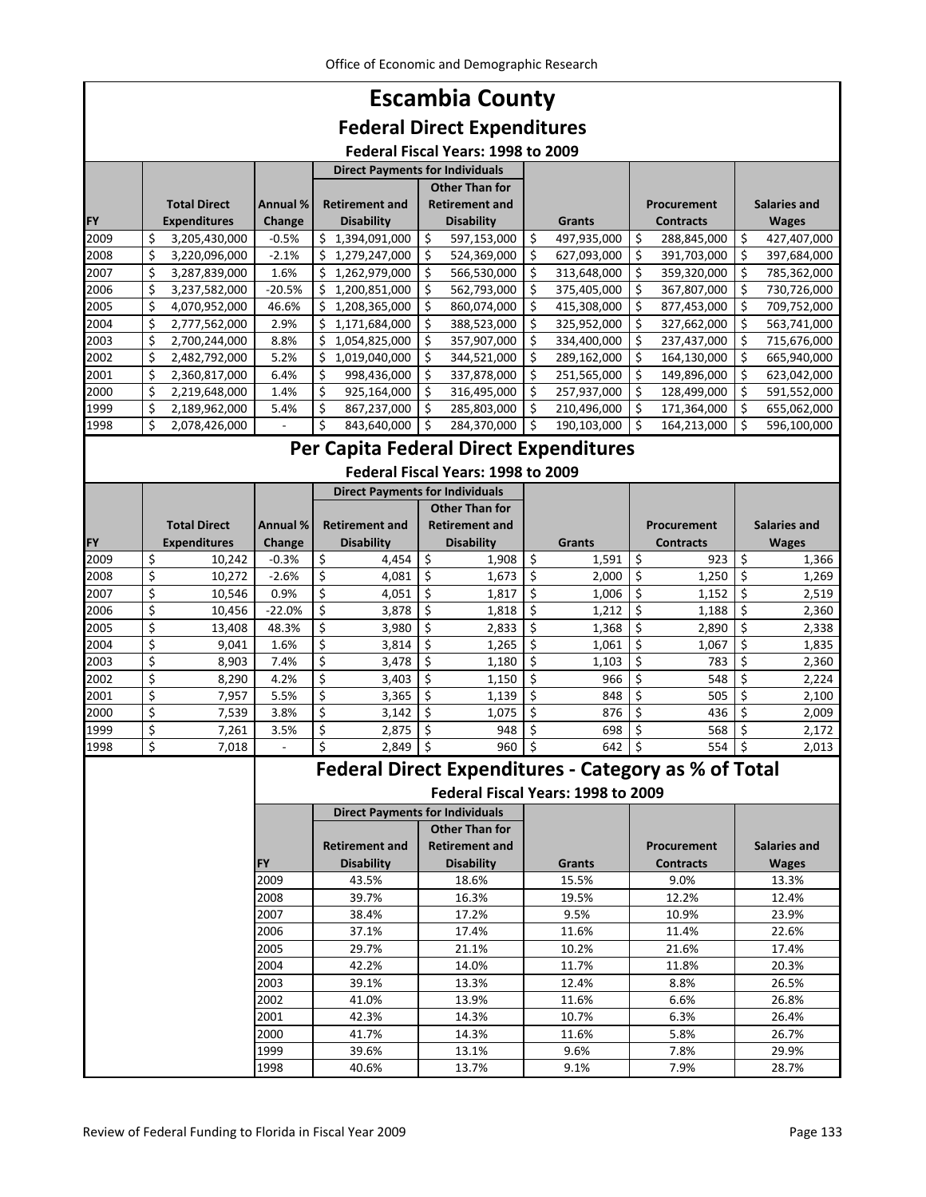# Escambia County

## Federal Direct Expenditures

### Federal Fiscal Years: 1998 to 2009

| FY | Total Direct Expenditures | Annual % Change | Direct Payments for Individuals: Retirement and Disability | Direct Payments for Individuals: Other Than for Retirement and Disability | Grants | Procurement Contracts | Salaries and Wages |
|---|---|---|---|---|---|---|---|
| 2009 | $ 3,205,430,000 | -0.5% | $ 1,394,091,000 | $ 597,153,000 | $ 497,935,000 | $ 288,845,000 | $ 427,407,000 |
| 2008 | $ 3,220,096,000 | -2.1% | $ 1,279,247,000 | $ 524,369,000 | $ 627,093,000 | $ 391,703,000 | $ 397,684,000 |
| 2007 | $ 3,287,839,000 | 1.6% | $ 1,262,979,000 | $ 566,530,000 | $ 313,648,000 | $ 359,320,000 | $ 785,362,000 |
| 2006 | $ 3,237,582,000 | -20.5% | $ 1,200,851,000 | $ 562,793,000 | $ 375,405,000 | $ 367,807,000 | $ 730,726,000 |
| 2005 | $ 4,070,952,000 | 46.6% | $ 1,208,365,000 | $ 860,074,000 | $ 415,308,000 | $ 877,453,000 | $ 709,752,000 |
| 2004 | $ 2,777,562,000 | 2.9% | $ 1,171,684,000 | $ 388,523,000 | $ 325,952,000 | $ 327,662,000 | $ 563,741,000 |
| 2003 | $ 2,700,244,000 | 8.8% | $ 1,054,825,000 | $ 357,907,000 | $ 334,400,000 | $ 237,437,000 | $ 715,676,000 |
| 2002 | $ 2,482,792,000 | 5.2% | $ 1,019,040,000 | $ 344,521,000 | $ 289,162,000 | $ 164,130,000 | $ 665,940,000 |
| 2001 | $ 2,360,817,000 | 6.4% | $ 998,436,000 | $ 337,878,000 | $ 251,565,000 | $ 149,896,000 | $ 623,042,000 |
| 2000 | $ 2,219,648,000 | 1.4% | $ 925,164,000 | $ 316,495,000 | $ 257,937,000 | $ 128,499,000 | $ 591,552,000 |
| 1999 | $ 2,189,962,000 | 5.4% | $ 867,237,000 | $ 285,803,000 | $ 210,496,000 | $ 171,364,000 | $ 655,062,000 |
| 1998 | $ 2,078,426,000 | - | $ 843,640,000 | $ 284,370,000 | $ 190,103,000 | $ 164,213,000 | $ 596,100,000 |

## Per Capita Federal Direct Expenditures

### Federal Fiscal Years: 1998 to 2009

| FY | Total Direct Expenditures | Annual % Change | Direct Payments for Individuals: Retirement and Disability | Direct Payments for Individuals: Other Than for Retirement and Disability | Grants | Procurement Contracts | Salaries and Wages |
|---|---|---|---|---|---|---|---|
| 2009 | $ 10,242 | -0.3% | $ 4,454 | $ 1,908 | $ 1,591 | $ 923 | $ 1,366 |
| 2008 | $ 10,272 | -2.6% | $ 4,081 | $ 1,673 | $ 2,000 | $ 1,250 | $ 1,269 |
| 2007 | $ 10,546 | 0.9% | $ 4,051 | $ 1,817 | $ 1,006 | $ 1,152 | $ 2,519 |
| 2006 | $ 10,456 | -22.0% | $ 3,878 | $ 1,818 | $ 1,212 | $ 1,188 | $ 2,360 |
| 2005 | $ 13,408 | 48.3% | $ 3,980 | $ 2,833 | $ 1,368 | $ 2,890 | $ 2,338 |
| 2004 | $ 9,041 | 1.6% | $ 3,814 | $ 1,265 | $ 1,061 | $ 1,067 | $ 1,835 |
| 2003 | $ 8,903 | 7.4% | $ 3,478 | $ 1,180 | $ 1,103 | $ 783 | $ 2,360 |
| 2002 | $ 8,290 | 4.2% | $ 3,403 | $ 1,150 | $ 966 | $ 548 | $ 2,224 |
| 2001 | $ 7,957 | 5.5% | $ 3,365 | $ 1,139 | $ 848 | $ 505 | $ 2,100 |
| 2000 | $ 7,539 | 3.8% | $ 3,142 | $ 1,075 | $ 876 | $ 436 | $ 2,009 |
| 1999 | $ 7,261 | 3.5% | $ 2,875 | $ 948 | $ 698 | $ 568 | $ 2,172 |
| 1998 | $ 7,018 | - | $ 2,849 | $ 960 | $ 642 | $ 554 | $ 2,013 |

## Federal Direct Expenditures - Category as % of Total

### Federal Fiscal Years: 1998 to 2009

| FY | Direct Payments for Individuals: Retirement and Disability | Direct Payments for Individuals: Other Than for Retirement and Disability | Grants | Procurement Contracts | Salaries and Wages |
|---|---|---|---|---|---|
| 2009 | 43.5% | 18.6% | 15.5% | 9.0% | 13.3% |
| 2008 | 39.7% | 16.3% | 19.5% | 12.2% | 12.4% |
| 2007 | 38.4% | 17.2% | 9.5% | 10.9% | 23.9% |
| 2006 | 37.1% | 17.4% | 11.6% | 11.4% | 22.6% |
| 2005 | 29.7% | 21.1% | 10.2% | 21.6% | 17.4% |
| 2004 | 42.2% | 14.0% | 11.7% | 11.8% | 20.3% |
| 2003 | 39.1% | 13.3% | 12.4% | 8.8% | 26.5% |
| 2002 | 41.0% | 13.9% | 11.6% | 6.6% | 26.8% |
| 2001 | 42.3% | 14.3% | 10.7% | 6.3% | 26.4% |
| 2000 | 41.7% | 14.3% | 11.6% | 5.8% | 26.7% |
| 1999 | 39.6% | 13.1% | 9.6% | 7.8% | 29.9% |
| 1998 | 40.6% | 13.7% | 9.1% | 7.9% | 28.7% |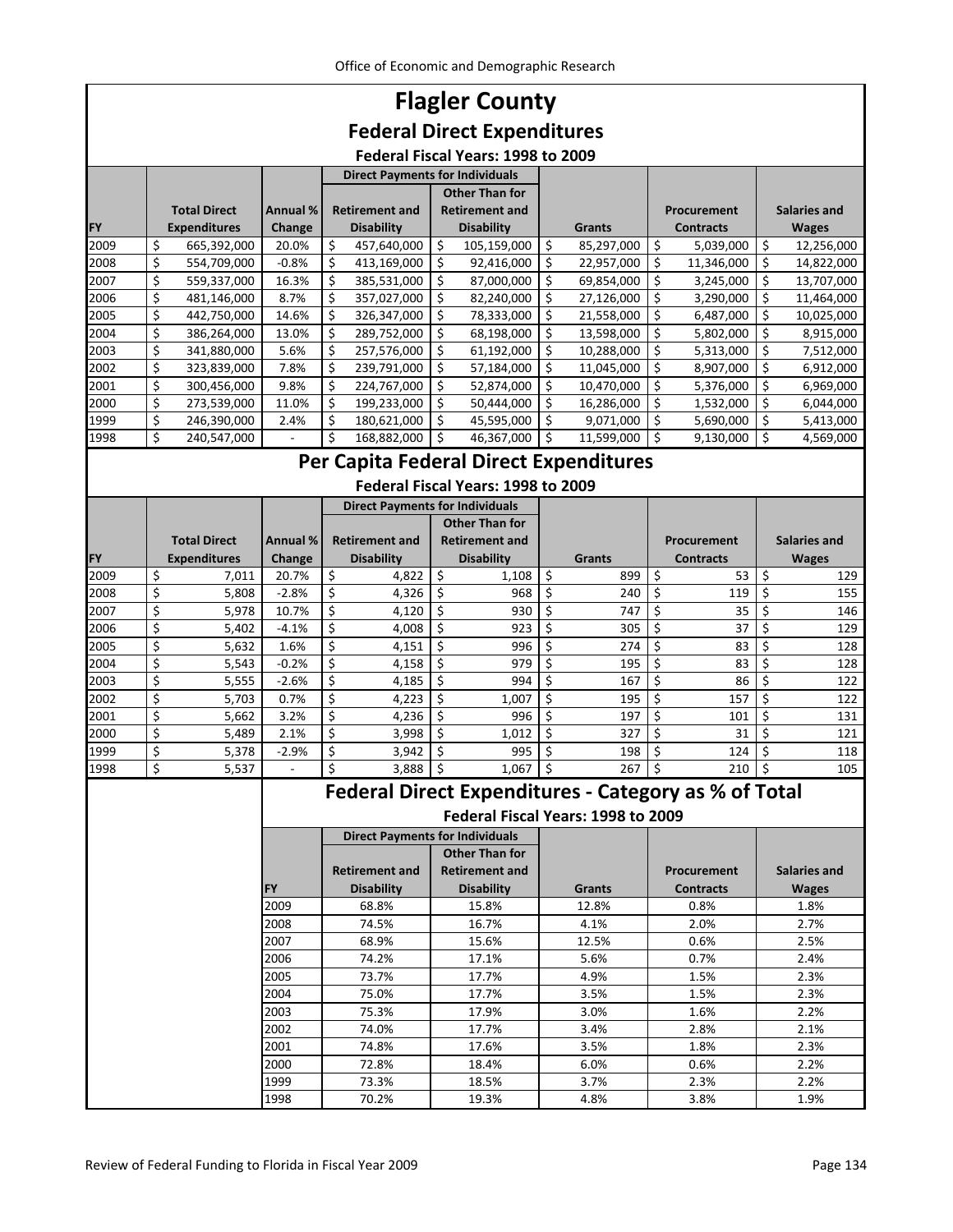# Flagler County

## Federal Direct Expenditures

### Federal Fiscal Years: 1998 to 2009

| | | | Direct Payments for Individuals | | | | |
|---|---|---|---|---|---|---|---|
| FY | Total Direct Expenditures | Annual % Change | Retirement and Disability | Other Than for Retirement and Disability | Grants | Procurement Contracts | Salaries and Wages |
| 2009 | $ 665,392,000 | 20.0% | $ 457,640,000 | $ 105,159,000 | $ 85,297,000 | $ 5,039,000 | $ 12,256,000 |
| 2008 | $ 554,709,000 | -0.8% | $ 413,169,000 | $ 92,416,000 | $ 22,957,000 | $ 11,346,000 | $ 14,822,000 |
| 2007 | $ 559,337,000 | 16.3% | $ 385,531,000 | $ 87,000,000 | $ 69,854,000 | $ 3,245,000 | $ 13,707,000 |
| 2006 | $ 481,146,000 | 8.7% | $ 357,027,000 | $ 82,240,000 | $ 27,126,000 | $ 3,290,000 | $ 11,464,000 |
| 2005 | $ 442,750,000 | 14.6% | $ 326,347,000 | $ 78,333,000 | $ 21,558,000 | $ 6,487,000 | $ 10,025,000 |
| 2004 | $ 386,264,000 | 13.0% | $ 289,752,000 | $ 68,198,000 | $ 13,598,000 | $ 5,802,000 | $ 8,915,000 |
| 2003 | $ 341,880,000 | 5.6% | $ 257,576,000 | $ 61,192,000 | $ 10,288,000 | $ 5,313,000 | $ 7,512,000 |
| 2002 | $ 323,839,000 | 7.8% | $ 239,791,000 | $ 57,184,000 | $ 11,045,000 | $ 8,907,000 | $ 6,912,000 |
| 2001 | $ 300,456,000 | 9.8% | $ 224,767,000 | $ 52,874,000 | $ 10,470,000 | $ 5,376,000 | $ 6,969,000 |
| 2000 | $ 273,539,000 | 11.0% | $ 199,233,000 | $ 50,444,000 | $ 16,286,000 | $ 1,532,000 | $ 6,044,000 |
| 1999 | $ 246,390,000 | 2.4% | $ 180,621,000 | $ 45,595,000 | $ 9,071,000 | $ 5,690,000 | $ 5,413,000 |
| 1998 | $ 240,547,000 | - | $ 168,882,000 | $ 46,367,000 | $ 11,599,000 | $ 9,130,000 | $ 4,569,000 |

## Per Capita Federal Direct Expenditures

### Federal Fiscal Years: 1998 to 2009

| | | | Direct Payments for Individuals | | | | |
|---|---|---|---|---|---|---|---|
| FY | Total Direct Expenditures | Annual % Change | Retirement and Disability | Other Than for Retirement and Disability | Grants | Procurement Contracts | Salaries and Wages |
| 2009 | $ 7,011 | 20.7% | $ 4,822 | $ 1,108 | $ 899 | $ 53 | $ 129 |
| 2008 | $ 5,808 | -2.8% | $ 4,326 | $ 968 | $ 240 | $ 119 | $ 155 |
| 2007 | $ 5,978 | 10.7% | $ 4,120 | $ 930 | $ 747 | $ 35 | $ 146 |
| 2006 | $ 5,402 | -4.1% | $ 4,008 | $ 923 | $ 305 | $ 37 | $ 129 |
| 2005 | $ 5,632 | 1.6% | $ 4,151 | $ 996 | $ 274 | $ 83 | $ 128 |
| 2004 | $ 5,543 | -0.2% | $ 4,158 | $ 979 | $ 195 | $ 83 | $ 128 |
| 2003 | $ 5,555 | -2.6% | $ 4,185 | $ 994 | $ 167 | $ 86 | $ 122 |
| 2002 | $ 5,703 | 0.7% | $ 4,223 | $ 1,007 | $ 195 | $ 157 | $ 122 |
| 2001 | $ 5,662 | 3.2% | $ 4,236 | $ 996 | $ 197 | $ 101 | $ 131 |
| 2000 | $ 5,489 | 2.1% | $ 3,998 | $ 1,012 | $ 327 | $ 31 | $ 121 |
| 1999 | $ 5,378 | -2.9% | $ 3,942 | $ 995 | $ 198 | $ 124 | $ 118 |
| 1998 | $ 5,537 | - | $ 3,888 | $ 1,067 | $ 267 | $ 210 | $ 105 |

## Federal Direct Expenditures - Category as % of Total

### Federal Fiscal Years: 1998 to 2009

| | Direct Payments for Individuals | | | | |
|---|---|---|---|---|---|
| FY | Retirement and Disability | Other Than for Retirement and Disability | Grants | Procurement Contracts | Salaries and Wages |
| 2009 | 68.8% | 15.8% | 12.8% | 0.8% | 1.8% |
| 2008 | 74.5% | 16.7% | 4.1% | 2.0% | 2.7% |
| 2007 | 68.9% | 15.6% | 12.5% | 0.6% | 2.5% |
| 2006 | 74.2% | 17.1% | 5.6% | 0.7% | 2.4% |
| 2005 | 73.7% | 17.7% | 4.9% | 1.5% | 2.3% |
| 2004 | 75.0% | 17.7% | 3.5% | 1.5% | 2.3% |
| 2003 | 75.3% | 17.9% | 3.0% | 1.6% | 2.2% |
| 2002 | 74.0% | 17.7% | 3.4% | 2.8% | 2.1% |
| 2001 | 74.8% | 17.6% | 3.5% | 1.8% | 2.3% |
| 2000 | 72.8% | 18.4% | 6.0% | 0.6% | 2.2% |
| 1999 | 73.3% | 18.5% | 3.7% | 2.3% | 2.2% |
| 1998 | 70.2% | 19.3% | 4.8% | 3.8% | 1.9% |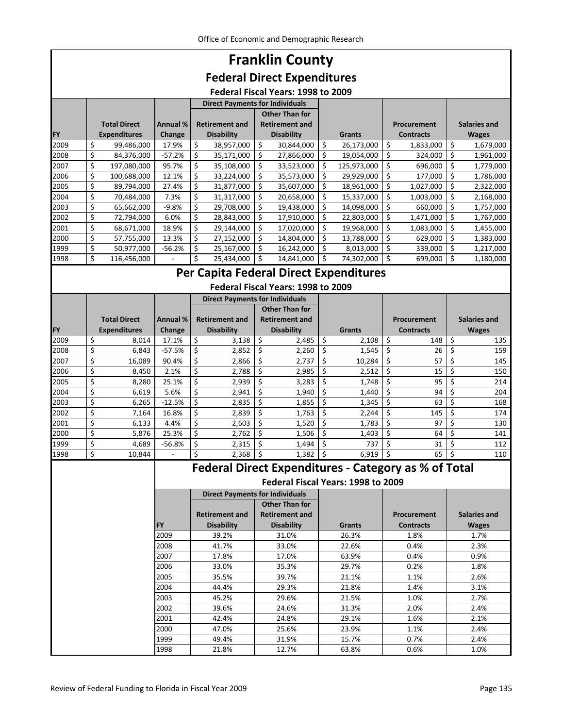# Franklin County

## Federal Direct Expenditures

### Federal Fiscal Years: 1998 to 2009

| FY | Total Direct Expenditures | Annual % Change | Direct Payments for Individuals: Retirement and Disability | Direct Payments for Individuals: Other Than for Retirement and Disability | Grants | Procurement Contracts | Salaries and Wages |
|---|---|---|---|---|---|---|---|
| 2009 | $ 99,486,000 | 17.9% | $ 38,957,000 | $ 30,844,000 | $ 26,173,000 | $ 1,833,000 | $ 1,679,000 |
| 2008 | $ 84,376,000 | -57.2% | $ 35,171,000 | $ 27,866,000 | $ 19,054,000 | $ 324,000 | $ 1,961,000 |
| 2007 | $ 197,080,000 | 95.7% | $ 35,108,000 | $ 33,523,000 | $ 125,973,000 | $ 696,000 | $ 1,779,000 |
| 2006 | $ 100,688,000 | 12.1% | $ 33,224,000 | $ 35,573,000 | $ 29,929,000 | $ 177,000 | $ 1,786,000 |
| 2005 | $ 89,794,000 | 27.4% | $ 31,877,000 | $ 35,607,000 | $ 18,961,000 | $ 1,027,000 | $ 2,322,000 |
| 2004 | $ 70,484,000 | 7.3% | $ 31,317,000 | $ 20,658,000 | $ 15,337,000 | $ 1,003,000 | $ 2,168,000 |
| 2003 | $ 65,662,000 | -9.8% | $ 29,708,000 | $ 19,438,000 | $ 14,098,000 | $ 660,000 | $ 1,757,000 |
| 2002 | $ 72,794,000 | 6.0% | $ 28,843,000 | $ 17,910,000 | $ 22,803,000 | $ 1,471,000 | $ 1,767,000 |
| 2001 | $ 68,671,000 | 18.9% | $ 29,144,000 | $ 17,020,000 | $ 19,968,000 | $ 1,083,000 | $ 1,455,000 |
| 2000 | $ 57,755,000 | 13.3% | $ 27,152,000 | $ 14,804,000 | $ 13,788,000 | $ 629,000 | $ 1,383,000 |
| 1999 | $ 50,977,000 | -56.2% | $ 25,167,000 | $ 16,242,000 | $ 8,013,000 | $ 339,000 | $ 1,217,000 |
| 1998 | $ 116,456,000 | - | $ 25,434,000 | $ 14,841,000 | $ 74,302,000 | $ 699,000 | $ 1,180,000 |

## Per Capita Federal Direct Expenditures

### Federal Fiscal Years: 1998 to 2009

| FY | Total Direct Expenditures | Annual % Change | Direct Payments for Individuals: Retirement and Disability | Direct Payments for Individuals: Other Than for Retirement and Disability | Grants | Procurement Contracts | Salaries and Wages |
|---|---|---|---|---|---|---|---|
| 2009 | $ 8,014 | 17.1% | $ 3,138 | $ 2,485 | $ 2,108 | $ 148 | $ 135 |
| 2008 | $ 6,843 | -57.5% | $ 2,852 | $ 2,260 | $ 1,545 | $ 26 | $ 159 |
| 2007 | $ 16,089 | 90.4% | $ 2,866 | $ 2,737 | $ 10,284 | $ 57 | $ 145 |
| 2006 | $ 8,450 | 2.1% | $ 2,788 | $ 2,985 | $ 2,512 | $ 15 | $ 150 |
| 2005 | $ 8,280 | 25.1% | $ 2,939 | $ 3,283 | $ 1,748 | $ 95 | $ 214 |
| 2004 | $ 6,619 | 5.6% | $ 2,941 | $ 1,940 | $ 1,440 | $ 94 | $ 204 |
| 2003 | $ 6,265 | -12.5% | $ 2,835 | $ 1,855 | $ 1,345 | $ 63 | $ 168 |
| 2002 | $ 7,164 | 16.8% | $ 2,839 | $ 1,763 | $ 2,244 | $ 145 | $ 174 |
| 2001 | $ 6,133 | 4.4% | $ 2,603 | $ 1,520 | $ 1,783 | $ 97 | $ 130 |
| 2000 | $ 5,876 | 25.3% | $ 2,762 | $ 1,506 | $ 1,403 | $ 64 | $ 141 |
| 1999 | $ 4,689 | -56.8% | $ 2,315 | $ 1,494 | $ 737 | $ 31 | $ 112 |
| 1998 | $ 10,844 | - | $ 2,368 | $ 1,382 | $ 6,919 | $ 65 | $ 110 |

## Federal Direct Expenditures - Category as % of Total

### Federal Fiscal Years: 1998 to 2009

| FY | Direct Payments for Individuals: Retirement and Disability | Direct Payments for Individuals: Other Than for Retirement and Disability | Grants | Procurement Contracts | Salaries and Wages |
|---|---|---|---|---|---|
| 2009 | 39.2% | 31.0% | 26.3% | 1.8% | 1.7% |
| 2008 | 41.7% | 33.0% | 22.6% | 0.4% | 2.3% |
| 2007 | 17.8% | 17.0% | 63.9% | 0.4% | 0.9% |
| 2006 | 33.0% | 35.3% | 29.7% | 0.2% | 1.8% |
| 2005 | 35.5% | 39.7% | 21.1% | 1.1% | 2.6% |
| 2004 | 44.4% | 29.3% | 21.8% | 1.4% | 3.1% |
| 2003 | 45.2% | 29.6% | 21.5% | 1.0% | 2.7% |
| 2002 | 39.6% | 24.6% | 31.3% | 2.0% | 2.4% |
| 2001 | 42.4% | 24.8% | 29.1% | 1.6% | 2.1% |
| 2000 | 47.0% | 25.6% | 23.9% | 1.1% | 2.4% |
| 1999 | 49.4% | 31.9% | 15.7% | 0.7% | 2.4% |
| 1998 | 21.8% | 12.7% | 63.8% | 0.6% | 1.0% |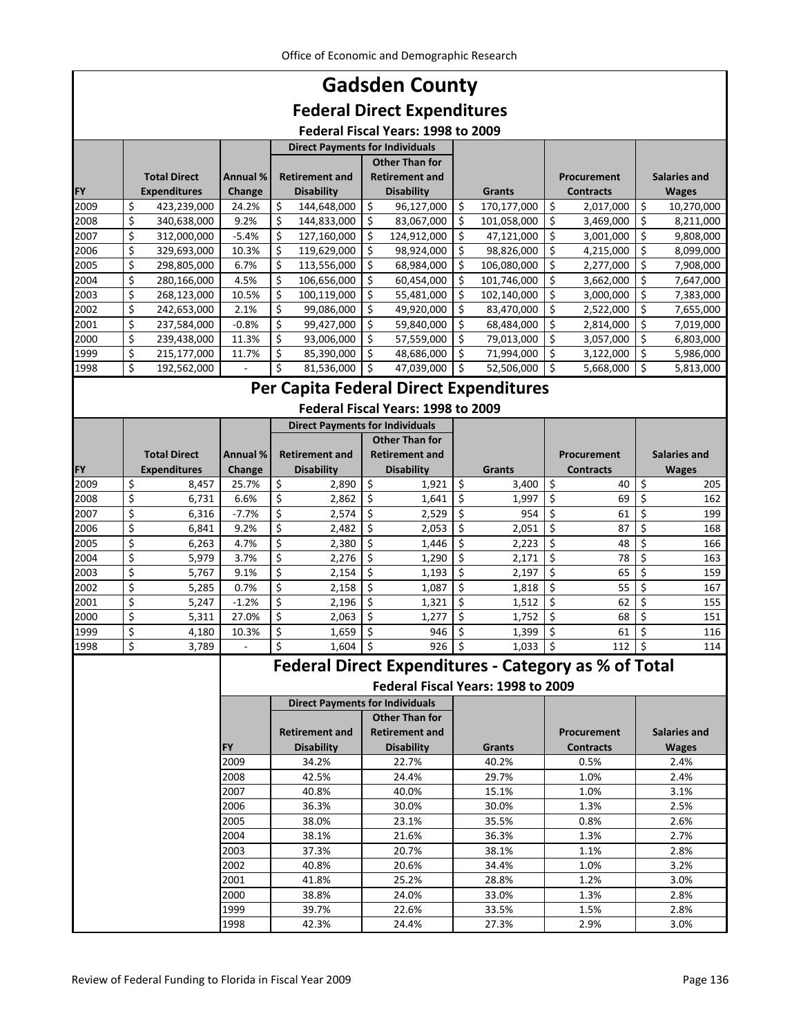# Gadsden County

## Federal Direct Expenditures

### Federal Fiscal Years: 1998 to 2009

| FY | Total Direct Expenditures | Annual % Change | Direct Payments for Individuals: Retirement and Disability | Direct Payments for Individuals: Other Than for Retirement and Disability | Grants | Procurement Contracts | Salaries and Wages |
|---|---|---|---|---|---|---|---|
| 2009 | $ 423,239,000 | 24.2% | $ 144,648,000 | $ 96,127,000 | $ 170,177,000 | $ 2,017,000 | $ 10,270,000 |
| 2008 | $ 340,638,000 | 9.2% | $ 144,833,000 | $ 83,067,000 | $ 101,058,000 | $ 3,469,000 | $ 8,211,000 |
| 2007 | $ 312,000,000 | -5.4% | $ 127,160,000 | $ 124,912,000 | $ 47,121,000 | $ 3,001,000 | $ 9,808,000 |
| 2006 | $ 329,693,000 | 10.3% | $ 119,629,000 | $ 98,924,000 | $ 98,826,000 | $ 4,215,000 | $ 8,099,000 |
| 2005 | $ 298,805,000 | 6.7% | $ 113,556,000 | $ 68,984,000 | $ 106,080,000 | $ 2,277,000 | $ 7,908,000 |
| 2004 | $ 280,166,000 | 4.5% | $ 106,656,000 | $ 60,454,000 | $ 101,746,000 | $ 3,662,000 | $ 7,647,000 |
| 2003 | $ 268,123,000 | 10.5% | $ 100,119,000 | $ 55,481,000 | $ 102,140,000 | $ 3,000,000 | $ 7,383,000 |
| 2002 | $ 242,653,000 | 2.1% | $ 99,086,000 | $ 49,920,000 | $ 83,470,000 | $ 2,522,000 | $ 7,655,000 |
| 2001 | $ 237,584,000 | -0.8% | $ 99,427,000 | $ 59,840,000 | $ 68,484,000 | $ 2,814,000 | $ 7,019,000 |
| 2000 | $ 239,438,000 | 11.3% | $ 93,006,000 | $ 57,559,000 | $ 79,013,000 | $ 3,057,000 | $ 6,803,000 |
| 1999 | $ 215,177,000 | 11.7% | $ 85,390,000 | $ 48,686,000 | $ 71,994,000 | $ 3,122,000 | $ 5,986,000 |
| 1998 | $ 192,562,000 | - | $ 81,536,000 | $ 47,039,000 | $ 52,506,000 | $ 5,668,000 | $ 5,813,000 |

## Per Capita Federal Direct Expenditures

### Federal Fiscal Years: 1998 to 2009

| FY | Total Direct Expenditures | Annual % Change | Direct Payments for Individuals: Retirement and Disability | Direct Payments for Individuals: Other Than for Retirement and Disability | Grants | Procurement Contracts | Salaries and Wages |
|---|---|---|---|---|---|---|---|
| 2009 | $ 8,457 | 25.7% | $ 2,890 | $ 1,921 | $ 3,400 | $ 40 | $ 205 |
| 2008 | $ 6,731 | 6.6% | $ 2,862 | $ 1,641 | $ 1,997 | $ 69 | $ 162 |
| 2007 | $ 6,316 | -7.7% | $ 2,574 | $ 2,529 | $ 954 | $ 61 | $ 199 |
| 2006 | $ 6,841 | 9.2% | $ 2,482 | $ 2,053 | $ 2,051 | $ 87 | $ 168 |
| 2005 | $ 6,263 | 4.7% | $ 2,380 | $ 1,446 | $ 2,223 | $ 48 | $ 166 |
| 2004 | $ 5,979 | 3.7% | $ 2,276 | $ 1,290 | $ 2,171 | $ 78 | $ 163 |
| 2003 | $ 5,767 | 9.1% | $ 2,154 | $ 1,193 | $ 2,197 | $ 65 | $ 159 |
| 2002 | $ 5,285 | 0.7% | $ 2,158 | $ 1,087 | $ 1,818 | $ 55 | $ 167 |
| 2001 | $ 5,247 | -1.2% | $ 2,196 | $ 1,321 | $ 1,512 | $ 62 | $ 155 |
| 2000 | $ 5,311 | 27.0% | $ 2,063 | $ 1,277 | $ 1,752 | $ 68 | $ 151 |
| 1999 | $ 4,180 | 10.3% | $ 1,659 | $ 946 | $ 1,399 | $ 61 | $ 116 |
| 1998 | $ 3,789 | - | $ 1,604 | $ 926 | $ 1,033 | $ 112 | $ 114 |

## Federal Direct Expenditures - Category as % of Total

### Federal Fiscal Years: 1998 to 2009

| FY | Direct Payments for Individuals: Retirement and Disability | Direct Payments for Individuals: Other Than for Retirement and Disability | Grants | Procurement Contracts | Salaries and Wages |
|---|---|---|---|---|---|
| 2009 | 34.2% | 22.7% | 40.2% | 0.5% | 2.4% |
| 2008 | 42.5% | 24.4% | 29.7% | 1.0% | 2.4% |
| 2007 | 40.8% | 40.0% | 15.1% | 1.0% | 3.1% |
| 2006 | 36.3% | 30.0% | 30.0% | 1.3% | 2.5% |
| 2005 | 38.0% | 23.1% | 35.5% | 0.8% | 2.6% |
| 2004 | 38.1% | 21.6% | 36.3% | 1.3% | 2.7% |
| 2003 | 37.3% | 20.7% | 38.1% | 1.1% | 2.8% |
| 2002 | 40.8% | 20.6% | 34.4% | 1.0% | 3.2% |
| 2001 | 41.8% | 25.2% | 28.8% | 1.2% | 3.0% |
| 2000 | 38.8% | 24.0% | 33.0% | 1.3% | 2.8% |
| 1999 | 39.7% | 22.6% | 33.5% | 1.5% | 2.8% |
| 1998 | 42.3% | 24.4% | 27.3% | 2.9% | 3.0% |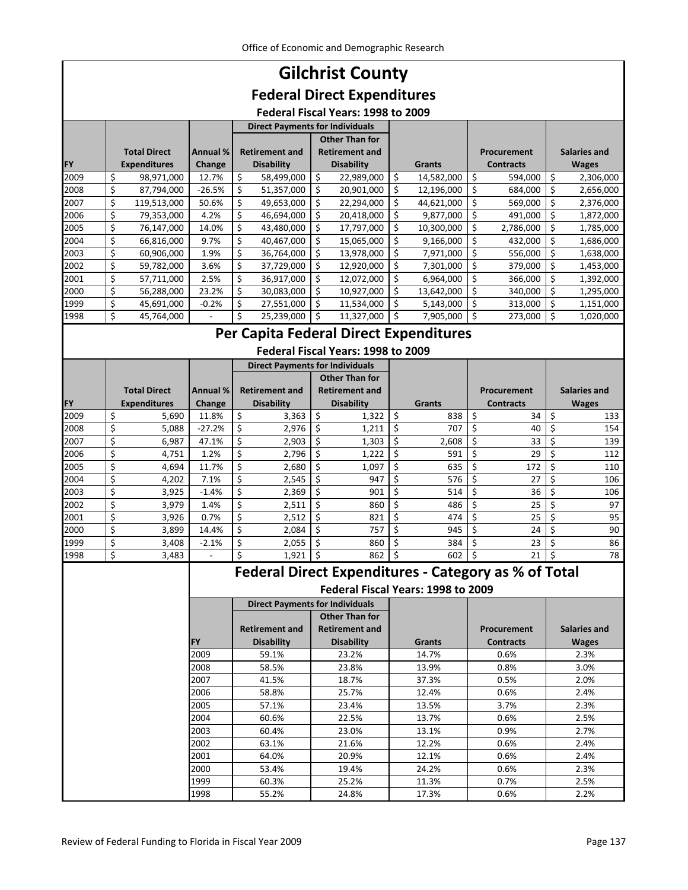# Gilchrist County

## Federal Direct Expenditures

### Federal Fiscal Years: 1998 to 2009

| | | | Direct Payments for Individuals | | | | |
|---|---|---|---|---|---|---|---|
| FY | Total Direct Expenditures | Annual % Change | Retirement and Disability | Other Than for Retirement and Disability | Grants | Procurement Contracts | Salaries and Wages |
| 2009 | $ 98,971,000 | 12.7% | $ 58,499,000 | $ 22,989,000 | $ 14,582,000 | $ 594,000 | $ 2,306,000 |
| 2008 | $ 87,794,000 | -26.5% | $ 51,357,000 | $ 20,901,000 | $ 12,196,000 | $ 684,000 | $ 2,656,000 |
| 2007 | $ 119,513,000 | 50.6% | $ 49,653,000 | $ 22,294,000 | $ 44,621,000 | $ 569,000 | $ 2,376,000 |
| 2006 | $ 79,353,000 | 4.2% | $ 46,694,000 | $ 20,418,000 | $ 9,877,000 | $ 491,000 | $ 1,872,000 |
| 2005 | $ 76,147,000 | 14.0% | $ 43,480,000 | $ 17,797,000 | $ 10,300,000 | $ 2,786,000 | $ 1,785,000 |
| 2004 | $ 66,816,000 | 9.7% | $ 40,467,000 | $ 15,065,000 | $ 9,166,000 | $ 432,000 | $ 1,686,000 |
| 2003 | $ 60,906,000 | 1.9% | $ 36,764,000 | $ 13,978,000 | $ 7,971,000 | $ 556,000 | $ 1,638,000 |
| 2002 | $ 59,782,000 | 3.6% | $ 37,729,000 | $ 12,920,000 | $ 7,301,000 | $ 379,000 | $ 1,453,000 |
| 2001 | $ 57,711,000 | 2.5% | $ 36,917,000 | $ 12,072,000 | $ 6,964,000 | $ 366,000 | $ 1,392,000 |
| 2000 | $ 56,288,000 | 23.2% | $ 30,083,000 | $ 10,927,000 | $ 13,642,000 | $ 340,000 | $ 1,295,000 |
| 1999 | $ 45,691,000 | -0.2% | $ 27,551,000 | $ 11,534,000 | $ 5,143,000 | $ 313,000 | $ 1,151,000 |
| 1998 | $ 45,764,000 | - | $ 25,239,000 | $ 11,327,000 | $ 7,905,000 | $ 273,000 | $ 1,020,000 |

## Per Capita Federal Direct Expenditures

### Federal Fiscal Years: 1998 to 2009

| | | | Direct Payments for Individuals | | | | |
|---|---|---|---|---|---|---|---|
| FY | Total Direct Expenditures | Annual % Change | Retirement and Disability | Other Than for Retirement and Disability | Grants | Procurement Contracts | Salaries and Wages |
| 2009 | $ 5,690 | 11.8% | $ 3,363 | $ 1,322 | $ 838 | $ 34 | $ 133 |
| 2008 | $ 5,088 | -27.2% | $ 2,976 | $ 1,211 | $ 707 | $ 40 | $ 154 |
| 2007 | $ 6,987 | 47.1% | $ 2,903 | $ 1,303 | $ 2,608 | $ 33 | $ 139 |
| 2006 | $ 4,751 | 1.2% | $ 2,796 | $ 1,222 | $ 591 | $ 29 | $ 112 |
| 2005 | $ 4,694 | 11.7% | $ 2,680 | $ 1,097 | $ 635 | $ 172 | $ 110 |
| 2004 | $ 4,202 | 7.1% | $ 2,545 | $ 947 | $ 576 | $ 27 | $ 106 |
| 2003 | $ 3,925 | -1.4% | $ 2,369 | $ 901 | $ 514 | $ 36 | $ 106 |
| 2002 | $ 3,979 | 1.4% | $ 2,511 | $ 860 | $ 486 | $ 25 | $ 97 |
| 2001 | $ 3,926 | 0.7% | $ 2,512 | $ 821 | $ 474 | $ 25 | $ 95 |
| 2000 | $ 3,899 | 14.4% | $ 2,084 | $ 757 | $ 945 | $ 24 | $ 90 |
| 1999 | $ 3,408 | -2.1% | $ 2,055 | $ 860 | $ 384 | $ 23 | $ 86 |
| 1998 | $ 3,483 | - | $ 1,921 | $ 862 | $ 602 | $ 21 | $ 78 |

## Federal Direct Expenditures - Category as % of Total

### Federal Fiscal Years: 1998 to 2009

| | Direct Payments for Individuals | | | | |
|---|---|---|---|---|---|
| FY | Retirement and Disability | Other Than for Retirement and Disability | Grants | Procurement Contracts | Salaries and Wages |
| 2009 | 59.1% | 23.2% | 14.7% | 0.6% | 2.3% |
| 2008 | 58.5% | 23.8% | 13.9% | 0.8% | 3.0% |
| 2007 | 41.5% | 18.7% | 37.3% | 0.5% | 2.0% |
| 2006 | 58.8% | 25.7% | 12.4% | 0.6% | 2.4% |
| 2005 | 57.1% | 23.4% | 13.5% | 3.7% | 2.3% |
| 2004 | 60.6% | 22.5% | 13.7% | 0.6% | 2.5% |
| 2003 | 60.4% | 23.0% | 13.1% | 0.9% | 2.7% |
| 2002 | 63.1% | 21.6% | 12.2% | 0.6% | 2.4% |
| 2001 | 64.0% | 20.9% | 12.1% | 0.6% | 2.4% |
| 2000 | 53.4% | 19.4% | 24.2% | 0.6% | 2.3% |
| 1999 | 60.3% | 25.2% | 11.3% | 0.7% | 2.5% |
| 1998 | 55.2% | 24.8% | 17.3% | 0.6% | 2.2% |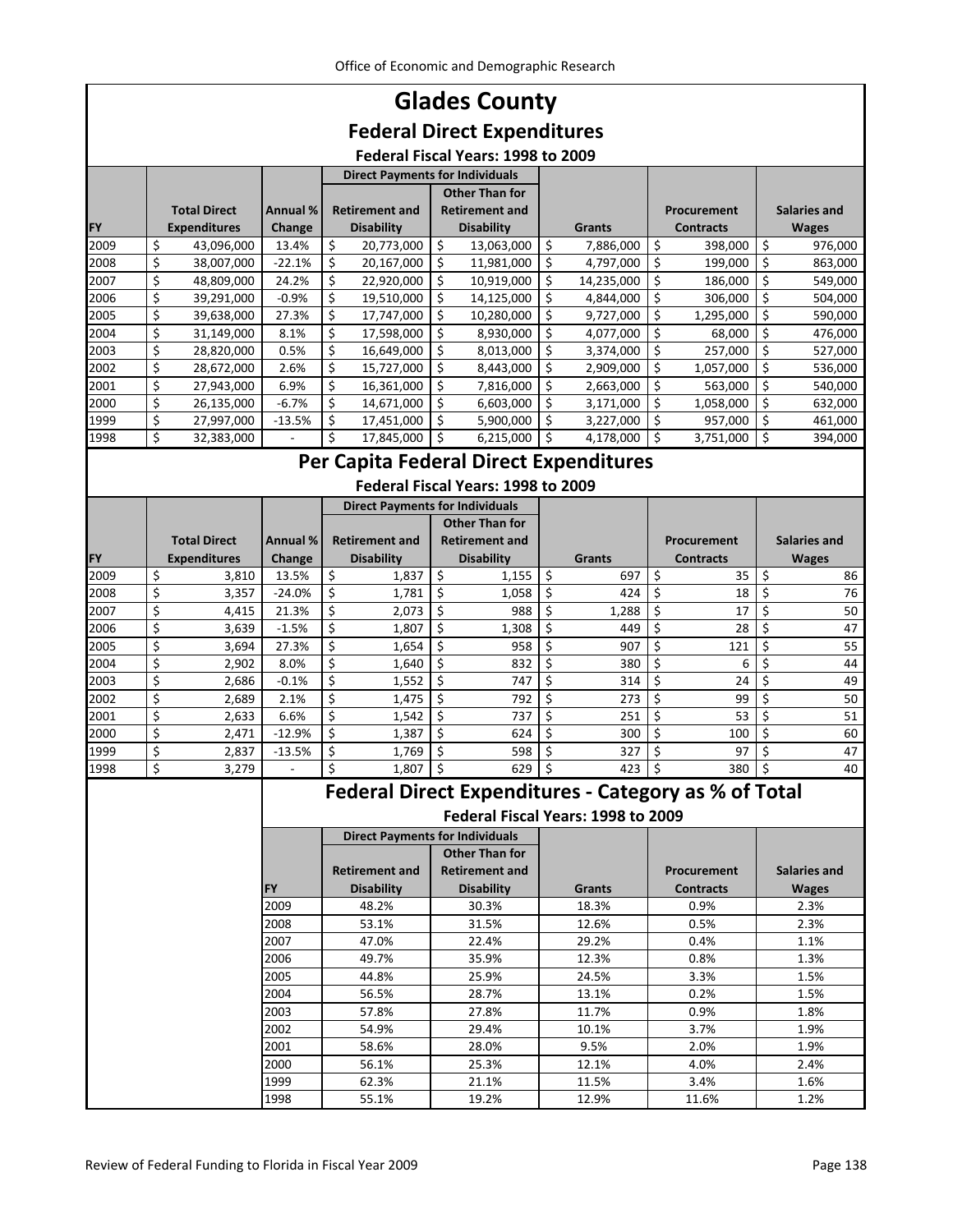# Glades County

## Federal Direct Expenditures

### Federal Fiscal Years: 1998 to 2009

| FY | Total Direct Expenditures | Annual % Change | Direct Payments for Individuals: Retirement and Disability | Direct Payments for Individuals: Other Than for Retirement and Disability | Grants | Procurement Contracts | Salaries and Wages |
|---|---|---|---|---|---|---|---|
| 2009 | $ 43,096,000 | 13.4% | $ 20,773,000 | $ 13,063,000 | $ 7,886,000 | $ 398,000 | $ 976,000 |
| 2008 | $ 38,007,000 | -22.1% | $ 20,167,000 | $ 11,981,000 | $ 4,797,000 | $ 199,000 | $ 863,000 |
| 2007 | $ 48,809,000 | 24.2% | $ 22,920,000 | $ 10,919,000 | $ 14,235,000 | $ 186,000 | $ 549,000 |
| 2006 | $ 39,291,000 | -0.9% | $ 19,510,000 | $ 14,125,000 | $ 4,844,000 | $ 306,000 | $ 504,000 |
| 2005 | $ 39,638,000 | 27.3% | $ 17,747,000 | $ 10,280,000 | $ 9,727,000 | $ 1,295,000 | $ 590,000 |
| 2004 | $ 31,149,000 | 8.1% | $ 17,598,000 | $ 8,930,000 | $ 4,077,000 | $ 68,000 | $ 476,000 |
| 2003 | $ 28,820,000 | 0.5% | $ 16,649,000 | $ 8,013,000 | $ 3,374,000 | $ 257,000 | $ 527,000 |
| 2002 | $ 28,672,000 | 2.6% | $ 15,727,000 | $ 8,443,000 | $ 2,909,000 | $ 1,057,000 | $ 536,000 |
| 2001 | $ 27,943,000 | 6.9% | $ 16,361,000 | $ 7,816,000 | $ 2,663,000 | $ 563,000 | $ 540,000 |
| 2000 | $ 26,135,000 | -6.7% | $ 14,671,000 | $ 6,603,000 | $ 3,171,000 | $ 1,058,000 | $ 632,000 |
| 1999 | $ 27,997,000 | -13.5% | $ 17,451,000 | $ 5,900,000 | $ 3,227,000 | $ 957,000 | $ 461,000 |
| 1998 | $ 32,383,000 | - | $ 17,845,000 | $ 6,215,000 | $ 4,178,000 | $ 3,751,000 | $ 394,000 |

## Per Capita Federal Direct Expenditures

### Federal Fiscal Years: 1998 to 2009

| FY | Total Direct Expenditures | Annual % Change | Direct Payments for Individuals: Retirement and Disability | Direct Payments for Individuals: Other Than for Retirement and Disability | Grants | Procurement Contracts | Salaries and Wages |
|---|---|---|---|---|---|---|---|
| 2009 | $ 3,810 | 13.5% | $ 1,837 | $ 1,155 | $ 697 | $ 35 | $ 86 |
| 2008 | $ 3,357 | -24.0% | $ 1,781 | $ 1,058 | $ 424 | $ 18 | $ 76 |
| 2007 | $ 4,415 | 21.3% | $ 2,073 | $ 988 | $ 1,288 | $ 17 | $ 50 |
| 2006 | $ 3,639 | -1.5% | $ 1,807 | $ 1,308 | $ 449 | $ 28 | $ 47 |
| 2005 | $ 3,694 | 27.3% | $ 1,654 | $ 958 | $ 907 | $ 121 | $ 55 |
| 2004 | $ 2,902 | 8.0% | $ 1,640 | $ 832 | $ 380 | $ 6 | $ 44 |
| 2003 | $ 2,686 | -0.1% | $ 1,552 | $ 747 | $ 314 | $ 24 | $ 49 |
| 2002 | $ 2,689 | 2.1% | $ 1,475 | $ 792 | $ 273 | $ 99 | $ 50 |
| 2001 | $ 2,633 | 6.6% | $ 1,542 | $ 737 | $ 251 | $ 53 | $ 51 |
| 2000 | $ 2,471 | -12.9% | $ 1,387 | $ 624 | $ 300 | $ 100 | $ 60 |
| 1999 | $ 2,837 | -13.5% | $ 1,769 | $ 598 | $ 327 | $ 97 | $ 47 |
| 1998 | $ 3,279 | - | $ 1,807 | $ 629 | $ 423 | $ 380 | $ 40 |

## Federal Direct Expenditures - Category as % of Total

### Federal Fiscal Years: 1998 to 2009

| FY | Direct Payments for Individuals: Retirement and Disability | Direct Payments for Individuals: Other Than for Retirement and Disability | Grants | Procurement Contracts | Salaries and Wages |
|---|---|---|---|---|---|
| 2009 | 48.2% | 30.3% | 18.3% | 0.9% | 2.3% |
| 2008 | 53.1% | 31.5% | 12.6% | 0.5% | 2.3% |
| 2007 | 47.0% | 22.4% | 29.2% | 0.4% | 1.1% |
| 2006 | 49.7% | 35.9% | 12.3% | 0.8% | 1.3% |
| 2005 | 44.8% | 25.9% | 24.5% | 3.3% | 1.5% |
| 2004 | 56.5% | 28.7% | 13.1% | 0.2% | 1.5% |
| 2003 | 57.8% | 27.8% | 11.7% | 0.9% | 1.8% |
| 2002 | 54.9% | 29.4% | 10.1% | 3.7% | 1.9% |
| 2001 | 58.6% | 28.0% | 9.5% | 2.0% | 1.9% |
| 2000 | 56.1% | 25.3% | 12.1% | 4.0% | 2.4% |
| 1999 | 62.3% | 21.1% | 11.5% | 3.4% | 1.6% |
| 1998 | 55.1% | 19.2% | 12.9% | 11.6% | 1.2% |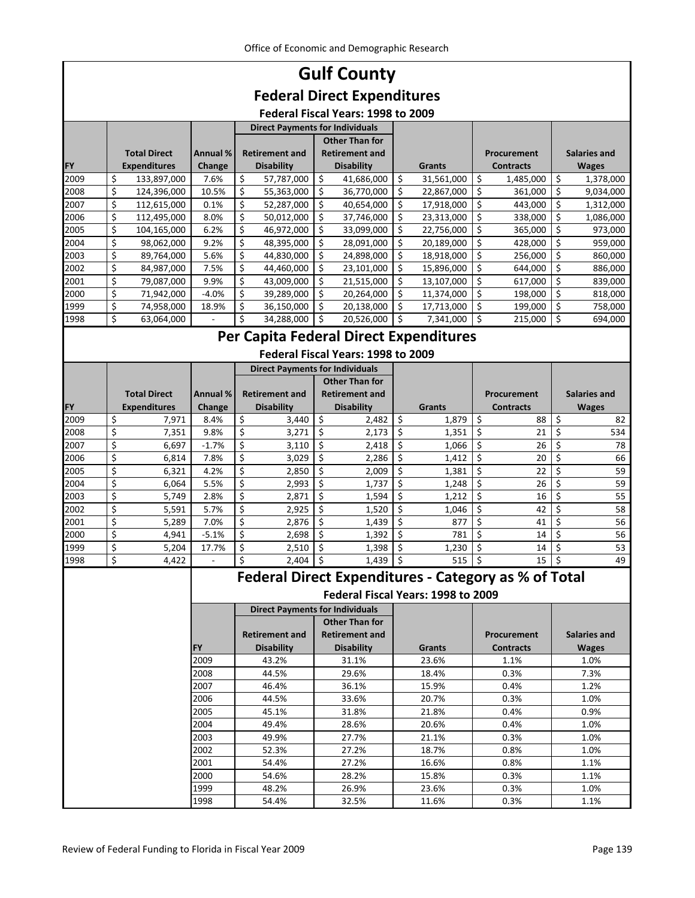# Gulf County

## Federal Direct Expenditures

### Federal Fiscal Years: 1998 to 2009

| FY | Total Direct Expenditures | Annual % Change | Direct Payments for Individuals: Retirement and Disability | Direct Payments for Individuals: Other Than for Retirement and Disability | Grants | Procurement Contracts | Salaries and Wages |
|---|---|---|---|---|---|---|---|
| 2009 | $ 133,897,000 | 7.6% | $ 57,787,000 | $ 41,686,000 | $ 31,561,000 | $ 1,485,000 | $ 1,378,000 |
| 2008 | $ 124,396,000 | 10.5% | $ 55,363,000 | $ 36,770,000 | $ 22,867,000 | $ 361,000 | $ 9,034,000 |
| 2007 | $ 112,615,000 | 0.1% | $ 52,287,000 | $ 40,654,000 | $ 17,918,000 | $ 443,000 | $ 1,312,000 |
| 2006 | $ 112,495,000 | 8.0% | $ 50,012,000 | $ 37,746,000 | $ 23,313,000 | $ 338,000 | $ 1,086,000 |
| 2005 | $ 104,165,000 | 6.2% | $ 46,972,000 | $ 33,099,000 | $ 22,756,000 | $ 365,000 | $ 973,000 |
| 2004 | $ 98,062,000 | 9.2% | $ 48,395,000 | $ 28,091,000 | $ 20,189,000 | $ 428,000 | $ 959,000 |
| 2003 | $ 89,764,000 | 5.6% | $ 44,830,000 | $ 24,898,000 | $ 18,918,000 | $ 256,000 | $ 860,000 |
| 2002 | $ 84,987,000 | 7.5% | $ 44,460,000 | $ 23,101,000 | $ 15,896,000 | $ 644,000 | $ 886,000 |
| 2001 | $ 79,087,000 | 9.9% | $ 43,009,000 | $ 21,515,000 | $ 13,107,000 | $ 617,000 | $ 839,000 |
| 2000 | $ 71,942,000 | -4.0% | $ 39,289,000 | $ 20,264,000 | $ 11,374,000 | $ 198,000 | $ 818,000 |
| 1999 | $ 74,958,000 | 18.9% | $ 36,150,000 | $ 20,138,000 | $ 17,713,000 | $ 199,000 | $ 758,000 |
| 1998 | $ 63,064,000 | - | $ 34,288,000 | $ 20,526,000 | $ 7,341,000 | $ 215,000 | $ 694,000 |

## Per Capita Federal Direct Expenditures

### Federal Fiscal Years: 1998 to 2009

| FY | Total Direct Expenditures | Annual % Change | Direct Payments for Individuals: Retirement and Disability | Direct Payments for Individuals: Other Than for Retirement and Disability | Grants | Procurement Contracts | Salaries and Wages |
|---|---|---|---|---|---|---|---|
| 2009 | $ 7,971 | 8.4% | $ 3,440 | $ 2,482 | $ 1,879 | $ 88 | $ 82 |
| 2008 | $ 7,351 | 9.8% | $ 3,271 | $ 2,173 | $ 1,351 | $ 21 | $ 534 |
| 2007 | $ 6,697 | -1.7% | $ 3,110 | $ 2,418 | $ 1,066 | $ 26 | $ 78 |
| 2006 | $ 6,814 | 7.8% | $ 3,029 | $ 2,286 | $ 1,412 | $ 20 | $ 66 |
| 2005 | $ 6,321 | 4.2% | $ 2,850 | $ 2,009 | $ 1,381 | $ 22 | $ 59 |
| 2004 | $ 6,064 | 5.5% | $ 2,993 | $ 1,737 | $ 1,248 | $ 26 | $ 59 |
| 2003 | $ 5,749 | 2.8% | $ 2,871 | $ 1,594 | $ 1,212 | $ 16 | $ 55 |
| 2002 | $ 5,591 | 5.7% | $ 2,925 | $ 1,520 | $ 1,046 | $ 42 | $ 58 |
| 2001 | $ 5,289 | 7.0% | $ 2,876 | $ 1,439 | $ 877 | $ 41 | $ 56 |
| 2000 | $ 4,941 | -5.1% | $ 2,698 | $ 1,392 | $ 781 | $ 14 | $ 56 |
| 1999 | $ 5,204 | 17.7% | $ 2,510 | $ 1,398 | $ 1,230 | $ 14 | $ 53 |
| 1998 | $ 4,422 | - | $ 2,404 | $ 1,439 | $ 515 | $ 15 | $ 49 |

## Federal Direct Expenditures - Category as % of Total

### Federal Fiscal Years: 1998 to 2009

| FY | Direct Payments for Individuals: Retirement and Disability | Direct Payments for Individuals: Other Than for Retirement and Disability | Grants | Procurement Contracts | Salaries and Wages |
|---|---|---|---|---|---|
| 2009 | 43.2% | 31.1% | 23.6% | 1.1% | 1.0% |
| 2008 | 44.5% | 29.6% | 18.4% | 0.3% | 7.3% |
| 2007 | 46.4% | 36.1% | 15.9% | 0.4% | 1.2% |
| 2006 | 44.5% | 33.6% | 20.7% | 0.3% | 1.0% |
| 2005 | 45.1% | 31.8% | 21.8% | 0.4% | 0.9% |
| 2004 | 49.4% | 28.6% | 20.6% | 0.4% | 1.0% |
| 2003 | 49.9% | 27.7% | 21.1% | 0.3% | 1.0% |
| 2002 | 52.3% | 27.2% | 18.7% | 0.8% | 1.0% |
| 2001 | 54.4% | 27.2% | 16.6% | 0.8% | 1.1% |
| 2000 | 54.6% | 28.2% | 15.8% | 0.3% | 1.1% |
| 1999 | 48.2% | 26.9% | 23.6% | 0.3% | 1.0% |
| 1998 | 54.4% | 32.5% | 11.6% | 0.3% | 1.1% |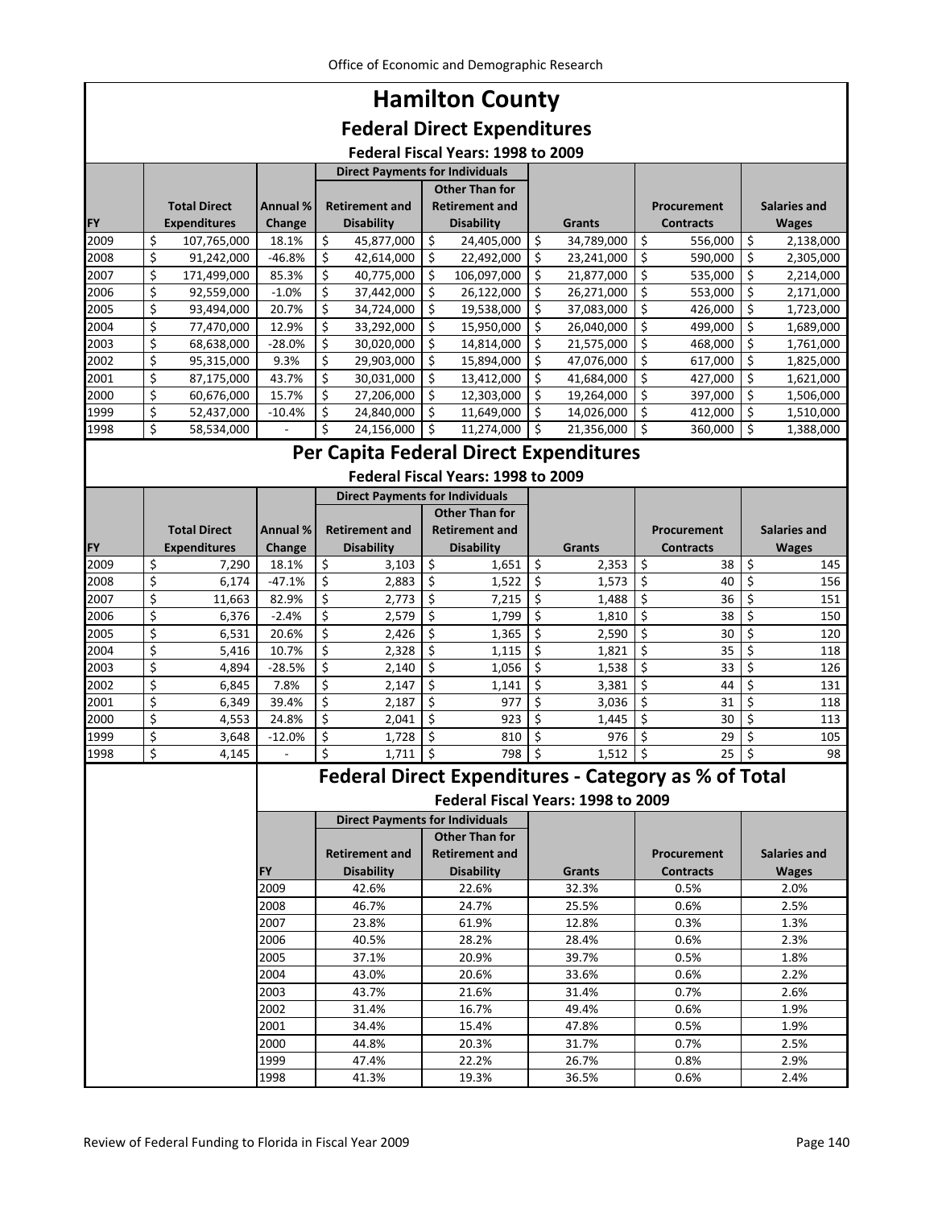# Hamilton County

## Federal Direct Expenditures

### Federal Fiscal Years: 1998 to 2009

| FY | Total Direct Expenditures | Annual % Change | Direct Payments for Individuals: Retirement and Disability | Direct Payments for Individuals: Other Than for Retirement and Disability | Grants | Procurement Contracts | Salaries and Wages |
|---|---|---|---|---|---|---|---|
| 2009 | $ 107,765,000 | 18.1% | $ 45,877,000 | $ 24,405,000 | $ 34,789,000 | $ 556,000 | $ 2,138,000 |
| 2008 | $ 91,242,000 | -46.8% | $ 42,614,000 | $ 22,492,000 | $ 23,241,000 | $ 590,000 | $ 2,305,000 |
| 2007 | $ 171,499,000 | 85.3% | $ 40,775,000 | $ 106,097,000 | $ 21,877,000 | $ 535,000 | $ 2,214,000 |
| 2006 | $ 92,559,000 | -1.0% | $ 37,442,000 | $ 26,122,000 | $ 26,271,000 | $ 553,000 | $ 2,171,000 |
| 2005 | $ 93,494,000 | 20.7% | $ 34,724,000 | $ 19,538,000 | $ 37,083,000 | $ 426,000 | $ 1,723,000 |
| 2004 | $ 77,470,000 | 12.9% | $ 33,292,000 | $ 15,950,000 | $ 26,040,000 | $ 499,000 | $ 1,689,000 |
| 2003 | $ 68,638,000 | -28.0% | $ 30,020,000 | $ 14,814,000 | $ 21,575,000 | $ 468,000 | $ 1,761,000 |
| 2002 | $ 95,315,000 | 9.3% | $ 29,903,000 | $ 15,894,000 | $ 47,076,000 | $ 617,000 | $ 1,825,000 |
| 2001 | $ 87,175,000 | 43.7% | $ 30,031,000 | $ 13,412,000 | $ 41,684,000 | $ 427,000 | $ 1,621,000 |
| 2000 | $ 60,676,000 | 15.7% | $ 27,206,000 | $ 12,303,000 | $ 19,264,000 | $ 397,000 | $ 1,506,000 |
| 1999 | $ 52,437,000 | -10.4% | $ 24,840,000 | $ 11,649,000 | $ 14,026,000 | $ 412,000 | $ 1,510,000 |
| 1998 | $ 58,534,000 | - | $ 24,156,000 | $ 11,274,000 | $ 21,356,000 | $ 360,000 | $ 1,388,000 |

## Per Capita Federal Direct Expenditures

### Federal Fiscal Years: 1998 to 2009

| FY | Total Direct Expenditures | Annual % Change | Direct Payments for Individuals: Retirement and Disability | Direct Payments for Individuals: Other Than for Retirement and Disability | Grants | Procurement Contracts | Salaries and Wages |
|---|---|---|---|---|---|---|---|
| 2009 | $ 7,290 | 18.1% | $ 3,103 | $ 1,651 | $ 2,353 | $ 38 | $ 145 |
| 2008 | $ 6,174 | -47.1% | $ 2,883 | $ 1,522 | $ 1,573 | $ 40 | $ 156 |
| 2007 | $ 11,663 | 82.9% | $ 2,773 | $ 7,215 | $ 1,488 | $ 36 | $ 151 |
| 2006 | $ 6,376 | -2.4% | $ 2,579 | $ 1,799 | $ 1,810 | $ 38 | $ 150 |
| 2005 | $ 6,531 | 20.6% | $ 2,426 | $ 1,365 | $ 2,590 | $ 30 | $ 120 |
| 2004 | $ 5,416 | 10.7% | $ 2,328 | $ 1,115 | $ 1,821 | $ 35 | $ 118 |
| 2003 | $ 4,894 | -28.5% | $ 2,140 | $ 1,056 | $ 1,538 | $ 33 | $ 126 |
| 2002 | $ 6,845 | 7.8% | $ 2,147 | $ 1,141 | $ 3,381 | $ 44 | $ 131 |
| 2001 | $ 6,349 | 39.4% | $ 2,187 | $ 977 | $ 3,036 | $ 31 | $ 118 |
| 2000 | $ 4,553 | 24.8% | $ 2,041 | $ 923 | $ 1,445 | $ 30 | $ 113 |
| 1999 | $ 3,648 | -12.0% | $ 1,728 | $ 810 | $ 976 | $ 29 | $ 105 |
| 1998 | $ 4,145 | - | $ 1,711 | $ 798 | $ 1,512 | $ 25 | $ 98 |

## Federal Direct Expenditures - Category as % of Total

### Federal Fiscal Years: 1998 to 2009

| FY | Direct Payments for Individuals: Retirement and Disability | Direct Payments for Individuals: Other Than for Retirement and Disability | Grants | Procurement Contracts | Salaries and Wages |
|---|---|---|---|---|---|
| 2009 | 42.6% | 22.6% | 32.3% | 0.5% | 2.0% |
| 2008 | 46.7% | 24.7% | 25.5% | 0.6% | 2.5% |
| 2007 | 23.8% | 61.9% | 12.8% | 0.3% | 1.3% |
| 2006 | 40.5% | 28.2% | 28.4% | 0.6% | 2.3% |
| 2005 | 37.1% | 20.9% | 39.7% | 0.5% | 1.8% |
| 2004 | 43.0% | 20.6% | 33.6% | 0.6% | 2.2% |
| 2003 | 43.7% | 21.6% | 31.4% | 0.7% | 2.6% |
| 2002 | 31.4% | 16.7% | 49.4% | 0.6% | 1.9% |
| 2001 | 34.4% | 15.4% | 47.8% | 0.5% | 1.9% |
| 2000 | 44.8% | 20.3% | 31.7% | 0.7% | 2.5% |
| 1999 | 47.4% | 22.2% | 26.7% | 0.8% | 2.9% |
| 1998 | 41.3% | 19.3% | 36.5% | 0.6% | 2.4% |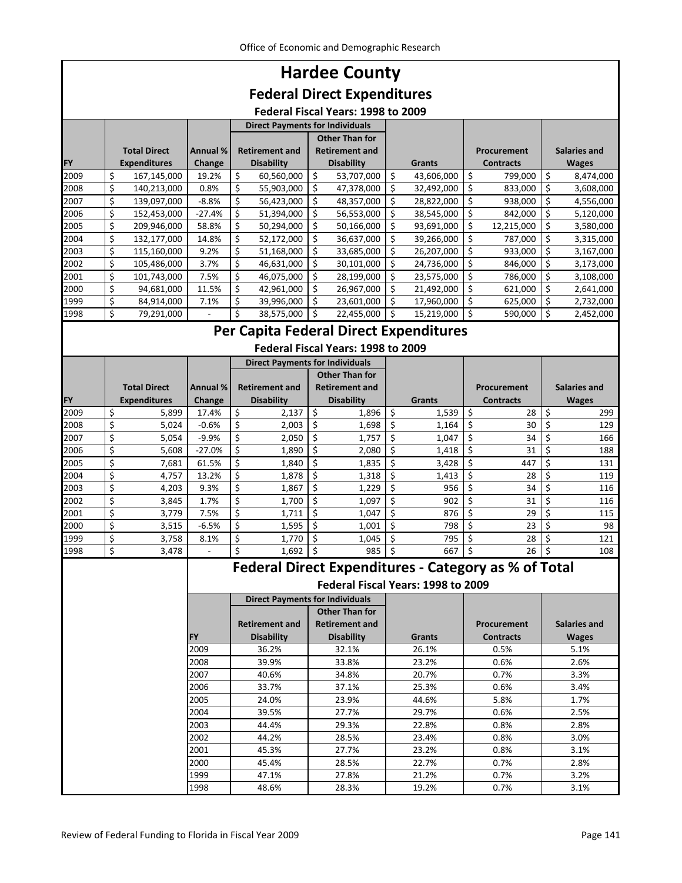# Hardee County

## Federal Direct Expenditures

### Federal Fiscal Years: 1998 to 2009

| | | | Direct Payments for Individuals | | | | |
|---|---|---|---|---|---|---|---|
| FY | Total Direct Expenditures | Annual % Change | Retirement and Disability | Other Than for Retirement and Disability | Grants | Procurement Contracts | Salaries and Wages |
| 2009 | $ 167,145,000 | 19.2% | $ 60,560,000 | $ 53,707,000 | $ 43,606,000 | $ 799,000 | $ 8,474,000 |
| 2008 | $ 140,213,000 | 0.8% | $ 55,903,000 | $ 47,378,000 | $ 32,492,000 | $ 833,000 | $ 3,608,000 |
| 2007 | $ 139,097,000 | -8.8% | $ 56,423,000 | $ 48,357,000 | $ 28,822,000 | $ 938,000 | $ 4,556,000 |
| 2006 | $ 152,453,000 | -27.4% | $ 51,394,000 | $ 56,553,000 | $ 38,545,000 | $ 842,000 | $ 5,120,000 |
| 2005 | $ 209,946,000 | 58.8% | $ 50,294,000 | $ 50,166,000 | $ 93,691,000 | $ 12,215,000 | $ 3,580,000 |
| 2004 | $ 132,177,000 | 14.8% | $ 52,172,000 | $ 36,637,000 | $ 39,266,000 | $ 787,000 | $ 3,315,000 |
| 2003 | $ 115,160,000 | 9.2% | $ 51,168,000 | $ 33,685,000 | $ 26,207,000 | $ 933,000 | $ 3,167,000 |
| 2002 | $ 105,486,000 | 3.7% | $ 46,631,000 | $ 30,101,000 | $ 24,736,000 | $ 846,000 | $ 3,173,000 |
| 2001 | $ 101,743,000 | 7.5% | $ 46,075,000 | $ 28,199,000 | $ 23,575,000 | $ 786,000 | $ 3,108,000 |
| 2000 | $ 94,681,000 | 11.5% | $ 42,961,000 | $ 26,967,000 | $ 21,492,000 | $ 621,000 | $ 2,641,000 |
| 1999 | $ 84,914,000 | 7.1% | $ 39,996,000 | $ 23,601,000 | $ 17,960,000 | $ 625,000 | $ 2,732,000 |
| 1998 | $ 79,291,000 | - | $ 38,575,000 | $ 22,455,000 | $ 15,219,000 | $ 590,000 | $ 2,452,000 |

## Per Capita Federal Direct Expenditures

### Federal Fiscal Years: 1998 to 2009

| | | | Direct Payments for Individuals | | | | |
|---|---|---|---|---|---|---|---|
| FY | Total Direct Expenditures | Annual % Change | Retirement and Disability | Other Than for Retirement and Disability | Grants | Procurement Contracts | Salaries and Wages |
| 2009 | $ 5,899 | 17.4% | $ 2,137 | $ 1,896 | $ 1,539 | $ 28 | $ 299 |
| 2008 | $ 5,024 | -0.6% | $ 2,003 | $ 1,698 | $ 1,164 | $ 30 | $ 129 |
| 2007 | $ 5,054 | -9.9% | $ 2,050 | $ 1,757 | $ 1,047 | $ 34 | $ 166 |
| 2006 | $ 5,608 | -27.0% | $ 1,890 | $ 2,080 | $ 1,418 | $ 31 | $ 188 |
| 2005 | $ 7,681 | 61.5% | $ 1,840 | $ 1,835 | $ 3,428 | $ 447 | $ 131 |
| 2004 | $ 4,757 | 13.2% | $ 1,878 | $ 1,318 | $ 1,413 | $ 28 | $ 119 |
| 2003 | $ 4,203 | 9.3% | $ 1,867 | $ 1,229 | $ 956 | $ 34 | $ 116 |
| 2002 | $ 3,845 | 1.7% | $ 1,700 | $ 1,097 | $ 902 | $ 31 | $ 116 |
| 2001 | $ 3,779 | 7.5% | $ 1,711 | $ 1,047 | $ 876 | $ 29 | $ 115 |
| 2000 | $ 3,515 | -6.5% | $ 1,595 | $ 1,001 | $ 798 | $ 23 | $ 98 |
| 1999 | $ 3,758 | 8.1% | $ 1,770 | $ 1,045 | $ 795 | $ 28 | $ 121 |
| 1998 | $ 3,478 | - | $ 1,692 | $ 985 | $ 667 | $ 26 | $ 108 |

## Federal Direct Expenditures - Category as % of Total

### Federal Fiscal Years: 1998 to 2009

| | Direct Payments for Individuals | | | | |
|---|---|---|---|---|---|
| FY | Retirement and Disability | Other Than for Retirement and Disability | Grants | Procurement Contracts | Salaries and Wages |
| 2009 | 36.2% | 32.1% | 26.1% | 0.5% | 5.1% |
| 2008 | 39.9% | 33.8% | 23.2% | 0.6% | 2.6% |
| 2007 | 40.6% | 34.8% | 20.7% | 0.7% | 3.3% |
| 2006 | 33.7% | 37.1% | 25.3% | 0.6% | 3.4% |
| 2005 | 24.0% | 23.9% | 44.6% | 5.8% | 1.7% |
| 2004 | 39.5% | 27.7% | 29.7% | 0.6% | 2.5% |
| 2003 | 44.4% | 29.3% | 22.8% | 0.8% | 2.8% |
| 2002 | 44.2% | 28.5% | 23.4% | 0.8% | 3.0% |
| 2001 | 45.3% | 27.7% | 23.2% | 0.8% | 3.1% |
| 2000 | 45.4% | 28.5% | 22.7% | 0.7% | 2.8% |
| 1999 | 47.1% | 27.8% | 21.2% | 0.7% | 3.2% |
| 1998 | 48.6% | 28.3% | 19.2% | 0.7% | 3.1% |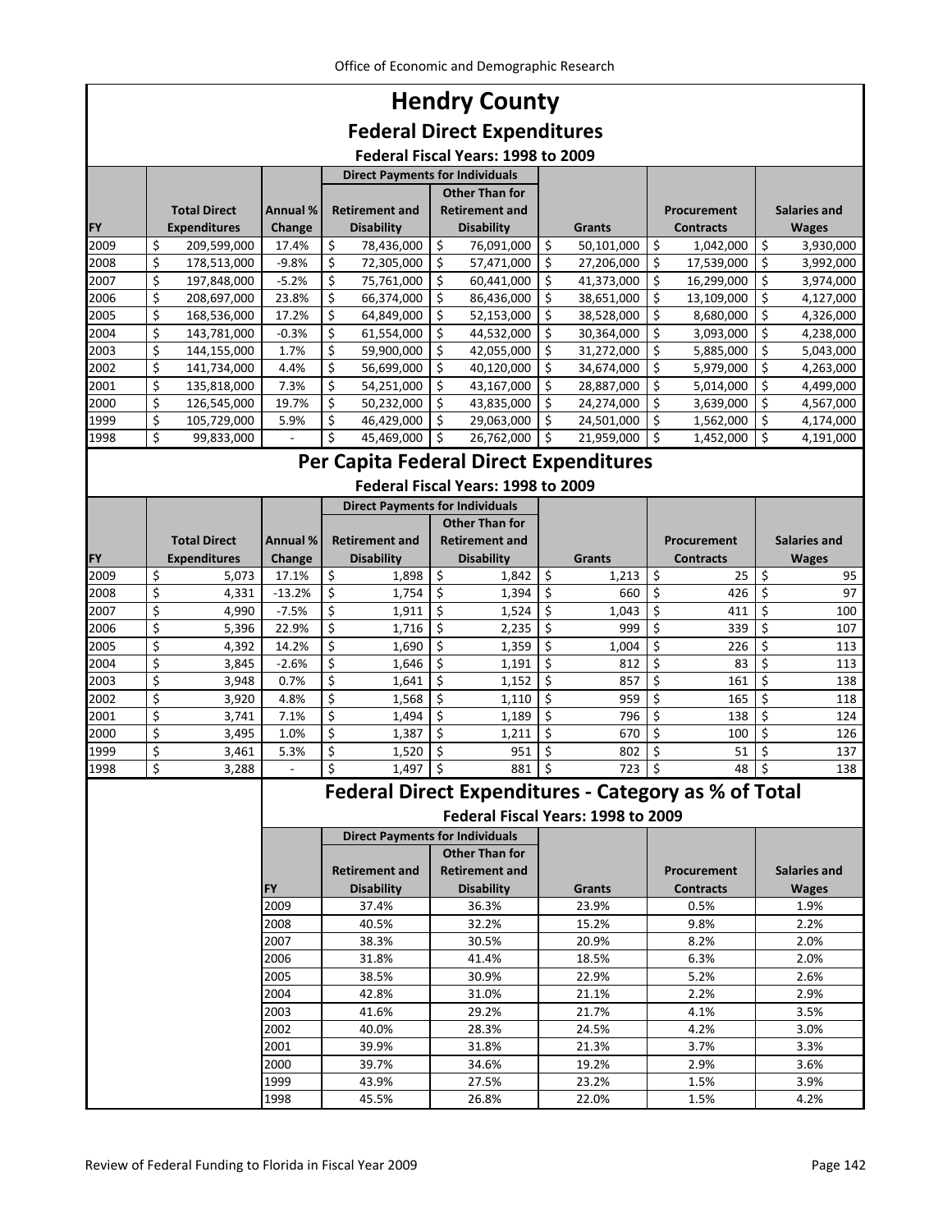# Hendry County

## Federal Direct Expenditures

### Federal Fiscal Years: 1998 to 2009

| FY | Total Direct Expenditures | Annual % Change | Direct Payments for Individuals: Retirement and Disability | Direct Payments for Individuals: Other Than for Retirement and Disability | Grants | Procurement Contracts | Salaries and Wages |
|---|---|---|---|---|---|---|---|
| 2009 | $ 209,599,000 | 17.4% | $ 78,436,000 | $ 76,091,000 | $ 50,101,000 | $ 1,042,000 | $ 3,930,000 |
| 2008 | $ 178,513,000 | -9.8% | $ 72,305,000 | $ 57,471,000 | $ 27,206,000 | $ 17,539,000 | $ 3,992,000 |
| 2007 | $ 197,848,000 | -5.2% | $ 75,761,000 | $ 60,441,000 | $ 41,373,000 | $ 16,299,000 | $ 3,974,000 |
| 2006 | $ 208,697,000 | 23.8% | $ 66,374,000 | $ 86,436,000 | $ 38,651,000 | $ 13,109,000 | $ 4,127,000 |
| 2005 | $ 168,536,000 | 17.2% | $ 64,849,000 | $ 52,153,000 | $ 38,528,000 | $ 8,680,000 | $ 4,326,000 |
| 2004 | $ 143,781,000 | -0.3% | $ 61,554,000 | $ 44,532,000 | $ 30,364,000 | $ 3,093,000 | $ 4,238,000 |
| 2003 | $ 144,155,000 | 1.7% | $ 59,900,000 | $ 42,055,000 | $ 31,272,000 | $ 5,885,000 | $ 5,043,000 |
| 2002 | $ 141,734,000 | 4.4% | $ 56,699,000 | $ 40,120,000 | $ 34,674,000 | $ 5,979,000 | $ 4,263,000 |
| 2001 | $ 135,818,000 | 7.3% | $ 54,251,000 | $ 43,167,000 | $ 28,887,000 | $ 5,014,000 | $ 4,499,000 |
| 2000 | $ 126,545,000 | 19.7% | $ 50,232,000 | $ 43,835,000 | $ 24,274,000 | $ 3,639,000 | $ 4,567,000 |
| 1999 | $ 105,729,000 | 5.9% | $ 46,429,000 | $ 29,063,000 | $ 24,501,000 | $ 1,562,000 | $ 4,174,000 |
| 1998 | $ 99,833,000 | - | $ 45,469,000 | $ 26,762,000 | $ 21,959,000 | $ 1,452,000 | $ 4,191,000 |

## Per Capita Federal Direct Expenditures

### Federal Fiscal Years: 1998 to 2009

| FY | Total Direct Expenditures | Annual % Change | Direct Payments for Individuals: Retirement and Disability | Direct Payments for Individuals: Other Than for Retirement and Disability | Grants | Procurement Contracts | Salaries and Wages |
|---|---|---|---|---|---|---|---|
| 2009 | $ 5,073 | 17.1% | $ 1,898 | $ 1,842 | $ 1,213 | $ 25 | $ 95 |
| 2008 | $ 4,331 | -13.2% | $ 1,754 | $ 1,394 | $ 660 | $ 426 | $ 97 |
| 2007 | $ 4,990 | -7.5% | $ 1,911 | $ 1,524 | $ 1,043 | $ 411 | $ 100 |
| 2006 | $ 5,396 | 22.9% | $ 1,716 | $ 2,235 | $ 999 | $ 339 | $ 107 |
| 2005 | $ 4,392 | 14.2% | $ 1,690 | $ 1,359 | $ 1,004 | $ 226 | $ 113 |
| 2004 | $ 3,845 | -2.6% | $ 1,646 | $ 1,191 | $ 812 | $ 83 | $ 113 |
| 2003 | $ 3,948 | 0.7% | $ 1,641 | $ 1,152 | $ 857 | $ 161 | $ 138 |
| 2002 | $ 3,920 | 4.8% | $ 1,568 | $ 1,110 | $ 959 | $ 165 | $ 118 |
| 2001 | $ 3,741 | 7.1% | $ 1,494 | $ 1,189 | $ 796 | $ 138 | $ 124 |
| 2000 | $ 3,495 | 1.0% | $ 1,387 | $ 1,211 | $ 670 | $ 100 | $ 126 |
| 1999 | $ 3,461 | 5.3% | $ 1,520 | $ 951 | $ 802 | $ 51 | $ 137 |
| 1998 | $ 3,288 | - | $ 1,497 | $ 881 | $ 723 | $ 48 | $ 138 |

## Federal Direct Expenditures - Category as % of Total

### Federal Fiscal Years: 1998 to 2009

| FY | Direct Payments for Individuals: Retirement and Disability | Direct Payments for Individuals: Other Than for Retirement and Disability | Grants | Procurement Contracts | Salaries and Wages |
|---|---|---|---|---|---|
| 2009 | 37.4% | 36.3% | 23.9% | 0.5% | 1.9% |
| 2008 | 40.5% | 32.2% | 15.2% | 9.8% | 2.2% |
| 2007 | 38.3% | 30.5% | 20.9% | 8.2% | 2.0% |
| 2006 | 31.8% | 41.4% | 18.5% | 6.3% | 2.0% |
| 2005 | 38.5% | 30.9% | 22.9% | 5.2% | 2.6% |
| 2004 | 42.8% | 31.0% | 21.1% | 2.2% | 2.9% |
| 2003 | 41.6% | 29.2% | 21.7% | 4.1% | 3.5% |
| 2002 | 40.0% | 28.3% | 24.5% | 4.2% | 3.0% |
| 2001 | 39.9% | 31.8% | 21.3% | 3.7% | 3.3% |
| 2000 | 39.7% | 34.6% | 19.2% | 2.9% | 3.6% |
| 1999 | 43.9% | 27.5% | 23.2% | 1.5% | 3.9% |
| 1998 | 45.5% | 26.8% | 22.0% | 1.5% | 4.2% |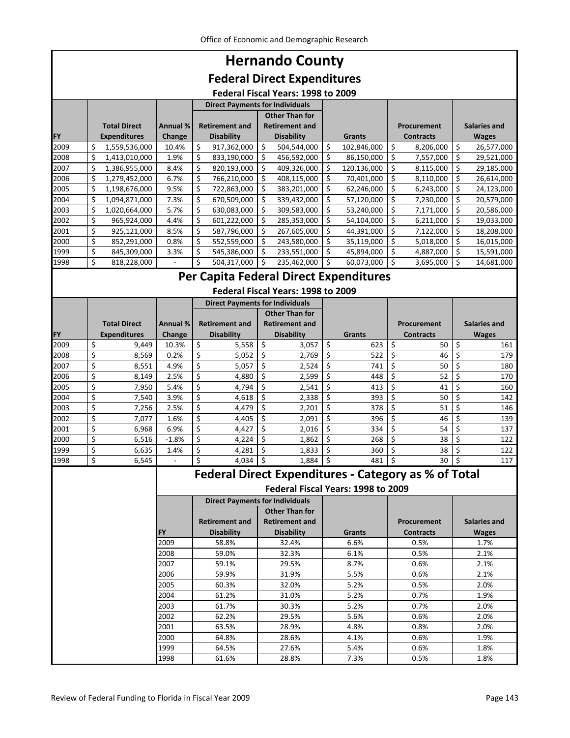# Hernando County

## Federal Direct Expenditures

### Federal Fiscal Years: 1998 to 2009

| | | | Direct Payments for Individuals | | | | |
|---|---|---|---|---|---|---|---|
| FY | Total Direct Expenditures | Annual % Change | Retirement and Disability | Other Than for Retirement and Disability | Grants | Procurement Contracts | Salaries and Wages |
| 2009 | $ 1,559,536,000 | 10.4% | $ 917,362,000 | $ 504,544,000 | $ 102,846,000 | $ 8,206,000 | $ 26,577,000 |
| 2008 | $ 1,413,010,000 | 1.9% | $ 833,190,000 | $ 456,592,000 | $ 86,150,000 | $ 7,557,000 | $ 29,521,000 |
| 2007 | $ 1,386,955,000 | 8.4% | $ 820,193,000 | $ 409,326,000 | $ 120,136,000 | $ 8,115,000 | $ 29,185,000 |
| 2006 | $ 1,279,452,000 | 6.7% | $ 766,210,000 | $ 408,115,000 | $ 70,401,000 | $ 8,110,000 | $ 26,614,000 |
| 2005 | $ 1,198,676,000 | 9.5% | $ 722,863,000 | $ 383,201,000 | $ 62,246,000 | $ 6,243,000 | $ 24,123,000 |
| 2004 | $ 1,094,871,000 | 7.3% | $ 670,509,000 | $ 339,432,000 | $ 57,120,000 | $ 7,230,000 | $ 20,579,000 |
| 2003 | $ 1,020,664,000 | 5.7% | $ 630,083,000 | $ 309,583,000 | $ 53,240,000 | $ 7,171,000 | $ 20,586,000 |
| 2002 | $ 965,924,000 | 4.4% | $ 601,222,000 | $ 285,353,000 | $ 54,104,000 | $ 6,211,000 | $ 19,033,000 |
| 2001 | $ 925,121,000 | 8.5% | $ 587,796,000 | $ 267,605,000 | $ 44,391,000 | $ 7,122,000 | $ 18,208,000 |
| 2000 | $ 852,291,000 | 0.8% | $ 552,559,000 | $ 243,580,000 | $ 35,119,000 | $ 5,018,000 | $ 16,015,000 |
| 1999 | $ 845,309,000 | 3.3% | $ 545,386,000 | $ 233,551,000 | $ 45,894,000 | $ 4,887,000 | $ 15,591,000 |
| 1998 | $ 818,228,000 | - | $ 504,317,000 | $ 235,462,000 | $ 60,073,000 | $ 3,695,000 | $ 14,681,000 |

## Per Capita Federal Direct Expenditures

### Federal Fiscal Years: 1998 to 2009

| | | | Direct Payments for Individuals | | | | |
|---|---|---|---|---|---|---|---|
| FY | Total Direct Expenditures | Annual % Change | Retirement and Disability | Other Than for Retirement and Disability | Grants | Procurement Contracts | Salaries and Wages |
| 2009 | $ 9,449 | 10.3% | $ 5,558 | $ 3,057 | $ 623 | $ 50 | $ 161 |
| 2008 | $ 8,569 | 0.2% | $ 5,052 | $ 2,769 | $ 522 | $ 46 | $ 179 |
| 2007 | $ 8,551 | 4.9% | $ 5,057 | $ 2,524 | $ 741 | $ 50 | $ 180 |
| 2006 | $ 8,149 | 2.5% | $ 4,880 | $ 2,599 | $ 448 | $ 52 | $ 170 |
| 2005 | $ 7,950 | 5.4% | $ 4,794 | $ 2,541 | $ 413 | $ 41 | $ 160 |
| 2004 | $ 7,540 | 3.9% | $ 4,618 | $ 2,338 | $ 393 | $ 50 | $ 142 |
| 2003 | $ 7,256 | 2.5% | $ 4,479 | $ 2,201 | $ 378 | $ 51 | $ 146 |
| 2002 | $ 7,077 | 1.6% | $ 4,405 | $ 2,091 | $ 396 | $ 46 | $ 139 |
| 2001 | $ 6,968 | 6.9% | $ 4,427 | $ 2,016 | $ 334 | $ 54 | $ 137 |
| 2000 | $ 6,516 | -1.8% | $ 4,224 | $ 1,862 | $ 268 | $ 38 | $ 122 |
| 1999 | $ 6,635 | 1.4% | $ 4,281 | $ 1,833 | $ 360 | $ 38 | $ 122 |
| 1998 | $ 6,545 | - | $ 4,034 | $ 1,884 | $ 481 | $ 30 | $ 117 |

## Federal Direct Expenditures - Category as % of Total

### Federal Fiscal Years: 1998 to 2009

| | Direct Payments for Individuals | | | | |
|---|---|---|---|---|---|
| FY | Retirement and Disability | Other Than for Retirement and Disability | Grants | Procurement Contracts | Salaries and Wages |
| 2009 | 58.8% | 32.4% | 6.6% | 0.5% | 1.7% |
| 2008 | 59.0% | 32.3% | 6.1% | 0.5% | 2.1% |
| 2007 | 59.1% | 29.5% | 8.7% | 0.6% | 2.1% |
| 2006 | 59.9% | 31.9% | 5.5% | 0.6% | 2.1% |
| 2005 | 60.3% | 32.0% | 5.2% | 0.5% | 2.0% |
| 2004 | 61.2% | 31.0% | 5.2% | 0.7% | 1.9% |
| 2003 | 61.7% | 30.3% | 5.2% | 0.7% | 2.0% |
| 2002 | 62.2% | 29.5% | 5.6% | 0.6% | 2.0% |
| 2001 | 63.5% | 28.9% | 4.8% | 0.8% | 2.0% |
| 2000 | 64.8% | 28.6% | 4.1% | 0.6% | 1.9% |
| 1999 | 64.5% | 27.6% | 5.4% | 0.6% | 1.8% |
| 1998 | 61.6% | 28.8% | 7.3% | 0.5% | 1.8% |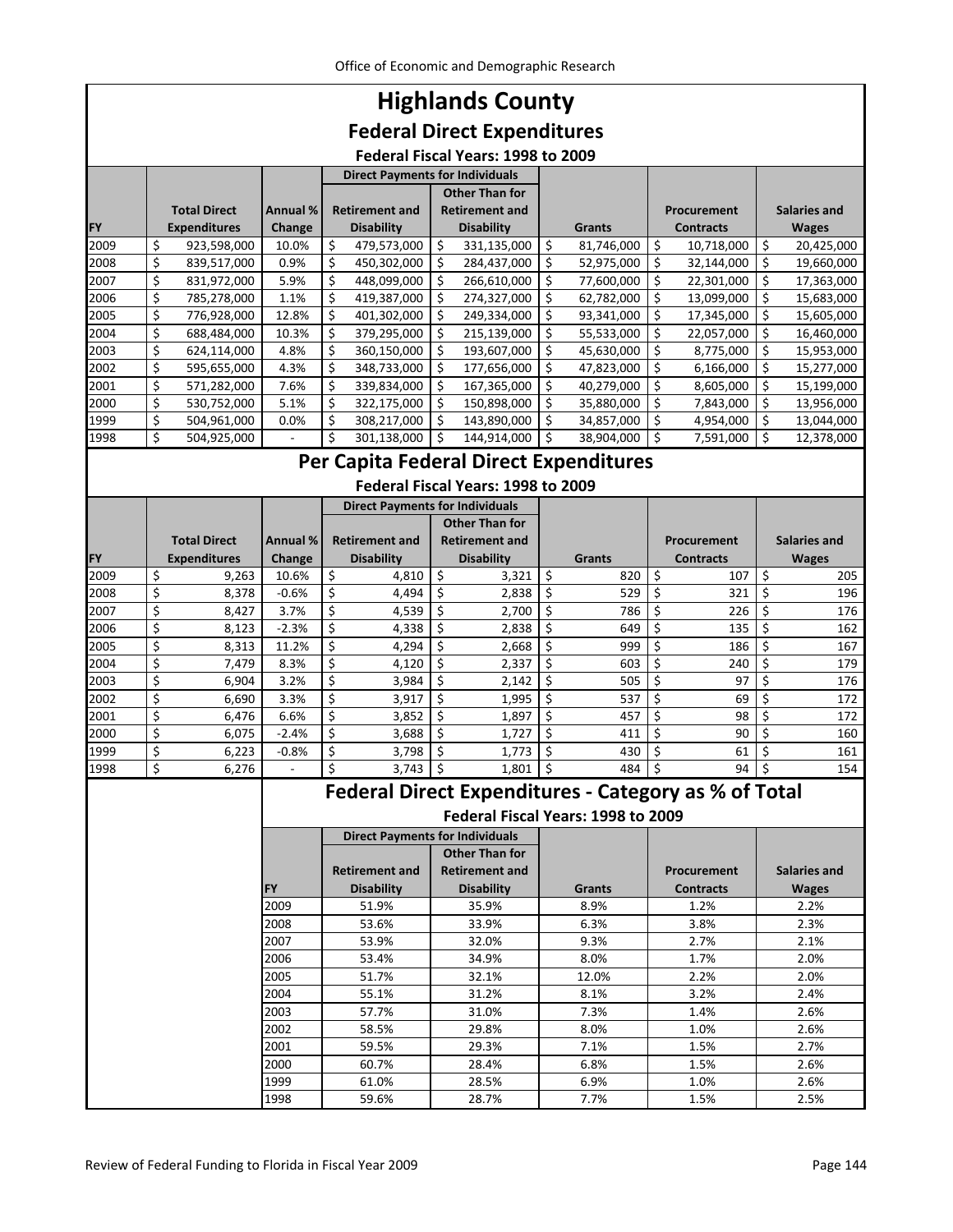# Highlands County

## Federal Direct Expenditures

### Federal Fiscal Years: 1998 to 2009

| | | | Direct Payments for Individuals | | | | |
|---|---|---|---|---|---|---|---|
| FY | Total Direct Expenditures | Annual % Change | Retirement and Disability | Other Than for Retirement and Disability | Grants | Procurement Contracts | Salaries and Wages |
| 2009 | $ 923,598,000 | 10.0% | $ 479,573,000 | $ 331,135,000 | $ 81,746,000 | $ 10,718,000 | $ 20,425,000 |
| 2008 | $ 839,517,000 | 0.9% | $ 450,302,000 | $ 284,437,000 | $ 52,975,000 | $ 32,144,000 | $ 19,660,000 |
| 2007 | $ 831,972,000 | 5.9% | $ 448,099,000 | $ 266,610,000 | $ 77,600,000 | $ 22,301,000 | $ 17,363,000 |
| 2006 | $ 785,278,000 | 1.1% | $ 419,387,000 | $ 274,327,000 | $ 62,782,000 | $ 13,099,000 | $ 15,683,000 |
| 2005 | $ 776,928,000 | 12.8% | $ 401,302,000 | $ 249,334,000 | $ 93,341,000 | $ 17,345,000 | $ 15,605,000 |
| 2004 | $ 688,484,000 | 10.3% | $ 379,295,000 | $ 215,139,000 | $ 55,533,000 | $ 22,057,000 | $ 16,460,000 |
| 2003 | $ 624,114,000 | 4.8% | $ 360,150,000 | $ 193,607,000 | $ 45,630,000 | $ 8,775,000 | $ 15,953,000 |
| 2002 | $ 595,655,000 | 4.3% | $ 348,733,000 | $ 177,656,000 | $ 47,823,000 | $ 6,166,000 | $ 15,277,000 |
| 2001 | $ 571,282,000 | 7.6% | $ 339,834,000 | $ 167,365,000 | $ 40,279,000 | $ 8,605,000 | $ 15,199,000 |
| 2000 | $ 530,752,000 | 5.1% | $ 322,175,000 | $ 150,898,000 | $ 35,880,000 | $ 7,843,000 | $ 13,956,000 |
| 1999 | $ 504,961,000 | 0.0% | $ 308,217,000 | $ 143,890,000 | $ 34,857,000 | $ 4,954,000 | $ 13,044,000 |
| 1998 | $ 504,925,000 | - | $ 301,138,000 | $ 144,914,000 | $ 38,904,000 | $ 7,591,000 | $ 12,378,000 |

## Per Capita Federal Direct Expenditures

### Federal Fiscal Years: 1998 to 2009

| | | | Direct Payments for Individuals | | | | |
|---|---|---|---|---|---|---|---|
| FY | Total Direct Expenditures | Annual % Change | Retirement and Disability | Other Than for Retirement and Disability | Grants | Procurement Contracts | Salaries and Wages |
| 2009 | $ 9,263 | 10.6% | $ 4,810 | $ 3,321 | $ 820 | $ 107 | $ 205 |
| 2008 | $ 8,378 | -0.6% | $ 4,494 | $ 2,838 | $ 529 | $ 321 | $ 196 |
| 2007 | $ 8,427 | 3.7% | $ 4,539 | $ 2,700 | $ 786 | $ 226 | $ 176 |
| 2006 | $ 8,123 | -2.3% | $ 4,338 | $ 2,838 | $ 649 | $ 135 | $ 162 |
| 2005 | $ 8,313 | 11.2% | $ 4,294 | $ 2,668 | $ 999 | $ 186 | $ 167 |
| 2004 | $ 7,479 | 8.3% | $ 4,120 | $ 2,337 | $ 603 | $ 240 | $ 179 |
| 2003 | $ 6,904 | 3.2% | $ 3,984 | $ 2,142 | $ 505 | $ 97 | $ 176 |
| 2002 | $ 6,690 | 3.3% | $ 3,917 | $ 1,995 | $ 537 | $ 69 | $ 172 |
| 2001 | $ 6,476 | 6.6% | $ 3,852 | $ 1,897 | $ 457 | $ 98 | $ 172 |
| 2000 | $ 6,075 | -2.4% | $ 3,688 | $ 1,727 | $ 411 | $ 90 | $ 160 |
| 1999 | $ 6,223 | -0.8% | $ 3,798 | $ 1,773 | $ 430 | $ 61 | $ 161 |
| 1998 | $ 6,276 | - | $ 3,743 | $ 1,801 | $ 484 | $ 94 | $ 154 |

## Federal Direct Expenditures - Category as % of Total

### Federal Fiscal Years: 1998 to 2009

| | Direct Payments for Individuals | | | | |
|---|---|---|---|---|---|
| FY | Retirement and Disability | Other Than for Retirement and Disability | Grants | Procurement Contracts | Salaries and Wages |
| 2009 | 51.9% | 35.9% | 8.9% | 1.2% | 2.2% |
| 2008 | 53.6% | 33.9% | 6.3% | 3.8% | 2.3% |
| 2007 | 53.9% | 32.0% | 9.3% | 2.7% | 2.1% |
| 2006 | 53.4% | 34.9% | 8.0% | 1.7% | 2.0% |
| 2005 | 51.7% | 32.1% | 12.0% | 2.2% | 2.0% |
| 2004 | 55.1% | 31.2% | 8.1% | 3.2% | 2.4% |
| 2003 | 57.7% | 31.0% | 7.3% | 1.4% | 2.6% |
| 2002 | 58.5% | 29.8% | 8.0% | 1.0% | 2.6% |
| 2001 | 59.5% | 29.3% | 7.1% | 1.5% | 2.7% |
| 2000 | 60.7% | 28.4% | 6.8% | 1.5% | 2.6% |
| 1999 | 61.0% | 28.5% | 6.9% | 1.0% | 2.6% |
| 1998 | 59.6% | 28.7% | 7.7% | 1.5% | 2.5% |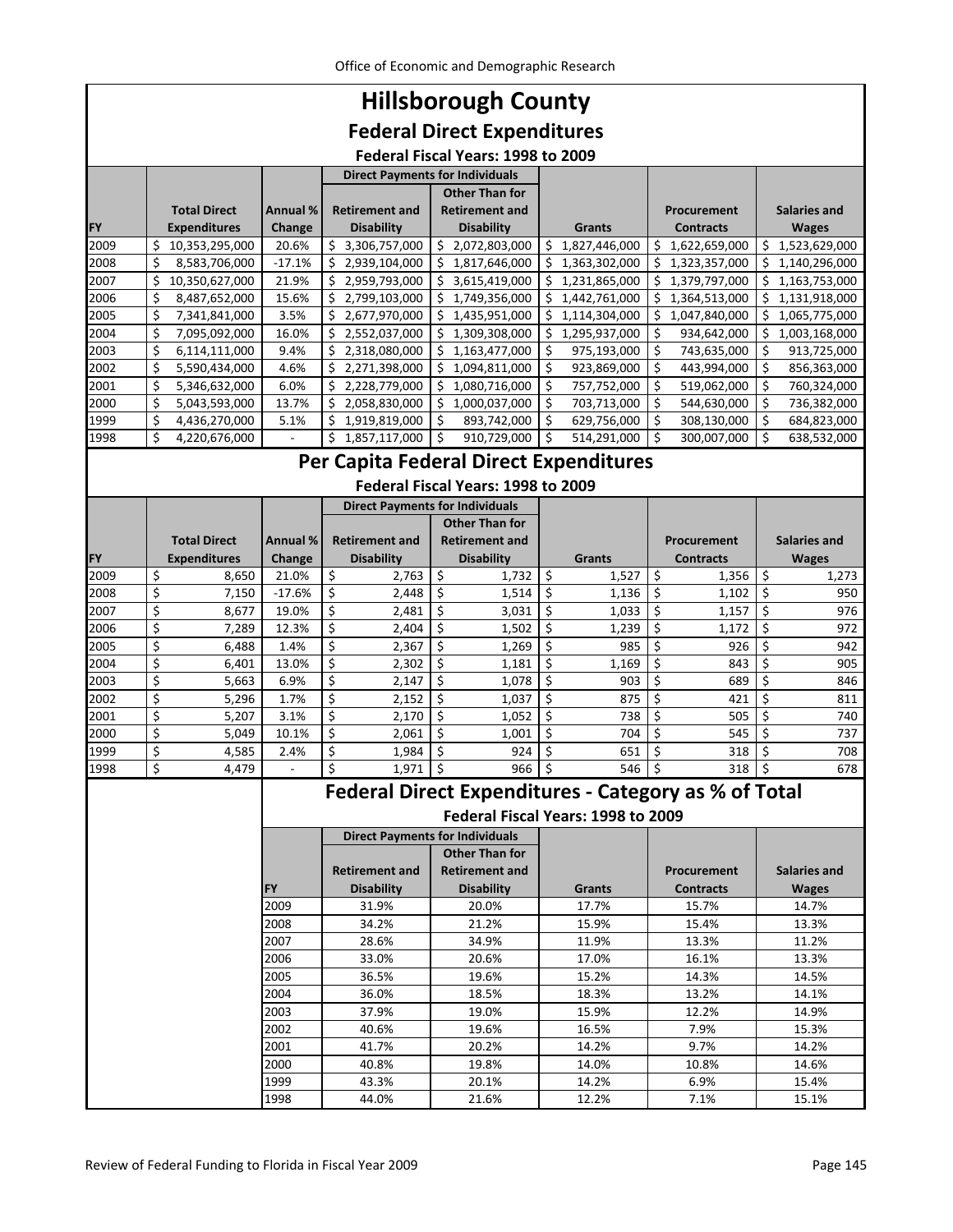# Hillsborough County

## Federal Direct Expenditures

### Federal Fiscal Years: 1998 to 2009

| FY | Total Direct Expenditures | Annual % Change | Direct Payments for Individuals: Retirement and Disability | Direct Payments for Individuals: Other Than for Retirement and Disability | Grants | Procurement Contracts | Salaries and Wages |
|---|---|---|---|---|---|---|---|
| 2009 | $ 10,353,295,000 | 20.6% | $ 3,306,757,000 | $ 2,072,803,000 | $ 1,827,446,000 | $ 1,622,659,000 | $ 1,523,629,000 |
| 2008 | $ 8,583,706,000 | -17.1% | $ 2,939,104,000 | $ 1,817,646,000 | $ 1,363,302,000 | $ 1,323,357,000 | $ 1,140,296,000 |
| 2007 | $ 10,350,627,000 | 21.9% | $ 2,959,793,000 | $ 3,615,419,000 | $ 1,231,865,000 | $ 1,379,797,000 | $ 1,163,753,000 |
| 2006 | $ 8,487,652,000 | 15.6% | $ 2,799,103,000 | $ 1,749,356,000 | $ 1,442,761,000 | $ 1,364,513,000 | $ 1,131,918,000 |
| 2005 | $ 7,341,841,000 | 3.5% | $ 2,677,970,000 | $ 1,435,951,000 | $ 1,114,304,000 | $ 1,047,840,000 | $ 1,065,775,000 |
| 2004 | $ 7,095,092,000 | 16.0% | $ 2,552,037,000 | $ 1,309,308,000 | $ 1,295,937,000 | $ 934,642,000 | $ 1,003,168,000 |
| 2003 | $ 6,114,111,000 | 9.4% | $ 2,318,080,000 | $ 1,163,477,000 | $ 975,193,000 | $ 743,635,000 | $ 913,725,000 |
| 2002 | $ 5,590,434,000 | 4.6% | $ 2,271,398,000 | $ 1,094,811,000 | $ 923,869,000 | $ 443,994,000 | $ 856,363,000 |
| 2001 | $ 5,346,632,000 | 6.0% | $ 2,228,779,000 | $ 1,080,716,000 | $ 757,752,000 | $ 519,062,000 | $ 760,324,000 |
| 2000 | $ 5,043,593,000 | 13.7% | $ 2,058,830,000 | $ 1,000,037,000 | $ 703,713,000 | $ 544,630,000 | $ 736,382,000 |
| 1999 | $ 4,436,270,000 | 5.1% | $ 1,919,819,000 | $ 893,742,000 | $ 629,756,000 | $ 308,130,000 | $ 684,823,000 |
| 1998 | $ 4,220,676,000 | - | $ 1,857,117,000 | $ 910,729,000 | $ 514,291,000 | $ 300,007,000 | $ 638,532,000 |

## Per Capita Federal Direct Expenditures

### Federal Fiscal Years: 1998 to 2009

| FY | Total Direct Expenditures | Annual % Change | Direct Payments for Individuals: Retirement and Disability | Direct Payments for Individuals: Other Than for Retirement and Disability | Grants | Procurement Contracts | Salaries and Wages |
|---|---|---|---|---|---|---|---|
| 2009 | $ 8,650 | 21.0% | $ 2,763 | $ 1,732 | $ 1,527 | $ 1,356 | $ 1,273 |
| 2008 | $ 7,150 | -17.6% | $ 2,448 | $ 1,514 | $ 1,136 | $ 1,102 | $ 950 |
| 2007 | $ 8,677 | 19.0% | $ 2,481 | $ 3,031 | $ 1,033 | $ 1,157 | $ 976 |
| 2006 | $ 7,289 | 12.3% | $ 2,404 | $ 1,502 | $ 1,239 | $ 1,172 | $ 972 |
| 2005 | $ 6,488 | 1.4% | $ 2,367 | $ 1,269 | $ 985 | $ 926 | $ 942 |
| 2004 | $ 6,401 | 13.0% | $ 2,302 | $ 1,181 | $ 1,169 | $ 843 | $ 905 |
| 2003 | $ 5,663 | 6.9% | $ 2,147 | $ 1,078 | $ 903 | $ 689 | $ 846 |
| 2002 | $ 5,296 | 1.7% | $ 2,152 | $ 1,037 | $ 875 | $ 421 | $ 811 |
| 2001 | $ 5,207 | 3.1% | $ 2,170 | $ 1,052 | $ 738 | $ 505 | $ 740 |
| 2000 | $ 5,049 | 10.1% | $ 2,061 | $ 1,001 | $ 704 | $ 545 | $ 737 |
| 1999 | $ 4,585 | 2.4% | $ 1,984 | $ 924 | $ 651 | $ 318 | $ 708 |
| 1998 | $ 4,479 | - | $ 1,971 | $ 966 | $ 546 | $ 318 | $ 678 |

## Federal Direct Expenditures - Category as % of Total

### Federal Fiscal Years: 1998 to 2009

| FY | Direct Payments for Individuals: Retirement and Disability | Direct Payments for Individuals: Other Than for Retirement and Disability | Grants | Procurement Contracts | Salaries and Wages |
|---|---|---|---|---|---|
| 2009 | 31.9% | 20.0% | 17.7% | 15.7% | 14.7% |
| 2008 | 34.2% | 21.2% | 15.9% | 15.4% | 13.3% |
| 2007 | 28.6% | 34.9% | 11.9% | 13.3% | 11.2% |
| 2006 | 33.0% | 20.6% | 17.0% | 16.1% | 13.3% |
| 2005 | 36.5% | 19.6% | 15.2% | 14.3% | 14.5% |
| 2004 | 36.0% | 18.5% | 18.3% | 13.2% | 14.1% |
| 2003 | 37.9% | 19.0% | 15.9% | 12.2% | 14.9% |
| 2002 | 40.6% | 19.6% | 16.5% | 7.9% | 15.3% |
| 2001 | 41.7% | 20.2% | 14.2% | 9.7% | 14.2% |
| 2000 | 40.8% | 19.8% | 14.0% | 10.8% | 14.6% |
| 1999 | 43.3% | 20.1% | 14.2% | 6.9% | 15.4% |
| 1998 | 44.0% | 21.6% | 12.2% | 7.1% | 15.1% |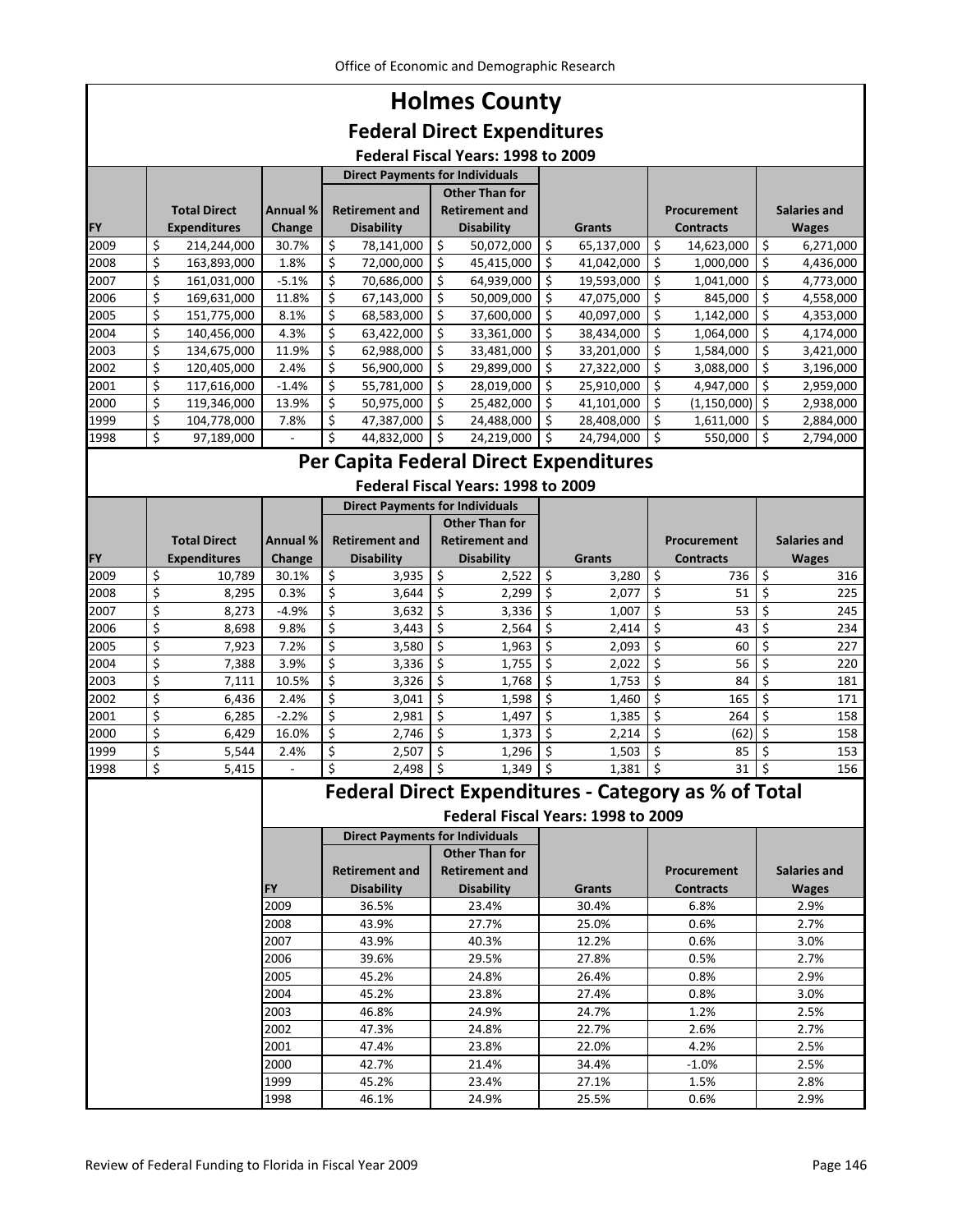# Holmes County

## Federal Direct Expenditures

### Federal Fiscal Years: 1998 to 2009

| FY | Total Direct Expenditures | Annual % Change | Direct Payments for Individuals: Retirement and Disability | Direct Payments for Individuals: Other Than for Retirement and Disability | Grants | Procurement Contracts | Salaries and Wages |
|---|---|---|---|---|---|---|---|
| 2009 | $ 214,244,000 | 30.7% | $ 78,141,000 | $ 50,072,000 | $ 65,137,000 | $ 14,623,000 | $ 6,271,000 |
| 2008 | $ 163,893,000 | 1.8% | $ 72,000,000 | $ 45,415,000 | $ 41,042,000 | $ 1,000,000 | $ 4,436,000 |
| 2007 | $ 161,031,000 | -5.1% | $ 70,686,000 | $ 64,939,000 | $ 19,593,000 | $ 1,041,000 | $ 4,773,000 |
| 2006 | $ 169,631,000 | 11.8% | $ 67,143,000 | $ 50,009,000 | $ 47,075,000 | $ 845,000 | $ 4,558,000 |
| 2005 | $ 151,775,000 | 8.1% | $ 68,583,000 | $ 37,600,000 | $ 40,097,000 | $ 1,142,000 | $ 4,353,000 |
| 2004 | $ 140,456,000 | 4.3% | $ 63,422,000 | $ 33,361,000 | $ 38,434,000 | $ 1,064,000 | $ 4,174,000 |
| 2003 | $ 134,675,000 | 11.9% | $ 62,988,000 | $ 33,481,000 | $ 33,201,000 | $ 1,584,000 | $ 3,421,000 |
| 2002 | $ 120,405,000 | 2.4% | $ 56,900,000 | $ 29,899,000 | $ 27,322,000 | $ 3,088,000 | $ 3,196,000 |
| 2001 | $ 117,616,000 | -1.4% | $ 55,781,000 | $ 28,019,000 | $ 25,910,000 | $ 4,947,000 | $ 2,959,000 |
| 2000 | $ 119,346,000 | 13.9% | $ 50,975,000 | $ 25,482,000 | $ 41,101,000 | $ (1,150,000) | $ 2,938,000 |
| 1999 | $ 104,778,000 | 7.8% | $ 47,387,000 | $ 24,488,000 | $ 28,408,000 | $ 1,611,000 | $ 2,884,000 |
| 1998 | $ 97,189,000 | - | $ 44,832,000 | $ 24,219,000 | $ 24,794,000 | $ 550,000 | $ 2,794,000 |

## Per Capita Federal Direct Expenditures

### Federal Fiscal Years: 1998 to 2009

| FY | Total Direct Expenditures | Annual % Change | Direct Payments for Individuals: Retirement and Disability | Direct Payments for Individuals: Other Than for Retirement and Disability | Grants | Procurement Contracts | Salaries and Wages |
|---|---|---|---|---|---|---|---|
| 2009 | $ 10,789 | 30.1% | $ 3,935 | $ 2,522 | $ 3,280 | $ 736 | $ 316 |
| 2008 | $ 8,295 | 0.3% | $ 3,644 | $ 2,299 | $ 2,077 | $ 51 | $ 225 |
| 2007 | $ 8,273 | -4.9% | $ 3,632 | $ 3,336 | $ 1,007 | $ 53 | $ 245 |
| 2006 | $ 8,698 | 9.8% | $ 3,443 | $ 2,564 | $ 2,414 | $ 43 | $ 234 |
| 2005 | $ 7,923 | 7.2% | $ 3,580 | $ 1,963 | $ 2,093 | $ 60 | $ 227 |
| 2004 | $ 7,388 | 3.9% | $ 3,336 | $ 1,755 | $ 2,022 | $ 56 | $ 220 |
| 2003 | $ 7,111 | 10.5% | $ 3,326 | $ 1,768 | $ 1,753 | $ 84 | $ 181 |
| 2002 | $ 6,436 | 2.4% | $ 3,041 | $ 1,598 | $ 1,460 | $ 165 | $ 171 |
| 2001 | $ 6,285 | -2.2% | $ 2,981 | $ 1,497 | $ 1,385 | $ 264 | $ 158 |
| 2000 | $ 6,429 | 16.0% | $ 2,746 | $ 1,373 | $ 2,214 | $ (62) | $ 158 |
| 1999 | $ 5,544 | 2.4% | $ 2,507 | $ 1,296 | $ 1,503 | $ 85 | $ 153 |
| 1998 | $ 5,415 | - | $ 2,498 | $ 1,349 | $ 1,381 | $ 31 | $ 156 |

## Federal Direct Expenditures - Category as % of Total

### Federal Fiscal Years: 1998 to 2009

| FY | Direct Payments for Individuals: Retirement and Disability | Direct Payments for Individuals: Other Than for Retirement and Disability | Grants | Procurement Contracts | Salaries and Wages |
|---|---|---|---|---|---|
| 2009 | 36.5% | 23.4% | 30.4% | 6.8% | 2.9% |
| 2008 | 43.9% | 27.7% | 25.0% | 0.6% | 2.7% |
| 2007 | 43.9% | 40.3% | 12.2% | 0.6% | 3.0% |
| 2006 | 39.6% | 29.5% | 27.8% | 0.5% | 2.7% |
| 2005 | 45.2% | 24.8% | 26.4% | 0.8% | 2.9% |
| 2004 | 45.2% | 23.8% | 27.4% | 0.8% | 3.0% |
| 2003 | 46.8% | 24.9% | 24.7% | 1.2% | 2.5% |
| 2002 | 47.3% | 24.8% | 22.7% | 2.6% | 2.7% |
| 2001 | 47.4% | 23.8% | 22.0% | 4.2% | 2.5% |
| 2000 | 42.7% | 21.4% | 34.4% | -1.0% | 2.5% |
| 1999 | 45.2% | 23.4% | 27.1% | 1.5% | 2.8% |
| 1998 | 46.1% | 24.9% | 25.5% | 0.6% | 2.9% |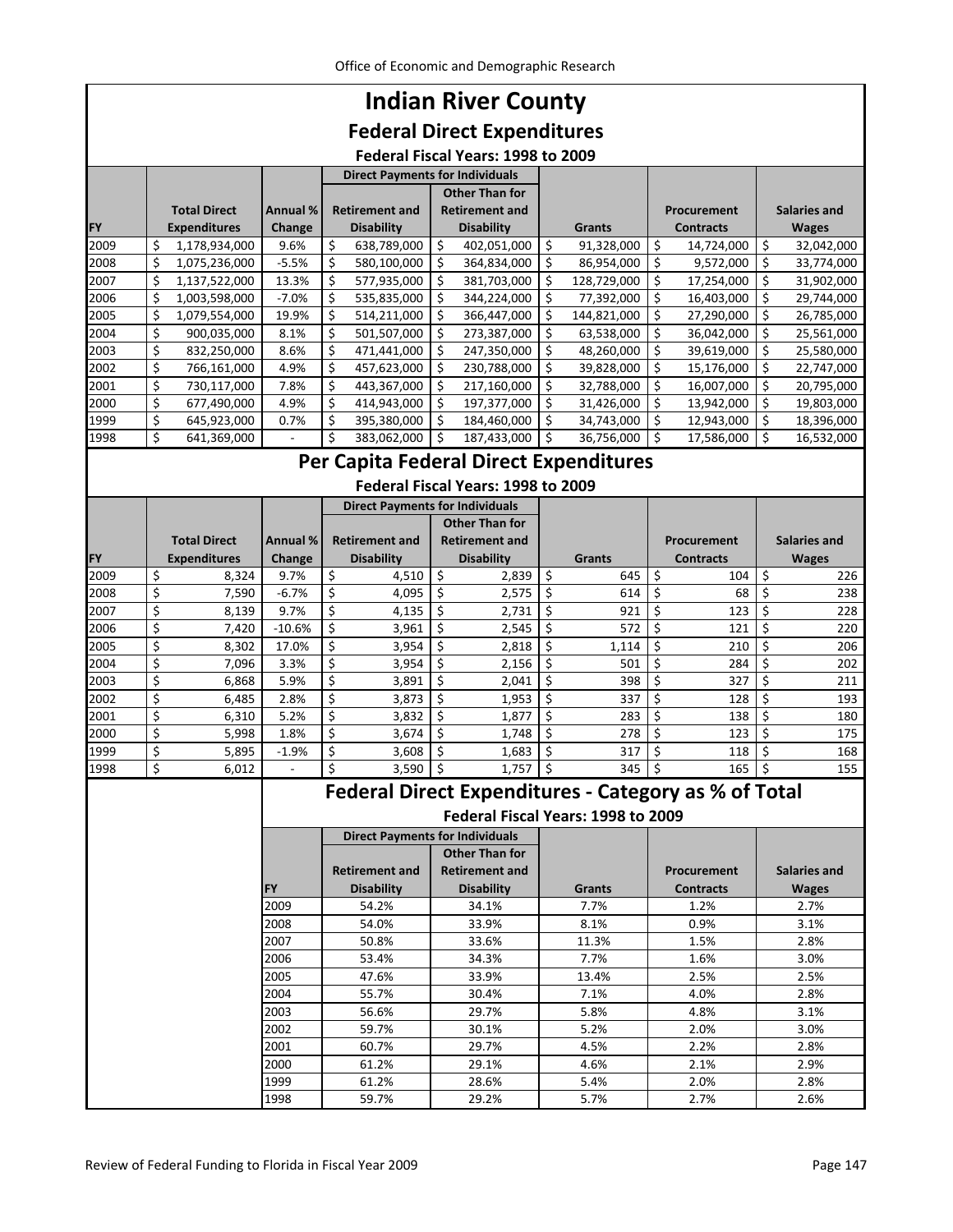# Indian River County

## Federal Direct Expenditures

### Federal Fiscal Years: 1998 to 2009

| | | | Direct Payments for Individuals | | | | |
|---|---|---|---|---|---|---|---|
| FY | Total Direct Expenditures | Annual % Change | Retirement and Disability | Other Than for Retirement and Disability | Grants | Procurement Contracts | Salaries and Wages |
| 2009 | $ 1,178,934,000 | 9.6% | $ 638,789,000 | $ 402,051,000 | $ 91,328,000 | $ 14,724,000 | $ 32,042,000 |
| 2008 | $ 1,075,236,000 | -5.5% | $ 580,100,000 | $ 364,834,000 | $ 86,954,000 | $ 9,572,000 | $ 33,774,000 |
| 2007 | $ 1,137,522,000 | 13.3% | $ 577,935,000 | $ 381,703,000 | $ 128,729,000 | $ 17,254,000 | $ 31,902,000 |
| 2006 | $ 1,003,598,000 | -7.0% | $ 535,835,000 | $ 344,224,000 | $ 77,392,000 | $ 16,403,000 | $ 29,744,000 |
| 2005 | $ 1,079,554,000 | 19.9% | $ 514,211,000 | $ 366,447,000 | $ 144,821,000 | $ 27,290,000 | $ 26,785,000 |
| 2004 | $ 900,035,000 | 8.1% | $ 501,507,000 | $ 273,387,000 | $ 63,538,000 | $ 36,042,000 | $ 25,561,000 |
| 2003 | $ 832,250,000 | 8.6% | $ 471,441,000 | $ 247,350,000 | $ 48,260,000 | $ 39,619,000 | $ 25,580,000 |
| 2002 | $ 766,161,000 | 4.9% | $ 457,623,000 | $ 230,788,000 | $ 39,828,000 | $ 15,176,000 | $ 22,747,000 |
| 2001 | $ 730,117,000 | 7.8% | $ 443,367,000 | $ 217,160,000 | $ 32,788,000 | $ 16,007,000 | $ 20,795,000 |
| 2000 | $ 677,490,000 | 4.9% | $ 414,943,000 | $ 197,377,000 | $ 31,426,000 | $ 13,942,000 | $ 19,803,000 |
| 1999 | $ 645,923,000 | 0.7% | $ 395,380,000 | $ 184,460,000 | $ 34,743,000 | $ 12,943,000 | $ 18,396,000 |
| 1998 | $ 641,369,000 | - | $ 383,062,000 | $ 187,433,000 | $ 36,756,000 | $ 17,586,000 | $ 16,532,000 |

## Per Capita Federal Direct Expenditures

### Federal Fiscal Years: 1998 to 2009

| | | | Direct Payments for Individuals | | | | |
|---|---|---|---|---|---|---|---|
| FY | Total Direct Expenditures | Annual % Change | Retirement and Disability | Other Than for Retirement and Disability | Grants | Procurement Contracts | Salaries and Wages |
| 2009 | $ 8,324 | 9.7% | $ 4,510 | $ 2,839 | $ 645 | $ 104 | $ 226 |
| 2008 | $ 7,590 | -6.7% | $ 4,095 | $ 2,575 | $ 614 | $ 68 | $ 238 |
| 2007 | $ 8,139 | 9.7% | $ 4,135 | $ 2,731 | $ 921 | $ 123 | $ 228 |
| 2006 | $ 7,420 | -10.6% | $ 3,961 | $ 2,545 | $ 572 | $ 121 | $ 220 |
| 2005 | $ 8,302 | 17.0% | $ 3,954 | $ 2,818 | $ 1,114 | $ 210 | $ 206 |
| 2004 | $ 7,096 | 3.3% | $ 3,954 | $ 2,156 | $ 501 | $ 284 | $ 202 |
| 2003 | $ 6,868 | 5.9% | $ 3,891 | $ 2,041 | $ 398 | $ 327 | $ 211 |
| 2002 | $ 6,485 | 2.8% | $ 3,873 | $ 1,953 | $ 337 | $ 128 | $ 193 |
| 2001 | $ 6,310 | 5.2% | $ 3,832 | $ 1,877 | $ 283 | $ 138 | $ 180 |
| 2000 | $ 5,998 | 1.8% | $ 3,674 | $ 1,748 | $ 278 | $ 123 | $ 175 |
| 1999 | $ 5,895 | -1.9% | $ 3,608 | $ 1,683 | $ 317 | $ 118 | $ 168 |
| 1998 | $ 6,012 | - | $ 3,590 | $ 1,757 | $ 345 | $ 165 | $ 155 |

## Federal Direct Expenditures - Category as % of Total

### Federal Fiscal Years: 1998 to 2009

| | Direct Payments for Individuals | | | | |
|---|---|---|---|---|---|
| FY | Retirement and Disability | Other Than for Retirement and Disability | Grants | Procurement Contracts | Salaries and Wages |
| 2009 | 54.2% | 34.1% | 7.7% | 1.2% | 2.7% |
| 2008 | 54.0% | 33.9% | 8.1% | 0.9% | 3.1% |
| 2007 | 50.8% | 33.6% | 11.3% | 1.5% | 2.8% |
| 2006 | 53.4% | 34.3% | 7.7% | 1.6% | 3.0% |
| 2005 | 47.6% | 33.9% | 13.4% | 2.5% | 2.5% |
| 2004 | 55.7% | 30.4% | 7.1% | 4.0% | 2.8% |
| 2003 | 56.6% | 29.7% | 5.8% | 4.8% | 3.1% |
| 2002 | 59.7% | 30.1% | 5.2% | 2.0% | 3.0% |
| 2001 | 60.7% | 29.7% | 4.5% | 2.2% | 2.8% |
| 2000 | 61.2% | 29.1% | 4.6% | 2.1% | 2.9% |
| 1999 | 61.2% | 28.6% | 5.4% | 2.0% | 2.8% |
| 1998 | 59.7% | 29.2% | 5.7% | 2.7% | 2.6% |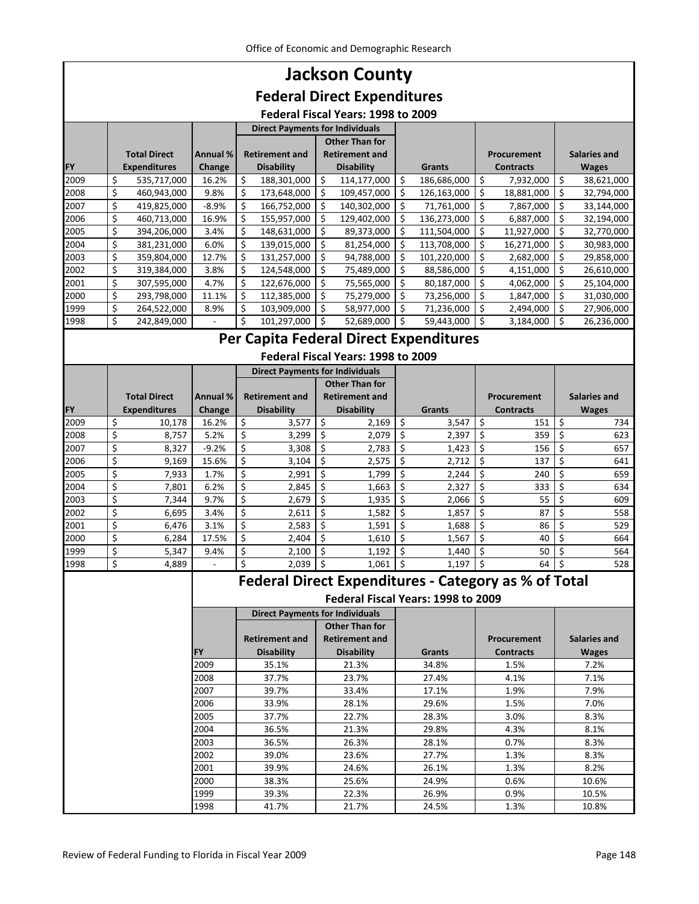# Jackson County

## Federal Direct Expenditures

### Federal Fiscal Years: 1998 to 2009

| FY | Total Direct Expenditures | Annual % Change | Direct Payments for Individuals: Retirement and Disability | Direct Payments for Individuals: Other Than for Retirement and Disability | Grants | Procurement Contracts | Salaries and Wages |
|---|---|---|---|---|---|---|---|
| 2009 | $ 535,717,000 | 16.2% | $ 188,301,000 | $ 114,177,000 | $ 186,686,000 | $ 7,932,000 | $ 38,621,000 |
| 2008 | $ 460,943,000 | 9.8% | $ 173,648,000 | $ 109,457,000 | $ 126,163,000 | $ 18,881,000 | $ 32,794,000 |
| 2007 | $ 419,825,000 | -8.9% | $ 166,752,000 | $ 140,302,000 | $ 71,761,000 | $ 7,867,000 | $ 33,144,000 |
| 2006 | $ 460,713,000 | 16.9% | $ 155,957,000 | $ 129,402,000 | $ 136,273,000 | $ 6,887,000 | $ 32,194,000 |
| 2005 | $ 394,206,000 | 3.4% | $ 148,631,000 | $ 89,373,000 | $ 111,504,000 | $ 11,927,000 | $ 32,770,000 |
| 2004 | $ 381,231,000 | 6.0% | $ 139,015,000 | $ 81,254,000 | $ 113,708,000 | $ 16,271,000 | $ 30,983,000 |
| 2003 | $ 359,804,000 | 12.7% | $ 131,257,000 | $ 94,788,000 | $ 101,220,000 | $ 2,682,000 | $ 29,858,000 |
| 2002 | $ 319,384,000 | 3.8% | $ 124,548,000 | $ 75,489,000 | $ 88,586,000 | $ 4,151,000 | $ 26,610,000 |
| 2001 | $ 307,595,000 | 4.7% | $ 122,676,000 | $ 75,565,000 | $ 80,187,000 | $ 4,062,000 | $ 25,104,000 |
| 2000 | $ 293,798,000 | 11.1% | $ 112,385,000 | $ 75,279,000 | $ 73,256,000 | $ 1,847,000 | $ 31,030,000 |
| 1999 | $ 264,522,000 | 8.9% | $ 103,909,000 | $ 58,977,000 | $ 71,236,000 | $ 2,494,000 | $ 27,906,000 |
| 1998 | $ 242,849,000 | - | $ 101,297,000 | $ 52,689,000 | $ 59,443,000 | $ 3,184,000 | $ 26,236,000 |

## Per Capita Federal Direct Expenditures

### Federal Fiscal Years: 1998 to 2009

| FY | Total Direct Expenditures | Annual % Change | Direct Payments for Individuals: Retirement and Disability | Direct Payments for Individuals: Other Than for Retirement and Disability | Grants | Procurement Contracts | Salaries and Wages |
|---|---|---|---|---|---|---|---|
| 2009 | $ 10,178 | 16.2% | $ 3,577 | $ 2,169 | $ 3,547 | $ 151 | $ 734 |
| 2008 | $ 8,757 | 5.2% | $ 3,299 | $ 2,079 | $ 2,397 | $ 359 | $ 623 |
| 2007 | $ 8,327 | -9.2% | $ 3,308 | $ 2,783 | $ 1,423 | $ 156 | $ 657 |
| 2006 | $ 9,169 | 15.6% | $ 3,104 | $ 2,575 | $ 2,712 | $ 137 | $ 641 |
| 2005 | $ 7,933 | 1.7% | $ 2,991 | $ 1,799 | $ 2,244 | $ 240 | $ 659 |
| 2004 | $ 7,801 | 6.2% | $ 2,845 | $ 1,663 | $ 2,327 | $ 333 | $ 634 |
| 2003 | $ 7,344 | 9.7% | $ 2,679 | $ 1,935 | $ 2,066 | $ 55 | $ 609 |
| 2002 | $ 6,695 | 3.4% | $ 2,611 | $ 1,582 | $ 1,857 | $ 87 | $ 558 |
| 2001 | $ 6,476 | 3.1% | $ 2,583 | $ 1,591 | $ 1,688 | $ 86 | $ 529 |
| 2000 | $ 6,284 | 17.5% | $ 2,404 | $ 1,610 | $ 1,567 | $ 40 | $ 664 |
| 1999 | $ 5,347 | 9.4% | $ 2,100 | $ 1,192 | $ 1,440 | $ 50 | $ 564 |
| 1998 | $ 4,889 | - | $ 2,039 | $ 1,061 | $ 1,197 | $ 64 | $ 528 |

## Federal Direct Expenditures - Category as % of Total

### Federal Fiscal Years: 1998 to 2009

| FY | Direct Payments for Individuals: Retirement and Disability | Direct Payments for Individuals: Other Than for Retirement and Disability | Grants | Procurement Contracts | Salaries and Wages |
|---|---|---|---|---|---|
| 2009 | 35.1% | 21.3% | 34.8% | 1.5% | 7.2% |
| 2008 | 37.7% | 23.7% | 27.4% | 4.1% | 7.1% |
| 2007 | 39.7% | 33.4% | 17.1% | 1.9% | 7.9% |
| 2006 | 33.9% | 28.1% | 29.6% | 1.5% | 7.0% |
| 2005 | 37.7% | 22.7% | 28.3% | 3.0% | 8.3% |
| 2004 | 36.5% | 21.3% | 29.8% | 4.3% | 8.1% |
| 2003 | 36.5% | 26.3% | 28.1% | 0.7% | 8.3% |
| 2002 | 39.0% | 23.6% | 27.7% | 1.3% | 8.3% |
| 2001 | 39.9% | 24.6% | 26.1% | 1.3% | 8.2% |
| 2000 | 38.3% | 25.6% | 24.9% | 0.6% | 10.6% |
| 1999 | 39.3% | 22.3% | 26.9% | 0.9% | 10.5% |
| 1998 | 41.7% | 21.7% | 24.5% | 1.3% | 10.8% |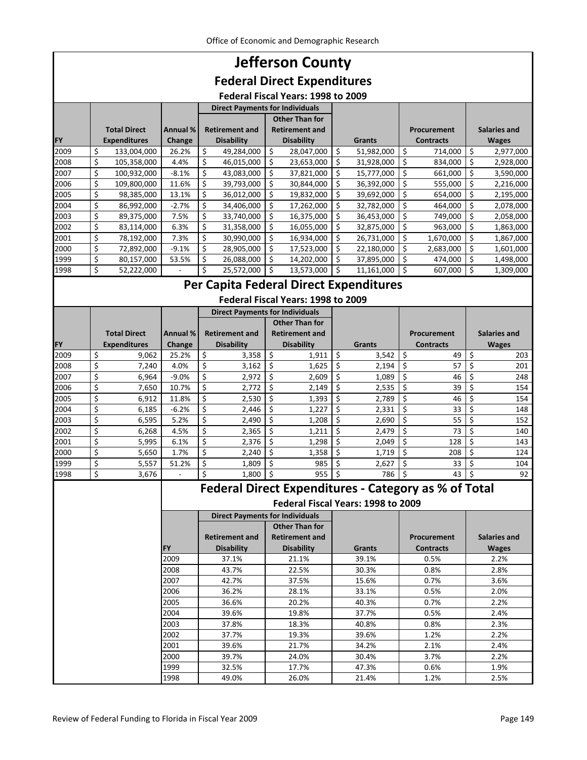# Jefferson County

## Federal Direct Expenditures

### Federal Fiscal Years: 1998 to 2009

| | | | Direct Payments for Individuals | | | | |
|---|---|---|---|---|---|---|---|
| FY | Total Direct Expenditures | Annual % Change | Retirement and Disability | Other Than for Retirement and Disability | Grants | Procurement Contracts | Salaries and Wages |
| 2009 | $ 133,004,000 | 26.2% | $ 49,284,000 | $ 28,047,000 | $ 51,982,000 | $ 714,000 | $ 2,977,000 |
| 2008 | $ 105,358,000 | 4.4% | $ 46,015,000 | $ 23,653,000 | $ 31,928,000 | $ 834,000 | $ 2,928,000 |
| 2007 | $ 100,932,000 | -8.1% | $ 43,083,000 | $ 37,821,000 | $ 15,777,000 | $ 661,000 | $ 3,590,000 |
| 2006 | $ 109,800,000 | 11.6% | $ 39,793,000 | $ 30,844,000 | $ 36,392,000 | $ 555,000 | $ 2,216,000 |
| 2005 | $ 98,385,000 | 13.1% | $ 36,012,000 | $ 19,832,000 | $ 39,692,000 | $ 654,000 | $ 2,195,000 |
| 2004 | $ 86,992,000 | -2.7% | $ 34,406,000 | $ 17,262,000 | $ 32,782,000 | $ 464,000 | $ 2,078,000 |
| 2003 | $ 89,375,000 | 7.5% | $ 33,740,000 | $ 16,375,000 | $ 36,453,000 | $ 749,000 | $ 2,058,000 |
| 2002 | $ 83,114,000 | 6.3% | $ 31,358,000 | $ 16,055,000 | $ 32,875,000 | $ 963,000 | $ 1,863,000 |
| 2001 | $ 78,192,000 | 7.3% | $ 30,990,000 | $ 16,934,000 | $ 26,731,000 | $ 1,670,000 | $ 1,867,000 |
| 2000 | $ 72,892,000 | -9.1% | $ 28,905,000 | $ 17,523,000 | $ 22,180,000 | $ 2,683,000 | $ 1,601,000 |
| 1999 | $ 80,157,000 | 53.5% | $ 26,088,000 | $ 14,202,000 | $ 37,895,000 | $ 474,000 | $ 1,498,000 |
| 1998 | $ 52,222,000 | - | $ 25,572,000 | $ 13,573,000 | $ 11,161,000 | $ 607,000 | $ 1,309,000 |

## Per Capita Federal Direct Expenditures

### Federal Fiscal Years: 1998 to 2009

| | | | Direct Payments for Individuals | | | | |
|---|---|---|---|---|---|---|---|
| FY | Total Direct Expenditures | Annual % Change | Retirement and Disability | Other Than for Retirement and Disability | Grants | Procurement Contracts | Salaries and Wages |
| 2009 | $ 9,062 | 25.2% | $ 3,358 | $ 1,911 | $ 3,542 | $ 49 | $ 203 |
| 2008 | $ 7,240 | 4.0% | $ 3,162 | $ 1,625 | $ 2,194 | $ 57 | $ 201 |
| 2007 | $ 6,964 | -9.0% | $ 2,972 | $ 2,609 | $ 1,089 | $ 46 | $ 248 |
| 2006 | $ 7,650 | 10.7% | $ 2,772 | $ 2,149 | $ 2,535 | $ 39 | $ 154 |
| 2005 | $ 6,912 | 11.8% | $ 2,530 | $ 1,393 | $ 2,789 | $ 46 | $ 154 |
| 2004 | $ 6,185 | -6.2% | $ 2,446 | $ 1,227 | $ 2,331 | $ 33 | $ 148 |
| 2003 | $ 6,595 | 5.2% | $ 2,490 | $ 1,208 | $ 2,690 | $ 55 | $ 152 |
| 2002 | $ 6,268 | 4.5% | $ 2,365 | $ 1,211 | $ 2,479 | $ 73 | $ 140 |
| 2001 | $ 5,995 | 6.1% | $ 2,376 | $ 1,298 | $ 2,049 | $ 128 | $ 143 |
| 2000 | $ 5,650 | 1.7% | $ 2,240 | $ 1,358 | $ 1,719 | $ 208 | $ 124 |
| 1999 | $ 5,557 | 51.2% | $ 1,809 | $ 985 | $ 2,627 | $ 33 | $ 104 |
| 1998 | $ 3,676 | - | $ 1,800 | $ 955 | $ 786 | $ 43 | $ 92 |

## Federal Direct Expenditures - Category as % of Total

### Federal Fiscal Years: 1998 to 2009

| | Direct Payments for Individuals | | | | |
|---|---|---|---|---|---|
| FY | Retirement and Disability | Other Than for Retirement and Disability | Grants | Procurement Contracts | Salaries and Wages |
| 2009 | 37.1% | 21.1% | 39.1% | 0.5% | 2.2% |
| 2008 | 43.7% | 22.5% | 30.3% | 0.8% | 2.8% |
| 2007 | 42.7% | 37.5% | 15.6% | 0.7% | 3.6% |
| 2006 | 36.2% | 28.1% | 33.1% | 0.5% | 2.0% |
| 2005 | 36.6% | 20.2% | 40.3% | 0.7% | 2.2% |
| 2004 | 39.6% | 19.8% | 37.7% | 0.5% | 2.4% |
| 2003 | 37.8% | 18.3% | 40.8% | 0.8% | 2.3% |
| 2002 | 37.7% | 19.3% | 39.6% | 1.2% | 2.2% |
| 2001 | 39.6% | 21.7% | 34.2% | 2.1% | 2.4% |
| 2000 | 39.7% | 24.0% | 30.4% | 3.7% | 2.2% |
| 1999 | 32.5% | 17.7% | 47.3% | 0.6% | 1.9% |
| 1998 | 49.0% | 26.0% | 21.4% | 1.2% | 2.5% |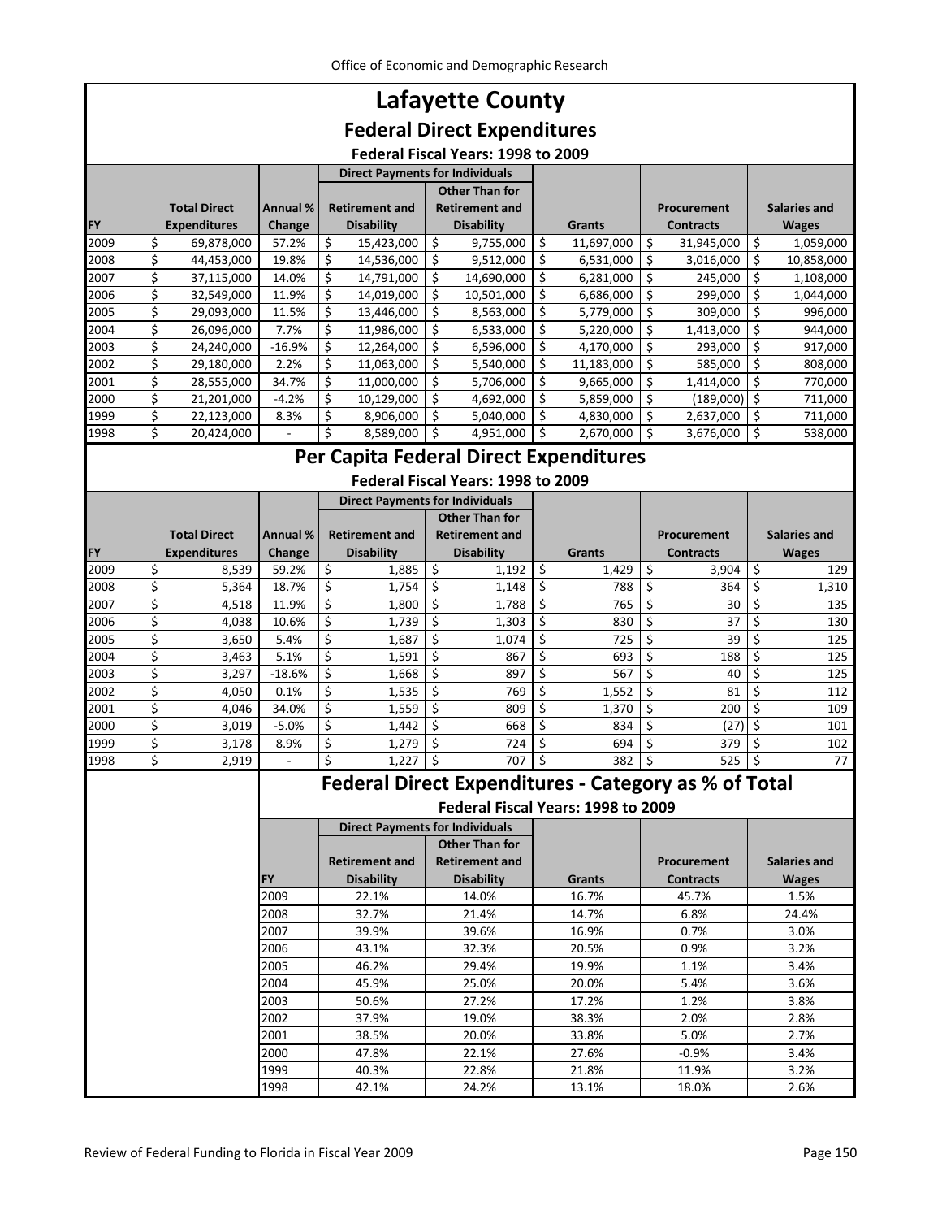# Lafayette County

## Federal Direct Expenditures

### Federal Fiscal Years: 1998 to 2009

| FY | Total Direct Expenditures | Annual % Change | Direct Payments for Individuals: Retirement and Disability | Direct Payments for Individuals: Other Than for Retirement and Disability | Grants | Procurement Contracts | Salaries and Wages |
|---|---|---|---|---|---|---|---|
| 2009 | $ 69,878,000 | 57.2% | $ 15,423,000 | $ 9,755,000 | $ 11,697,000 | $ 31,945,000 | $ 1,059,000 |
| 2008 | $ 44,453,000 | 19.8% | $ 14,536,000 | $ 9,512,000 | $ 6,531,000 | $ 3,016,000 | $ 10,858,000 |
| 2007 | $ 37,115,000 | 14.0% | $ 14,791,000 | $ 14,690,000 | $ 6,281,000 | $ 245,000 | $ 1,108,000 |
| 2006 | $ 32,549,000 | 11.9% | $ 14,019,000 | $ 10,501,000 | $ 6,686,000 | $ 299,000 | $ 1,044,000 |
| 2005 | $ 29,093,000 | 11.5% | $ 13,446,000 | $ 8,563,000 | $ 5,779,000 | $ 309,000 | $ 996,000 |
| 2004 | $ 26,096,000 | 7.7% | $ 11,986,000 | $ 6,533,000 | $ 5,220,000 | $ 1,413,000 | $ 944,000 |
| 2003 | $ 24,240,000 | -16.9% | $ 12,264,000 | $ 6,596,000 | $ 4,170,000 | $ 293,000 | $ 917,000 |
| 2002 | $ 29,180,000 | 2.2% | $ 11,063,000 | $ 5,540,000 | $ 11,183,000 | $ 585,000 | $ 808,000 |
| 2001 | $ 28,555,000 | 34.7% | $ 11,000,000 | $ 5,706,000 | $ 9,665,000 | $ 1,414,000 | $ 770,000 |
| 2000 | $ 21,201,000 | -4.2% | $ 10,129,000 | $ 4,692,000 | $ 5,859,000 | $ (189,000) | $ 711,000 |
| 1999 | $ 22,123,000 | 8.3% | $ 8,906,000 | $ 5,040,000 | $ 4,830,000 | $ 2,637,000 | $ 711,000 |
| 1998 | $ 20,424,000 | - | $ 8,589,000 | $ 4,951,000 | $ 2,670,000 | $ 3,676,000 | $ 538,000 |

## Per Capita Federal Direct Expenditures

### Federal Fiscal Years: 1998 to 2009

| FY | Total Direct Expenditures | Annual % Change | Direct Payments for Individuals: Retirement and Disability | Direct Payments for Individuals: Other Than for Retirement and Disability | Grants | Procurement Contracts | Salaries and Wages |
|---|---|---|---|---|---|---|---|
| 2009 | $ 8,539 | 59.2% | $ 1,885 | $ 1,192 | $ 1,429 | $ 3,904 | $ 129 |
| 2008 | $ 5,364 | 18.7% | $ 1,754 | $ 1,148 | $ 788 | $ 364 | $ 1,310 |
| 2007 | $ 4,518 | 11.9% | $ 1,800 | $ 1,788 | $ 765 | $ 30 | $ 135 |
| 2006 | $ 4,038 | 10.6% | $ 1,739 | $ 1,303 | $ 830 | $ 37 | $ 130 |
| 2005 | $ 3,650 | 5.4% | $ 1,687 | $ 1,074 | $ 725 | $ 39 | $ 125 |
| 2004 | $ 3,463 | 5.1% | $ 1,591 | $ 867 | $ 693 | $ 188 | $ 125 |
| 2003 | $ 3,297 | -18.6% | $ 1,668 | $ 897 | $ 567 | $ 40 | $ 125 |
| 2002 | $ 4,050 | 0.1% | $ 1,535 | $ 769 | $ 1,552 | $ 81 | $ 112 |
| 2001 | $ 4,046 | 34.0% | $ 1,559 | $ 809 | $ 1,370 | $ 200 | $ 109 |
| 2000 | $ 3,019 | -5.0% | $ 1,442 | $ 668 | $ 834 | $ (27) | $ 101 |
| 1999 | $ 3,178 | 8.9% | $ 1,279 | $ 724 | $ 694 | $ 379 | $ 102 |
| 1998 | $ 2,919 | - | $ 1,227 | $ 707 | $ 382 | $ 525 | $ 77 |

## Federal Direct Expenditures - Category as % of Total

### Federal Fiscal Years: 1998 to 2009

| FY | Direct Payments for Individuals: Retirement and Disability | Direct Payments for Individuals: Other Than for Retirement and Disability | Grants | Procurement Contracts | Salaries and Wages |
|---|---|---|---|---|---|
| 2009 | 22.1% | 14.0% | 16.7% | 45.7% | 1.5% |
| 2008 | 32.7% | 21.4% | 14.7% | 6.8% | 24.4% |
| 2007 | 39.9% | 39.6% | 16.9% | 0.7% | 3.0% |
| 2006 | 43.1% | 32.3% | 20.5% | 0.9% | 3.2% |
| 2005 | 46.2% | 29.4% | 19.9% | 1.1% | 3.4% |
| 2004 | 45.9% | 25.0% | 20.0% | 5.4% | 3.6% |
| 2003 | 50.6% | 27.2% | 17.2% | 1.2% | 3.8% |
| 2002 | 37.9% | 19.0% | 38.3% | 2.0% | 2.8% |
| 2001 | 38.5% | 20.0% | 33.8% | 5.0% | 2.7% |
| 2000 | 47.8% | 22.1% | 27.6% | -0.9% | 3.4% |
| 1999 | 40.3% | 22.8% | 21.8% | 11.9% | 3.2% |
| 1998 | 42.1% | 24.2% | 13.1% | 18.0% | 2.6% |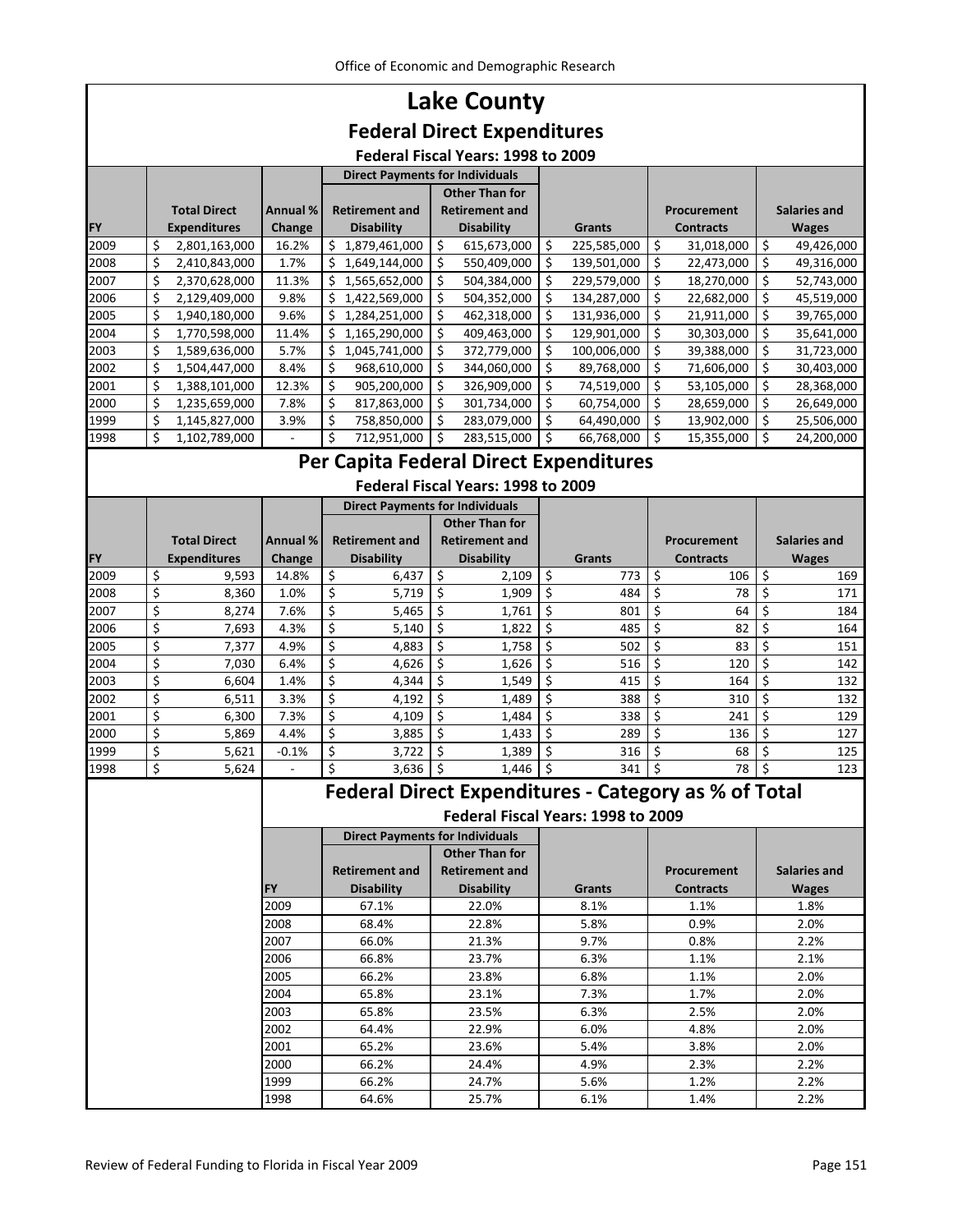# Lake County

## Federal Direct Expenditures

### Federal Fiscal Years: 1998 to 2009

| | | | Direct Payments for Individuals | | | | |
|---|---|---|---|---|---|---|---|
| FY | Total Direct Expenditures | Annual % Change | Retirement and Disability | Other Than for Retirement and Disability | Grants | Procurement Contracts | Salaries and Wages |
| 2009 | $ 2,801,163,000 | 16.2% | $ 1,879,461,000 | $ 615,673,000 | $ 225,585,000 | $ 31,018,000 | $ 49,426,000 |
| 2008 | $ 2,410,843,000 | 1.7% | $ 1,649,144,000 | $ 550,409,000 | $ 139,501,000 | $ 22,473,000 | $ 49,316,000 |
| 2007 | $ 2,370,628,000 | 11.3% | $ 1,565,652,000 | $ 504,384,000 | $ 229,579,000 | $ 18,270,000 | $ 52,743,000 |
| 2006 | $ 2,129,409,000 | 9.8% | $ 1,422,569,000 | $ 504,352,000 | $ 134,287,000 | $ 22,682,000 | $ 45,519,000 |
| 2005 | $ 1,940,180,000 | 9.6% | $ 1,284,251,000 | $ 462,318,000 | $ 131,936,000 | $ 21,911,000 | $ 39,765,000 |
| 2004 | $ 1,770,598,000 | 11.4% | $ 1,165,290,000 | $ 409,463,000 | $ 129,901,000 | $ 30,303,000 | $ 35,641,000 |
| 2003 | $ 1,589,636,000 | 5.7% | $ 1,045,741,000 | $ 372,779,000 | $ 100,006,000 | $ 39,388,000 | $ 31,723,000 |
| 2002 | $ 1,504,447,000 | 8.4% | $ 968,610,000 | $ 344,060,000 | $ 89,768,000 | $ 71,606,000 | $ 30,403,000 |
| 2001 | $ 1,388,101,000 | 12.3% | $ 905,200,000 | $ 326,909,000 | $ 74,519,000 | $ 53,105,000 | $ 28,368,000 |
| 2000 | $ 1,235,659,000 | 7.8% | $ 817,863,000 | $ 301,734,000 | $ 60,754,000 | $ 28,659,000 | $ 26,649,000 |
| 1999 | $ 1,145,827,000 | 3.9% | $ 758,850,000 | $ 283,079,000 | $ 64,490,000 | $ 13,902,000 | $ 25,506,000 |
| 1998 | $ 1,102,789,000 | - | $ 712,951,000 | $ 283,515,000 | $ 66,768,000 | $ 15,355,000 | $ 24,200,000 |

## Per Capita Federal Direct Expenditures

### Federal Fiscal Years: 1998 to 2009

| | | | Direct Payments for Individuals | | | | |
|---|---|---|---|---|---|---|---|
| FY | Total Direct Expenditures | Annual % Change | Retirement and Disability | Other Than for Retirement and Disability | Grants | Procurement Contracts | Salaries and Wages |
| 2009 | $ 9,593 | 14.8% | $ 6,437 | $ 2,109 | $ 773 | $ 106 | $ 169 |
| 2008 | $ 8,360 | 1.0% | $ 5,719 | $ 1,909 | $ 484 | $ 78 | $ 171 |
| 2007 | $ 8,274 | 7.6% | $ 5,465 | $ 1,761 | $ 801 | $ 64 | $ 184 |
| 2006 | $ 7,693 | 4.3% | $ 5,140 | $ 1,822 | $ 485 | $ 82 | $ 164 |
| 2005 | $ 7,377 | 4.9% | $ 4,883 | $ 1,758 | $ 502 | $ 83 | $ 151 |
| 2004 | $ 7,030 | 6.4% | $ 4,626 | $ 1,626 | $ 516 | $ 120 | $ 142 |
| 2003 | $ 6,604 | 1.4% | $ 4,344 | $ 1,549 | $ 415 | $ 164 | $ 132 |
| 2002 | $ 6,511 | 3.3% | $ 4,192 | $ 1,489 | $ 388 | $ 310 | $ 132 |
| 2001 | $ 6,300 | 7.3% | $ 4,109 | $ 1,484 | $ 338 | $ 241 | $ 129 |
| 2000 | $ 5,869 | 4.4% | $ 3,885 | $ 1,433 | $ 289 | $ 136 | $ 127 |
| 1999 | $ 5,621 | -0.1% | $ 3,722 | $ 1,389 | $ 316 | $ 68 | $ 125 |
| 1998 | $ 5,624 | - | $ 3,636 | $ 1,446 | $ 341 | $ 78 | $ 123 |

## Federal Direct Expenditures - Category as % of Total

### Federal Fiscal Years: 1998 to 2009

| | Direct Payments for Individuals | | | | |
|---|---|---|---|---|---|
| FY | Retirement and Disability | Other Than for Retirement and Disability | Grants | Procurement Contracts | Salaries and Wages |
| 2009 | 67.1% | 22.0% | 8.1% | 1.1% | 1.8% |
| 2008 | 68.4% | 22.8% | 5.8% | 0.9% | 2.0% |
| 2007 | 66.0% | 21.3% | 9.7% | 0.8% | 2.2% |
| 2006 | 66.8% | 23.7% | 6.3% | 1.1% | 2.1% |
| 2005 | 66.2% | 23.8% | 6.8% | 1.1% | 2.0% |
| 2004 | 65.8% | 23.1% | 7.3% | 1.7% | 2.0% |
| 2003 | 65.8% | 23.5% | 6.3% | 2.5% | 2.0% |
| 2002 | 64.4% | 22.9% | 6.0% | 4.8% | 2.0% |
| 2001 | 65.2% | 23.6% | 5.4% | 3.8% | 2.0% |
| 2000 | 66.2% | 24.4% | 4.9% | 2.3% | 2.2% |
| 1999 | 66.2% | 24.7% | 5.6% | 1.2% | 2.2% |
| 1998 | 64.6% | 25.7% | 6.1% | 1.4% | 2.2% |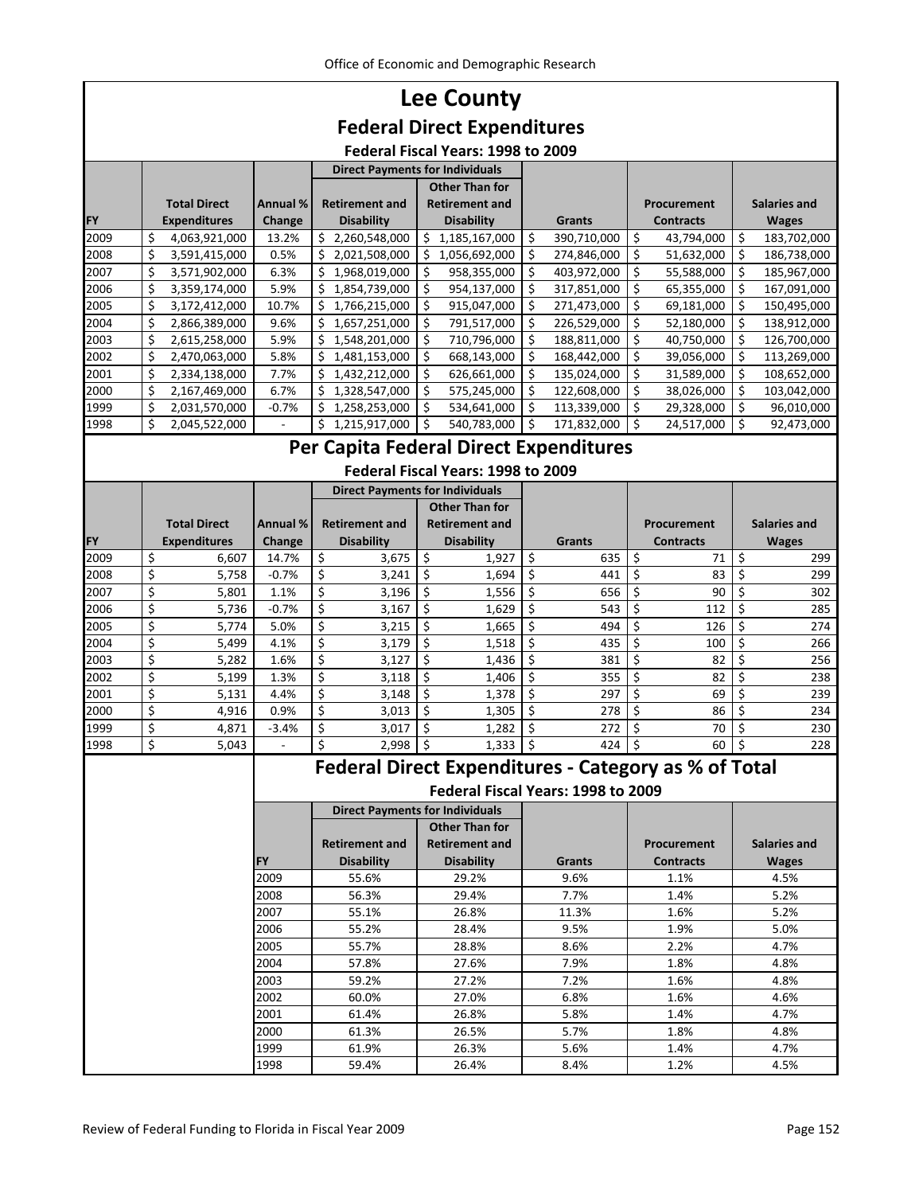# Lee County

## Federal Direct Expenditures

### Federal Fiscal Years: 1998 to 2009

| FY | Total Direct Expenditures | Annual % Change | Direct Payments for Individuals: Retirement and Disability | Direct Payments for Individuals: Other Than for Retirement and Disability | Grants | Procurement Contracts | Salaries and Wages |
|---|---|---|---|---|---|---|---|
| 2009 | $ 4,063,921,000 | 13.2% | $ 2,260,548,000 | $ 1,185,167,000 | $ 390,710,000 | $ 43,794,000 | $ 183,702,000 |
| 2008 | $ 3,591,415,000 | 0.5% | $ 2,021,508,000 | $ 1,056,692,000 | $ 274,846,000 | $ 51,632,000 | $ 186,738,000 |
| 2007 | $ 3,571,902,000 | 6.3% | $ 1,968,019,000 | $ 958,355,000 | $ 403,972,000 | $ 55,588,000 | $ 185,967,000 |
| 2006 | $ 3,359,174,000 | 5.9% | $ 1,854,739,000 | $ 954,137,000 | $ 317,851,000 | $ 65,355,000 | $ 167,091,000 |
| 2005 | $ 3,172,412,000 | 10.7% | $ 1,766,215,000 | $ 915,047,000 | $ 271,473,000 | $ 69,181,000 | $ 150,495,000 |
| 2004 | $ 2,866,389,000 | 9.6% | $ 1,657,251,000 | $ 791,517,000 | $ 226,529,000 | $ 52,180,000 | $ 138,912,000 |
| 2003 | $ 2,615,258,000 | 5.9% | $ 1,548,201,000 | $ 710,796,000 | $ 188,811,000 | $ 40,750,000 | $ 126,700,000 |
| 2002 | $ 2,470,063,000 | 5.8% | $ 1,481,153,000 | $ 668,143,000 | $ 168,442,000 | $ 39,056,000 | $ 113,269,000 |
| 2001 | $ 2,334,138,000 | 7.7% | $ 1,432,212,000 | $ 626,661,000 | $ 135,024,000 | $ 31,589,000 | $ 108,652,000 |
| 2000 | $ 2,167,469,000 | 6.7% | $ 1,328,547,000 | $ 575,245,000 | $ 122,608,000 | $ 38,026,000 | $ 103,042,000 |
| 1999 | $ 2,031,570,000 | -0.7% | $ 1,258,253,000 | $ 534,641,000 | $ 113,339,000 | $ 29,328,000 | $ 96,010,000 |
| 1998 | $ 2,045,522,000 | - | $ 1,215,917,000 | $ 540,783,000 | $ 171,832,000 | $ 24,517,000 | $ 92,473,000 |

## Per Capita Federal Direct Expenditures

### Federal Fiscal Years: 1998 to 2009

| FY | Total Direct Expenditures | Annual % Change | Direct Payments for Individuals: Retirement and Disability | Direct Payments for Individuals: Other Than for Retirement and Disability | Grants | Procurement Contracts | Salaries and Wages |
|---|---|---|---|---|---|---|---|
| 2009 | $ 6,607 | 14.7% | $ 3,675 | $ 1,927 | $ 635 | $ 71 | $ 299 |
| 2008 | $ 5,758 | -0.7% | $ 3,241 | $ 1,694 | $ 441 | $ 83 | $ 299 |
| 2007 | $ 5,801 | 1.1% | $ 3,196 | $ 1,556 | $ 656 | $ 90 | $ 302 |
| 2006 | $ 5,736 | -0.7% | $ 3,167 | $ 1,629 | $ 543 | $ 112 | $ 285 |
| 2005 | $ 5,774 | 5.0% | $ 3,215 | $ 1,665 | $ 494 | $ 126 | $ 274 |
| 2004 | $ 5,499 | 4.1% | $ 3,179 | $ 1,518 | $ 435 | $ 100 | $ 266 |
| 2003 | $ 5,282 | 1.6% | $ 3,127 | $ 1,436 | $ 381 | $ 82 | $ 256 |
| 2002 | $ 5,199 | 1.3% | $ 3,118 | $ 1,406 | $ 355 | $ 82 | $ 238 |
| 2001 | $ 5,131 | 4.4% | $ 3,148 | $ 1,378 | $ 297 | $ 69 | $ 239 |
| 2000 | $ 4,916 | 0.9% | $ 3,013 | $ 1,305 | $ 278 | $ 86 | $ 234 |
| 1999 | $ 4,871 | -3.4% | $ 3,017 | $ 1,282 | $ 272 | $ 70 | $ 230 |
| 1998 | $ 5,043 | - | $ 2,998 | $ 1,333 | $ 424 | $ 60 | $ 228 |

## Federal Direct Expenditures - Category as % of Total

### Federal Fiscal Years: 1998 to 2009

| FY | Direct Payments for Individuals: Retirement and Disability | Direct Payments for Individuals: Other Than for Retirement and Disability | Grants | Procurement Contracts | Salaries and Wages |
|---|---|---|---|---|---|
| 2009 | 55.6% | 29.2% | 9.6% | 1.1% | 4.5% |
| 2008 | 56.3% | 29.4% | 7.7% | 1.4% | 5.2% |
| 2007 | 55.1% | 26.8% | 11.3% | 1.6% | 5.2% |
| 2006 | 55.2% | 28.4% | 9.5% | 1.9% | 5.0% |
| 2005 | 55.7% | 28.8% | 8.6% | 2.2% | 4.7% |
| 2004 | 57.8% | 27.6% | 7.9% | 1.8% | 4.8% |
| 2003 | 59.2% | 27.2% | 7.2% | 1.6% | 4.8% |
| 2002 | 60.0% | 27.0% | 6.8% | 1.6% | 4.6% |
| 2001 | 61.4% | 26.8% | 5.8% | 1.4% | 4.7% |
| 2000 | 61.3% | 26.5% | 5.7% | 1.8% | 4.8% |
| 1999 | 61.9% | 26.3% | 5.6% | 1.4% | 4.7% |
| 1998 | 59.4% | 26.4% | 8.4% | 1.2% | 4.5% |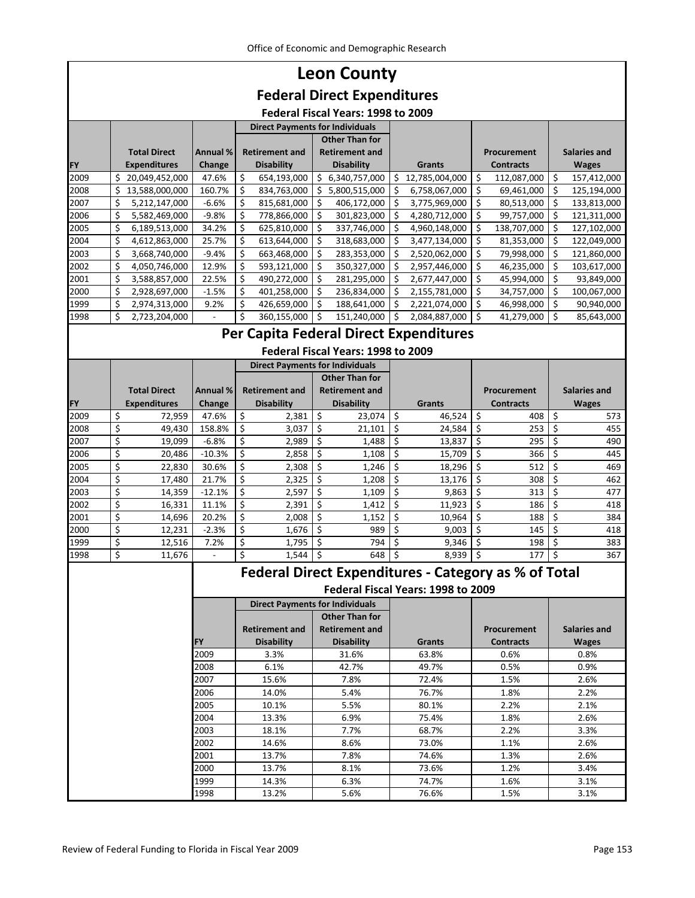# Leon County

## Federal Direct Expenditures

### Federal Fiscal Years: 1998 to 2009

| FY | Total Direct Expenditures | Annual % Change | Direct Payments for Individuals: Retirement and Disability | Direct Payments for Individuals: Other Than for Retirement and Disability | Grants | Procurement Contracts | Salaries and Wages |
|---|---|---|---|---|---|---|---|
| 2009 | $ 20,049,452,000 | 47.6% | $ 654,193,000 | $ 6,340,757,000 | $ 12,785,004,000 | $ 112,087,000 | $ 157,412,000 |
| 2008 | $ 13,588,000,000 | 160.7% | $ 834,763,000 | $ 5,800,515,000 | $ 6,758,067,000 | $ 69,461,000 | $ 125,194,000 |
| 2007 | $ 5,212,147,000 | -6.6% | $ 815,681,000 | $ 406,172,000 | $ 3,775,969,000 | $ 80,513,000 | $ 133,813,000 |
| 2006 | $ 5,582,469,000 | -9.8% | $ 778,866,000 | $ 301,823,000 | $ 4,280,712,000 | $ 99,757,000 | $ 121,311,000 |
| 2005 | $ 6,189,513,000 | 34.2% | $ 625,810,000 | $ 337,746,000 | $ 4,960,148,000 | $ 138,707,000 | $ 127,102,000 |
| 2004 | $ 4,612,863,000 | 25.7% | $ 613,644,000 | $ 318,683,000 | $ 3,477,134,000 | $ 81,353,000 | $ 122,049,000 |
| 2003 | $ 3,668,740,000 | -9.4% | $ 663,468,000 | $ 283,353,000 | $ 2,520,062,000 | $ 79,998,000 | $ 121,860,000 |
| 2002 | $ 4,050,746,000 | 12.9% | $ 593,121,000 | $ 350,327,000 | $ 2,957,446,000 | $ 46,235,000 | $ 103,617,000 |
| 2001 | $ 3,588,857,000 | 22.5% | $ 490,272,000 | $ 281,295,000 | $ 2,677,447,000 | $ 45,994,000 | $ 93,849,000 |
| 2000 | $ 2,928,697,000 | -1.5% | $ 401,258,000 | $ 236,834,000 | $ 2,155,781,000 | $ 34,757,000 | $ 100,067,000 |
| 1999 | $ 2,974,313,000 | 9.2% | $ 426,659,000 | $ 188,641,000 | $ 2,221,074,000 | $ 46,998,000 | $ 90,940,000 |
| 1998 | $ 2,723,204,000 | - | $ 360,155,000 | $ 151,240,000 | $ 2,084,887,000 | $ 41,279,000 | $ 85,643,000 |

## Per Capita Federal Direct Expenditures

### Federal Fiscal Years: 1998 to 2009

| FY | Total Direct Expenditures | Annual % Change | Direct Payments for Individuals: Retirement and Disability | Direct Payments for Individuals: Other Than for Retirement and Disability | Grants | Procurement Contracts | Salaries and Wages |
|---|---|---|---|---|---|---|---|
| 2009 | $ 72,959 | 47.6% | $ 2,381 | $ 23,074 | $ 46,524 | $ 408 | $ 573 |
| 2008 | $ 49,430 | 158.8% | $ 3,037 | $ 21,101 | $ 24,584 | $ 253 | $ 455 |
| 2007 | $ 19,099 | -6.8% | $ 2,989 | $ 1,488 | $ 13,837 | $ 295 | $ 490 |
| 2006 | $ 20,486 | -10.3% | $ 2,858 | $ 1,108 | $ 15,709 | $ 366 | $ 445 |
| 2005 | $ 22,830 | 30.6% | $ 2,308 | $ 1,246 | $ 18,296 | $ 512 | $ 469 |
| 2004 | $ 17,480 | 21.7% | $ 2,325 | $ 1,208 | $ 13,176 | $ 308 | $ 462 |
| 2003 | $ 14,359 | -12.1% | $ 2,597 | $ 1,109 | $ 9,863 | $ 313 | $ 477 |
| 2002 | $ 16,331 | 11.1% | $ 2,391 | $ 1,412 | $ 11,923 | $ 186 | $ 418 |
| 2001 | $ 14,696 | 20.2% | $ 2,008 | $ 1,152 | $ 10,964 | $ 188 | $ 384 |
| 2000 | $ 12,231 | -2.3% | $ 1,676 | $ 989 | $ 9,003 | $ 145 | $ 418 |
| 1999 | $ 12,516 | 7.2% | $ 1,795 | $ 794 | $ 9,346 | $ 198 | $ 383 |
| 1998 | $ 11,676 | - | $ 1,544 | $ 648 | $ 8,939 | $ 177 | $ 367 |

## Federal Direct Expenditures - Category as % of Total

### Federal Fiscal Years: 1998 to 2009

| FY | Direct Payments for Individuals: Retirement and Disability | Direct Payments for Individuals: Other Than for Retirement and Disability | Grants | Procurement Contracts | Salaries and Wages |
|---|---|---|---|---|---|
| 2009 | 3.3% | 31.6% | 63.8% | 0.6% | 0.8% |
| 2008 | 6.1% | 42.7% | 49.7% | 0.5% | 0.9% |
| 2007 | 15.6% | 7.8% | 72.4% | 1.5% | 2.6% |
| 2006 | 14.0% | 5.4% | 76.7% | 1.8% | 2.2% |
| 2005 | 10.1% | 5.5% | 80.1% | 2.2% | 2.1% |
| 2004 | 13.3% | 6.9% | 75.4% | 1.8% | 2.6% |
| 2003 | 18.1% | 7.7% | 68.7% | 2.2% | 3.3% |
| 2002 | 14.6% | 8.6% | 73.0% | 1.1% | 2.6% |
| 2001 | 13.7% | 7.8% | 74.6% | 1.3% | 2.6% |
| 2000 | 13.7% | 8.1% | 73.6% | 1.2% | 3.4% |
| 1999 | 14.3% | 6.3% | 74.7% | 1.6% | 3.1% |
| 1998 | 13.2% | 5.6% | 76.6% | 1.5% | 3.1% |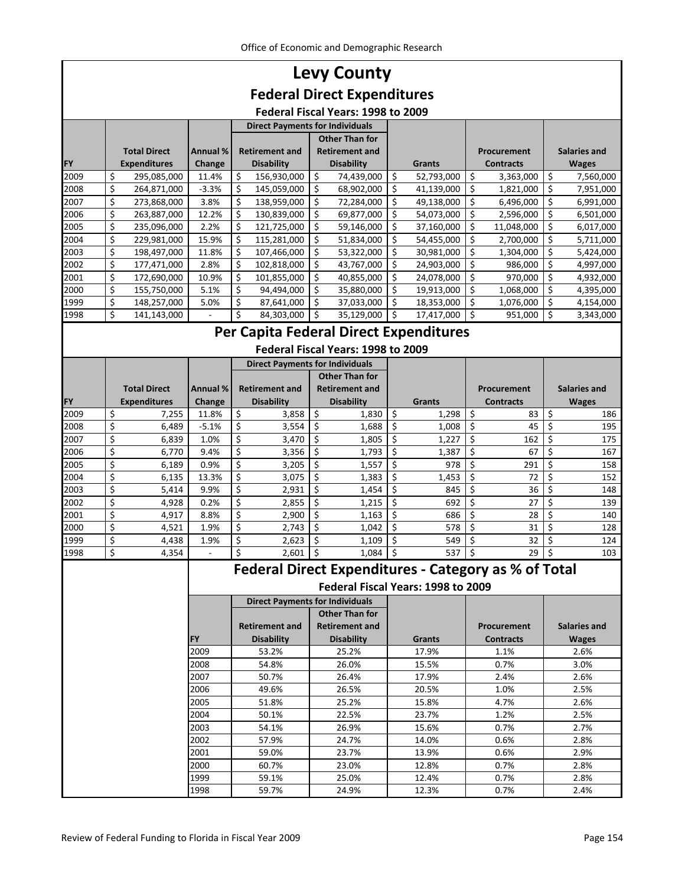# Levy County

## Federal Direct Expenditures

### Federal Fiscal Years: 1998 to 2009

| FY | Total Direct Expenditures | Annual % Change | Direct Payments for Individuals: Retirement and Disability | Direct Payments for Individuals: Other Than for Retirement and Disability | Grants | Procurement Contracts | Salaries and Wages |
|---|---|---|---|---|---|---|---|
| 2009 | $ 295,085,000 | 11.4% | $ 156,930,000 | $ 74,439,000 | $ 52,793,000 | $ 3,363,000 | $ 7,560,000 |
| 2008 | $ 264,871,000 | -3.3% | $ 145,059,000 | $ 68,902,000 | $ 41,139,000 | $ 1,821,000 | $ 7,951,000 |
| 2007 | $ 273,868,000 | 3.8% | $ 138,959,000 | $ 72,284,000 | $ 49,138,000 | $ 6,496,000 | $ 6,991,000 |
| 2006 | $ 263,887,000 | 12.2% | $ 130,839,000 | $ 69,877,000 | $ 54,073,000 | $ 2,596,000 | $ 6,501,000 |
| 2005 | $ 235,096,000 | 2.2% | $ 121,725,000 | $ 59,146,000 | $ 37,160,000 | $ 11,048,000 | $ 6,017,000 |
| 2004 | $ 229,981,000 | 15.9% | $ 115,281,000 | $ 51,834,000 | $ 54,455,000 | $ 2,700,000 | $ 5,711,000 |
| 2003 | $ 198,497,000 | 11.8% | $ 107,466,000 | $ 53,322,000 | $ 30,981,000 | $ 1,304,000 | $ 5,424,000 |
| 2002 | $ 177,471,000 | 2.8% | $ 102,818,000 | $ 43,767,000 | $ 24,903,000 | $ 986,000 | $ 4,997,000 |
| 2001 | $ 172,690,000 | 10.9% | $ 101,855,000 | $ 40,855,000 | $ 24,078,000 | $ 970,000 | $ 4,932,000 |
| 2000 | $ 155,750,000 | 5.1% | $ 94,494,000 | $ 35,880,000 | $ 19,913,000 | $ 1,068,000 | $ 4,395,000 |
| 1999 | $ 148,257,000 | 5.0% | $ 87,641,000 | $ 37,033,000 | $ 18,353,000 | $ 1,076,000 | $ 4,154,000 |
| 1998 | $ 141,143,000 | - | $ 84,303,000 | $ 35,129,000 | $ 17,417,000 | $ 951,000 | $ 3,343,000 |

## Per Capita Federal Direct Expenditures

### Federal Fiscal Years: 1998 to 2009

| FY | Total Direct Expenditures | Annual % Change | Direct Payments for Individuals: Retirement and Disability | Direct Payments for Individuals: Other Than for Retirement and Disability | Grants | Procurement Contracts | Salaries and Wages |
|---|---|---|---|---|---|---|---|
| 2009 | $ 7,255 | 11.8% | $ 3,858 | $ 1,830 | $ 1,298 | $ 83 | $ 186 |
| 2008 | $ 6,489 | -5.1% | $ 3,554 | $ 1,688 | $ 1,008 | $ 45 | $ 195 |
| 2007 | $ 6,839 | 1.0% | $ 3,470 | $ 1,805 | $ 1,227 | $ 162 | $ 175 |
| 2006 | $ 6,770 | 9.4% | $ 3,356 | $ 1,793 | $ 1,387 | $ 67 | $ 167 |
| 2005 | $ 6,189 | 0.9% | $ 3,205 | $ 1,557 | $ 978 | $ 291 | $ 158 |
| 2004 | $ 6,135 | 13.3% | $ 3,075 | $ 1,383 | $ 1,453 | $ 72 | $ 152 |
| 2003 | $ 5,414 | 9.9% | $ 2,931 | $ 1,454 | $ 845 | $ 36 | $ 148 |
| 2002 | $ 4,928 | 0.2% | $ 2,855 | $ 1,215 | $ 692 | $ 27 | $ 139 |
| 2001 | $ 4,917 | 8.8% | $ 2,900 | $ 1,163 | $ 686 | $ 28 | $ 140 |
| 2000 | $ 4,521 | 1.9% | $ 2,743 | $ 1,042 | $ 578 | $ 31 | $ 128 |
| 1999 | $ 4,438 | 1.9% | $ 2,623 | $ 1,109 | $ 549 | $ 32 | $ 124 |
| 1998 | $ 4,354 | - | $ 2,601 | $ 1,084 | $ 537 | $ 29 | $ 103 |

## Federal Direct Expenditures - Category as % of Total

### Federal Fiscal Years: 1998 to 2009

| FY | Direct Payments for Individuals: Retirement and Disability | Direct Payments for Individuals: Other Than for Retirement and Disability | Grants | Procurement Contracts | Salaries and Wages |
|---|---|---|---|---|---|
| 2009 | 53.2% | 25.2% | 17.9% | 1.1% | 2.6% |
| 2008 | 54.8% | 26.0% | 15.5% | 0.7% | 3.0% |
| 2007 | 50.7% | 26.4% | 17.9% | 2.4% | 2.6% |
| 2006 | 49.6% | 26.5% | 20.5% | 1.0% | 2.5% |
| 2005 | 51.8% | 25.2% | 15.8% | 4.7% | 2.6% |
| 2004 | 50.1% | 22.5% | 23.7% | 1.2% | 2.5% |
| 2003 | 54.1% | 26.9% | 15.6% | 0.7% | 2.7% |
| 2002 | 57.9% | 24.7% | 14.0% | 0.6% | 2.8% |
| 2001 | 59.0% | 23.7% | 13.9% | 0.6% | 2.9% |
| 2000 | 60.7% | 23.0% | 12.8% | 0.7% | 2.8% |
| 1999 | 59.1% | 25.0% | 12.4% | 0.7% | 2.8% |
| 1998 | 59.7% | 24.9% | 12.3% | 0.7% | 2.4% |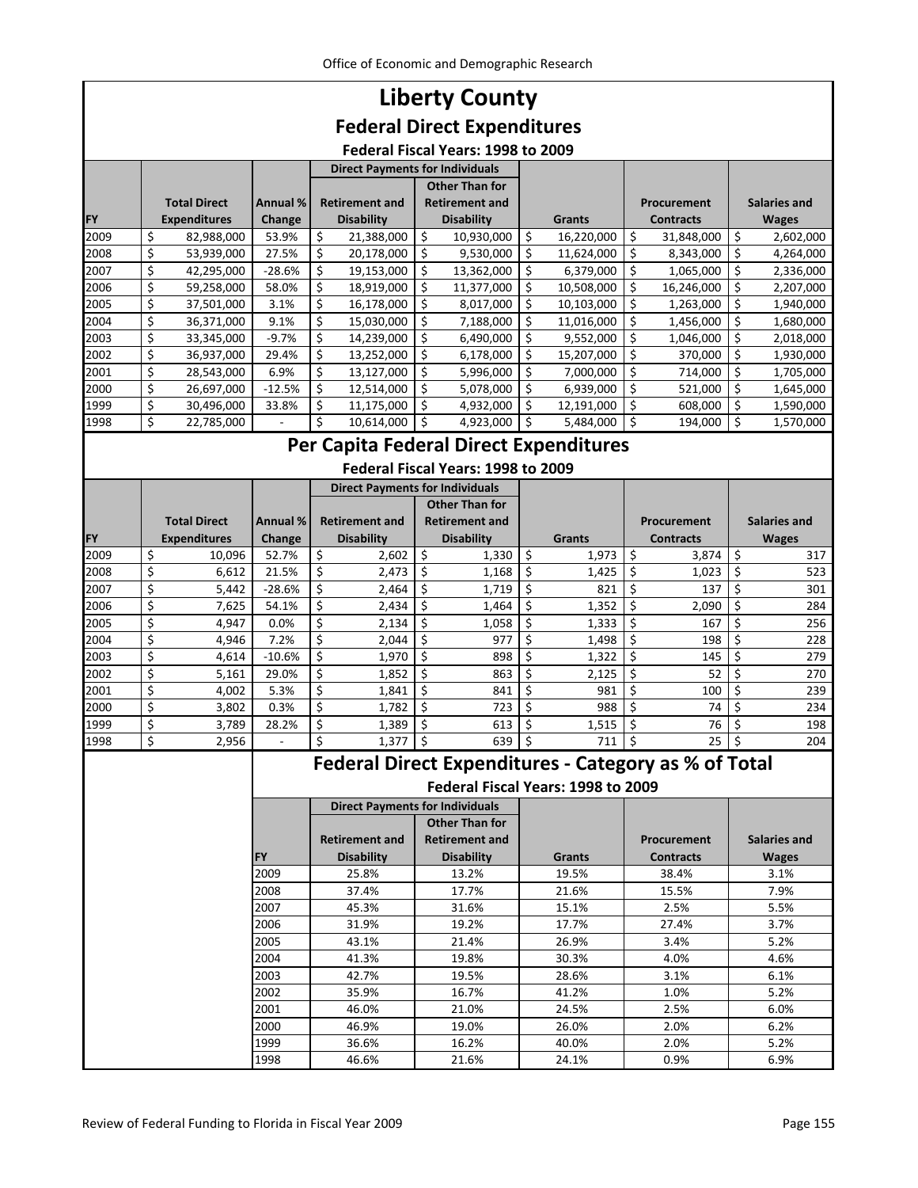# Liberty County

## Federal Direct Expenditures

### Federal Fiscal Years: 1998 to 2009

| FY | Total Direct Expenditures | Annual % Change | Direct Payments for Individuals: Retirement and Disability | Direct Payments for Individuals: Other Than for Retirement and Disability | Grants | Procurement Contracts | Salaries and Wages |
|---|---|---|---|---|---|---|---|
| 2009 | $ 82,988,000 | 53.9% | $ 21,388,000 | $ 10,930,000 | $ 16,220,000 | $ 31,848,000 | $ 2,602,000 |
| 2008 | $ 53,939,000 | 27.5% | $ 20,178,000 | $ 9,530,000 | $ 11,624,000 | $ 8,343,000 | $ 4,264,000 |
| 2007 | $ 42,295,000 | -28.6% | $ 19,153,000 | $ 13,362,000 | $ 6,379,000 | $ 1,065,000 | $ 2,336,000 |
| 2006 | $ 59,258,000 | 58.0% | $ 18,919,000 | $ 11,377,000 | $ 10,508,000 | $ 16,246,000 | $ 2,207,000 |
| 2005 | $ 37,501,000 | 3.1% | $ 16,178,000 | $ 8,017,000 | $ 10,103,000 | $ 1,263,000 | $ 1,940,000 |
| 2004 | $ 36,371,000 | 9.1% | $ 15,030,000 | $ 7,188,000 | $ 11,016,000 | $ 1,456,000 | $ 1,680,000 |
| 2003 | $ 33,345,000 | -9.7% | $ 14,239,000 | $ 6,490,000 | $ 9,552,000 | $ 1,046,000 | $ 2,018,000 |
| 2002 | $ 36,937,000 | 29.4% | $ 13,252,000 | $ 6,178,000 | $ 15,207,000 | $ 370,000 | $ 1,930,000 |
| 2001 | $ 28,543,000 | 6.9% | $ 13,127,000 | $ 5,996,000 | $ 7,000,000 | $ 714,000 | $ 1,705,000 |
| 2000 | $ 26,697,000 | -12.5% | $ 12,514,000 | $ 5,078,000 | $ 6,939,000 | $ 521,000 | $ 1,645,000 |
| 1999 | $ 30,496,000 | 33.8% | $ 11,175,000 | $ 4,932,000 | $ 12,191,000 | $ 608,000 | $ 1,590,000 |
| 1998 | $ 22,785,000 | - | $ 10,614,000 | $ 4,923,000 | $ 5,484,000 | $ 194,000 | $ 1,570,000 |

## Per Capita Federal Direct Expenditures

### Federal Fiscal Years: 1998 to 2009

| FY | Total Direct Expenditures | Annual % Change | Direct Payments for Individuals: Retirement and Disability | Direct Payments for Individuals: Other Than for Retirement and Disability | Grants | Procurement Contracts | Salaries and Wages |
|---|---|---|---|---|---|---|---|
| 2009 | $ 10,096 | 52.7% | $ 2,602 | $ 1,330 | $ 1,973 | $ 3,874 | $ 317 |
| 2008 | $ 6,612 | 21.5% | $ 2,473 | $ 1,168 | $ 1,425 | $ 1,023 | $ 523 |
| 2007 | $ 5,442 | -28.6% | $ 2,464 | $ 1,719 | $ 821 | $ 137 | $ 301 |
| 2006 | $ 7,625 | 54.1% | $ 2,434 | $ 1,464 | $ 1,352 | $ 2,090 | $ 284 |
| 2005 | $ 4,947 | 0.0% | $ 2,134 | $ 1,058 | $ 1,333 | $ 167 | $ 256 |
| 2004 | $ 4,946 | 7.2% | $ 2,044 | $ 977 | $ 1,498 | $ 198 | $ 228 |
| 2003 | $ 4,614 | -10.6% | $ 1,970 | $ 898 | $ 1,322 | $ 145 | $ 279 |
| 2002 | $ 5,161 | 29.0% | $ 1,852 | $ 863 | $ 2,125 | $ 52 | $ 270 |
| 2001 | $ 4,002 | 5.3% | $ 1,841 | $ 841 | $ 981 | $ 100 | $ 239 |
| 2000 | $ 3,802 | 0.3% | $ 1,782 | $ 723 | $ 988 | $ 74 | $ 234 |
| 1999 | $ 3,789 | 28.2% | $ 1,389 | $ 613 | $ 1,515 | $ 76 | $ 198 |
| 1998 | $ 2,956 | - | $ 1,377 | $ 639 | $ 711 | $ 25 | $ 204 |

## Federal Direct Expenditures - Category as % of Total

### Federal Fiscal Years: 1998 to 2009

| FY | Direct Payments for Individuals: Retirement and Disability | Direct Payments for Individuals: Other Than for Retirement and Disability | Grants | Procurement Contracts | Salaries and Wages |
|---|---|---|---|---|---|
| 2009 | 25.8% | 13.2% | 19.5% | 38.4% | 3.1% |
| 2008 | 37.4% | 17.7% | 21.6% | 15.5% | 7.9% |
| 2007 | 45.3% | 31.6% | 15.1% | 2.5% | 5.5% |
| 2006 | 31.9% | 19.2% | 17.7% | 27.4% | 3.7% |
| 2005 | 43.1% | 21.4% | 26.9% | 3.4% | 5.2% |
| 2004 | 41.3% | 19.8% | 30.3% | 4.0% | 4.6% |
| 2003 | 42.7% | 19.5% | 28.6% | 3.1% | 6.1% |
| 2002 | 35.9% | 16.7% | 41.2% | 1.0% | 5.2% |
| 2001 | 46.0% | 21.0% | 24.5% | 2.5% | 6.0% |
| 2000 | 46.9% | 19.0% | 26.0% | 2.0% | 6.2% |
| 1999 | 36.6% | 16.2% | 40.0% | 2.0% | 5.2% |
| 1998 | 46.6% | 21.6% | 24.1% | 0.9% | 6.9% |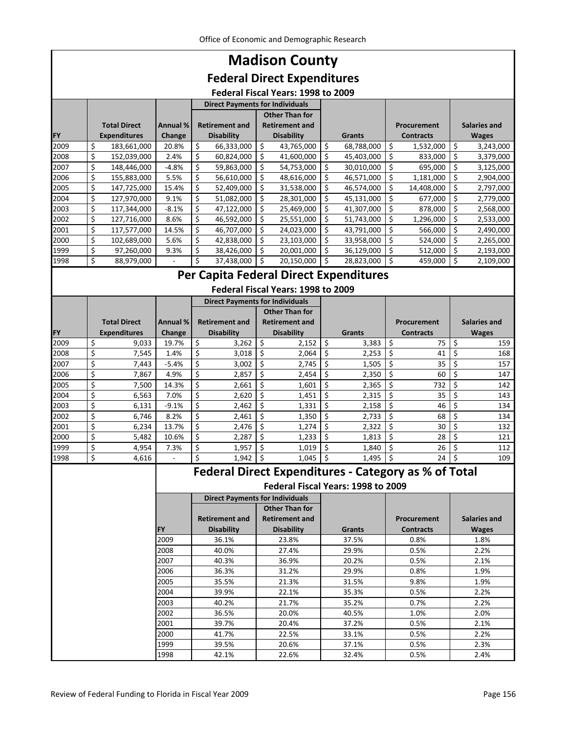# Madison County

## Federal Direct Expenditures

### Federal Fiscal Years: 1998 to 2009

| FY | Total Direct Expenditures | Annual % Change | Direct Payments for Individuals: Retirement and Disability | Direct Payments for Individuals: Other Than for Retirement and Disability | Grants | Procurement Contracts | Salaries and Wages |
|---|---|---|---|---|---|---|---|
| 2009 | $ 183,661,000 | 20.8% | $ 66,333,000 | $ 43,765,000 | $ 68,788,000 | $ 1,532,000 | $ 3,243,000 |
| 2008 | $ 152,039,000 | 2.4% | $ 60,824,000 | $ 41,600,000 | $ 45,403,000 | $ 833,000 | $ 3,379,000 |
| 2007 | $ 148,446,000 | -4.8% | $ 59,863,000 | $ 54,753,000 | $ 30,010,000 | $ 695,000 | $ 3,125,000 |
| 2006 | $ 155,883,000 | 5.5% | $ 56,610,000 | $ 48,616,000 | $ 46,571,000 | $ 1,181,000 | $ 2,904,000 |
| 2005 | $ 147,725,000 | 15.4% | $ 52,409,000 | $ 31,538,000 | $ 46,574,000 | $ 14,408,000 | $ 2,797,000 |
| 2004 | $ 127,970,000 | 9.1% | $ 51,082,000 | $ 28,301,000 | $ 45,131,000 | $ 677,000 | $ 2,779,000 |
| 2003 | $ 117,344,000 | -8.1% | $ 47,122,000 | $ 25,469,000 | $ 41,307,000 | $ 878,000 | $ 2,568,000 |
| 2002 | $ 127,716,000 | 8.6% | $ 46,592,000 | $ 25,551,000 | $ 51,743,000 | $ 1,296,000 | $ 2,533,000 |
| 2001 | $ 117,577,000 | 14.5% | $ 46,707,000 | $ 24,023,000 | $ 43,791,000 | $ 566,000 | $ 2,490,000 |
| 2000 | $ 102,689,000 | 5.6% | $ 42,838,000 | $ 23,103,000 | $ 33,958,000 | $ 524,000 | $ 2,265,000 |
| 1999 | $ 97,260,000 | 9.3% | $ 38,426,000 | $ 20,001,000 | $ 36,129,000 | $ 512,000 | $ 2,193,000 |
| 1998 | $ 88,979,000 | - | $ 37,438,000 | $ 20,150,000 | $ 28,823,000 | $ 459,000 | $ 2,109,000 |

## Per Capita Federal Direct Expenditures

### Federal Fiscal Years: 1998 to 2009

| FY | Total Direct Expenditures | Annual % Change | Direct Payments for Individuals: Retirement and Disability | Direct Payments for Individuals: Other Than for Retirement and Disability | Grants | Procurement Contracts | Salaries and Wages |
|---|---|---|---|---|---|---|---|
| 2009 | $ 9,033 | 19.7% | $ 3,262 | $ 2,152 | $ 3,383 | $ 75 | $ 159 |
| 2008 | $ 7,545 | 1.4% | $ 3,018 | $ 2,064 | $ 2,253 | $ 41 | $ 168 |
| 2007 | $ 7,443 | -5.4% | $ 3,002 | $ 2,745 | $ 1,505 | $ 35 | $ 157 |
| 2006 | $ 7,867 | 4.9% | $ 2,857 | $ 2,454 | $ 2,350 | $ 60 | $ 147 |
| 2005 | $ 7,500 | 14.3% | $ 2,661 | $ 1,601 | $ 2,365 | $ 732 | $ 142 |
| 2004 | $ 6,563 | 7.0% | $ 2,620 | $ 1,451 | $ 2,315 | $ 35 | $ 143 |
| 2003 | $ 6,131 | -9.1% | $ 2,462 | $ 1,331 | $ 2,158 | $ 46 | $ 134 |
| 2002 | $ 6,746 | 8.2% | $ 2,461 | $ 1,350 | $ 2,733 | $ 68 | $ 134 |
| 2001 | $ 6,234 | 13.7% | $ 2,476 | $ 1,274 | $ 2,322 | $ 30 | $ 132 |
| 2000 | $ 5,482 | 10.6% | $ 2,287 | $ 1,233 | $ 1,813 | $ 28 | $ 121 |
| 1999 | $ 4,954 | 7.3% | $ 1,957 | $ 1,019 | $ 1,840 | $ 26 | $ 112 |
| 1998 | $ 4,616 | - | $ 1,942 | $ 1,045 | $ 1,495 | $ 24 | $ 109 |

## Federal Direct Expenditures - Category as % of Total

### Federal Fiscal Years: 1998 to 2009

| FY | Direct Payments for Individuals: Retirement and Disability | Direct Payments for Individuals: Other Than for Retirement and Disability | Grants | Procurement Contracts | Salaries and Wages |
|---|---|---|---|---|---|
| 2009 | 36.1% | 23.8% | 37.5% | 0.8% | 1.8% |
| 2008 | 40.0% | 27.4% | 29.9% | 0.5% | 2.2% |
| 2007 | 40.3% | 36.9% | 20.2% | 0.5% | 2.1% |
| 2006 | 36.3% | 31.2% | 29.9% | 0.8% | 1.9% |
| 2005 | 35.5% | 21.3% | 31.5% | 9.8% | 1.9% |
| 2004 | 39.9% | 22.1% | 35.3% | 0.5% | 2.2% |
| 2003 | 40.2% | 21.7% | 35.2% | 0.7% | 2.2% |
| 2002 | 36.5% | 20.0% | 40.5% | 1.0% | 2.0% |
| 2001 | 39.7% | 20.4% | 37.2% | 0.5% | 2.1% |
| 2000 | 41.7% | 22.5% | 33.1% | 0.5% | 2.2% |
| 1999 | 39.5% | 20.6% | 37.1% | 0.5% | 2.3% |
| 1998 | 42.1% | 22.6% | 32.4% | 0.5% | 2.4% |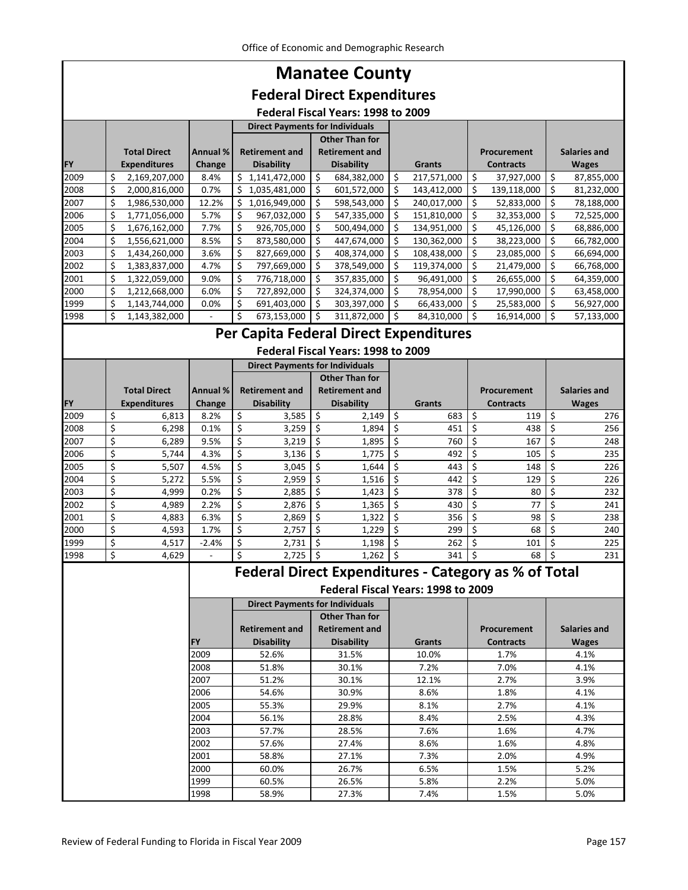# Manatee County

## Federal Direct Expenditures

### Federal Fiscal Years: 1998 to 2009

| FY | Total Direct Expenditures | Annual % Change | Direct Payments for Individuals: Retirement and Disability | Direct Payments for Individuals: Other Than for Retirement and Disability | Grants | Procurement Contracts | Salaries and Wages |
|---|---|---|---|---|---|---|---|
| 2009 | $ 2,169,207,000 | 8.4% | $ 1,141,472,000 | $ 684,382,000 | $ 217,571,000 | $ 37,927,000 | $ 87,855,000 |
| 2008 | $ 2,000,816,000 | 0.7% | $ 1,035,481,000 | $ 601,572,000 | $ 143,412,000 | $ 139,118,000 | $ 81,232,000 |
| 2007 | $ 1,986,530,000 | 12.2% | $ 1,016,949,000 | $ 598,543,000 | $ 240,017,000 | $ 52,833,000 | $ 78,188,000 |
| 2006 | $ 1,771,056,000 | 5.7% | $ 967,032,000 | $ 547,335,000 | $ 151,810,000 | $ 32,353,000 | $ 72,525,000 |
| 2005 | $ 1,676,162,000 | 7.7% | $ 926,705,000 | $ 500,494,000 | $ 134,951,000 | $ 45,126,000 | $ 68,886,000 |
| 2004 | $ 1,556,621,000 | 8.5% | $ 873,580,000 | $ 447,674,000 | $ 130,362,000 | $ 38,223,000 | $ 66,782,000 |
| 2003 | $ 1,434,260,000 | 3.6% | $ 827,669,000 | $ 408,374,000 | $ 108,438,000 | $ 23,085,000 | $ 66,694,000 |
| 2002 | $ 1,383,837,000 | 4.7% | $ 797,669,000 | $ 378,549,000 | $ 119,374,000 | $ 21,479,000 | $ 66,768,000 |
| 2001 | $ 1,322,059,000 | 9.0% | $ 776,718,000 | $ 357,835,000 | $ 96,491,000 | $ 26,655,000 | $ 64,359,000 |
| 2000 | $ 1,212,668,000 | 6.0% | $ 727,892,000 | $ 324,374,000 | $ 78,954,000 | $ 17,990,000 | $ 63,458,000 |
| 1999 | $ 1,143,744,000 | 0.0% | $ 691,403,000 | $ 303,397,000 | $ 66,433,000 | $ 25,583,000 | $ 56,927,000 |
| 1998 | $ 1,143,382,000 | - | $ 673,153,000 | $ 311,872,000 | $ 84,310,000 | $ 16,914,000 | $ 57,133,000 |

## Per Capita Federal Direct Expenditures

### Federal Fiscal Years: 1998 to 2009

| FY | Total Direct Expenditures | Annual % Change | Direct Payments for Individuals: Retirement and Disability | Direct Payments for Individuals: Other Than for Retirement and Disability | Grants | Procurement Contracts | Salaries and Wages |
|---|---|---|---|---|---|---|---|
| 2009 | $ 6,813 | 8.2% | $ 3,585 | $ 2,149 | $ 683 | $ 119 | $ 276 |
| 2008 | $ 6,298 | 0.1% | $ 3,259 | $ 1,894 | $ 451 | $ 438 | $ 256 |
| 2007 | $ 6,289 | 9.5% | $ 3,219 | $ 1,895 | $ 760 | $ 167 | $ 248 |
| 2006 | $ 5,744 | 4.3% | $ 3,136 | $ 1,775 | $ 492 | $ 105 | $ 235 |
| 2005 | $ 5,507 | 4.5% | $ 3,045 | $ 1,644 | $ 443 | $ 148 | $ 226 |
| 2004 | $ 5,272 | 5.5% | $ 2,959 | $ 1,516 | $ 442 | $ 129 | $ 226 |
| 2003 | $ 4,999 | 0.2% | $ 2,885 | $ 1,423 | $ 378 | $ 80 | $ 232 |
| 2002 | $ 4,989 | 2.2% | $ 2,876 | $ 1,365 | $ 430 | $ 77 | $ 241 |
| 2001 | $ 4,883 | 6.3% | $ 2,869 | $ 1,322 | $ 356 | $ 98 | $ 238 |
| 2000 | $ 4,593 | 1.7% | $ 2,757 | $ 1,229 | $ 299 | $ 68 | $ 240 |
| 1999 | $ 4,517 | -2.4% | $ 2,731 | $ 1,198 | $ 262 | $ 101 | $ 225 |
| 1998 | $ 4,629 | - | $ 2,725 | $ 1,262 | $ 341 | $ 68 | $ 231 |

## Federal Direct Expenditures - Category as % of Total

### Federal Fiscal Years: 1998 to 2009

| FY | Direct Payments for Individuals: Retirement and Disability | Direct Payments for Individuals: Other Than for Retirement and Disability | Grants | Procurement Contracts | Salaries and Wages |
|---|---|---|---|---|---|
| 2009 | 52.6% | 31.5% | 10.0% | 1.7% | 4.1% |
| 2008 | 51.8% | 30.1% | 7.2% | 7.0% | 4.1% |
| 2007 | 51.2% | 30.1% | 12.1% | 2.7% | 3.9% |
| 2006 | 54.6% | 30.9% | 8.6% | 1.8% | 4.1% |
| 2005 | 55.3% | 29.9% | 8.1% | 2.7% | 4.1% |
| 2004 | 56.1% | 28.8% | 8.4% | 2.5% | 4.3% |
| 2003 | 57.7% | 28.5% | 7.6% | 1.6% | 4.7% |
| 2002 | 57.6% | 27.4% | 8.6% | 1.6% | 4.8% |
| 2001 | 58.8% | 27.1% | 7.3% | 2.0% | 4.9% |
| 2000 | 60.0% | 26.7% | 6.5% | 1.5% | 5.2% |
| 1999 | 60.5% | 26.5% | 5.8% | 2.2% | 5.0% |
| 1998 | 58.9% | 27.3% | 7.4% | 1.5% | 5.0% |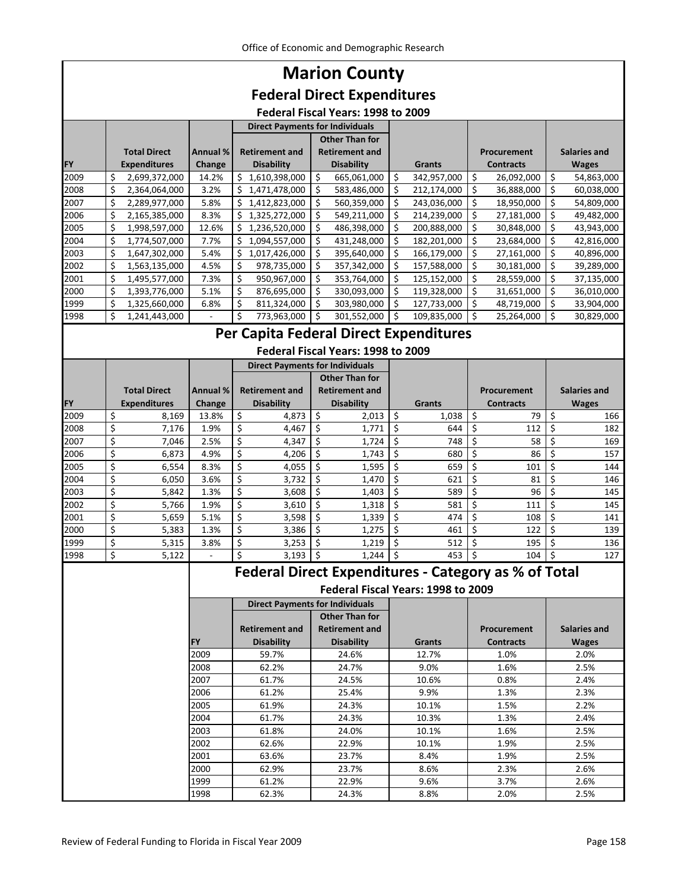# Marion County

## Federal Direct Expenditures

### Federal Fiscal Years: 1998 to 2009

| | | | Direct Payments for Individuals | | | | |
|---|---|---|---|---|---|---|---|
| FY | Total Direct Expenditures | Annual % Change | Retirement and Disability | Other Than for Retirement and Disability | Grants | Procurement Contracts | Salaries and Wages |
| 2009 | $ 2,699,372,000 | 14.2% | $ 1,610,398,000 | $ 665,061,000 | $ 342,957,000 | $ 26,092,000 | $ 54,863,000 |
| 2008 | $ 2,364,064,000 | 3.2% | $ 1,471,478,000 | $ 583,486,000 | $ 212,174,000 | $ 36,888,000 | $ 60,038,000 |
| 2007 | $ 2,289,977,000 | 5.8% | $ 1,412,823,000 | $ 560,359,000 | $ 243,036,000 | $ 18,950,000 | $ 54,809,000 |
| 2006 | $ 2,165,385,000 | 8.3% | $ 1,325,272,000 | $ 549,211,000 | $ 214,239,000 | $ 27,181,000 | $ 49,482,000 |
| 2005 | $ 1,998,597,000 | 12.6% | $ 1,236,520,000 | $ 486,398,000 | $ 200,888,000 | $ 30,848,000 | $ 43,943,000 |
| 2004 | $ 1,774,507,000 | 7.7% | $ 1,094,557,000 | $ 431,248,000 | $ 182,201,000 | $ 23,684,000 | $ 42,816,000 |
| 2003 | $ 1,647,302,000 | 5.4% | $ 1,017,426,000 | $ 395,640,000 | $ 166,179,000 | $ 27,161,000 | $ 40,896,000 |
| 2002 | $ 1,563,135,000 | 4.5% | $ 978,735,000 | $ 357,342,000 | $ 157,588,000 | $ 30,181,000 | $ 39,289,000 |
| 2001 | $ 1,495,577,000 | 7.3% | $ 950,967,000 | $ 353,764,000 | $ 125,152,000 | $ 28,559,000 | $ 37,135,000 |
| 2000 | $ 1,393,776,000 | 5.1% | $ 876,695,000 | $ 330,093,000 | $ 119,328,000 | $ 31,651,000 | $ 36,010,000 |
| 1999 | $ 1,325,660,000 | 6.8% | $ 811,324,000 | $ 303,980,000 | $ 127,733,000 | $ 48,719,000 | $ 33,904,000 |
| 1998 | $ 1,241,443,000 | - | $ 773,963,000 | $ 301,552,000 | $ 109,835,000 | $ 25,264,000 | $ 30,829,000 |

## Per Capita Federal Direct Expenditures

### Federal Fiscal Years: 1998 to 2009

| | | | Direct Payments for Individuals | | | | |
|---|---|---|---|---|---|---|---|
| FY | Total Direct Expenditures | Annual % Change | Retirement and Disability | Other Than for Retirement and Disability | Grants | Procurement Contracts | Salaries and Wages |
| 2009 | $ 8,169 | 13.8% | $ 4,873 | $ 2,013 | $ 1,038 | $ 79 | $ 166 |
| 2008 | $ 7,176 | 1.9% | $ 4,467 | $ 1,771 | $ 644 | $ 112 | $ 182 |
| 2007 | $ 7,046 | 2.5% | $ 4,347 | $ 1,724 | $ 748 | $ 58 | $ 169 |
| 2006 | $ 6,873 | 4.9% | $ 4,206 | $ 1,743 | $ 680 | $ 86 | $ 157 |
| 2005 | $ 6,554 | 8.3% | $ 4,055 | $ 1,595 | $ 659 | $ 101 | $ 144 |
| 2004 | $ 6,050 | 3.6% | $ 3,732 | $ 1,470 | $ 621 | $ 81 | $ 146 |
| 2003 | $ 5,842 | 1.3% | $ 3,608 | $ 1,403 | $ 589 | $ 96 | $ 145 |
| 2002 | $ 5,766 | 1.9% | $ 3,610 | $ 1,318 | $ 581 | $ 111 | $ 145 |
| 2001 | $ 5,659 | 5.1% | $ 3,598 | $ 1,339 | $ 474 | $ 108 | $ 141 |
| 2000 | $ 5,383 | 1.3% | $ 3,386 | $ 1,275 | $ 461 | $ 122 | $ 139 |
| 1999 | $ 5,315 | 3.8% | $ 3,253 | $ 1,219 | $ 512 | $ 195 | $ 136 |
| 1998 | $ 5,122 | - | $ 3,193 | $ 1,244 | $ 453 | $ 104 | $ 127 |

## Federal Direct Expenditures - Category as % of Total

### Federal Fiscal Years: 1998 to 2009

| | Direct Payments for Individuals | | | | |
|---|---|---|---|---|---|
| FY | Retirement and Disability | Other Than for Retirement and Disability | Grants | Procurement Contracts | Salaries and Wages |
| 2009 | 59.7% | 24.6% | 12.7% | 1.0% | 2.0% |
| 2008 | 62.2% | 24.7% | 9.0% | 1.6% | 2.5% |
| 2007 | 61.7% | 24.5% | 10.6% | 0.8% | 2.4% |
| 2006 | 61.2% | 25.4% | 9.9% | 1.3% | 2.3% |
| 2005 | 61.9% | 24.3% | 10.1% | 1.5% | 2.2% |
| 2004 | 61.7% | 24.3% | 10.3% | 1.3% | 2.4% |
| 2003 | 61.8% | 24.0% | 10.1% | 1.6% | 2.5% |
| 2002 | 62.6% | 22.9% | 10.1% | 1.9% | 2.5% |
| 2001 | 63.6% | 23.7% | 8.4% | 1.9% | 2.5% |
| 2000 | 62.9% | 23.7% | 8.6% | 2.3% | 2.6% |
| 1999 | 61.2% | 22.9% | 9.6% | 3.7% | 2.6% |
| 1998 | 62.3% | 24.3% | 8.8% | 2.0% | 2.5% |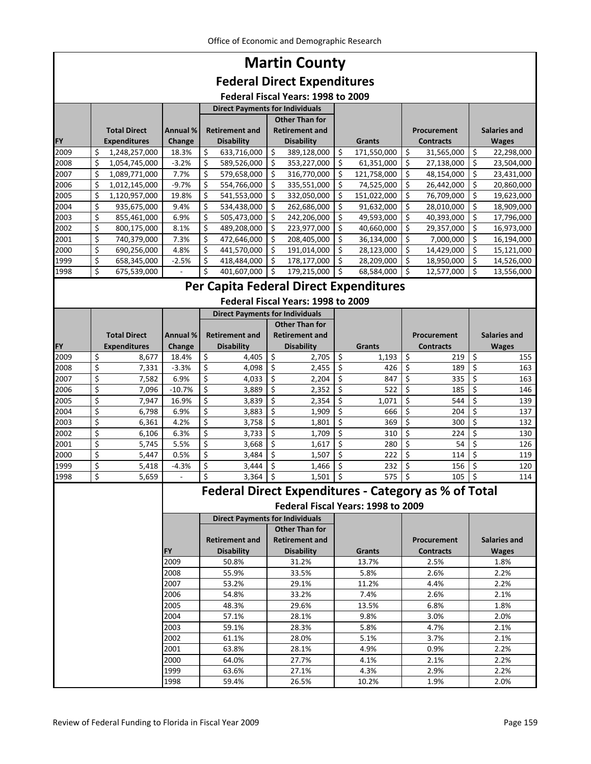# Martin County

## Federal Direct Expenditures

### Federal Fiscal Years: 1998 to 2009

| | | | Direct Payments for Individuals | | | | |
|---|---|---|---|---|---|---|---|
| FY | Total Direct Expenditures | Annual % Change | Retirement and Disability | Other Than for Retirement and Disability | Grants | Procurement Contracts | Salaries and Wages |
| 2009 | $ 1,248,257,000 | 18.3% | $ 633,716,000 | $ 389,128,000 | $ 171,550,000 | $ 31,565,000 | $ 22,298,000 |
| 2008 | $ 1,054,745,000 | -3.2% | $ 589,526,000 | $ 353,227,000 | $ 61,351,000 | $ 27,138,000 | $ 23,504,000 |
| 2007 | $ 1,089,771,000 | 7.7% | $ 579,658,000 | $ 316,770,000 | $ 121,758,000 | $ 48,154,000 | $ 23,431,000 |
| 2006 | $ 1,012,145,000 | -9.7% | $ 554,766,000 | $ 335,551,000 | $ 74,525,000 | $ 26,442,000 | $ 20,860,000 |
| 2005 | $ 1,120,957,000 | 19.8% | $ 541,553,000 | $ 332,050,000 | $ 151,022,000 | $ 76,709,000 | $ 19,623,000 |
| 2004 | $ 935,675,000 | 9.4% | $ 534,438,000 | $ 262,686,000 | $ 91,632,000 | $ 28,010,000 | $ 18,909,000 |
| 2003 | $ 855,461,000 | 6.9% | $ 505,473,000 | $ 242,206,000 | $ 49,593,000 | $ 40,393,000 | $ 17,796,000 |
| 2002 | $ 800,175,000 | 8.1% | $ 489,208,000 | $ 223,977,000 | $ 40,660,000 | $ 29,357,000 | $ 16,973,000 |
| 2001 | $ 740,379,000 | 7.3% | $ 472,646,000 | $ 208,405,000 | $ 36,134,000 | $ 7,000,000 | $ 16,194,000 |
| 2000 | $ 690,256,000 | 4.8% | $ 441,570,000 | $ 191,014,000 | $ 28,123,000 | $ 14,429,000 | $ 15,121,000 |
| 1999 | $ 658,345,000 | -2.5% | $ 418,484,000 | $ 178,177,000 | $ 28,209,000 | $ 18,950,000 | $ 14,526,000 |
| 1998 | $ 675,539,000 | - | $ 401,607,000 | $ 179,215,000 | $ 68,584,000 | $ 12,577,000 | $ 13,556,000 |

## Per Capita Federal Direct Expenditures

### Federal Fiscal Years: 1998 to 2009

| | | | Direct Payments for Individuals | | | | |
|---|---|---|---|---|---|---|---|
| FY | Total Direct Expenditures | Annual % Change | Retirement and Disability | Other Than for Retirement and Disability | Grants | Procurement Contracts | Salaries and Wages |
| 2009 | $ 8,677 | 18.4% | $ 4,405 | $ 2,705 | $ 1,193 | $ 219 | $ 155 |
| 2008 | $ 7,331 | -3.3% | $ 4,098 | $ 2,455 | $ 426 | $ 189 | $ 163 |
| 2007 | $ 7,582 | 6.9% | $ 4,033 | $ 2,204 | $ 847 | $ 335 | $ 163 |
| 2006 | $ 7,096 | -10.7% | $ 3,889 | $ 2,352 | $ 522 | $ 185 | $ 146 |
| 2005 | $ 7,947 | 16.9% | $ 3,839 | $ 2,354 | $ 1,071 | $ 544 | $ 139 |
| 2004 | $ 6,798 | 6.9% | $ 3,883 | $ 1,909 | $ 666 | $ 204 | $ 137 |
| 2003 | $ 6,361 | 4.2% | $ 3,758 | $ 1,801 | $ 369 | $ 300 | $ 132 |
| 2002 | $ 6,106 | 6.3% | $ 3,733 | $ 1,709 | $ 310 | $ 224 | $ 130 |
| 2001 | $ 5,745 | 5.5% | $ 3,668 | $ 1,617 | $ 280 | $ 54 | $ 126 |
| 2000 | $ 5,447 | 0.5% | $ 3,484 | $ 1,507 | $ 222 | $ 114 | $ 119 |
| 1999 | $ 5,418 | -4.3% | $ 3,444 | $ 1,466 | $ 232 | $ 156 | $ 120 |
| 1998 | $ 5,659 | - | $ 3,364 | $ 1,501 | $ 575 | $ 105 | $ 114 |

## Federal Direct Expenditures - Category as % of Total

### Federal Fiscal Years: 1998 to 2009

| | Direct Payments for Individuals | | | | |
|---|---|---|---|---|---|
| FY | Retirement and Disability | Other Than for Retirement and Disability | Grants | Procurement Contracts | Salaries and Wages |
| 2009 | 50.8% | 31.2% | 13.7% | 2.5% | 1.8% |
| 2008 | 55.9% | 33.5% | 5.8% | 2.6% | 2.2% |
| 2007 | 53.2% | 29.1% | 11.2% | 4.4% | 2.2% |
| 2006 | 54.8% | 33.2% | 7.4% | 2.6% | 2.1% |
| 2005 | 48.3% | 29.6% | 13.5% | 6.8% | 1.8% |
| 2004 | 57.1% | 28.1% | 9.8% | 3.0% | 2.0% |
| 2003 | 59.1% | 28.3% | 5.8% | 4.7% | 2.1% |
| 2002 | 61.1% | 28.0% | 5.1% | 3.7% | 2.1% |
| 2001 | 63.8% | 28.1% | 4.9% | 0.9% | 2.2% |
| 2000 | 64.0% | 27.7% | 4.1% | 2.1% | 2.2% |
| 1999 | 63.6% | 27.1% | 4.3% | 2.9% | 2.2% |
| 1998 | 59.4% | 26.5% | 10.2% | 1.9% | 2.0% |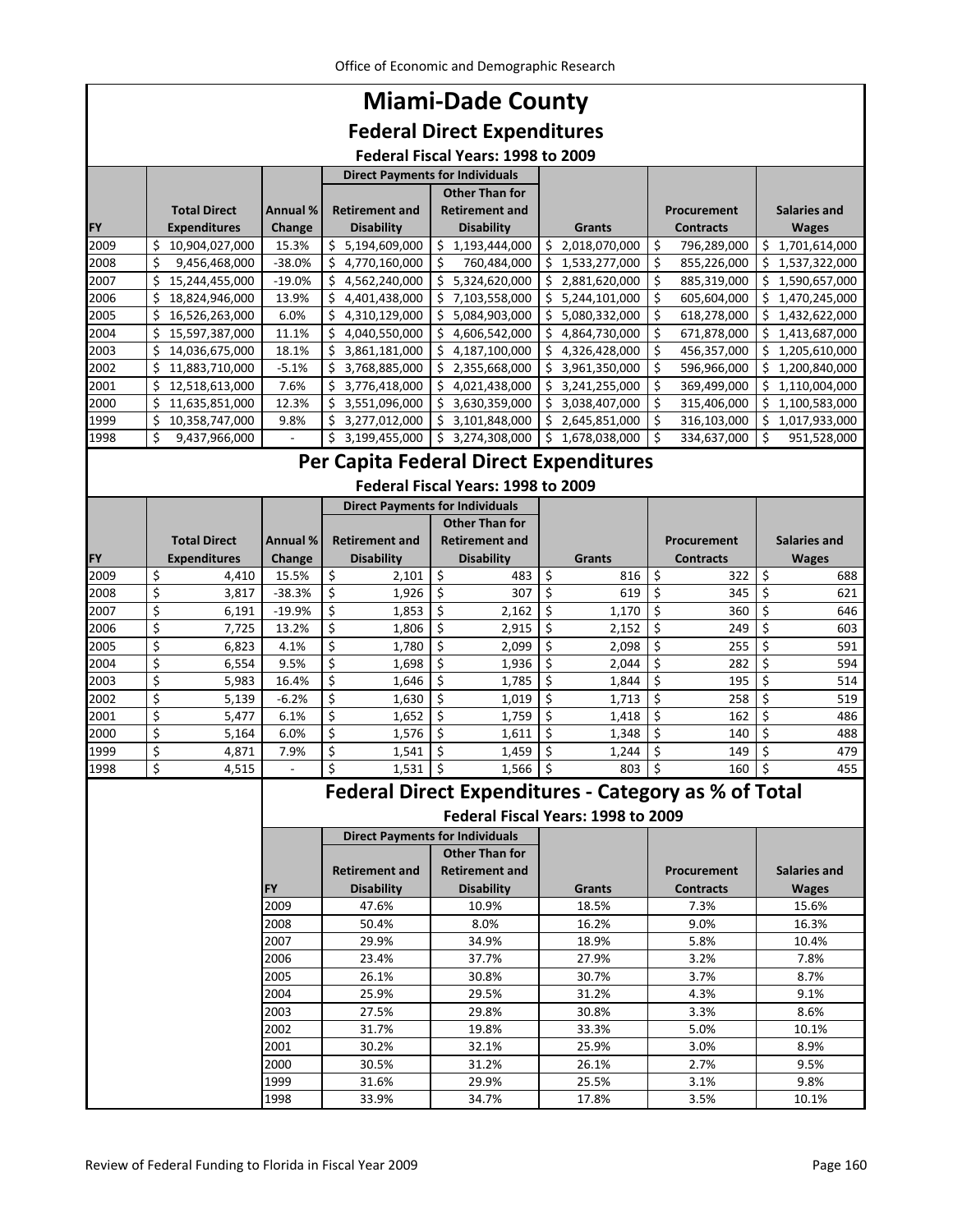# Miami-Dade County

## Federal Direct Expenditures

### Federal Fiscal Years: 1998 to 2009

| | | | Direct Payments for Individuals | | | | |
|---|---|---|---|---|---|---|---|
| FY | Total Direct Expenditures | Annual % Change | Retirement and Disability | Other Than for Retirement and Disability | Grants | Procurement Contracts | Salaries and Wages |
| 2009 | $ 10,904,027,000 | 15.3% | $ 5,194,609,000 | $ 1,193,444,000 | $ 2,018,070,000 | $ 796,289,000 | $ 1,701,614,000 |
| 2008 | $ 9,456,468,000 | -38.0% | $ 4,770,160,000 | $ 760,484,000 | $ 1,533,277,000 | $ 855,226,000 | $ 1,537,322,000 |
| 2007 | $ 15,244,455,000 | -19.0% | $ 4,562,240,000 | $ 5,324,620,000 | $ 2,881,620,000 | $ 885,319,000 | $ 1,590,657,000 |
| 2006 | $ 18,824,946,000 | 13.9% | $ 4,401,438,000 | $ 7,103,558,000 | $ 5,244,101,000 | $ 605,604,000 | $ 1,470,245,000 |
| 2005 | $ 16,526,263,000 | 6.0% | $ 4,310,129,000 | $ 5,084,903,000 | $ 5,080,332,000 | $ 618,278,000 | $ 1,432,622,000 |
| 2004 | $ 15,597,387,000 | 11.1% | $ 4,040,550,000 | $ 4,606,542,000 | $ 4,864,730,000 | $ 671,878,000 | $ 1,413,687,000 |
| 2003 | $ 14,036,675,000 | 18.1% | $ 3,861,181,000 | $ 4,187,100,000 | $ 4,326,428,000 | $ 456,357,000 | $ 1,205,610,000 |
| 2002 | $ 11,883,710,000 | -5.1% | $ 3,768,885,000 | $ 2,355,668,000 | $ 3,961,350,000 | $ 596,966,000 | $ 1,200,840,000 |
| 2001 | $ 12,518,613,000 | 7.6% | $ 3,776,418,000 | $ 4,021,438,000 | $ 3,241,255,000 | $ 369,499,000 | $ 1,110,004,000 |
| 2000 | $ 11,635,851,000 | 12.3% | $ 3,551,096,000 | $ 3,630,359,000 | $ 3,038,407,000 | $ 315,406,000 | $ 1,100,583,000 |
| 1999 | $ 10,358,747,000 | 9.8% | $ 3,277,012,000 | $ 3,101,848,000 | $ 2,645,851,000 | $ 316,103,000 | $ 1,017,933,000 |
| 1998 | $ 9,437,966,000 | - | $ 3,199,455,000 | $ 3,274,308,000 | $ 1,678,038,000 | $ 334,637,000 | $ 951,528,000 |

## Per Capita Federal Direct Expenditures

### Federal Fiscal Years: 1998 to 2009

| | | | Direct Payments for Individuals | | | | |
|---|---|---|---|---|---|---|---|
| FY | Total Direct Expenditures | Annual % Change | Retirement and Disability | Other Than for Retirement and Disability | Grants | Procurement Contracts | Salaries and Wages |
| 2009 | $ 4,410 | 15.5% | $ 2,101 | $ 483 | $ 816 | $ 322 | $ 688 |
| 2008 | $ 3,817 | -38.3% | $ 1,926 | $ 307 | $ 619 | $ 345 | $ 621 |
| 2007 | $ 6,191 | -19.9% | $ 1,853 | $ 2,162 | $ 1,170 | $ 360 | $ 646 |
| 2006 | $ 7,725 | 13.2% | $ 1,806 | $ 2,915 | $ 2,152 | $ 249 | $ 603 |
| 2005 | $ 6,823 | 4.1% | $ 1,780 | $ 2,099 | $ 2,098 | $ 255 | $ 591 |
| 2004 | $ 6,554 | 9.5% | $ 1,698 | $ 1,936 | $ 2,044 | $ 282 | $ 594 |
| 2003 | $ 5,983 | 16.4% | $ 1,646 | $ 1,785 | $ 1,844 | $ 195 | $ 514 |
| 2002 | $ 5,139 | -6.2% | $ 1,630 | $ 1,019 | $ 1,713 | $ 258 | $ 519 |
| 2001 | $ 5,477 | 6.1% | $ 1,652 | $ 1,759 | $ 1,418 | $ 162 | $ 486 |
| 2000 | $ 5,164 | 6.0% | $ 1,576 | $ 1,611 | $ 1,348 | $ 140 | $ 488 |
| 1999 | $ 4,871 | 7.9% | $ 1,541 | $ 1,459 | $ 1,244 | $ 149 | $ 479 |
| 1998 | $ 4,515 | - | $ 1,531 | $ 1,566 | $ 803 | $ 160 | $ 455 |

## Federal Direct Expenditures - Category as % of Total

### Federal Fiscal Years: 1998 to 2009

| | Direct Payments for Individuals | | | | |
|---|---|---|---|---|---|
| FY | Retirement and Disability | Other Than for Retirement and Disability | Grants | Procurement Contracts | Salaries and Wages |
| 2009 | 47.6% | 10.9% | 18.5% | 7.3% | 15.6% |
| 2008 | 50.4% | 8.0% | 16.2% | 9.0% | 16.3% |
| 2007 | 29.9% | 34.9% | 18.9% | 5.8% | 10.4% |
| 2006 | 23.4% | 37.7% | 27.9% | 3.2% | 7.8% |
| 2005 | 26.1% | 30.8% | 30.7% | 3.7% | 8.7% |
| 2004 | 25.9% | 29.5% | 31.2% | 4.3% | 9.1% |
| 2003 | 27.5% | 29.8% | 30.8% | 3.3% | 8.6% |
| 2002 | 31.7% | 19.8% | 33.3% | 5.0% | 10.1% |
| 2001 | 30.2% | 32.1% | 25.9% | 3.0% | 8.9% |
| 2000 | 30.5% | 31.2% | 26.1% | 2.7% | 9.5% |
| 1999 | 31.6% | 29.9% | 25.5% | 3.1% | 9.8% |
| 1998 | 33.9% | 34.7% | 17.8% | 3.5% | 10.1% |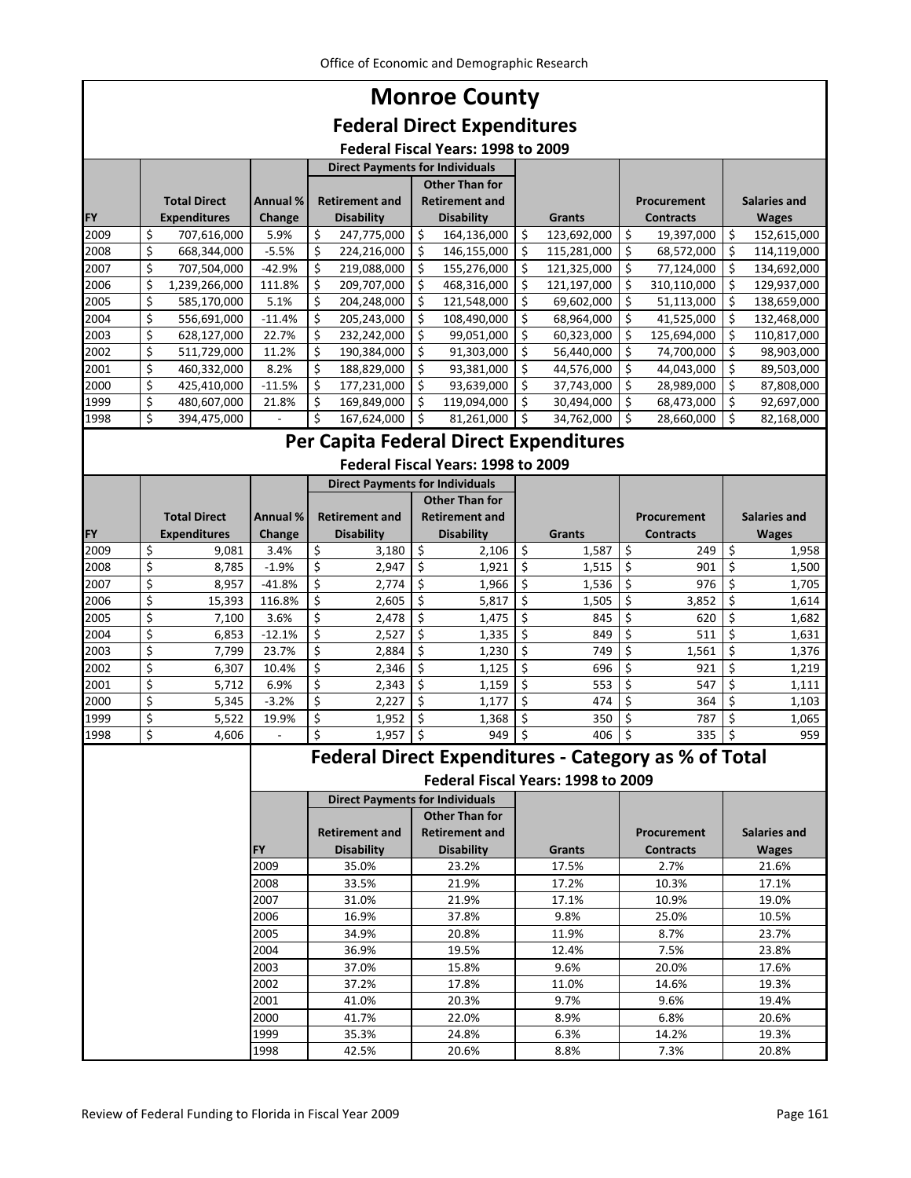# Monroe County

## Federal Direct Expenditures

### Federal Fiscal Years: 1998 to 2009

| FY | Total Direct Expenditures | Annual % Change | Direct Payments for Individuals: Retirement and Disability | Direct Payments for Individuals: Other Than for Retirement and Disability | Grants | Procurement Contracts | Salaries and Wages |
|---|---|---|---|---|---|---|---|
| 2009 | $ 707,616,000 | 5.9% | $ 247,775,000 | $ 164,136,000 | $ 123,692,000 | $ 19,397,000 | $ 152,615,000 |
| 2008 | $ 668,344,000 | -5.5% | $ 224,216,000 | $ 146,155,000 | $ 115,281,000 | $ 68,572,000 | $ 114,119,000 |
| 2007 | $ 707,504,000 | -42.9% | $ 219,088,000 | $ 155,276,000 | $ 121,325,000 | $ 77,124,000 | $ 134,692,000 |
| 2006 | $ 1,239,266,000 | 111.8% | $ 209,707,000 | $ 468,316,000 | $ 121,197,000 | $ 310,110,000 | $ 129,937,000 |
| 2005 | $ 585,170,000 | 5.1% | $ 204,248,000 | $ 121,548,000 | $ 69,602,000 | $ 51,113,000 | $ 138,659,000 |
| 2004 | $ 556,691,000 | -11.4% | $ 205,243,000 | $ 108,490,000 | $ 68,964,000 | $ 41,525,000 | $ 132,468,000 |
| 2003 | $ 628,127,000 | 22.7% | $ 232,242,000 | $ 99,051,000 | $ 60,323,000 | $ 125,694,000 | $ 110,817,000 |
| 2002 | $ 511,729,000 | 11.2% | $ 190,384,000 | $ 91,303,000 | $ 56,440,000 | $ 74,700,000 | $ 98,903,000 |
| 2001 | $ 460,332,000 | 8.2% | $ 188,829,000 | $ 93,381,000 | $ 44,576,000 | $ 44,043,000 | $ 89,503,000 |
| 2000 | $ 425,410,000 | -11.5% | $ 177,231,000 | $ 93,639,000 | $ 37,743,000 | $ 28,989,000 | $ 87,808,000 |
| 1999 | $ 480,607,000 | 21.8% | $ 169,849,000 | $ 119,094,000 | $ 30,494,000 | $ 68,473,000 | $ 92,697,000 |
| 1998 | $ 394,475,000 | - | $ 167,624,000 | $ 81,261,000 | $ 34,762,000 | $ 28,660,000 | $ 82,168,000 |

## Per Capita Federal Direct Expenditures

### Federal Fiscal Years: 1998 to 2009

| FY | Total Direct Expenditures | Annual % Change | Direct Payments for Individuals: Retirement and Disability | Direct Payments for Individuals: Other Than for Retirement and Disability | Grants | Procurement Contracts | Salaries and Wages |
|---|---|---|---|---|---|---|---|
| 2009 | $ 9,081 | 3.4% | $ 3,180 | $ 2,106 | $ 1,587 | $ 249 | $ 1,958 |
| 2008 | $ 8,785 | -1.9% | $ 2,947 | $ 1,921 | $ 1,515 | $ 901 | $ 1,500 |
| 2007 | $ 8,957 | -41.8% | $ 2,774 | $ 1,966 | $ 1,536 | $ 976 | $ 1,705 |
| 2006 | $ 15,393 | 116.8% | $ 2,605 | $ 5,817 | $ 1,505 | $ 3,852 | $ 1,614 |
| 2005 | $ 7,100 | 3.6% | $ 2,478 | $ 1,475 | $ 845 | $ 620 | $ 1,682 |
| 2004 | $ 6,853 | -12.1% | $ 2,527 | $ 1,335 | $ 849 | $ 511 | $ 1,631 |
| 2003 | $ 7,799 | 23.7% | $ 2,884 | $ 1,230 | $ 749 | $ 1,561 | $ 1,376 |
| 2002 | $ 6,307 | 10.4% | $ 2,346 | $ 1,125 | $ 696 | $ 921 | $ 1,219 |
| 2001 | $ 5,712 | 6.9% | $ 2,343 | $ 1,159 | $ 553 | $ 547 | $ 1,111 |
| 2000 | $ 5,345 | -3.2% | $ 2,227 | $ 1,177 | $ 474 | $ 364 | $ 1,103 |
| 1999 | $ 5,522 | 19.9% | $ 1,952 | $ 1,368 | $ 350 | $ 787 | $ 1,065 |
| 1998 | $ 4,606 | - | $ 1,957 | $ 949 | $ 406 | $ 335 | $ 959 |

## Federal Direct Expenditures - Category as % of Total

### Federal Fiscal Years: 1998 to 2009

| FY | Direct Payments for Individuals: Retirement and Disability | Direct Payments for Individuals: Other Than for Retirement and Disability | Grants | Procurement Contracts | Salaries and Wages |
|---|---|---|---|---|---|
| 2009 | 35.0% | 23.2% | 17.5% | 2.7% | 21.6% |
| 2008 | 33.5% | 21.9% | 17.2% | 10.3% | 17.1% |
| 2007 | 31.0% | 21.9% | 17.1% | 10.9% | 19.0% |
| 2006 | 16.9% | 37.8% | 9.8% | 25.0% | 10.5% |
| 2005 | 34.9% | 20.8% | 11.9% | 8.7% | 23.7% |
| 2004 | 36.9% | 19.5% | 12.4% | 7.5% | 23.8% |
| 2003 | 37.0% | 15.8% | 9.6% | 20.0% | 17.6% |
| 2002 | 37.2% | 17.8% | 11.0% | 14.6% | 19.3% |
| 2001 | 41.0% | 20.3% | 9.7% | 9.6% | 19.4% |
| 2000 | 41.7% | 22.0% | 8.9% | 6.8% | 20.6% |
| 1999 | 35.3% | 24.8% | 6.3% | 14.2% | 19.3% |
| 1998 | 42.5% | 20.6% | 8.8% | 7.3% | 20.8% |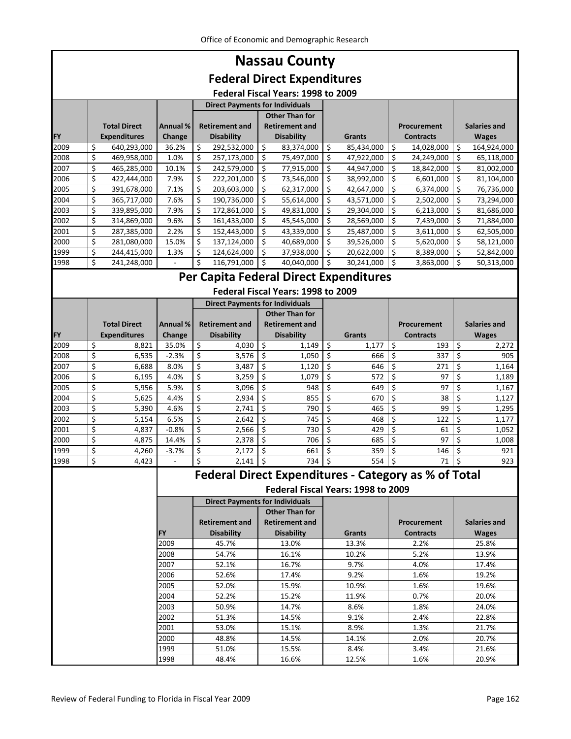# Nassau County

## Federal Direct Expenditures

### Federal Fiscal Years: 1998 to 2009

| FY | Total Direct Expenditures | Annual % Change | Direct Payments for Individuals: Retirement and Disability | Direct Payments for Individuals: Other Than for Retirement and Disability | Grants | Procurement Contracts | Salaries and Wages |
|---|---|---|---|---|---|---|---|
| 2009 | $ 640,293,000 | 36.2% | $ 292,532,000 | $ 83,374,000 | $ 85,434,000 | $ 14,028,000 | $ 164,924,000 |
| 2008 | $ 469,958,000 | 1.0% | $ 257,173,000 | $ 75,497,000 | $ 47,922,000 | $ 24,249,000 | $ 65,118,000 |
| 2007 | $ 465,285,000 | 10.1% | $ 242,579,000 | $ 77,915,000 | $ 44,947,000 | $ 18,842,000 | $ 81,002,000 |
| 2006 | $ 422,444,000 | 7.9% | $ 222,201,000 | $ 73,546,000 | $ 38,992,000 | $ 6,601,000 | $ 81,104,000 |
| 2005 | $ 391,678,000 | 7.1% | $ 203,603,000 | $ 62,317,000 | $ 42,647,000 | $ 6,374,000 | $ 76,736,000 |
| 2004 | $ 365,717,000 | 7.6% | $ 190,736,000 | $ 55,614,000 | $ 43,571,000 | $ 2,502,000 | $ 73,294,000 |
| 2003 | $ 339,895,000 | 7.9% | $ 172,861,000 | $ 49,831,000 | $ 29,304,000 | $ 6,213,000 | $ 81,686,000 |
| 2002 | $ 314,869,000 | 9.6% | $ 161,433,000 | $ 45,545,000 | $ 28,569,000 | $ 7,439,000 | $ 71,884,000 |
| 2001 | $ 287,385,000 | 2.2% | $ 152,443,000 | $ 43,339,000 | $ 25,487,000 | $ 3,611,000 | $ 62,505,000 |
| 2000 | $ 281,080,000 | 15.0% | $ 137,124,000 | $ 40,689,000 | $ 39,526,000 | $ 5,620,000 | $ 58,121,000 |
| 1999 | $ 244,415,000 | 1.3% | $ 124,624,000 | $ 37,938,000 | $ 20,622,000 | $ 8,389,000 | $ 52,842,000 |
| 1998 | $ 241,248,000 | - | $ 116,791,000 | $ 40,040,000 | $ 30,241,000 | $ 3,863,000 | $ 50,313,000 |

## Per Capita Federal Direct Expenditures

### Federal Fiscal Years: 1998 to 2009

| FY | Total Direct Expenditures | Annual % Change | Direct Payments for Individuals: Retirement and Disability | Direct Payments for Individuals: Other Than for Retirement and Disability | Grants | Procurement Contracts | Salaries and Wages |
|---|---|---|---|---|---|---|---|
| 2009 | $ 8,821 | 35.0% | $ 4,030 | $ 1,149 | $ 1,177 | $ 193 | $ 2,272 |
| 2008 | $ 6,535 | -2.3% | $ 3,576 | $ 1,050 | $ 666 | $ 337 | $ 905 |
| 2007 | $ 6,688 | 8.0% | $ 3,487 | $ 1,120 | $ 646 | $ 271 | $ 1,164 |
| 2006 | $ 6,195 | 4.0% | $ 3,259 | $ 1,079 | $ 572 | $ 97 | $ 1,189 |
| 2005 | $ 5,956 | 5.9% | $ 3,096 | $ 948 | $ 649 | $ 97 | $ 1,167 |
| 2004 | $ 5,625 | 4.4% | $ 2,934 | $ 855 | $ 670 | $ 38 | $ 1,127 |
| 2003 | $ 5,390 | 4.6% | $ 2,741 | $ 790 | $ 465 | $ 99 | $ 1,295 |
| 2002 | $ 5,154 | 6.5% | $ 2,642 | $ 745 | $ 468 | $ 122 | $ 1,177 |
| 2001 | $ 4,837 | -0.8% | $ 2,566 | $ 730 | $ 429 | $ 61 | $ 1,052 |
| 2000 | $ 4,875 | 14.4% | $ 2,378 | $ 706 | $ 685 | $ 97 | $ 1,008 |
| 1999 | $ 4,260 | -3.7% | $ 2,172 | $ 661 | $ 359 | $ 146 | $ 921 |
| 1998 | $ 4,423 | - | $ 2,141 | $ 734 | $ 554 | $ 71 | $ 923 |

## Federal Direct Expenditures - Category as % of Total

### Federal Fiscal Years: 1998 to 2009

| FY | Direct Payments for Individuals: Retirement and Disability | Direct Payments for Individuals: Other Than for Retirement and Disability | Grants | Procurement Contracts | Salaries and Wages |
|---|---|---|---|---|---|
| 2009 | 45.7% | 13.0% | 13.3% | 2.2% | 25.8% |
| 2008 | 54.7% | 16.1% | 10.2% | 5.2% | 13.9% |
| 2007 | 52.1% | 16.7% | 9.7% | 4.0% | 17.4% |
| 2006 | 52.6% | 17.4% | 9.2% | 1.6% | 19.2% |
| 2005 | 52.0% | 15.9% | 10.9% | 1.6% | 19.6% |
| 2004 | 52.2% | 15.2% | 11.9% | 0.7% | 20.0% |
| 2003 | 50.9% | 14.7% | 8.6% | 1.8% | 24.0% |
| 2002 | 51.3% | 14.5% | 9.1% | 2.4% | 22.8% |
| 2001 | 53.0% | 15.1% | 8.9% | 1.3% | 21.7% |
| 2000 | 48.8% | 14.5% | 14.1% | 2.0% | 20.7% |
| 1999 | 51.0% | 15.5% | 8.4% | 3.4% | 21.6% |
| 1998 | 48.4% | 16.6% | 12.5% | 1.6% | 20.9% |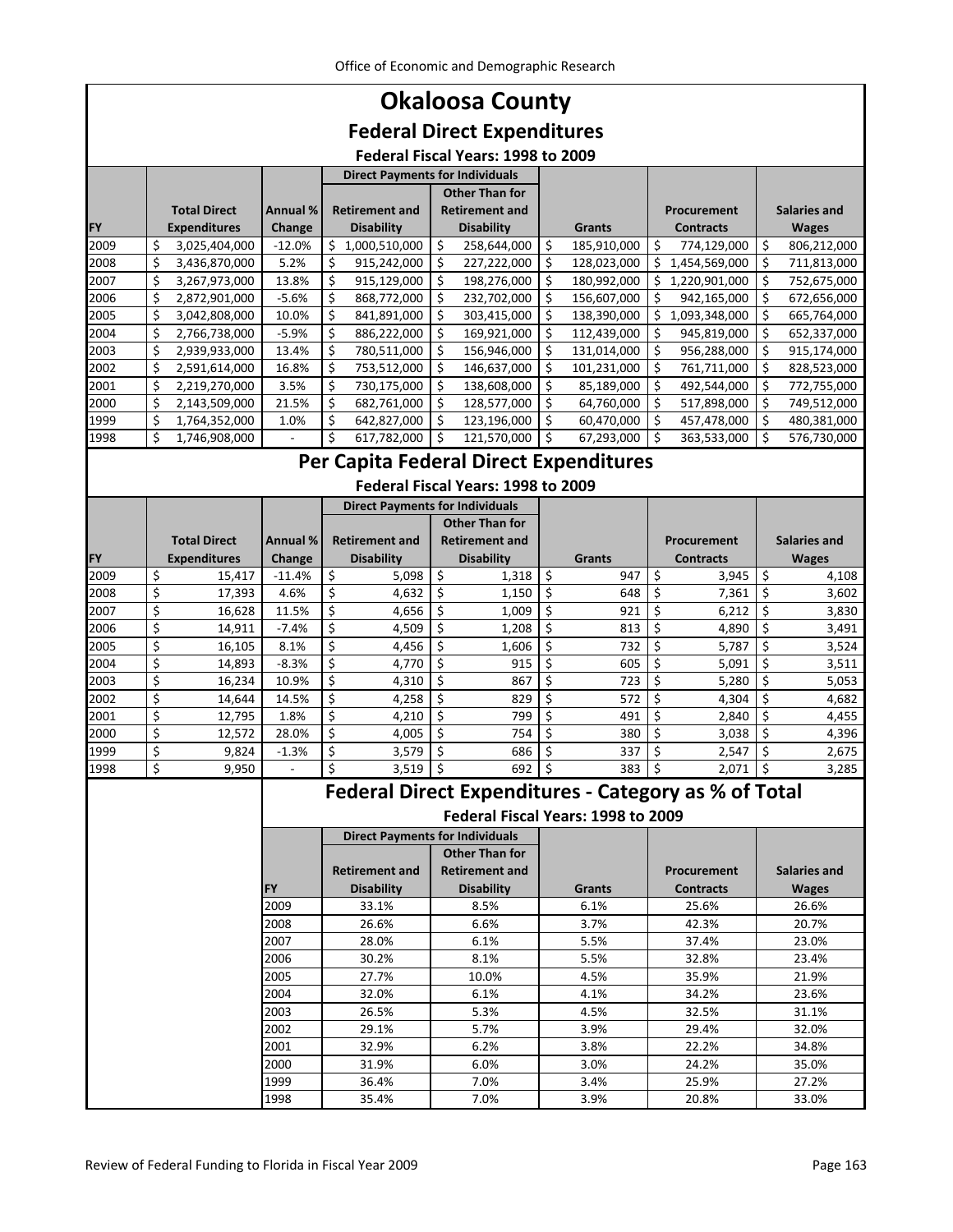# Okaloosa County

## Federal Direct Expenditures

### Federal Fiscal Years: 1998 to 2009

| | | | Direct Payments for Individuals | | | | |
|---|---|---|---|---|---|---|---|
| FY | Total Direct Expenditures | Annual % Change | Retirement and Disability | Other Than for Retirement and Disability | Grants | Procurement Contracts | Salaries and Wages |
| 2009 | $ 3,025,404,000 | -12.0% | $ 1,000,510,000 | $ 258,644,000 | $ 185,910,000 | $ 774,129,000 | $ 806,212,000 |
| 2008 | $ 3,436,870,000 | 5.2% | $ 915,242,000 | $ 227,222,000 | $ 128,023,000 | $ 1,454,569,000 | $ 711,813,000 |
| 2007 | $ 3,267,973,000 | 13.8% | $ 915,129,000 | $ 198,276,000 | $ 180,992,000 | $ 1,220,901,000 | $ 752,675,000 |
| 2006 | $ 2,872,901,000 | -5.6% | $ 868,772,000 | $ 232,702,000 | $ 156,607,000 | $ 942,165,000 | $ 672,656,000 |
| 2005 | $ 3,042,808,000 | 10.0% | $ 841,891,000 | $ 303,415,000 | $ 138,390,000 | $ 1,093,348,000 | $ 665,764,000 |
| 2004 | $ 2,766,738,000 | -5.9% | $ 886,222,000 | $ 169,921,000 | $ 112,439,000 | $ 945,819,000 | $ 652,337,000 |
| 2003 | $ 2,939,933,000 | 13.4% | $ 780,511,000 | $ 156,946,000 | $ 131,014,000 | $ 956,288,000 | $ 915,174,000 |
| 2002 | $ 2,591,614,000 | 16.8% | $ 753,512,000 | $ 146,637,000 | $ 101,231,000 | $ 761,711,000 | $ 828,523,000 |
| 2001 | $ 2,219,270,000 | 3.5% | $ 730,175,000 | $ 138,608,000 | $ 85,189,000 | $ 492,544,000 | $ 772,755,000 |
| 2000 | $ 2,143,509,000 | 21.5% | $ 682,761,000 | $ 128,577,000 | $ 64,760,000 | $ 517,898,000 | $ 749,512,000 |
| 1999 | $ 1,764,352,000 | 1.0% | $ 642,827,000 | $ 123,196,000 | $ 60,470,000 | $ 457,478,000 | $ 480,381,000 |
| 1998 | $ 1,746,908,000 | - | $ 617,782,000 | $ 121,570,000 | $ 67,293,000 | $ 363,533,000 | $ 576,730,000 |

## Per Capita Federal Direct Expenditures

### Federal Fiscal Years: 1998 to 2009

| | | | Direct Payments for Individuals | | | | |
|---|---|---|---|---|---|---|---|
| FY | Total Direct Expenditures | Annual % Change | Retirement and Disability | Other Than for Retirement and Disability | Grants | Procurement Contracts | Salaries and Wages |
| 2009 | $ 15,417 | -11.4% | $ 5,098 | $ 1,318 | $ 947 | $ 3,945 | $ 4,108 |
| 2008 | $ 17,393 | 4.6% | $ 4,632 | $ 1,150 | $ 648 | $ 7,361 | $ 3,602 |
| 2007 | $ 16,628 | 11.5% | $ 4,656 | $ 1,009 | $ 921 | $ 6,212 | $ 3,830 |
| 2006 | $ 14,911 | -7.4% | $ 4,509 | $ 1,208 | $ 813 | $ 4,890 | $ 3,491 |
| 2005 | $ 16,105 | 8.1% | $ 4,456 | $ 1,606 | $ 732 | $ 5,787 | $ 3,524 |
| 2004 | $ 14,893 | -8.3% | $ 4,770 | $ 915 | $ 605 | $ 5,091 | $ 3,511 |
| 2003 | $ 16,234 | 10.9% | $ 4,310 | $ 867 | $ 723 | $ 5,280 | $ 5,053 |
| 2002 | $ 14,644 | 14.5% | $ 4,258 | $ 829 | $ 572 | $ 4,304 | $ 4,682 |
| 2001 | $ 12,795 | 1.8% | $ 4,210 | $ 799 | $ 491 | $ 2,840 | $ 4,455 |
| 2000 | $ 12,572 | 28.0% | $ 4,005 | $ 754 | $ 380 | $ 3,038 | $ 4,396 |
| 1999 | $ 9,824 | -1.3% | $ 3,579 | $ 686 | $ 337 | $ 2,547 | $ 2,675 |
| 1998 | $ 9,950 | - | $ 3,519 | $ 692 | $ 383 | $ 2,071 | $ 3,285 |

## Federal Direct Expenditures - Category as % of Total

### Federal Fiscal Years: 1998 to 2009

| | Direct Payments for Individuals | | | | |
|---|---|---|---|---|---|
| FY | Retirement and Disability | Other Than for Retirement and Disability | Grants | Procurement Contracts | Salaries and Wages |
| 2009 | 33.1% | 8.5% | 6.1% | 25.6% | 26.6% |
| 2008 | 26.6% | 6.6% | 3.7% | 42.3% | 20.7% |
| 2007 | 28.0% | 6.1% | 5.5% | 37.4% | 23.0% |
| 2006 | 30.2% | 8.1% | 5.5% | 32.8% | 23.4% |
| 2005 | 27.7% | 10.0% | 4.5% | 35.9% | 21.9% |
| 2004 | 32.0% | 6.1% | 4.1% | 34.2% | 23.6% |
| 2003 | 26.5% | 5.3% | 4.5% | 32.5% | 31.1% |
| 2002 | 29.1% | 5.7% | 3.9% | 29.4% | 32.0% |
| 2001 | 32.9% | 6.2% | 3.8% | 22.2% | 34.8% |
| 2000 | 31.9% | 6.0% | 3.0% | 24.2% | 35.0% |
| 1999 | 36.4% | 7.0% | 3.4% | 25.9% | 27.2% |
| 1998 | 35.4% | 7.0% | 3.9% | 20.8% | 33.0% |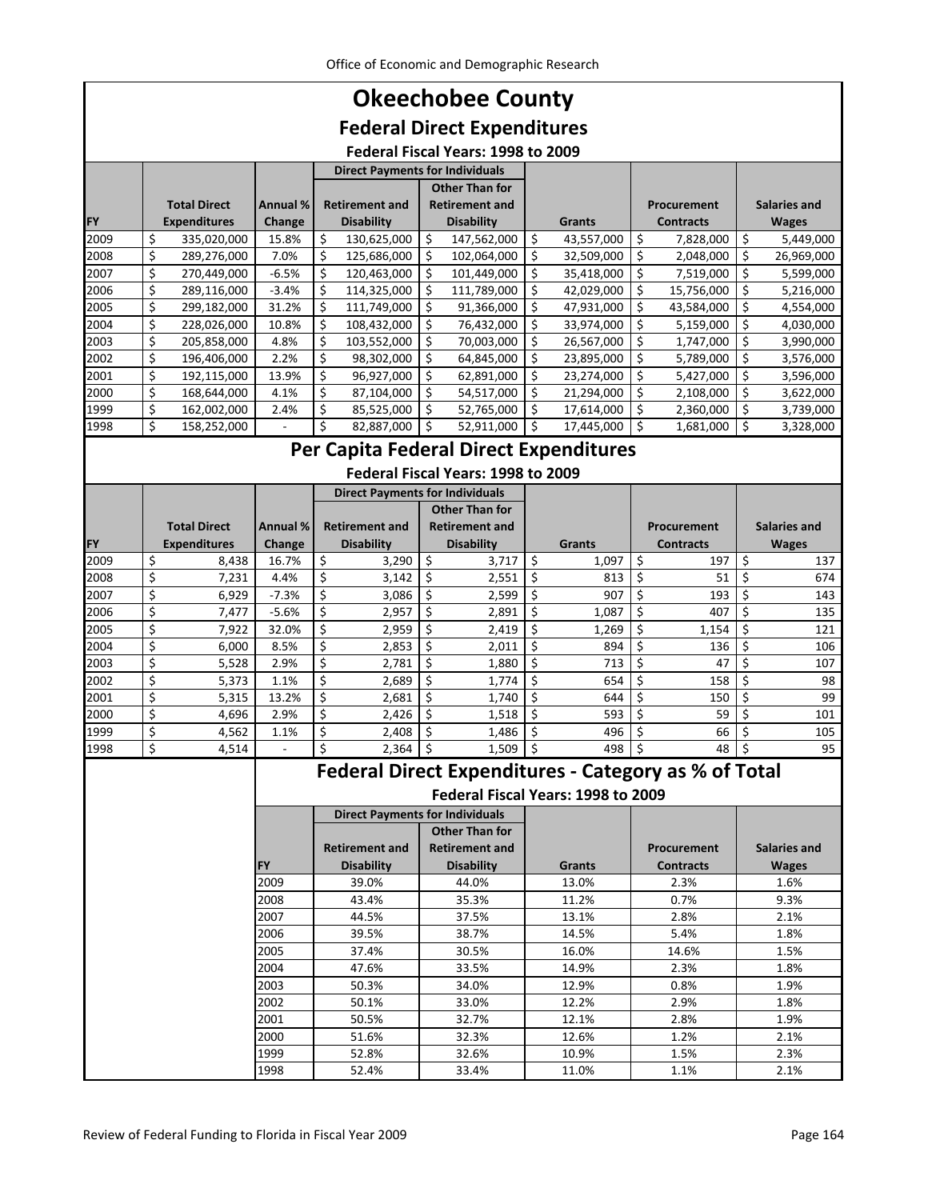# Okeechobee County

## Federal Direct Expenditures

### Federal Fiscal Years: 1998 to 2009

| FY | Total Direct Expenditures | Annual % Change | Direct Payments for Individuals: Retirement and Disability | Direct Payments for Individuals: Other Than for Retirement and Disability | Grants | Procurement Contracts | Salaries and Wages |
|---|---|---|---|---|---|---|---|
| 2009 | $ 335,020,000 | 15.8% | $ 130,625,000 | $ 147,562,000 | $ 43,557,000 | $ 7,828,000 | $ 5,449,000 |
| 2008 | $ 289,276,000 | 7.0% | $ 125,686,000 | $ 102,064,000 | $ 32,509,000 | $ 2,048,000 | $ 26,969,000 |
| 2007 | $ 270,449,000 | -6.5% | $ 120,463,000 | $ 101,449,000 | $ 35,418,000 | $ 7,519,000 | $ 5,599,000 |
| 2006 | $ 289,116,000 | -3.4% | $ 114,325,000 | $ 111,789,000 | $ 42,029,000 | $ 15,756,000 | $ 5,216,000 |
| 2005 | $ 299,182,000 | 31.2% | $ 111,749,000 | $ 91,366,000 | $ 47,931,000 | $ 43,584,000 | $ 4,554,000 |
| 2004 | $ 228,026,000 | 10.8% | $ 108,432,000 | $ 76,432,000 | $ 33,974,000 | $ 5,159,000 | $ 4,030,000 |
| 2003 | $ 205,858,000 | 4.8% | $ 103,552,000 | $ 70,003,000 | $ 26,567,000 | $ 1,747,000 | $ 3,990,000 |
| 2002 | $ 196,406,000 | 2.2% | $ 98,302,000 | $ 64,845,000 | $ 23,895,000 | $ 5,789,000 | $ 3,576,000 |
| 2001 | $ 192,115,000 | 13.9% | $ 96,927,000 | $ 62,891,000 | $ 23,274,000 | $ 5,427,000 | $ 3,596,000 |
| 2000 | $ 168,644,000 | 4.1% | $ 87,104,000 | $ 54,517,000 | $ 21,294,000 | $ 2,108,000 | $ 3,622,000 |
| 1999 | $ 162,002,000 | 2.4% | $ 85,525,000 | $ 52,765,000 | $ 17,614,000 | $ 2,360,000 | $ 3,739,000 |
| 1998 | $ 158,252,000 | - | $ 82,887,000 | $ 52,911,000 | $ 17,445,000 | $ 1,681,000 | $ 3,328,000 |

## Per Capita Federal Direct Expenditures

### Federal Fiscal Years: 1998 to 2009

| FY | Total Direct Expenditures | Annual % Change | Direct Payments for Individuals: Retirement and Disability | Direct Payments for Individuals: Other Than for Retirement and Disability | Grants | Procurement Contracts | Salaries and Wages |
|---|---|---|---|---|---|---|---|
| 2009 | $ 8,438 | 16.7% | $ 3,290 | $ 3,717 | $ 1,097 | $ 197 | $ 137 |
| 2008 | $ 7,231 | 4.4% | $ 3,142 | $ 2,551 | $ 813 | $ 51 | $ 674 |
| 2007 | $ 6,929 | -7.3% | $ 3,086 | $ 2,599 | $ 907 | $ 193 | $ 143 |
| 2006 | $ 7,477 | -5.6% | $ 2,957 | $ 2,891 | $ 1,087 | $ 407 | $ 135 |
| 2005 | $ 7,922 | 32.0% | $ 2,959 | $ 2,419 | $ 1,269 | $ 1,154 | $ 121 |
| 2004 | $ 6,000 | 8.5% | $ 2,853 | $ 2,011 | $ 894 | $ 136 | $ 106 |
| 2003 | $ 5,528 | 2.9% | $ 2,781 | $ 1,880 | $ 713 | $ 47 | $ 107 |
| 2002 | $ 5,373 | 1.1% | $ 2,689 | $ 1,774 | $ 654 | $ 158 | $ 98 |
| 2001 | $ 5,315 | 13.2% | $ 2,681 | $ 1,740 | $ 644 | $ 150 | $ 99 |
| 2000 | $ 4,696 | 2.9% | $ 2,426 | $ 1,518 | $ 593 | $ 59 | $ 101 |
| 1999 | $ 4,562 | 1.1% | $ 2,408 | $ 1,486 | $ 496 | $ 66 | $ 105 |
| 1998 | $ 4,514 | - | $ 2,364 | $ 1,509 | $ 498 | $ 48 | $ 95 |

## Federal Direct Expenditures - Category as % of Total

### Federal Fiscal Years: 1998 to 2009

| FY | Direct Payments for Individuals: Retirement and Disability | Direct Payments for Individuals: Other Than for Retirement and Disability | Grants | Procurement Contracts | Salaries and Wages |
|---|---|---|---|---|---|
| 2009 | 39.0% | 44.0% | 13.0% | 2.3% | 1.6% |
| 2008 | 43.4% | 35.3% | 11.2% | 0.7% | 9.3% |
| 2007 | 44.5% | 37.5% | 13.1% | 2.8% | 2.1% |
| 2006 | 39.5% | 38.7% | 14.5% | 5.4% | 1.8% |
| 2005 | 37.4% | 30.5% | 16.0% | 14.6% | 1.5% |
| 2004 | 47.6% | 33.5% | 14.9% | 2.3% | 1.8% |
| 2003 | 50.3% | 34.0% | 12.9% | 0.8% | 1.9% |
| 2002 | 50.1% | 33.0% | 12.2% | 2.9% | 1.8% |
| 2001 | 50.5% | 32.7% | 12.1% | 2.8% | 1.9% |
| 2000 | 51.6% | 32.3% | 12.6% | 1.2% | 2.1% |
| 1999 | 52.8% | 32.6% | 10.9% | 1.5% | 2.3% |
| 1998 | 52.4% | 33.4% | 11.0% | 1.1% | 2.1% |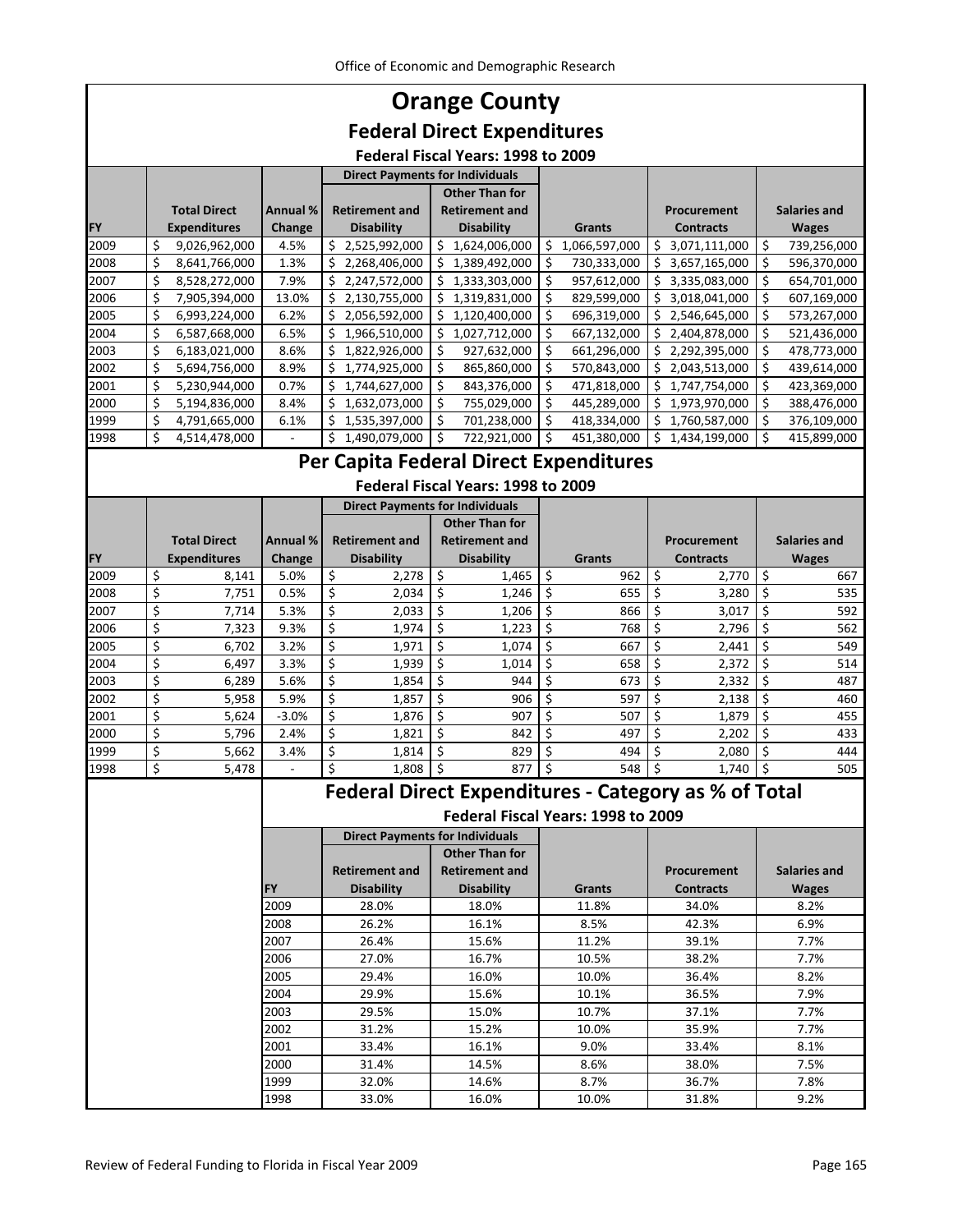# Orange County

## Federal Direct Expenditures

### Federal Fiscal Years: 1998 to 2009

| | | | Direct Payments for Individuals | | | | |
|---|---|---|---|---|---|---|---|
| FY | Total Direct Expenditures | Annual % Change | Retirement and Disability | Other Than for Retirement and Disability | Grants | Procurement Contracts | Salaries and Wages |
| 2009 | $ 9,026,962,000 | 4.5% | $ 2,525,992,000 | $ 1,624,006,000 | $ 1,066,597,000 | $ 3,071,111,000 | $ 739,256,000 |
| 2008 | $ 8,641,766,000 | 1.3% | $ 2,268,406,000 | $ 1,389,492,000 | $ 730,333,000 | $ 3,657,165,000 | $ 596,370,000 |
| 2007 | $ 8,528,272,000 | 7.9% | $ 2,247,572,000 | $ 1,333,303,000 | $ 957,612,000 | $ 3,335,083,000 | $ 654,701,000 |
| 2006 | $ 7,905,394,000 | 13.0% | $ 2,130,755,000 | $ 1,319,831,000 | $ 829,599,000 | $ 3,018,041,000 | $ 607,169,000 |
| 2005 | $ 6,993,224,000 | 6.2% | $ 2,056,592,000 | $ 1,120,400,000 | $ 696,319,000 | $ 2,546,645,000 | $ 573,267,000 |
| 2004 | $ 6,587,668,000 | 6.5% | $ 1,966,510,000 | $ 1,027,712,000 | $ 667,132,000 | $ 2,404,878,000 | $ 521,436,000 |
| 2003 | $ 6,183,021,000 | 8.6% | $ 1,822,926,000 | $ 927,632,000 | $ 661,296,000 | $ 2,292,395,000 | $ 478,773,000 |
| 2002 | $ 5,694,756,000 | 8.9% | $ 1,774,925,000 | $ 865,860,000 | $ 570,843,000 | $ 2,043,513,000 | $ 439,614,000 |
| 2001 | $ 5,230,944,000 | 0.7% | $ 1,744,627,000 | $ 843,376,000 | $ 471,818,000 | $ 1,747,754,000 | $ 423,369,000 |
| 2000 | $ 5,194,836,000 | 8.4% | $ 1,632,073,000 | $ 755,029,000 | $ 445,289,000 | $ 1,973,970,000 | $ 388,476,000 |
| 1999 | $ 4,791,665,000 | 6.1% | $ 1,535,397,000 | $ 701,238,000 | $ 418,334,000 | $ 1,760,587,000 | $ 376,109,000 |
| 1998 | $ 4,514,478,000 | - | $ 1,490,079,000 | $ 722,921,000 | $ 451,380,000 | $ 1,434,199,000 | $ 415,899,000 |

## Per Capita Federal Direct Expenditures

### Federal Fiscal Years: 1998 to 2009

| | | | Direct Payments for Individuals | | | | |
|---|---|---|---|---|---|---|---|
| FY | Total Direct Expenditures | Annual % Change | Retirement and Disability | Other Than for Retirement and Disability | Grants | Procurement Contracts | Salaries and Wages |
| 2009 | $ 8,141 | 5.0% | $ 2,278 | $ 1,465 | $ 962 | $ 2,770 | $ 667 |
| 2008 | $ 7,751 | 0.5% | $ 2,034 | $ 1,246 | $ 655 | $ 3,280 | $ 535 |
| 2007 | $ 7,714 | 5.3% | $ 2,033 | $ 1,206 | $ 866 | $ 3,017 | $ 592 |
| 2006 | $ 7,323 | 9.3% | $ 1,974 | $ 1,223 | $ 768 | $ 2,796 | $ 562 |
| 2005 | $ 6,702 | 3.2% | $ 1,971 | $ 1,074 | $ 667 | $ 2,441 | $ 549 |
| 2004 | $ 6,497 | 3.3% | $ 1,939 | $ 1,014 | $ 658 | $ 2,372 | $ 514 |
| 2003 | $ 6,289 | 5.6% | $ 1,854 | $ 944 | $ 673 | $ 2,332 | $ 487 |
| 2002 | $ 5,958 | 5.9% | $ 1,857 | $ 906 | $ 597 | $ 2,138 | $ 460 |
| 2001 | $ 5,624 | -3.0% | $ 1,876 | $ 907 | $ 507 | $ 1,879 | $ 455 |
| 2000 | $ 5,796 | 2.4% | $ 1,821 | $ 842 | $ 497 | $ 2,202 | $ 433 |
| 1999 | $ 5,662 | 3.4% | $ 1,814 | $ 829 | $ 494 | $ 2,080 | $ 444 |
| 1998 | $ 5,478 | - | $ 1,808 | $ 877 | $ 548 | $ 1,740 | $ 505 |

## Federal Direct Expenditures - Category as % of Total

### Federal Fiscal Years: 1998 to 2009

| | Direct Payments for Individuals | | | | |
|---|---|---|---|---|---|
| FY | Retirement and Disability | Other Than for Retirement and Disability | Grants | Procurement Contracts | Salaries and Wages |
| 2009 | 28.0% | 18.0% | 11.8% | 34.0% | 8.2% |
| 2008 | 26.2% | 16.1% | 8.5% | 42.3% | 6.9% |
| 2007 | 26.4% | 15.6% | 11.2% | 39.1% | 7.7% |
| 2006 | 27.0% | 16.7% | 10.5% | 38.2% | 7.7% |
| 2005 | 29.4% | 16.0% | 10.0% | 36.4% | 8.2% |
| 2004 | 29.9% | 15.6% | 10.1% | 36.5% | 7.9% |
| 2003 | 29.5% | 15.0% | 10.7% | 37.1% | 7.7% |
| 2002 | 31.2% | 15.2% | 10.0% | 35.9% | 7.7% |
| 2001 | 33.4% | 16.1% | 9.0% | 33.4% | 8.1% |
| 2000 | 31.4% | 14.5% | 8.6% | 38.0% | 7.5% |
| 1999 | 32.0% | 14.6% | 8.7% | 36.7% | 7.8% |
| 1998 | 33.0% | 16.0% | 10.0% | 31.8% | 9.2% |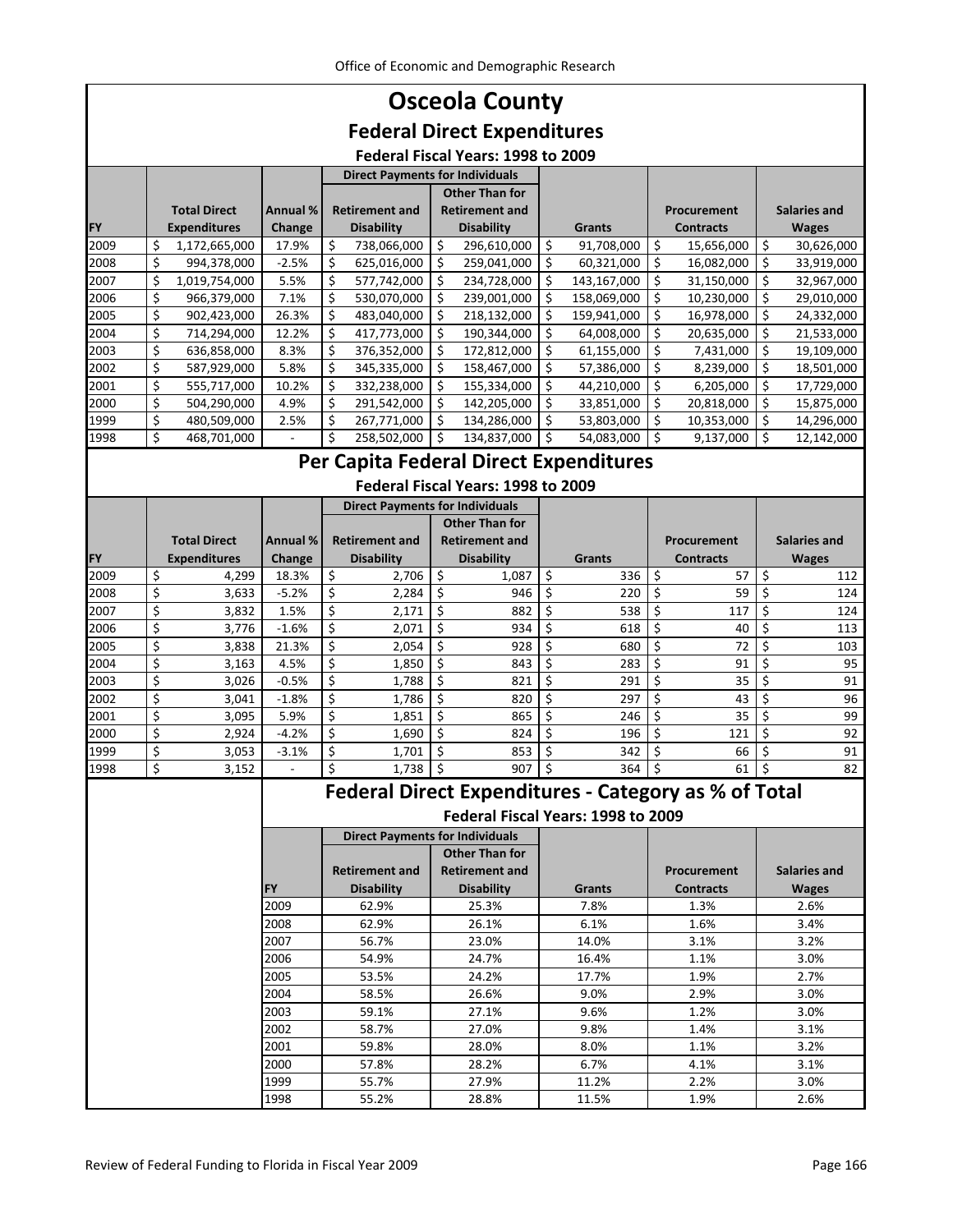# Osceola County

## Federal Direct Expenditures

### Federal Fiscal Years: 1998 to 2009

| FY | Total Direct Expenditures | Annual % Change | Direct Payments for Individuals: Retirement and Disability | Direct Payments for Individuals: Other Than for Retirement and Disability | Grants | Procurement Contracts | Salaries and Wages |
|---|---|---|---|---|---|---|---|
| 2009 | $ 1,172,665,000 | 17.9% | $ 738,066,000 | $ 296,610,000 | $ 91,708,000 | $ 15,656,000 | $ 30,626,000 |
| 2008 | $ 994,378,000 | -2.5% | $ 625,016,000 | $ 259,041,000 | $ 60,321,000 | $ 16,082,000 | $ 33,919,000 |
| 2007 | $ 1,019,754,000 | 5.5% | $ 577,742,000 | $ 234,728,000 | $ 143,167,000 | $ 31,150,000 | $ 32,967,000 |
| 2006 | $ 966,379,000 | 7.1% | $ 530,070,000 | $ 239,001,000 | $ 158,069,000 | $ 10,230,000 | $ 29,010,000 |
| 2005 | $ 902,423,000 | 26.3% | $ 483,040,000 | $ 218,132,000 | $ 159,941,000 | $ 16,978,000 | $ 24,332,000 |
| 2004 | $ 714,294,000 | 12.2% | $ 417,773,000 | $ 190,344,000 | $ 64,008,000 | $ 20,635,000 | $ 21,533,000 |
| 2003 | $ 636,858,000 | 8.3% | $ 376,352,000 | $ 172,812,000 | $ 61,155,000 | $ 7,431,000 | $ 19,109,000 |
| 2002 | $ 587,929,000 | 5.8% | $ 345,335,000 | $ 158,467,000 | $ 57,386,000 | $ 8,239,000 | $ 18,501,000 |
| 2001 | $ 555,717,000 | 10.2% | $ 332,238,000 | $ 155,334,000 | $ 44,210,000 | $ 6,205,000 | $ 17,729,000 |
| 2000 | $ 504,290,000 | 4.9% | $ 291,542,000 | $ 142,205,000 | $ 33,851,000 | $ 20,818,000 | $ 15,875,000 |
| 1999 | $ 480,509,000 | 2.5% | $ 267,771,000 | $ 134,286,000 | $ 53,803,000 | $ 10,353,000 | $ 14,296,000 |
| 1998 | $ 468,701,000 | - | $ 258,502,000 | $ 134,837,000 | $ 54,083,000 | $ 9,137,000 | $ 12,142,000 |

## Per Capita Federal Direct Expenditures

### Federal Fiscal Years: 1998 to 2009

| FY | Total Direct Expenditures | Annual % Change | Direct Payments for Individuals: Retirement and Disability | Direct Payments for Individuals: Other Than for Retirement and Disability | Grants | Procurement Contracts | Salaries and Wages |
|---|---|---|---|---|---|---|---|
| 2009 | $ 4,299 | 18.3% | $ 2,706 | $ 1,087 | $ 336 | $ 57 | $ 112 |
| 2008 | $ 3,633 | -5.2% | $ 2,284 | $ 946 | $ 220 | $ 59 | $ 124 |
| 2007 | $ 3,832 | 1.5% | $ 2,171 | $ 882 | $ 538 | $ 117 | $ 124 |
| 2006 | $ 3,776 | -1.6% | $ 2,071 | $ 934 | $ 618 | $ 40 | $ 113 |
| 2005 | $ 3,838 | 21.3% | $ 2,054 | $ 928 | $ 680 | $ 72 | $ 103 |
| 2004 | $ 3,163 | 4.5% | $ 1,850 | $ 843 | $ 283 | $ 91 | $ 95 |
| 2003 | $ 3,026 | -0.5% | $ 1,788 | $ 821 | $ 291 | $ 35 | $ 91 |
| 2002 | $ 3,041 | -1.8% | $ 1,786 | $ 820 | $ 297 | $ 43 | $ 96 |
| 2001 | $ 3,095 | 5.9% | $ 1,851 | $ 865 | $ 246 | $ 35 | $ 99 |
| 2000 | $ 2,924 | -4.2% | $ 1,690 | $ 824 | $ 196 | $ 121 | $ 92 |
| 1999 | $ 3,053 | -3.1% | $ 1,701 | $ 853 | $ 342 | $ 66 | $ 91 |
| 1998 | $ 3,152 | - | $ 1,738 | $ 907 | $ 364 | $ 61 | $ 82 |

## Federal Direct Expenditures - Category as % of Total

### Federal Fiscal Years: 1998 to 2009

| FY | Direct Payments for Individuals: Retirement and Disability | Direct Payments for Individuals: Other Than for Retirement and Disability | Grants | Procurement Contracts | Salaries and Wages |
|---|---|---|---|---|---|
| 2009 | 62.9% | 25.3% | 7.8% | 1.3% | 2.6% |
| 2008 | 62.9% | 26.1% | 6.1% | 1.6% | 3.4% |
| 2007 | 56.7% | 23.0% | 14.0% | 3.1% | 3.2% |
| 2006 | 54.9% | 24.7% | 16.4% | 1.1% | 3.0% |
| 2005 | 53.5% | 24.2% | 17.7% | 1.9% | 2.7% |
| 2004 | 58.5% | 26.6% | 9.0% | 2.9% | 3.0% |
| 2003 | 59.1% | 27.1% | 9.6% | 1.2% | 3.0% |
| 2002 | 58.7% | 27.0% | 9.8% | 1.4% | 3.1% |
| 2001 | 59.8% | 28.0% | 8.0% | 1.1% | 3.2% |
| 2000 | 57.8% | 28.2% | 6.7% | 4.1% | 3.1% |
| 1999 | 55.7% | 27.9% | 11.2% | 2.2% | 3.0% |
| 1998 | 55.2% | 28.8% | 11.5% | 1.9% | 2.6% |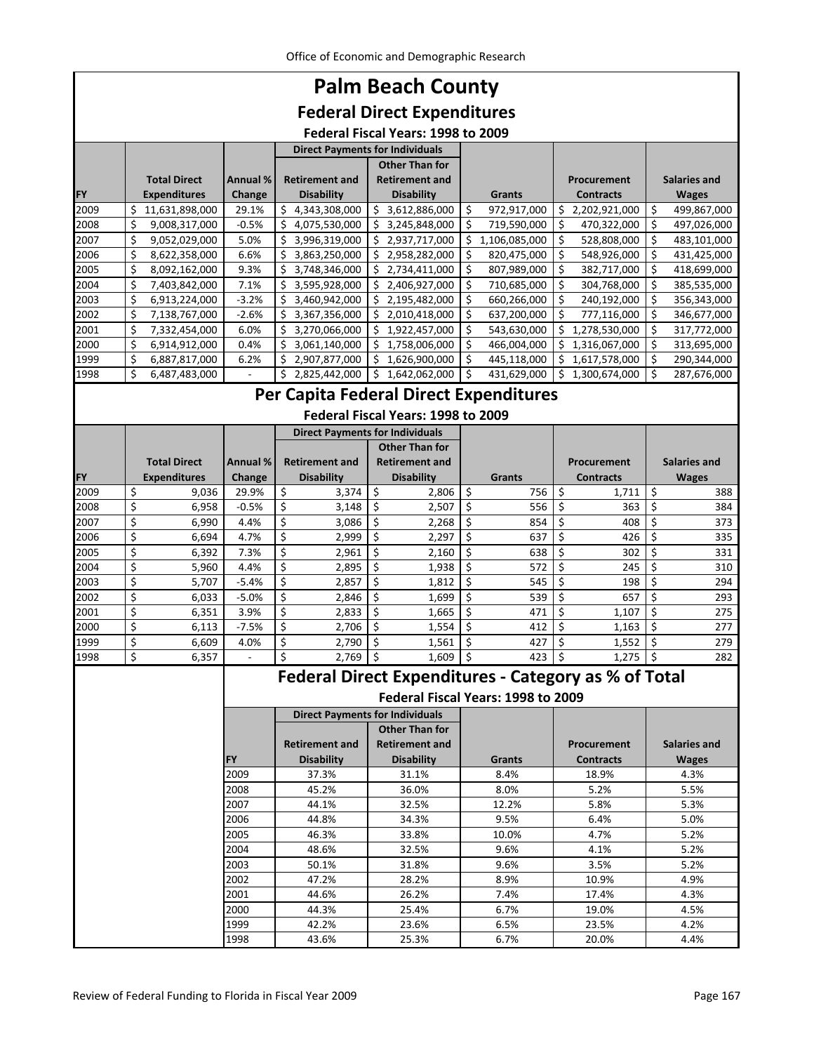# Palm Beach County

## Federal Direct Expenditures

### Federal Fiscal Years: 1998 to 2009

| | | | Direct Payments for Individuals | | | | |
|---|---|---|---|---|---|---|---|
| FY | Total Direct Expenditures | Annual % Change | Retirement and Disability | Other Than for Retirement and Disability | Grants | Procurement Contracts | Salaries and Wages |
| 2009 | $ 11,631,898,000 | 29.1% | $ 4,343,308,000 | $ 3,612,886,000 | $ 972,917,000 | $ 2,202,921,000 | $ 499,867,000 |
| 2008 | $ 9,008,317,000 | -0.5% | $ 4,075,530,000 | $ 3,245,848,000 | $ 719,590,000 | $ 470,322,000 | $ 497,026,000 |
| 2007 | $ 9,052,029,000 | 5.0% | $ 3,996,319,000 | $ 2,937,717,000 | $ 1,106,085,000 | $ 528,808,000 | $ 483,101,000 |
| 2006 | $ 8,622,358,000 | 6.6% | $ 3,863,250,000 | $ 2,958,282,000 | $ 820,475,000 | $ 548,926,000 | $ 431,425,000 |
| 2005 | $ 8,092,162,000 | 9.3% | $ 3,748,346,000 | $ 2,734,411,000 | $ 807,989,000 | $ 382,717,000 | $ 418,699,000 |
| 2004 | $ 7,403,842,000 | 7.1% | $ 3,595,928,000 | $ 2,406,927,000 | $ 710,685,000 | $ 304,768,000 | $ 385,535,000 |
| 2003 | $ 6,913,224,000 | -3.2% | $ 3,460,942,000 | $ 2,195,482,000 | $ 660,266,000 | $ 240,192,000 | $ 356,343,000 |
| 2002 | $ 7,138,767,000 | -2.6% | $ 3,367,356,000 | $ 2,010,418,000 | $ 637,200,000 | $ 777,116,000 | $ 346,677,000 |
| 2001 | $ 7,332,454,000 | 6.0% | $ 3,270,066,000 | $ 1,922,457,000 | $ 543,630,000 | $ 1,278,530,000 | $ 317,772,000 |
| 2000 | $ 6,914,912,000 | 0.4% | $ 3,061,140,000 | $ 1,758,006,000 | $ 466,004,000 | $ 1,316,067,000 | $ 313,695,000 |
| 1999 | $ 6,887,817,000 | 6.2% | $ 2,907,877,000 | $ 1,626,900,000 | $ 445,118,000 | $ 1,617,578,000 | $ 290,344,000 |
| 1998 | $ 6,487,483,000 | - | $ 2,825,442,000 | $ 1,642,062,000 | $ 431,629,000 | $ 1,300,674,000 | $ 287,676,000 |

## Per Capita Federal Direct Expenditures

### Federal Fiscal Years: 1998 to 2009

| | | | Direct Payments for Individuals | | | | |
|---|---|---|---|---|---|---|---|
| FY | Total Direct Expenditures | Annual % Change | Retirement and Disability | Other Than for Retirement and Disability | Grants | Procurement Contracts | Salaries and Wages |
| 2009 | $ 9,036 | 29.9% | $ 3,374 | $ 2,806 | $ 756 | $ 1,711 | $ 388 |
| 2008 | $ 6,958 | -0.5% | $ 3,148 | $ 2,507 | $ 556 | $ 363 | $ 384 |
| 2007 | $ 6,990 | 4.4% | $ 3,086 | $ 2,268 | $ 854 | $ 408 | $ 373 |
| 2006 | $ 6,694 | 4.7% | $ 2,999 | $ 2,297 | $ 637 | $ 426 | $ 335 |
| 2005 | $ 6,392 | 7.3% | $ 2,961 | $ 2,160 | $ 638 | $ 302 | $ 331 |
| 2004 | $ 5,960 | 4.4% | $ 2,895 | $ 1,938 | $ 572 | $ 245 | $ 310 |
| 2003 | $ 5,707 | -5.4% | $ 2,857 | $ 1,812 | $ 545 | $ 198 | $ 294 |
| 2002 | $ 6,033 | -5.0% | $ 2,846 | $ 1,699 | $ 539 | $ 657 | $ 293 |
| 2001 | $ 6,351 | 3.9% | $ 2,833 | $ 1,665 | $ 471 | $ 1,107 | $ 275 |
| 2000 | $ 6,113 | -7.5% | $ 2,706 | $ 1,554 | $ 412 | $ 1,163 | $ 277 |
| 1999 | $ 6,609 | 4.0% | $ 2,790 | $ 1,561 | $ 427 | $ 1,552 | $ 279 |
| 1998 | $ 6,357 | - | $ 2,769 | $ 1,609 | $ 423 | $ 1,275 | $ 282 |

## Federal Direct Expenditures - Category as % of Total

### Federal Fiscal Years: 1998 to 2009

| | Direct Payments for Individuals | | | | |
|---|---|---|---|---|---|
| FY | Retirement and Disability | Other Than for Retirement and Disability | Grants | Procurement Contracts | Salaries and Wages |
| 2009 | 37.3% | 31.1% | 8.4% | 18.9% | 4.3% |
| 2008 | 45.2% | 36.0% | 8.0% | 5.2% | 5.5% |
| 2007 | 44.1% | 32.5% | 12.2% | 5.8% | 5.3% |
| 2006 | 44.8% | 34.3% | 9.5% | 6.4% | 5.0% |
| 2005 | 46.3% | 33.8% | 10.0% | 4.7% | 5.2% |
| 2004 | 48.6% | 32.5% | 9.6% | 4.1% | 5.2% |
| 2003 | 50.1% | 31.8% | 9.6% | 3.5% | 5.2% |
| 2002 | 47.2% | 28.2% | 8.9% | 10.9% | 4.9% |
| 2001 | 44.6% | 26.2% | 7.4% | 17.4% | 4.3% |
| 2000 | 44.3% | 25.4% | 6.7% | 19.0% | 4.5% |
| 1999 | 42.2% | 23.6% | 6.5% | 23.5% | 4.2% |
| 1998 | 43.6% | 25.3% | 6.7% | 20.0% | 4.4% |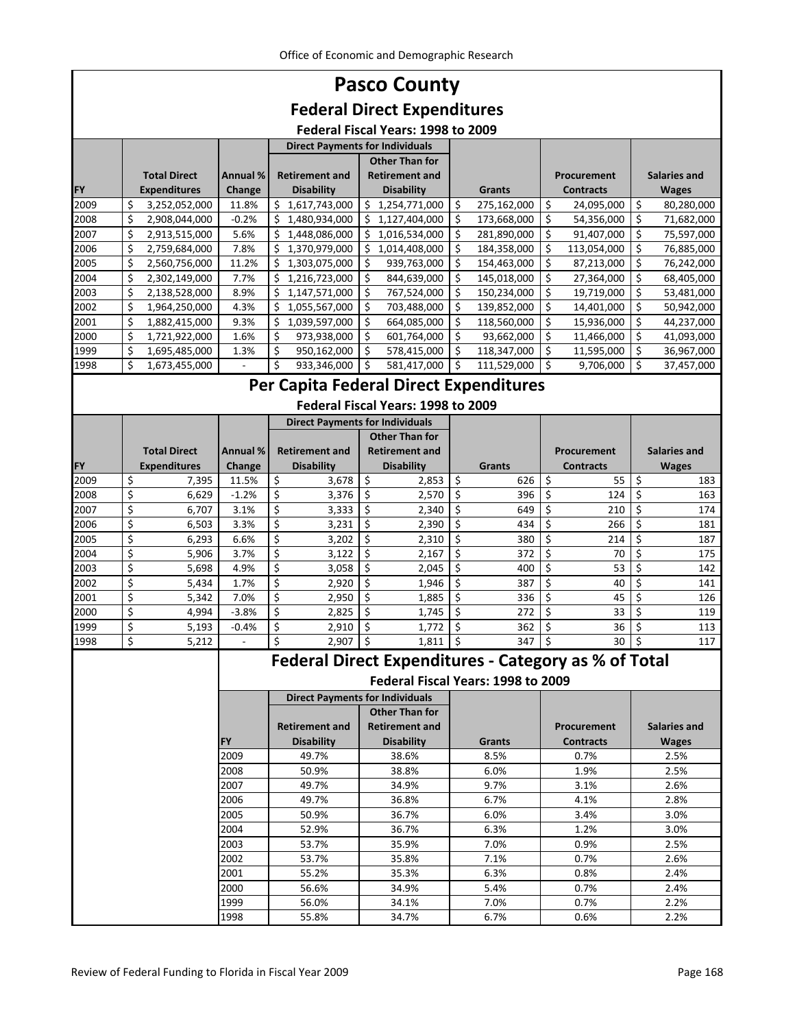# Pasco County

## Federal Direct Expenditures

### Federal Fiscal Years: 1998 to 2009

| FY | Total Direct Expenditures | Annual % Change | Direct Payments for Individuals: Retirement and Disability | Direct Payments for Individuals: Other Than for Retirement and Disability | Grants | Procurement Contracts | Salaries and Wages |
|---|---|---|---|---|---|---|---|
| 2009 | $ 3,252,052,000 | 11.8% | $ 1,617,743,000 | $ 1,254,771,000 | $ 275,162,000 | $ 24,095,000 | $ 80,280,000 |
| 2008 | $ 2,908,044,000 | -0.2% | $ 1,480,934,000 | $ 1,127,404,000 | $ 173,668,000 | $ 54,356,000 | $ 71,682,000 |
| 2007 | $ 2,913,515,000 | 5.6% | $ 1,448,086,000 | $ 1,016,534,000 | $ 281,890,000 | $ 91,407,000 | $ 75,597,000 |
| 2006 | $ 2,759,684,000 | 7.8% | $ 1,370,979,000 | $ 1,014,408,000 | $ 184,358,000 | $ 113,054,000 | $ 76,885,000 |
| 2005 | $ 2,560,756,000 | 11.2% | $ 1,303,075,000 | $ 939,763,000 | $ 154,463,000 | $ 87,213,000 | $ 76,242,000 |
| 2004 | $ 2,302,149,000 | 7.7% | $ 1,216,723,000 | $ 844,639,000 | $ 145,018,000 | $ 27,364,000 | $ 68,405,000 |
| 2003 | $ 2,138,528,000 | 8.9% | $ 1,147,571,000 | $ 767,524,000 | $ 150,234,000 | $ 19,719,000 | $ 53,481,000 |
| 2002 | $ 1,964,250,000 | 4.3% | $ 1,055,567,000 | $ 703,488,000 | $ 139,852,000 | $ 14,401,000 | $ 50,942,000 |
| 2001 | $ 1,882,415,000 | 9.3% | $ 1,039,597,000 | $ 664,085,000 | $ 118,560,000 | $ 15,936,000 | $ 44,237,000 |
| 2000 | $ 1,721,922,000 | 1.6% | $ 973,938,000 | $ 601,764,000 | $ 93,662,000 | $ 11,466,000 | $ 41,093,000 |
| 1999 | $ 1,695,485,000 | 1.3% | $ 950,162,000 | $ 578,415,000 | $ 118,347,000 | $ 11,595,000 | $ 36,967,000 |
| 1998 | $ 1,673,455,000 | - | $ 933,346,000 | $ 581,417,000 | $ 111,529,000 | $ 9,706,000 | $ 37,457,000 |

## Per Capita Federal Direct Expenditures

### Federal Fiscal Years: 1998 to 2009

| FY | Total Direct Expenditures | Annual % Change | Direct Payments for Individuals: Retirement and Disability | Direct Payments for Individuals: Other Than for Retirement and Disability | Grants | Procurement Contracts | Salaries and Wages |
|---|---|---|---|---|---|---|---|
| 2009 | $ 7,395 | 11.5% | $ 3,678 | $ 2,853 | $ 626 | $ 55 | $ 183 |
| 2008 | $ 6,629 | -1.2% | $ 3,376 | $ 2,570 | $ 396 | $ 124 | $ 163 |
| 2007 | $ 6,707 | 3.1% | $ 3,333 | $ 2,340 | $ 649 | $ 210 | $ 174 |
| 2006 | $ 6,503 | 3.3% | $ 3,231 | $ 2,390 | $ 434 | $ 266 | $ 181 |
| 2005 | $ 6,293 | 6.6% | $ 3,202 | $ 2,310 | $ 380 | $ 214 | $ 187 |
| 2004 | $ 5,906 | 3.7% | $ 3,122 | $ 2,167 | $ 372 | $ 70 | $ 175 |
| 2003 | $ 5,698 | 4.9% | $ 3,058 | $ 2,045 | $ 400 | $ 53 | $ 142 |
| 2002 | $ 5,434 | 1.7% | $ 2,920 | $ 1,946 | $ 387 | $ 40 | $ 141 |
| 2001 | $ 5,342 | 7.0% | $ 2,950 | $ 1,885 | $ 336 | $ 45 | $ 126 |
| 2000 | $ 4,994 | -3.8% | $ 2,825 | $ 1,745 | $ 272 | $ 33 | $ 119 |
| 1999 | $ 5,193 | -0.4% | $ 2,910 | $ 1,772 | $ 362 | $ 36 | $ 113 |
| 1998 | $ 5,212 | - | $ 2,907 | $ 1,811 | $ 347 | $ 30 | $ 117 |

## Federal Direct Expenditures - Category as % of Total

### Federal Fiscal Years: 1998 to 2009

| FY | Direct Payments for Individuals: Retirement and Disability | Direct Payments for Individuals: Other Than for Retirement and Disability | Grants | Procurement Contracts | Salaries and Wages |
|---|---|---|---|---|---|
| 2009 | 49.7% | 38.6% | 8.5% | 0.7% | 2.5% |
| 2008 | 50.9% | 38.8% | 6.0% | 1.9% | 2.5% |
| 2007 | 49.7% | 34.9% | 9.7% | 3.1% | 2.6% |
| 2006 | 49.7% | 36.8% | 6.7% | 4.1% | 2.8% |
| 2005 | 50.9% | 36.7% | 6.0% | 3.4% | 3.0% |
| 2004 | 52.9% | 36.7% | 6.3% | 1.2% | 3.0% |
| 2003 | 53.7% | 35.9% | 7.0% | 0.9% | 2.5% |
| 2002 | 53.7% | 35.8% | 7.1% | 0.7% | 2.6% |
| 2001 | 55.2% | 35.3% | 6.3% | 0.8% | 2.4% |
| 2000 | 56.6% | 34.9% | 5.4% | 0.7% | 2.4% |
| 1999 | 56.0% | 34.1% | 7.0% | 0.7% | 2.2% |
| 1998 | 55.8% | 34.7% | 6.7% | 0.6% | 2.2% |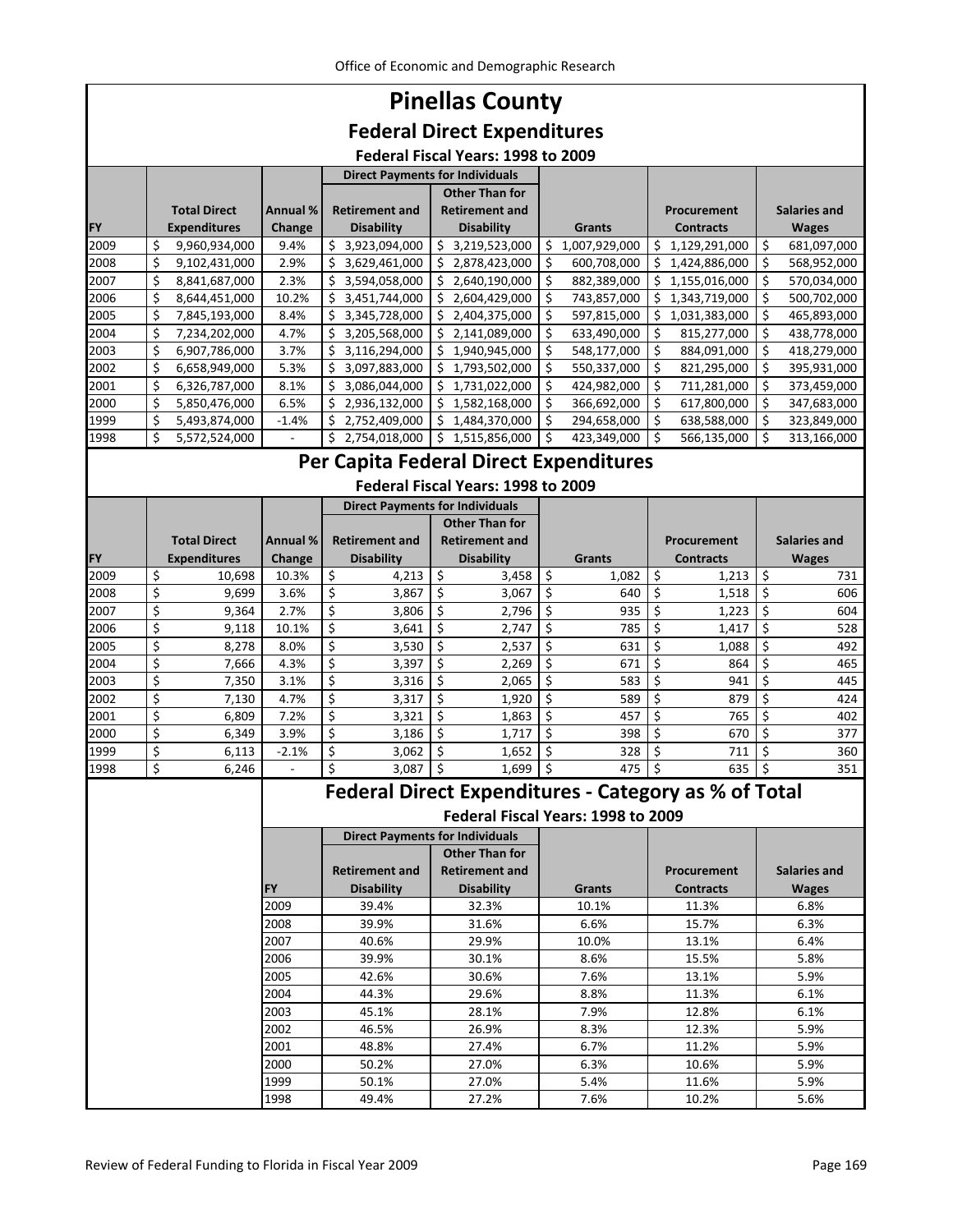# Pinellas County

## Federal Direct Expenditures

### Federal Fiscal Years: 1998 to 2009

| FY | Total Direct Expenditures | Annual % Change | Direct Payments for Individuals: Retirement and Disability | Direct Payments for Individuals: Other Than for Retirement and Disability | Grants | Procurement Contracts | Salaries and Wages |
|---|---|---|---|---|---|---|---|
| 2009 | $ 9,960,934,000 | 9.4% | $ 3,923,094,000 | $ 3,219,523,000 | $ 1,007,929,000 | $ 1,129,291,000 | $ 681,097,000 |
| 2008 | $ 9,102,431,000 | 2.9% | $ 3,629,461,000 | $ 2,878,423,000 | $ 600,708,000 | $ 1,424,886,000 | $ 568,952,000 |
| 2007 | $ 8,841,687,000 | 2.3% | $ 3,594,058,000 | $ 2,640,190,000 | $ 882,389,000 | $ 1,155,016,000 | $ 570,034,000 |
| 2006 | $ 8,644,451,000 | 10.2% | $ 3,451,744,000 | $ 2,604,429,000 | $ 743,857,000 | $ 1,343,719,000 | $ 500,702,000 |
| 2005 | $ 7,845,193,000 | 8.4% | $ 3,345,728,000 | $ 2,404,375,000 | $ 597,815,000 | $ 1,031,383,000 | $ 465,893,000 |
| 2004 | $ 7,234,202,000 | 4.7% | $ 3,205,568,000 | $ 2,141,089,000 | $ 633,490,000 | $ 815,277,000 | $ 438,778,000 |
| 2003 | $ 6,907,786,000 | 3.7% | $ 3,116,294,000 | $ 1,940,945,000 | $ 548,177,000 | $ 884,091,000 | $ 418,279,000 |
| 2002 | $ 6,658,949,000 | 5.3% | $ 3,097,883,000 | $ 1,793,502,000 | $ 550,337,000 | $ 821,295,000 | $ 395,931,000 |
| 2001 | $ 6,326,787,000 | 8.1% | $ 3,086,044,000 | $ 1,731,022,000 | $ 424,982,000 | $ 711,281,000 | $ 373,459,000 |
| 2000 | $ 5,850,476,000 | 6.5% | $ 2,936,132,000 | $ 1,582,168,000 | $ 366,692,000 | $ 617,800,000 | $ 347,683,000 |
| 1999 | $ 5,493,874,000 | -1.4% | $ 2,752,409,000 | $ 1,484,370,000 | $ 294,658,000 | $ 638,588,000 | $ 323,849,000 |
| 1998 | $ 5,572,524,000 | - | $ 2,754,018,000 | $ 1,515,856,000 | $ 423,349,000 | $ 566,135,000 | $ 313,166,000 |

## Per Capita Federal Direct Expenditures

### Federal Fiscal Years: 1998 to 2009

| FY | Total Direct Expenditures | Annual % Change | Direct Payments for Individuals: Retirement and Disability | Direct Payments for Individuals: Other Than for Retirement and Disability | Grants | Procurement Contracts | Salaries and Wages |
|---|---|---|---|---|---|---|---|
| 2009 | $ 10,698 | 10.3% | $ 4,213 | $ 3,458 | $ 1,082 | $ 1,213 | $ 731 |
| 2008 | $ 9,699 | 3.6% | $ 3,867 | $ 3,067 | $ 640 | $ 1,518 | $ 606 |
| 2007 | $ 9,364 | 2.7% | $ 3,806 | $ 2,796 | $ 935 | $ 1,223 | $ 604 |
| 2006 | $ 9,118 | 10.1% | $ 3,641 | $ 2,747 | $ 785 | $ 1,417 | $ 528 |
| 2005 | $ 8,278 | 8.0% | $ 3,530 | $ 2,537 | $ 631 | $ 1,088 | $ 492 |
| 2004 | $ 7,666 | 4.3% | $ 3,397 | $ 2,269 | $ 671 | $ 864 | $ 465 |
| 2003 | $ 7,350 | 3.1% | $ 3,316 | $ 2,065 | $ 583 | $ 941 | $ 445 |
| 2002 | $ 7,130 | 4.7% | $ 3,317 | $ 1,920 | $ 589 | $ 879 | $ 424 |
| 2001 | $ 6,809 | 7.2% | $ 3,321 | $ 1,863 | $ 457 | $ 765 | $ 402 |
| 2000 | $ 6,349 | 3.9% | $ 3,186 | $ 1,717 | $ 398 | $ 670 | $ 377 |
| 1999 | $ 6,113 | -2.1% | $ 3,062 | $ 1,652 | $ 328 | $ 711 | $ 360 |
| 1998 | $ 6,246 | - | $ 3,087 | $ 1,699 | $ 475 | $ 635 | $ 351 |

## Federal Direct Expenditures - Category as % of Total

### Federal Fiscal Years: 1998 to 2009

| FY | Direct Payments for Individuals: Retirement and Disability | Direct Payments for Individuals: Other Than for Retirement and Disability | Grants | Procurement Contracts | Salaries and Wages |
|---|---|---|---|---|---|
| 2009 | 39.4% | 32.3% | 10.1% | 11.3% | 6.8% |
| 2008 | 39.9% | 31.6% | 6.6% | 15.7% | 6.3% |
| 2007 | 40.6% | 29.9% | 10.0% | 13.1% | 6.4% |
| 2006 | 39.9% | 30.1% | 8.6% | 15.5% | 5.8% |
| 2005 | 42.6% | 30.6% | 7.6% | 13.1% | 5.9% |
| 2004 | 44.3% | 29.6% | 8.8% | 11.3% | 6.1% |
| 2003 | 45.1% | 28.1% | 7.9% | 12.8% | 6.1% |
| 2002 | 46.5% | 26.9% | 8.3% | 12.3% | 5.9% |
| 2001 | 48.8% | 27.4% | 6.7% | 11.2% | 5.9% |
| 2000 | 50.2% | 27.0% | 6.3% | 10.6% | 5.9% |
| 1999 | 50.1% | 27.0% | 5.4% | 11.6% | 5.9% |
| 1998 | 49.4% | 27.2% | 7.6% | 10.2% | 5.6% |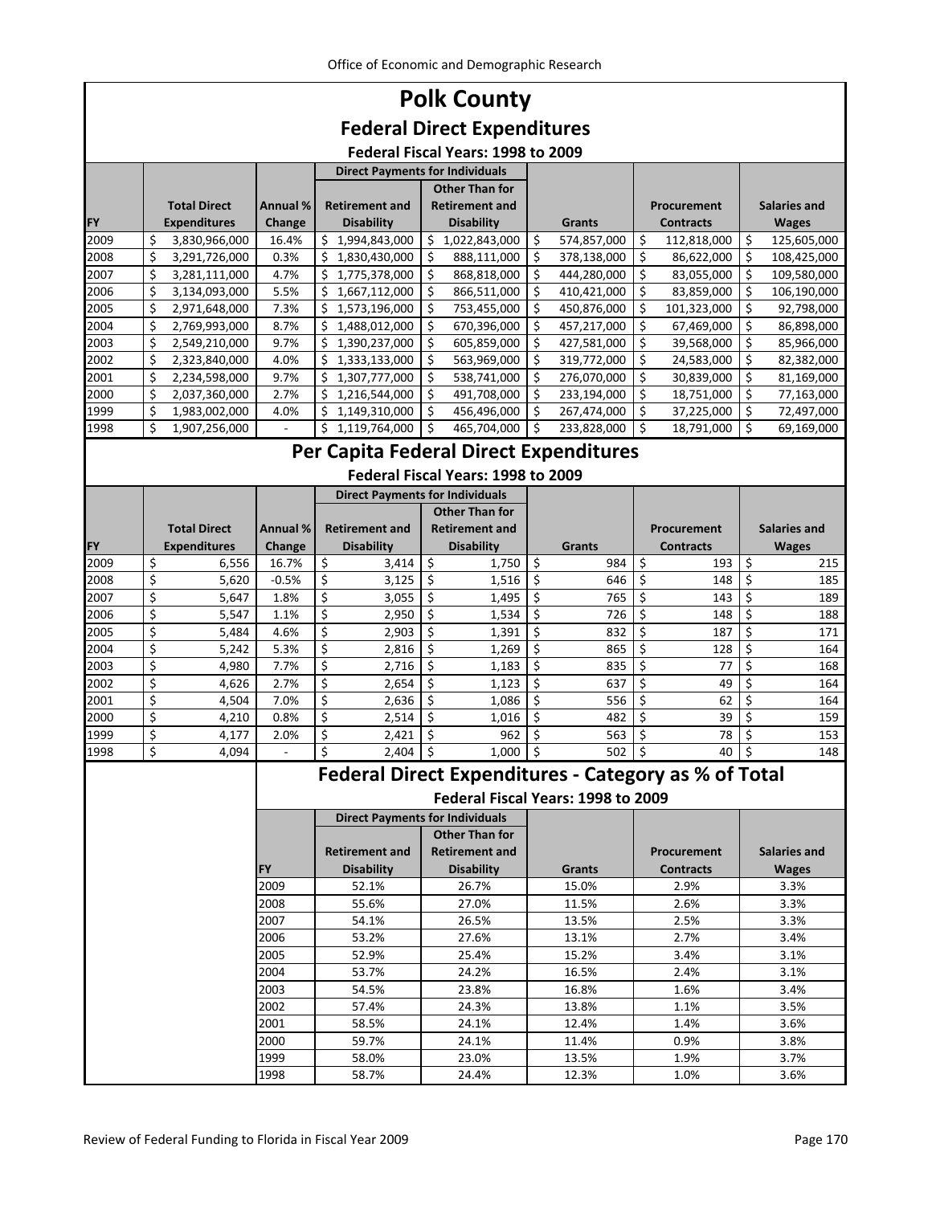# Polk County

## Federal Direct Expenditures

### Federal Fiscal Years: 1998 to 2009

| FY | Total Direct Expenditures | Annual % Change | Direct Payments for Individuals: Retirement and Disability | Direct Payments for Individuals: Other Than for Retirement and Disability | Grants | Procurement Contracts | Salaries and Wages |
|---|---|---|---|---|---|---|---|
| 2009 | $ 3,830,966,000 | 16.4% | $ 1,994,843,000 | $ 1,022,843,000 | $ 574,857,000 | $ 112,818,000 | $ 125,605,000 |
| 2008 | $ 3,291,726,000 | 0.3% | $ 1,830,430,000 | $ 888,111,000 | $ 378,138,000 | $ 86,622,000 | $ 108,425,000 |
| 2007 | $ 3,281,111,000 | 4.7% | $ 1,775,378,000 | $ 868,818,000 | $ 444,280,000 | $ 83,055,000 | $ 109,580,000 |
| 2006 | $ 3,134,093,000 | 5.5% | $ 1,667,112,000 | $ 866,511,000 | $ 410,421,000 | $ 83,859,000 | $ 106,190,000 |
| 2005 | $ 2,971,648,000 | 7.3% | $ 1,573,196,000 | $ 753,455,000 | $ 450,876,000 | $ 101,323,000 | $ 92,798,000 |
| 2004 | $ 2,769,993,000 | 8.7% | $ 1,488,012,000 | $ 670,396,000 | $ 457,217,000 | $ 67,469,000 | $ 86,898,000 |
| 2003 | $ 2,549,210,000 | 9.7% | $ 1,390,237,000 | $ 605,859,000 | $ 427,581,000 | $ 39,568,000 | $ 85,966,000 |
| 2002 | $ 2,323,840,000 | 4.0% | $ 1,333,133,000 | $ 563,969,000 | $ 319,772,000 | $ 24,583,000 | $ 82,382,000 |
| 2001 | $ 2,234,598,000 | 9.7% | $ 1,307,777,000 | $ 538,741,000 | $ 276,070,000 | $ 30,839,000 | $ 81,169,000 |
| 2000 | $ 2,037,360,000 | 2.7% | $ 1,216,544,000 | $ 491,708,000 | $ 233,194,000 | $ 18,751,000 | $ 77,163,000 |
| 1999 | $ 1,983,002,000 | 4.0% | $ 1,149,310,000 | $ 456,496,000 | $ 267,474,000 | $ 37,225,000 | $ 72,497,000 |
| 1998 | $ 1,907,256,000 | - | $ 1,119,764,000 | $ 465,704,000 | $ 233,828,000 | $ 18,791,000 | $ 69,169,000 |

## Per Capita Federal Direct Expenditures

### Federal Fiscal Years: 1998 to 2009

| FY | Total Direct Expenditures | Annual % Change | Direct Payments for Individuals: Retirement and Disability | Direct Payments for Individuals: Other Than for Retirement and Disability | Grants | Procurement Contracts | Salaries and Wages |
|---|---|---|---|---|---|---|---|
| 2009 | $ 6,556 | 16.7% | $ 3,414 | $ 1,750 | $ 984 | $ 193 | $ 215 |
| 2008 | $ 5,620 | -0.5% | $ 3,125 | $ 1,516 | $ 646 | $ 148 | $ 185 |
| 2007 | $ 5,647 | 1.8% | $ 3,055 | $ 1,495 | $ 765 | $ 143 | $ 189 |
| 2006 | $ 5,547 | 1.1% | $ 2,950 | $ 1,534 | $ 726 | $ 148 | $ 188 |
| 2005 | $ 5,484 | 4.6% | $ 2,903 | $ 1,391 | $ 832 | $ 187 | $ 171 |
| 2004 | $ 5,242 | 5.3% | $ 2,816 | $ 1,269 | $ 865 | $ 128 | $ 164 |
| 2003 | $ 4,980 | 7.7% | $ 2,716 | $ 1,183 | $ 835 | $ 77 | $ 168 |
| 2002 | $ 4,626 | 2.7% | $ 2,654 | $ 1,123 | $ 637 | $ 49 | $ 164 |
| 2001 | $ 4,504 | 7.0% | $ 2,636 | $ 1,086 | $ 556 | $ 62 | $ 164 |
| 2000 | $ 4,210 | 0.8% | $ 2,514 | $ 1,016 | $ 482 | $ 39 | $ 159 |
| 1999 | $ 4,177 | 2.0% | $ 2,421 | $ 962 | $ 563 | $ 78 | $ 153 |
| 1998 | $ 4,094 | - | $ 2,404 | $ 1,000 | $ 502 | $ 40 | $ 148 |

## Federal Direct Expenditures - Category as % of Total

### Federal Fiscal Years: 1998 to 2009

| FY | Direct Payments for Individuals: Retirement and Disability | Direct Payments for Individuals: Other Than for Retirement and Disability | Grants | Procurement Contracts | Salaries and Wages |
|---|---|---|---|---|---|
| 2009 | 52.1% | 26.7% | 15.0% | 2.9% | 3.3% |
| 2008 | 55.6% | 27.0% | 11.5% | 2.6% | 3.3% |
| 2007 | 54.1% | 26.5% | 13.5% | 2.5% | 3.3% |
| 2006 | 53.2% | 27.6% | 13.1% | 2.7% | 3.4% |
| 2005 | 52.9% | 25.4% | 15.2% | 3.4% | 3.1% |
| 2004 | 53.7% | 24.2% | 16.5% | 2.4% | 3.1% |
| 2003 | 54.5% | 23.8% | 16.8% | 1.6% | 3.4% |
| 2002 | 57.4% | 24.3% | 13.8% | 1.1% | 3.5% |
| 2001 | 58.5% | 24.1% | 12.4% | 1.4% | 3.6% |
| 2000 | 59.7% | 24.1% | 11.4% | 0.9% | 3.8% |
| 1999 | 58.0% | 23.0% | 13.5% | 1.9% | 3.7% |
| 1998 | 58.7% | 24.4% | 12.3% | 1.0% | 3.6% |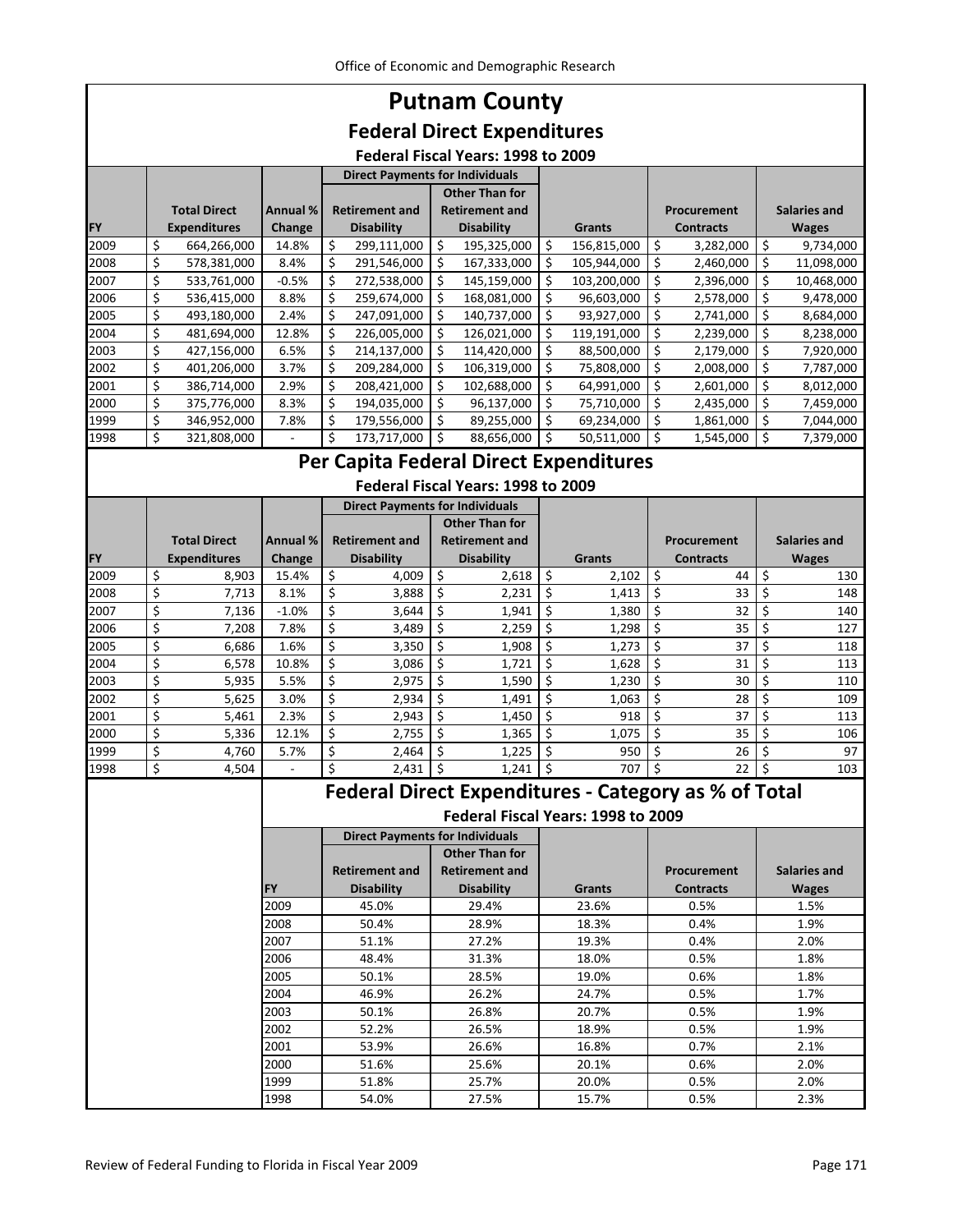# Putnam County

## Federal Direct Expenditures

### Federal Fiscal Years: 1998 to 2009

| | | | Direct Payments for Individuals | | | | |
|---|---|---|---|---|---|---|---|
| FY | Total Direct Expenditures | Annual % Change | Retirement and Disability | Other Than for Retirement and Disability | Grants | Procurement Contracts | Salaries and Wages |
| 2009 | $ 664,266,000 | 14.8% | $ 299,111,000 | $ 195,325,000 | $ 156,815,000 | $ 3,282,000 | $ 9,734,000 |
| 2008 | $ 578,381,000 | 8.4% | $ 291,546,000 | $ 167,333,000 | $ 105,944,000 | $ 2,460,000 | $ 11,098,000 |
| 2007 | $ 533,761,000 | -0.5% | $ 272,538,000 | $ 145,159,000 | $ 103,200,000 | $ 2,396,000 | $ 10,468,000 |
| 2006 | $ 536,415,000 | 8.8% | $ 259,674,000 | $ 168,081,000 | $ 96,603,000 | $ 2,578,000 | $ 9,478,000 |
| 2005 | $ 493,180,000 | 2.4% | $ 247,091,000 | $ 140,737,000 | $ 93,927,000 | $ 2,741,000 | $ 8,684,000 |
| 2004 | $ 481,694,000 | 12.8% | $ 226,005,000 | $ 126,021,000 | $ 119,191,000 | $ 2,239,000 | $ 8,238,000 |
| 2003 | $ 427,156,000 | 6.5% | $ 214,137,000 | $ 114,420,000 | $ 88,500,000 | $ 2,179,000 | $ 7,920,000 |
| 2002 | $ 401,206,000 | 3.7% | $ 209,284,000 | $ 106,319,000 | $ 75,808,000 | $ 2,008,000 | $ 7,787,000 |
| 2001 | $ 386,714,000 | 2.9% | $ 208,421,000 | $ 102,688,000 | $ 64,991,000 | $ 2,601,000 | $ 8,012,000 |
| 2000 | $ 375,776,000 | 8.3% | $ 194,035,000 | $ 96,137,000 | $ 75,710,000 | $ 2,435,000 | $ 7,459,000 |
| 1999 | $ 346,952,000 | 7.8% | $ 179,556,000 | $ 89,255,000 | $ 69,234,000 | $ 1,861,000 | $ 7,044,000 |
| 1998 | $ 321,808,000 | - | $ 173,717,000 | $ 88,656,000 | $ 50,511,000 | $ 1,545,000 | $ 7,379,000 |

## Per Capita Federal Direct Expenditures

### Federal Fiscal Years: 1998 to 2009

| | | | Direct Payments for Individuals | | | | |
|---|---|---|---|---|---|---|---|
| FY | Total Direct Expenditures | Annual % Change | Retirement and Disability | Other Than for Retirement and Disability | Grants | Procurement Contracts | Salaries and Wages |
| 2009 | $ 8,903 | 15.4% | $ 4,009 | $ 2,618 | $ 2,102 | $ 44 | $ 130 |
| 2008 | $ 7,713 | 8.1% | $ 3,888 | $ 2,231 | $ 1,413 | $ 33 | $ 148 |
| 2007 | $ 7,136 | -1.0% | $ 3,644 | $ 1,941 | $ 1,380 | $ 32 | $ 140 |
| 2006 | $ 7,208 | 7.8% | $ 3,489 | $ 2,259 | $ 1,298 | $ 35 | $ 127 |
| 2005 | $ 6,686 | 1.6% | $ 3,350 | $ 1,908 | $ 1,273 | $ 37 | $ 118 |
| 2004 | $ 6,578 | 10.8% | $ 3,086 | $ 1,721 | $ 1,628 | $ 31 | $ 113 |
| 2003 | $ 5,935 | 5.5% | $ 2,975 | $ 1,590 | $ 1,230 | $ 30 | $ 110 |
| 2002 | $ 5,625 | 3.0% | $ 2,934 | $ 1,491 | $ 1,063 | $ 28 | $ 109 |
| 2001 | $ 5,461 | 2.3% | $ 2,943 | $ 1,450 | $ 918 | $ 37 | $ 113 |
| 2000 | $ 5,336 | 12.1% | $ 2,755 | $ 1,365 | $ 1,075 | $ 35 | $ 106 |
| 1999 | $ 4,760 | 5.7% | $ 2,464 | $ 1,225 | $ 950 | $ 26 | $ 97 |
| 1998 | $ 4,504 | - | $ 2,431 | $ 1,241 | $ 707 | $ 22 | $ 103 |

## Federal Direct Expenditures - Category as % of Total

### Federal Fiscal Years: 1998 to 2009

| | Direct Payments for Individuals | | | | |
|---|---|---|---|---|---|
| FY | Retirement and Disability | Other Than for Retirement and Disability | Grants | Procurement Contracts | Salaries and Wages |
| 2009 | 45.0% | 29.4% | 23.6% | 0.5% | 1.5% |
| 2008 | 50.4% | 28.9% | 18.3% | 0.4% | 1.9% |
| 2007 | 51.1% | 27.2% | 19.3% | 0.4% | 2.0% |
| 2006 | 48.4% | 31.3% | 18.0% | 0.5% | 1.8% |
| 2005 | 50.1% | 28.5% | 19.0% | 0.6% | 1.8% |
| 2004 | 46.9% | 26.2% | 24.7% | 0.5% | 1.7% |
| 2003 | 50.1% | 26.8% | 20.7% | 0.5% | 1.9% |
| 2002 | 52.2% | 26.5% | 18.9% | 0.5% | 1.9% |
| 2001 | 53.9% | 26.6% | 16.8% | 0.7% | 2.1% |
| 2000 | 51.6% | 25.6% | 20.1% | 0.6% | 2.0% |
| 1999 | 51.8% | 25.7% | 20.0% | 0.5% | 2.0% |
| 1998 | 54.0% | 27.5% | 15.7% | 0.5% | 2.3% |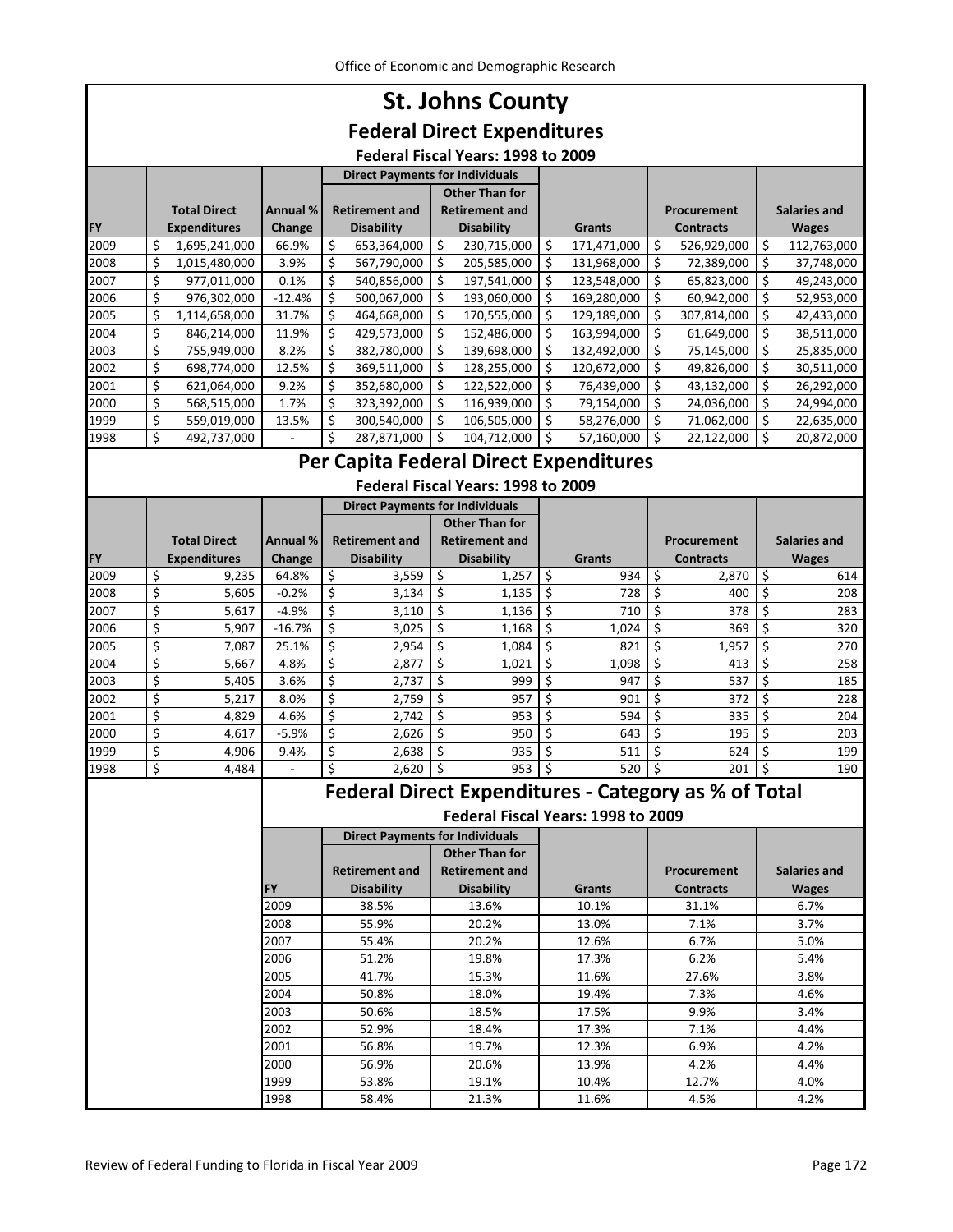# St. Johns County

## Federal Direct Expenditures

### Federal Fiscal Years: 1998 to 2009

| | | | Direct Payments for Individuals | | | | |
|---|---|---|---|---|---|---|---|
| FY | Total Direct Expenditures | Annual % Change | Retirement and Disability | Other Than for Retirement and Disability | Grants | Procurement Contracts | Salaries and Wages |
| 2009 | $ 1,695,241,000 | 66.9% | $ 653,364,000 | $ 230,715,000 | $ 171,471,000 | $ 526,929,000 | $ 112,763,000 |
| 2008 | $ 1,015,480,000 | 3.9% | $ 567,790,000 | $ 205,585,000 | $ 131,968,000 | $ 72,389,000 | $ 37,748,000 |
| 2007 | $ 977,011,000 | 0.1% | $ 540,856,000 | $ 197,541,000 | $ 123,548,000 | $ 65,823,000 | $ 49,243,000 |
| 2006 | $ 976,302,000 | -12.4% | $ 500,067,000 | $ 193,060,000 | $ 169,280,000 | $ 60,942,000 | $ 52,953,000 |
| 2005 | $ 1,114,658,000 | 31.7% | $ 464,668,000 | $ 170,555,000 | $ 129,189,000 | $ 307,814,000 | $ 42,433,000 |
| 2004 | $ 846,214,000 | 11.9% | $ 429,573,000 | $ 152,486,000 | $ 163,994,000 | $ 61,649,000 | $ 38,511,000 |
| 2003 | $ 755,949,000 | 8.2% | $ 382,780,000 | $ 139,698,000 | $ 132,492,000 | $ 75,145,000 | $ 25,835,000 |
| 2002 | $ 698,774,000 | 12.5% | $ 369,511,000 | $ 128,255,000 | $ 120,672,000 | $ 49,826,000 | $ 30,511,000 |
| 2001 | $ 621,064,000 | 9.2% | $ 352,680,000 | $ 122,522,000 | $ 76,439,000 | $ 43,132,000 | $ 26,292,000 |
| 2000 | $ 568,515,000 | 1.7% | $ 323,392,000 | $ 116,939,000 | $ 79,154,000 | $ 24,036,000 | $ 24,994,000 |
| 1999 | $ 559,019,000 | 13.5% | $ 300,540,000 | $ 106,505,000 | $ 58,276,000 | $ 71,062,000 | $ 22,635,000 |
| 1998 | $ 492,737,000 | - | $ 287,871,000 | $ 104,712,000 | $ 57,160,000 | $ 22,122,000 | $ 20,872,000 |

## Per Capita Federal Direct Expenditures

### Federal Fiscal Years: 1998 to 2009

| | | | Direct Payments for Individuals | | | | |
|---|---|---|---|---|---|---|---|
| FY | Total Direct Expenditures | Annual % Change | Retirement and Disability | Other Than for Retirement and Disability | Grants | Procurement Contracts | Salaries and Wages |
| 2009 | $ 9,235 | 64.8% | $ 3,559 | $ 1,257 | $ 934 | $ 2,870 | $ 614 |
| 2008 | $ 5,605 | -0.2% | $ 3,134 | $ 1,135 | $ 728 | $ 400 | $ 208 |
| 2007 | $ 5,617 | -4.9% | $ 3,110 | $ 1,136 | $ 710 | $ 378 | $ 283 |
| 2006 | $ 5,907 | -16.7% | $ 3,025 | $ 1,168 | $ 1,024 | $ 369 | $ 320 |
| 2005 | $ 7,087 | 25.1% | $ 2,954 | $ 1,084 | $ 821 | $ 1,957 | $ 270 |
| 2004 | $ 5,667 | 4.8% | $ 2,877 | $ 1,021 | $ 1,098 | $ 413 | $ 258 |
| 2003 | $ 5,405 | 3.6% | $ 2,737 | $ 999 | $ 947 | $ 537 | $ 185 |
| 2002 | $ 5,217 | 8.0% | $ 2,759 | $ 957 | $ 901 | $ 372 | $ 228 |
| 2001 | $ 4,829 | 4.6% | $ 2,742 | $ 953 | $ 594 | $ 335 | $ 204 |
| 2000 | $ 4,617 | -5.9% | $ 2,626 | $ 950 | $ 643 | $ 195 | $ 203 |
| 1999 | $ 4,906 | 9.4% | $ 2,638 | $ 935 | $ 511 | $ 624 | $ 199 |
| 1998 | $ 4,484 | - | $ 2,620 | $ 953 | $ 520 | $ 201 | $ 190 |

## Federal Direct Expenditures - Category as % of Total

### Federal Fiscal Years: 1998 to 2009

| | Direct Payments for Individuals | | | | |
|---|---|---|---|---|---|
| FY | Retirement and Disability | Other Than for Retirement and Disability | Grants | Procurement Contracts | Salaries and Wages |
| 2009 | 38.5% | 13.6% | 10.1% | 31.1% | 6.7% |
| 2008 | 55.9% | 20.2% | 13.0% | 7.1% | 3.7% |
| 2007 | 55.4% | 20.2% | 12.6% | 6.7% | 5.0% |
| 2006 | 51.2% | 19.8% | 17.3% | 6.2% | 5.4% |
| 2005 | 41.7% | 15.3% | 11.6% | 27.6% | 3.8% |
| 2004 | 50.8% | 18.0% | 19.4% | 7.3% | 4.6% |
| 2003 | 50.6% | 18.5% | 17.5% | 9.9% | 3.4% |
| 2002 | 52.9% | 18.4% | 17.3% | 7.1% | 4.4% |
| 2001 | 56.8% | 19.7% | 12.3% | 6.9% | 4.2% |
| 2000 | 56.9% | 20.6% | 13.9% | 4.2% | 4.4% |
| 1999 | 53.8% | 19.1% | 10.4% | 12.7% | 4.0% |
| 1998 | 58.4% | 21.3% | 11.6% | 4.5% | 4.2% |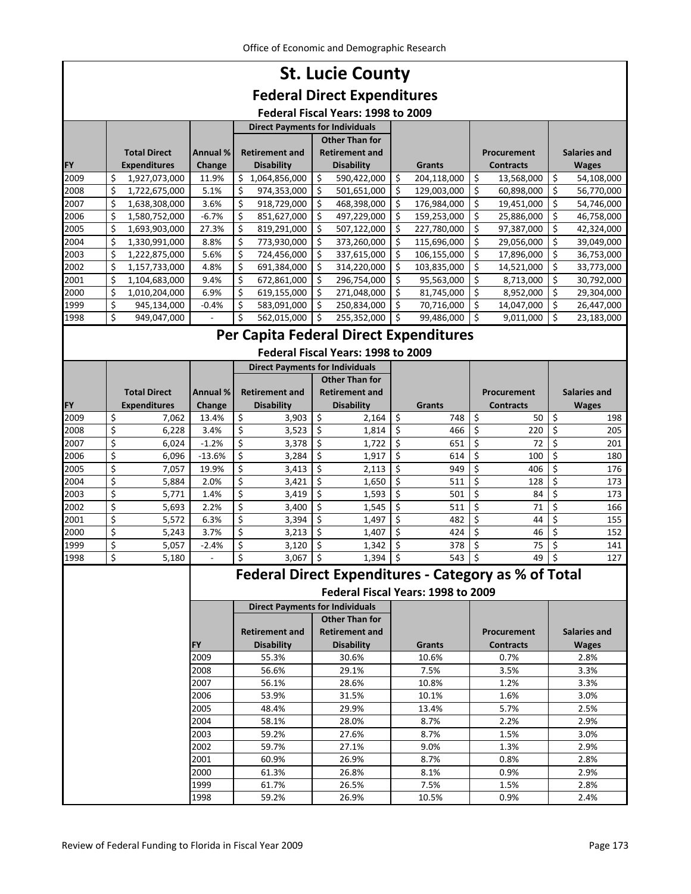# St. Lucie County

## Federal Direct Expenditures

### Federal Fiscal Years: 1998 to 2009

| | | | Direct Payments for Individuals | | | | |
|---|---|---|---|---|---|---|---|
| FY | Total Direct Expenditures | Annual % Change | Retirement and Disability | Other Than for Retirement and Disability | Grants | Procurement Contracts | Salaries and Wages |
| 2009 | $ 1,927,073,000 | 11.9% | $ 1,064,856,000 | $ 590,422,000 | $ 204,118,000 | $ 13,568,000 | $ 54,108,000 |
| 2008 | $ 1,722,675,000 | 5.1% | $ 974,353,000 | $ 501,651,000 | $ 129,003,000 | $ 60,898,000 | $ 56,770,000 |
| 2007 | $ 1,638,308,000 | 3.6% | $ 918,729,000 | $ 468,398,000 | $ 176,984,000 | $ 19,451,000 | $ 54,746,000 |
| 2006 | $ 1,580,752,000 | -6.7% | $ 851,627,000 | $ 497,229,000 | $ 159,253,000 | $ 25,886,000 | $ 46,758,000 |
| 2005 | $ 1,693,903,000 | 27.3% | $ 819,291,000 | $ 507,122,000 | $ 227,780,000 | $ 97,387,000 | $ 42,324,000 |
| 2004 | $ 1,330,991,000 | 8.8% | $ 773,930,000 | $ 373,260,000 | $ 115,696,000 | $ 29,056,000 | $ 39,049,000 |
| 2003 | $ 1,222,875,000 | 5.6% | $ 724,456,000 | $ 337,615,000 | $ 106,155,000 | $ 17,896,000 | $ 36,753,000 |
| 2002 | $ 1,157,733,000 | 4.8% | $ 691,384,000 | $ 314,220,000 | $ 103,835,000 | $ 14,521,000 | $ 33,773,000 |
| 2001 | $ 1,104,683,000 | 9.4% | $ 672,861,000 | $ 296,754,000 | $ 95,563,000 | $ 8,713,000 | $ 30,792,000 |
| 2000 | $ 1,010,204,000 | 6.9% | $ 619,155,000 | $ 271,048,000 | $ 81,745,000 | $ 8,952,000 | $ 29,304,000 |
| 1999 | $ 945,134,000 | -0.4% | $ 583,091,000 | $ 250,834,000 | $ 70,716,000 | $ 14,047,000 | $ 26,447,000 |
| 1998 | $ 949,047,000 | - | $ 562,015,000 | $ 255,352,000 | $ 99,486,000 | $ 9,011,000 | $ 23,183,000 |

## Per Capita Federal Direct Expenditures

### Federal Fiscal Years: 1998 to 2009

| | | | Direct Payments for Individuals | | | | |
|---|---|---|---|---|---|---|---|
| FY | Total Direct Expenditures | Annual % Change | Retirement and Disability | Other Than for Retirement and Disability | Grants | Procurement Contracts | Salaries and Wages |
| 2009 | $ 7,062 | 13.4% | $ 3,903 | $ 2,164 | $ 748 | $ 50 | $ 198 |
| 2008 | $ 6,228 | 3.4% | $ 3,523 | $ 1,814 | $ 466 | $ 220 | $ 205 |
| 2007 | $ 6,024 | -1.2% | $ 3,378 | $ 1,722 | $ 651 | $ 72 | $ 201 |
| 2006 | $ 6,096 | -13.6% | $ 3,284 | $ 1,917 | $ 614 | $ 100 | $ 180 |
| 2005 | $ 7,057 | 19.9% | $ 3,413 | $ 2,113 | $ 949 | $ 406 | $ 176 |
| 2004 | $ 5,884 | 2.0% | $ 3,421 | $ 1,650 | $ 511 | $ 128 | $ 173 |
| 2003 | $ 5,771 | 1.4% | $ 3,419 | $ 1,593 | $ 501 | $ 84 | $ 173 |
| 2002 | $ 5,693 | 2.2% | $ 3,400 | $ 1,545 | $ 511 | $ 71 | $ 166 |
| 2001 | $ 5,572 | 6.3% | $ 3,394 | $ 1,497 | $ 482 | $ 44 | $ 155 |
| 2000 | $ 5,243 | 3.7% | $ 3,213 | $ 1,407 | $ 424 | $ 46 | $ 152 |
| 1999 | $ 5,057 | -2.4% | $ 3,120 | $ 1,342 | $ 378 | $ 75 | $ 141 |
| 1998 | $ 5,180 | - | $ 3,067 | $ 1,394 | $ 543 | $ 49 | $ 127 |

## Federal Direct Expenditures - Category as % of Total

### Federal Fiscal Years: 1998 to 2009

| | Direct Payments for Individuals | | | | |
|---|---|---|---|---|---|
| FY | Retirement and Disability | Other Than for Retirement and Disability | Grants | Procurement Contracts | Salaries and Wages |
| 2009 | 55.3% | 30.6% | 10.6% | 0.7% | 2.8% |
| 2008 | 56.6% | 29.1% | 7.5% | 3.5% | 3.3% |
| 2007 | 56.1% | 28.6% | 10.8% | 1.2% | 3.3% |
| 2006 | 53.9% | 31.5% | 10.1% | 1.6% | 3.0% |
| 2005 | 48.4% | 29.9% | 13.4% | 5.7% | 2.5% |
| 2004 | 58.1% | 28.0% | 8.7% | 2.2% | 2.9% |
| 2003 | 59.2% | 27.6% | 8.7% | 1.5% | 3.0% |
| 2002 | 59.7% | 27.1% | 9.0% | 1.3% | 2.9% |
| 2001 | 60.9% | 26.9% | 8.7% | 0.8% | 2.8% |
| 2000 | 61.3% | 26.8% | 8.1% | 0.9% | 2.9% |
| 1999 | 61.7% | 26.5% | 7.5% | 1.5% | 2.8% |
| 1998 | 59.2% | 26.9% | 10.5% | 0.9% | 2.4% |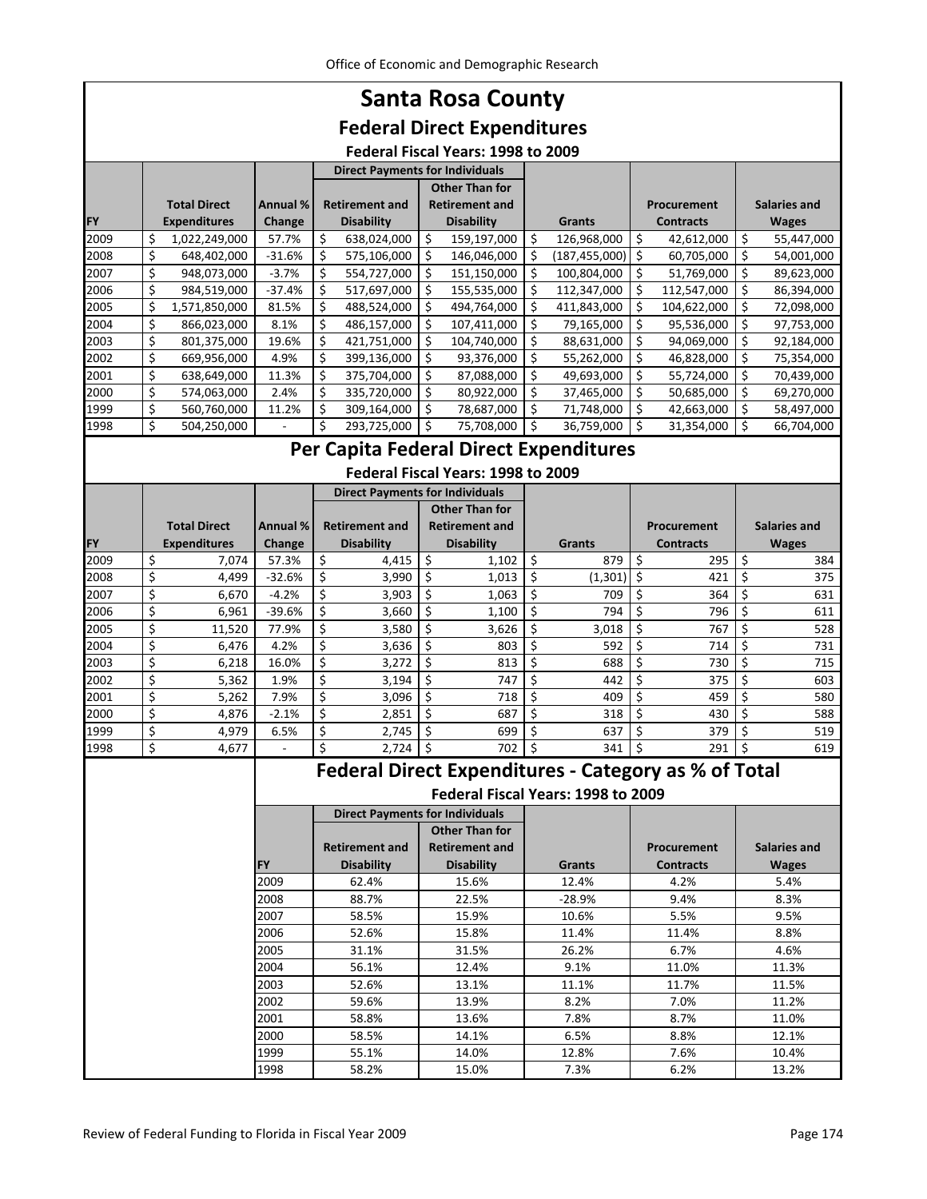# Santa Rosa County

## Federal Direct Expenditures

### Federal Fiscal Years: 1998 to 2009

| FY | Total Direct Expenditures | Annual % Change | Direct Payments for Individuals: Retirement and Disability | Direct Payments for Individuals: Other Than for Retirement and Disability | Grants | Procurement Contracts | Salaries and Wages |
|---|---|---|---|---|---|---|---|
| 2009 | $ 1,022,249,000 | 57.7% | $ 638,024,000 | $ 159,197,000 | $ 126,968,000 | $ 42,612,000 | $ 55,447,000 |
| 2008 | $ 648,402,000 | -31.6% | $ 575,106,000 | $ 146,046,000 | $ (187,455,000) | $ 60,705,000 | $ 54,001,000 |
| 2007 | $ 948,073,000 | -3.7% | $ 554,727,000 | $ 151,150,000 | $ 100,804,000 | $ 51,769,000 | $ 89,623,000 |
| 2006 | $ 984,519,000 | -37.4% | $ 517,697,000 | $ 155,535,000 | $ 112,347,000 | $ 112,547,000 | $ 86,394,000 |
| 2005 | $ 1,571,850,000 | 81.5% | $ 488,524,000 | $ 494,764,000 | $ 411,843,000 | $ 104,622,000 | $ 72,098,000 |
| 2004 | $ 866,023,000 | 8.1% | $ 486,157,000 | $ 107,411,000 | $ 79,165,000 | $ 95,536,000 | $ 97,753,000 |
| 2003 | $ 801,375,000 | 19.6% | $ 421,751,000 | $ 104,740,000 | $ 88,631,000 | $ 94,069,000 | $ 92,184,000 |
| 2002 | $ 669,956,000 | 4.9% | $ 399,136,000 | $ 93,376,000 | $ 55,262,000 | $ 46,828,000 | $ 75,354,000 |
| 2001 | $ 638,649,000 | 11.3% | $ 375,704,000 | $ 87,088,000 | $ 49,693,000 | $ 55,724,000 | $ 70,439,000 |
| 2000 | $ 574,063,000 | 2.4% | $ 335,720,000 | $ 80,922,000 | $ 37,465,000 | $ 50,685,000 | $ 69,270,000 |
| 1999 | $ 560,760,000 | 11.2% | $ 309,164,000 | $ 78,687,000 | $ 71,748,000 | $ 42,663,000 | $ 58,497,000 |
| 1998 | $ 504,250,000 | - | $ 293,725,000 | $ 75,708,000 | $ 36,759,000 | $ 31,354,000 | $ 66,704,000 |

## Per Capita Federal Direct Expenditures

### Federal Fiscal Years: 1998 to 2009

| FY | Total Direct Expenditures | Annual % Change | Direct Payments for Individuals: Retirement and Disability | Direct Payments for Individuals: Other Than for Retirement and Disability | Grants | Procurement Contracts | Salaries and Wages |
|---|---|---|---|---|---|---|---|
| 2009 | $ 7,074 | 57.3% | $ 4,415 | $ 1,102 | $ 879 | $ 295 | $ 384 |
| 2008 | $ 4,499 | -32.6% | $ 3,990 | $ 1,013 | $ (1,301) | $ 421 | $ 375 |
| 2007 | $ 6,670 | -4.2% | $ 3,903 | $ 1,063 | $ 709 | $ 364 | $ 631 |
| 2006 | $ 6,961 | -39.6% | $ 3,660 | $ 1,100 | $ 794 | $ 796 | $ 611 |
| 2005 | $ 11,520 | 77.9% | $ 3,580 | $ 3,626 | $ 3,018 | $ 767 | $ 528 |
| 2004 | $ 6,476 | 4.2% | $ 3,636 | $ 803 | $ 592 | $ 714 | $ 731 |
| 2003 | $ 6,218 | 16.0% | $ 3,272 | $ 813 | $ 688 | $ 730 | $ 715 |
| 2002 | $ 5,362 | 1.9% | $ 3,194 | $ 747 | $ 442 | $ 375 | $ 603 |
| 2001 | $ 5,262 | 7.9% | $ 3,096 | $ 718 | $ 409 | $ 459 | $ 580 |
| 2000 | $ 4,876 | -2.1% | $ 2,851 | $ 687 | $ 318 | $ 430 | $ 588 |
| 1999 | $ 4,979 | 6.5% | $ 2,745 | $ 699 | $ 637 | $ 379 | $ 519 |
| 1998 | $ 4,677 | - | $ 2,724 | $ 702 | $ 341 | $ 291 | $ 619 |

## Federal Direct Expenditures - Category as % of Total

### Federal Fiscal Years: 1998 to 2009

| FY | Direct Payments for Individuals: Retirement and Disability | Direct Payments for Individuals: Other Than for Retirement and Disability | Grants | Procurement Contracts | Salaries and Wages |
|---|---|---|---|---|---|
| 2009 | 62.4% | 15.6% | 12.4% | 4.2% | 5.4% |
| 2008 | 88.7% | 22.5% | -28.9% | 9.4% | 8.3% |
| 2007 | 58.5% | 15.9% | 10.6% | 5.5% | 9.5% |
| 2006 | 52.6% | 15.8% | 11.4% | 11.4% | 8.8% |
| 2005 | 31.1% | 31.5% | 26.2% | 6.7% | 4.6% |
| 2004 | 56.1% | 12.4% | 9.1% | 11.0% | 11.3% |
| 2003 | 52.6% | 13.1% | 11.1% | 11.7% | 11.5% |
| 2002 | 59.6% | 13.9% | 8.2% | 7.0% | 11.2% |
| 2001 | 58.8% | 13.6% | 7.8% | 8.7% | 11.0% |
| 2000 | 58.5% | 14.1% | 6.5% | 8.8% | 12.1% |
| 1999 | 55.1% | 14.0% | 12.8% | 7.6% | 10.4% |
| 1998 | 58.2% | 15.0% | 7.3% | 6.2% | 13.2% |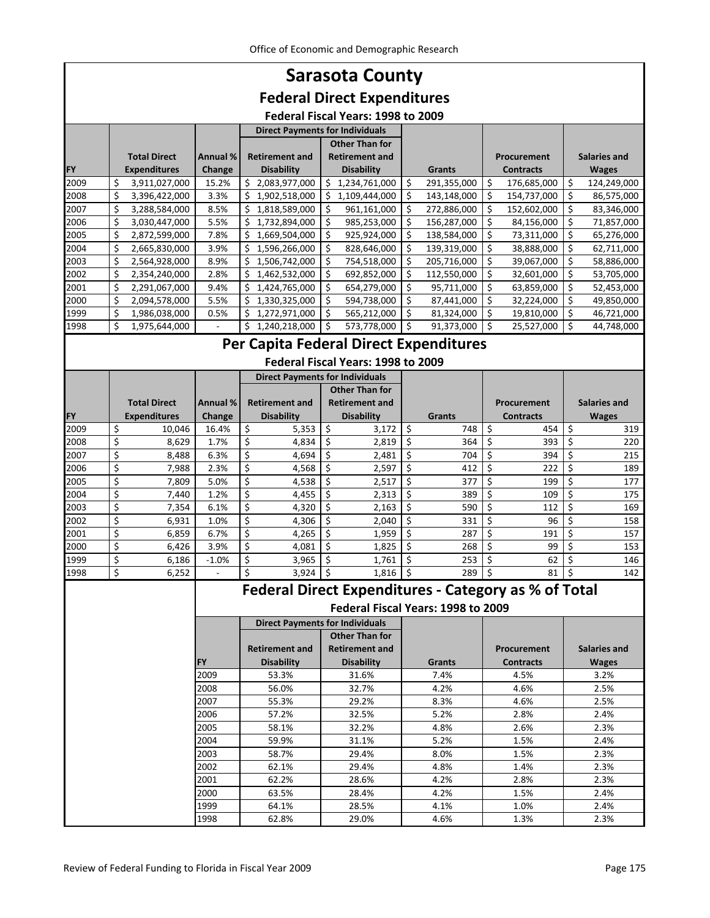# Sarasota County

## Federal Direct Expenditures

### Federal Fiscal Years: 1998 to 2009

| FY | Total Direct Expenditures | Annual % Change | Direct Payments for Individuals: Retirement and Disability | Direct Payments for Individuals: Other Than for Retirement and Disability | Grants | Procurement Contracts | Salaries and Wages |
|---|---|---|---|---|---|---|---|
| 2009 | $ 3,911,027,000 | 15.2% | $ 2,083,977,000 | $ 1,234,761,000 | $ 291,355,000 | $ 176,685,000 | $ 124,249,000 |
| 2008 | $ 3,396,422,000 | 3.3% | $ 1,902,518,000 | $ 1,109,444,000 | $ 143,148,000 | $ 154,737,000 | $ 86,575,000 |
| 2007 | $ 3,288,584,000 | 8.5% | $ 1,818,589,000 | $ 961,161,000 | $ 272,886,000 | $ 152,602,000 | $ 83,346,000 |
| 2006 | $ 3,030,447,000 | 5.5% | $ 1,732,894,000 | $ 985,253,000 | $ 156,287,000 | $ 84,156,000 | $ 71,857,000 |
| 2005 | $ 2,872,599,000 | 7.8% | $ 1,669,504,000 | $ 925,924,000 | $ 138,584,000 | $ 73,311,000 | $ 65,276,000 |
| 2004 | $ 2,665,830,000 | 3.9% | $ 1,596,266,000 | $ 828,646,000 | $ 139,319,000 | $ 38,888,000 | $ 62,711,000 |
| 2003 | $ 2,564,928,000 | 8.9% | $ 1,506,742,000 | $ 754,518,000 | $ 205,716,000 | $ 39,067,000 | $ 58,886,000 |
| 2002 | $ 2,354,240,000 | 2.8% | $ 1,462,532,000 | $ 692,852,000 | $ 112,550,000 | $ 32,601,000 | $ 53,705,000 |
| 2001 | $ 2,291,067,000 | 9.4% | $ 1,424,765,000 | $ 654,279,000 | $ 95,711,000 | $ 63,859,000 | $ 52,453,000 |
| 2000 | $ 2,094,578,000 | 5.5% | $ 1,330,325,000 | $ 594,738,000 | $ 87,441,000 | $ 32,224,000 | $ 49,850,000 |
| 1999 | $ 1,986,038,000 | 0.5% | $ 1,272,971,000 | $ 565,212,000 | $ 81,324,000 | $ 19,810,000 | $ 46,721,000 |
| 1998 | $ 1,975,644,000 | - | $ 1,240,218,000 | $ 573,778,000 | $ 91,373,000 | $ 25,527,000 | $ 44,748,000 |

## Per Capita Federal Direct Expenditures

### Federal Fiscal Years: 1998 to 2009

| FY | Total Direct Expenditures | Annual % Change | Direct Payments for Individuals: Retirement and Disability | Direct Payments for Individuals: Other Than for Retirement and Disability | Grants | Procurement Contracts | Salaries and Wages |
|---|---|---|---|---|---|---|---|
| 2009 | $ 10,046 | 16.4% | $ 5,353 | $ 3,172 | $ 748 | $ 454 | $ 319 |
| 2008 | $ 8,629 | 1.7% | $ 4,834 | $ 2,819 | $ 364 | $ 393 | $ 220 |
| 2007 | $ 8,488 | 6.3% | $ 4,694 | $ 2,481 | $ 704 | $ 394 | $ 215 |
| 2006 | $ 7,988 | 2.3% | $ 4,568 | $ 2,597 | $ 412 | $ 222 | $ 189 |
| 2005 | $ 7,809 | 5.0% | $ 4,538 | $ 2,517 | $ 377 | $ 199 | $ 177 |
| 2004 | $ 7,440 | 1.2% | $ 4,455 | $ 2,313 | $ 389 | $ 109 | $ 175 |
| 2003 | $ 7,354 | 6.1% | $ 4,320 | $ 2,163 | $ 590 | $ 112 | $ 169 |
| 2002 | $ 6,931 | 1.0% | $ 4,306 | $ 2,040 | $ 331 | $ 96 | $ 158 |
| 2001 | $ 6,859 | 6.7% | $ 4,265 | $ 1,959 | $ 287 | $ 191 | $ 157 |
| 2000 | $ 6,426 | 3.9% | $ 4,081 | $ 1,825 | $ 268 | $ 99 | $ 153 |
| 1999 | $ 6,186 | -1.0% | $ 3,965 | $ 1,761 | $ 253 | $ 62 | $ 146 |
| 1998 | $ 6,252 | - | $ 3,924 | $ 1,816 | $ 289 | $ 81 | $ 142 |

## Federal Direct Expenditures - Category as % of Total

### Federal Fiscal Years: 1998 to 2009

| FY | Direct Payments for Individuals: Retirement and Disability | Direct Payments for Individuals: Other Than for Retirement and Disability | Grants | Procurement Contracts | Salaries and Wages |
|---|---|---|---|---|---|
| 2009 | 53.3% | 31.6% | 7.4% | 4.5% | 3.2% |
| 2008 | 56.0% | 32.7% | 4.2% | 4.6% | 2.5% |
| 2007 | 55.3% | 29.2% | 8.3% | 4.6% | 2.5% |
| 2006 | 57.2% | 32.5% | 5.2% | 2.8% | 2.4% |
| 2005 | 58.1% | 32.2% | 4.8% | 2.6% | 2.3% |
| 2004 | 59.9% | 31.1% | 5.2% | 1.5% | 2.4% |
| 2003 | 58.7% | 29.4% | 8.0% | 1.5% | 2.3% |
| 2002 | 62.1% | 29.4% | 4.8% | 1.4% | 2.3% |
| 2001 | 62.2% | 28.6% | 4.2% | 2.8% | 2.3% |
| 2000 | 63.5% | 28.4% | 4.2% | 1.5% | 2.4% |
| 1999 | 64.1% | 28.5% | 4.1% | 1.0% | 2.4% |
| 1998 | 62.8% | 29.0% | 4.6% | 1.3% | 2.3% |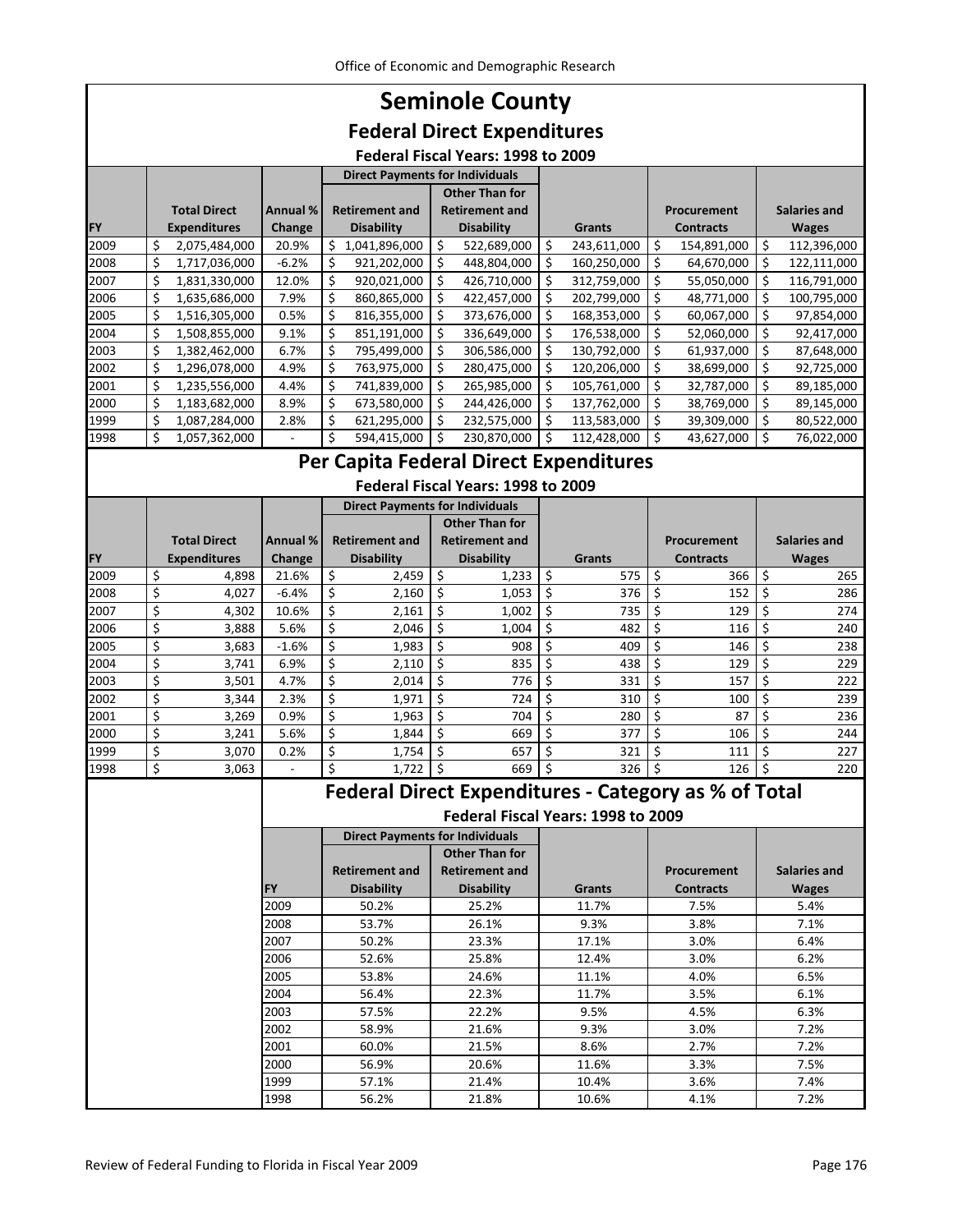# Seminole County

## Federal Direct Expenditures

### Federal Fiscal Years: 1998 to 2009

| FY | Total Direct Expenditures | Annual % Change | Direct Payments for Individuals: Retirement and Disability | Direct Payments for Individuals: Other Than for Retirement and Disability | Grants | Procurement Contracts | Salaries and Wages |
|---|---|---|---|---|---|---|---|
| 2009 | $ 2,075,484,000 | 20.9% | $ 1,041,896,000 | $ 522,689,000 | $ 243,611,000 | $ 154,891,000 | $ 112,396,000 |
| 2008 | $ 1,717,036,000 | -6.2% | $ 921,202,000 | $ 448,804,000 | $ 160,250,000 | $ 64,670,000 | $ 122,111,000 |
| 2007 | $ 1,831,330,000 | 12.0% | $ 920,021,000 | $ 426,710,000 | $ 312,759,000 | $ 55,050,000 | $ 116,791,000 |
| 2006 | $ 1,635,686,000 | 7.9% | $ 860,865,000 | $ 422,457,000 | $ 202,799,000 | $ 48,771,000 | $ 100,795,000 |
| 2005 | $ 1,516,305,000 | 0.5% | $ 816,355,000 | $ 373,676,000 | $ 168,353,000 | $ 60,067,000 | $ 97,854,000 |
| 2004 | $ 1,508,855,000 | 9.1% | $ 851,191,000 | $ 336,649,000 | $ 176,538,000 | $ 52,060,000 | $ 92,417,000 |
| 2003 | $ 1,382,462,000 | 6.7% | $ 795,499,000 | $ 306,586,000 | $ 130,792,000 | $ 61,937,000 | $ 87,648,000 |
| 2002 | $ 1,296,078,000 | 4.9% | $ 763,975,000 | $ 280,475,000 | $ 120,206,000 | $ 38,699,000 | $ 92,725,000 |
| 2001 | $ 1,235,556,000 | 4.4% | $ 741,839,000 | $ 265,985,000 | $ 105,761,000 | $ 32,787,000 | $ 89,185,000 |
| 2000 | $ 1,183,682,000 | 8.9% | $ 673,580,000 | $ 244,426,000 | $ 137,762,000 | $ 38,769,000 | $ 89,145,000 |
| 1999 | $ 1,087,284,000 | 2.8% | $ 621,295,000 | $ 232,575,000 | $ 113,583,000 | $ 39,309,000 | $ 80,522,000 |
| 1998 | $ 1,057,362,000 | - | $ 594,415,000 | $ 230,870,000 | $ 112,428,000 | $ 43,627,000 | $ 76,022,000 |

## Per Capita Federal Direct Expenditures

### Federal Fiscal Years: 1998 to 2009

| FY | Total Direct Expenditures | Annual % Change | Direct Payments for Individuals: Retirement and Disability | Direct Payments for Individuals: Other Than for Retirement and Disability | Grants | Procurement Contracts | Salaries and Wages |
|---|---|---|---|---|---|---|---|
| 2009 | $ 4,898 | 21.6% | $ 2,459 | $ 1,233 | $ 575 | $ 366 | $ 265 |
| 2008 | $ 4,027 | -6.4% | $ 2,160 | $ 1,053 | $ 376 | $ 152 | $ 286 |
| 2007 | $ 4,302 | 10.6% | $ 2,161 | $ 1,002 | $ 735 | $ 129 | $ 274 |
| 2006 | $ 3,888 | 5.6% | $ 2,046 | $ 1,004 | $ 482 | $ 116 | $ 240 |
| 2005 | $ 3,683 | -1.6% | $ 1,983 | $ 908 | $ 409 | $ 146 | $ 238 |
| 2004 | $ 3,741 | 6.9% | $ 2,110 | $ 835 | $ 438 | $ 129 | $ 229 |
| 2003 | $ 3,501 | 4.7% | $ 2,014 | $ 776 | $ 331 | $ 157 | $ 222 |
| 2002 | $ 3,344 | 2.3% | $ 1,971 | $ 724 | $ 310 | $ 100 | $ 239 |
| 2001 | $ 3,269 | 0.9% | $ 1,963 | $ 704 | $ 280 | $ 87 | $ 236 |
| 2000 | $ 3,241 | 5.6% | $ 1,844 | $ 669 | $ 377 | $ 106 | $ 244 |
| 1999 | $ 3,070 | 0.2% | $ 1,754 | $ 657 | $ 321 | $ 111 | $ 227 |
| 1998 | $ 3,063 | - | $ 1,722 | $ 669 | $ 326 | $ 126 | $ 220 |

## Federal Direct Expenditures - Category as % of Total

### Federal Fiscal Years: 1998 to 2009

| FY | Direct Payments for Individuals: Retirement and Disability | Direct Payments for Individuals: Other Than for Retirement and Disability | Grants | Procurement Contracts | Salaries and Wages |
|---|---|---|---|---|---|
| 2009 | 50.2% | 25.2% | 11.7% | 7.5% | 5.4% |
| 2008 | 53.7% | 26.1% | 9.3% | 3.8% | 7.1% |
| 2007 | 50.2% | 23.3% | 17.1% | 3.0% | 6.4% |
| 2006 | 52.6% | 25.8% | 12.4% | 3.0% | 6.2% |
| 2005 | 53.8% | 24.6% | 11.1% | 4.0% | 6.5% |
| 2004 | 56.4% | 22.3% | 11.7% | 3.5% | 6.1% |
| 2003 | 57.5% | 22.2% | 9.5% | 4.5% | 6.3% |
| 2002 | 58.9% | 21.6% | 9.3% | 3.0% | 7.2% |
| 2001 | 60.0% | 21.5% | 8.6% | 2.7% | 7.2% |
| 2000 | 56.9% | 20.6% | 11.6% | 3.3% | 7.5% |
| 1999 | 57.1% | 21.4% | 10.4% | 3.6% | 7.4% |
| 1998 | 56.2% | 21.8% | 10.6% | 4.1% | 7.2% |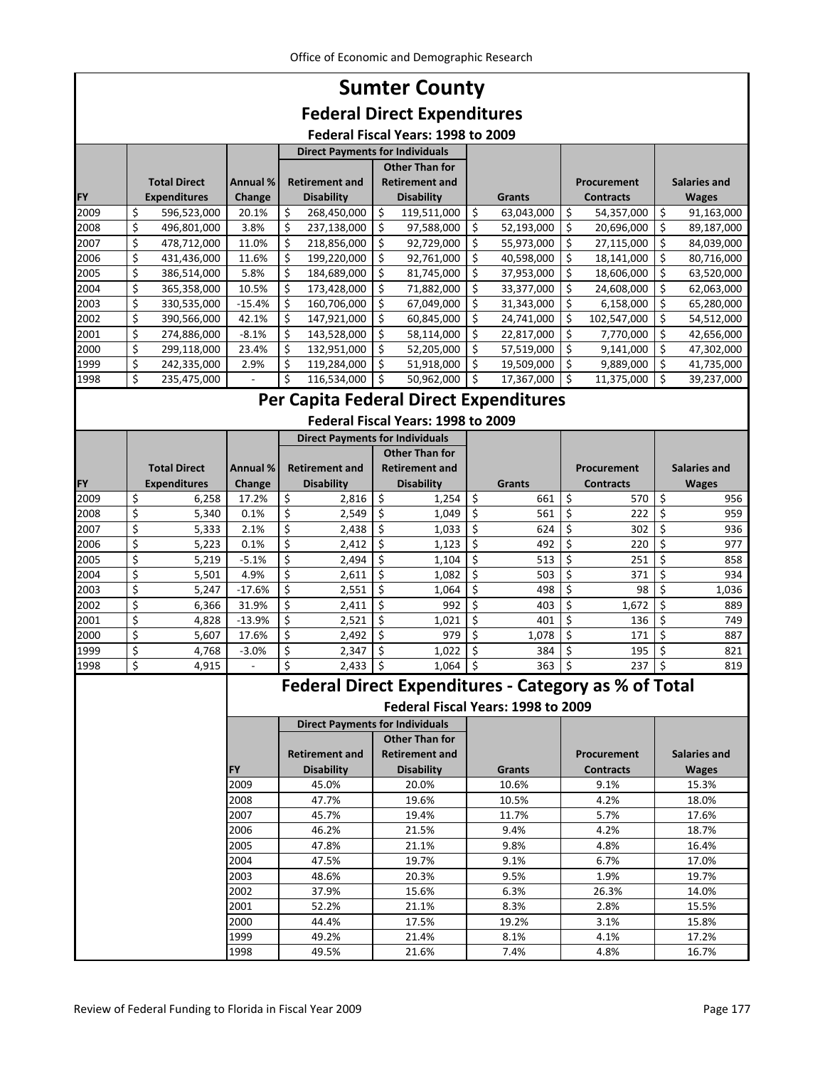# Sumter County

## Federal Direct Expenditures

### Federal Fiscal Years: 1998 to 2009

| FY | Total Direct Expenditures | Annual % Change | Direct Payments for Individuals: Retirement and Disability | Direct Payments for Individuals: Other Than for Retirement and Disability | Grants | Procurement Contracts | Salaries and Wages |
|---|---|---|---|---|---|---|---|
| 2009 | $ 596,523,000 | 20.1% | $ 268,450,000 | $ 119,511,000 | $ 63,043,000 | $ 54,357,000 | $ 91,163,000 |
| 2008 | $ 496,801,000 | 3.8% | $ 237,138,000 | $ 97,588,000 | $ 52,193,000 | $ 20,696,000 | $ 89,187,000 |
| 2007 | $ 478,712,000 | 11.0% | $ 218,856,000 | $ 92,729,000 | $ 55,973,000 | $ 27,115,000 | $ 84,039,000 |
| 2006 | $ 431,436,000 | 11.6% | $ 199,220,000 | $ 92,761,000 | $ 40,598,000 | $ 18,141,000 | $ 80,716,000 |
| 2005 | $ 386,514,000 | 5.8% | $ 184,689,000 | $ 81,745,000 | $ 37,953,000 | $ 18,606,000 | $ 63,520,000 |
| 2004 | $ 365,358,000 | 10.5% | $ 173,428,000 | $ 71,882,000 | $ 33,377,000 | $ 24,608,000 | $ 62,063,000 |
| 2003 | $ 330,535,000 | -15.4% | $ 160,706,000 | $ 67,049,000 | $ 31,343,000 | $ 6,158,000 | $ 65,280,000 |
| 2002 | $ 390,566,000 | 42.1% | $ 147,921,000 | $ 60,845,000 | $ 24,741,000 | $ 102,547,000 | $ 54,512,000 |
| 2001 | $ 274,886,000 | -8.1% | $ 143,528,000 | $ 58,114,000 | $ 22,817,000 | $ 7,770,000 | $ 42,656,000 |
| 2000 | $ 299,118,000 | 23.4% | $ 132,951,000 | $ 52,205,000 | $ 57,519,000 | $ 9,141,000 | $ 47,302,000 |
| 1999 | $ 242,335,000 | 2.9% | $ 119,284,000 | $ 51,918,000 | $ 19,509,000 | $ 9,889,000 | $ 41,735,000 |
| 1998 | $ 235,475,000 | - | $ 116,534,000 | $ 50,962,000 | $ 17,367,000 | $ 11,375,000 | $ 39,237,000 |

## Per Capita Federal Direct Expenditures

### Federal Fiscal Years: 1998 to 2009

| FY | Total Direct Expenditures | Annual % Change | Direct Payments for Individuals: Retirement and Disability | Direct Payments for Individuals: Other Than for Retirement and Disability | Grants | Procurement Contracts | Salaries and Wages |
|---|---|---|---|---|---|---|---|
| 2009 | $ 6,258 | 17.2% | $ 2,816 | $ 1,254 | $ 661 | $ 570 | $ 956 |
| 2008 | $ 5,340 | 0.1% | $ 2,549 | $ 1,049 | $ 561 | $ 222 | $ 959 |
| 2007 | $ 5,333 | 2.1% | $ 2,438 | $ 1,033 | $ 624 | $ 302 | $ 936 |
| 2006 | $ 5,223 | 0.1% | $ 2,412 | $ 1,123 | $ 492 | $ 220 | $ 977 |
| 2005 | $ 5,219 | -5.1% | $ 2,494 | $ 1,104 | $ 513 | $ 251 | $ 858 |
| 2004 | $ 5,501 | 4.9% | $ 2,611 | $ 1,082 | $ 503 | $ 371 | $ 934 |
| 2003 | $ 5,247 | -17.6% | $ 2,551 | $ 1,064 | $ 498 | $ 98 | $ 1,036 |
| 2002 | $ 6,366 | 31.9% | $ 2,411 | $ 992 | $ 403 | $ 1,672 | $ 889 |
| 2001 | $ 4,828 | -13.9% | $ 2,521 | $ 1,021 | $ 401 | $ 136 | $ 749 |
| 2000 | $ 5,607 | 17.6% | $ 2,492 | $ 979 | $ 1,078 | $ 171 | $ 887 |
| 1999 | $ 4,768 | -3.0% | $ 2,347 | $ 1,022 | $ 384 | $ 195 | $ 821 |
| 1998 | $ 4,915 | - | $ 2,433 | $ 1,064 | $ 363 | $ 237 | $ 819 |

## Federal Direct Expenditures - Category as % of Total

### Federal Fiscal Years: 1998 to 2009

| FY | Direct Payments for Individuals: Retirement and Disability | Direct Payments for Individuals: Other Than for Retirement and Disability | Grants | Procurement Contracts | Salaries and Wages |
|---|---|---|---|---|---|
| 2009 | 45.0% | 20.0% | 10.6% | 9.1% | 15.3% |
| 2008 | 47.7% | 19.6% | 10.5% | 4.2% | 18.0% |
| 2007 | 45.7% | 19.4% | 11.7% | 5.7% | 17.6% |
| 2006 | 46.2% | 21.5% | 9.4% | 4.2% | 18.7% |
| 2005 | 47.8% | 21.1% | 9.8% | 4.8% | 16.4% |
| 2004 | 47.5% | 19.7% | 9.1% | 6.7% | 17.0% |
| 2003 | 48.6% | 20.3% | 9.5% | 1.9% | 19.7% |
| 2002 | 37.9% | 15.6% | 6.3% | 26.3% | 14.0% |
| 2001 | 52.2% | 21.1% | 8.3% | 2.8% | 15.5% |
| 2000 | 44.4% | 17.5% | 19.2% | 3.1% | 15.8% |
| 1999 | 49.2% | 21.4% | 8.1% | 4.1% | 17.2% |
| 1998 | 49.5% | 21.6% | 7.4% | 4.8% | 16.7% |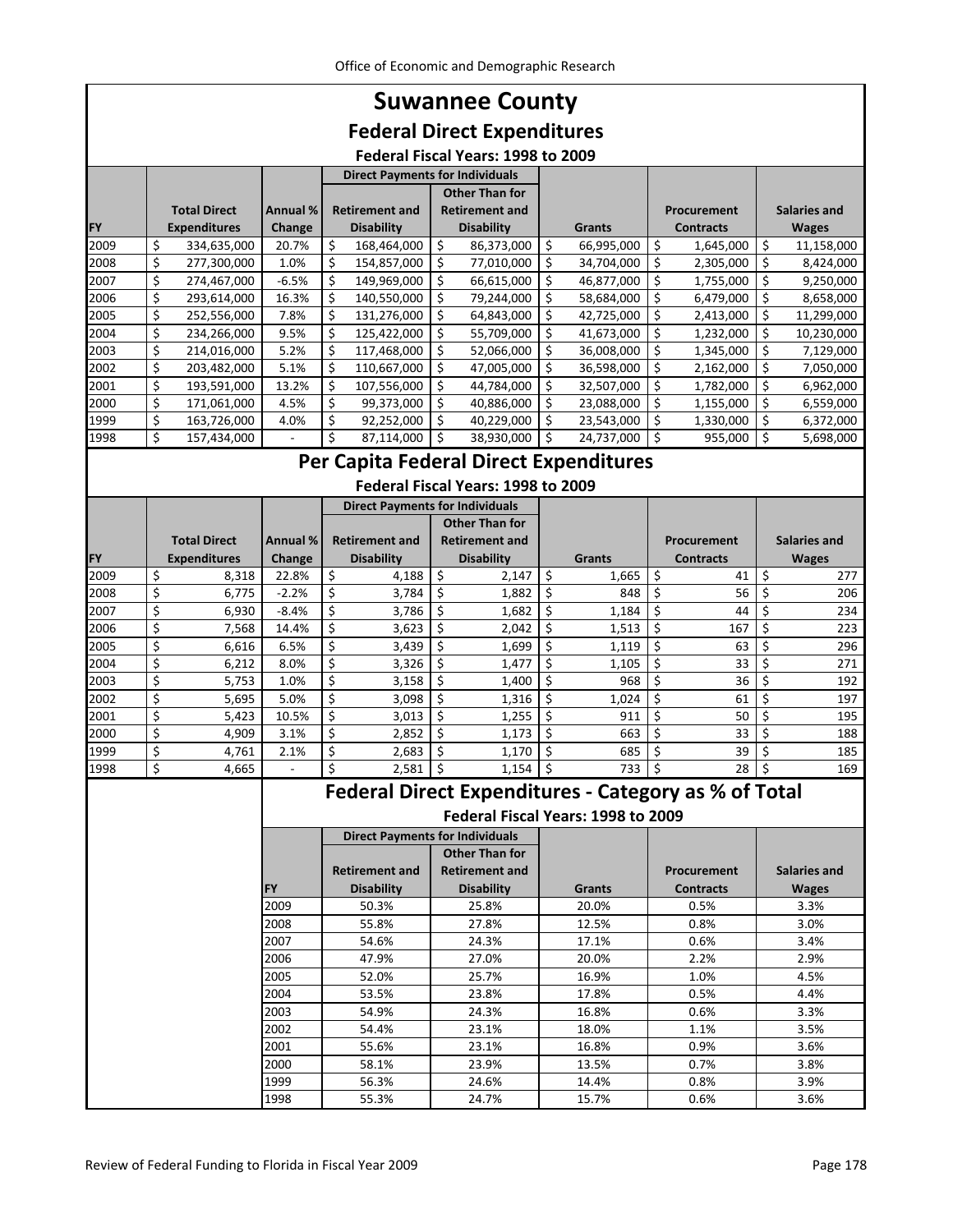# Suwannee County

## Federal Direct Expenditures

### Federal Fiscal Years: 1998 to 2009

| | | | Direct Payments for Individuals | | | | |
|---|---|---|---|---|---|---|---|
| FY | Total Direct Expenditures | Annual % Change | Retirement and Disability | Other Than for Retirement and Disability | Grants | Procurement Contracts | Salaries and Wages |
| 2009 | $ 334,635,000 | 20.7% | $ 168,464,000 | $ 86,373,000 | $ 66,995,000 | $ 1,645,000 | $ 11,158,000 |
| 2008 | $ 277,300,000 | 1.0% | $ 154,857,000 | $ 77,010,000 | $ 34,704,000 | $ 2,305,000 | $ 8,424,000 |
| 2007 | $ 274,467,000 | -6.5% | $ 149,969,000 | $ 66,615,000 | $ 46,877,000 | $ 1,755,000 | $ 9,250,000 |
| 2006 | $ 293,614,000 | 16.3% | $ 140,550,000 | $ 79,244,000 | $ 58,684,000 | $ 6,479,000 | $ 8,658,000 |
| 2005 | $ 252,556,000 | 7.8% | $ 131,276,000 | $ 64,843,000 | $ 42,725,000 | $ 2,413,000 | $ 11,299,000 |
| 2004 | $ 234,266,000 | 9.5% | $ 125,422,000 | $ 55,709,000 | $ 41,673,000 | $ 1,232,000 | $ 10,230,000 |
| 2003 | $ 214,016,000 | 5.2% | $ 117,468,000 | $ 52,066,000 | $ 36,008,000 | $ 1,345,000 | $ 7,129,000 |
| 2002 | $ 203,482,000 | 5.1% | $ 110,667,000 | $ 47,005,000 | $ 36,598,000 | $ 2,162,000 | $ 7,050,000 |
| 2001 | $ 193,591,000 | 13.2% | $ 107,556,000 | $ 44,784,000 | $ 32,507,000 | $ 1,782,000 | $ 6,962,000 |
| 2000 | $ 171,061,000 | 4.5% | $ 99,373,000 | $ 40,886,000 | $ 23,088,000 | $ 1,155,000 | $ 6,559,000 |
| 1999 | $ 163,726,000 | 4.0% | $ 92,252,000 | $ 40,229,000 | $ 23,543,000 | $ 1,330,000 | $ 6,372,000 |
| 1998 | $ 157,434,000 | - | $ 87,114,000 | $ 38,930,000 | $ 24,737,000 | $ 955,000 | $ 5,698,000 |

## Per Capita Federal Direct Expenditures

### Federal Fiscal Years: 1998 to 2009

| | | | Direct Payments for Individuals | | | | |
|---|---|---|---|---|---|---|---|
| FY | Total Direct Expenditures | Annual % Change | Retirement and Disability | Other Than for Retirement and Disability | Grants | Procurement Contracts | Salaries and Wages |
| 2009 | $ 8,318 | 22.8% | $ 4,188 | $ 2,147 | $ 1,665 | $ 41 | $ 277 |
| 2008 | $ 6,775 | -2.2% | $ 3,784 | $ 1,882 | $ 848 | $ 56 | $ 206 |
| 2007 | $ 6,930 | -8.4% | $ 3,786 | $ 1,682 | $ 1,184 | $ 44 | $ 234 |
| 2006 | $ 7,568 | 14.4% | $ 3,623 | $ 2,042 | $ 1,513 | $ 167 | $ 223 |
| 2005 | $ 6,616 | 6.5% | $ 3,439 | $ 1,699 | $ 1,119 | $ 63 | $ 296 |
| 2004 | $ 6,212 | 8.0% | $ 3,326 | $ 1,477 | $ 1,105 | $ 33 | $ 271 |
| 2003 | $ 5,753 | 1.0% | $ 3,158 | $ 1,400 | $ 968 | $ 36 | $ 192 |
| 2002 | $ 5,695 | 5.0% | $ 3,098 | $ 1,316 | $ 1,024 | $ 61 | $ 197 |
| 2001 | $ 5,423 | 10.5% | $ 3,013 | $ 1,255 | $ 911 | $ 50 | $ 195 |
| 2000 | $ 4,909 | 3.1% | $ 2,852 | $ 1,173 | $ 663 | $ 33 | $ 188 |
| 1999 | $ 4,761 | 2.1% | $ 2,683 | $ 1,170 | $ 685 | $ 39 | $ 185 |
| 1998 | $ 4,665 | - | $ 2,581 | $ 1,154 | $ 733 | $ 28 | $ 169 |

## Federal Direct Expenditures - Category as % of Total

### Federal Fiscal Years: 1998 to 2009

| | Direct Payments for Individuals | | | | |
|---|---|---|---|---|---|
| FY | Retirement and Disability | Other Than for Retirement and Disability | Grants | Procurement Contracts | Salaries and Wages |
| 2009 | 50.3% | 25.8% | 20.0% | 0.5% | 3.3% |
| 2008 | 55.8% | 27.8% | 12.5% | 0.8% | 3.0% |
| 2007 | 54.6% | 24.3% | 17.1% | 0.6% | 3.4% |
| 2006 | 47.9% | 27.0% | 20.0% | 2.2% | 2.9% |
| 2005 | 52.0% | 25.7% | 16.9% | 1.0% | 4.5% |
| 2004 | 53.5% | 23.8% | 17.8% | 0.5% | 4.4% |
| 2003 | 54.9% | 24.3% | 16.8% | 0.6% | 3.3% |
| 2002 | 54.4% | 23.1% | 18.0% | 1.1% | 3.5% |
| 2001 | 55.6% | 23.1% | 16.8% | 0.9% | 3.6% |
| 2000 | 58.1% | 23.9% | 13.5% | 0.7% | 3.8% |
| 1999 | 56.3% | 24.6% | 14.4% | 0.8% | 3.9% |
| 1998 | 55.3% | 24.7% | 15.7% | 0.6% | 3.6% |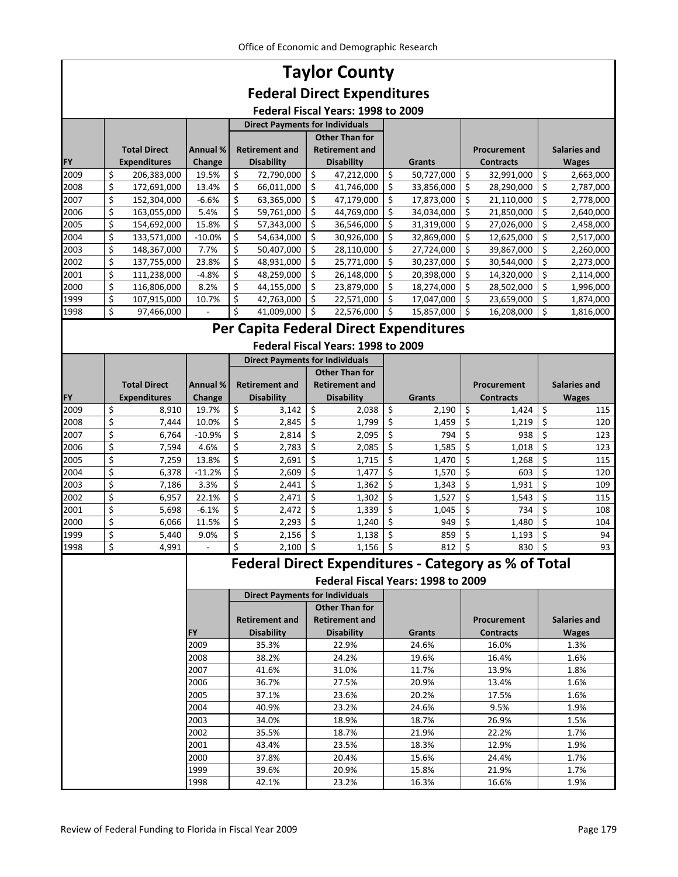# Taylor County

## Federal Direct Expenditures

### Federal Fiscal Years: 1998 to 2009

| FY | Total Direct Expenditures | Annual % Change | Direct Payments for Individuals: Retirement and Disability | Direct Payments for Individuals: Other Than for Retirement and Disability | Grants | Procurement Contracts | Salaries and Wages |
|---|---|---|---|---|---|---|---|
| 2009 | $ 206,383,000 | 19.5% | $ 72,790,000 | $ 47,212,000 | $ 50,727,000 | $ 32,991,000 | $ 2,663,000 |
| 2008 | $ 172,691,000 | 13.4% | $ 66,011,000 | $ 41,746,000 | $ 33,856,000 | $ 28,290,000 | $ 2,787,000 |
| 2007 | $ 152,304,000 | -6.6% | $ 63,365,000 | $ 47,179,000 | $ 17,873,000 | $ 21,110,000 | $ 2,778,000 |
| 2006 | $ 163,055,000 | 5.4% | $ 59,761,000 | $ 44,769,000 | $ 34,034,000 | $ 21,850,000 | $ 2,640,000 |
| 2005 | $ 154,692,000 | 15.8% | $ 57,343,000 | $ 36,546,000 | $ 31,319,000 | $ 27,026,000 | $ 2,458,000 |
| 2004 | $ 133,571,000 | -10.0% | $ 54,634,000 | $ 30,926,000 | $ 32,869,000 | $ 12,625,000 | $ 2,517,000 |
| 2003 | $ 148,367,000 | 7.7% | $ 50,407,000 | $ 28,110,000 | $ 27,724,000 | $ 39,867,000 | $ 2,260,000 |
| 2002 | $ 137,755,000 | 23.8% | $ 48,931,000 | $ 25,771,000 | $ 30,237,000 | $ 30,544,000 | $ 2,273,000 |
| 2001 | $ 111,238,000 | -4.8% | $ 48,259,000 | $ 26,148,000 | $ 20,398,000 | $ 14,320,000 | $ 2,114,000 |
| 2000 | $ 116,806,000 | 8.2% | $ 44,155,000 | $ 23,879,000 | $ 18,274,000 | $ 28,502,000 | $ 1,996,000 |
| 1999 | $ 107,915,000 | 10.7% | $ 42,763,000 | $ 22,571,000 | $ 17,047,000 | $ 23,659,000 | $ 1,874,000 |
| 1998 | $ 97,466,000 | - | $ 41,009,000 | $ 22,576,000 | $ 15,857,000 | $ 16,208,000 | $ 1,816,000 |

## Per Capita Federal Direct Expenditures

### Federal Fiscal Years: 1998 to 2009

| FY | Total Direct Expenditures | Annual % Change | Direct Payments for Individuals: Retirement and Disability | Direct Payments for Individuals: Other Than for Retirement and Disability | Grants | Procurement Contracts | Salaries and Wages |
|---|---|---|---|---|---|---|---|
| 2009 | $ 8,910 | 19.7% | $ 3,142 | $ 2,038 | $ 2,190 | $ 1,424 | $ 115 |
| 2008 | $ 7,444 | 10.0% | $ 2,845 | $ 1,799 | $ 1,459 | $ 1,219 | $ 120 |
| 2007 | $ 6,764 | -10.9% | $ 2,814 | $ 2,095 | $ 794 | $ 938 | $ 123 |
| 2006 | $ 7,594 | 4.6% | $ 2,783 | $ 2,085 | $ 1,585 | $ 1,018 | $ 123 |
| 2005 | $ 7,259 | 13.8% | $ 2,691 | $ 1,715 | $ 1,470 | $ 1,268 | $ 115 |
| 2004 | $ 6,378 | -11.2% | $ 2,609 | $ 1,477 | $ 1,570 | $ 603 | $ 120 |
| 2003 | $ 7,186 | 3.3% | $ 2,441 | $ 1,362 | $ 1,343 | $ 1,931 | $ 109 |
| 2002 | $ 6,957 | 22.1% | $ 2,471 | $ 1,302 | $ 1,527 | $ 1,543 | $ 115 |
| 2001 | $ 5,698 | -6.1% | $ 2,472 | $ 1,339 | $ 1,045 | $ 734 | $ 108 |
| 2000 | $ 6,066 | 11.5% | $ 2,293 | $ 1,240 | $ 949 | $ 1,480 | $ 104 |
| 1999 | $ 5,440 | 9.0% | $ 2,156 | $ 1,138 | $ 859 | $ 1,193 | $ 94 |
| 1998 | $ 4,991 | - | $ 2,100 | $ 1,156 | $ 812 | $ 830 | $ 93 |

## Federal Direct Expenditures - Category as % of Total

### Federal Fiscal Years: 1998 to 2009

| FY | Direct Payments for Individuals: Retirement and Disability | Direct Payments for Individuals: Other Than for Retirement and Disability | Grants | Procurement Contracts | Salaries and Wages |
|---|---|---|---|---|---|
| 2009 | 35.3% | 22.9% | 24.6% | 16.0% | 1.3% |
| 2008 | 38.2% | 24.2% | 19.6% | 16.4% | 1.6% |
| 2007 | 41.6% | 31.0% | 11.7% | 13.9% | 1.8% |
| 2006 | 36.7% | 27.5% | 20.9% | 13.4% | 1.6% |
| 2005 | 37.1% | 23.6% | 20.2% | 17.5% | 1.6% |
| 2004 | 40.9% | 23.2% | 24.6% | 9.5% | 1.9% |
| 2003 | 34.0% | 18.9% | 18.7% | 26.9% | 1.5% |
| 2002 | 35.5% | 18.7% | 21.9% | 22.2% | 1.7% |
| 2001 | 43.4% | 23.5% | 18.3% | 12.9% | 1.9% |
| 2000 | 37.8% | 20.4% | 15.6% | 24.4% | 1.7% |
| 1999 | 39.6% | 20.9% | 15.8% | 21.9% | 1.7% |
| 1998 | 42.1% | 23.2% | 16.3% | 16.6% | 1.9% |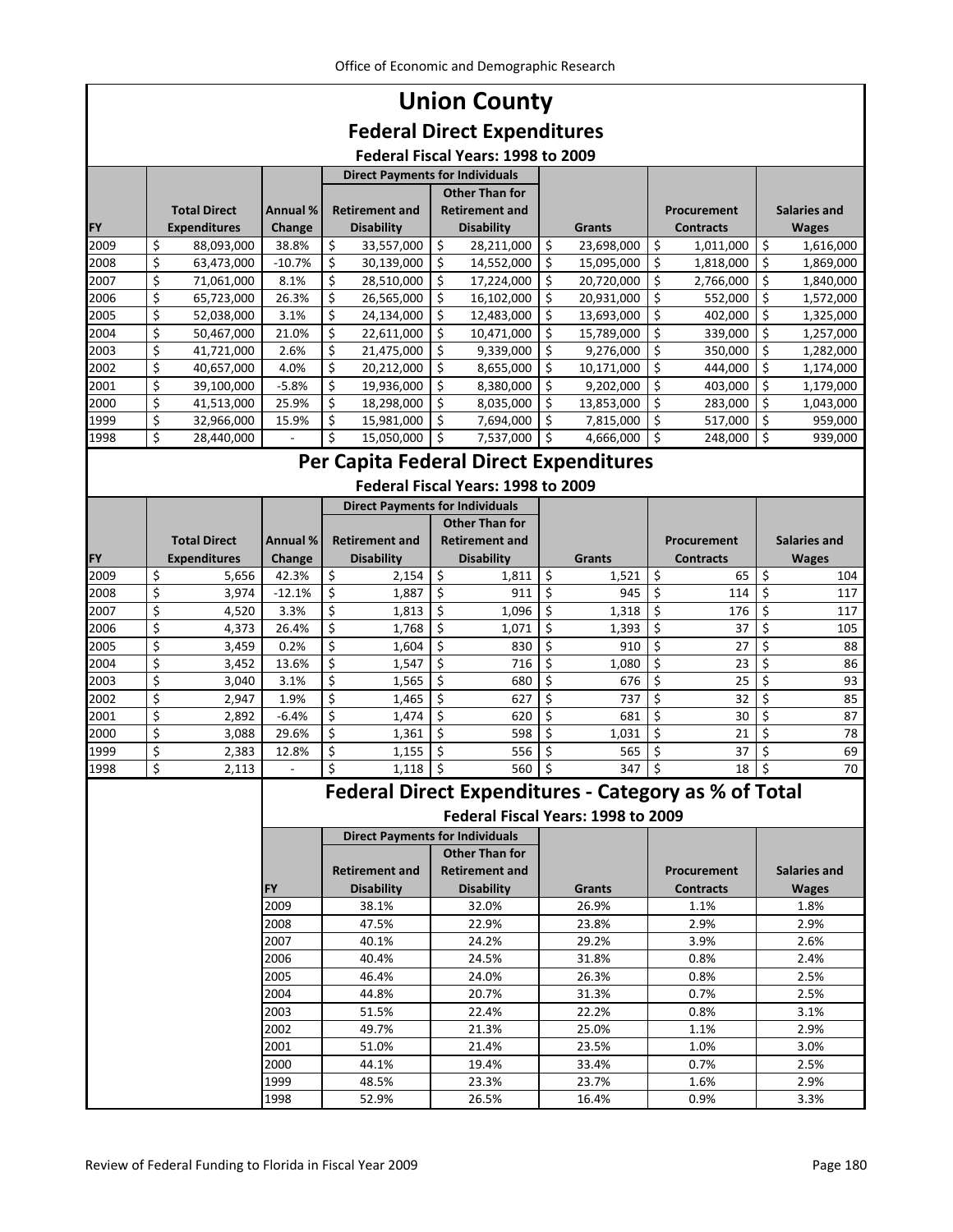# Union County

## Federal Direct Expenditures

### Federal Fiscal Years: 1998 to 2009

| | | | Direct Payments for Individuals | | | | |
|---|---|---|---|---|---|---|---|
| FY | Total Direct Expenditures | Annual % Change | Retirement and Disability | Other Than for Retirement and Disability | Grants | Procurement Contracts | Salaries and Wages |
| 2009 | $ 88,093,000 | 38.8% | $ 33,557,000 | $ 28,211,000 | $ 23,698,000 | $ 1,011,000 | $ 1,616,000 |
| 2008 | $ 63,473,000 | -10.7% | $ 30,139,000 | $ 14,552,000 | $ 15,095,000 | $ 1,818,000 | $ 1,869,000 |
| 2007 | $ 71,061,000 | 8.1% | $ 28,510,000 | $ 17,224,000 | $ 20,720,000 | $ 2,766,000 | $ 1,840,000 |
| 2006 | $ 65,723,000 | 26.3% | $ 26,565,000 | $ 16,102,000 | $ 20,931,000 | $ 552,000 | $ 1,572,000 |
| 2005 | $ 52,038,000 | 3.1% | $ 24,134,000 | $ 12,483,000 | $ 13,693,000 | $ 402,000 | $ 1,325,000 |
| 2004 | $ 50,467,000 | 21.0% | $ 22,611,000 | $ 10,471,000 | $ 15,789,000 | $ 339,000 | $ 1,257,000 |
| 2003 | $ 41,721,000 | 2.6% | $ 21,475,000 | $ 9,339,000 | $ 9,276,000 | $ 350,000 | $ 1,282,000 |
| 2002 | $ 40,657,000 | 4.0% | $ 20,212,000 | $ 8,655,000 | $ 10,171,000 | $ 444,000 | $ 1,174,000 |
| 2001 | $ 39,100,000 | -5.8% | $ 19,936,000 | $ 8,380,000 | $ 9,202,000 | $ 403,000 | $ 1,179,000 |
| 2000 | $ 41,513,000 | 25.9% | $ 18,298,000 | $ 8,035,000 | $ 13,853,000 | $ 283,000 | $ 1,043,000 |
| 1999 | $ 32,966,000 | 15.9% | $ 15,981,000 | $ 7,694,000 | $ 7,815,000 | $ 517,000 | $ 959,000 |
| 1998 | $ 28,440,000 | - | $ 15,050,000 | $ 7,537,000 | $ 4,666,000 | $ 248,000 | $ 939,000 |

## Per Capita Federal Direct Expenditures

### Federal Fiscal Years: 1998 to 2009

| | | | Direct Payments for Individuals | | | | |
|---|---|---|---|---|---|---|---|
| FY | Total Direct Expenditures | Annual % Change | Retirement and Disability | Other Than for Retirement and Disability | Grants | Procurement Contracts | Salaries and Wages |
| 2009 | $ 5,656 | 42.3% | $ 2,154 | $ 1,811 | $ 1,521 | $ 65 | $ 104 |
| 2008 | $ 3,974 | -12.1% | $ 1,887 | $ 911 | $ 945 | $ 114 | $ 117 |
| 2007 | $ 4,520 | 3.3% | $ 1,813 | $ 1,096 | $ 1,318 | $ 176 | $ 117 |
| 2006 | $ 4,373 | 26.4% | $ 1,768 | $ 1,071 | $ 1,393 | $ 37 | $ 105 |
| 2005 | $ 3,459 | 0.2% | $ 1,604 | $ 830 | $ 910 | $ 27 | $ 88 |
| 2004 | $ 3,452 | 13.6% | $ 1,547 | $ 716 | $ 1,080 | $ 23 | $ 86 |
| 2003 | $ 3,040 | 3.1% | $ 1,565 | $ 680 | $ 676 | $ 25 | $ 93 |
| 2002 | $ 2,947 | 1.9% | $ 1,465 | $ 627 | $ 737 | $ 32 | $ 85 |
| 2001 | $ 2,892 | -6.4% | $ 1,474 | $ 620 | $ 681 | $ 30 | $ 87 |
| 2000 | $ 3,088 | 29.6% | $ 1,361 | $ 598 | $ 1,031 | $ 21 | $ 78 |
| 1999 | $ 2,383 | 12.8% | $ 1,155 | $ 556 | $ 565 | $ 37 | $ 69 |
| 1998 | $ 2,113 | - | $ 1,118 | $ 560 | $ 347 | $ 18 | $ 70 |

## Federal Direct Expenditures - Category as % of Total

### Federal Fiscal Years: 1998 to 2009

| | Direct Payments for Individuals | | | | |
|---|---|---|---|---|---|
| FY | Retirement and Disability | Other Than for Retirement and Disability | Grants | Procurement Contracts | Salaries and Wages |
| 2009 | 38.1% | 32.0% | 26.9% | 1.1% | 1.8% |
| 2008 | 47.5% | 22.9% | 23.8% | 2.9% | 2.9% |
| 2007 | 40.1% | 24.2% | 29.2% | 3.9% | 2.6% |
| 2006 | 40.4% | 24.5% | 31.8% | 0.8% | 2.4% |
| 2005 | 46.4% | 24.0% | 26.3% | 0.8% | 2.5% |
| 2004 | 44.8% | 20.7% | 31.3% | 0.7% | 2.5% |
| 2003 | 51.5% | 22.4% | 22.2% | 0.8% | 3.1% |
| 2002 | 49.7% | 21.3% | 25.0% | 1.1% | 2.9% |
| 2001 | 51.0% | 21.4% | 23.5% | 1.0% | 3.0% |
| 2000 | 44.1% | 19.4% | 33.4% | 0.7% | 2.5% |
| 1999 | 48.5% | 23.3% | 23.7% | 1.6% | 2.9% |
| 1998 | 52.9% | 26.5% | 16.4% | 0.9% | 3.3% |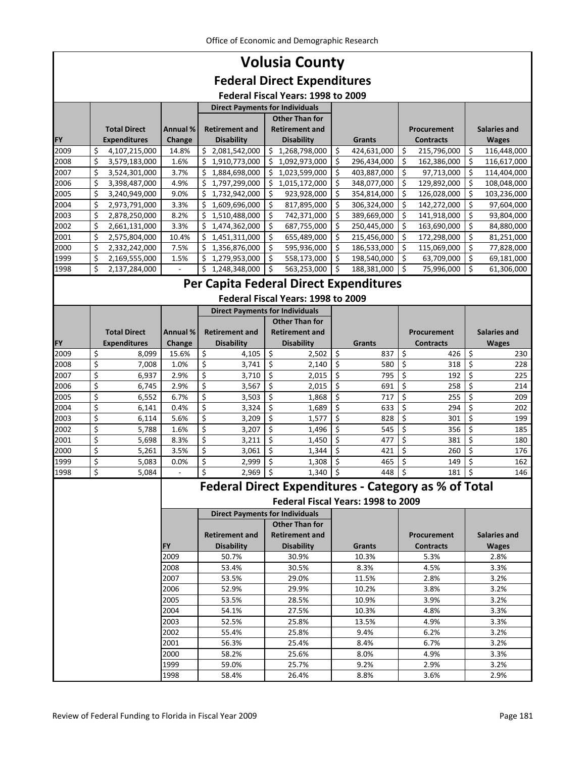# Volusia County

## Federal Direct Expenditures

### Federal Fiscal Years: 1998 to 2009

| | | | Direct Payments for Individuals | | | | |
|---|---|---|---|---|---|---|---|
| FY | Total Direct Expenditures | Annual % Change | Retirement and Disability | Other Than for Retirement and Disability | Grants | Procurement Contracts | Salaries and Wages |
| 2009 | $ 4,107,215,000 | 14.8% | $ 2,081,542,000 | $ 1,268,798,000 | $ 424,631,000 | $ 215,796,000 | $ 116,448,000 |
| 2008 | $ 3,579,183,000 | 1.6% | $ 1,910,773,000 | $ 1,092,973,000 | $ 296,434,000 | $ 162,386,000 | $ 116,617,000 |
| 2007 | $ 3,524,301,000 | 3.7% | $ 1,884,698,000 | $ 1,023,599,000 | $ 403,887,000 | $ 97,713,000 | $ 114,404,000 |
| 2006 | $ 3,398,487,000 | 4.9% | $ 1,797,299,000 | $ 1,015,172,000 | $ 348,077,000 | $ 129,892,000 | $ 108,048,000 |
| 2005 | $ 3,240,949,000 | 9.0% | $ 1,732,942,000 | $ 923,928,000 | $ 354,814,000 | $ 126,028,000 | $ 103,236,000 |
| 2004 | $ 2,973,791,000 | 3.3% | $ 1,609,696,000 | $ 817,895,000 | $ 306,324,000 | $ 142,272,000 | $ 97,604,000 |
| 2003 | $ 2,878,250,000 | 8.2% | $ 1,510,488,000 | $ 742,371,000 | $ 389,669,000 | $ 141,918,000 | $ 93,804,000 |
| 2002 | $ 2,661,131,000 | 3.3% | $ 1,474,362,000 | $ 687,755,000 | $ 250,445,000 | $ 163,690,000 | $ 84,880,000 |
| 2001 | $ 2,575,804,000 | 10.4% | $ 1,451,311,000 | $ 655,489,000 | $ 215,456,000 | $ 172,298,000 | $ 81,251,000 |
| 2000 | $ 2,332,242,000 | 7.5% | $ 1,356,876,000 | $ 595,936,000 | $ 186,533,000 | $ 115,069,000 | $ 77,828,000 |
| 1999 | $ 2,169,555,000 | 1.5% | $ 1,279,953,000 | $ 558,173,000 | $ 198,540,000 | $ 63,709,000 | $ 69,181,000 |
| 1998 | $ 2,137,284,000 | - | $ 1,248,348,000 | $ 563,253,000 | $ 188,381,000 | $ 75,996,000 | $ 61,306,000 |

## Per Capita Federal Direct Expenditures

### Federal Fiscal Years: 1998 to 2009

| | | | Direct Payments for Individuals | | | | |
|---|---|---|---|---|---|---|---|
| FY | Total Direct Expenditures | Annual % Change | Retirement and Disability | Other Than for Retirement and Disability | Grants | Procurement Contracts | Salaries and Wages |
| 2009 | $ 8,099 | 15.6% | $ 4,105 | $ 2,502 | $ 837 | $ 426 | $ 230 |
| 2008 | $ 7,008 | 1.0% | $ 3,741 | $ 2,140 | $ 580 | $ 318 | $ 228 |
| 2007 | $ 6,937 | 2.9% | $ 3,710 | $ 2,015 | $ 795 | $ 192 | $ 225 |
| 2006 | $ 6,745 | 2.9% | $ 3,567 | $ 2,015 | $ 691 | $ 258 | $ 214 |
| 2005 | $ 6,552 | 6.7% | $ 3,503 | $ 1,868 | $ 717 | $ 255 | $ 209 |
| 2004 | $ 6,141 | 0.4% | $ 3,324 | $ 1,689 | $ 633 | $ 294 | $ 202 |
| 2003 | $ 6,114 | 5.6% | $ 3,209 | $ 1,577 | $ 828 | $ 301 | $ 199 |
| 2002 | $ 5,788 | 1.6% | $ 3,207 | $ 1,496 | $ 545 | $ 356 | $ 185 |
| 2001 | $ 5,698 | 8.3% | $ 3,211 | $ 1,450 | $ 477 | $ 381 | $ 180 |
| 2000 | $ 5,261 | 3.5% | $ 3,061 | $ 1,344 | $ 421 | $ 260 | $ 176 |
| 1999 | $ 5,083 | 0.0% | $ 2,999 | $ 1,308 | $ 465 | $ 149 | $ 162 |
| 1998 | $ 5,084 | - | $ 2,969 | $ 1,340 | $ 448 | $ 181 | $ 146 |

## Federal Direct Expenditures - Category as % of Total

### Federal Fiscal Years: 1998 to 2009

| | Direct Payments for Individuals | | | | |
|---|---|---|---|---|---|
| FY | Retirement and Disability | Other Than for Retirement and Disability | Grants | Procurement Contracts | Salaries and Wages |
| 2009 | 50.7% | 30.9% | 10.3% | 5.3% | 2.8% |
| 2008 | 53.4% | 30.5% | 8.3% | 4.5% | 3.3% |
| 2007 | 53.5% | 29.0% | 11.5% | 2.8% | 3.2% |
| 2006 | 52.9% | 29.9% | 10.2% | 3.8% | 3.2% |
| 2005 | 53.5% | 28.5% | 10.9% | 3.9% | 3.2% |
| 2004 | 54.1% | 27.5% | 10.3% | 4.8% | 3.3% |
| 2003 | 52.5% | 25.8% | 13.5% | 4.9% | 3.3% |
| 2002 | 55.4% | 25.8% | 9.4% | 6.2% | 3.2% |
| 2001 | 56.3% | 25.4% | 8.4% | 6.7% | 3.2% |
| 2000 | 58.2% | 25.6% | 8.0% | 4.9% | 3.3% |
| 1999 | 59.0% | 25.7% | 9.2% | 2.9% | 3.2% |
| 1998 | 58.4% | 26.4% | 8.8% | 3.6% | 2.9% |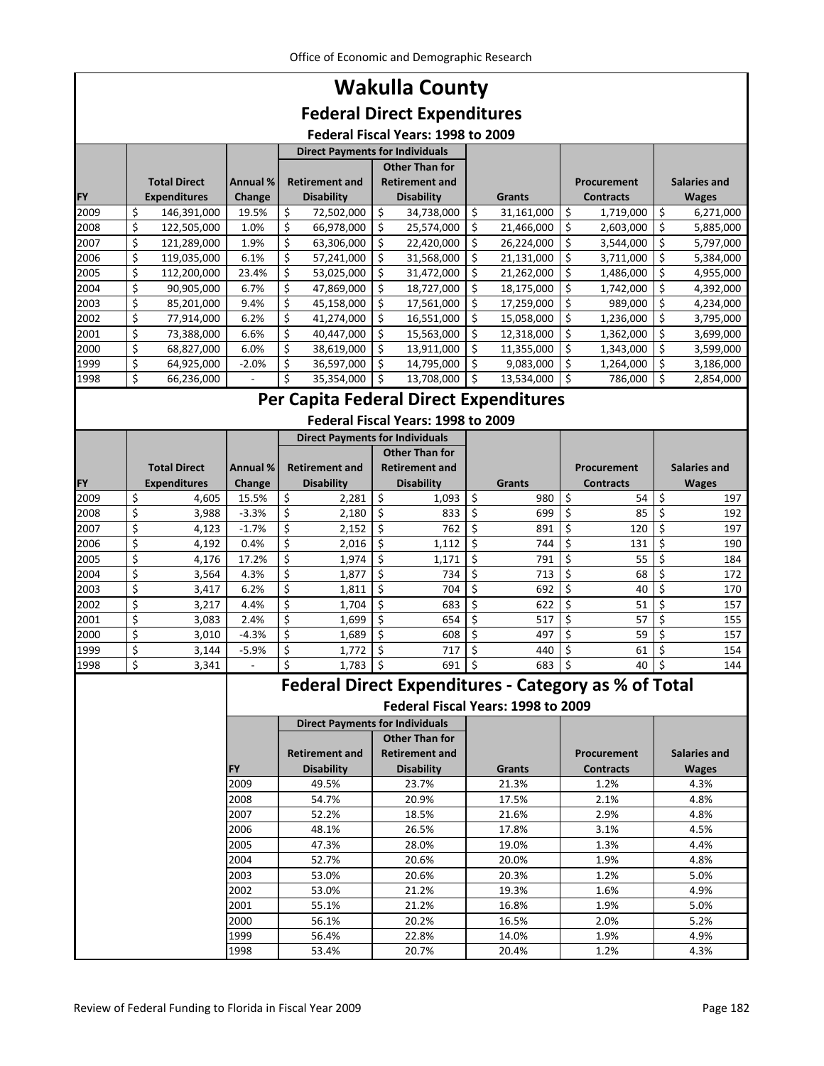# Wakulla County

## Federal Direct Expenditures

### Federal Fiscal Years: 1998 to 2009

| FY | Total Direct Expenditures | Annual % Change | Direct Payments for Individuals: Retirement and Disability | Direct Payments for Individuals: Other Than for Retirement and Disability | Grants | Procurement Contracts | Salaries and Wages |
|---|---|---|---|---|---|---|---|
| 2009 | $ 146,391,000 | 19.5% | $ 72,502,000 | $ 34,738,000 | $ 31,161,000 | $ 1,719,000 | $ 6,271,000 |
| 2008 | $ 122,505,000 | 1.0% | $ 66,978,000 | $ 25,574,000 | $ 21,466,000 | $ 2,603,000 | $ 5,885,000 |
| 2007 | $ 121,289,000 | 1.9% | $ 63,306,000 | $ 22,420,000 | $ 26,224,000 | $ 3,544,000 | $ 5,797,000 |
| 2006 | $ 119,035,000 | 6.1% | $ 57,241,000 | $ 31,568,000 | $ 21,131,000 | $ 3,711,000 | $ 5,384,000 |
| 2005 | $ 112,200,000 | 23.4% | $ 53,025,000 | $ 31,472,000 | $ 21,262,000 | $ 1,486,000 | $ 4,955,000 |
| 2004 | $ 90,905,000 | 6.7% | $ 47,869,000 | $ 18,727,000 | $ 18,175,000 | $ 1,742,000 | $ 4,392,000 |
| 2003 | $ 85,201,000 | 9.4% | $ 45,158,000 | $ 17,561,000 | $ 17,259,000 | $ 989,000 | $ 4,234,000 |
| 2002 | $ 77,914,000 | 6.2% | $ 41,274,000 | $ 16,551,000 | $ 15,058,000 | $ 1,236,000 | $ 3,795,000 |
| 2001 | $ 73,388,000 | 6.6% | $ 40,447,000 | $ 15,563,000 | $ 12,318,000 | $ 1,362,000 | $ 3,699,000 |
| 2000 | $ 68,827,000 | 6.0% | $ 38,619,000 | $ 13,911,000 | $ 11,355,000 | $ 1,343,000 | $ 3,599,000 |
| 1999 | $ 64,925,000 | -2.0% | $ 36,597,000 | $ 14,795,000 | $ 9,083,000 | $ 1,264,000 | $ 3,186,000 |
| 1998 | $ 66,236,000 | - | $ 35,354,000 | $ 13,708,000 | $ 13,534,000 | $ 786,000 | $ 2,854,000 |

## Per Capita Federal Direct Expenditures

### Federal Fiscal Years: 1998 to 2009

| FY | Total Direct Expenditures | Annual % Change | Direct Payments for Individuals: Retirement and Disability | Direct Payments for Individuals: Other Than for Retirement and Disability | Grants | Procurement Contracts | Salaries and Wages |
|---|---|---|---|---|---|---|---|
| 2009 | $ 4,605 | 15.5% | $ 2,281 | $ 1,093 | $ 980 | $ 54 | $ 197 |
| 2008 | $ 3,988 | -3.3% | $ 2,180 | $ 833 | $ 699 | $ 85 | $ 192 |
| 2007 | $ 4,123 | -1.7% | $ 2,152 | $ 762 | $ 891 | $ 120 | $ 197 |
| 2006 | $ 4,192 | 0.4% | $ 2,016 | $ 1,112 | $ 744 | $ 131 | $ 190 |
| 2005 | $ 4,176 | 17.2% | $ 1,974 | $ 1,171 | $ 791 | $ 55 | $ 184 |
| 2004 | $ 3,564 | 4.3% | $ 1,877 | $ 734 | $ 713 | $ 68 | $ 172 |
| 2003 | $ 3,417 | 6.2% | $ 1,811 | $ 704 | $ 692 | $ 40 | $ 170 |
| 2002 | $ 3,217 | 4.4% | $ 1,704 | $ 683 | $ 622 | $ 51 | $ 157 |
| 2001 | $ 3,083 | 2.4% | $ 1,699 | $ 654 | $ 517 | $ 57 | $ 155 |
| 2000 | $ 3,010 | -4.3% | $ 1,689 | $ 608 | $ 497 | $ 59 | $ 157 |
| 1999 | $ 3,144 | -5.9% | $ 1,772 | $ 717 | $ 440 | $ 61 | $ 154 |
| 1998 | $ 3,341 | - | $ 1,783 | $ 691 | $ 683 | $ 40 | $ 144 |

## Federal Direct Expenditures - Category as % of Total

### Federal Fiscal Years: 1998 to 2009

| FY | Direct Payments for Individuals: Retirement and Disability | Direct Payments for Individuals: Other Than for Retirement and Disability | Grants | Procurement Contracts | Salaries and Wages |
|---|---|---|---|---|---|
| 2009 | 49.5% | 23.7% | 21.3% | 1.2% | 4.3% |
| 2008 | 54.7% | 20.9% | 17.5% | 2.1% | 4.8% |
| 2007 | 52.2% | 18.5% | 21.6% | 2.9% | 4.8% |
| 2006 | 48.1% | 26.5% | 17.8% | 3.1% | 4.5% |
| 2005 | 47.3% | 28.0% | 19.0% | 1.3% | 4.4% |
| 2004 | 52.7% | 20.6% | 20.0% | 1.9% | 4.8% |
| 2003 | 53.0% | 20.6% | 20.3% | 1.2% | 5.0% |
| 2002 | 53.0% | 21.2% | 19.3% | 1.6% | 4.9% |
| 2001 | 55.1% | 21.2% | 16.8% | 1.9% | 5.0% |
| 2000 | 56.1% | 20.2% | 16.5% | 2.0% | 5.2% |
| 1999 | 56.4% | 22.8% | 14.0% | 1.9% | 4.9% |
| 1998 | 53.4% | 20.7% | 20.4% | 1.2% | 4.3% |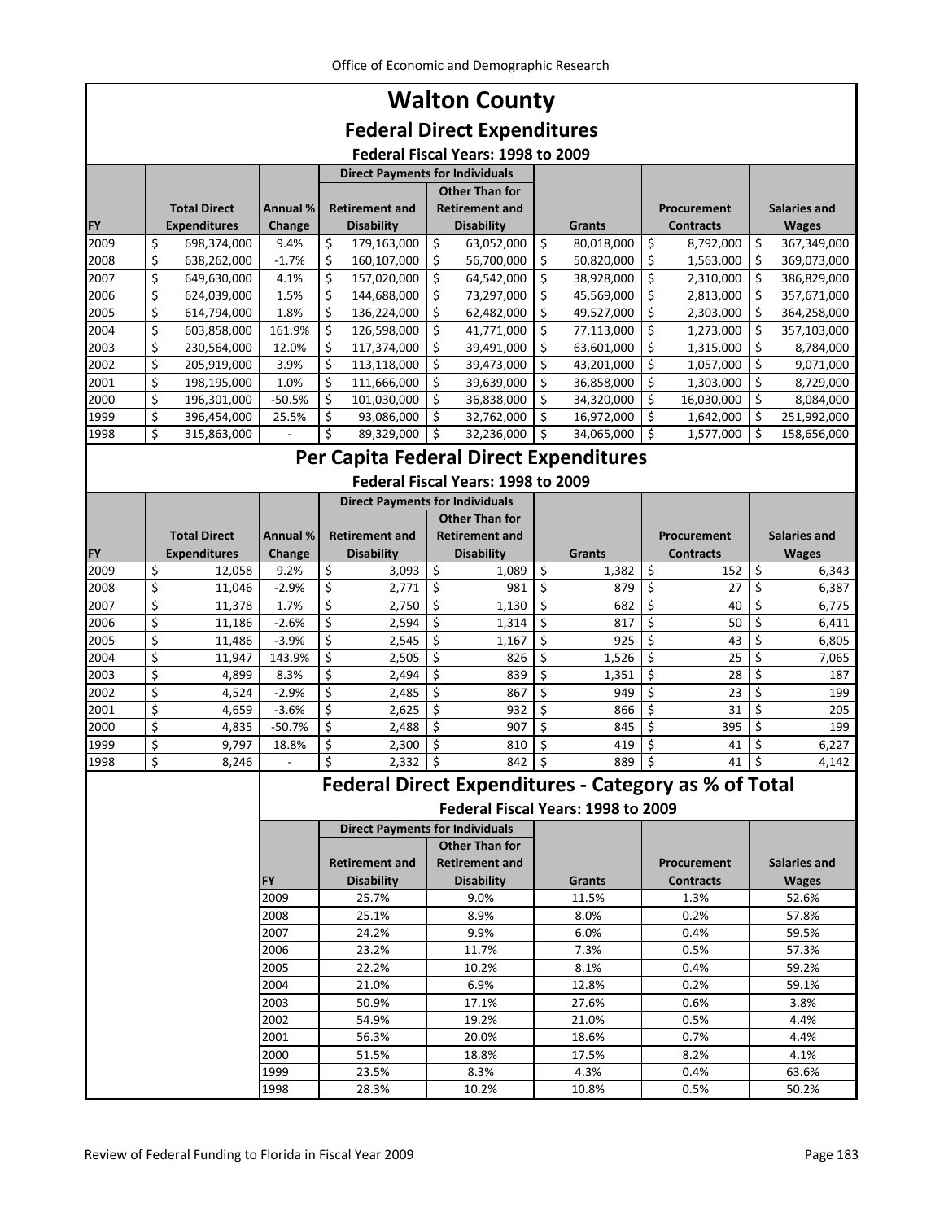# Walton County

## Federal Direct Expenditures

### Federal Fiscal Years: 1998 to 2009

| FY | Total Direct Expenditures | Annual % Change | Direct Payments for Individuals: Retirement and Disability | Direct Payments for Individuals: Other Than for Retirement and Disability | Grants | Procurement Contracts | Salaries and Wages |
|---|---|---|---|---|---|---|---|
| 2009 | $ 698,374,000 | 9.4% | $ 179,163,000 | $ 63,052,000 | $ 80,018,000 | $ 8,792,000 | $ 367,349,000 |
| 2008 | $ 638,262,000 | -1.7% | $ 160,107,000 | $ 56,700,000 | $ 50,820,000 | $ 1,563,000 | $ 369,073,000 |
| 2007 | $ 649,630,000 | 4.1% | $ 157,020,000 | $ 64,542,000 | $ 38,928,000 | $ 2,310,000 | $ 386,829,000 |
| 2006 | $ 624,039,000 | 1.5% | $ 144,688,000 | $ 73,297,000 | $ 45,569,000 | $ 2,813,000 | $ 357,671,000 |
| 2005 | $ 614,794,000 | 1.8% | $ 136,224,000 | $ 62,482,000 | $ 49,527,000 | $ 2,303,000 | $ 364,258,000 |
| 2004 | $ 603,858,000 | 161.9% | $ 126,598,000 | $ 41,771,000 | $ 77,113,000 | $ 1,273,000 | $ 357,103,000 |
| 2003 | $ 230,564,000 | 12.0% | $ 117,374,000 | $ 39,491,000 | $ 63,601,000 | $ 1,315,000 | $ 8,784,000 |
| 2002 | $ 205,919,000 | 3.9% | $ 113,118,000 | $ 39,473,000 | $ 43,201,000 | $ 1,057,000 | $ 9,071,000 |
| 2001 | $ 198,195,000 | 1.0% | $ 111,666,000 | $ 39,639,000 | $ 36,858,000 | $ 1,303,000 | $ 8,729,000 |
| 2000 | $ 196,301,000 | -50.5% | $ 101,030,000 | $ 36,838,000 | $ 34,320,000 | $ 16,030,000 | $ 8,084,000 |
| 1999 | $ 396,454,000 | 25.5% | $ 93,086,000 | $ 32,762,000 | $ 16,972,000 | $ 1,642,000 | $ 251,992,000 |
| 1998 | $ 315,863,000 | - | $ 89,329,000 | $ 32,236,000 | $ 34,065,000 | $ 1,577,000 | $ 158,656,000 |

## Per Capita Federal Direct Expenditures

### Federal Fiscal Years: 1998 to 2009

| FY | Total Direct Expenditures | Annual % Change | Direct Payments for Individuals: Retirement and Disability | Direct Payments for Individuals: Other Than for Retirement and Disability | Grants | Procurement Contracts | Salaries and Wages |
|---|---|---|---|---|---|---|---|
| 2009 | $ 12,058 | 9.2% | $ 3,093 | $ 1,089 | $ 1,382 | $ 152 | $ 6,343 |
| 2008 | $ 11,046 | -2.9% | $ 2,771 | $ 981 | $ 879 | $ 27 | $ 6,387 |
| 2007 | $ 11,378 | 1.7% | $ 2,750 | $ 1,130 | $ 682 | $ 40 | $ 6,775 |
| 2006 | $ 11,186 | -2.6% | $ 2,594 | $ 1,314 | $ 817 | $ 50 | $ 6,411 |
| 2005 | $ 11,486 | -3.9% | $ 2,545 | $ 1,167 | $ 925 | $ 43 | $ 6,805 |
| 2004 | $ 11,947 | 143.9% | $ 2,505 | $ 826 | $ 1,526 | $ 25 | $ 7,065 |
| 2003 | $ 4,899 | 8.3% | $ 2,494 | $ 839 | $ 1,351 | $ 28 | $ 187 |
| 2002 | $ 4,524 | -2.9% | $ 2,485 | $ 867 | $ 949 | $ 23 | $ 199 |
| 2001 | $ 4,659 | -3.6% | $ 2,625 | $ 932 | $ 866 | $ 31 | $ 205 |
| 2000 | $ 4,835 | -50.7% | $ 2,488 | $ 907 | $ 845 | $ 395 | $ 199 |
| 1999 | $ 9,797 | 18.8% | $ 2,300 | $ 810 | $ 419 | $ 41 | $ 6,227 |
| 1998 | $ 8,246 | - | $ 2,332 | $ 842 | $ 889 | $ 41 | $ 4,142 |

## Federal Direct Expenditures - Category as % of Total

### Federal Fiscal Years: 1998 to 2009

| FY | Direct Payments for Individuals: Retirement and Disability | Direct Payments for Individuals: Other Than for Retirement and Disability | Grants | Procurement Contracts | Salaries and Wages |
|---|---|---|---|---|---|
| 2009 | 25.7% | 9.0% | 11.5% | 1.3% | 52.6% |
| 2008 | 25.1% | 8.9% | 8.0% | 0.2% | 57.8% |
| 2007 | 24.2% | 9.9% | 6.0% | 0.4% | 59.5% |
| 2006 | 23.2% | 11.7% | 7.3% | 0.5% | 57.3% |
| 2005 | 22.2% | 10.2% | 8.1% | 0.4% | 59.2% |
| 2004 | 21.0% | 6.9% | 12.8% | 0.2% | 59.1% |
| 2003 | 50.9% | 17.1% | 27.6% | 0.6% | 3.8% |
| 2002 | 54.9% | 19.2% | 21.0% | 0.5% | 4.4% |
| 2001 | 56.3% | 20.0% | 18.6% | 0.7% | 4.4% |
| 2000 | 51.5% | 18.8% | 17.5% | 8.2% | 4.1% |
| 1999 | 23.5% | 8.3% | 4.3% | 0.4% | 63.6% |
| 1998 | 28.3% | 10.2% | 10.8% | 0.5% | 50.2% |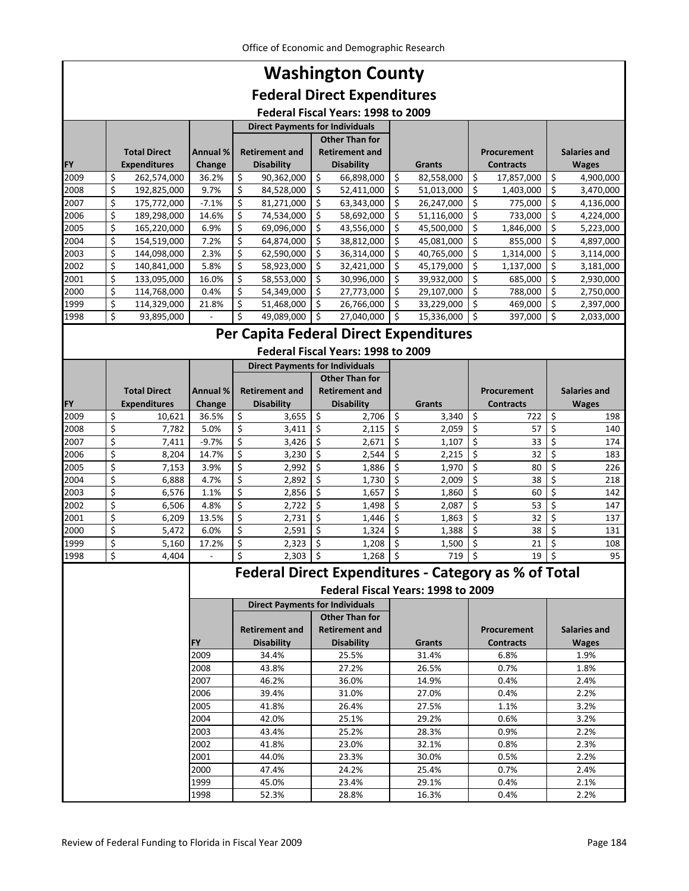# Washington County

## Federal Direct Expenditures

### Federal Fiscal Years: 1998 to 2009

| FY | Total Direct Expenditures | Annual % Change | Direct Payments for Individuals: Retirement and Disability | Direct Payments for Individuals: Other Than for Retirement and Disability | Grants | Procurement Contracts | Salaries and Wages |
|---|---|---|---|---|---|---|---|
| 2009 | $ 262,574,000 | 36.2% | $ 90,362,000 | $ 66,898,000 | $ 82,558,000 | $ 17,857,000 | $ 4,900,000 |
| 2008 | $ 192,825,000 | 9.7% | $ 84,528,000 | $ 52,411,000 | $ 51,013,000 | $ 1,403,000 | $ 3,470,000 |
| 2007 | $ 175,772,000 | -7.1% | $ 81,271,000 | $ 63,343,000 | $ 26,247,000 | $ 775,000 | $ 4,136,000 |
| 2006 | $ 189,298,000 | 14.6% | $ 74,534,000 | $ 58,692,000 | $ 51,116,000 | $ 733,000 | $ 4,224,000 |
| 2005 | $ 165,220,000 | 6.9% | $ 69,096,000 | $ 43,556,000 | $ 45,500,000 | $ 1,846,000 | $ 5,223,000 |
| 2004 | $ 154,519,000 | 7.2% | $ 64,874,000 | $ 38,812,000 | $ 45,081,000 | $ 855,000 | $ 4,897,000 |
| 2003 | $ 144,098,000 | 2.3% | $ 62,590,000 | $ 36,314,000 | $ 40,765,000 | $ 1,314,000 | $ 3,114,000 |
| 2002 | $ 140,841,000 | 5.8% | $ 58,923,000 | $ 32,421,000 | $ 45,179,000 | $ 1,137,000 | $ 3,181,000 |
| 2001 | $ 133,095,000 | 16.0% | $ 58,553,000 | $ 30,996,000 | $ 39,932,000 | $ 685,000 | $ 2,930,000 |
| 2000 | $ 114,768,000 | 0.4% | $ 54,349,000 | $ 27,773,000 | $ 29,107,000 | $ 788,000 | $ 2,750,000 |
| 1999 | $ 114,329,000 | 21.8% | $ 51,468,000 | $ 26,766,000 | $ 33,229,000 | $ 469,000 | $ 2,397,000 |
| 1998 | $ 93,895,000 | - | $ 49,089,000 | $ 27,040,000 | $ 15,336,000 | $ 397,000 | $ 2,033,000 |

## Per Capita Federal Direct Expenditures

### Federal Fiscal Years: 1998 to 2009

| FY | Total Direct Expenditures | Annual % Change | Direct Payments for Individuals: Retirement and Disability | Direct Payments for Individuals: Other Than for Retirement and Disability | Grants | Procurement Contracts | Salaries and Wages |
|---|---|---|---|---|---|---|---|
| 2009 | $ 10,621 | 36.5% | $ 3,655 | $ 2,706 | $ 3,340 | $ 722 | $ 198 |
| 2008 | $ 7,782 | 5.0% | $ 3,411 | $ 2,115 | $ 2,059 | $ 57 | $ 140 |
| 2007 | $ 7,411 | -9.7% | $ 3,426 | $ 2,671 | $ 1,107 | $ 33 | $ 174 |
| 2006 | $ 8,204 | 14.7% | $ 3,230 | $ 2,544 | $ 2,215 | $ 32 | $ 183 |
| 2005 | $ 7,153 | 3.9% | $ 2,992 | $ 1,886 | $ 1,970 | $ 80 | $ 226 |
| 2004 | $ 6,888 | 4.7% | $ 2,892 | $ 1,730 | $ 2,009 | $ 38 | $ 218 |
| 2003 | $ 6,576 | 1.1% | $ 2,856 | $ 1,657 | $ 1,860 | $ 60 | $ 142 |
| 2002 | $ 6,506 | 4.8% | $ 2,722 | $ 1,498 | $ 2,087 | $ 53 | $ 147 |
| 2001 | $ 6,209 | 13.5% | $ 2,731 | $ 1,446 | $ 1,863 | $ 32 | $ 137 |
| 2000 | $ 5,472 | 6.0% | $ 2,591 | $ 1,324 | $ 1,388 | $ 38 | $ 131 |
| 1999 | $ 5,160 | 17.2% | $ 2,323 | $ 1,208 | $ 1,500 | $ 21 | $ 108 |
| 1998 | $ 4,404 | - | $ 2,303 | $ 1,268 | $ 719 | $ 19 | $ 95 |

## Federal Direct Expenditures - Category as % of Total

### Federal Fiscal Years: 1998 to 2009

| FY | Direct Payments for Individuals: Retirement and Disability | Direct Payments for Individuals: Other Than for Retirement and Disability | Grants | Procurement Contracts | Salaries and Wages |
|---|---|---|---|---|---|
| 2009 | 34.4% | 25.5% | 31.4% | 6.8% | 1.9% |
| 2008 | 43.8% | 27.2% | 26.5% | 0.7% | 1.8% |
| 2007 | 46.2% | 36.0% | 14.9% | 0.4% | 2.4% |
| 2006 | 39.4% | 31.0% | 27.0% | 0.4% | 2.2% |
| 2005 | 41.8% | 26.4% | 27.5% | 1.1% | 3.2% |
| 2004 | 42.0% | 25.1% | 29.2% | 0.6% | 3.2% |
| 2003 | 43.4% | 25.2% | 28.3% | 0.9% | 2.2% |
| 2002 | 41.8% | 23.0% | 32.1% | 0.8% | 2.3% |
| 2001 | 44.0% | 23.3% | 30.0% | 0.5% | 2.2% |
| 2000 | 47.4% | 24.2% | 25.4% | 0.7% | 2.4% |
| 1999 | 45.0% | 23.4% | 29.1% | 0.4% | 2.1% |
| 1998 | 52.3% | 28.8% | 16.3% | 0.4% | 2.2% |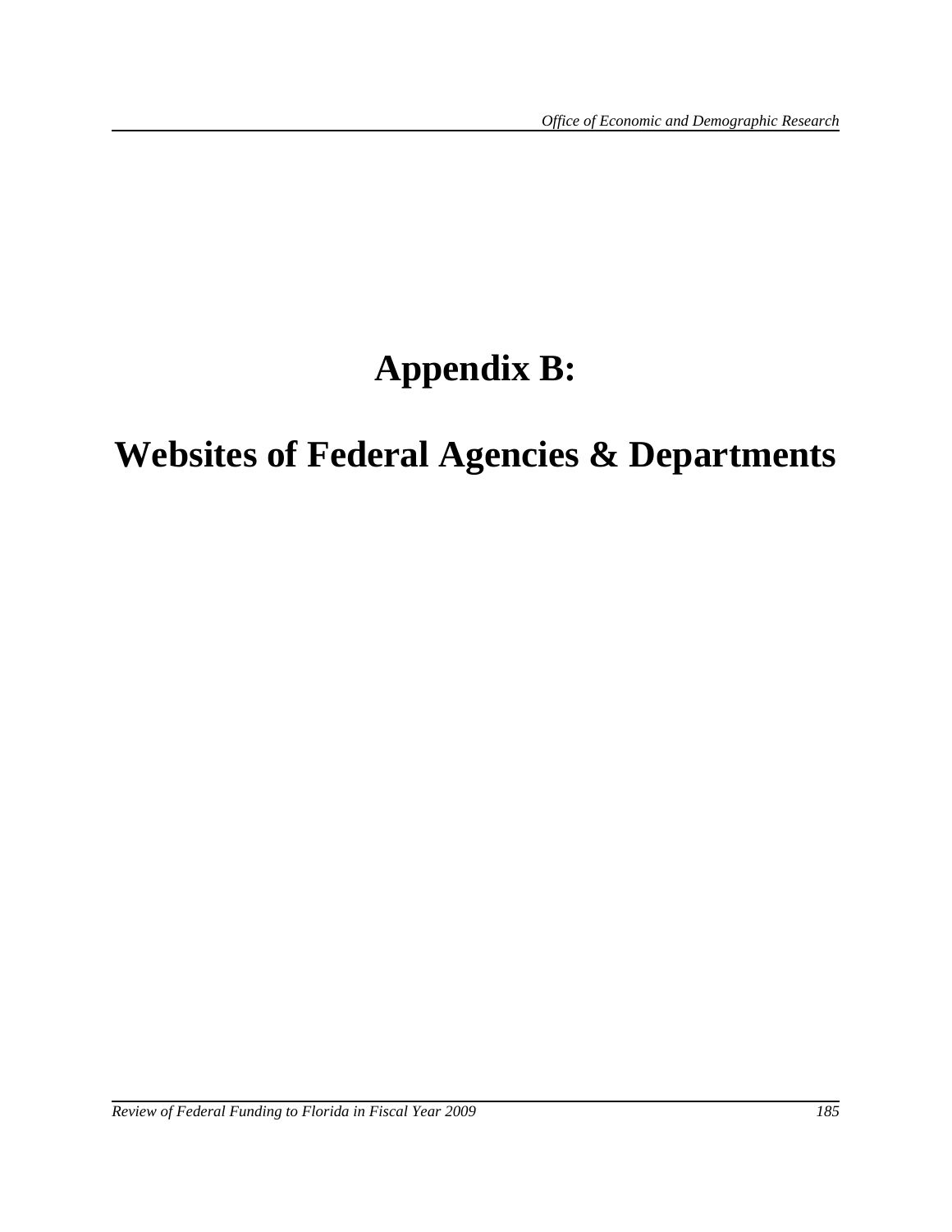# Appendix B:

# Websites of Federal Agencies & Departments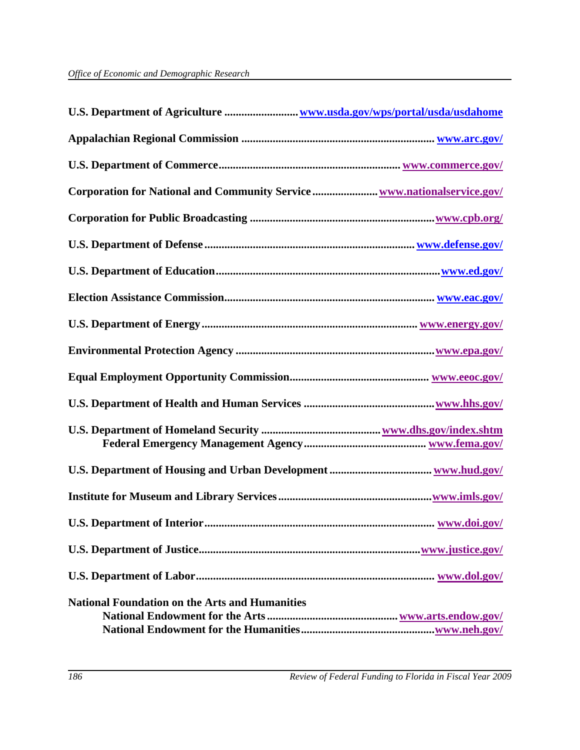**U.S. Department of Agriculture** ......................... **www.usda.gov/wps/portal/usda/usdahome**

**Appalachian Regional Commission** .................................................................... **www.arc.gov/**

**U.S. Department of Commerce**............................................................... **www.commerce.gov/**

**Corporation for National and Community Service** ...................... **www.nationalservice.gov/**

**Corporation for Public Broadcasting** ................................................................ **www.cpb.org/**

**U.S. Department of Defense** ......................................................................... **www.defense.gov/**

**U.S. Department of Education**.............................................................................. **www.ed.gov/**

**Election Assistance Commission**......................................................................... **www.eac.gov/**

**U.S. Department of Energy** ........................................................................... **www.energy.gov/**

**Environmental Protection Agency** ..................................................................... **www.epa.gov/**

**Equal Employment Opportunity Commission**................................................ **www.eeoc.gov/**

**U.S. Department of Health and Human Services** .............................................. **www.hhs.gov/**

**U.S. Department of Homeland Security** .......................................... **www.dhs.gov/index.shtm**
  **Federal Emergency Management Agency**.......................................... **www.fema.gov/**

**U.S. Department of Housing and Urban Development** ................................... **www.hud.gov/**

**Institute for Museum and Library Services** ..................................................... **www.imls.gov/**

**U.S. Department of Interior**................................................................................ **www.doi.gov/**

**U.S. Department of Justice**............................................................................. **www.justice.gov/**

**U.S. Department of Labor**.................................................................................. **www.dol.gov/**

**National Foundation on the Arts and Humanities**
  **National Endowment for the Arts** ............................................. **www.arts.endow.gov/**
  **National Endowment for the Humanities**............................................... **www.neh.gov/**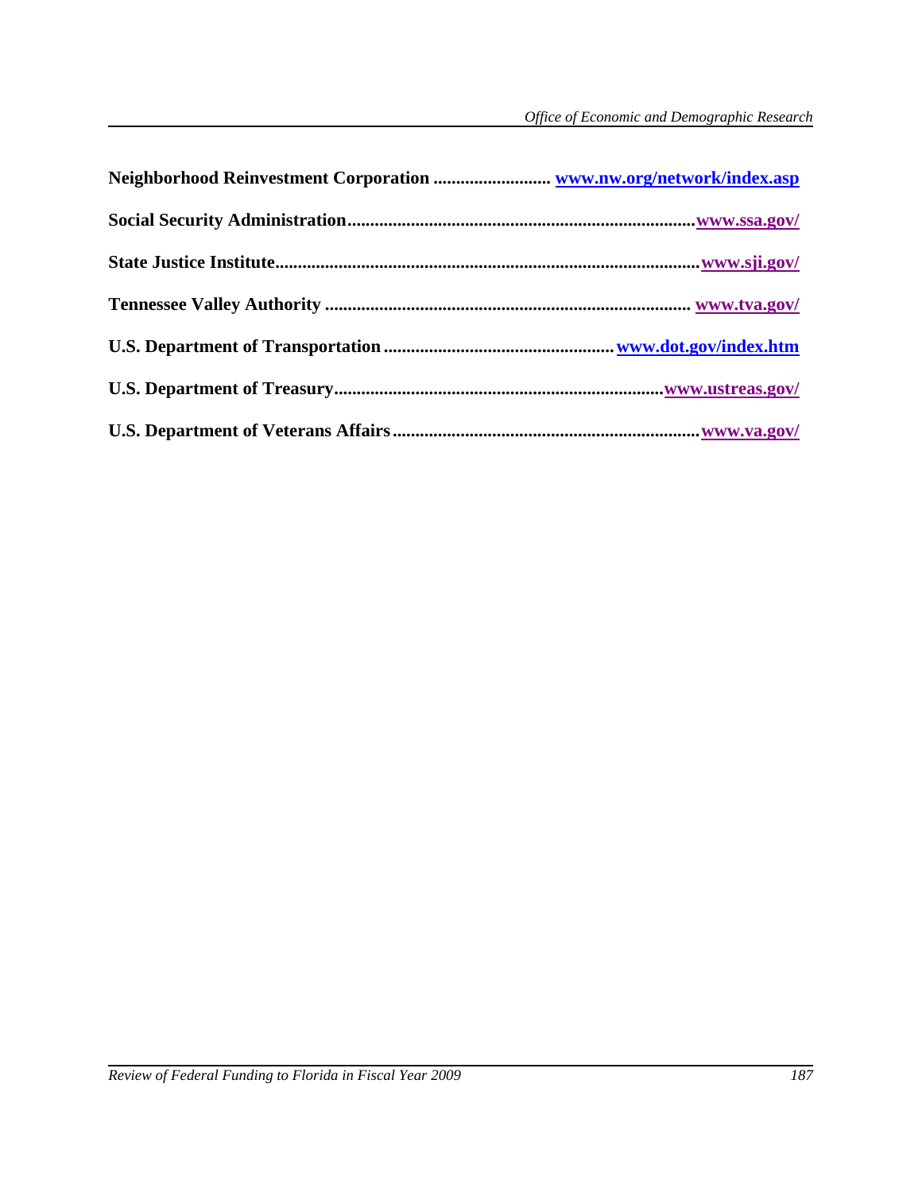**Neighborhood Reinvestment Corporation ......................... [www.nw.org/network/index.asp](http://www.nw.org/network/index.asp)**

**Social Security Administration.......................................................................... [www.ssa.gov/](http://www.ssa.gov/)**

**State Justice Institute........................................................................................ [www.sji.gov/](http://www.sji.gov/)**

**Tennessee Valley Authority ............................................................................. [www.tva.gov/](http://www.tva.gov/)**

**U.S. Department of Transportation .................................................. [www.dot.gov/index.htm](http://www.dot.gov/index.htm)**

**U.S. Department of Treasury.................................................................... [www.ustreas.gov/](http://www.ustreas.gov/)**

**U.S. Department of Veterans Affairs................................................................. [www.va.gov/](http://www.va.gov/)**